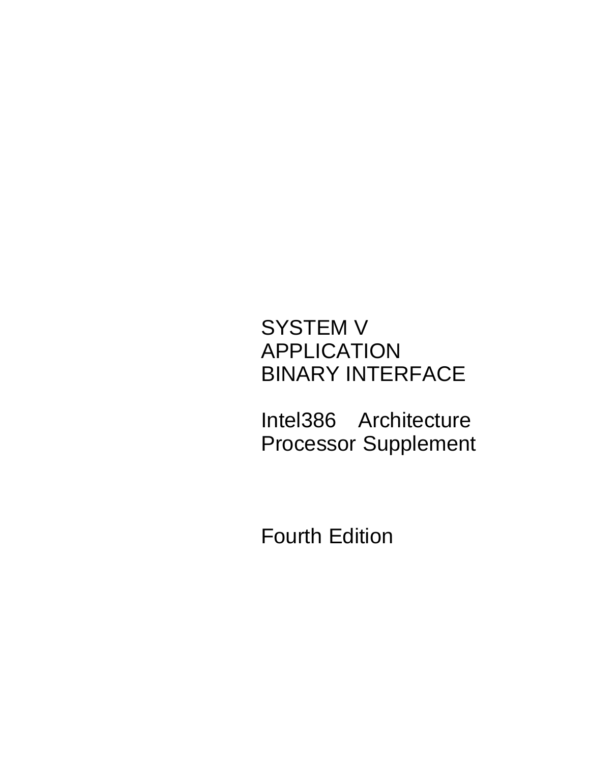# SYSTEM V APPLICATION BINARY INTERFACE

## Intel386 Architecture Processor Supplement

Fourth Edition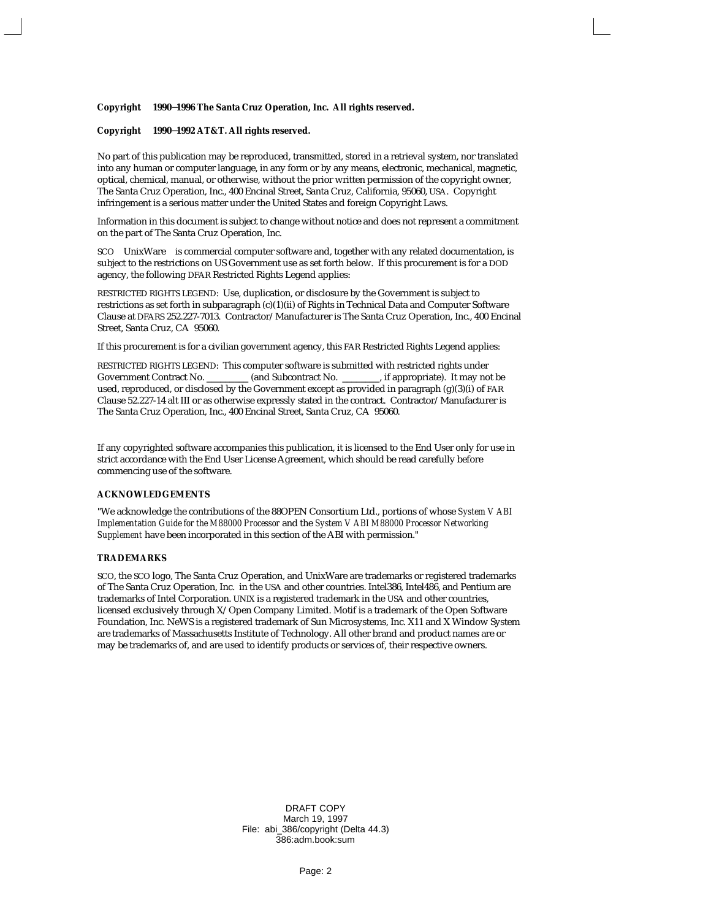**Copyright 1990–1996 The Santa Cruz Operation, Inc. All rights reserved.**

**Copyright 1990–1992 AT&T. All rights reserved.**

No part of this publication may be reproduced, transmitted, stored in a retrieval system, nor translated into any human or computer language, in any form or by any means, electronic, mechanical, magnetic, optical, chemical, manual, or otherwise, without the prior written permission of the copyright owner, The Santa Cruz Operation, Inc., 400 Encinal Street, Santa Cruz, California, 95060, USA. Copyright infringement is a serious matter under the United States and foreign Copyright Laws.

Information in this document is subject to change without notice and does not represent a commitment on the part of The Santa Cruz Operation, Inc.

SCO UnixWare is commercial computer software and, together with any related documentation, is subject to the restrictions on US Government use as set forth below. If this procurement is for a DOD agency, the following DFAR Restricted Rights Legend applies:

RESTRICTED RIGHTS LEGEND: Use, duplication, or disclosure by the Government is subject to restrictions as set forth in subparagraph (c)(1)(ii) of Rights in Technical Data and Computer Software Clause at DFARS 252.227-7013. Contractor/Manufacturer is The Santa Cruz Operation, Inc., 400 Encinal Street, Santa Cruz, CA 95060.

If this procurement is for a civilian government agency, this FAR Restricted Rights Legend applies:

RESTRICTED RIGHTS LEGEND: This computer software is submitted with restricted rights under Government Contract No. _________ (and Subcontract No. ________, if appropriate). It may not be used, reproduced, or disclosed by the Government except as provided in paragraph (g)(3)(i) of FAR Clause 52.227-14 alt III or as otherwise expressly stated in the contract. Contractor/Manufacturer is The Santa Cruz Operation, Inc., 400 Encinal Street, Santa Cruz, CA 95060.

If any copyrighted software accompanies this publication, it is licensed to the End User only for use in strict accordance with the End User License Agreement, which should be read carefully before commencing use of the software.

**ACKNOWLEDGEMENTS**

"We acknowledge the contributions of the 88OPEN Consortium Ltd., portions of whose *System V ABI Implementation Guide for the M88000 Processor* and the *System V ABI M88000 Processor Networking Supplement* have been incorporated in this section of the ABI with permission."

**TRADEMARKS**

SCO, the SCO logo, The Santa Cruz Operation, and UnixWare are trademarks or registered trademarks of The Santa Cruz Operation, Inc. in the USA and other countries. Intel386, Intel486, and Pentium are trademarks of Intel Corporation. UNIX is a registered trademark in the USA and other countries, licensed exclusively through X/Open Company Limited. Motif is a trademark of the Open Software Foundation, Inc. NeWS is a registered trademark of Sun Microsystems, Inc. X11 and X Window System are trademarks of Massachusetts Institute of Technology. All other brand and product names are or may be trademarks of, and are used to identify products or services of, their respective owners.

DRAFT COPY
March 19, 1997
File: abi_386/copyright (Delta 44.3)
386:adm.book:sum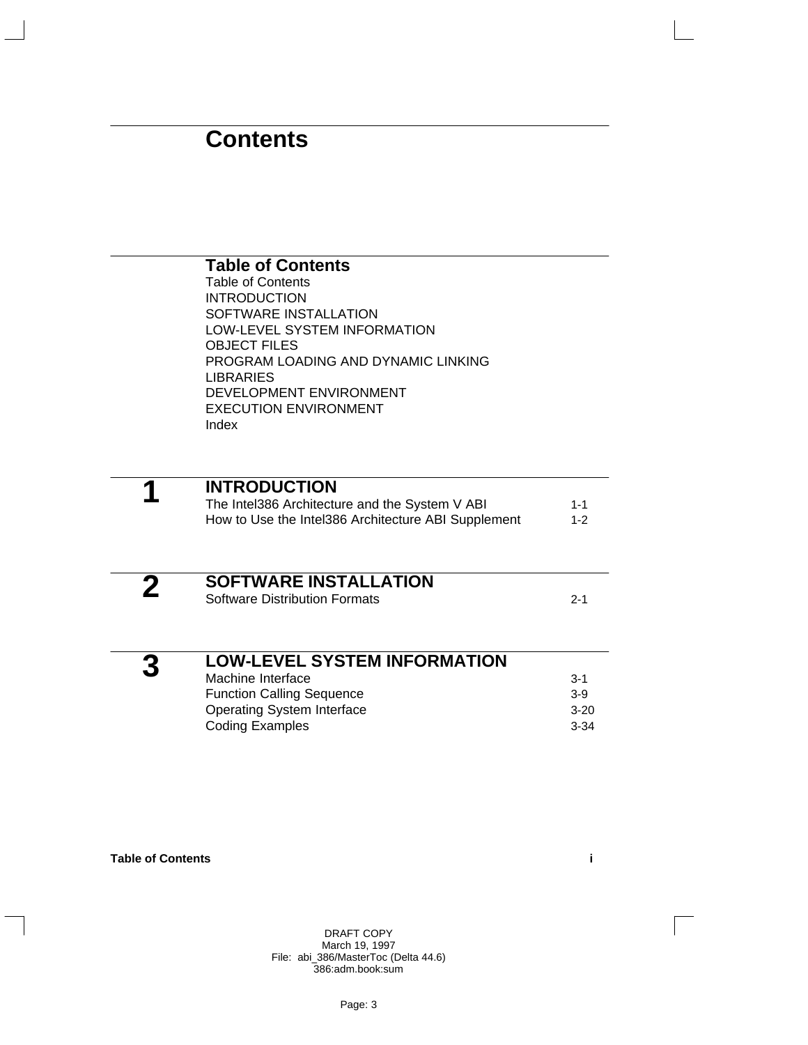# Contents

## Table of Contents

Table of Contents
INTRODUCTION
SOFTWARE INSTALLATION
LOW-LEVEL SYSTEM INFORMATION
OBJECT FILES
PROGRAM LOADING AND DYNAMIC LINKING
LIBRARIES
DEVELOPMENT ENVIRONMENT
EXECUTION ENVIRONMENT
Index

## 1 INTRODUCTION

| | |
|---|---|
| The Intel386 Architecture and the System V ABI | 1-1 |
| How to Use the Intel386 Architecture ABI Supplement | 1-2 |

## 2 SOFTWARE INSTALLATION

| | |
|---|---|
| Software Distribution Formats | 2-1 |

## 3 LOW-LEVEL SYSTEM INFORMATION

| | |
|---|---|
| Machine Interface | 3-1 |
| Function Calling Sequence | 3-9 |
| Operating System Interface | 3-20 |
| Coding Examples | 3-34 |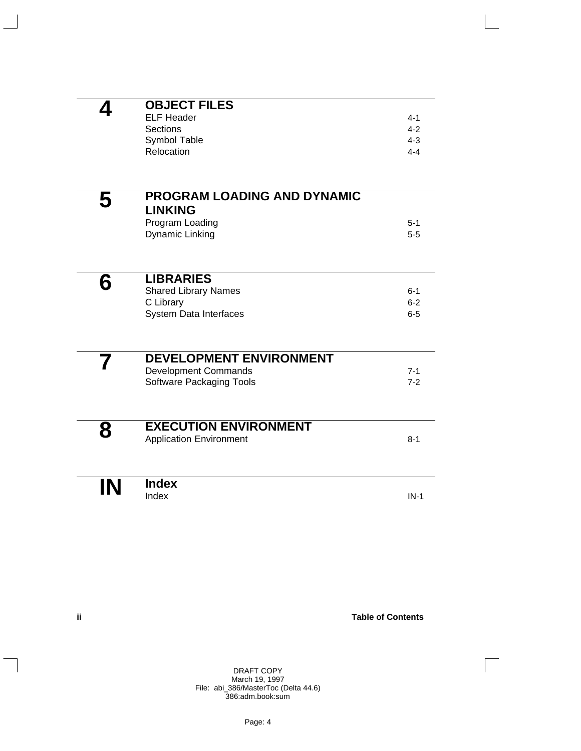## 4 OBJECT FILES

| | |
|---|---|
| ELF Header | 4-1 |
| Sections | 4-2 |
| Symbol Table | 4-3 |
| Relocation | 4-4 |

## 5 PROGRAM LOADING AND DYNAMIC LINKING

| | |
|---|---|
| Program Loading | 5-1 |
| Dynamic Linking | 5-5 |

## 6 LIBRARIES

| | |
|---|---|
| Shared Library Names | 6-1 |
| C Library | 6-2 |
| System Data Interfaces | 6-5 |

## 7 DEVELOPMENT ENVIRONMENT

| | |
|---|---|
| Development Commands | 7-1 |
| Software Packaging Tools | 7-2 |

## 8 EXECUTION ENVIRONMENT

| | |
|---|---|
| Application Environment | 8-1 |

## IN Index

| | |
|---|---|
| Index | IN-1 |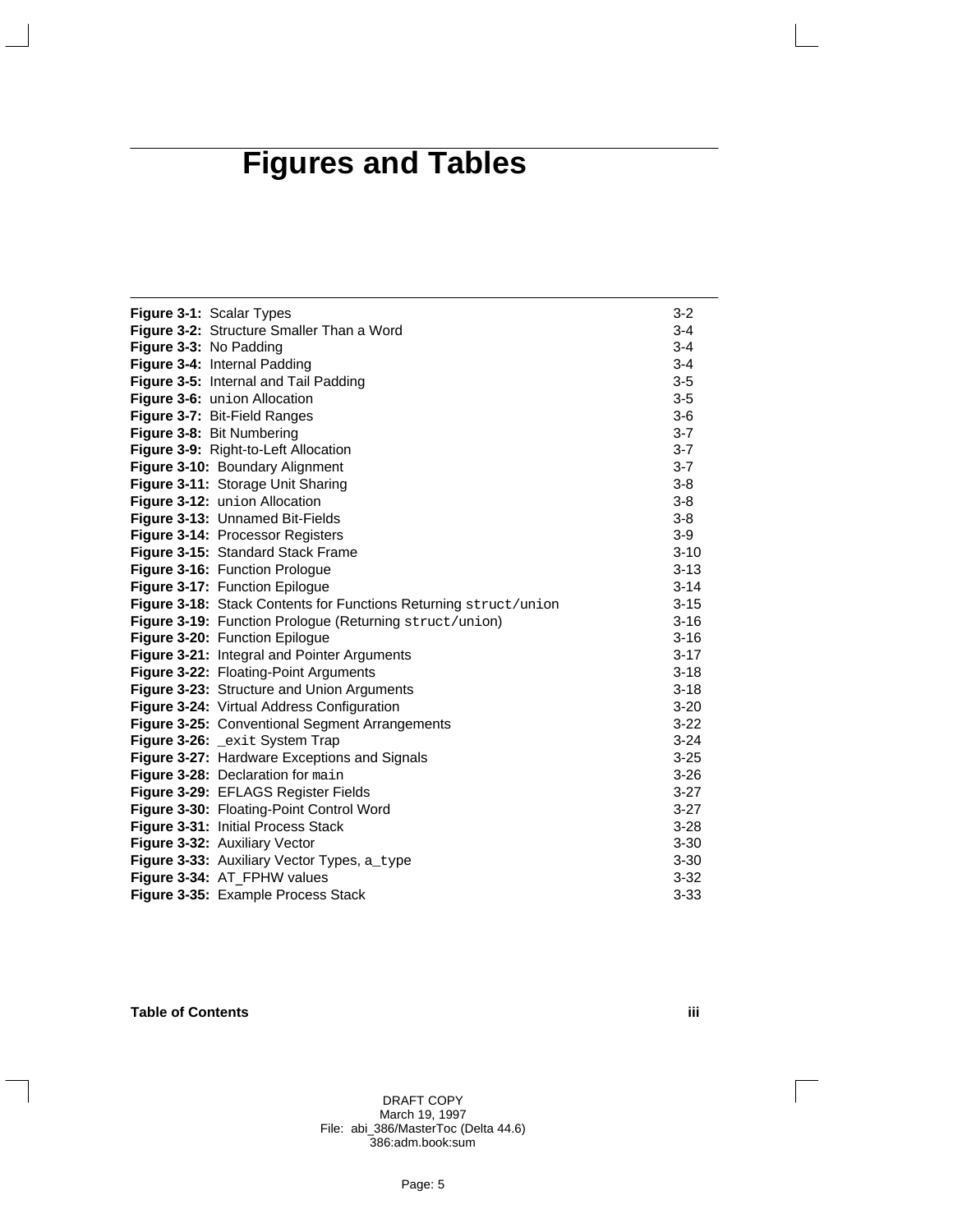# Figures and Tables

| | |
|---|---|
| **Figure 3-1:** Scalar Types | 3-2 |
| **Figure 3-2:** Structure Smaller Than a Word | 3-4 |
| **Figure 3-3:** No Padding | 3-4 |
| **Figure 3-4:** Internal Padding | 3-4 |
| **Figure 3-5:** Internal and Tail Padding | 3-5 |
| **Figure 3-6:** `union` Allocation | 3-5 |
| **Figure 3-7:** Bit-Field Ranges | 3-6 |
| **Figure 3-8:** Bit Numbering | 3-7 |
| **Figure 3-9:** Right-to-Left Allocation | 3-7 |
| **Figure 3-10:** Boundary Alignment | 3-7 |
| **Figure 3-11:** Storage Unit Sharing | 3-8 |
| **Figure 3-12:** `union` Allocation | 3-8 |
| **Figure 3-13:** Unnamed Bit-Fields | 3-8 |
| **Figure 3-14:** Processor Registers | 3-9 |
| **Figure 3-15:** Standard Stack Frame | 3-10 |
| **Figure 3-16:** Function Prologue | 3-13 |
| **Figure 3-17:** Function Epilogue | 3-14 |
| **Figure 3-18:** Stack Contents for Functions Returning `struct/union` | 3-15 |
| **Figure 3-19:** Function Prologue (Returning `struct/union`) | 3-16 |
| **Figure 3-20:** Function Epilogue | 3-16 |
| **Figure 3-21:** Integral and Pointer Arguments | 3-17 |
| **Figure 3-22:** Floating-Point Arguments | 3-18 |
| **Figure 3-23:** Structure and Union Arguments | 3-18 |
| **Figure 3-24:** Virtual Address Configuration | 3-20 |
| **Figure 3-25:** Conventional Segment Arrangements | 3-22 |
| **Figure 3-26:** `_exit` System Trap | 3-24 |
| **Figure 3-27:** Hardware Exceptions and Signals | 3-25 |
| **Figure 3-28:** Declaration for `main` | 3-26 |
| **Figure 3-29:** EFLAGS Register Fields | 3-27 |
| **Figure 3-30:** Floating-Point Control Word | 3-27 |
| **Figure 3-31:** Initial Process Stack | 3-28 |
| **Figure 3-32:** Auxiliary Vector | 3-30 |
| **Figure 3-33:** Auxiliary Vector Types, `a_type` | 3-30 |
| **Figure 3-34:** AT_FPHW values | 3-32 |
| **Figure 3-35:** Example Process Stack | 3-33 |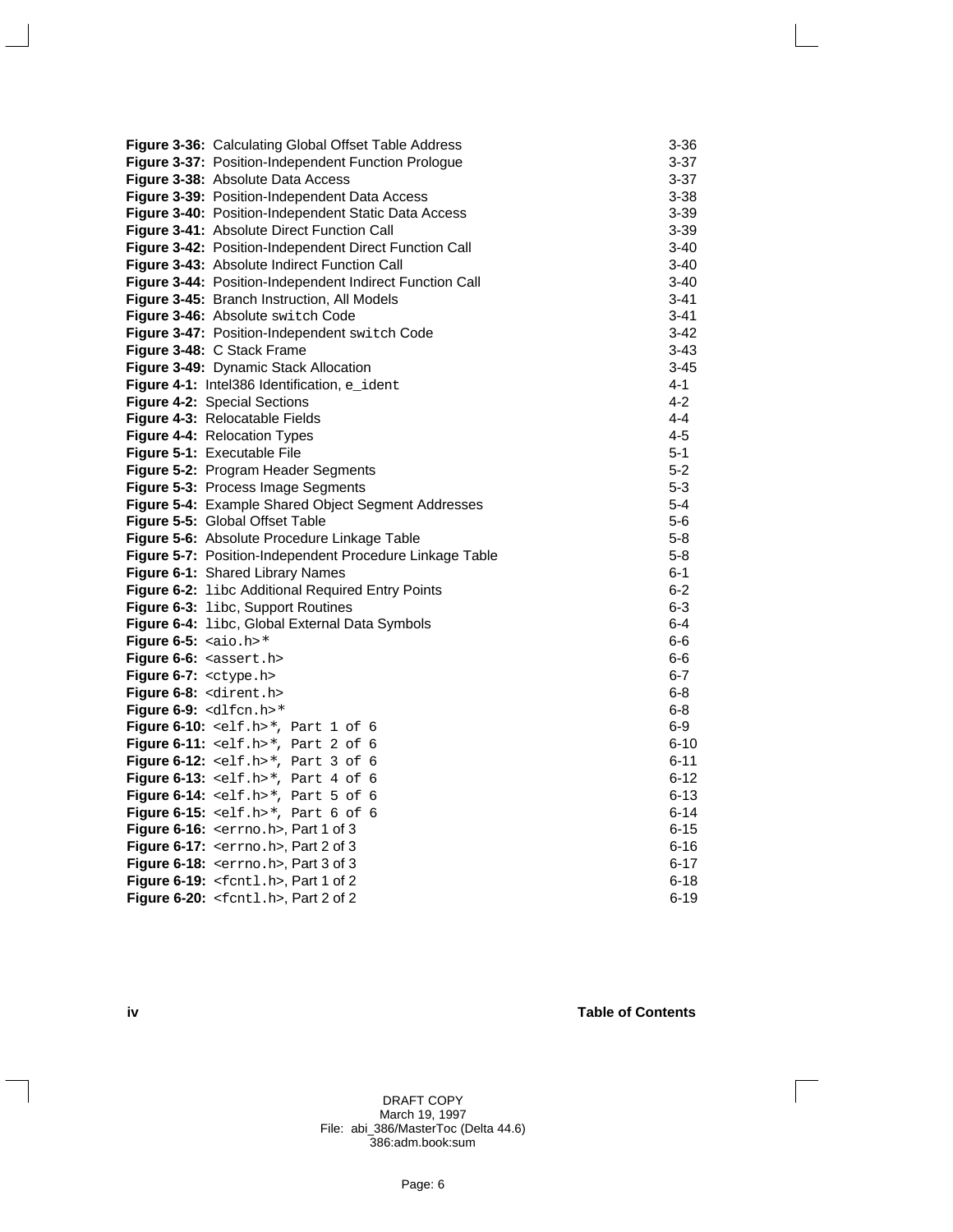| | |
|---|---|
| **Figure 3-36:** Calculating Global Offset Table Address | 3-36 |
| **Figure 3-37:** Position-Independent Function Prologue | 3-37 |
| **Figure 3-38:** Absolute Data Access | 3-37 |
| **Figure 3-39:** Position-Independent Data Access | 3-38 |
| **Figure 3-40:** Position-Independent Static Data Access | 3-39 |
| **Figure 3-41:** Absolute Direct Function Call | 3-39 |
| **Figure 3-42:** Position-Independent Direct Function Call | 3-40 |
| **Figure 3-43:** Absolute Indirect Function Call | 3-40 |
| **Figure 3-44:** Position-Independent Indirect Function Call | 3-40 |
| **Figure 3-45:** Branch Instruction, All Models | 3-41 |
| **Figure 3-46:** Absolute `switch` Code | 3-41 |
| **Figure 3-47:** Position-Independent `switch` Code | 3-42 |
| **Figure 3-48:** C Stack Frame | 3-43 |
| **Figure 3-49:** Dynamic Stack Allocation | 3-45 |
| **Figure 4-1:** Intel386 Identification, `e_ident` | 4-1 |
| **Figure 4-2:** Special Sections | 4-2 |
| **Figure 4-3:** Relocatable Fields | 4-4 |
| **Figure 4-4:** Relocation Types | 4-5 |
| **Figure 5-1:** Executable File | 5-1 |
| **Figure 5-2:** Program Header Segments | 5-2 |
| **Figure 5-3:** Process Image Segments | 5-3 |
| **Figure 5-4:** Example Shared Object Segment Addresses | 5-4 |
| **Figure 5-5:** Global Offset Table | 5-6 |
| **Figure 5-6:** Absolute Procedure Linkage Table | 5-8 |
| **Figure 5-7:** Position-Independent Procedure Linkage Table | 5-8 |
| **Figure 6-1:** Shared Library Names | 6-1 |
| **Figure 6-2:** `libc` Additional Required Entry Points | 6-2 |
| **Figure 6-3:** `libc`, Support Routines | 6-3 |
| **Figure 6-4:** `libc`, Global External Data Symbols | 6-4 |
| **Figure 6-5:** `<aio.h>*` | 6-6 |
| **Figure 6-6:** `<assert.h>` | 6-6 |
| **Figure 6-7:** `<ctype.h>` | 6-7 |
| **Figure 6-8:** `<dirent.h>` | 6-8 |
| **Figure 6-9:** `<dlfcn.h>*` | 6-8 |
| **Figure 6-10:** `<elf.h>*, Part 1 of 6` | 6-9 |
| **Figure 6-11:** `<elf.h>*, Part 2 of 6` | 6-10 |
| **Figure 6-12:** `<elf.h>*, Part 3 of 6` | 6-11 |
| **Figure 6-13:** `<elf.h>*, Part 4 of 6` | 6-12 |
| **Figure 6-14:** `<elf.h>*, Part 5 of 6` | 6-13 |
| **Figure 6-15:** `<elf.h>*, Part 6 of 6` | 6-14 |
| **Figure 6-16:** `<errno.h>`, Part 1 of 3 | 6-15 |
| **Figure 6-17:** `<errno.h>`, Part 2 of 3 | 6-16 |
| **Figure 6-18:** `<errno.h>`, Part 3 of 3 | 6-17 |
| **Figure 6-19:** `<fcntl.h>`, Part 1 of 2 | 6-18 |
| **Figure 6-20:** `<fcntl.h>`, Part 2 of 2 | 6-19 |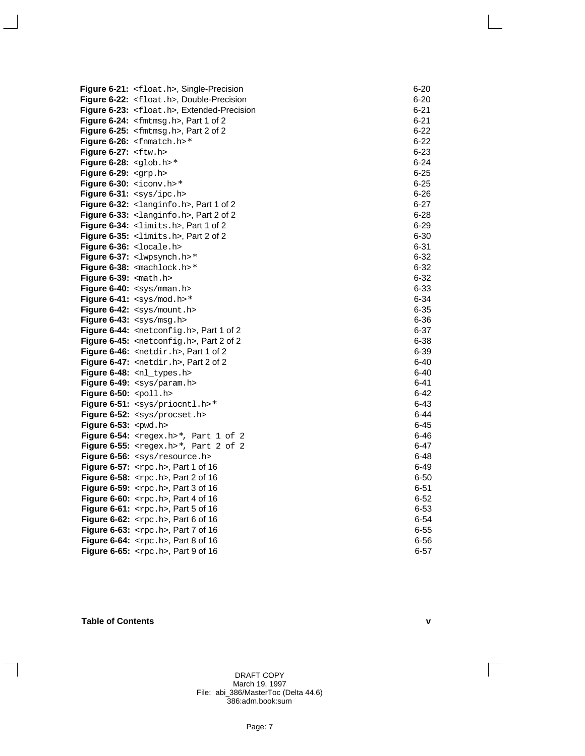| | |
|---|---|
| **Figure 6-21:** <float.h>, Single-Precision | 6-20 |
| **Figure 6-22:** <float.h>, Double-Precision | 6-20 |
| **Figure 6-23:** <float.h>, Extended-Precision | 6-21 |
| **Figure 6-24:** <fmtmsg.h>, Part 1 of 2 | 6-21 |
| **Figure 6-25:** <fmtmsg.h>, Part 2 of 2 | 6-22 |
| **Figure 6-26:** <fnmatch.h>* | 6-22 |
| **Figure 6-27:** <ftw.h> | 6-23 |
| **Figure 6-28:** <glob.h>* | 6-24 |
| **Figure 6-29:** <grp.h> | 6-25 |
| **Figure 6-30:** <iconv.h>* | 6-25 |
| **Figure 6-31:** <sys/ipc.h> | 6-26 |
| **Figure 6-32:** <langinfo.h>, Part 1 of 2 | 6-27 |
| **Figure 6-33:** <langinfo.h>, Part 2 of 2 | 6-28 |
| **Figure 6-34:** <limits.h>, Part 1 of 2 | 6-29 |
| **Figure 6-35:** <limits.h>, Part 2 of 2 | 6-30 |
| **Figure 6-36:** <locale.h> | 6-31 |
| **Figure 6-37:** <lwpsynch.h>* | 6-32 |
| **Figure 6-38:** <machlock.h>* | 6-32 |
| **Figure 6-39:** <math.h> | 6-32 |
| **Figure 6-40:** <sys/mman.h> | 6-33 |
| **Figure 6-41:** <sys/mod.h>* | 6-34 |
| **Figure 6-42:** <sys/mount.h> | 6-35 |
| **Figure 6-43:** <sys/msg.h> | 6-36 |
| **Figure 6-44:** <netconfig.h>, Part 1 of 2 | 6-37 |
| **Figure 6-45:** <netconfig.h>, Part 2 of 2 | 6-38 |
| **Figure 6-46:** <netdir.h>, Part 1 of 2 | 6-39 |
| **Figure 6-47:** <netdir.h>, Part 2 of 2 | 6-40 |
| **Figure 6-48:** <nl_types.h> | 6-40 |
| **Figure 6-49:** <sys/param.h> | 6-41 |
| **Figure 6-50:** <poll.h> | 6-42 |
| **Figure 6-51:** <sys/priocntl.h>* | 6-43 |
| **Figure 6-52:** <sys/procset.h> | 6-44 |
| **Figure 6-53:** <pwd.h> | 6-45 |
| **Figure 6-54:** <regex.h>*, Part 1 of 2 | 6-46 |
| **Figure 6-55:** <regex.h>*, Part 2 of 2 | 6-47 |
| **Figure 6-56:** <sys/resource.h> | 6-48 |
| **Figure 6-57:** <rpc.h>, Part 1 of 16 | 6-49 |
| **Figure 6-58:** <rpc.h>, Part 2 of 16 | 6-50 |
| **Figure 6-59:** <rpc.h>, Part 3 of 16 | 6-51 |
| **Figure 6-60:** <rpc.h>, Part 4 of 16 | 6-52 |
| **Figure 6-61:** <rpc.h>, Part 5 of 16 | 6-53 |
| **Figure 6-62:** <rpc.h>, Part 6 of 16 | 6-54 |
| **Figure 6-63:** <rpc.h>, Part 7 of 16 | 6-55 |
| **Figure 6-64:** <rpc.h>, Part 8 of 16 | 6-56 |
| **Figure 6-65:** <rpc.h>, Part 9 of 16 | 6-57 |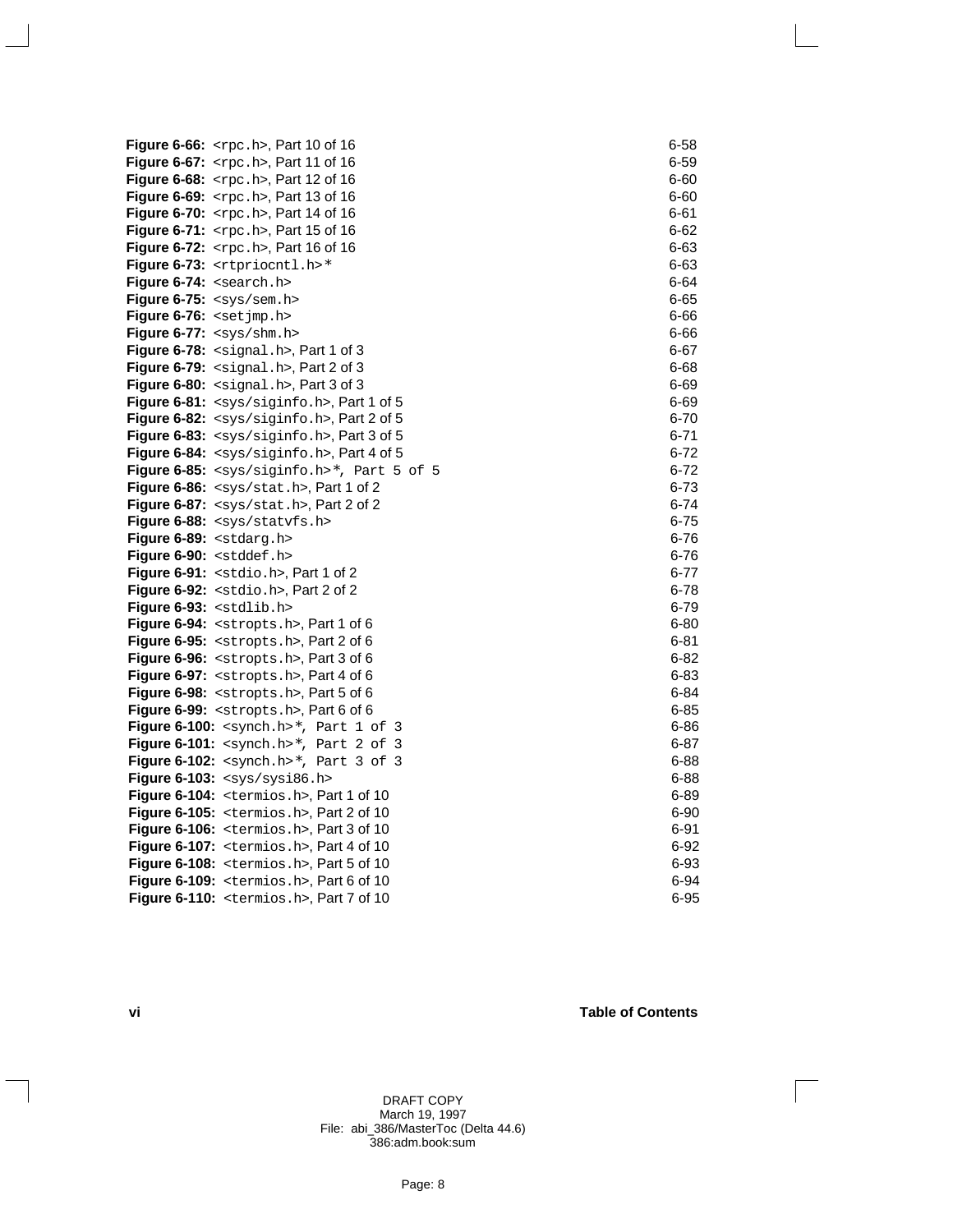**Figure 6-66:** `<rpc.h>`, Part 10 of 16 6-58
**Figure 6-67:** `<rpc.h>`, Part 11 of 16 6-59
**Figure 6-68:** `<rpc.h>`, Part 12 of 16 6-60
**Figure 6-69:** `<rpc.h>`, Part 13 of 16 6-60
**Figure 6-70:** `<rpc.h>`, Part 14 of 16 6-61
**Figure 6-71:** `<rpc.h>`, Part 15 of 16 6-62
**Figure 6-72:** `<rpc.h>`, Part 16 of 16 6-63
**Figure 6-73:** `<rtpriocntl.h>*` 6-63
**Figure 6-74:** `<search.h>` 6-64
**Figure 6-75:** `<sys/sem.h>` 6-65
**Figure 6-76:** `<setjmp.h>` 6-66
**Figure 6-77:** `<sys/shm.h>` 6-66
**Figure 6-78:** `<signal.h>`, Part 1 of 3 6-67
**Figure 6-79:** `<signal.h>`, Part 2 of 3 6-68
**Figure 6-80:** `<signal.h>`, Part 3 of 3 6-69
**Figure 6-81:** `<sys/siginfo.h>`, Part 1 of 5 6-69
**Figure 6-82:** `<sys/siginfo.h>`, Part 2 of 5 6-70
**Figure 6-83:** `<sys/siginfo.h>`, Part 3 of 5 6-71
**Figure 6-84:** `<sys/siginfo.h>`, Part 4 of 5 6-72
**Figure 6-85:** `<sys/siginfo.h>*, Part 5 of 5` 6-72
**Figure 6-86:** `<sys/stat.h>`, Part 1 of 2 6-73
**Figure 6-87:** `<sys/stat.h>`, Part 2 of 2 6-74
**Figure 6-88:** `<sys/statvfs.h>` 6-75
**Figure 6-89:** `<stdarg.h>` 6-76
**Figure 6-90:** `<stddef.h>` 6-76
**Figure 6-91:** `<stdio.h>`, Part 1 of 2 6-77
**Figure 6-92:** `<stdio.h>`, Part 2 of 2 6-78
**Figure 6-93:** `<stdlib.h>` 6-79
**Figure 6-94:** `<stropts.h>`, Part 1 of 6 6-80
**Figure 6-95:** `<stropts.h>`, Part 2 of 6 6-81
**Figure 6-96:** `<stropts.h>`, Part 3 of 6 6-82
**Figure 6-97:** `<stropts.h>`, Part 4 of 6 6-83
**Figure 6-98:** `<stropts.h>`, Part 5 of 6 6-84
**Figure 6-99:** `<stropts.h>`, Part 6 of 6 6-85
**Figure 6-100:** `<synch.h>*, Part 1 of 3` 6-86
**Figure 6-101:** `<synch.h>*, Part 2 of 3` 6-87
**Figure 6-102:** `<synch.h>*, Part 3 of 3` 6-88
**Figure 6-103:** `<sys/sysi86.h>` 6-88
**Figure 6-104:** `<termios.h>`, Part 1 of 10 6-89
**Figure 6-105:** `<termios.h>`, Part 2 of 10 6-90
**Figure 6-106:** `<termios.h>`, Part 3 of 10 6-91
**Figure 6-107:** `<termios.h>`, Part 4 of 10 6-92
**Figure 6-108:** `<termios.h>`, Part 5 of 10 6-93
**Figure 6-109:** `<termios.h>`, Part 6 of 10 6-94
**Figure 6-110:** `<termios.h>`, Part 7 of 10 6-95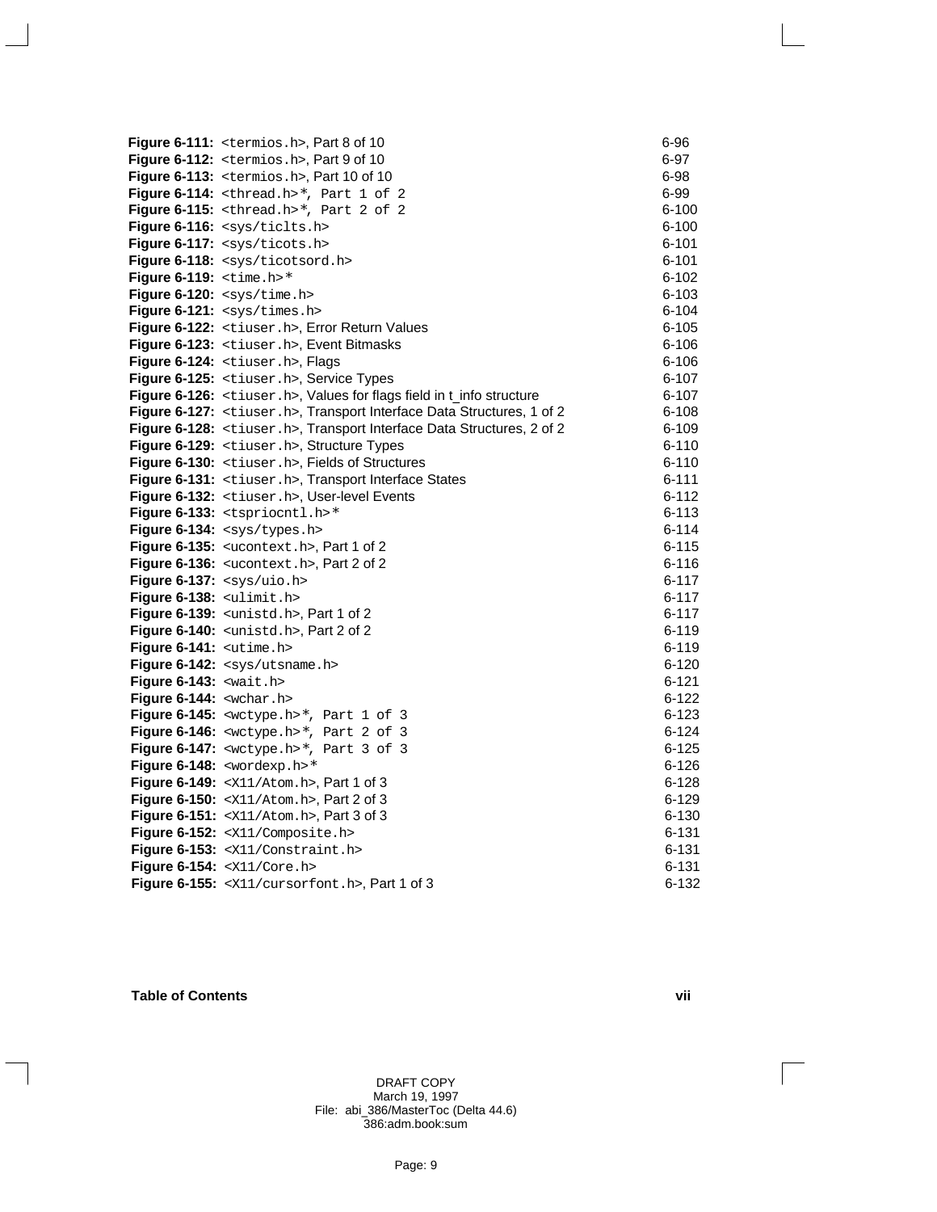| | |
|---|---|
| **Figure 6-111:** <termios.h>, Part 8 of 10 | 6-96 |
| **Figure 6-112:** <termios.h>, Part 9 of 10 | 6-97 |
| **Figure 6-113:** <termios.h>, Part 10 of 10 | 6-98 |
| **Figure 6-114:** <thread.h>*, Part 1 of 2 | 6-99 |
| **Figure 6-115:** <thread.h>*, Part 2 of 2 | 6-100 |
| **Figure 6-116:** <sys/ticlts.h> | 6-100 |
| **Figure 6-117:** <sys/ticots.h> | 6-101 |
| **Figure 6-118:** <sys/ticotsord.h> | 6-101 |
| **Figure 6-119:** <time.h>* | 6-102 |
| **Figure 6-120:** <sys/time.h> | 6-103 |
| **Figure 6-121:** <sys/times.h> | 6-104 |
| **Figure 6-122:** <tiuser.h>, Error Return Values | 6-105 |
| **Figure 6-123:** <tiuser.h>, Event Bitmasks | 6-106 |
| **Figure 6-124:** <tiuser.h>, Flags | 6-106 |
| **Figure 6-125:** <tiuser.h>, Service Types | 6-107 |
| **Figure 6-126:** <tiuser.h>, Values for flags field in t_info structure | 6-107 |
| **Figure 6-127:** <tiuser.h>, Transport Interface Data Structures, 1 of 2 | 6-108 |
| **Figure 6-128:** <tiuser.h>, Transport Interface Data Structures, 2 of 2 | 6-109 |
| **Figure 6-129:** <tiuser.h>, Structure Types | 6-110 |
| **Figure 6-130:** <tiuser.h>, Fields of Structures | 6-110 |
| **Figure 6-131:** <tiuser.h>, Transport Interface States | 6-111 |
| **Figure 6-132:** <tiuser.h>, User-level Events | 6-112 |
| **Figure 6-133:** <tspriocntl.h>* | 6-113 |
| **Figure 6-134:** <sys/types.h> | 6-114 |
| **Figure 6-135:** <ucontext.h>, Part 1 of 2 | 6-115 |
| **Figure 6-136:** <ucontext.h>, Part 2 of 2 | 6-116 |
| **Figure 6-137:** <sys/uio.h> | 6-117 |
| **Figure 6-138:** <ulimit.h> | 6-117 |
| **Figure 6-139:** <unistd.h>, Part 1 of 2 | 6-117 |
| **Figure 6-140:** <unistd.h>, Part 2 of 2 | 6-119 |
| **Figure 6-141:** <utime.h> | 6-119 |
| **Figure 6-142:** <sys/utsname.h> | 6-120 |
| **Figure 6-143:** <wait.h> | 6-121 |
| **Figure 6-144:** <wchar.h> | 6-122 |
| **Figure 6-145:** <wctype.h>*, Part 1 of 3 | 6-123 |
| **Figure 6-146:** <wctype.h>*, Part 2 of 3 | 6-124 |
| **Figure 6-147:** <wctype.h>*, Part 3 of 3 | 6-125 |
| **Figure 6-148:** <wordexp.h>* | 6-126 |
| **Figure 6-149:** <X11/Atom.h>, Part 1 of 3 | 6-128 |
| **Figure 6-150:** <X11/Atom.h>, Part 2 of 3 | 6-129 |
| **Figure 6-151:** <X11/Atom.h>, Part 3 of 3 | 6-130 |
| **Figure 6-152:** <X11/Composite.h> | 6-131 |
| **Figure 6-153:** <X11/Constraint.h> | 6-131 |
| **Figure 6-154:** <X11/Core.h> | 6-131 |
| **Figure 6-155:** <X11/cursorfont.h>, Part 1 of 3 | 6-132 |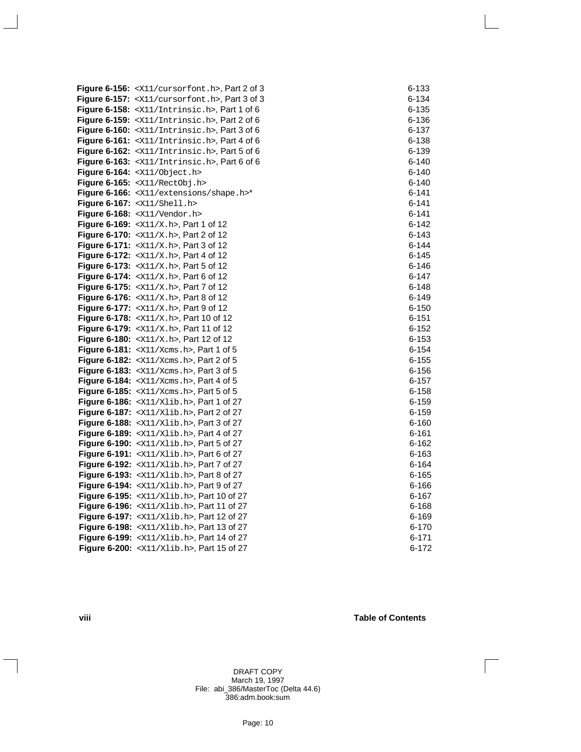**Figure 6-156:** `<X11/cursorfont.h>`, Part 2 of 3 6-133
**Figure 6-157:** `<X11/cursorfont.h>`, Part 3 of 3 6-134
**Figure 6-158:** `<X11/Intrinsic.h>`, Part 1 of 6 6-135
**Figure 6-159:** `<X11/Intrinsic.h>`, Part 2 of 6 6-136
**Figure 6-160:** `<X11/Intrinsic.h>`, Part 3 of 6 6-137
**Figure 6-161:** `<X11/Intrinsic.h>`, Part 4 of 6 6-138
**Figure 6-162:** `<X11/Intrinsic.h>`, Part 5 of 6 6-139
**Figure 6-163:** `<X11/Intrinsic.h>`, Part 6 of 6 6-140
**Figure 6-164:** `<X11/Object.h>` 6-140
**Figure 6-165:** `<X11/RectObj.h>` 6-140
**Figure 6-166:** `<X11/extensions/shape.h>`* 6-141
**Figure 6-167:** `<X11/Shell.h>` 6-141
**Figure 6-168:** `<X11/Vendor.h>` 6-141
**Figure 6-169:** `<X11/X.h>`, Part 1 of 12 6-142
**Figure 6-170:** `<X11/X.h>`, Part 2 of 12 6-143
**Figure 6-171:** `<X11/X.h>`, Part 3 of 12 6-144
**Figure 6-172:** `<X11/X.h>`, Part 4 of 12 6-145
**Figure 6-173:** `<X11/X.h>`, Part 5 of 12 6-146
**Figure 6-174:** `<X11/X.h>`, Part 6 of 12 6-147
**Figure 6-175:** `<X11/X.h>`, Part 7 of 12 6-148
**Figure 6-176:** `<X11/X.h>`, Part 8 of 12 6-149
**Figure 6-177:** `<X11/X.h>`, Part 9 of 12 6-150
**Figure 6-178:** `<X11/X.h>`, Part 10 of 12 6-151
**Figure 6-179:** `<X11/X.h>`, Part 11 of 12 6-152
**Figure 6-180:** `<X11/X.h>`, Part 12 of 12 6-153
**Figure 6-181:** `<X11/Xcms.h>`, Part 1 of 5 6-154
**Figure 6-182:** `<X11/Xcms.h>`, Part 2 of 5 6-155
**Figure 6-183:** `<X11/Xcms.h>`, Part 3 of 5 6-156
**Figure 6-184:** `<X11/Xcms.h>`, Part 4 of 5 6-157
**Figure 6-185:** `<X11/Xcms.h>`, Part 5 of 5 6-158
**Figure 6-186:** `<X11/Xlib.h>`, Part 1 of 27 6-159
**Figure 6-187:** `<X11/Xlib.h>`, Part 2 of 27 6-159
**Figure 6-188:** `<X11/Xlib.h>`, Part 3 of 27 6-160
**Figure 6-189:** `<X11/Xlib.h>`, Part 4 of 27 6-161
**Figure 6-190:** `<X11/Xlib.h>`, Part 5 of 27 6-162
**Figure 6-191:** `<X11/Xlib.h>`, Part 6 of 27 6-163
**Figure 6-192:** `<X11/Xlib.h>`, Part 7 of 27 6-164
**Figure 6-193:** `<X11/Xlib.h>`, Part 8 of 27 6-165
**Figure 6-194:** `<X11/Xlib.h>`, Part 9 of 27 6-166
**Figure 6-195:** `<X11/Xlib.h>`, Part 10 of 27 6-167
**Figure 6-196:** `<X11/Xlib.h>`, Part 11 of 27 6-168
**Figure 6-197:** `<X11/Xlib.h>`, Part 12 of 27 6-169
**Figure 6-198:** `<X11/Xlib.h>`, Part 13 of 27 6-170
**Figure 6-199:** `<X11/Xlib.h>`, Part 14 of 27 6-171
**Figure 6-200:** `<X11/Xlib.h>`, Part 15 of 27 6-172

DRAFT COPY
March 19, 1997
File: abi_386/MasterToc (Delta 44.6)
386:adm.book:sum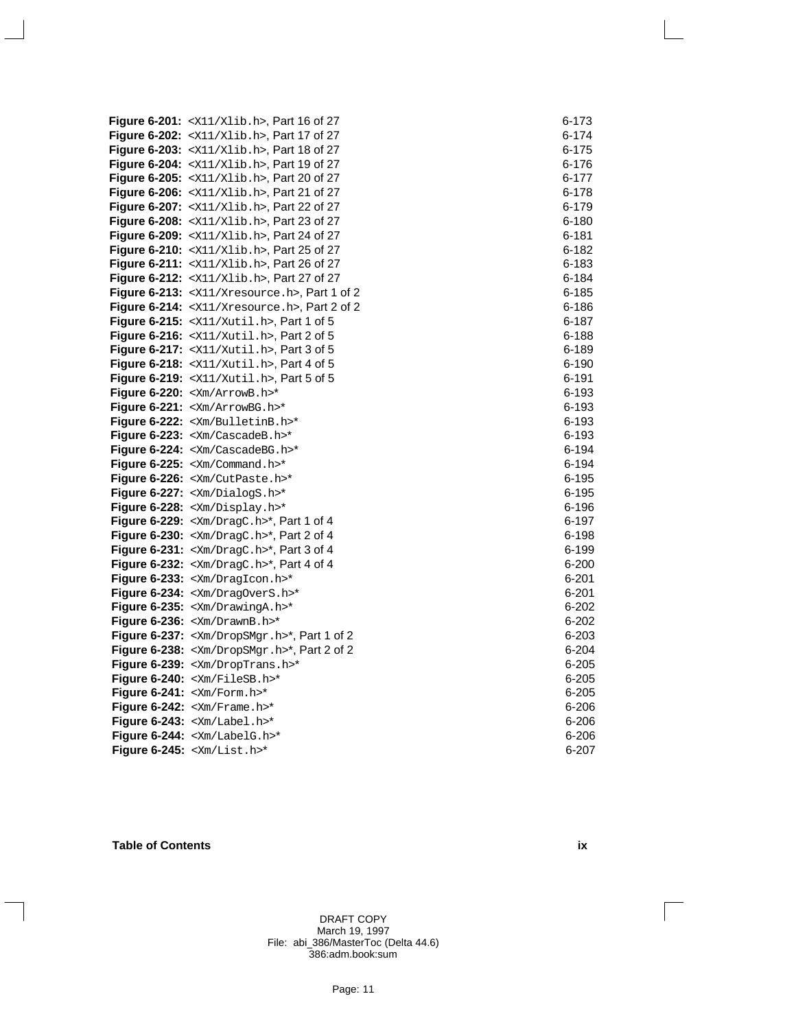**Figure 6-201:** <X11/Xlib.h>, Part 16 of 27 6-173
**Figure 6-202:** <X11/Xlib.h>, Part 17 of 27 6-174
**Figure 6-203:** <X11/Xlib.h>, Part 18 of 27 6-175
**Figure 6-204:** <X11/Xlib.h>, Part 19 of 27 6-176
**Figure 6-205:** <X11/Xlib.h>, Part 20 of 27 6-177
**Figure 6-206:** <X11/Xlib.h>, Part 21 of 27 6-178
**Figure 6-207:** <X11/Xlib.h>, Part 22 of 27 6-179
**Figure 6-208:** <X11/Xlib.h>, Part 23 of 27 6-180
**Figure 6-209:** <X11/Xlib.h>, Part 24 of 27 6-181
**Figure 6-210:** <X11/Xlib.h>, Part 25 of 27 6-182
**Figure 6-211:** <X11/Xlib.h>, Part 26 of 27 6-183
**Figure 6-212:** <X11/Xlib.h>, Part 27 of 27 6-184
**Figure 6-213:** <X11/Xresource.h>, Part 1 of 2 6-185
**Figure 6-214:** <X11/Xresource.h>, Part 2 of 2 6-186
**Figure 6-215:** <X11/Xutil.h>, Part 1 of 5 6-187
**Figure 6-216:** <X11/Xutil.h>, Part 2 of 5 6-188
**Figure 6-217:** <X11/Xutil.h>, Part 3 of 5 6-189
**Figure 6-218:** <X11/Xutil.h>, Part 4 of 5 6-190
**Figure 6-219:** <X11/Xutil.h>, Part 5 of 5 6-191
**Figure 6-220:** <Xm/ArrowB.h>* 6-193
**Figure 6-221:** <Xm/ArrowBG.h>* 6-193
**Figure 6-222:** <Xm/BulletinB.h>* 6-193
**Figure 6-223:** <Xm/CascadeB.h>* 6-193
**Figure 6-224:** <Xm/CascadeBG.h>* 6-194
**Figure 6-225:** <Xm/Command.h>* 6-194
**Figure 6-226:** <Xm/CutPaste.h>* 6-195
**Figure 6-227:** <Xm/DialogS.h>* 6-195
**Figure 6-228:** <Xm/Display.h>* 6-196
**Figure 6-229:** <Xm/DragC.h>*, Part 1 of 4 6-197
**Figure 6-230:** <Xm/DragC.h>*, Part 2 of 4 6-198
**Figure 6-231:** <Xm/DragC.h>*, Part 3 of 4 6-199
**Figure 6-232:** <Xm/DragC.h>*, Part 4 of 4 6-200
**Figure 6-233:** <Xm/DragIcon.h>* 6-201
**Figure 6-234:** <Xm/DragOverS.h>* 6-201
**Figure 6-235:** <Xm/DrawingA.h>* 6-202
**Figure 6-236:** <Xm/DrawnB.h>* 6-202
**Figure 6-237:** <Xm/DropSMgr.h>*, Part 1 of 2 6-203
**Figure 6-238:** <Xm/DropSMgr.h>*, Part 2 of 2 6-204
**Figure 6-239:** <Xm/DropTrans.h>* 6-205
**Figure 6-240:** <Xm/FileSB.h>* 6-205
**Figure 6-241:** <Xm/Form.h>* 6-205
**Figure 6-242:** <Xm/Frame.h>* 6-206
**Figure 6-243:** <Xm/Label.h>* 6-206
**Figure 6-244:** <Xm/LabelG.h>* 6-206
**Figure 6-245:** <Xm/List.h>* 6-207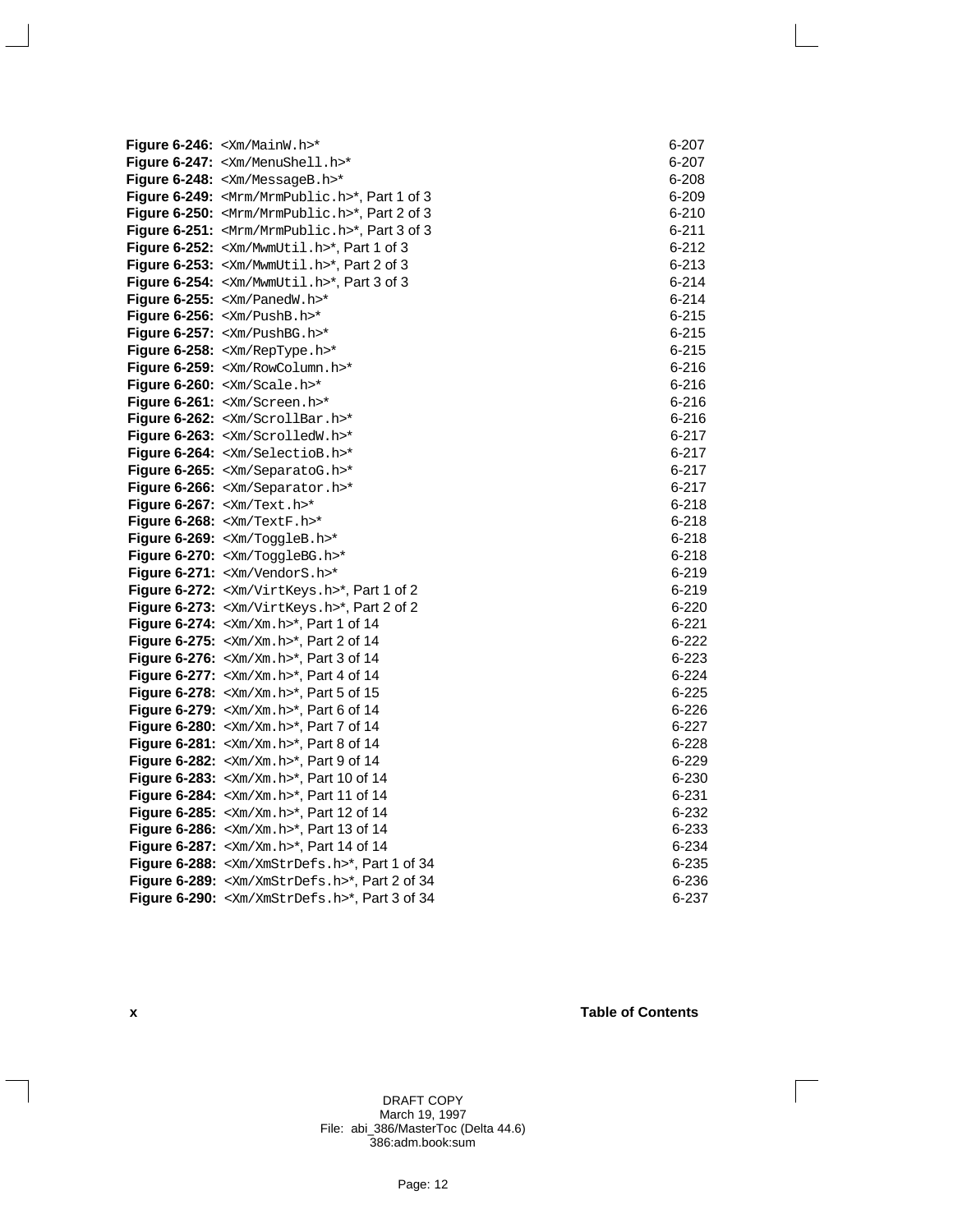**Figure 6-246:** `<Xm/MainW.h>`* 6-207
**Figure 6-247:** `<Xm/MenuShell.h>`* 6-207
**Figure 6-248:** `<Xm/MessageB.h>`* 6-208
**Figure 6-249:** `<Mrm/MrmPublic.h>`*, Part 1 of 3 6-209
**Figure 6-250:** `<Mrm/MrmPublic.h>`*, Part 2 of 3 6-210
**Figure 6-251:** `<Mrm/MrmPublic.h>`*, Part 3 of 3 6-211
**Figure 6-252:** `<Xm/MwmUtil.h>`*, Part 1 of 3 6-212
**Figure 6-253:** `<Xm/MwmUtil.h>`*, Part 2 of 3 6-213
**Figure 6-254:** `<Xm/MwmUtil.h>`*, Part 3 of 3 6-214
**Figure 6-255:** `<Xm/PanedW.h>`* 6-214
**Figure 6-256:** `<Xm/PushB.h>`* 6-215
**Figure 6-257:** `<Xm/PushBG.h>`* 6-215
**Figure 6-258:** `<Xm/RepType.h>`* 6-215
**Figure 6-259:** `<Xm/RowColumn.h>`* 6-216
**Figure 6-260:** `<Xm/Scale.h>`* 6-216
**Figure 6-261:** `<Xm/Screen.h>`* 6-216
**Figure 6-262:** `<Xm/ScrollBar.h>`* 6-216
**Figure 6-263:** `<Xm/ScrolledW.h>`* 6-217
**Figure 6-264:** `<Xm/SelectioB.h>`* 6-217
**Figure 6-265:** `<Xm/SeparatoG.h>`* 6-217
**Figure 6-266:** `<Xm/Separator.h>`* 6-217
**Figure 6-267:** `<Xm/Text.h>`* 6-218
**Figure 6-268:** `<Xm/TextF.h>`* 6-218
**Figure 6-269:** `<Xm/ToggleB.h>`* 6-218
**Figure 6-270:** `<Xm/ToggleBG.h>`* 6-218
**Figure 6-271:** `<Xm/VendorS.h>`* 6-219
**Figure 6-272:** `<Xm/VirtKeys.h>`*, Part 1 of 2 6-219
**Figure 6-273:** `<Xm/VirtKeys.h>`*, Part 2 of 2 6-220
**Figure 6-274:** `<Xm/Xm.h>`*, Part 1 of 14 6-221
**Figure 6-275:** `<Xm/Xm.h>`*, Part 2 of 14 6-222
**Figure 6-276:** `<Xm/Xm.h>`*, Part 3 of 14 6-223
**Figure 6-277:** `<Xm/Xm.h>`*, Part 4 of 14 6-224
**Figure 6-278:** `<Xm/Xm.h>`*, Part 5 of 15 6-225
**Figure 6-279:** `<Xm/Xm.h>`*, Part 6 of 14 6-226
**Figure 6-280:** `<Xm/Xm.h>`*, Part 7 of 14 6-227
**Figure 6-281:** `<Xm/Xm.h>`*, Part 8 of 14 6-228
**Figure 6-282:** `<Xm/Xm.h>`*, Part 9 of 14 6-229
**Figure 6-283:** `<Xm/Xm.h>`*, Part 10 of 14 6-230
**Figure 6-284:** `<Xm/Xm.h>`*, Part 11 of 14 6-231
**Figure 6-285:** `<Xm/Xm.h>`*, Part 12 of 14 6-232
**Figure 6-286:** `<Xm/Xm.h>`*, Part 13 of 14 6-233
**Figure 6-287:** `<Xm/Xm.h>`*, Part 14 of 14 6-234
**Figure 6-288:** `<Xm/XmStrDefs.h>`*, Part 1 of 34 6-235
**Figure 6-289:** `<Xm/XmStrDefs.h>`*, Part 2 of 34 6-236
**Figure 6-290:** `<Xm/XmStrDefs.h>`*, Part 3 of 34 6-237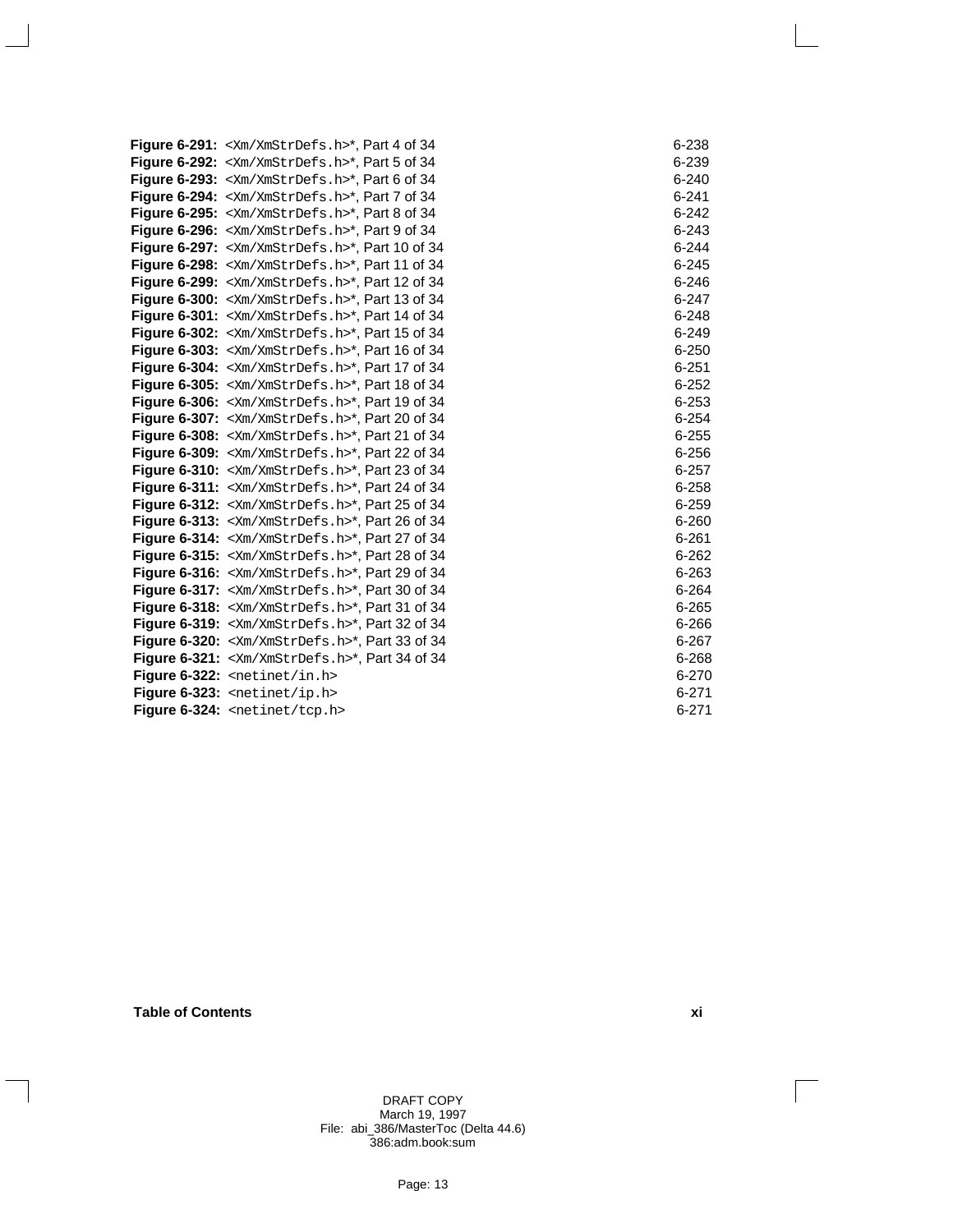**Figure 6-291:** <Xm/XmStrDefs.h>*, Part 4 of 34 6-238
**Figure 6-292:** <Xm/XmStrDefs.h>*, Part 5 of 34 6-239
**Figure 6-293:** <Xm/XmStrDefs.h>*, Part 6 of 34 6-240
**Figure 6-294:** <Xm/XmStrDefs.h>*, Part 7 of 34 6-241
**Figure 6-295:** <Xm/XmStrDefs.h>*, Part 8 of 34 6-242
**Figure 6-296:** <Xm/XmStrDefs.h>*, Part 9 of 34 6-243
**Figure 6-297:** <Xm/XmStrDefs.h>*, Part 10 of 34 6-244
**Figure 6-298:** <Xm/XmStrDefs.h>*, Part 11 of 34 6-245
**Figure 6-299:** <Xm/XmStrDefs.h>*, Part 12 of 34 6-246
**Figure 6-300:** <Xm/XmStrDefs.h>*, Part 13 of 34 6-247
**Figure 6-301:** <Xm/XmStrDefs.h>*, Part 14 of 34 6-248
**Figure 6-302:** <Xm/XmStrDefs.h>*, Part 15 of 34 6-249
**Figure 6-303:** <Xm/XmStrDefs.h>*, Part 16 of 34 6-250
**Figure 6-304:** <Xm/XmStrDefs.h>*, Part 17 of 34 6-251
**Figure 6-305:** <Xm/XmStrDefs.h>*, Part 18 of 34 6-252
**Figure 6-306:** <Xm/XmStrDefs.h>*, Part 19 of 34 6-253
**Figure 6-307:** <Xm/XmStrDefs.h>*, Part 20 of 34 6-254
**Figure 6-308:** <Xm/XmStrDefs.h>*, Part 21 of 34 6-255
**Figure 6-309:** <Xm/XmStrDefs.h>*, Part 22 of 34 6-256
**Figure 6-310:** <Xm/XmStrDefs.h>*, Part 23 of 34 6-257
**Figure 6-311:** <Xm/XmStrDefs.h>*, Part 24 of 34 6-258
**Figure 6-312:** <Xm/XmStrDefs.h>*, Part 25 of 34 6-259
**Figure 6-313:** <Xm/XmStrDefs.h>*, Part 26 of 34 6-260
**Figure 6-314:** <Xm/XmStrDefs.h>*, Part 27 of 34 6-261
**Figure 6-315:** <Xm/XmStrDefs.h>*, Part 28 of 34 6-262
**Figure 6-316:** <Xm/XmStrDefs.h>*, Part 29 of 34 6-263
**Figure 6-317:** <Xm/XmStrDefs.h>*, Part 30 of 34 6-264
**Figure 6-318:** <Xm/XmStrDefs.h>*, Part 31 of 34 6-265
**Figure 6-319:** <Xm/XmStrDefs.h>*, Part 32 of 34 6-266
**Figure 6-320:** <Xm/XmStrDefs.h>*, Part 33 of 34 6-267
**Figure 6-321:** <Xm/XmStrDefs.h>*, Part 34 of 34 6-268
**Figure 6-322:** <netinet/in.h> 6-270
**Figure 6-323:** <netinet/ip.h> 6-271
**Figure 6-324:** <netinet/tcp.h> 6-271

DRAFT COPY
March 19, 1997
File: abi_386/MasterToc (Delta 44.6)
386:adm.book:sum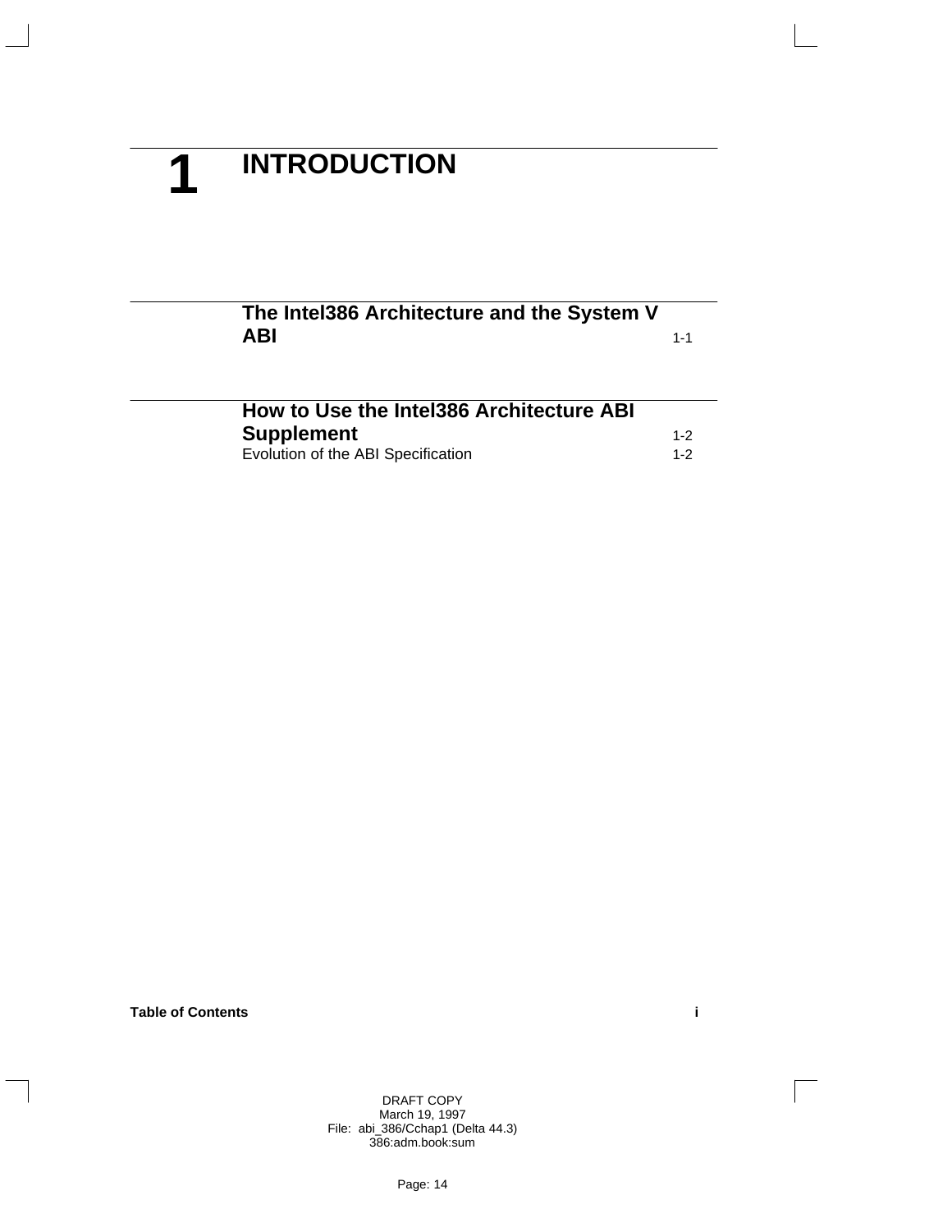# 1 INTRODUCTION

| | |
|---|---|
| **The Intel386 Architecture and the System V ABI** | 1-1 |
| **How to Use the Intel386 Architecture ABI Supplement** | 1-2 |
| Evolution of the ABI Specification | 1-2 |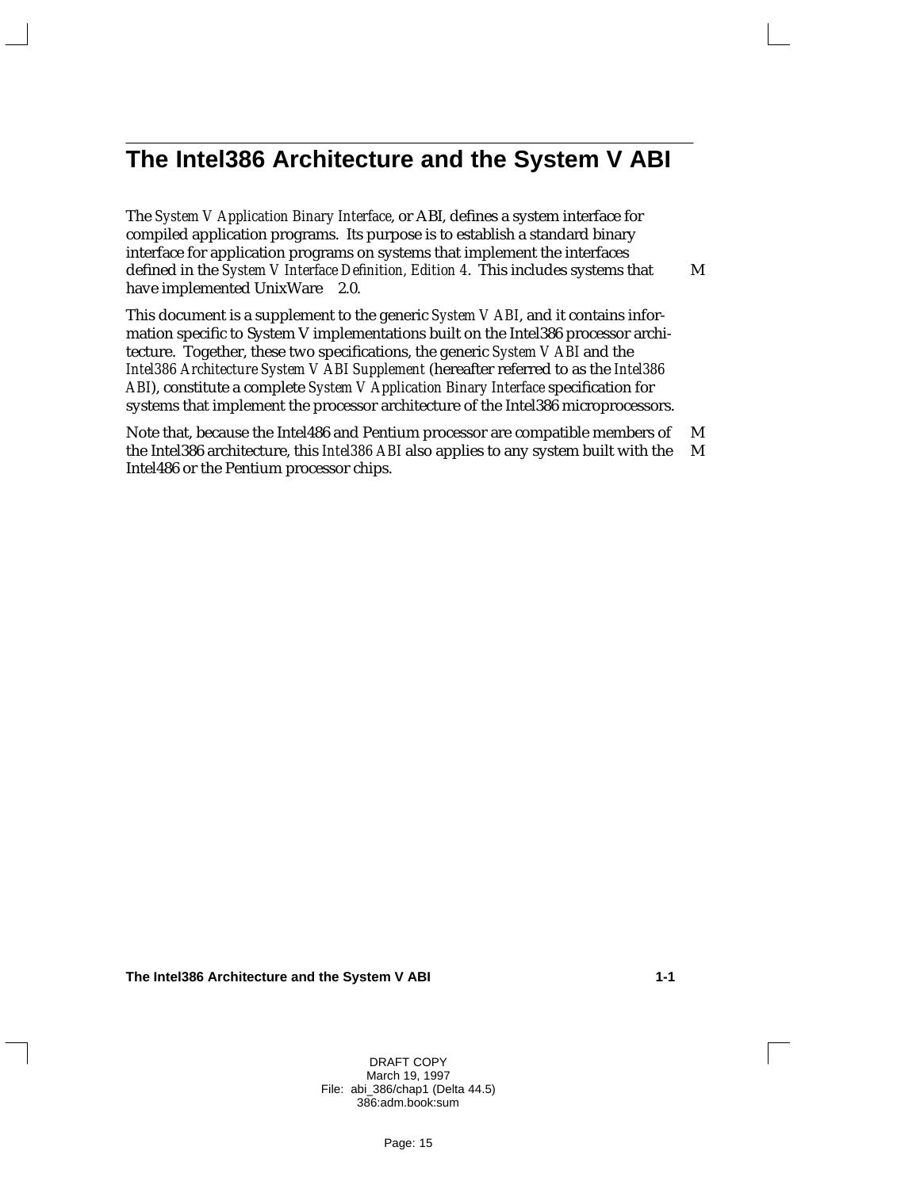# The Intel386 Architecture and the System V ABI

The *System V Application Binary Interface*, or ABI, defines a system interface for compiled application programs. Its purpose is to establish a standard binary interface for application programs on systems that implement the interfaces defined in the *System V Interface Definition, Edition 4*. This includes systems that have implemented UnixWare 2.0.

This document is a supplement to the generic *System V ABI*, and it contains information specific to System V implementations built on the Intel386 processor architecture. Together, these two specifications, the generic *System V ABI* and the *Intel386 Architecture System V ABI Supplement* (hereafter referred to as the *Intel386 ABI*), constitute a complete *System V Application Binary Interface* specification for systems that implement the processor architecture of the Intel386 microprocessors.

Note that, because the Intel486 and Pentium processor are compatible members of the Intel386 architecture, this *Intel386 ABI* also applies to any system built with the Intel486 or the Pentium processor chips.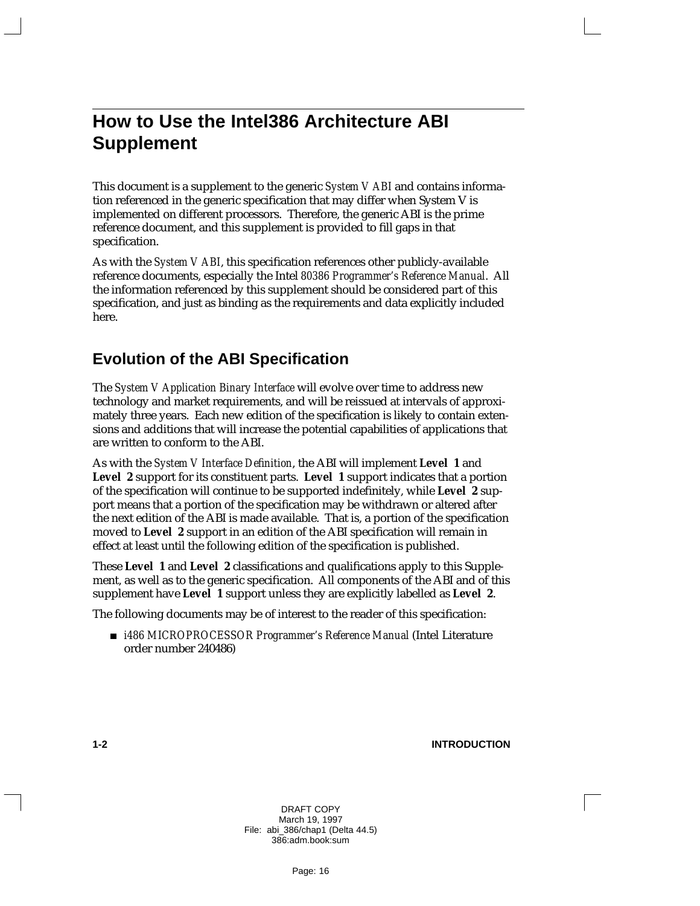# How to Use the Intel386 Architecture ABI Supplement

This document is a supplement to the generic *System V ABI* and contains information referenced in the generic specification that may differ when System V is implemented on different processors. Therefore, the generic ABI is the prime reference document, and this supplement is provided to fill gaps in that specification.

As with the *System V ABI*, this specification references other publicly-available reference documents, especially the Intel *80386 Programmer's Reference Manual*. All the information referenced by this supplement should be considered part of this specification, and just as binding as the requirements and data explicitly included here.

## Evolution of the ABI Specification

The *System V Application Binary Interface* will evolve over time to address new technology and market requirements, and will be reissued at intervals of approximately three years. Each new edition of the specification is likely to contain extensions and additions that will increase the potential capabilities of applications that are written to conform to the ABI.

As with the *System V Interface Definition*, the ABI will implement **Level 1** and **Level 2** support for its constituent parts. **Level 1** support indicates that a portion of the specification will continue to be supported indefinitely, while **Level 2** support means that a portion of the specification may be withdrawn or altered after the next edition of the ABI is made available. That is, a portion of the specification moved to **Level 2** support in an edition of the ABI specification will remain in effect at least until the following edition of the specification is published.

These **Level 1** and **Level 2** classifications and qualifications apply to this Supplement, as well as to the generic specification. All components of the ABI and of this supplement have **Level 1** support unless they are explicitly labelled as **Level 2**.

The following documents may be of interest to the reader of this specification:

- *i486 MICROPROCESSOR Programmer's Reference Manual* (Intel Literature order number 240486)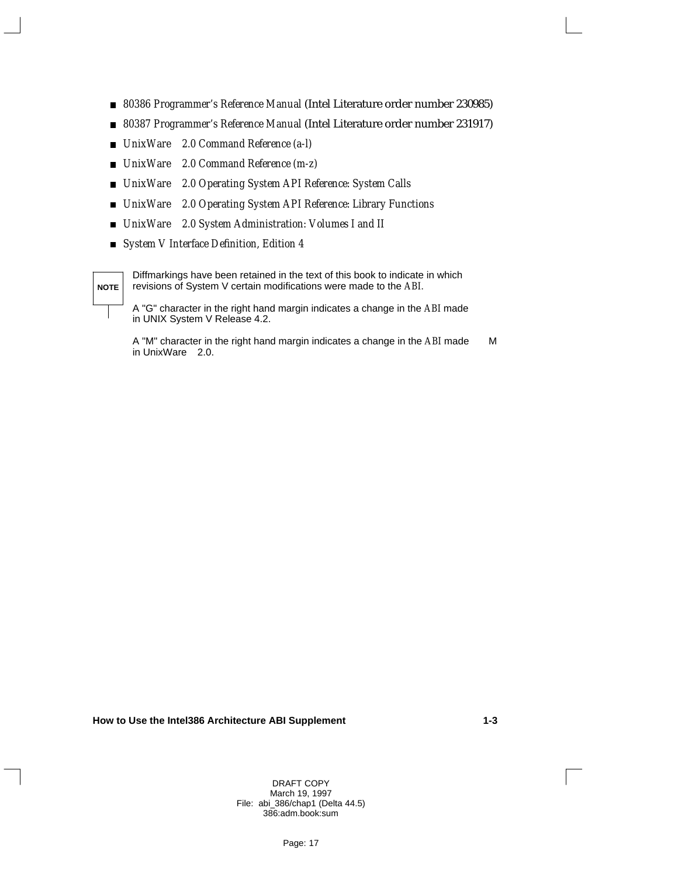- *80386 Programmer's Reference Manual* (Intel Literature order number 230985)
- *80387 Programmer's Reference Manual* (Intel Literature order number 231917)
- *UnixWare 2.0 Command Reference (a-l)*
- *UnixWare 2.0 Command Reference (m-z)*
- *UnixWare 2.0 Operating System API Reference: System Calls*
- *UnixWare 2.0 Operating System API Reference: Library Functions*
- *UnixWare 2.0 System Administration: Volumes I and II*
- *System V Interface Definition, Edition 4*

**NOTE**

Diffmarkings have been retained in the text of this book to indicate in which revisions of System V certain modifications were made to the ABI.

A "G" character in the right hand margin indicates a change in the ABI made in UNIX System V Release 4.2.

A "M" character in the right hand margin indicates a change in the ABI made in UnixWare 2.0. M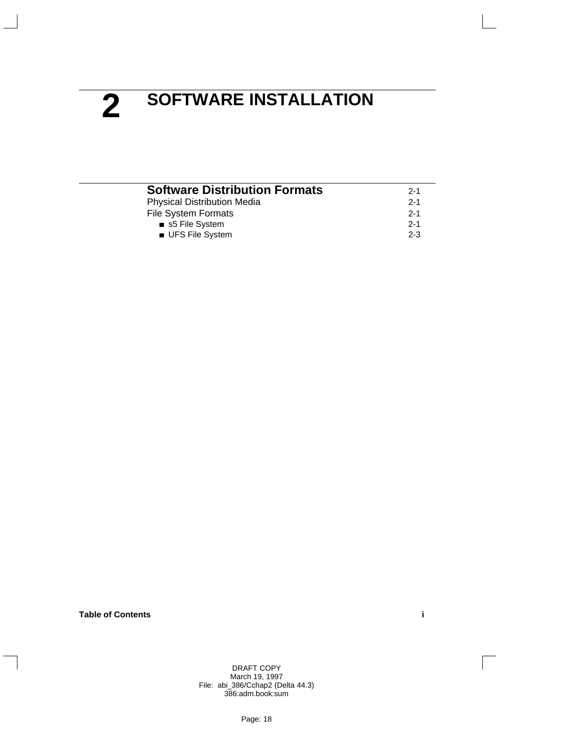# 2 SOFTWARE INSTALLATION

| | |
|---|---|
| **Software Distribution Formats** | 2-1 |
| Physical Distribution Media | 2-1 |
| File System Formats | 2-1 |
| ■ s5 File System | 2-1 |
| ■ UFS File System | 2-3 |

**Table of Contents**

DRAFT COPY
March 19, 1997
File: abi_386/Cchap2 (Delta 44.3)
386:adm.book:sum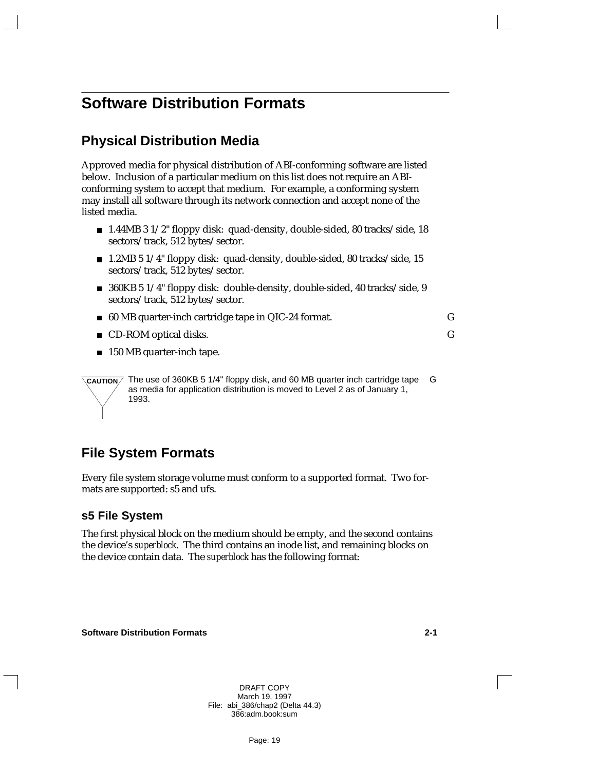# Software Distribution Formats

## Physical Distribution Media

Approved media for physical distribution of ABI-conforming software are listed below. Inclusion of a particular medium on this list does not require an ABI-conforming system to accept that medium. For example, a conforming system may install all software through its network connection and accept none of the listed media.

- 1.44MB 3 1/2" floppy disk: quad-density, double-sided, 80 tracks/side, 18 sectors/track, 512 bytes/sector.
- 1.2MB 5 1/4" floppy disk: quad-density, double-sided, 80 tracks/side, 15 sectors/track, 512 bytes/sector.
- 360KB 5 1/4" floppy disk: double-density, double-sided, 40 tracks/side, 9 sectors/track, 512 bytes/sector.
- 60 MB quarter-inch cartridge tape in QIC-24 format. G
- CD-ROM optical disks. G
- 150 MB quarter-inch tape.

**CAUTION** The use of 360KB 5 1/4" floppy disk, and 60 MB quarter inch cartridge tape as media for application distribution is moved to Level 2 as of January 1, 1993. G

## File System Formats

Every file system storage volume must conform to a supported format. Two formats are supported: s5 and ufs.

### s5 File System

The first physical block on the medium should be empty, and the second contains the device's *superblock*. The third contains an inode list, and remaining blocks on the device contain data. The *superblock* has the following format: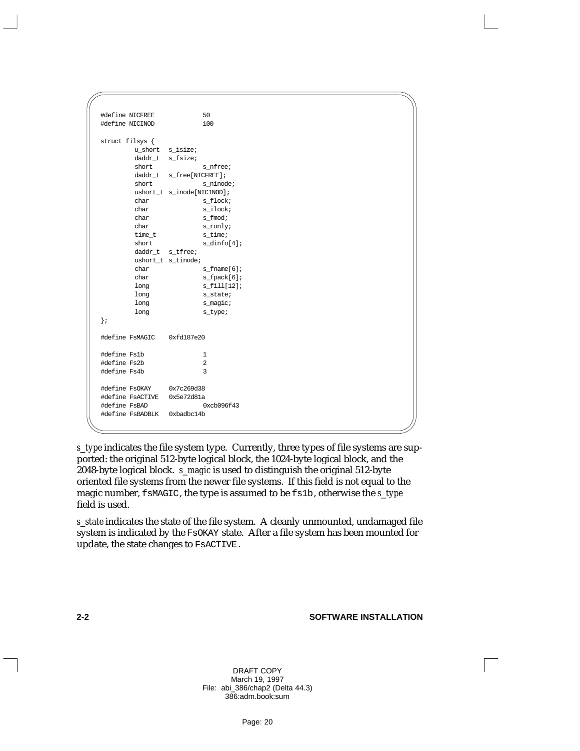```
#define NICFREE             50
#define NICINOD             100

struct filsys {
        u_short   s_isize;
        daddr_t   s_fsize;
        short             s_nfree;
        daddr_t   s_free[NICFREE];
        short             s_ninode;
        ushort_t s_inode[NICINOD];
        char              s_flock;
        char              s_ilock;
        char              s_fmod;
        char              s_ronly;
        time_t            s_time;
        short             s_dinfo[4];
        daddr_t   s_tfree;
        ushort_t s_tinode;
        char              s_fname[6];
        char              s_fpack[6];
        long              s_fill[12];
        long              s_state;
        long              s_magic;
        long              s_type;
};

#define FsMAGIC    0xfd187e20

#define Fs1b                1
#define Fs2b                2
#define Fs4b                3

#define FsOKAY     0x7c269d38
#define FsACTIVE   0x5e72d81a
#define FsBAD               0xcb096f43
#define FsBADBLK   0xbadbc14b
```

*s_type* indicates the file system type. Currently, three types of file systems are supported: the original 512-byte logical block, the 1024-byte logical block, and the 2048-byte logical block. *s_magic* is used to distinguish the original 512-byte oriented file systems from the newer file systems. If this field is not equal to the magic number, `fsMAGIC`, the type is assumed to be `fs1b`, otherwise the *s_type* field is used.

*s_state* indicates the state of the file system. A cleanly unmounted, undamaged file system is indicated by the `FsOKAY` state. After a file system has been mounted for update, the state changes to `FsACTIVE`.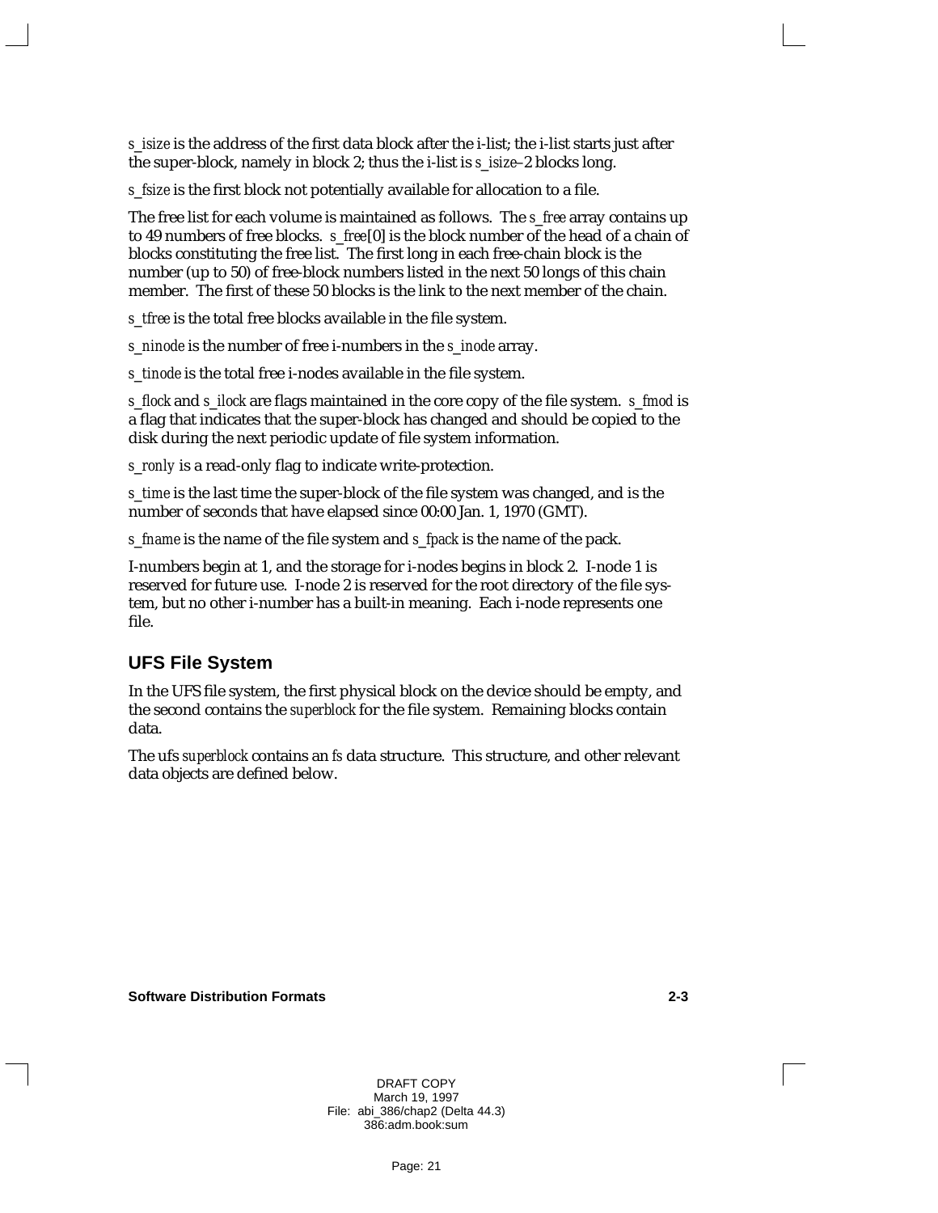*s_isize* is the address of the first data block after the i-list; the i-list starts just after the super-block, namely in block 2; thus the i-list is *s_isize*–2 blocks long.

*s_fsize* is the first block not potentially available for allocation to a file.

The free list for each volume is maintained as follows. The *s_free* array contains up to 49 numbers of free blocks. *s_free*[0] is the block number of the head of a chain of blocks constituting the free list. The first long in each free-chain block is the number (up to 50) of free-block numbers listed in the next 50 longs of this chain member. The first of these 50 blocks is the link to the next member of the chain.

*s_tfree* is the total free blocks available in the file system.

*s_ninode* is the number of free i-numbers in the *s_inode* array.

*s_tinode* is the total free i-nodes available in the file system.

*s_flock* and *s_ilock* are flags maintained in the core copy of the file system. *s_fmod* is a flag that indicates that the super-block has changed and should be copied to the disk during the next periodic update of file system information.

*s_ronly* is a read-only flag to indicate write-protection.

*s_time* is the last time the super-block of the file system was changed, and is the number of seconds that have elapsed since 00:00 Jan. 1, 1970 (GMT).

*s_fname* is the name of the file system and *s_fpack* is the name of the pack.

I-numbers begin at 1, and the storage for i-nodes begins in block 2. I-node 1 is reserved for future use. I-node 2 is reserved for the root directory of the file system, but no other i-number has a built-in meaning. Each i-node represents one file.

## UFS File System

In the UFS file system, the first physical block on the device should be empty, and the second contains the *superblock* for the file system. Remaining blocks contain data.

The ufs *superblock* contains an *fs* data structure. This structure, and other relevant data objects are defined below.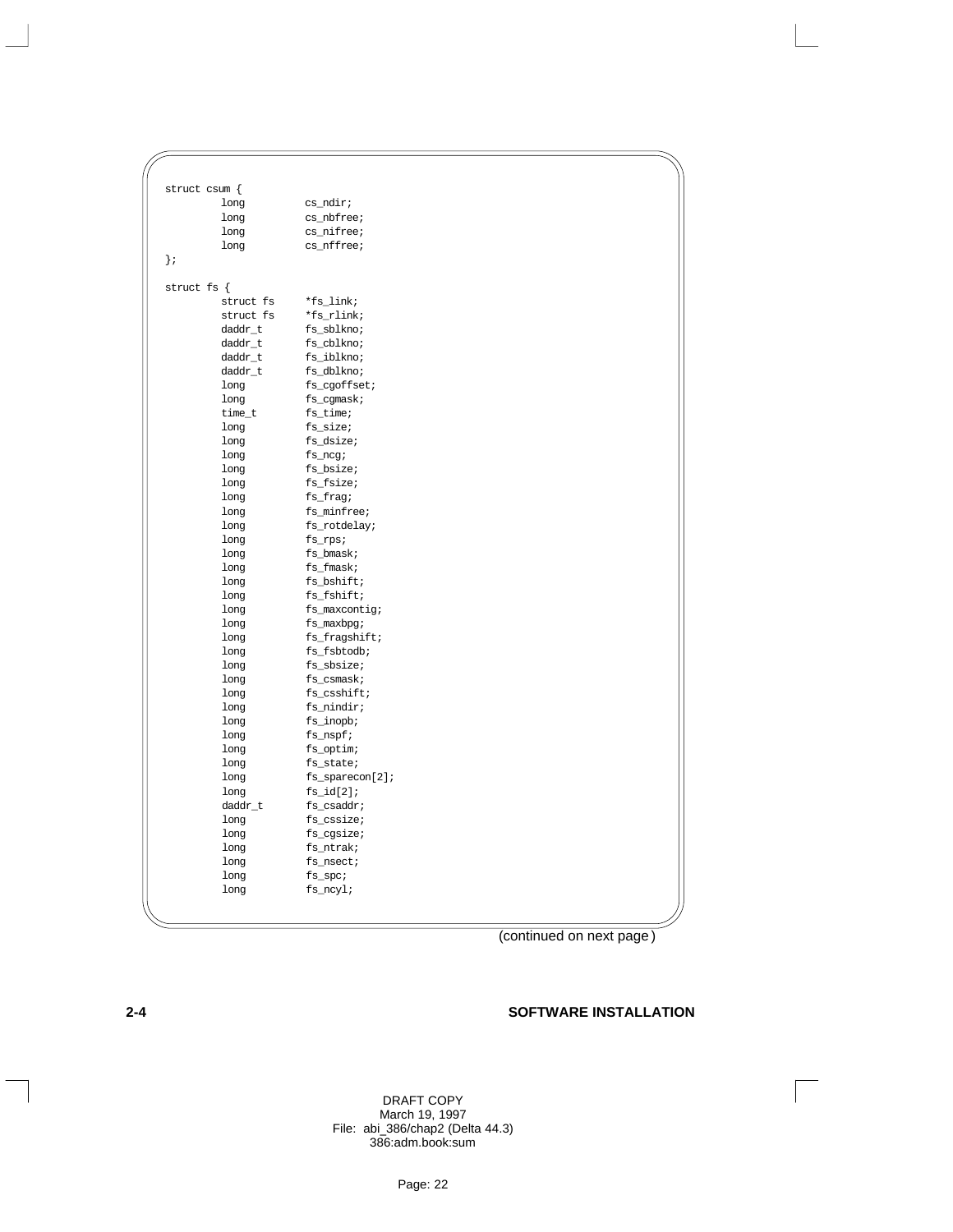```
struct csum {
        long          cs_ndir;
        long          cs_nbfree;
        long          cs_nifree;
        long          cs_nffree;
};

struct fs {
        struct fs     *fs_link;
        struct fs     *fs_rlink;
        daddr_t       fs_sblkno;
        daddr_t       fs_cblkno;
        daddr_t       fs_iblkno;
        daddr_t       fs_dblkno;
        long          fs_cgoffset;
        long          fs_cgmask;
        time_t        fs_time;
        long          fs_size;
        long          fs_dsize;
        long          fs_ncg;
        long          fs_bsize;
        long          fs_fsize;
        long          fs_frag;
        long          fs_minfree;
        long          fs_rotdelay;
        long          fs_rps;
        long          fs_bmask;
        long          fs_fmask;
        long          fs_bshift;
        long          fs_fshift;
        long          fs_maxcontig;
        long          fs_maxbpg;
        long          fs_fragshift;
        long          fs_fsbtodb;
        long          fs_sbsize;
        long          fs_csmask;
        long          fs_csshift;
        long          fs_nindir;
        long          fs_inopb;
        long          fs_nspf;
        long          fs_optim;
        long          fs_state;
        long          fs_sparecon[2];
        long          fs_id[2];
        daddr_t       fs_csaddr;
        long          fs_cssize;
        long          fs_cgsize;
        long          fs_ntrak;
        long          fs_nsect;
        long          fs_spc;
        long          fs_ncyl;
```

(continued on next page)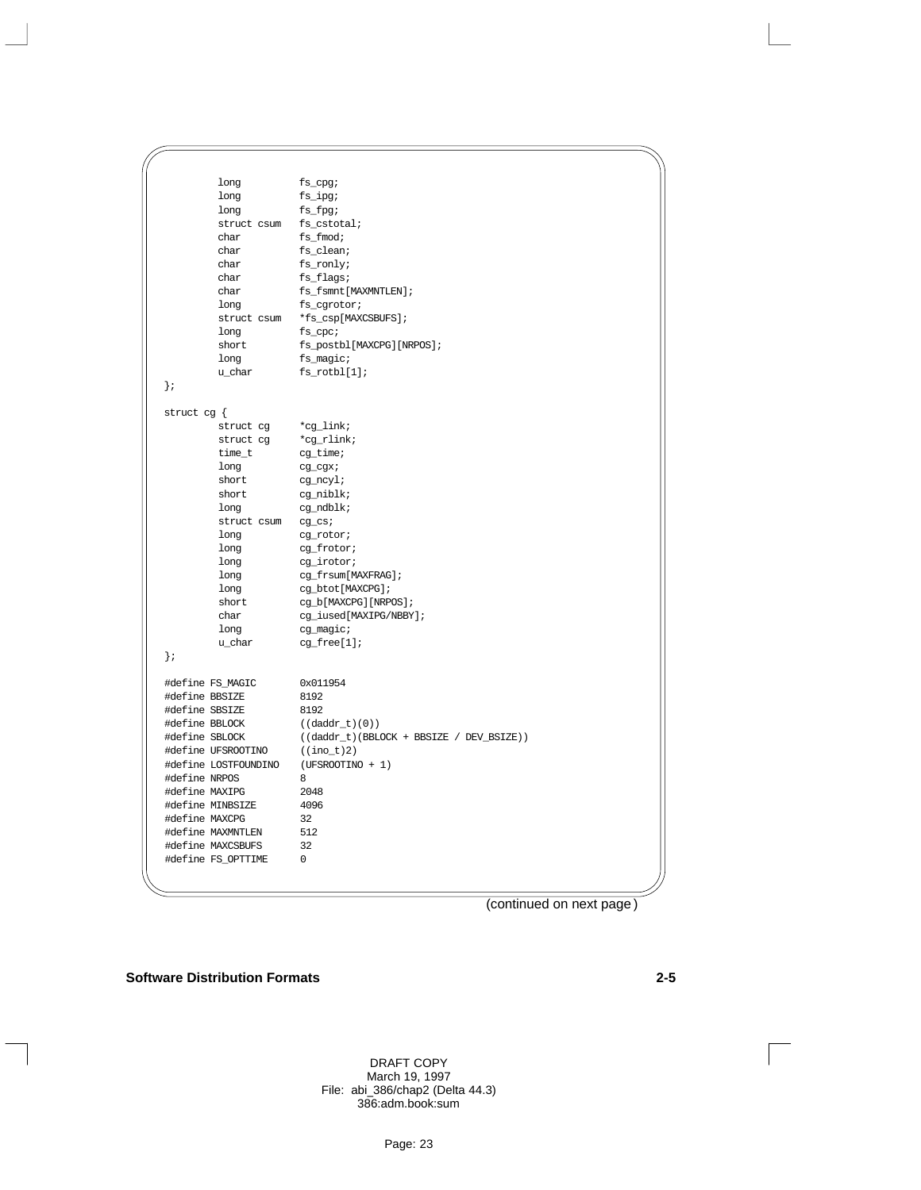```
        long            fs_cpg;
        long            fs_ipg;
        long            fs_fpg;
        struct csum     fs_cstotal;
        char            fs_fmod;
        char            fs_clean;
        char            fs_ronly;
        char            fs_flags;
        char            fs_fsmnt[MAXMNTLEN];
        long            fs_cgrotor;
        struct csum     *fs_csp[MAXCSBUFS];
        long            fs_cpc;
        short           fs_postbl[MAXCPG][NRPOS];
        long            fs_magic;
        u_char          fs_rotbl[1];
};

struct cg {
        struct cg       *cg_link;
        struct cg       *cg_rlink;
        time_t          cg_time;
        long            cg_cgx;
        short           cg_ncyl;
        short           cg_niblk;
        long            cg_ndblk;
        struct csum     cg_cs;
        long            cg_rotor;
        long            cg_frotor;
        long            cg_irotor;
        long            cg_frsum[MAXFRAG];
        long            cg_btot[MAXCPG];
        short           cg_b[MAXCPG][NRPOS];
        char            cg_iused[MAXIPG/NBBY];
        long            cg_magic;
        u_char          cg_free[1];
};

#define FS_MAGIC        0x011954
#define BBSIZE          8192
#define SBSIZE          8192
#define BBLOCK          ((daddr_t)(0))
#define SBLOCK          ((daddr_t)(BBLOCK + BBSIZE / DEV_BSIZE))
#define UFSROOTINO      ((ino_t)2)
#define LOSTFOUNDINO    (UFSROOTINO + 1)
#define NRPOS           8
#define MAXIPG          2048
#define MINBSIZE        4096
#define MAXCPG          32
#define MAXMNTLEN       512
#define MAXCSBUFS       32
#define FS_OPTTIME      0
```

(continued on next page)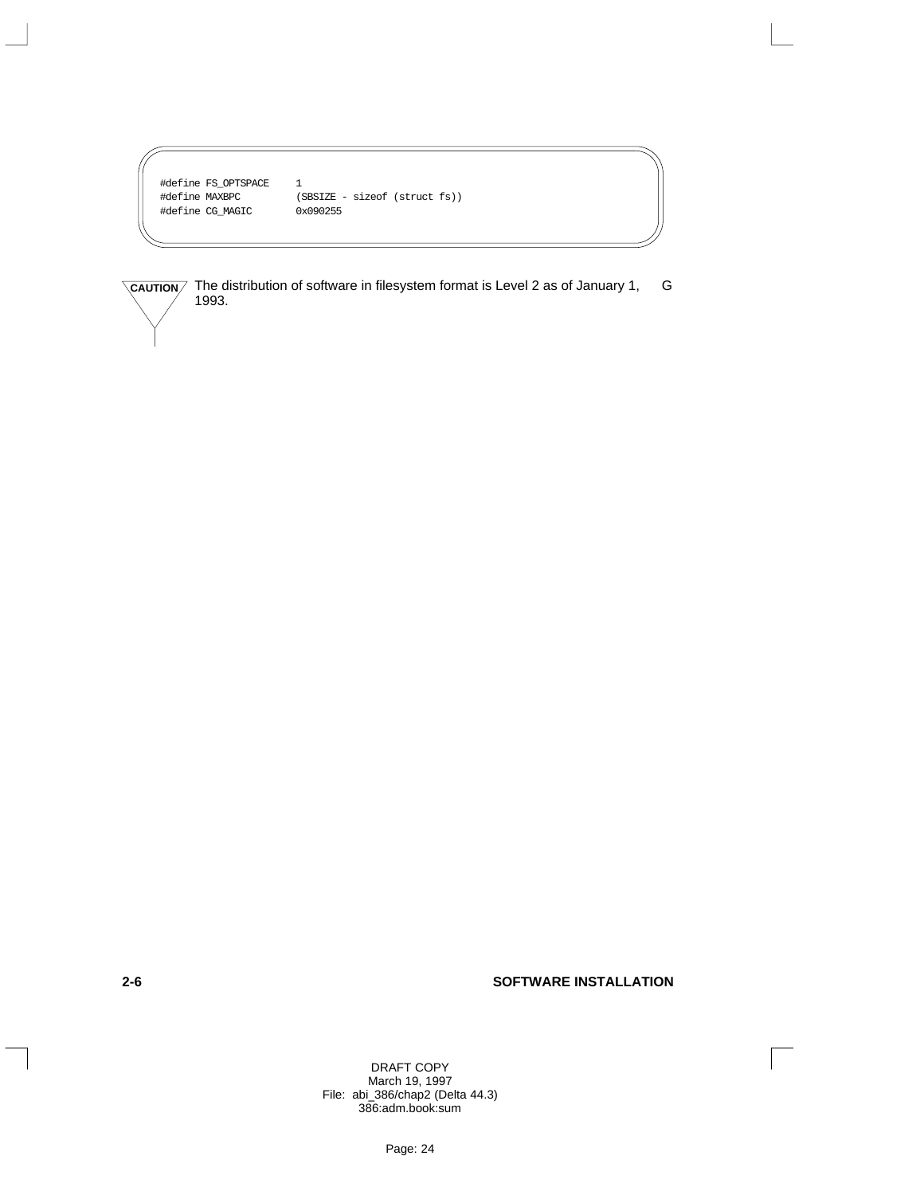```
#define FS_OPTSPACE     1
#define MAXBPC          (SBSIZE - sizeof (struct fs))
#define CG_MAGIC        0x090255
```

**CAUTION** The distribution of software in filesystem format is Level 2 as of January 1, 1993. G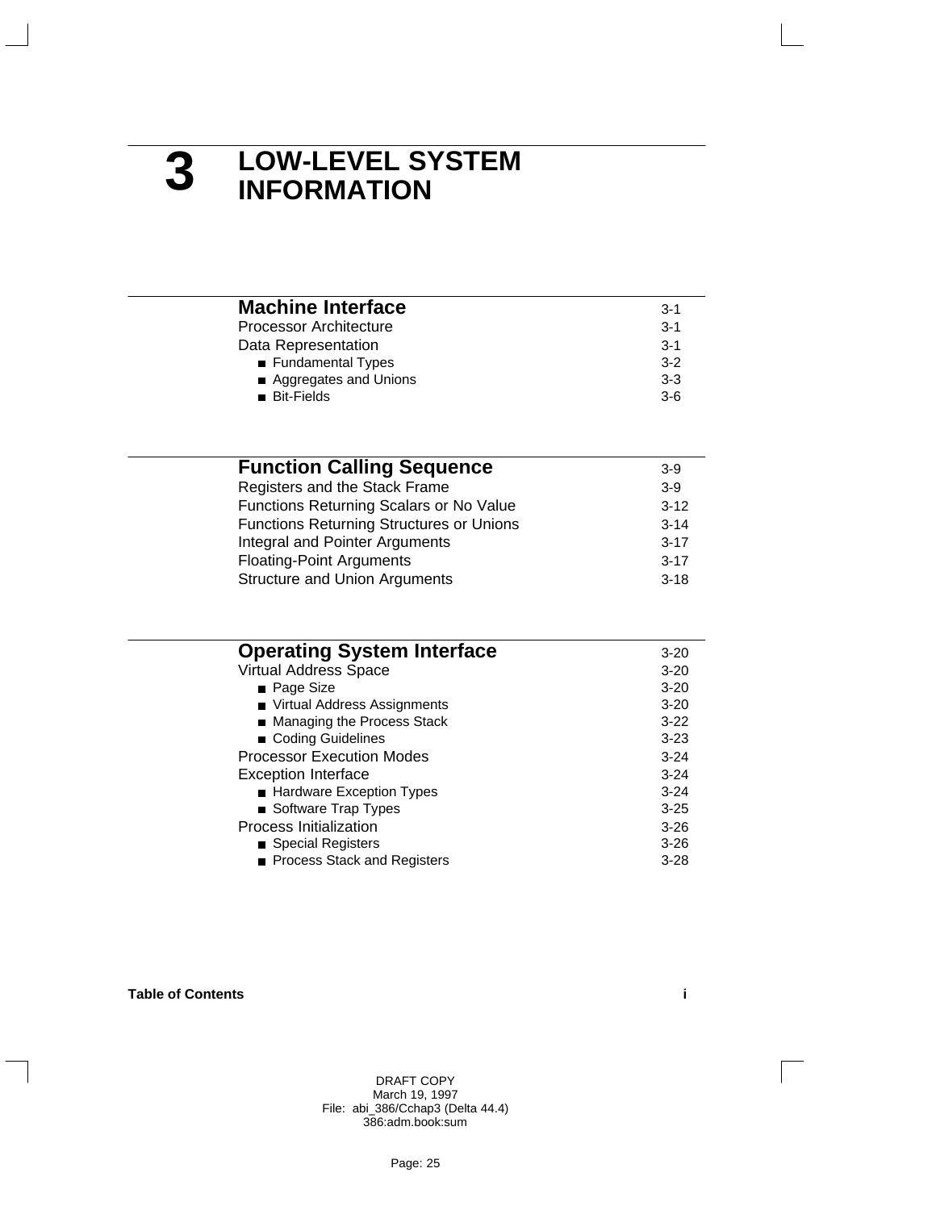# 3 LOW-LEVEL SYSTEM INFORMATION

| | |
|---|---|
| **Machine Interface** | 3-1 |
| Processor Architecture | 3-1 |
| Data Representation | 3-1 |
| ■ Fundamental Types | 3-2 |
| ■ Aggregates and Unions | 3-3 |
| ■ Bit-Fields | 3-6 |

| | |
|---|---|
| **Function Calling Sequence** | 3-9 |
| Registers and the Stack Frame | 3-9 |
| Functions Returning Scalars or No Value | 3-12 |
| Functions Returning Structures or Unions | 3-14 |
| Integral and Pointer Arguments | 3-17 |
| Floating-Point Arguments | 3-17 |
| Structure and Union Arguments | 3-18 |

| | |
|---|---|
| **Operating System Interface** | 3-20 |
| Virtual Address Space | 3-20 |
| ■ Page Size | 3-20 |
| ■ Virtual Address Assignments | 3-20 |
| ■ Managing the Process Stack | 3-22 |
| ■ Coding Guidelines | 3-23 |
| Processor Execution Modes | 3-24 |
| Exception Interface | 3-24 |
| ■ Hardware Exception Types | 3-24 |
| ■ Software Trap Types | 3-25 |
| Process Initialization | 3-26 |
| ■ Special Registers | 3-26 |
| ■ Process Stack and Registers | 3-28 |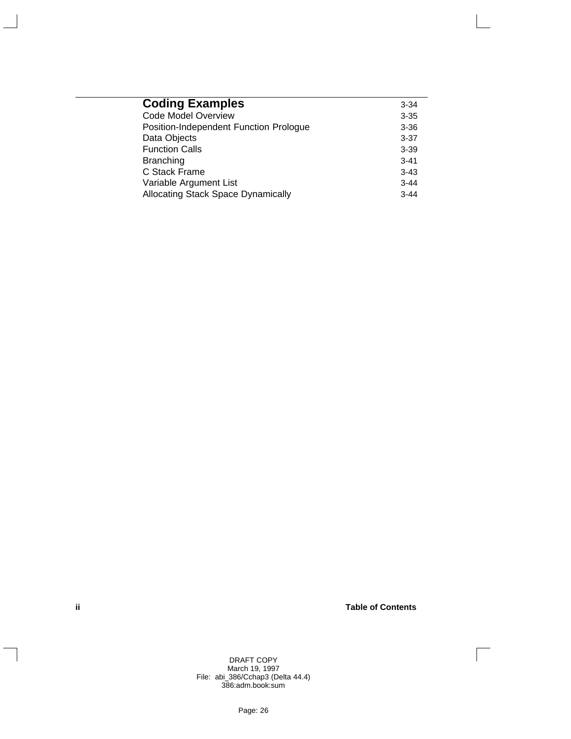| **Coding Examples** | 3-34 |
| --- | --- |
| Code Model Overview | 3-35 |
| Position-Independent Function Prologue | 3-36 |
| Data Objects | 3-37 |
| Function Calls | 3-39 |
| Branching | 3-41 |
| C Stack Frame | 3-43 |
| Variable Argument List | 3-44 |
| Allocating Stack Space Dynamically | 3-44 |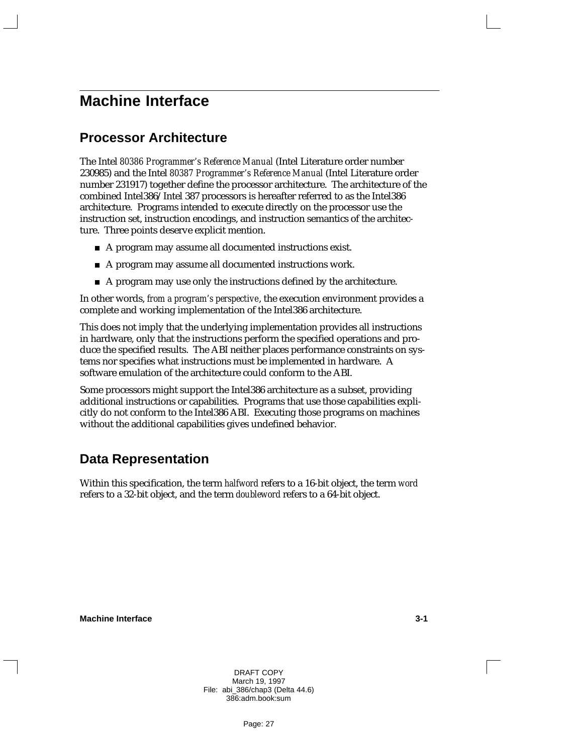# Machine Interface

## Processor Architecture

The Intel *80386 Programmer's Reference Manual* (Intel Literature order number 230985) and the Intel *80387 Programmer's Reference Manual* (Intel Literature order number 231917) together define the processor architecture. The architecture of the combined Intel386/Intel 387 processors is hereafter referred to as the Intel386 architecture. Programs intended to execute directly on the processor use the instruction set, instruction encodings, and instruction semantics of the architecture. Three points deserve explicit mention.

- A program may assume all documented instructions exist.
- A program may assume all documented instructions work.
- A program may use only the instructions defined by the architecture.

In other words, *from a program's perspective*, the execution environment provides a complete and working implementation of the Intel386 architecture.

This does not imply that the underlying implementation provides all instructions in hardware, only that the instructions perform the specified operations and produce the specified results. The ABI neither places performance constraints on systems nor specifies what instructions must be implemented in hardware. A software emulation of the architecture could conform to the ABI.

Some processors might support the Intel386 architecture as a subset, providing additional instructions or capabilities. Programs that use those capabilities explicitly do not conform to the Intel386 ABI. Executing those programs on machines without the additional capabilities gives undefined behavior.

## Data Representation

Within this specification, the term *halfword* refers to a 16-bit object, the term *word* refers to a 32-bit object, and the term *doubleword* refers to a 64-bit object.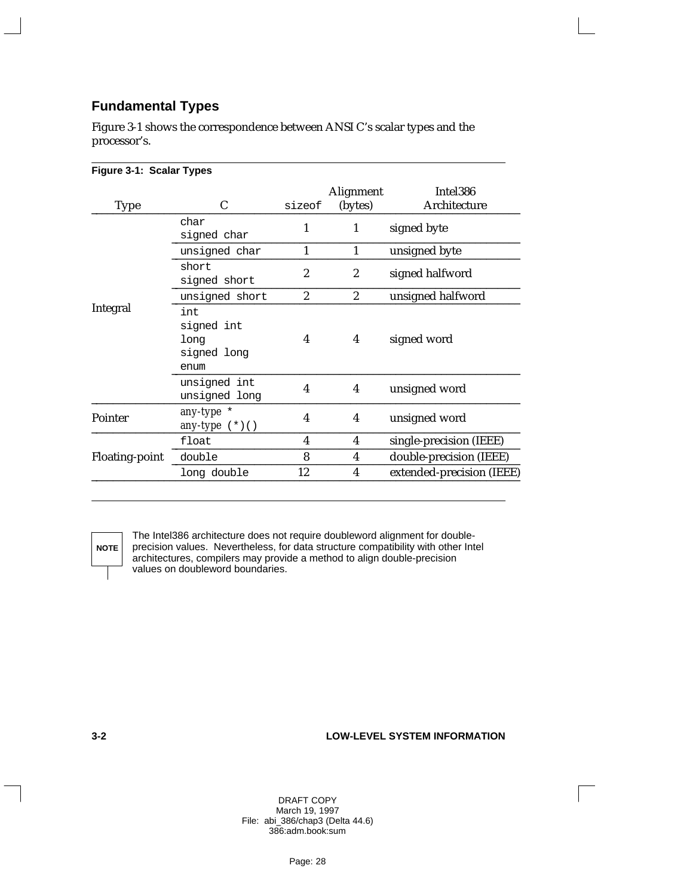## Fundamental Types

Figure 3-1 shows the correspondence between ANSI C's scalar types and the processor's.

**Figure 3-1: Scalar Types**

| Type | C | sizeof | Alignment (bytes) | Intel386 Architecture |
|---|---|---|---|---|
| Integral | `char`<br>`signed char` | 1 | 1 | signed byte |
| | `unsigned char` | 1 | 1 | unsigned byte |
| | `short`<br>`signed short` | 2 | 2 | signed halfword |
| | `unsigned short` | 2 | 2 | unsigned halfword |
| | `int`<br>`signed int`<br>`long`<br>`signed long`<br>`enum` | 4 | 4 | signed word |
| | `unsigned int`<br>`unsigned long` | 4 | 4 | unsigned word |
| Pointer | *any-type* `*`<br>*any-type* `(*)()` | 4 | 4 | unsigned word |
| Floating-point | `float` | 4 | 4 | single-precision (IEEE) |
| | `double` | 8 | 4 | double-precision (IEEE) |
| | `long double` | 12 | 4 | extended-precision (IEEE) |

**NOTE** The Intel386 architecture does not require doubleword alignment for double-precision values. Nevertheless, for data structure compatibility with other Intel architectures, compilers may provide a method to align double-precision values on doubleword boundaries.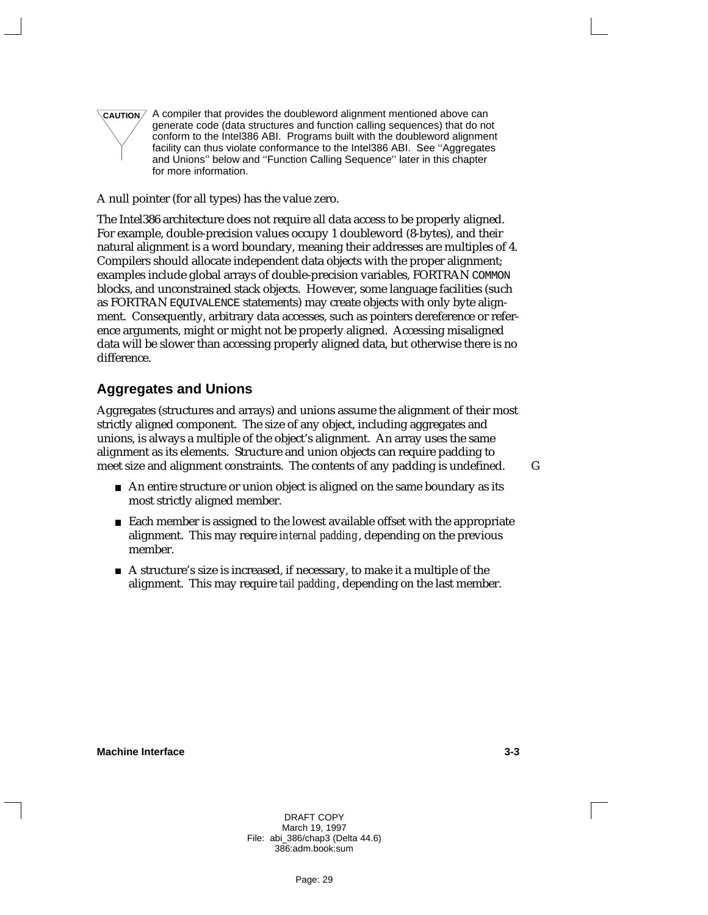**CAUTION** A compiler that provides the doubleword alignment mentioned above can generate code (data structures and function calling sequences) that do not conform to the Intel386 ABI. Programs built with the doubleword alignment facility can thus violate conformance to the Intel386 ABI. See ''Aggregates and Unions'' below and ''Function Calling Sequence'' later in this chapter for more information.

A null pointer (for all types) has the value zero.

The Intel386 architecture does not require all data access to be properly aligned. For example, double-precision values occupy 1 doubleword (8-bytes), and their natural alignment is a word boundary, meaning their addresses are multiples of 4. Compilers should allocate independent data objects with the proper alignment; examples include global arrays of double-precision variables, FORTRAN `COMMON` blocks, and unconstrained stack objects. However, some language facilities (such as FORTRAN `EQUIVALENCE` statements) may create objects with only byte alignment. Consequently, arbitrary data accesses, such as pointers dereference or reference arguments, might or might not be properly aligned. Accessing misaligned data will be slower than accessing properly aligned data, but otherwise there is no difference.

## Aggregates and Unions

Aggregates (structures and arrays) and unions assume the alignment of their most strictly aligned component. The size of any object, including aggregates and unions, is always a multiple of the object's alignment. An array uses the same alignment as its elements. Structure and union objects can require padding to meet size and alignment constraints. The contents of any padding is undefined. G

- An entire structure or union object is aligned on the same boundary as its most strictly aligned member.
- Each member is assigned to the lowest available offset with the appropriate alignment. This may require *internal padding*, depending on the previous member.
- A structure's size is increased, if necessary, to make it a multiple of the alignment. This may require *tail padding*, depending on the last member.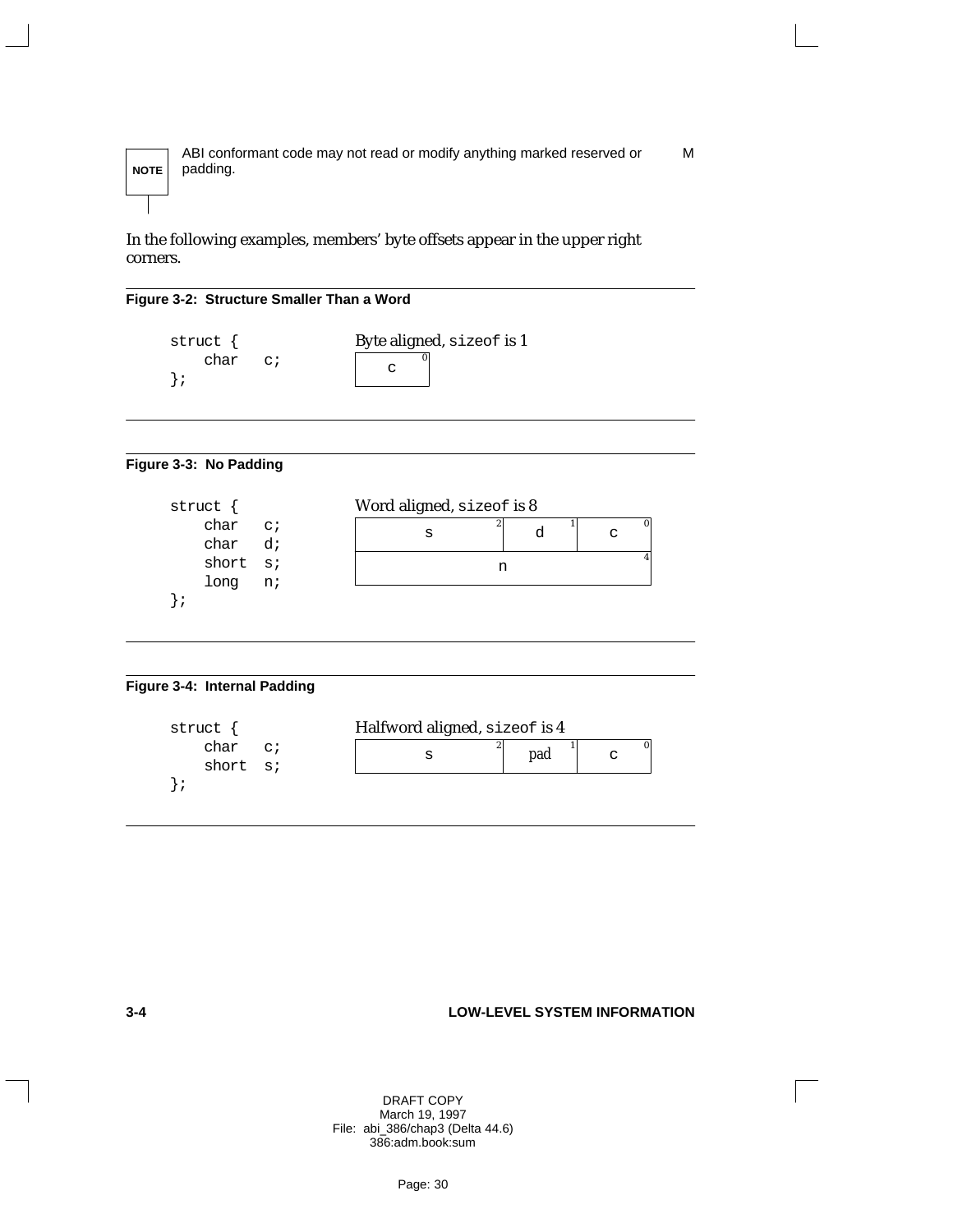**NOTE** ABI conformant code may not read or modify anything marked reserved or padding.

In the following examples, members' byte offsets appear in the upper right corners.

**Figure 3-2: Structure Smaller Than a Word**

```
struct {
    char   c;
};
```

Byte aligned, `sizeof` is 1

| c [0] |
|---|

**Figure 3-3: No Padding**

```
struct {
    char   c;
    char   d;
    short  s;
    long   n;
};
```

Word aligned, `sizeof` is 8

| s [2] | d [1] | c [0] |
|---|---|---|
| n [4] | | |

**Figure 3-4: Internal Padding**

```
struct {
    char   c;
    short  s;
};
```

Halfword aligned, `sizeof` is 4

| s [2] | pad [1] | c [0] |
|---|---|---|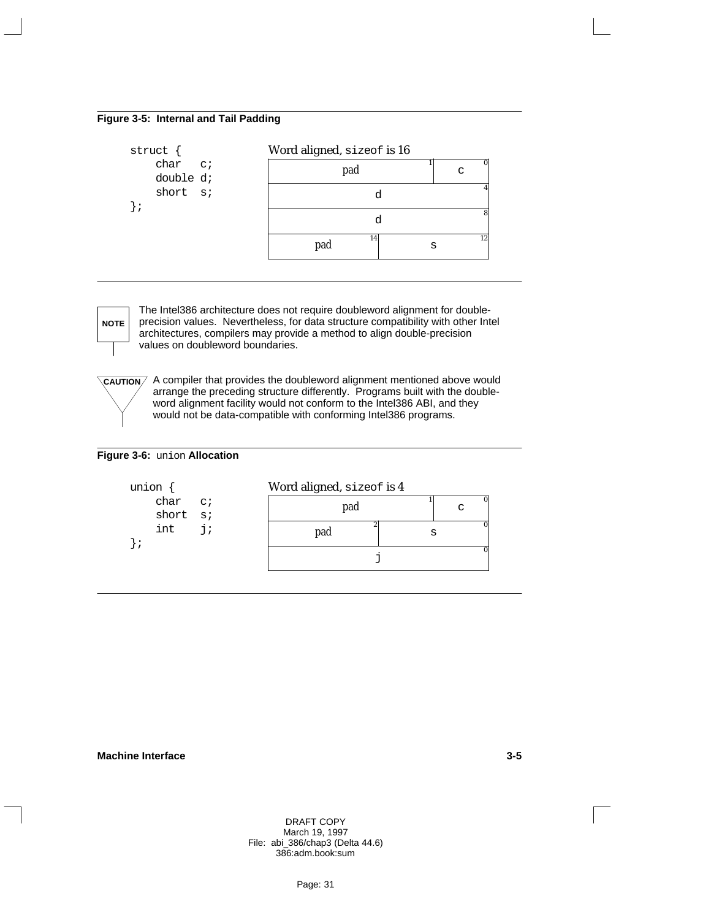**Figure 3-5: Internal and Tail Padding**

```
struct {
    char   c;
    double d;
    short  s;
};
```

Word aligned, `sizeof` is 16

| | | | |
|---|---|---|---|
| pad | 1 | c | 0 |
| d | | | 4 |
| d | | | 8 |
| pad | 14 | s | 12 |

**NOTE** The Intel386 architecture does not require doubleword alignment for double-precision values. Nevertheless, for data structure compatibility with other Intel architectures, compilers may provide a method to align double-precision values on doubleword boundaries.

**CAUTION** A compiler that provides the doubleword alignment mentioned above would arrange the preceding structure differently. Programs built with the double-word alignment facility would not conform to the Intel386 ABI, and they would not be data-compatible with conforming Intel386 programs.

**Figure 3-6:** `union` **Allocation**

```
union {
    char   c;
    short  s;
    int    j;
};
```

Word aligned, `sizeof` is 4

| | | | |
|---|---|---|---|
| pad | 1 | c | 0 |
| pad | 2 | s | 0 |
| j | | | 0 |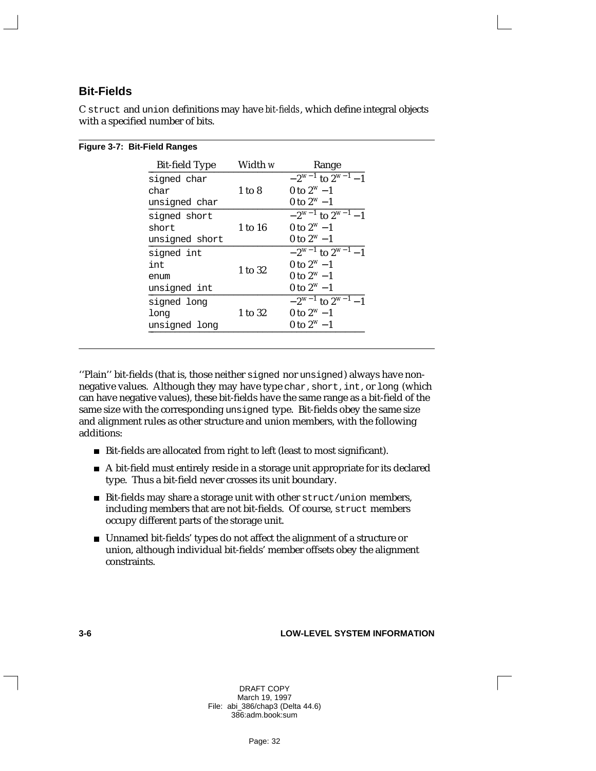## Bit-Fields

C `struct` and `union` definitions may have *bit-fields*, which define integral objects with a specified number of bits.

**Figure 3-7: Bit-Field Ranges**

| Bit-field Type | Width *w* | Range |
|---|---|---|
| `signed char` | 1 to 8 | $-2^{w-1}$ to $2^{w-1}-1$ |
| `char` | | $0$ to $2^{w}-1$ |
| `unsigned char` | | $0$ to $2^{w}-1$ |
| `signed short` | 1 to 16 | $-2^{w-1}$ to $2^{w-1}-1$ |
| `short` | | $0$ to $2^{w}-1$ |
| `unsigned short` | | $0$ to $2^{w}-1$ |
| `signed int` | 1 to 32 | $-2^{w-1}$ to $2^{w-1}-1$ |
| `int` | | $0$ to $2^{w}-1$ |
| `enum` | | $0$ to $2^{w}-1$ |
| `unsigned int` | | $0$ to $2^{w}-1$ |
| `signed long` | 1 to 32 | $-2^{w-1}$ to $2^{w-1}-1$ |
| `long` | | $0$ to $2^{w}-1$ |
| `unsigned long` | | $0$ to $2^{w}-1$ |

''Plain'' bit-fields (that is, those neither `signed` nor `unsigned`) always have non-negative values. Although they may have type `char`, `short`, `int`, or `long` (which can have negative values), these bit-fields have the same range as a bit-field of the same size with the corresponding `unsigned` type. Bit-fields obey the same size and alignment rules as other structure and union members, with the following additions:

- Bit-fields are allocated from right to left (least to most significant).
- A bit-field must entirely reside in a storage unit appropriate for its declared type. Thus a bit-field never crosses its unit boundary.
- Bit-fields may share a storage unit with other `struct`/`union` members, including members that are not bit-fields. Of course, `struct` members occupy different parts of the storage unit.
- Unnamed bit-fields' types do not affect the alignment of a structure or union, although individual bit-fields' member offsets obey the alignment constraints.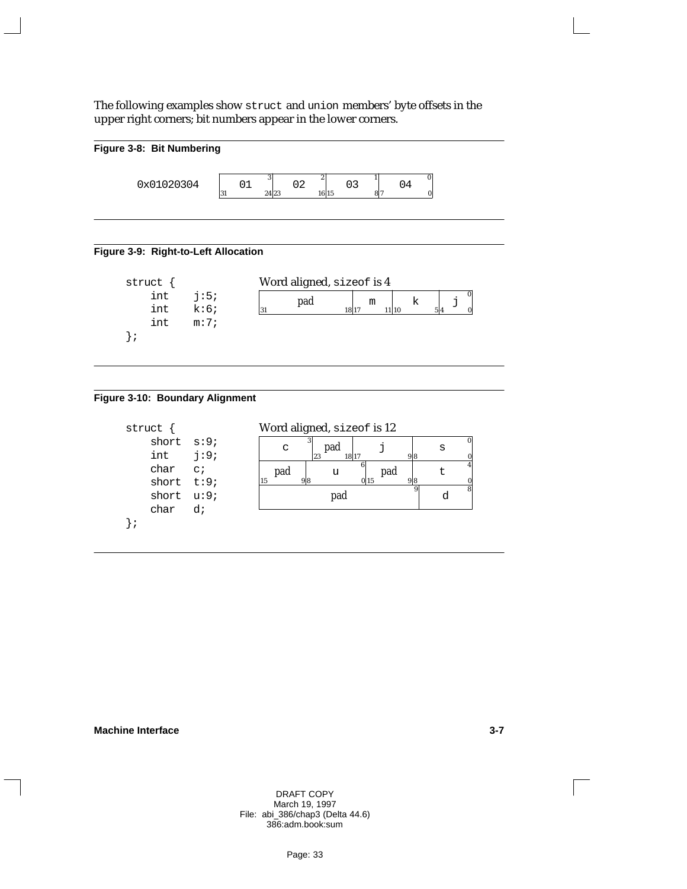The following examples show `struct` and `union` members' byte offsets in the upper right corners; bit numbers appear in the lower corners.

**Figure 3-8: Bit Numbering**

0x01020304

| 01 (byte 3, bits 31–24) | 02 (byte 2, bits 23–16) | 03 (byte 1, bits 15–8) | 04 (byte 0, bits 7–0) |
|---|---|---|---|

**Figure 3-9: Right-to-Left Allocation**

```
struct {
    int   j:5;
    int   k:6;
    int   m:7;
};
```

Word aligned, `sizeof` is 4

| pad (bits 31–18) | m (bits 17–11) | k (bits 10–5) | j (byte 0, bits 4–0) |
|---|---|---|---|

**Figure 3-10: Boundary Alignment**

```
struct {
    short  s:9;
    int    j:9;
    char   c;
    short  t:9;
    short  u:9;
    char   d;
};
```

Word aligned, `sizeof` is 12

| c (byte 3) | pad (bits 23–18) | j (bits 17–9) | s (byte 0, bits 8–0) |
|---|---|---|---|
| pad (bits 15–9) | u (byte 6, bits 8–0) | pad (bits 15–9) | t (byte 4, bits 8–0) |
| pad (byte 9) | | | d (byte 8) |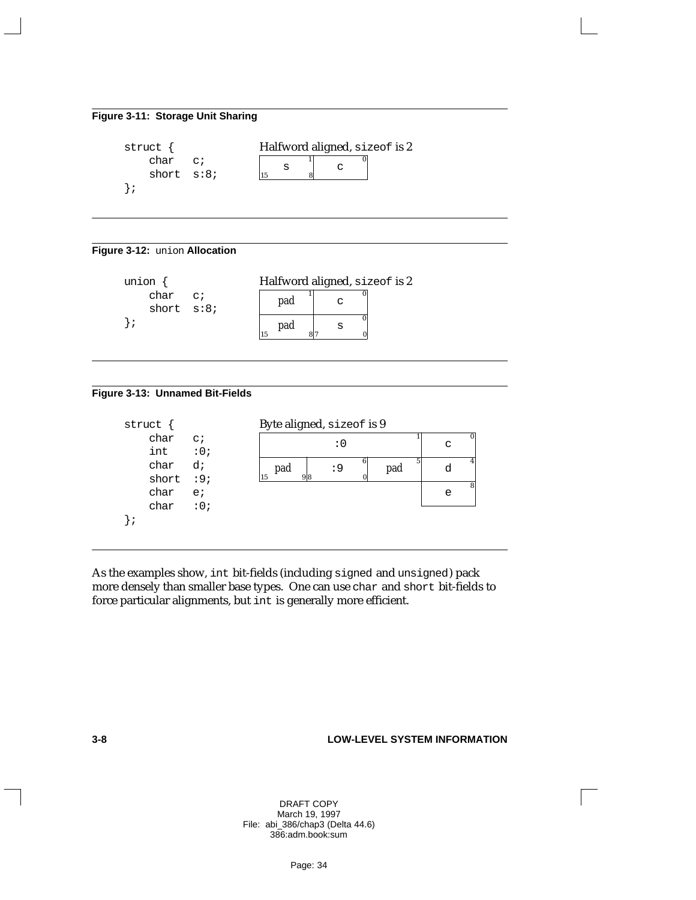**Figure 3-11: Storage Unit Sharing**

```
struct {
    char   c;
    short  s:8;
};
```

Halfword aligned, `sizeof` is 2

| s (15–8) | c (7–0) |
|---|---|

---

**Figure 3-12:** `union` **Allocation**

```
union {
    char   c;
    short  s:8;
};
```

Halfword aligned, `sizeof` is 2

| 15–8 | 7–0 |
|---|---|
| pad | c |
| pad | s |

---

**Figure 3-13: Unnamed Bit-Fields**

```
struct {
    char   c;
    int    :0;
    char   d;
    short  :9;
    char   e;
    char   :0;
};
```

Byte aligned, `sizeof` is 9

| | | | |
|---|---|---|---|
| :0 | | | c |
| pad (15–9) | :9 (8–0) | pad | d |
| | | | e |

---

As the examples show, `int` bit-fields (including `signed` and `unsigned`) pack more densely than smaller base types. One can use `char` and `short` bit-fields to force particular alignments, but `int` is generally more efficient.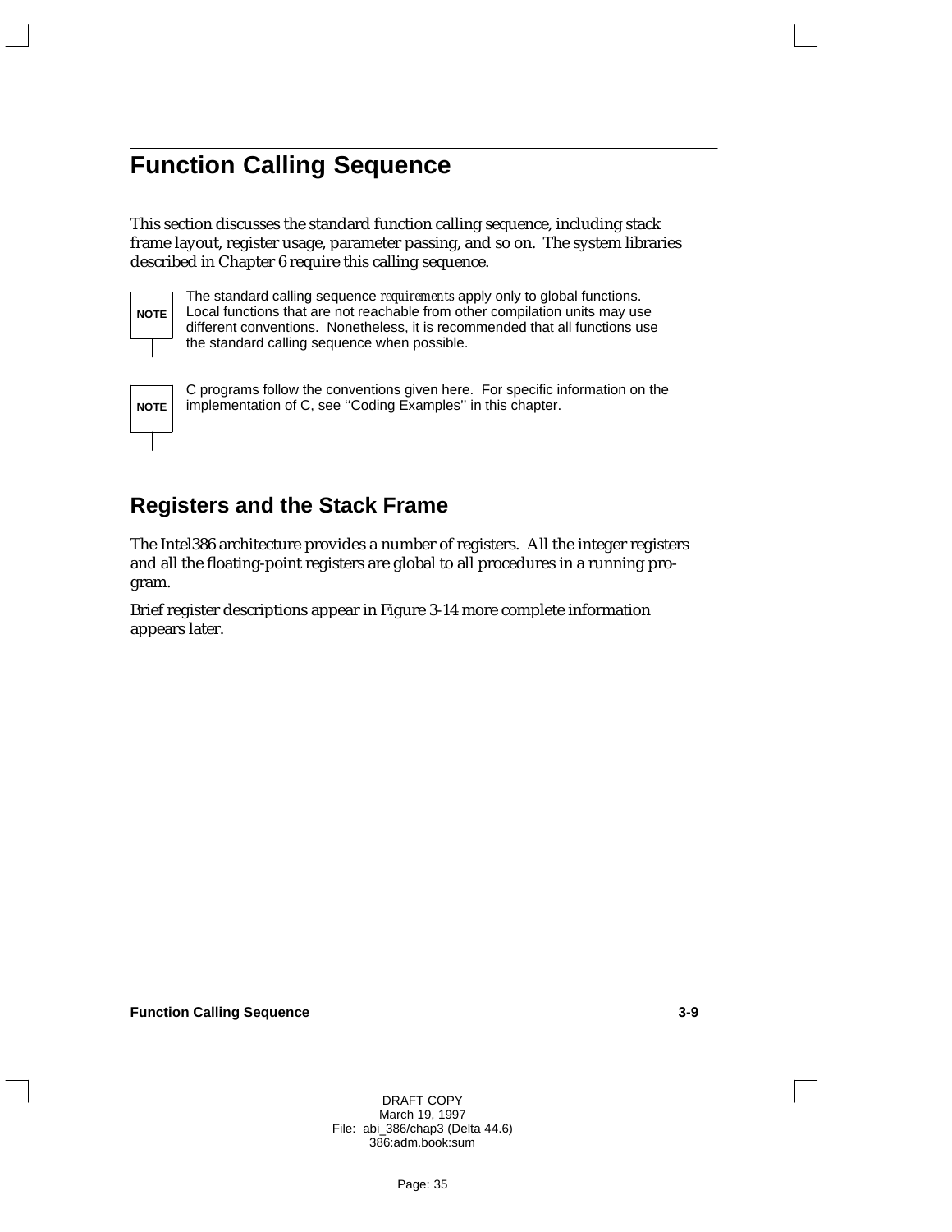# Function Calling Sequence

This section discusses the standard function calling sequence, including stack frame layout, register usage, parameter passing, and so on. The system libraries described in Chapter 6 require this calling sequence.

**NOTE** The standard calling sequence *requirements* apply only to global functions. Local functions that are not reachable from other compilation units may use different conventions. Nonetheless, it is recommended that all functions use the standard calling sequence when possible.

**NOTE** C programs follow the conventions given here. For specific information on the implementation of C, see ''Coding Examples'' in this chapter.

## Registers and the Stack Frame

The Intel386 architecture provides a number of registers. All the integer registers and all the floating-point registers are global to all procedures in a running program.

Brief register descriptions appear in Figure 3-14 more complete information appears later.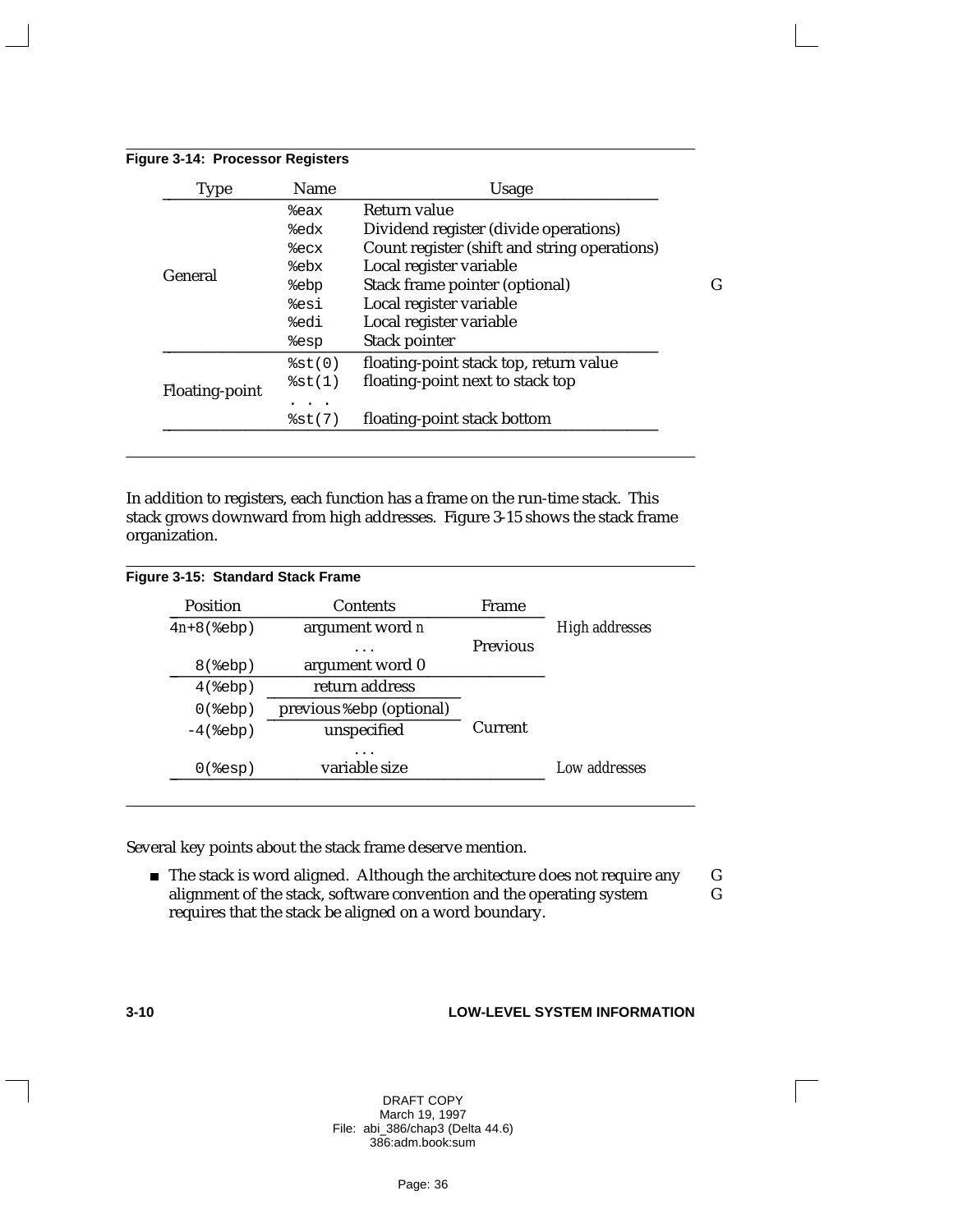**Figure 3-14: Processor Registers**

| Type | Name | Usage |
|---|---|---|
| General | `%eax` | Return value |
| | `%edx` | Dividend register (divide operations) |
| | `%ecx` | Count register (shift and string operations) |
| | `%ebx` | Local register variable |
| | `%ebp` | Stack frame pointer (optional) |
| | `%esi` | Local register variable |
| | `%edi` | Local register variable |
| | `%esp` | Stack pointer |
| Floating-point | `%st(0)` | floating-point stack top, return value |
| | `%st(1)` | floating-point next to stack top |
| | . . . | |
| | `%st(7)` | floating-point stack bottom |

In addition to registers, each function has a frame on the run-time stack. This stack grows downward from high addresses. Figure 3-15 shows the stack frame organization.

**Figure 3-15: Standard Stack Frame**

| Position | Contents | Frame | |
|---|---|---|---|
| `4n+8(%ebp)` | argument word *n* | | *High addresses* |
| | . . . | Previous | |
| `8(%ebp)` | argument word 0 | | |
| `4(%ebp)` | return address | | |
| `0(%ebp)` | previous `%ebp` (optional) | | |
| `-4(%ebp)` | unspecified | Current | |
| | . . . | | |
| `0(%esp)` | variable size | | *Low addresses* |

Several key points about the stack frame deserve mention.

- The stack is word aligned. Although the architecture does not require any alignment of the stack, software convention and the operating system requires that the stack be aligned on a word boundary.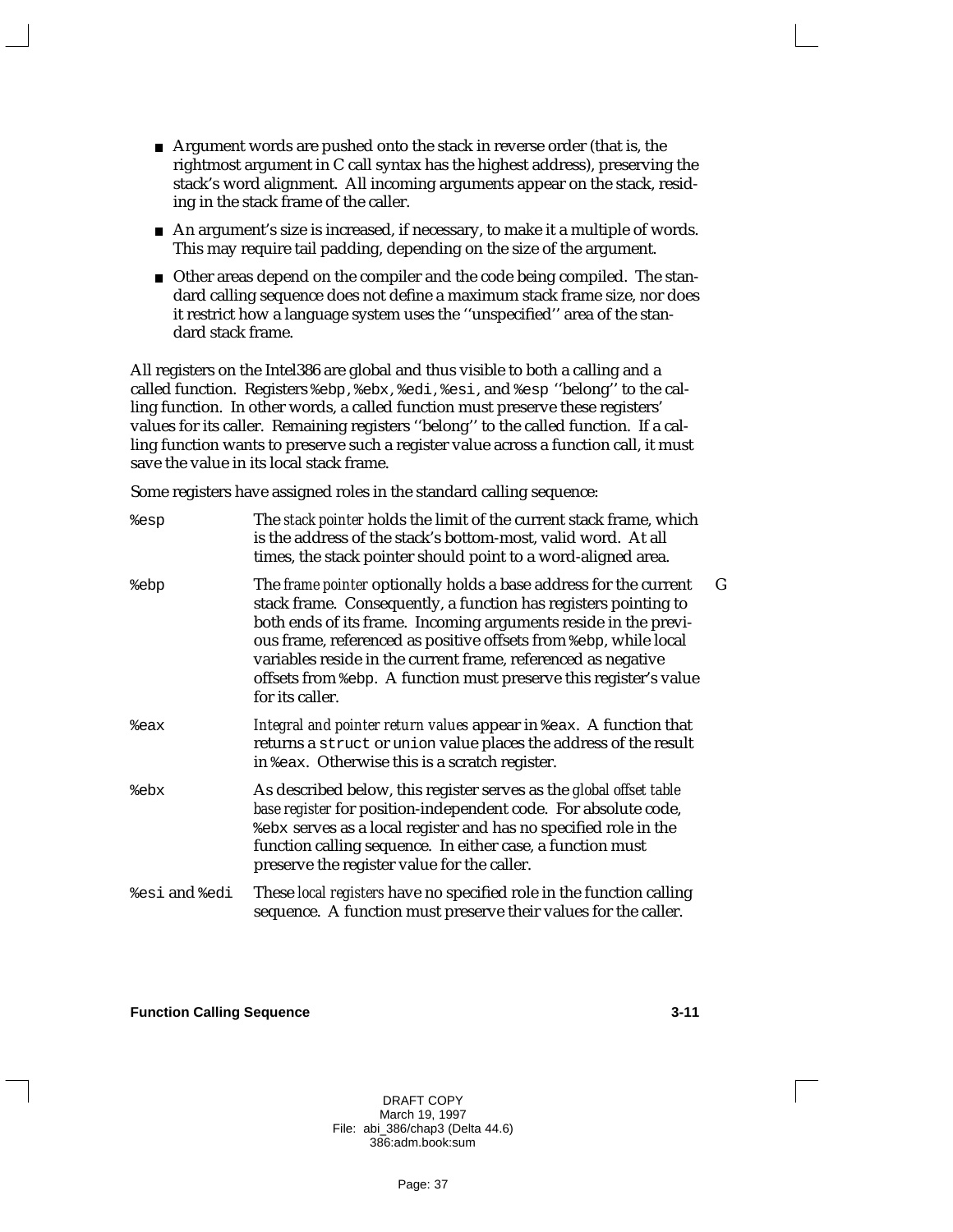- Argument words are pushed onto the stack in reverse order (that is, the rightmost argument in C call syntax has the highest address), preserving the stack's word alignment. All incoming arguments appear on the stack, residing in the stack frame of the caller.
- An argument's size is increased, if necessary, to make it a multiple of words. This may require tail padding, depending on the size of the argument.
- Other areas depend on the compiler and the code being compiled. The standard calling sequence does not define a maximum stack frame size, nor does it restrict how a language system uses the ''unspecified'' area of the standard stack frame.

All registers on the Intel386 are global and thus visible to both a calling and a called function. Registers `%ebp`, `%ebx`, `%edi`, `%esi`, and `%esp` ''belong'' to the calling function. In other words, a called function must preserve these registers' values for its caller. Remaining registers ''belong'' to the called function. If a calling function wants to preserve such a register value across a function call, it must save the value in its local stack frame.

Some registers have assigned roles in the standard calling sequence:

`%esp` The *stack pointer* holds the limit of the current stack frame, which is the address of the stack's bottom-most, valid word. At all times, the stack pointer should point to a word-aligned area.

`%ebp` The *frame pointer* optionally holds a base address for the current stack frame. Consequently, a function has registers pointing to both ends of its frame. Incoming arguments reside in the previous frame, referenced as positive offsets from `%ebp`, while local variables reside in the current frame, referenced as negative offsets from `%ebp`. A function must preserve this register's value for its caller.

`%eax` *Integral and pointer return values* appear in `%eax`. A function that returns a `struct` or `union` value places the address of the result in `%eax`. Otherwise this is a scratch register.

`%ebx` As described below, this register serves as the *global offset table base register* for position-independent code. For absolute code, `%ebx` serves as a local register and has no specified role in the function calling sequence. In either case, a function must preserve the register value for the caller.

`%esi` and `%edi` These *local registers* have no specified role in the function calling sequence. A function must preserve their values for the caller.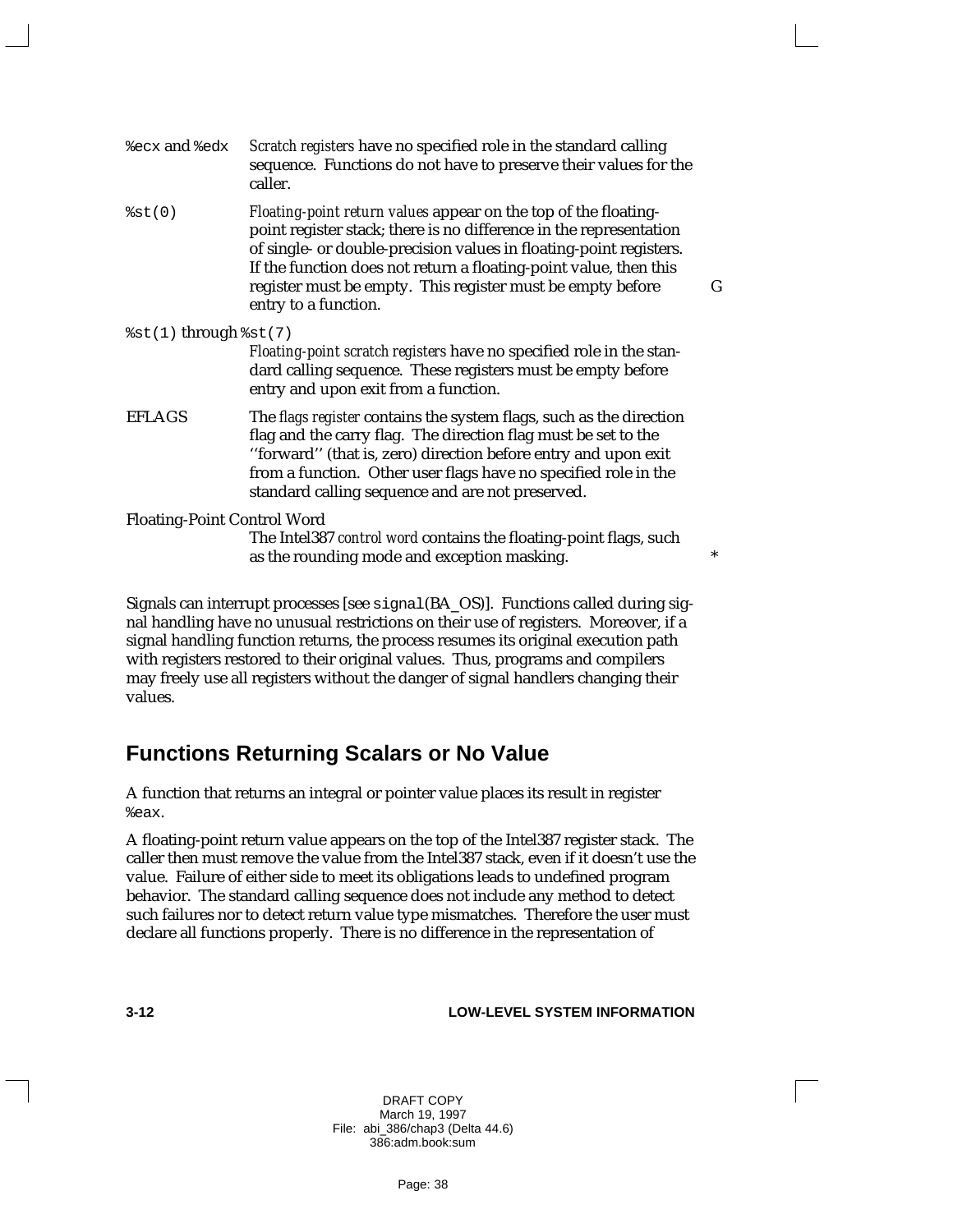`%ecx` and `%edx` — *Scratch registers* have no specified role in the standard calling sequence. Functions do not have to preserve their values for the caller.

`%st(0)` — *Floating-point return values* appear on the top of the floating-point register stack; there is no difference in the representation of single- or double-precision values in floating-point registers. If the function does not return a floating-point value, then this register must be empty. This register must be empty before entry to a function. G

`%st(1)` through `%st(7)` — *Floating-point scratch registers* have no specified role in the standard calling sequence. These registers must be empty before entry and upon exit from a function.

EFLAGS — The *flags register* contains the system flags, such as the direction flag and the carry flag. The direction flag must be set to the ''forward'' (that is, zero) direction before entry and upon exit from a function. Other user flags have no specified role in the standard calling sequence and are not preserved.

Floating-Point Control Word — The Intel387 *control word* contains the floating-point flags, such as the rounding mode and exception masking. *

Signals can interrupt processes [see `signal`(BA_OS)]. Functions called during signal handling have no unusual restrictions on their use of registers. Moreover, if a signal handling function returns, the process resumes its original execution path with registers restored to their original values. Thus, programs and compilers may freely use all registers without the danger of signal handlers changing their values.

## Functions Returning Scalars or No Value

A function that returns an integral or pointer value places its result in register `%eax`.

A floating-point return value appears on the top of the Intel387 register stack. The caller then must remove the value from the Intel387 stack, even if it doesn't use the value. Failure of either side to meet its obligations leads to undefined program behavior. The standard calling sequence does not include any method to detect such failures nor to detect return value type mismatches. Therefore the user must declare all functions properly. There is no difference in the representation of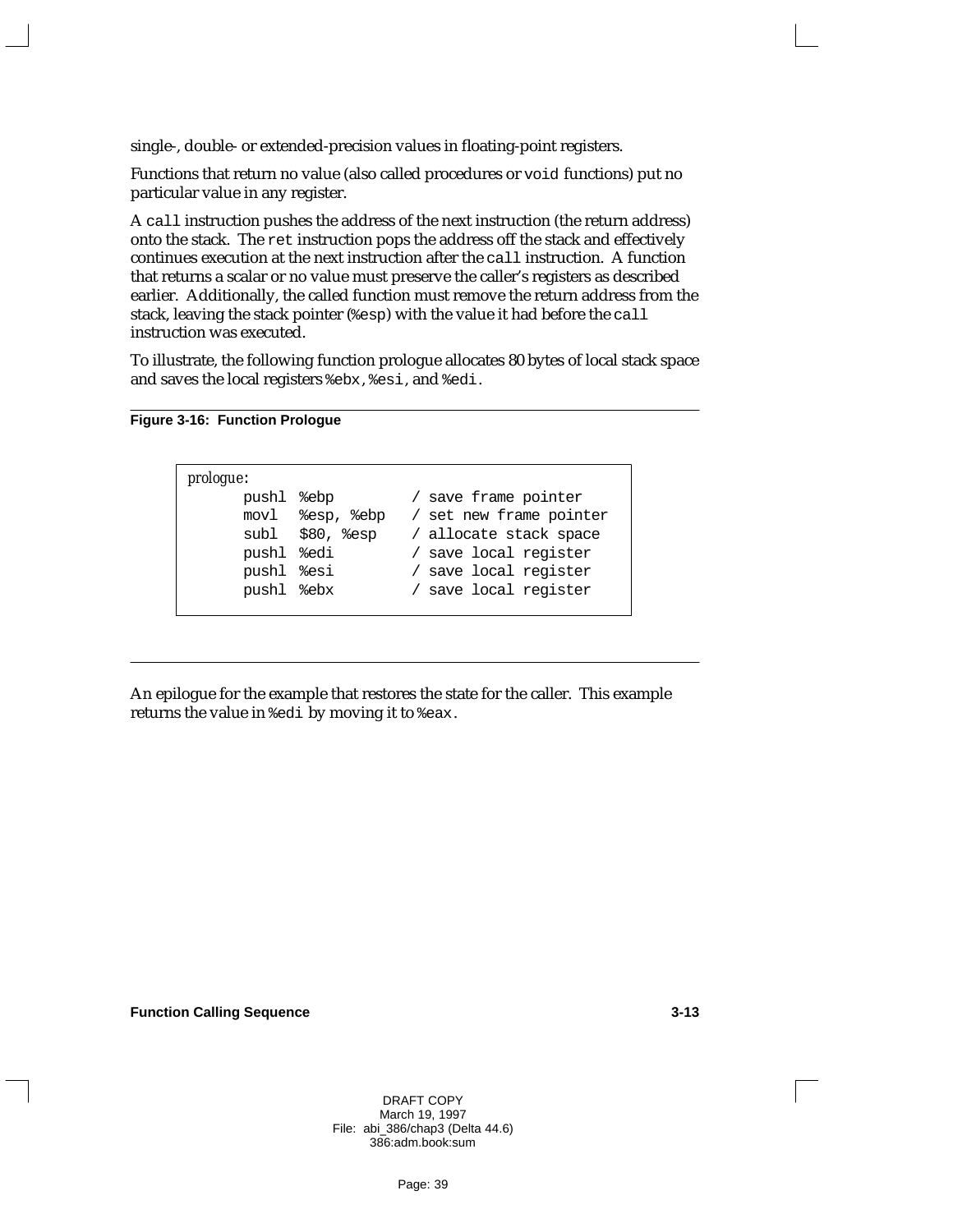single-, double- or extended-precision values in floating-point registers.

Functions that return no value (also called procedures or `void` functions) put no particular value in any register.

A `call` instruction pushes the address of the next instruction (the return address) onto the stack. The `ret` instruction pops the address off the stack and effectively continues execution at the next instruction after the `call` instruction. A function that returns a scalar or no value must preserve the caller's registers as described earlier. Additionally, the called function must remove the return address from the stack, leaving the stack pointer (`%esp`) with the value it had before the `call` instruction was executed.

To illustrate, the following function prologue allocates 80 bytes of local stack space and saves the local registers `%ebx`, `%esi`, and `%edi`.

**Figure 3-16: Function Prologue**

```
prologue:
      pushl %ebp         / save frame pointer
      movl  %esp, %ebp   / set new frame pointer
      subl  $80, %esp    / allocate stack space
      pushl %edi         / save local register
      pushl %esi         / save local register
      pushl %ebx         / save local register
```

An epilogue for the example that restores the state for the caller. This example returns the value in `%edi` by moving it to `%eax`.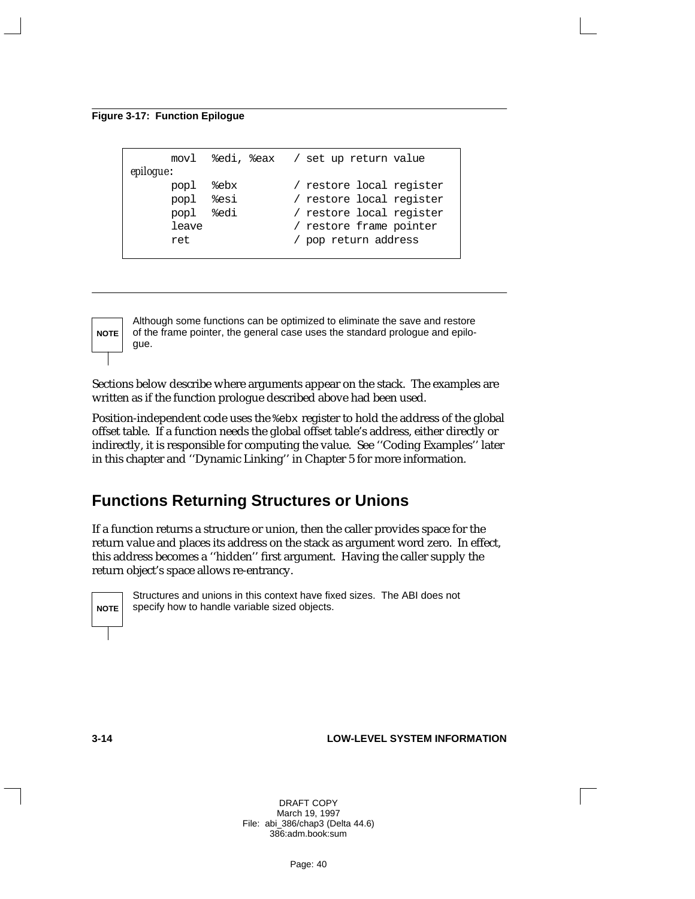**Figure 3-17: Function Epilogue**

```
        movl  %edi, %eax    / set up return value
epilogue:
        popl  %ebx          / restore local register
        popl  %esi          / restore local register
        popl  %edi          / restore local register
        leave               / restore frame pointer
        ret                 / pop return address
```

**NOTE** Although some functions can be optimized to eliminate the save and restore of the frame pointer, the general case uses the standard prologue and epilogue.

Sections below describe where arguments appear on the stack. The examples are written as if the function prologue described above had been used.

Position-independent code uses the `%ebx` register to hold the address of the global offset table. If a function needs the global offset table's address, either directly or indirectly, it is responsible for computing the value. See ''Coding Examples'' later in this chapter and ''Dynamic Linking'' in Chapter 5 for more information.

## Functions Returning Structures or Unions

If a function returns a structure or union, then the caller provides space for the return value and places its address on the stack as argument word zero. In effect, this address becomes a ''hidden'' first argument. Having the caller supply the return object's space allows re-entrancy.

**NOTE** Structures and unions in this context have fixed sizes. The ABI does not specify how to handle variable sized objects.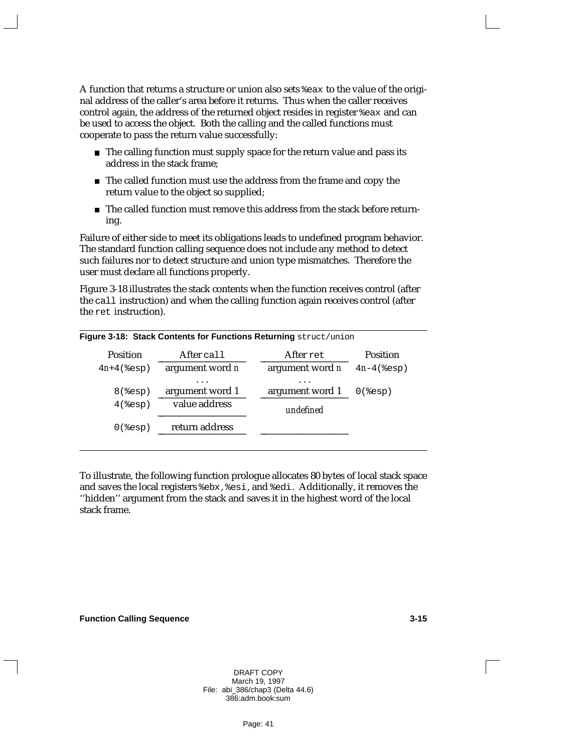A function that returns a structure or union also sets `%eax` to the value of the original address of the caller's area before it returns. Thus when the caller receives control again, the address of the returned object resides in register `%eax` and can be used to access the object. Both the calling and the called functions must cooperate to pass the return value successfully:

- The calling function must supply space for the return value and pass its address in the stack frame;
- The called function must use the address from the frame and copy the return value to the object so supplied;
- The called function must remove this address from the stack before returning.

Failure of either side to meet its obligations leads to undefined program behavior. The standard function calling sequence does not include any method to detect such failures nor to detect structure and union type mismatches. Therefore the user must declare all functions properly.

Figure 3-18 illustrates the stack contents when the function receives control (after the `call` instruction) and when the calling function again receives control (after the `ret` instruction).

**Figure 3-18: Stack Contents for Functions Returning** `struct/union`

| Position | After `call` | After `ret` | Position |
|---|---|---|---|
| `4n+4(%esp)` | argument word *n* | argument word *n* | `4n-4(%esp)` |
| | . . . | . . . | |
| `8(%esp)` | argument word 1 | argument word 1 | `0(%esp)` |
| `4(%esp)` | value address | *undefined* | |
| `0(%esp)` | return address | | |

To illustrate, the following function prologue allocates 80 bytes of local stack space and saves the local registers `%ebx`, `%esi`, and `%edi`. Additionally, it removes the ''hidden'' argument from the stack and saves it in the highest word of the local stack frame.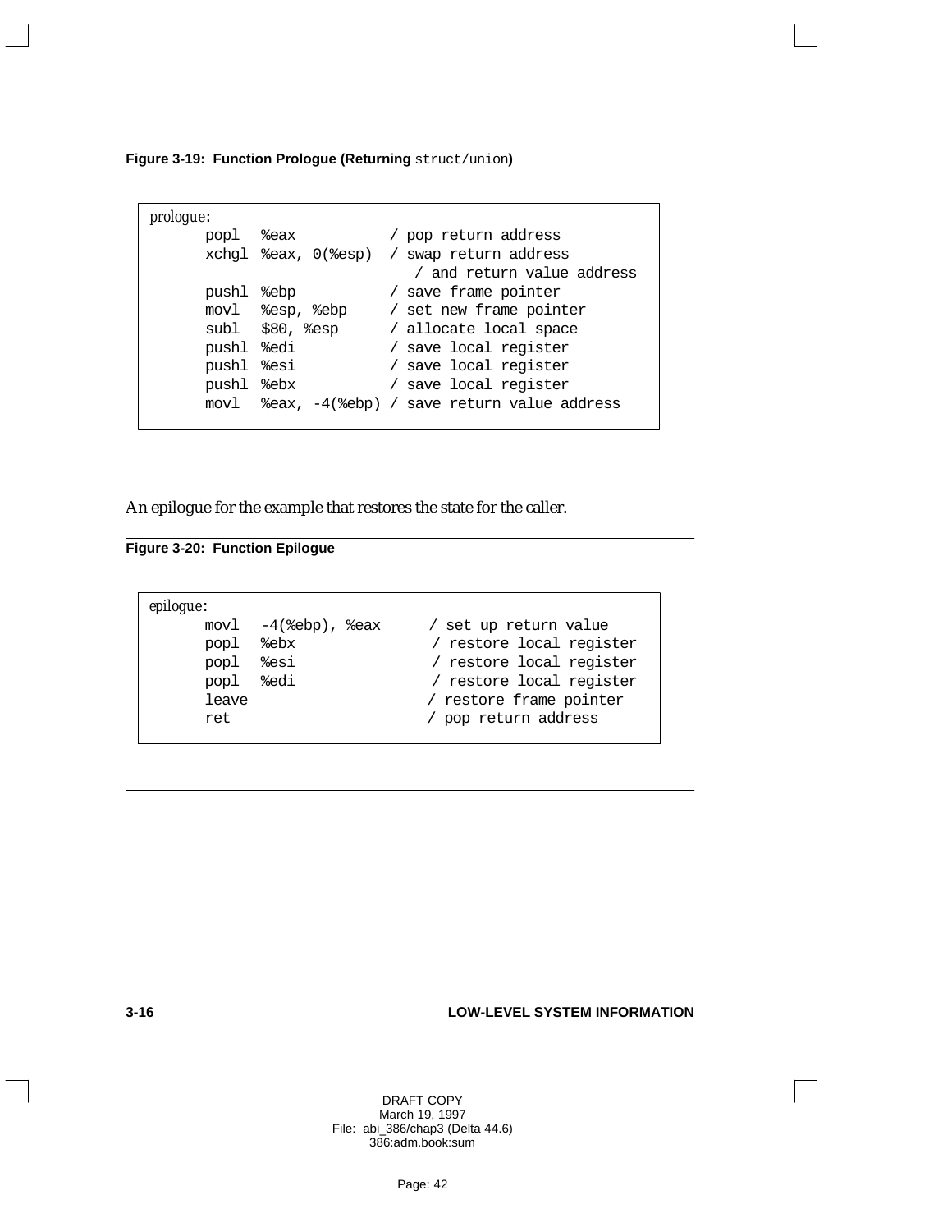**Figure 3-19: Function Prologue (Returning `struct/union`)**

```
prologue:
      popl  %eax           / pop return address
      xchgl %eax, 0(%esp)  / swap return address
                              / and return value address
      pushl %ebp           / save frame pointer
      movl  %esp, %ebp     / set new frame pointer
      subl  $80, %esp      / allocate local space
      pushl %edi           / save local register
      pushl %esi           / save local register
      pushl %ebx           / save local register
      movl  %eax, -4(%ebp) / save return value address
```

An epilogue for the example that restores the state for the caller.

**Figure 3-20: Function Epilogue**

```
epilogue:
      movl  -4(%ebp), %eax      / set up return value
      popl  %ebx                / restore local register
      popl  %esi                / restore local register
      popl  %edi                / restore local register
      leave                     / restore frame pointer
      ret                       / pop return address
```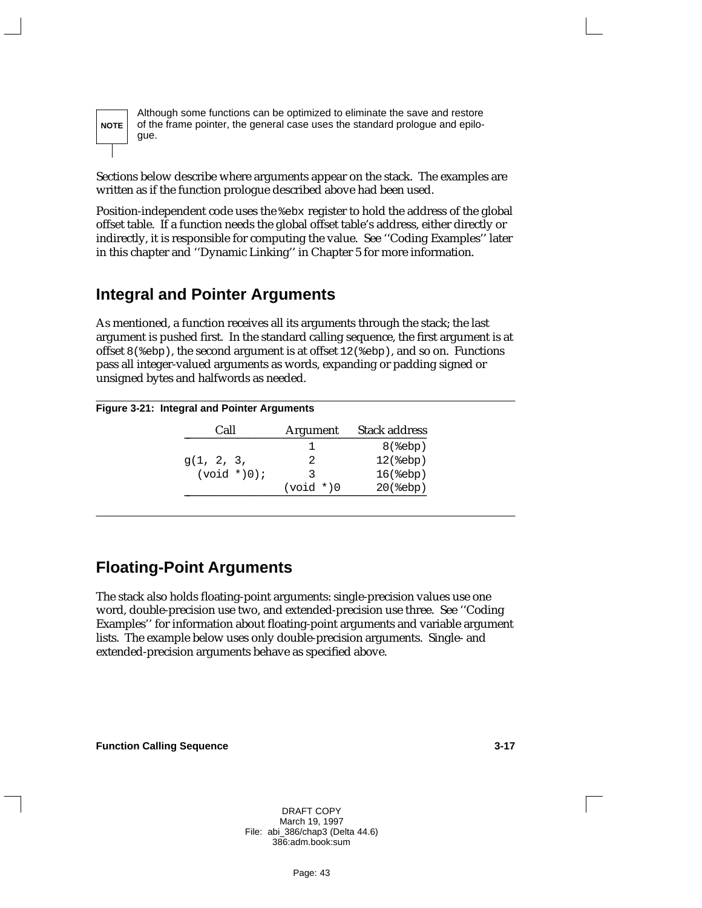**NOTE**

Although some functions can be optimized to eliminate the save and restore of the frame pointer, the general case uses the standard prologue and epilogue.

Sections below describe where arguments appear on the stack. The examples are written as if the function prologue described above had been used.

Position-independent code uses the `%ebx` register to hold the address of the global offset table. If a function needs the global offset table's address, either directly or indirectly, it is responsible for computing the value. See ''Coding Examples'' later in this chapter and ''Dynamic Linking'' in Chapter 5 for more information.

## Integral and Pointer Arguments

As mentioned, a function receives all its arguments through the stack; the last argument is pushed first. In the standard calling sequence, the first argument is at offset `8(%ebx)`, the second argument is at offset `12(%ebp)`, and so on. Functions pass all integer-valued arguments as words, expanding or padding signed or unsigned bytes and halfwords as needed.

**Figure 3-21: Integral and Pointer Arguments**

| Call | Argument | Stack address |
|---|---|---|
| | `1` | `8(%ebp)` |
| `g(1, 2, 3,` | `2` | `12(%ebp)` |
| `(void *)0);` | `3` | `16(%ebp)` |
| | `(void *)0` | `20(%ebp)` |

## Floating-Point Arguments

The stack also holds floating-point arguments: single-precision values use one word, double-precision use two, and extended-precision use three. See ''Coding Examples'' for information about floating-point arguments and variable argument lists. The example below uses only double-precision arguments. Single- and extended-precision arguments behave as specified above.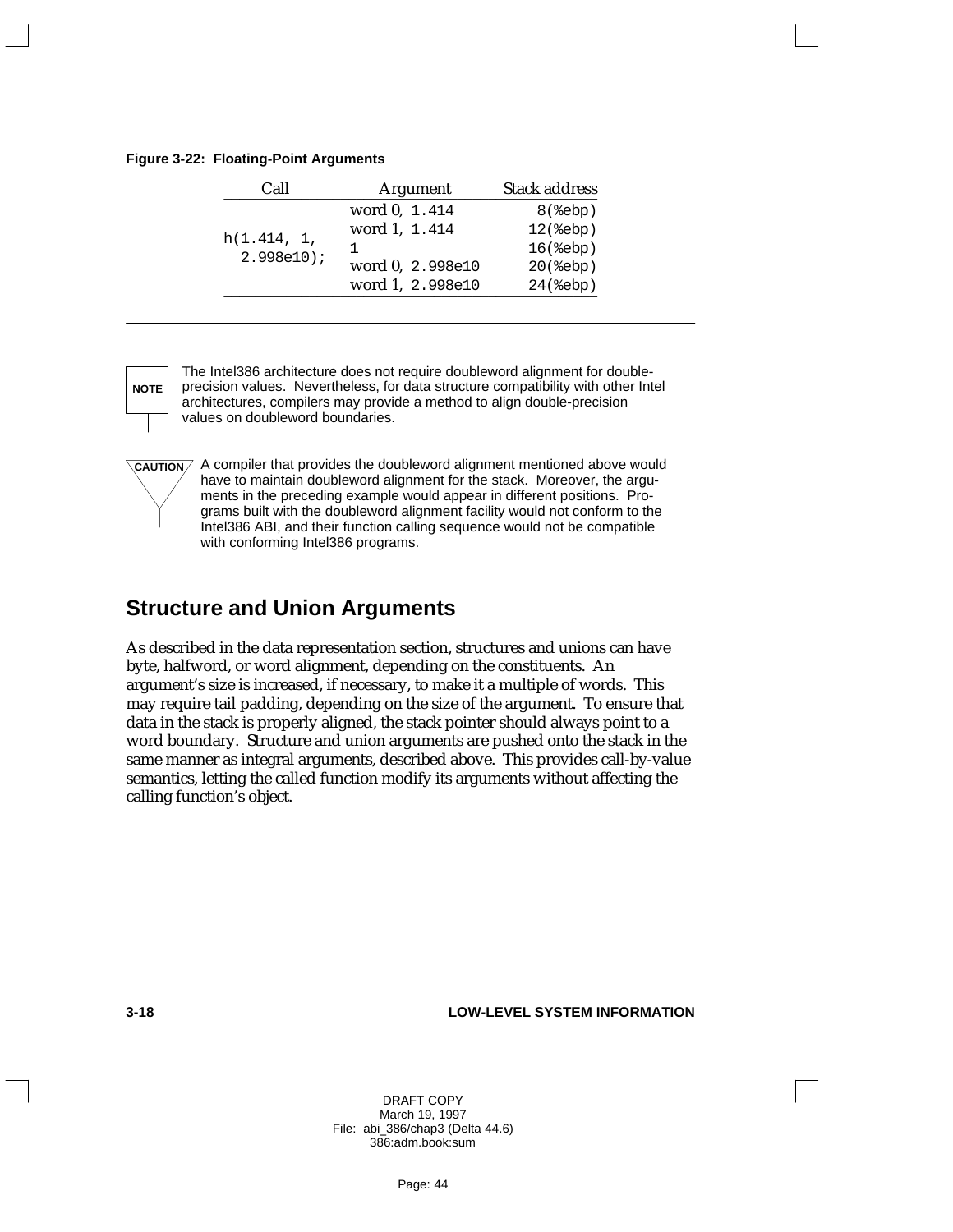**Figure 3-22: Floating-Point Arguments**

| Call | Argument | Stack address |
|---|---|---|
| `h(1.414, 1, 2.998e10);` | word 0, `1.414` | `8(%ebp)` |
| | word 1, `1.414` | `12(%ebp)` |
| | `1` | `16(%ebp)` |
| | word 0, `2.998e10` | `20(%ebp)` |
| | word 1, `2.998e10` | `24(%ebp)` |

**NOTE** The Intel386 architecture does not require doubleword alignment for double-precision values. Nevertheless, for data structure compatibility with other Intel architectures, compilers may provide a method to align double-precision values on doubleword boundaries.

**CAUTION** A compiler that provides the doubleword alignment mentioned above would have to maintain doubleword alignment for the stack. Moreover, the arguments in the preceding example would appear in different positions. Programs built with the doubleword alignment facility would not conform to the Intel386 ABI, and their function calling sequence would not be compatible with conforming Intel386 programs.

## Structure and Union Arguments

As described in the data representation section, structures and unions can have byte, halfword, or word alignment, depending on the constituents. An argument's size is increased, if necessary, to make it a multiple of words. This may require tail padding, depending on the size of the argument. To ensure that data in the stack is properly aligned, the stack pointer should always point to a word boundary. Structure and union arguments are pushed onto the stack in the same manner as integral arguments, described above. This provides call-by-value semantics, letting the called function modify its arguments without affecting the calling function's object.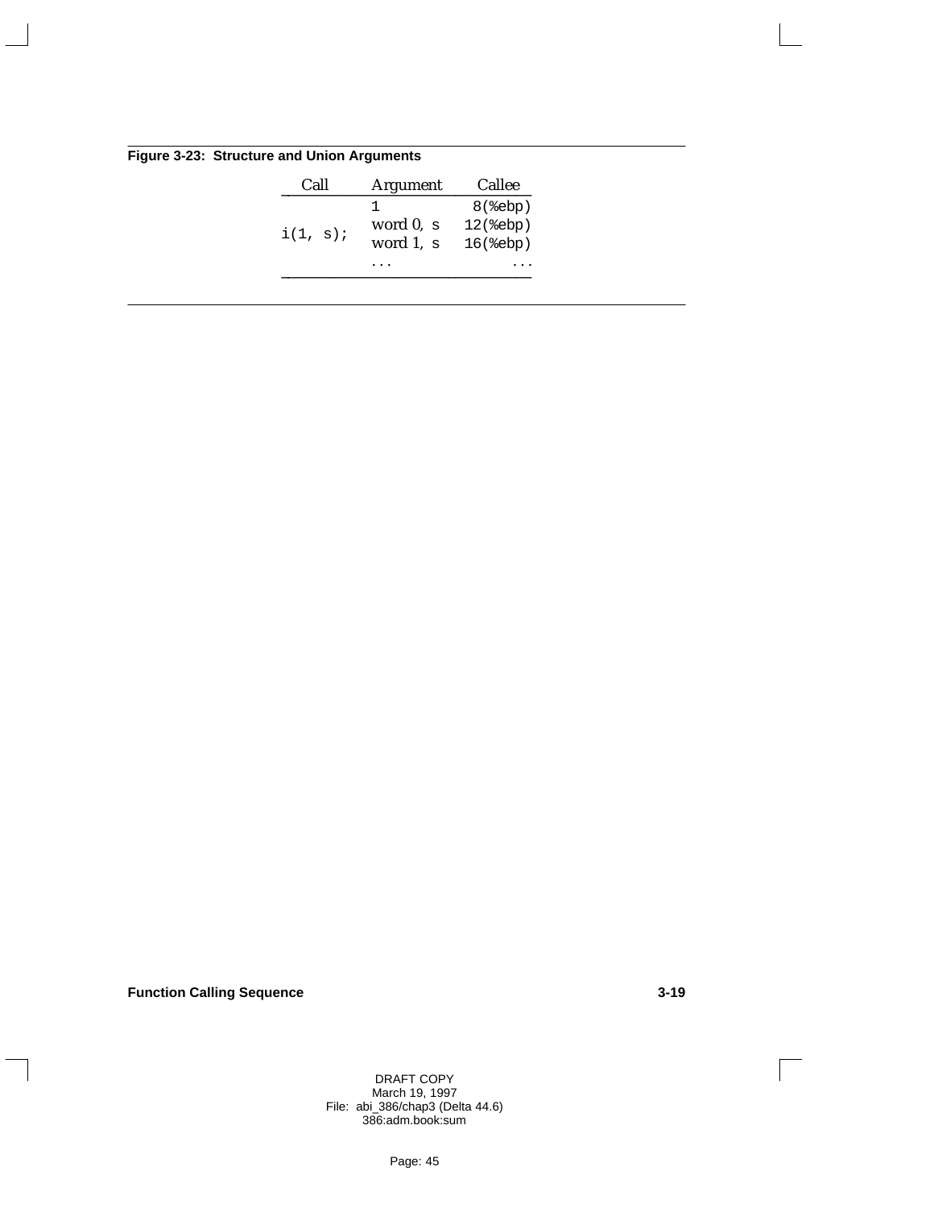**Figure 3-23: Structure and Union Arguments**

| Call | Argument | Callee |
|---|---|---|
| `i(1, s);` | 1 | `8(%ebp)` |
| | word 0, `s` | `12(%ebp)` |
| | word 1, `s` | `16(%ebp)` |
| | ... | ... |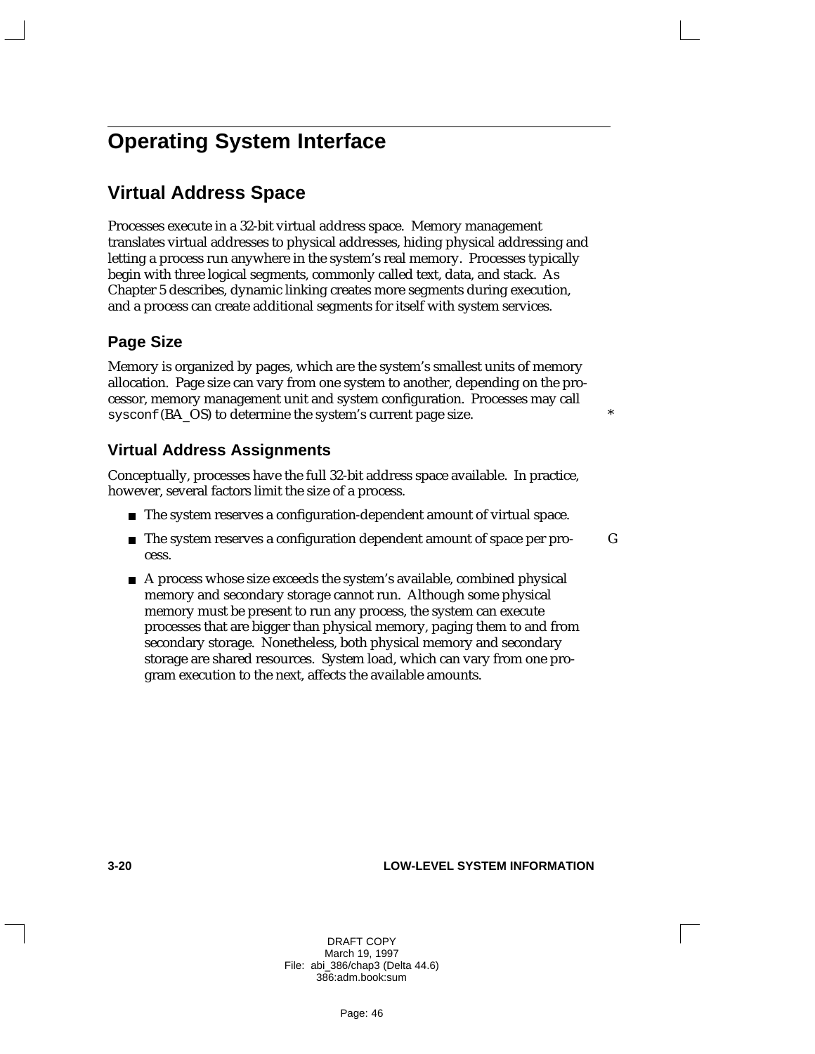# Operating System Interface

## Virtual Address Space

Processes execute in a 32-bit virtual address space. Memory management translates virtual addresses to physical addresses, hiding physical addressing and letting a process run anywhere in the system's real memory. Processes typically begin with three logical segments, commonly called text, data, and stack. As Chapter 5 describes, dynamic linking creates more segments during execution, and a process can create additional segments for itself with system services.

### Page Size

Memory is organized by pages, which are the system's smallest units of memory allocation. Page size can vary from one system to another, depending on the processor, memory management unit and system configuration. Processes may call `sysconf`(BA_OS) to determine the system's current page size.

### Virtual Address Assignments

Conceptually, processes have the full 32-bit address space available. In practice, however, several factors limit the size of a process.

- The system reserves a configuration-dependent amount of virtual space.
- The system reserves a configuration dependent amount of space per process.
- A process whose size exceeds the system's available, combined physical memory and secondary storage cannot run. Although some physical memory must be present to run any process, the system can execute processes that are bigger than physical memory, paging them to and from secondary storage. Nonetheless, both physical memory and secondary storage are shared resources. System load, which can vary from one program execution to the next, affects the available amounts.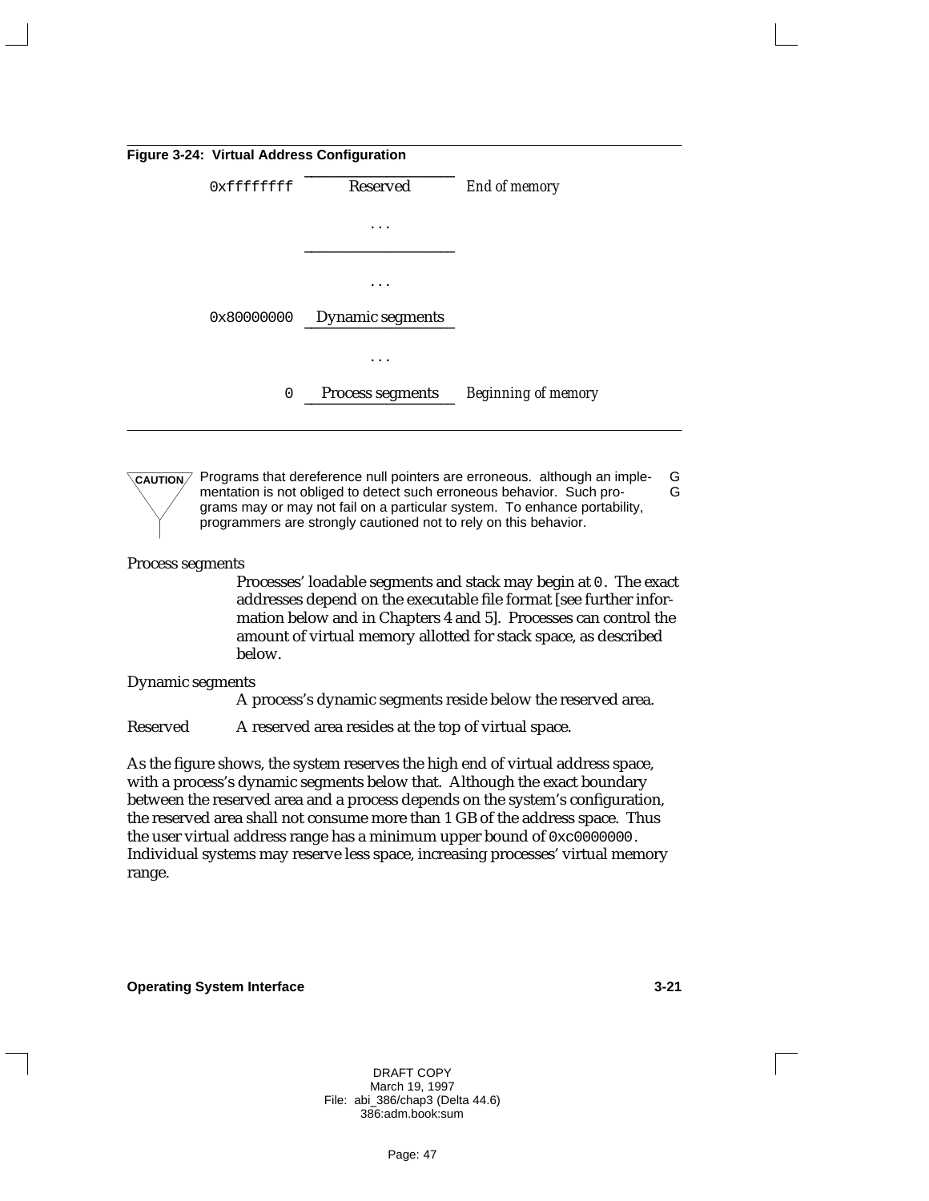**Figure 3-24: Virtual Address Configuration**

| Address | Segment | Note |
|---|---|---|
| 0xffffffff | Reserved | *End of memory* |
| | . . . | |
| | . . . | |
| 0x80000000 | Dynamic segments | |
| | . . . | |
| 0 | Process segments | *Beginning of memory* |

**CAUTION** Programs that dereference null pointers are erroneous. although an implementation is not obliged to detect such erroneous behavior. Such programs may or may not fail on a particular system. To enhance portability, programmers are strongly cautioned not to rely on this behavior.

Process segments
: Processes' loadable segments and stack may begin at `0`. The exact addresses depend on the executable file format [see further information below and in Chapters 4 and 5]. Processes can control the amount of virtual memory allotted for stack space, as described below.

Dynamic segments
: A process's dynamic segments reside below the reserved area.

Reserved
: A reserved area resides at the top of virtual space.

As the figure shows, the system reserves the high end of virtual address space, with a process's dynamic segments below that. Although the exact boundary between the reserved area and a process depends on the system's configuration, the reserved area shall not consume more than 1 GB of the address space. Thus the user virtual address range has a minimum upper bound of `0xc0000000`. Individual systems may reserve less space, increasing processes' virtual memory range.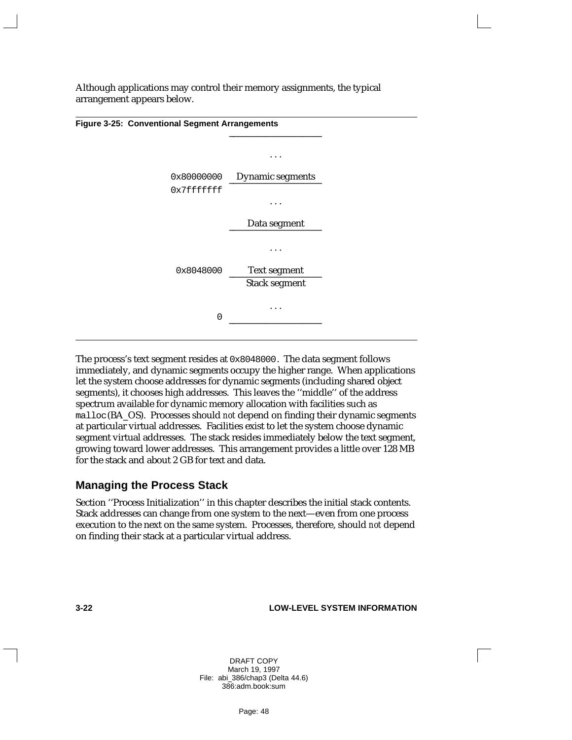Although applications may control their memory assignments, the typical arrangement appears below.

**Figure 3-25: Conventional Segment Arrangements**

```
                 ___________________
                        . . .
0x80000000        Dynamic segments
                 ___________________
0x7fffffff
                        . . .

                    Data segment
                 ___________________

                        . . .

 0x8048000          Text segment
                 ___________________
                    Stack segment

                        . . .
         0       ___________________
```

The process's text segment resides at `0x8048000`. The data segment follows immediately, and dynamic segments occupy the higher range. When applications let the system choose addresses for dynamic segments (including shared object segments), it chooses high addresses. This leaves the ''middle'' of the address spectrum available for dynamic memory allocation with facilities such as `malloc`(BA_OS). Processes should *not* depend on finding their dynamic segments at particular virtual addresses. Facilities exist to let the system choose dynamic segment virtual addresses. The stack resides immediately below the text segment, growing toward lower addresses. This arrangement provides a little over 128 MB for the stack and about 2 GB for text and data.

## Managing the Process Stack

Section ''Process Initialization'' in this chapter describes the initial stack contents. Stack addresses can change from one system to the next—even from one process execution to the next on the same system. Processes, therefore, should *not* depend on finding their stack at a particular virtual address.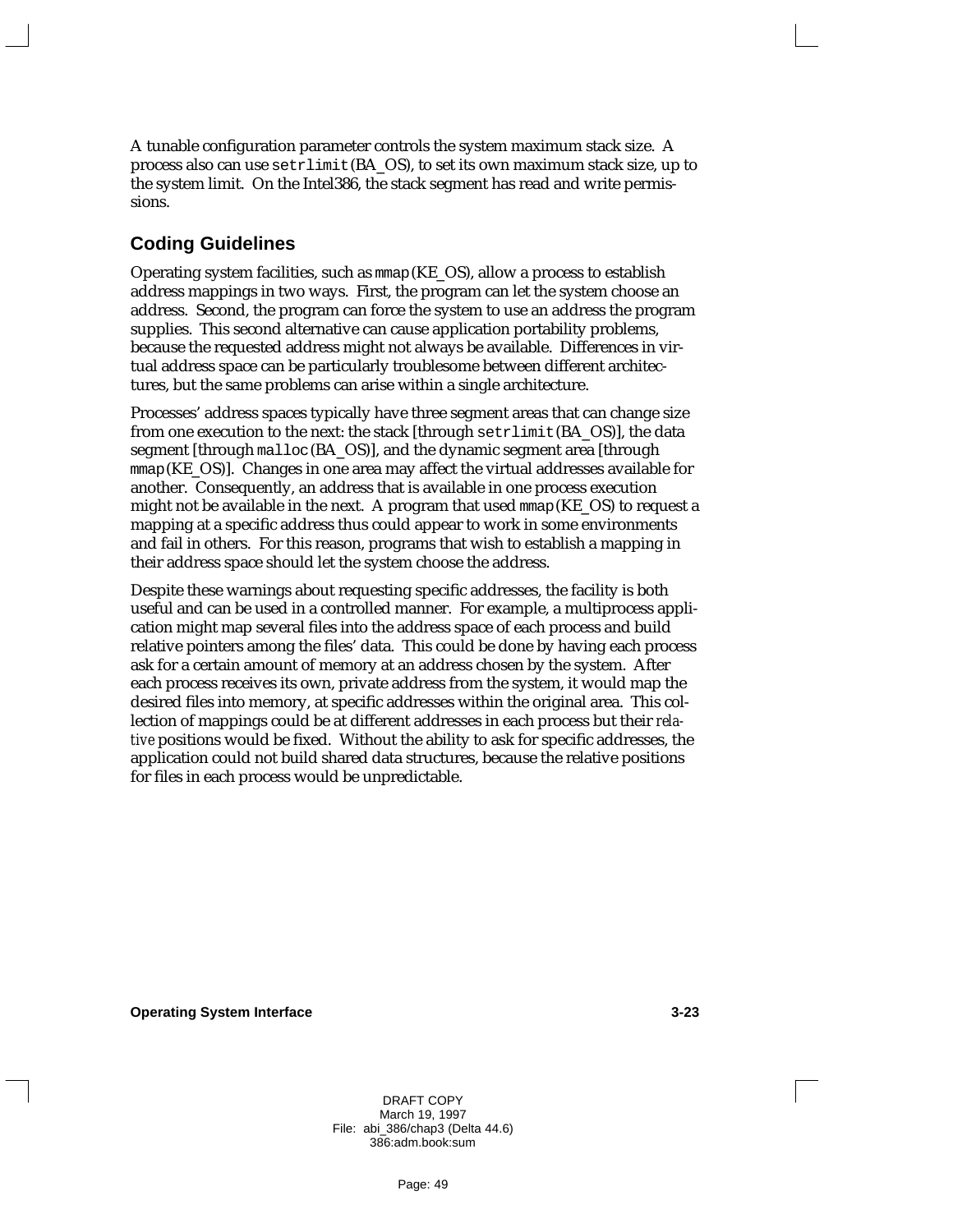A tunable configuration parameter controls the system maximum stack size. A process also can use `setrlimit`(BA_OS), to set its own maximum stack size, up to the system limit. On the Intel386, the stack segment has read and write permissions.

## Coding Guidelines

Operating system facilities, such as `mmap`(KE_OS), allow a process to establish address mappings in two ways. First, the program can let the system choose an address. Second, the program can force the system to use an address the program supplies. This second alternative can cause application portability problems, because the requested address might not always be available. Differences in virtual address space can be particularly troublesome between different architectures, but the same problems can arise within a single architecture.

Processes' address spaces typically have three segment areas that can change size from one execution to the next: the stack [through `setrlimit`(BA_OS)], the data segment [through `malloc`(BA_OS)], and the dynamic segment area [through `mmap`(KE_OS)]. Changes in one area may affect the virtual addresses available for another. Consequently, an address that is available in one process execution might not be available in the next. A program that used `mmap`(KE_OS) to request a mapping at a specific address thus could appear to work in some environments and fail in others. For this reason, programs that wish to establish a mapping in their address space should let the system choose the address.

Despite these warnings about requesting specific addresses, the facility is both useful and can be used in a controlled manner. For example, a multiprocess application might map several files into the address space of each process and build relative pointers among the files' data. This could be done by having each process ask for a certain amount of memory at an address chosen by the system. After each process receives its own, private address from the system, it would map the desired files into memory, at specific addresses within the original area. This collection of mappings could be at different addresses in each process but their *relative* positions would be fixed. Without the ability to ask for specific addresses, the application could not build shared data structures, because the relative positions for files in each process would be unpredictable.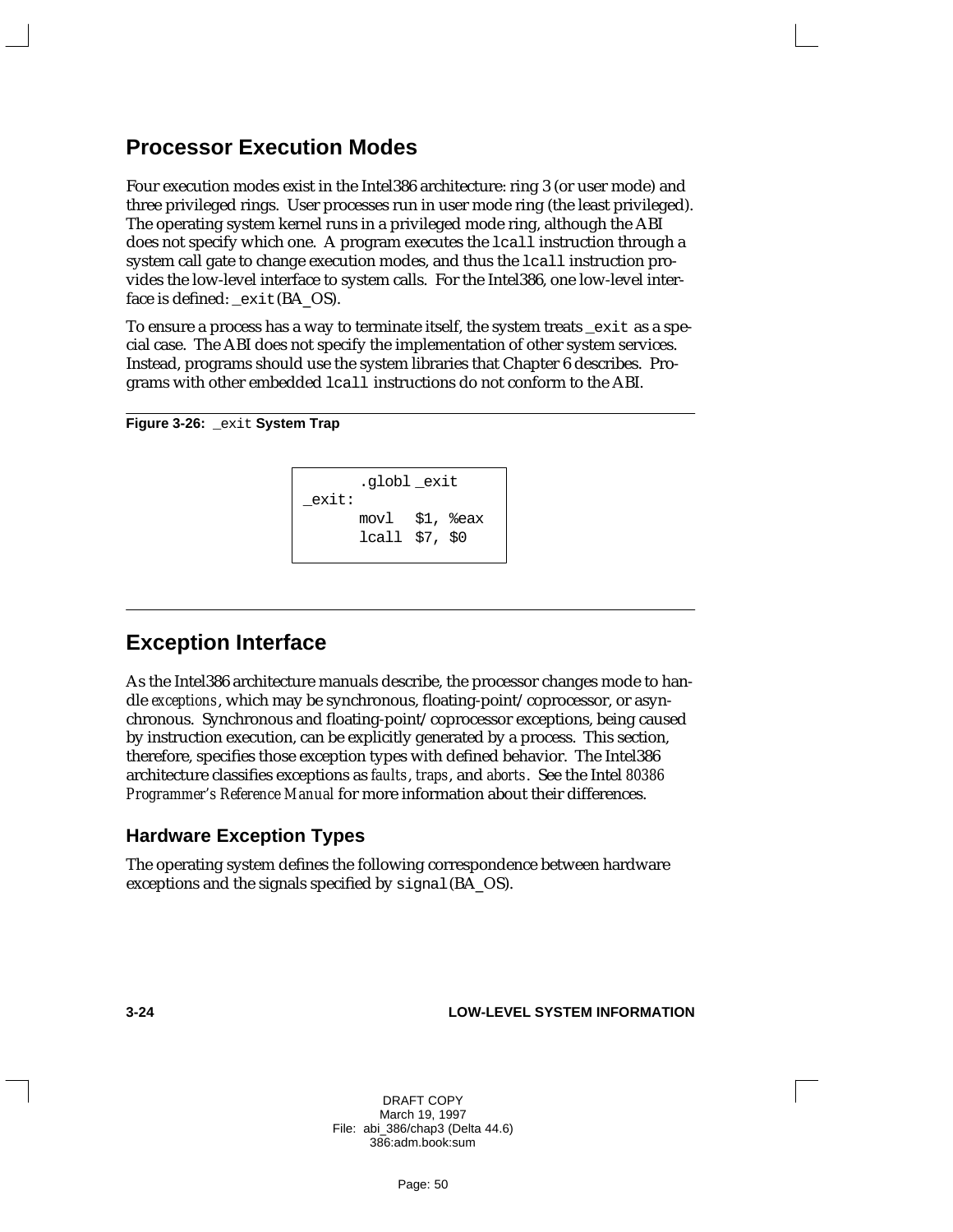## Processor Execution Modes

Four execution modes exist in the Intel386 architecture: ring 3 (or user mode) and three privileged rings. User processes run in user mode ring (the least privileged). The operating system kernel runs in a privileged mode ring, although the ABI does not specify which one. A program executes the `lcall` instruction through a system call gate to change execution modes, and thus the `lcall` instruction provides the low-level interface to system calls. For the Intel386, one low-level interface is defined: `_exit`(BA_OS).

To ensure a process has a way to terminate itself, the system treats `_exit` as a special case. The ABI does not specify the implementation of other system services. Instead, programs should use the system libraries that Chapter 6 describes. Programs with other embedded `lcall` instructions do not conform to the ABI.

**Figure 3-26:** `_exit` **System Trap**

```
        .globl _exit
_exit:
        movl   $1, %eax
        lcall  $7, $0
```

## Exception Interface

As the Intel386 architecture manuals describe, the processor changes mode to handle *exceptions*, which may be synchronous, floating-point/coprocessor, or asynchronous. Synchronous and floating-point/coprocessor exceptions, being caused by instruction execution, can be explicitly generated by a process. This section, therefore, specifies those exception types with defined behavior. The Intel386 architecture classifies exceptions as *faults*, *traps*, and *aborts*. See the Intel *80386 Programmer's Reference Manual* for more information about their differences.

### Hardware Exception Types

The operating system defines the following correspondence between hardware exceptions and the signals specified by `signal`(BA_OS).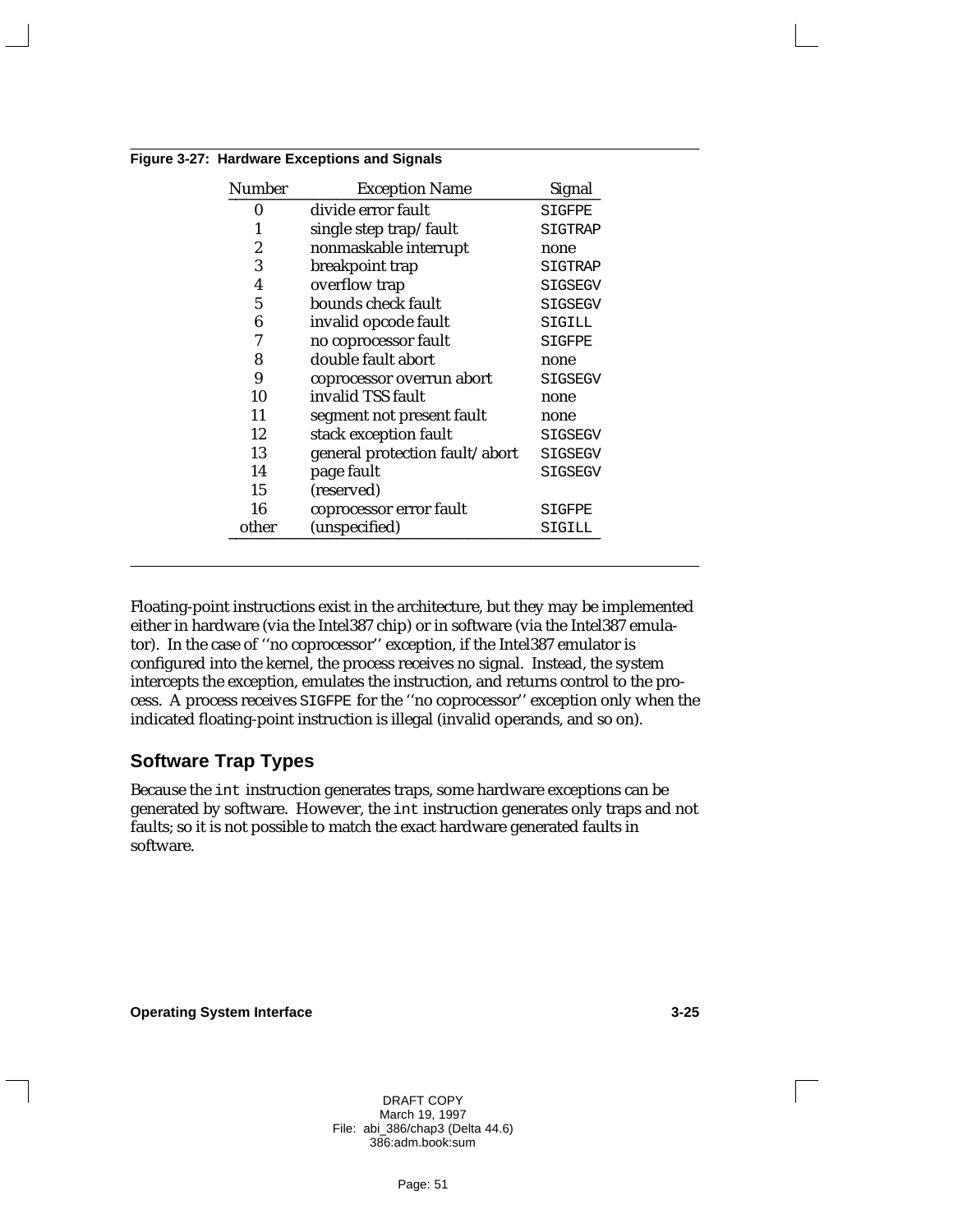**Figure 3-27: Hardware Exceptions and Signals**

| Number | Exception Name | Signal |
|---|---|---|
| 0 | divide error fault | SIGFPE |
| 1 | single step trap/fault | SIGTRAP |
| 2 | nonmaskable interrupt | none |
| 3 | breakpoint trap | SIGTRAP |
| 4 | overflow trap | SIGSEGV |
| 5 | bounds check fault | SIGSEGV |
| 6 | invalid opcode fault | SIGILL |
| 7 | no coprocessor fault | SIGFPE |
| 8 | double fault abort | none |
| 9 | coprocessor overrun abort | SIGSEGV |
| 10 | invalid TSS fault | none |
| 11 | segment not present fault | none |
| 12 | stack exception fault | SIGSEGV |
| 13 | general protection fault/abort | SIGSEGV |
| 14 | page fault | SIGSEGV |
| 15 | (reserved) | |
| 16 | coprocessor error fault | SIGFPE |
| other | (unspecified) | SIGILL |

Floating-point instructions exist in the architecture, but they may be implemented either in hardware (via the Intel387 chip) or in software (via the Intel387 emulator). In the case of ''no coprocessor'' exception, if the Intel387 emulator is configured into the kernel, the process receives no signal. Instead, the system intercepts the exception, emulates the instruction, and returns control to the process. A process receives `SIGFPE` for the ''no coprocessor'' exception only when the indicated floating-point instruction is illegal (invalid operands, and so on).

## Software Trap Types

Because the `int` instruction generates traps, some hardware exceptions can be generated by software. However, the `int` instruction generates only traps and not faults; so it is not possible to match the exact hardware generated faults in software.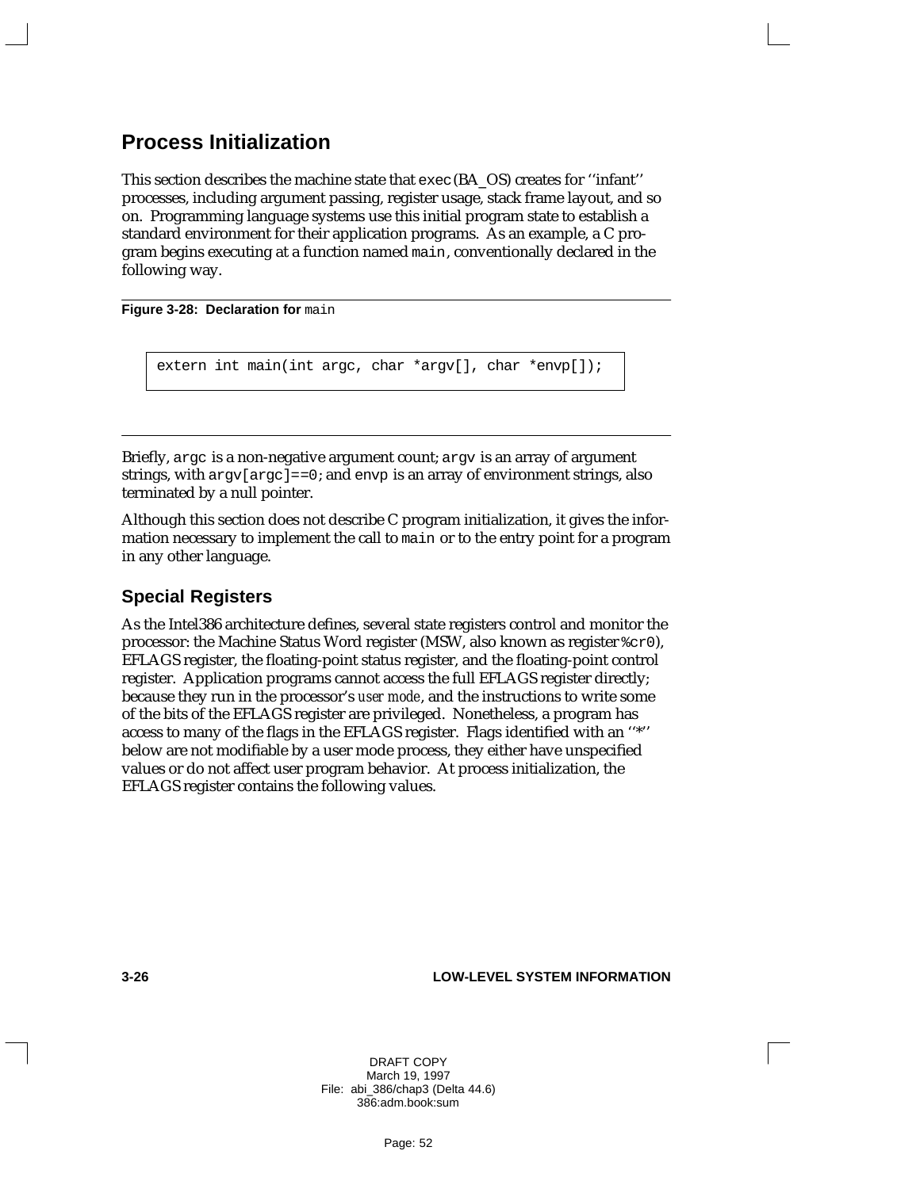## Process Initialization

This section describes the machine state that `exec` (BA_OS) creates for ''infant'' processes, including argument passing, register usage, stack frame layout, and so on. Programming language systems use this initial program state to establish a standard environment for their application programs. As an example, a C program begins executing at a function named `main`, conventionally declared in the following way.

**Figure 3-28: Declaration for** `main`

```
extern int main(int argc, char *argv[], char *envp[]);
```

Briefly, `argc` is a non-negative argument count; `argv` is an array of argument strings, with `argv[argc]==0`; and `envp` is an array of environment strings, also terminated by a null pointer.

Although this section does not describe C program initialization, it gives the information necessary to implement the call to `main` or to the entry point for a program in any other language.

### Special Registers

As the Intel386 architecture defines, several state registers control and monitor the processor: the Machine Status Word register (MSW, also known as register `%cr0`), EFLAGS register, the floating-point status register, and the floating-point control register. Application programs cannot access the full EFLAGS register directly; because they run in the processor's *user mode*, and the instructions to write some of the bits of the EFLAGS register are privileged. Nonetheless, a program has access to many of the flags in the EFLAGS register. Flags identified with an ''*'' below are not modifiable by a user mode process, they either have unspecified values or do not affect user program behavior. At process initialization, the EFLAGS register contains the following values.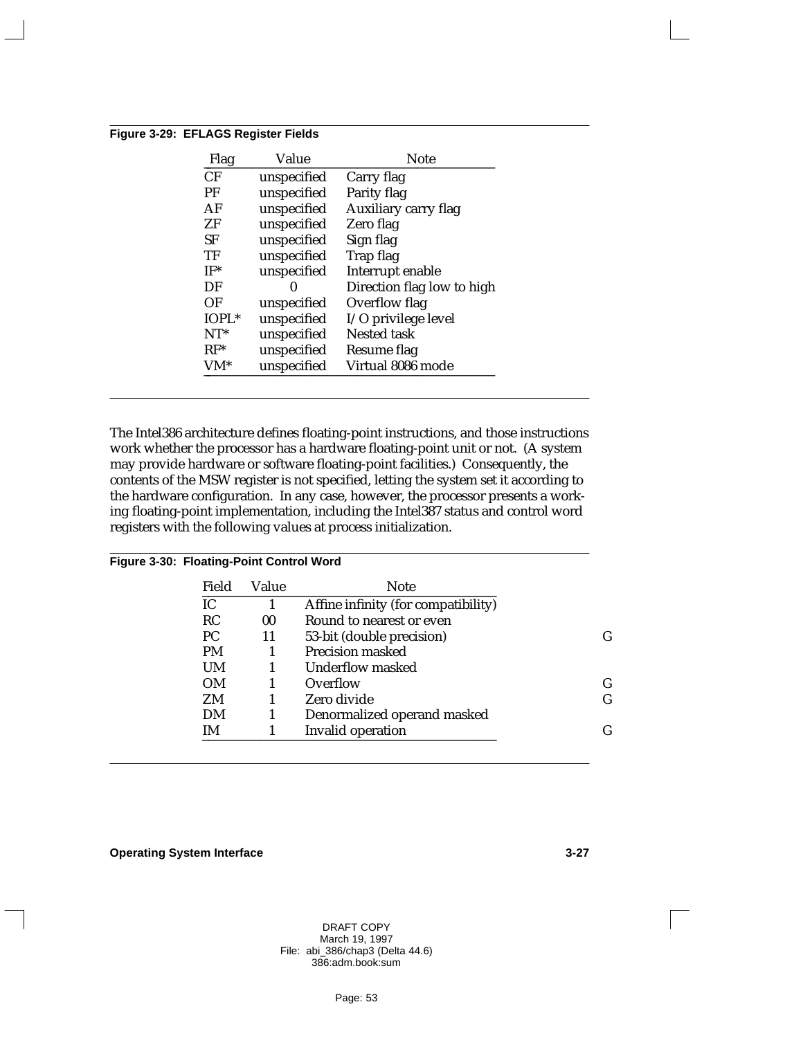**Figure 3-29: EFLAGS Register Fields**

| Flag | Value | Note |
|---|---|---|
| CF | unspecified | Carry flag |
| PF | unspecified | Parity flag |
| AF | unspecified | Auxiliary carry flag |
| ZF | unspecified | Zero flag |
| SF | unspecified | Sign flag |
| TF | unspecified | Trap flag |
| IF* | unspecified | Interrupt enable |
| DF | 0 | Direction flag low to high |
| OF | unspecified | Overflow flag |
| IOPL* | unspecified | I/O privilege level |
| NT* | unspecified | Nested task |
| RF* | unspecified | Resume flag |
| VM* | unspecified | Virtual 8086 mode |

The Intel386 architecture defines floating-point instructions, and those instructions work whether the processor has a hardware floating-point unit or not. (A system may provide hardware or software floating-point facilities.) Consequently, the contents of the MSW register is not specified, letting the system set it according to the hardware configuration. In any case, however, the processor presents a working floating-point implementation, including the Intel387 status and control word registers with the following values at process initialization.

**Figure 3-30: Floating-Point Control Word**

| Field | Value | Note | |
|---|---|---|---|
| IC | 1 | Affine infinity (for compatibility) | |
| RC | 00 | Round to nearest or even | |
| PC | 11 | 53-bit (double precision) | G |
| PM | 1 | Precision masked | |
| UM | 1 | Underflow masked | |
| OM | 1 | Overflow | G |
| ZM | 1 | Zero divide | G |
| DM | 1 | Denormalized operand masked | |
| IM | 1 | Invalid operation | G |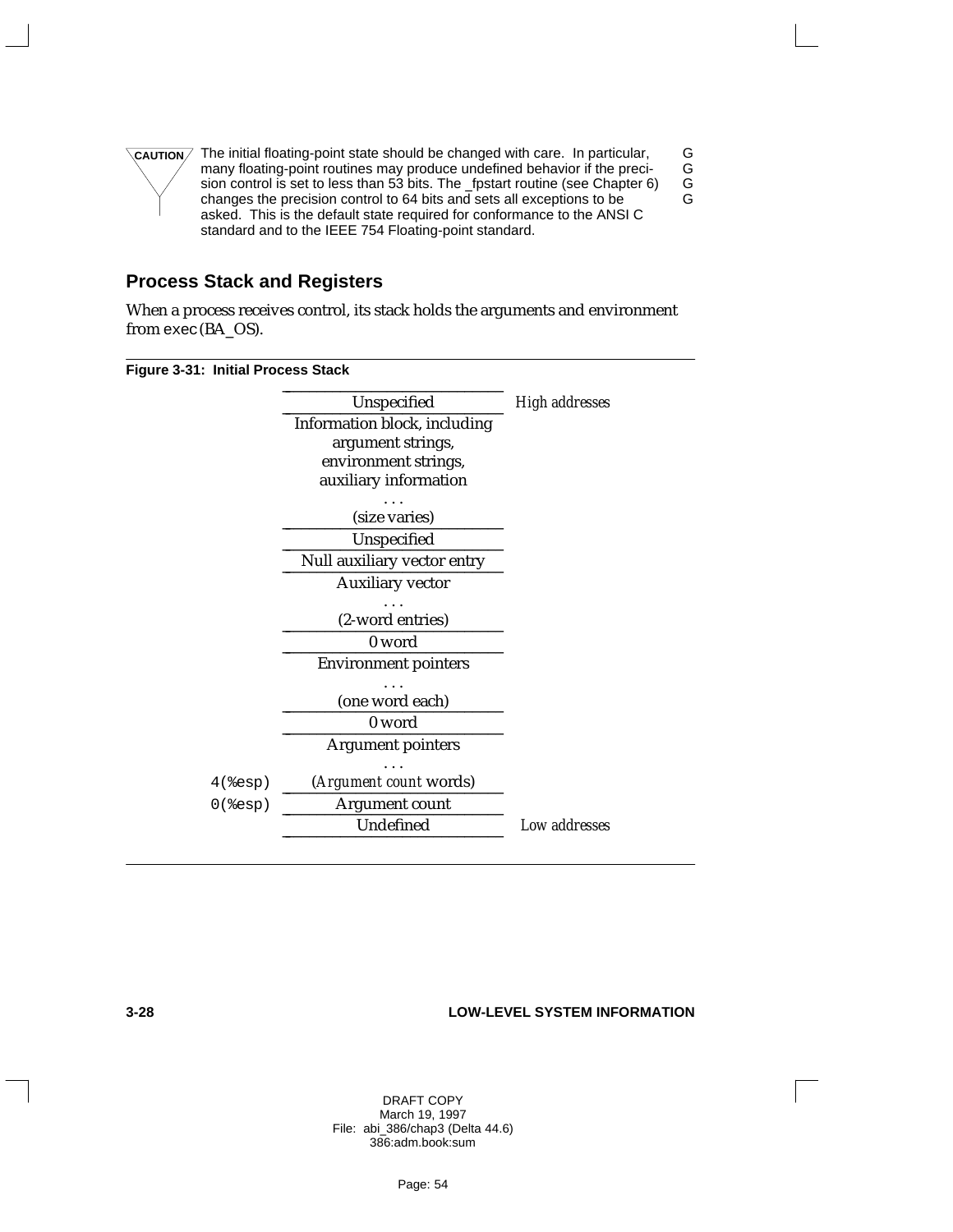**CAUTION** The initial floating-point state should be changed with care. In particular, many floating-point routines may produce undefined behavior if the precision control is set to less than 53 bits. The _fpstart routine (see Chapter 6) changes the precision control to 64 bits and sets all exceptions to be asked. This is the default state required for conformance to the ANSI C standard and to the IEEE 754 Floating-point standard.

## Process Stack and Registers

When a process receives control, its stack holds the arguments and environment from exec (BA_OS).

**Figure 3-31: Initial Process Stack**

| | Stack | |
|---|---|---|
| | Unspecified | *High addresses* |
| | Information block, including argument strings, environment strings, auxiliary information . . . (size varies) | |
| | Unspecified | |
| | Null auxiliary vector entry | |
| | Auxiliary vector . . . (2-word entries) | |
| | 0 word | |
| | Environment pointers . . . (one word each) | |
| | 0 word | |
| `4(%esp)` | Argument pointers . . . (*Argument count* words) | |
| `0(%esp)` | Argument count | |
| | Undefined | *Low addresses* |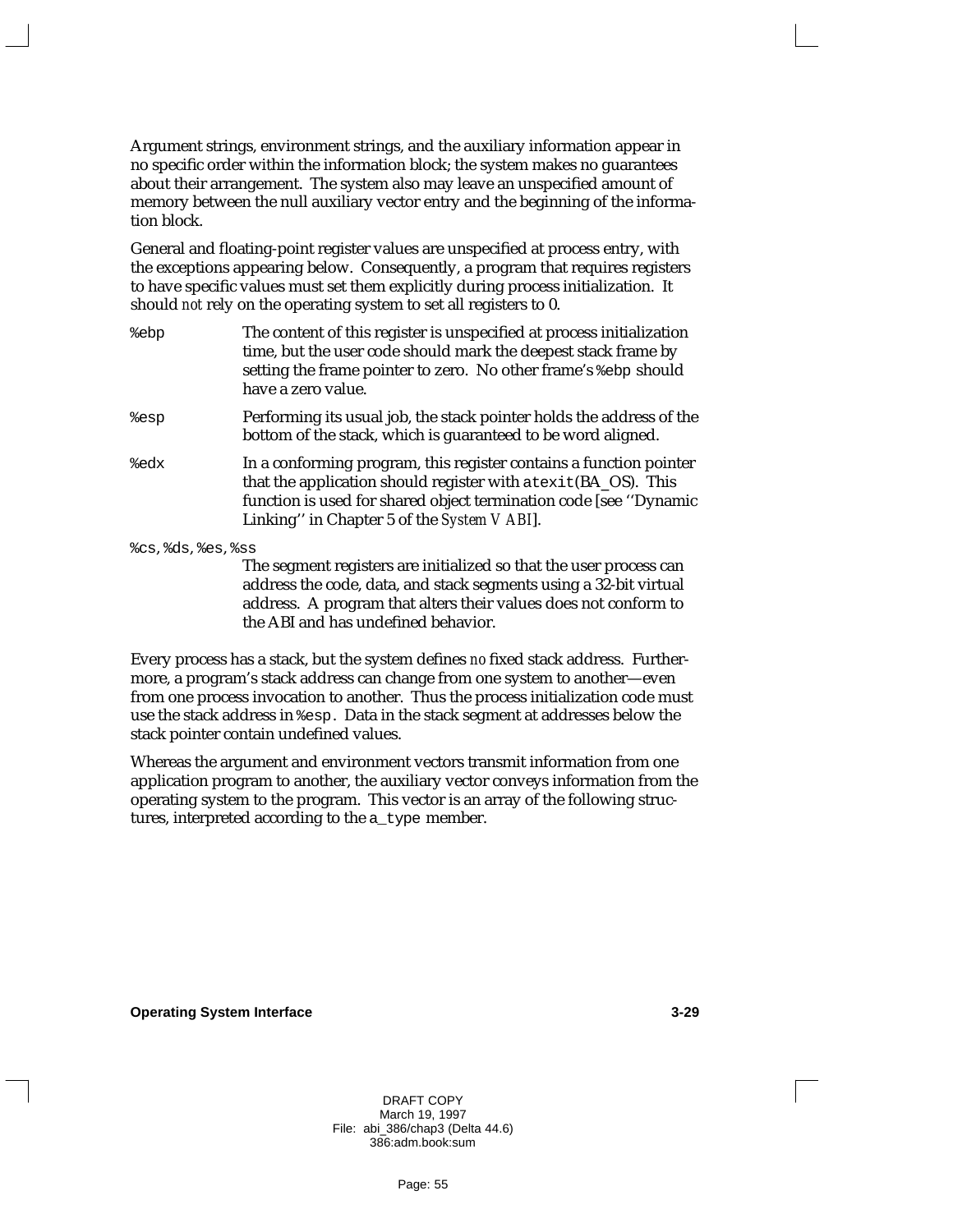Argument strings, environment strings, and the auxiliary information appear in no specific order within the information block; the system makes no guarantees about their arrangement. The system also may leave an unspecified amount of memory between the null auxiliary vector entry and the beginning of the information block.

General and floating-point register values are unspecified at process entry, with the exceptions appearing below. Consequently, a program that requires registers to have specific values must set them explicitly during process initialization. It should *not* rely on the operating system to set all registers to 0.

`%ebp` The content of this register is unspecified at process initialization time, but the user code should mark the deepest stack frame by setting the frame pointer to zero. No other frame's `%ebp` should have a zero value.

`%esp` Performing its usual job, the stack pointer holds the address of the bottom of the stack, which is guaranteed to be word aligned.

`%edx` In a conforming program, this register contains a function pointer that the application should register with `atexit`(BA_OS). This function is used for shared object termination code [see ''Dynamic Linking'' in Chapter 5 of the *System V ABI*].

`%cs,%ds,%es,%ss`
The segment registers are initialized so that the user process can address the code, data, and stack segments using a 32-bit virtual address. A program that alters their values does not conform to the ABI and has undefined behavior.

Every process has a stack, but the system defines *no* fixed stack address. Furthermore, a program's stack address can change from one system to another—even from one process invocation to another. Thus the process initialization code must use the stack address in `%esp`. Data in the stack segment at addresses below the stack pointer contain undefined values.

Whereas the argument and environment vectors transmit information from one application program to another, the auxiliary vector conveys information from the operating system to the program. This vector is an array of the following structures, interpreted according to the `a_type` member.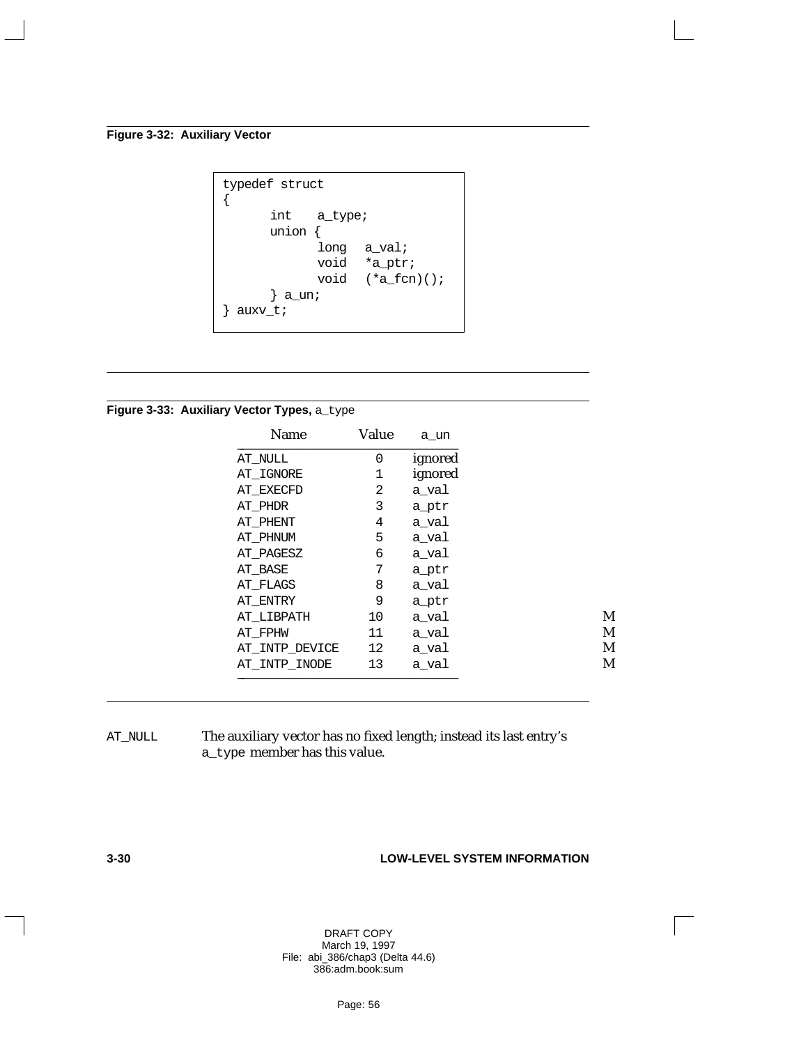**Figure 3-32: Auxiliary Vector**

```
typedef struct
{
      int    a_type;
      union {
            long  a_val;
            void  *a_ptr;
            void  (*a_fcn)();
      } a_un;
} auxv_t;
```

**Figure 3-33: Auxiliary Vector Types,** `a_type`

| Name | Value | a_un | |
|---|---|---|---|
| AT_NULL | 0 | ignored | |
| AT_IGNORE | 1 | ignored | |
| AT_EXECFD | 2 | a_val | |
| AT_PHDR | 3 | a_ptr | |
| AT_PHENT | 4 | a_val | |
| AT_PHNUM | 5 | a_val | |
| AT_PAGESZ | 6 | a_val | |
| AT_BASE | 7 | a_ptr | |
| AT_FLAGS | 8 | a_val | |
| AT_ENTRY | 9 | a_ptr | |
| AT_LIBPATH | 10 | a_val | M |
| AT_FPHW | 11 | a_val | M |
| AT_INTP_DEVICE | 12 | a_val | M |
| AT_INTP_INODE | 13 | a_val | M |

`AT_NULL` The auxiliary vector has no fixed length; instead its last entry's `a_type` member has this value.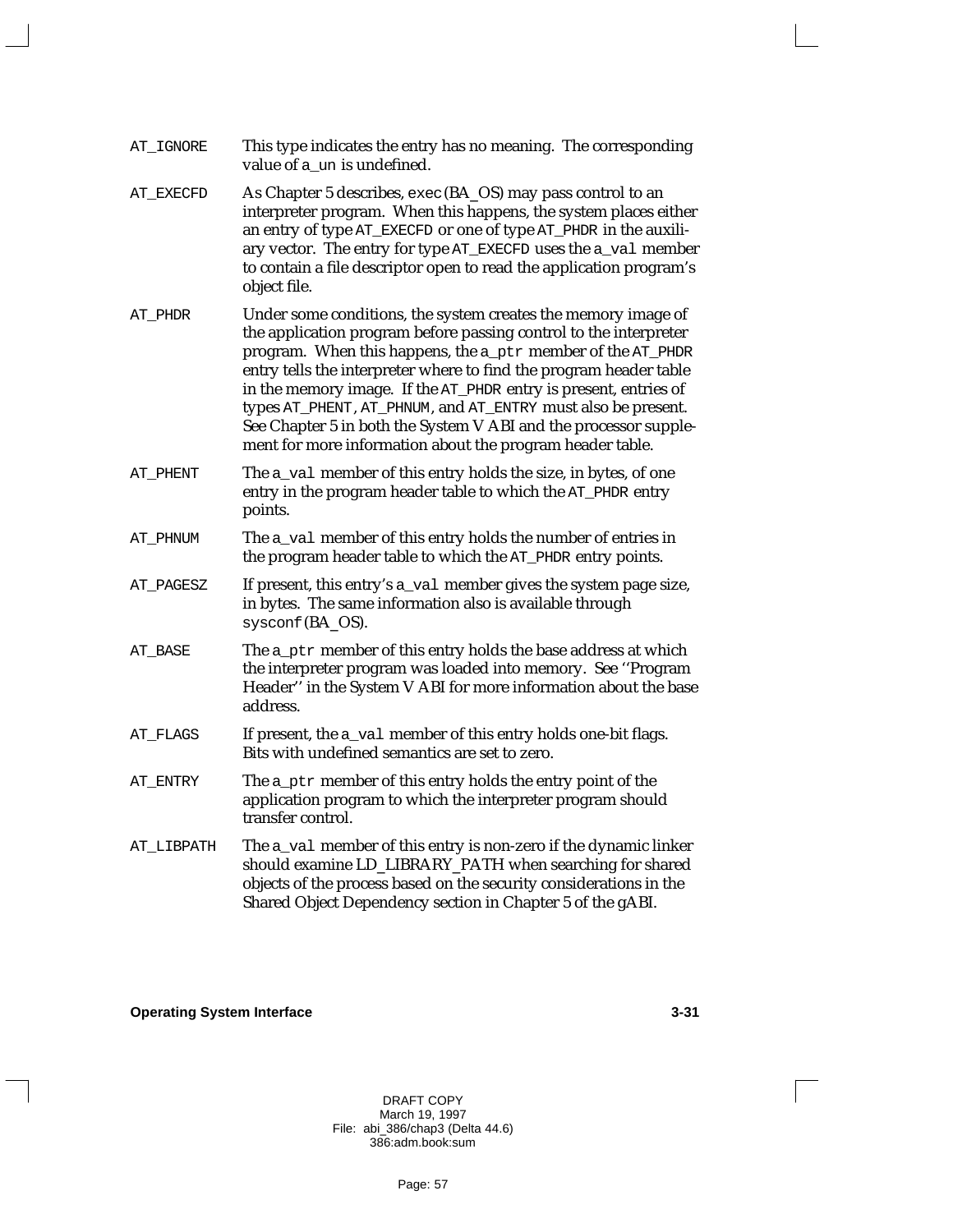AT_IGNORE
: This type indicates the entry has no meaning. The corresponding value of `a_un` is undefined.

AT_EXECFD
: As Chapter 5 describes, `exec`(BA_OS) may pass control to an interpreter program. When this happens, the system places either an entry of type `AT_EXECFD` or one of type `AT_PHDR` in the auxiliary vector. The entry for type `AT_EXECFD` uses the `a_val` member to contain a file descriptor open to read the application program's object file.

AT_PHDR
: Under some conditions, the system creates the memory image of the application program before passing control to the interpreter program. When this happens, the `a_ptr` member of the `AT_PHDR` entry tells the interpreter where to find the program header table in the memory image. If the `AT_PHDR` entry is present, entries of types `AT_PHENT`, `AT_PHNUM`, and `AT_ENTRY` must also be present. See Chapter 5 in both the System V ABI and the processor supplement for more information about the program header table.

AT_PHENT
: The `a_val` member of this entry holds the size, in bytes, of one entry in the program header table to which the `AT_PHDR` entry points.

AT_PHNUM
: The `a_val` member of this entry holds the number of entries in the program header table to which the `AT_PHDR` entry points.

AT_PAGESZ
: If present, this entry's `a_val` member gives the system page size, in bytes. The same information also is available through `sysconf`(BA_OS).

AT_BASE
: The `a_ptr` member of this entry holds the base address at which the interpreter program was loaded into memory. See ''Program Header'' in the System V ABI for more information about the base address.

AT_FLAGS
: If present, the `a_val` member of this entry holds one-bit flags. Bits with undefined semantics are set to zero.

AT_ENTRY
: The `a_ptr` member of this entry holds the entry point of the application program to which the interpreter program should transfer control.

AT_LIBPATH
: The `a_val` member of this entry is non-zero if the dynamic linker should examine LD_LIBRARY_PATH when searching for shared objects of the process based on the security considerations in the Shared Object Dependency section in Chapter 5 of the gABI.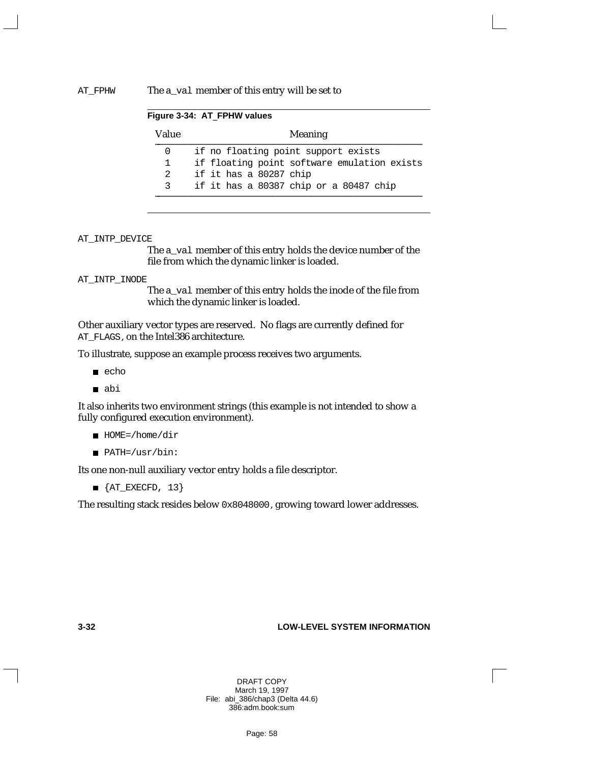AT_FPHW The a_val member of this entry will be set to

**Figure 3-34: AT_FPHW values**

| Value | Meaning |
|---|---|
| 0 | if no floating point support exists |
| 1 | if floating point software emulation exists |
| 2 | if it has a 80287 chip |
| 3 | if it has a 80387 chip or a 80487 chip |

AT_INTP_DEVICE

The a_val member of this entry holds the device number of the file from which the dynamic linker is loaded.

AT_INTP_INODE

The a_val member of this entry holds the inode of the file from which the dynamic linker is loaded.

Other auxiliary vector types are reserved. No flags are currently defined for AT_FLAGS, on the Intel386 architecture.

To illustrate, suppose an example process receives two arguments.

- echo
- abi

It also inherits two environment strings (this example is not intended to show a fully configured execution environment).

- HOME=/home/dir
- PATH=/usr/bin:

Its one non-null auxiliary vector entry holds a file descriptor.

- {AT_EXECFD, 13}

The resulting stack resides below 0x8048000, growing toward lower addresses.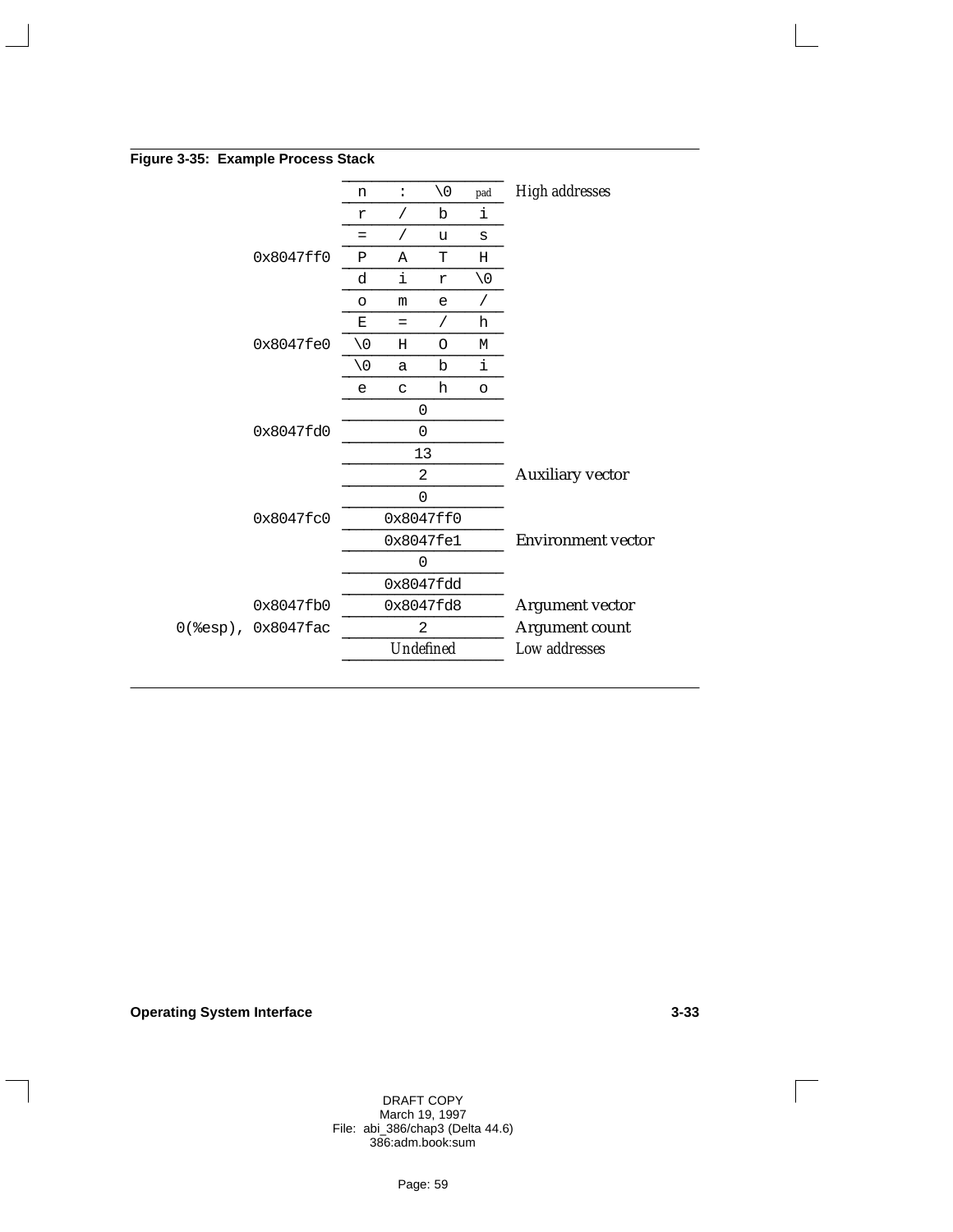**Figure 3-35: Example Process Stack**

| Address | Contents | | | | Description |
|---|---|---|---|---|---|
| | n | : | \0 | pad | *High addresses* |
| | r | / | b | i | |
| | = | / | u | s | |
| 0x8047ff0 | P | A | T | H | |
| | d | i | r | \0 | |
| | o | m | e | / | |
| | E | = | / | h | |
| 0x8047fe0 | \0 | H | O | M | |
| | \0 | a | b | i | |
| | e | c | h | o | |
| | 0 | | | | |
| 0x8047fd0 | 0 | | | | |
| | 13 | | | | |
| | 2 | | | | Auxiliary vector |
| | 0 | | | | |
| 0x8047fc0 | 0x8047ff0 | | | | |
| | 0x8047fe1 | | | | Environment vector |
| | 0 | | | | |
| | 0x8047fdd | | | | |
| 0x8047fb0 | 0x8047fd8 | | | | Argument vector |
| 0(%esp), 0x8047fac | 2 | | | | Argument count |
| | *Undefined* | | | | *Low addresses* |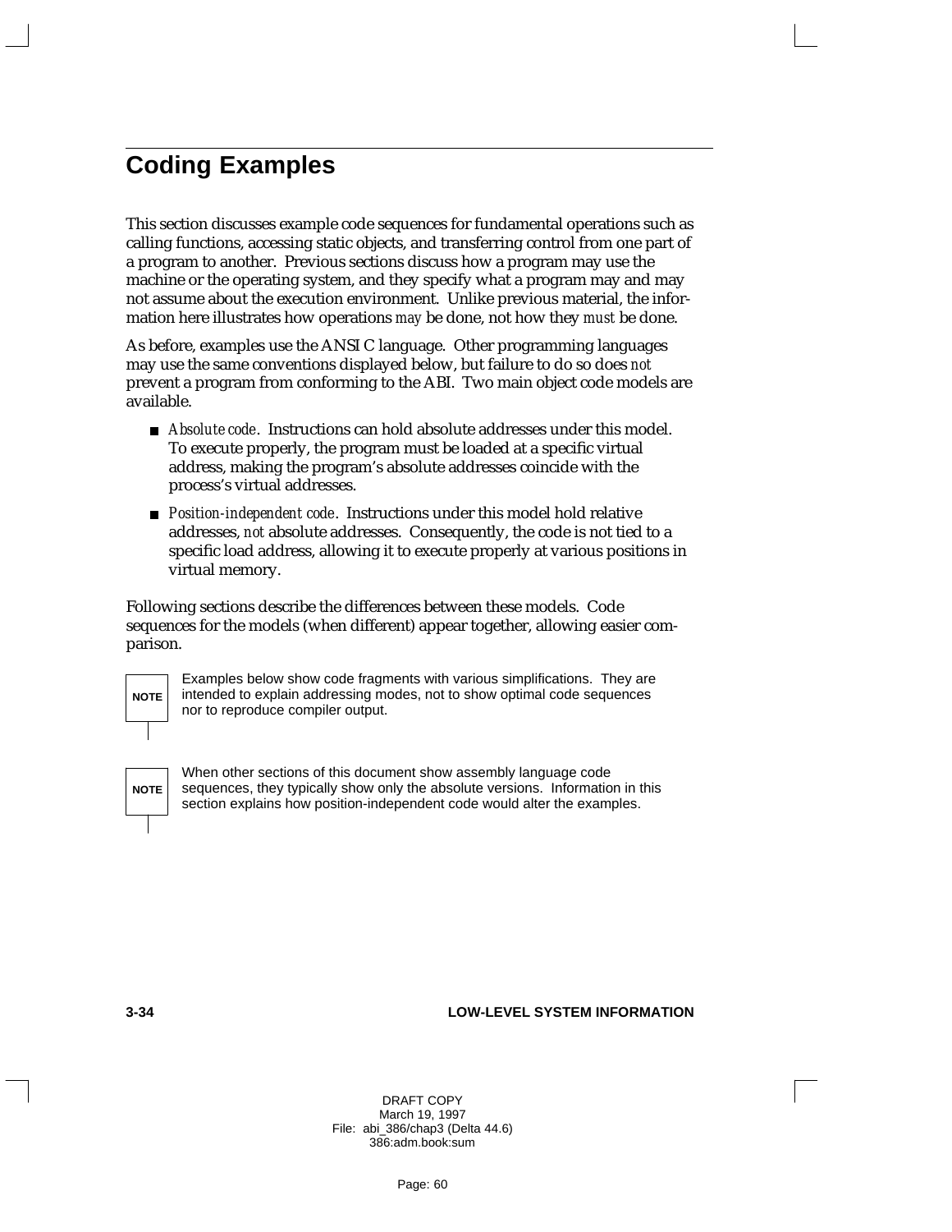## Coding Examples

This section discusses example code sequences for fundamental operations such as calling functions, accessing static objects, and transferring control from one part of a program to another. Previous sections discuss how a program may use the machine or the operating system, and they specify what a program may and may not assume about the execution environment. Unlike previous material, the information here illustrates how operations *may* be done, not how they *must* be done.

As before, examples use the ANSI C language. Other programming languages may use the same conventions displayed below, but failure to do so does *not* prevent a program from conforming to the ABI. Two main object code models are available.

- *Absolute code*. Instructions can hold absolute addresses under this model. To execute properly, the program must be loaded at a specific virtual address, making the program's absolute addresses coincide with the process's virtual addresses.
- *Position-independent code*. Instructions under this model hold relative addresses, *not* absolute addresses. Consequently, the code is not tied to a specific load address, allowing it to execute properly at various positions in virtual memory.

Following sections describe the differences between these models. Code sequences for the models (when different) appear together, allowing easier comparison.

**NOTE** Examples below show code fragments with various simplifications. They are intended to explain addressing modes, not to show optimal code sequences nor to reproduce compiler output.

**NOTE** When other sections of this document show assembly language code sequences, they typically show only the absolute versions. Information in this section explains how position-independent code would alter the examples.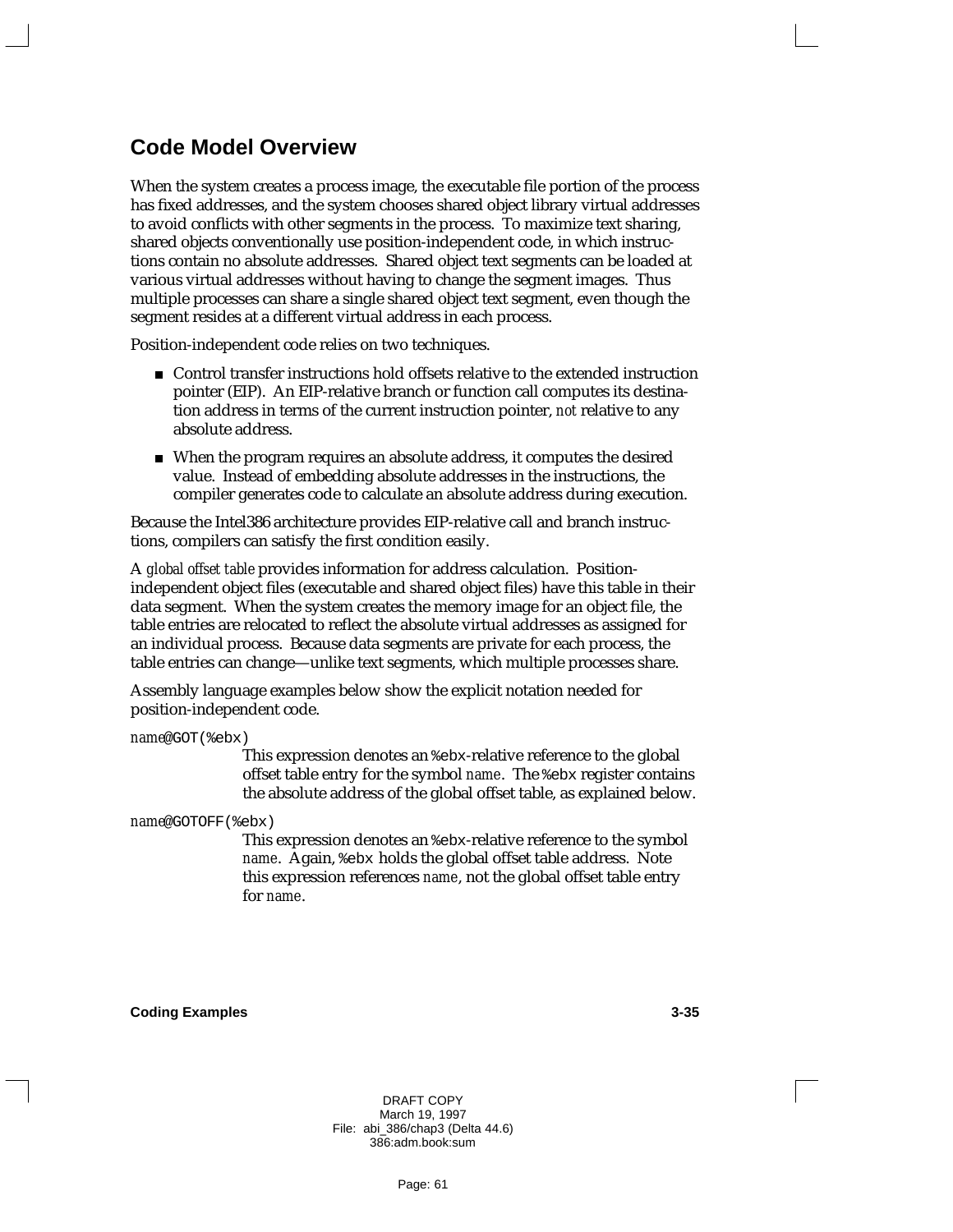## Code Model Overview

When the system creates a process image, the executable file portion of the process has fixed addresses, and the system chooses shared object library virtual addresses to avoid conflicts with other segments in the process. To maximize text sharing, shared objects conventionally use position-independent code, in which instructions contain no absolute addresses. Shared object text segments can be loaded at various virtual addresses without having to change the segment images. Thus multiple processes can share a single shared object text segment, even though the segment resides at a different virtual address in each process.

Position-independent code relies on two techniques.

- Control transfer instructions hold offsets relative to the extended instruction pointer (EIP). An EIP-relative branch or function call computes its destination address in terms of the current instruction pointer, *not* relative to any absolute address.
- When the program requires an absolute address, it computes the desired value. Instead of embedding absolute addresses in the instructions, the compiler generates code to calculate an absolute address during execution.

Because the Intel386 architecture provides EIP-relative call and branch instructions, compilers can satisfy the first condition easily.

A *global offset table* provides information for address calculation. Position-independent object files (executable and shared object files) have this table in their data segment. When the system creates the memory image for an object file, the table entries are relocated to reflect the absolute virtual addresses as assigned for an individual process. Because data segments are private for each process, the table entries can change—unlike text segments, which multiple processes share.

Assembly language examples below show the explicit notation needed for position-independent code.

*name*`@GOT(%ebx)`
: This expression denotes an `%ebx`-relative reference to the global offset table entry for the symbol *name*. The `%ebx` register contains the absolute address of the global offset table, as explained below.

*name*`@GOTOFF(%ebx)`
: This expression denotes an `%ebx`-relative reference to the symbol *name*. Again, `%ebx` holds the global offset table address. Note this expression references *name*, not the global offset table entry for *name*.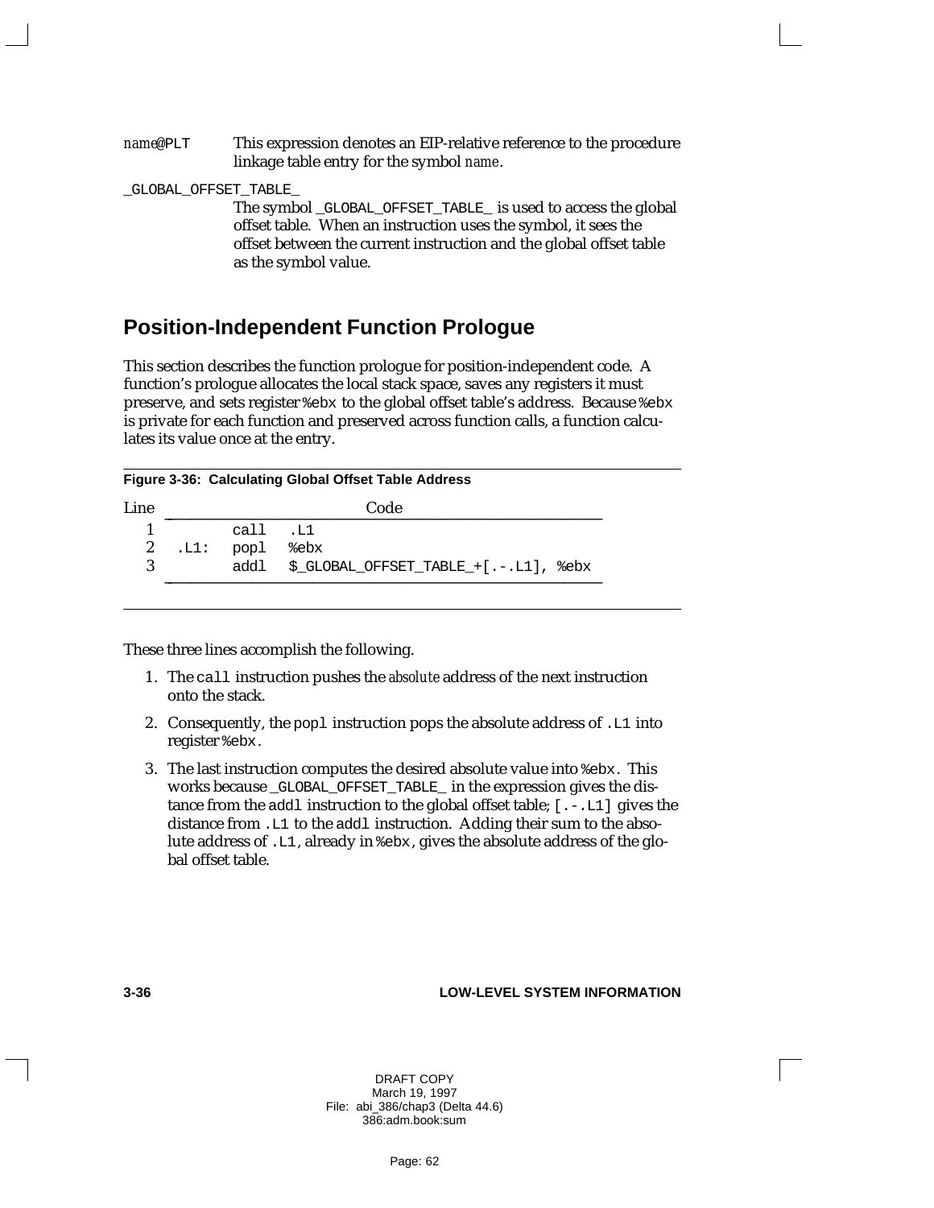*name*`@PLT` This expression denotes an EIP-relative reference to the procedure linkage table entry for the symbol *name*.

`_GLOBAL_OFFSET_TABLE_`

The symbol `_GLOBAL_OFFSET_TABLE_` is used to access the global offset table. When an instruction uses the symbol, it sees the offset between the current instruction and the global offset table as the symbol value.

## Position-Independent Function Prologue

This section describes the function prologue for position-independent code. A function's prologue allocates the local stack space, saves any registers it must preserve, and sets register `%ebx` to the global offset table's address. Because `%ebx` is private for each function and preserved across function calls, a function calculates its value once at the entry.

**Figure 3-36: Calculating Global Offset Table Address**

| Line | Code |
|---|---|
| 1 | `        call  .L1` |
| 2 | `.L1:    popl  %ebx` |
| 3 | `        addl  $_GLOBAL_OFFSET_TABLE_+[.-.L1], %ebx` |

These three lines accomplish the following.

1. The `call` instruction pushes the *absolute* address of the next instruction onto the stack.
2. Consequently, the `popl` instruction pops the absolute address of `.L1` into register `%ebx`.
3. The last instruction computes the desired absolute value into `%ebx`. This works because `_GLOBAL_OFFSET_TABLE_` in the expression gives the distance from the `addl` instruction to the global offset table; `[.-.L1]` gives the distance from `.L1` to the `addl` instruction. Adding their sum to the absolute address of `.L1`, already in `%ebx`, gives the absolute address of the global offset table.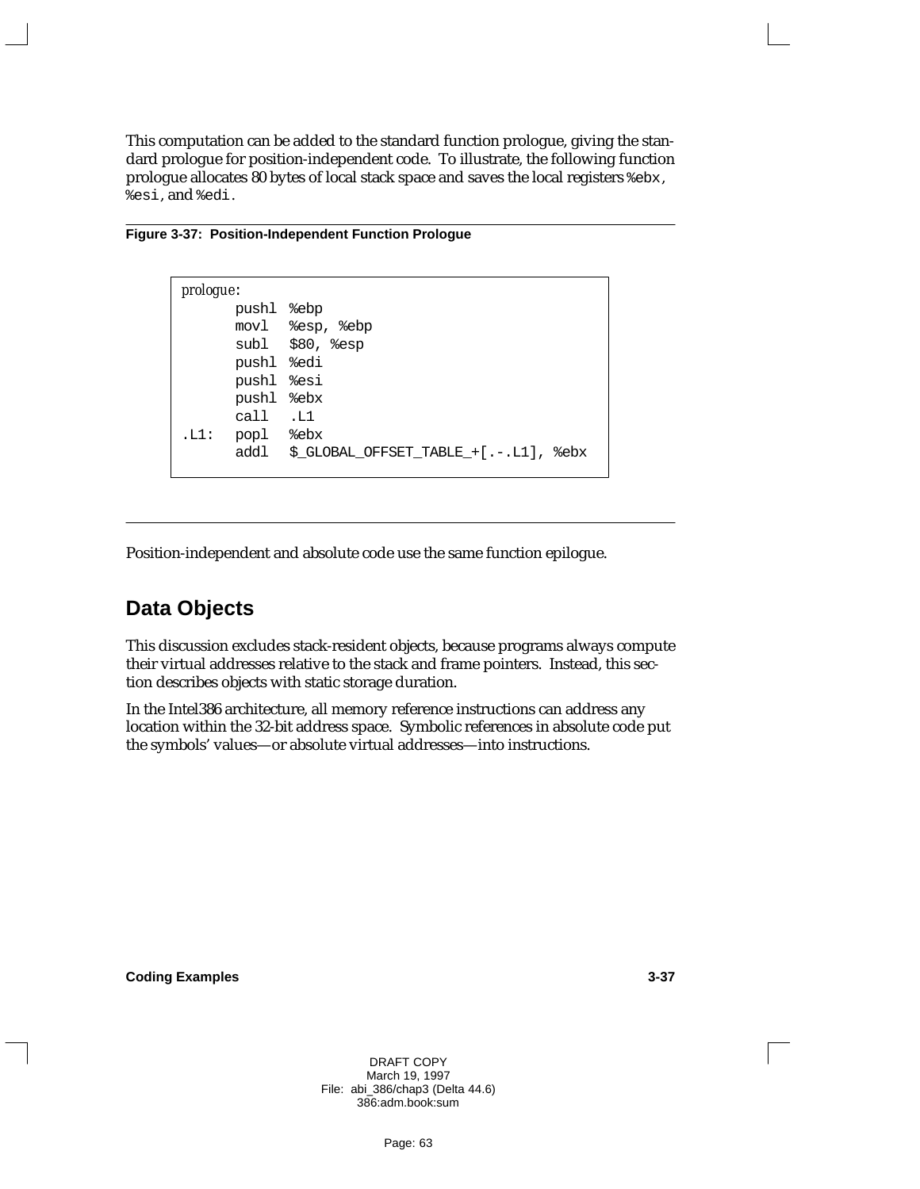This computation can be added to the standard function prologue, giving the standard prologue for position-independent code. To illustrate, the following function prologue allocates 80 bytes of local stack space and saves the local registers `%ebx`, `%esi`, and `%edi`.

**Figure 3-37: Position-Independent Function Prologue**

```
prologue:
      pushl %ebp
      movl  %esp, %ebp
      subl  $80, %esp
      pushl %edi
      pushl %esi
      pushl %ebx
      call  .L1
.L1:  popl  %ebx
      addl  $_GLOBAL_OFFSET_TABLE_+[.-.L1], %ebx
```

Position-independent and absolute code use the same function epilogue.

## Data Objects

This discussion excludes stack-resident objects, because programs always compute their virtual addresses relative to the stack and frame pointers. Instead, this section describes objects with static storage duration.

In the Intel386 architecture, all memory reference instructions can address any location within the 32-bit address space. Symbolic references in absolute code put the symbols' values—or absolute virtual addresses—into instructions.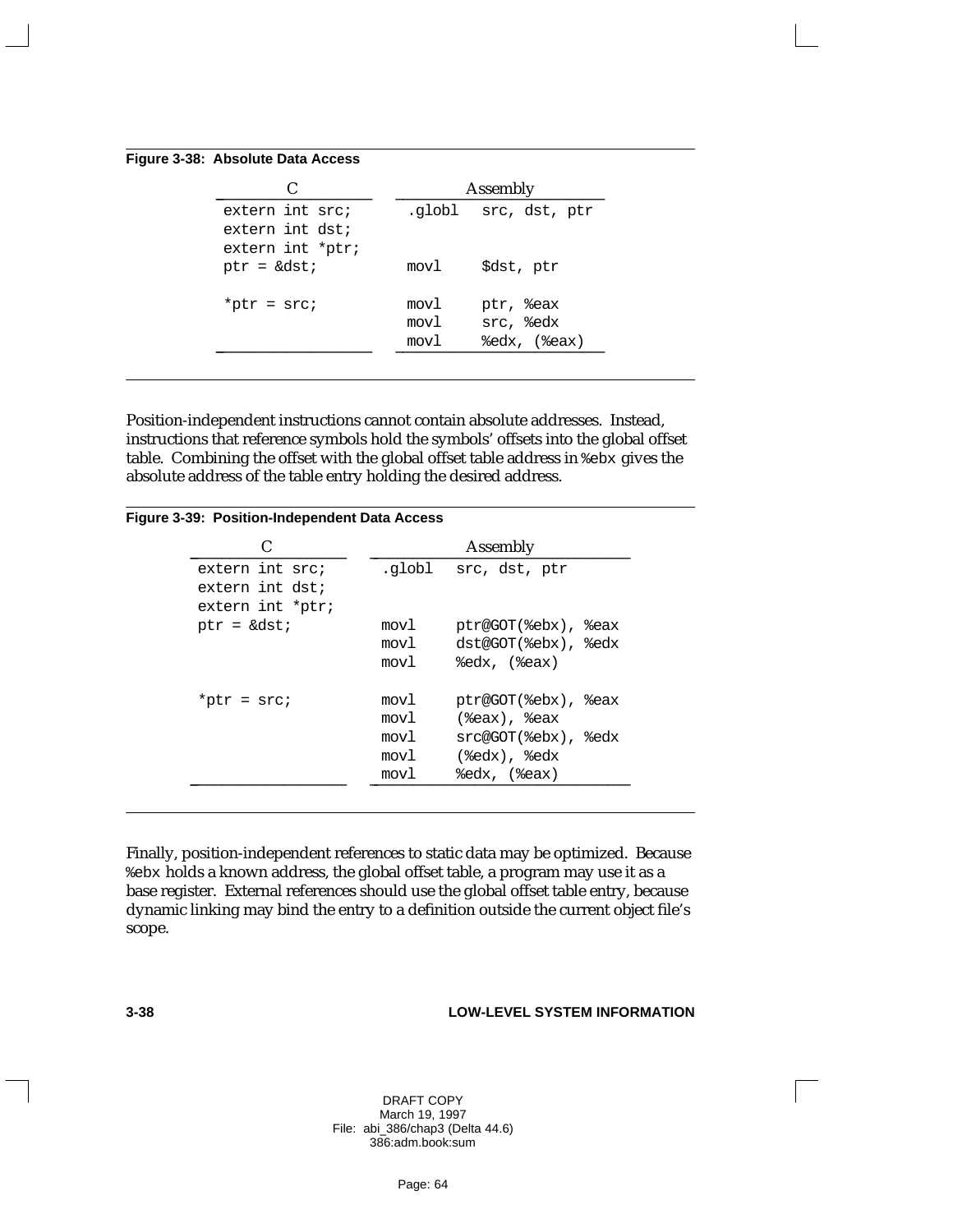**Figure 3-38: Absolute Data Access**

| C | Assembly |
|---|---|
| `extern int src;`<br>`extern int dst;`<br>`extern int *ptr;` | `.globl   src, dst, ptr` |
| `ptr = &dst;` | `movl     $dst, ptr` |
| `*ptr = src;` | `movl     ptr, %eax`<br>`movl     src, %edx`<br>`movl     %edx, (%eax)` |

Position-independent instructions cannot contain absolute addresses. Instead, instructions that reference symbols hold the symbols' offsets into the global offset table. Combining the offset with the global offset table address in `%ebx` gives the absolute address of the table entry holding the desired address.

**Figure 3-39: Position-Independent Data Access**

| C | Assembly |
|---|---|
| `extern int src;`<br>`extern int dst;`<br>`extern int *ptr;` | `.globl   src, dst, ptr` |
| `ptr = &dst;` | `movl     ptr@GOT(%ebx), %eax`<br>`movl     dst@GOT(%ebx), %edx`<br>`movl     %edx, (%eax)` |
| `*ptr = src;` | `movl     ptr@GOT(%ebx), %eax`<br>`movl     (%eax), %eax`<br>`movl     src@GOT(%ebx), %edx`<br>`movl     (%edx), %edx`<br>`movl     %edx, (%eax)` |

Finally, position-independent references to static data may be optimized. Because `%ebx` holds a known address, the global offset table, a program may use it as a base register. External references should use the global offset table entry, because dynamic linking may bind the entry to a definition outside the current object file's scope.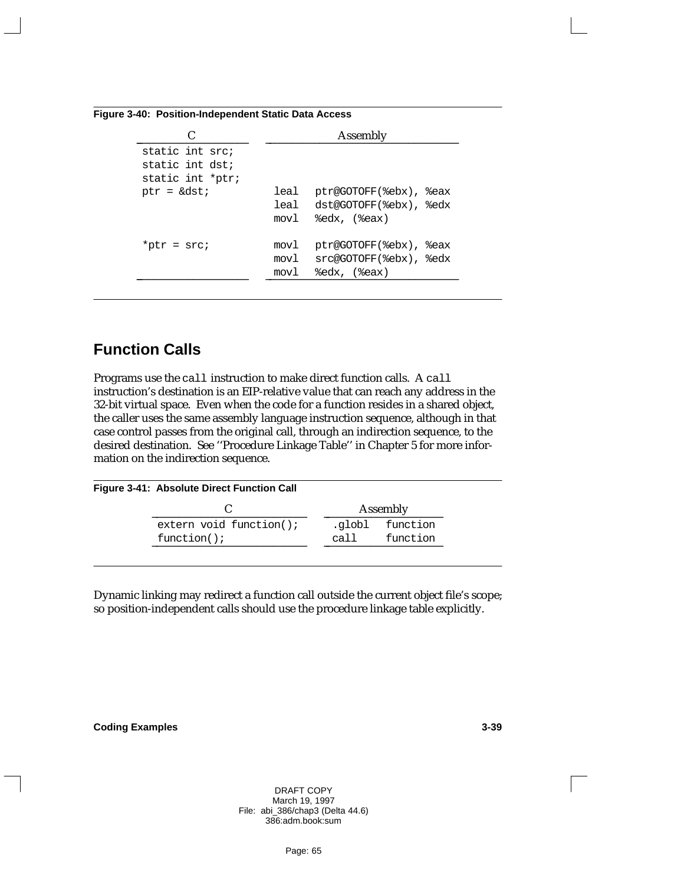**Figure 3-40: Position-Independent Static Data Access**

| C | Assembly |
|---|---|
| `static int src;` | |
| `static int dst;` | |
| `static int *ptr;` | |
| `ptr = &dst;` | `leal ptr@GOTOFF(%ebx), %eax` |
| | `leal dst@GOTOFF(%ebx), %edx` |
| | `movl %edx, (%eax)` |
| `*ptr = src;` | `movl ptr@GOTOFF(%ebx), %eax` |
| | `movl src@GOTOFF(%ebx), %edx` |
| | `movl %edx, (%eax)` |

## Function Calls

Programs use the `call` instruction to make direct function calls. A `call` instruction's destination is an EIP-relative value that can reach any address in the 32-bit virtual space. Even when the code for a function resides in a shared object, the caller uses the same assembly language instruction sequence, although in that case control passes from the original call, through an indirection sequence, to the desired destination. See ''Procedure Linkage Table'' in Chapter 5 for more information on the indirection sequence.

**Figure 3-41: Absolute Direct Function Call**

| C | Assembly |
|---|---|
| `extern void function();` | `.globl function` |
| `function();` | `call function` |

Dynamic linking may redirect a function call outside the current object file's scope; so position-independent calls should use the procedure linkage table explicitly.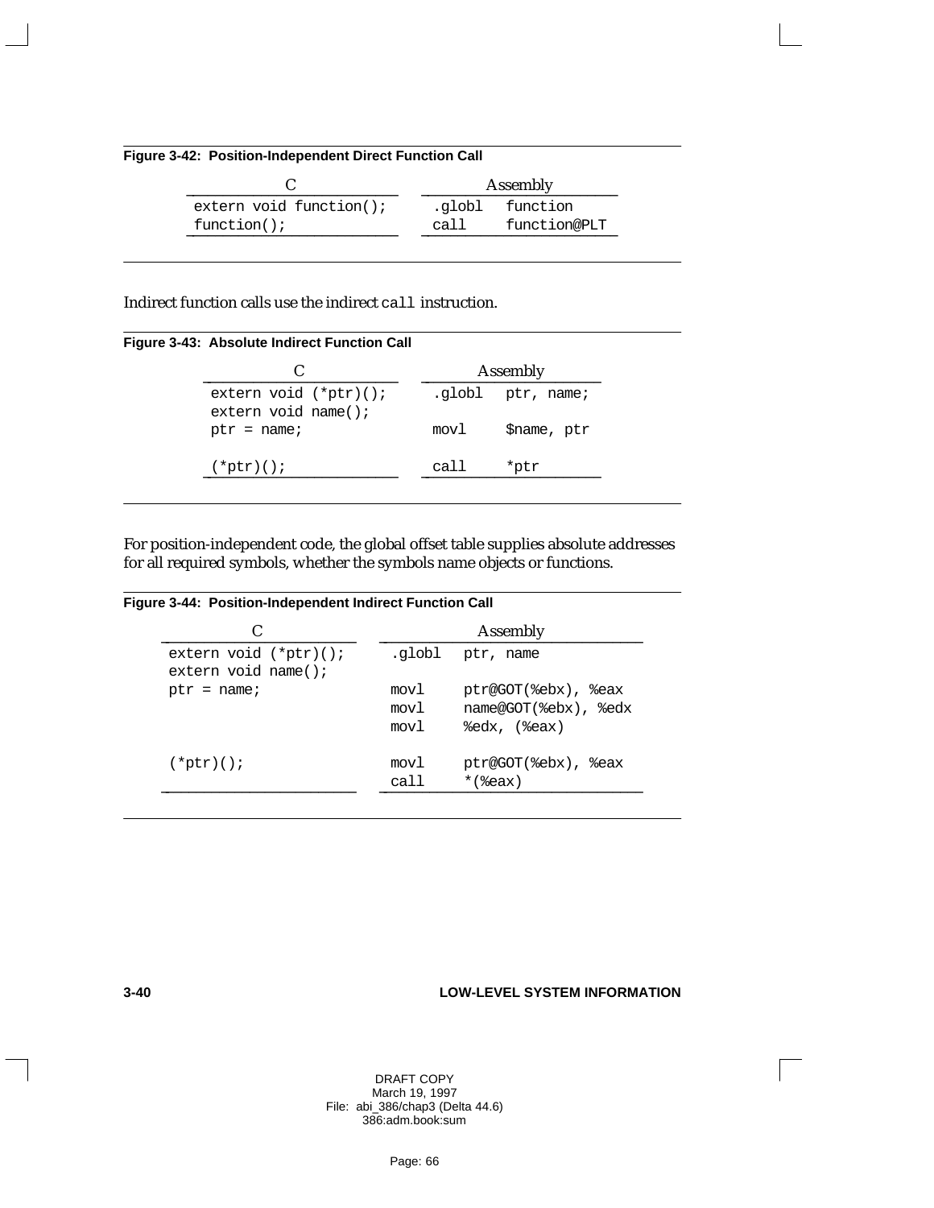**Figure 3-42: Position-Independent Direct Function Call**

| C | Assembly |
|---|---|
| `extern void function();` | `.globl   function` |
| `function();` | `call     function@PLT` |

Indirect function calls use the indirect `call` instruction.

**Figure 3-43: Absolute Indirect Function Call**

| C | Assembly |
|---|---|
| `extern void (*ptr)();`<br>`extern void name();` | `.globl   ptr, name;` |
| `ptr = name;` | `movl     $name, ptr` |
| `(*ptr)();` | `call     *ptr` |

For position-independent code, the global offset table supplies absolute addresses for all required symbols, whether the symbols name objects or functions.

**Figure 3-44: Position-Independent Indirect Function Call**

| C | Assembly |
|---|---|
| `extern void (*ptr)();`<br>`extern void name();` | `.globl   ptr, name` |
| `ptr = name;` | `movl     ptr@GOT(%ebx), %eax`<br>`movl     name@GOT(%ebx), %edx`<br>`movl     %edx, (%eax)` |
| `(*ptr)();` | `movl     ptr@GOT(%ebx), %eax`<br>`call     *(%eax)` |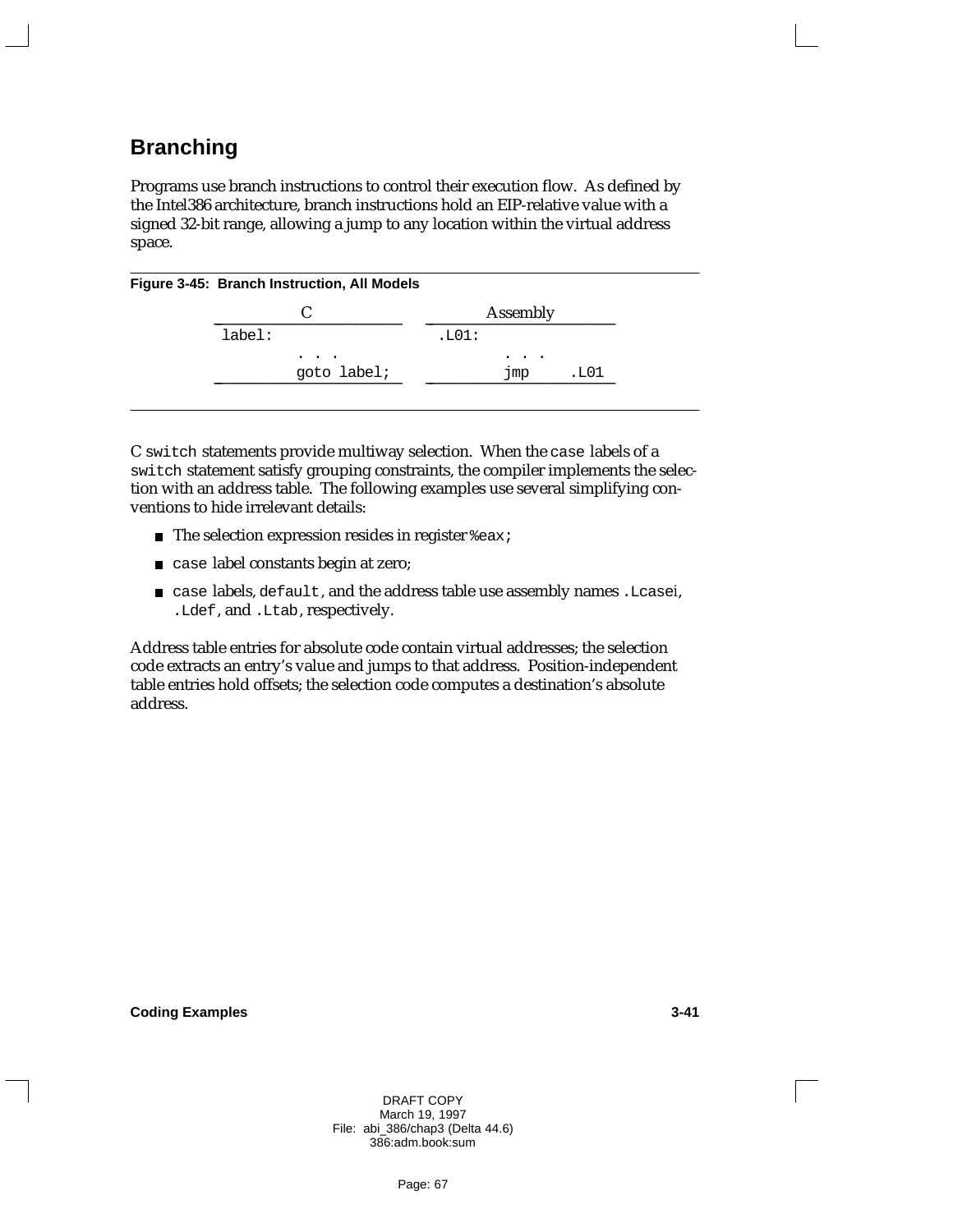## Branching

Programs use branch instructions to control their execution flow. As defined by the Intel386 architecture, branch instructions hold an EIP-relative value with a signed 32-bit range, allowing a jump to any location within the virtual address space.

**Figure 3-45: Branch Instruction, All Models**

| C | Assembly |
|---|---|
| `label:` | `.L01:` |
| `. . .` | `. . .` |
| `goto label;` | `jmp .L01` |

C `switch` statements provide multiway selection. When the `case` labels of a `switch` statement satisfy grouping constraints, the compiler implements the selection with an address table. The following examples use several simplifying conventions to hide irrelevant details:

- The selection expression resides in register `%eax;`
- `case` label constants begin at zero;
- `case` labels, `default`, and the address table use assembly names `.Lcase`*i*, `.Ldef`, and `.Ltab`, respectively.

Address table entries for absolute code contain virtual addresses; the selection code extracts an entry's value and jumps to that address. Position-independent table entries hold offsets; the selection code computes a destination's absolute address.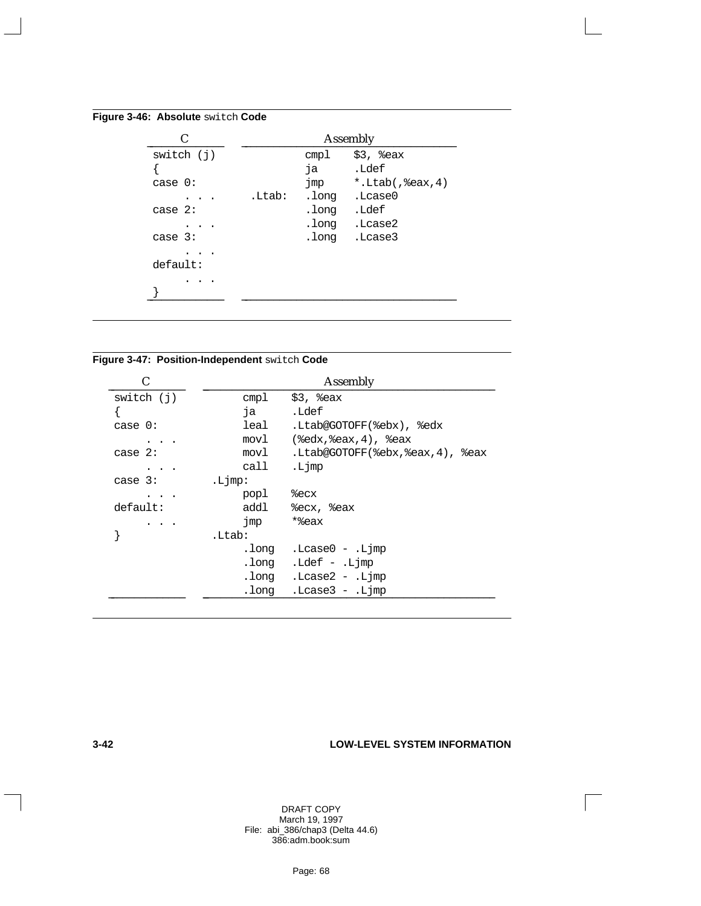**Figure 3-46: Absolute** `switch` **Code**

| C | Assembly |
|---|---|
| `switch (j)` | `        cmpl   $3, %eax` |
| `{` | `        ja     .Ldef` |
| `case 0:` | `        jmp    *.Ltab(,%eax,4)` |
| `    . . .` | `.Ltab:  .long  .Lcase0` |
| `case 2:` | `        .long  .Ldef` |
| `    . . .` | `        .long  .Lcase2` |
| `case 3:` | `        .long  .Lcase3` |
| `    . . .` | |
| `default:` | |
| `    . . .` | |
| `}` | |

**Figure 3-47: Position-Independent** `switch` **Code**

| C | Assembly |
|---|---|
| `switch (j)` | `        cmpl   $3, %eax` |
| `{` | `        ja     .Ldef` |
| `case 0:` | `        leal   .Ltab@GOTOFF(%ebx), %edx` |
| `    . . .` | `        movl   (%edx,%eax,4), %eax` |
| `case 2:` | `        movl   .Ltab@GOTOFF(%ebx,%eax,4), %eax` |
| `    . . .` | `        call   .Ljmp` |
| `case 3:` | `.Ljmp:` |
| `    . . .` | `        popl   %ecx` |
| `default:` | `        addl   %ecx, %eax` |
| `    . . .` | `        jmp    *%eax` |
| `}` | `.Ltab:` |
| | `        .long  .Lcase0 - .Ljmp` |
| | `        .long  .Ldef - .Ljmp` |
| | `        .long  .Lcase2 - .Ljmp` |
| | `        .long  .Lcase3 - .Ljmp` |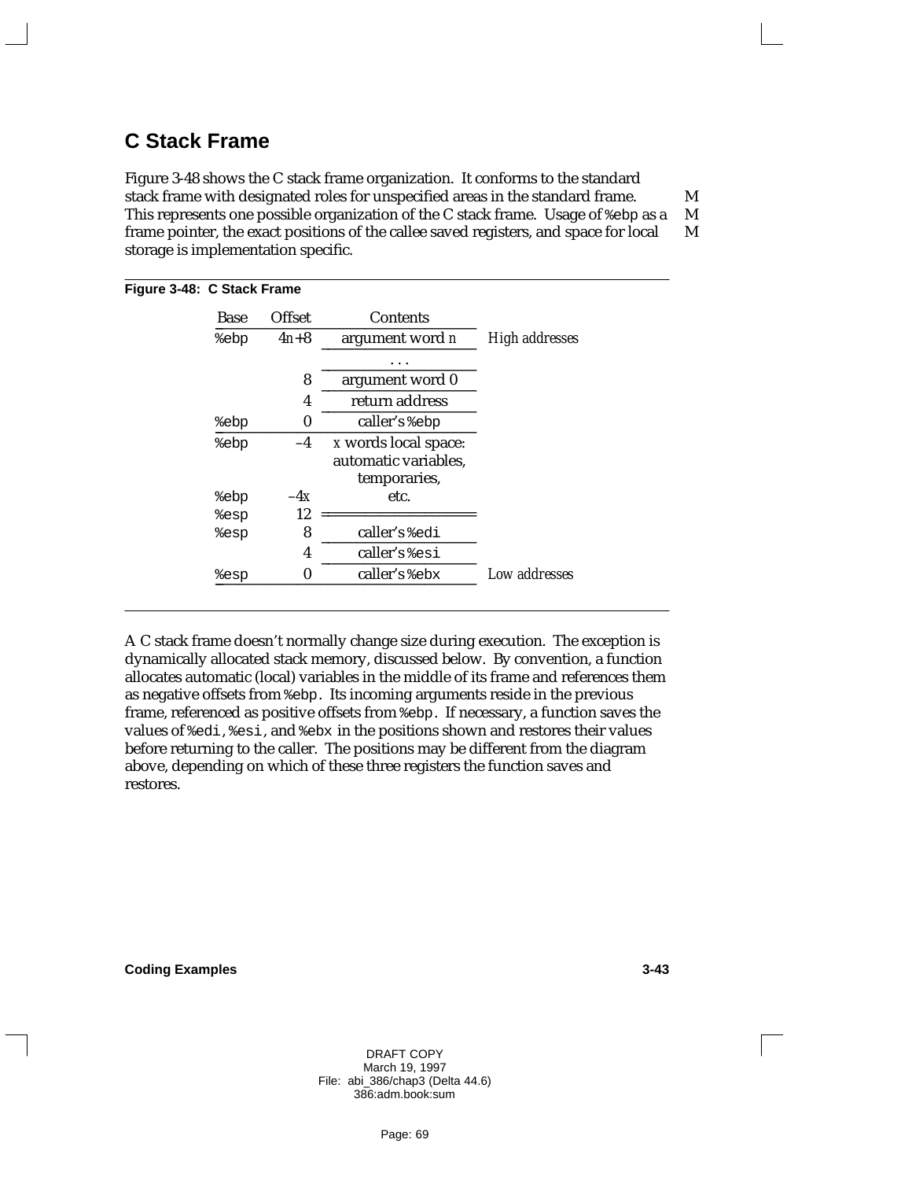## C Stack Frame

Figure 3-48 shows the C stack frame organization. It conforms to the standard stack frame with designated roles for unspecified areas in the standard frame. This represents one possible organization of the C stack frame. Usage of `%ebp` as a frame pointer, the exact positions of the callee saved registers, and space for local storage is implementation specific.

**Figure 3-48: C Stack Frame**

| Base | Offset | Contents | |
|---|---|---|---|
| `%ebp` | $4n+8$ | argument word $n$ | *High addresses* |
| | | ... | |
| | 8 | argument word 0 | |
| | 4 | return address | |
| `%ebp` | 0 | caller's `%ebp` | |
| `%ebp` | $-4$ | $x$ words local space: automatic variables, temporaries, | |
| `%ebp` | $-4x$ | etc. | |
| `%esp` | 12 | | |
| `%esp` | 8 | caller's `%edi` | |
| | 4 | caller's `%esi` | |
| `%esp` | 0 | caller's `%ebx` | *Low addresses* |

A C stack frame doesn't normally change size during execution. The exception is dynamically allocated stack memory, discussed below. By convention, a function allocates automatic (local) variables in the middle of its frame and references them as negative offsets from `%ebp`. Its incoming arguments reside in the previous frame, referenced as positive offsets from `%ebp`. If necessary, a function saves the values of `%edi`, `%esi`, and `%ebx` in the positions shown and restores their values before returning to the caller. The positions may be different from the diagram above, depending on which of these three registers the function saves and restores.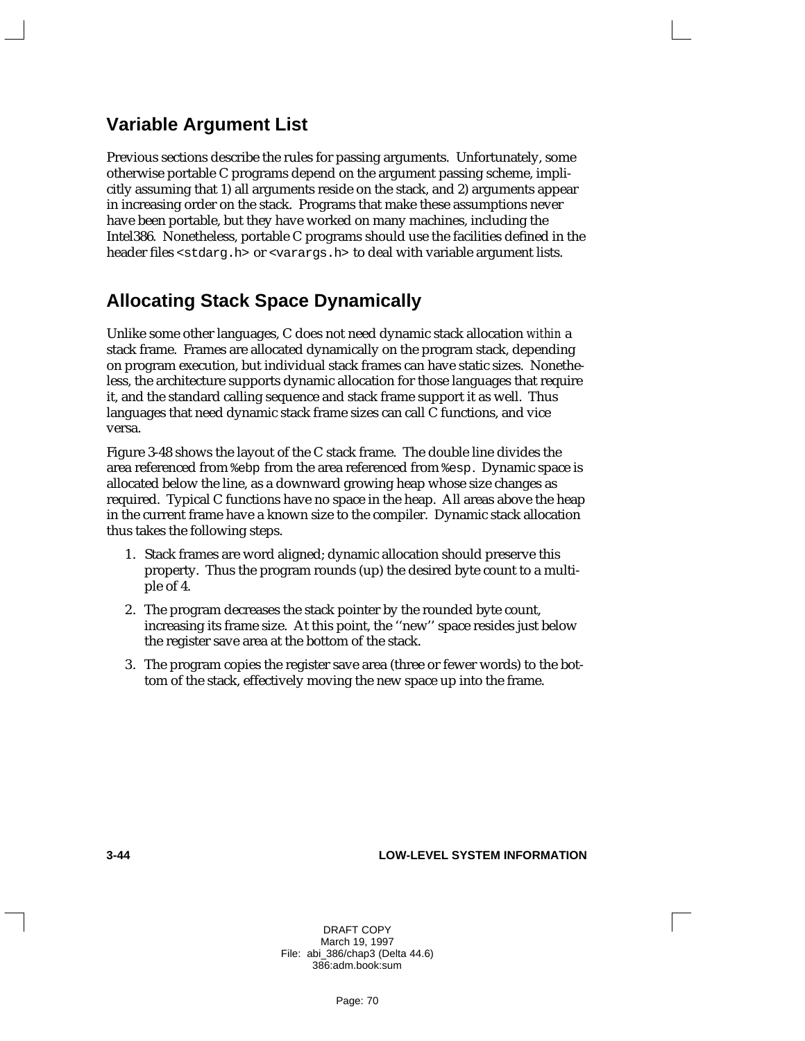## Variable Argument List

Previous sections describe the rules for passing arguments. Unfortunately, some otherwise portable C programs depend on the argument passing scheme, implicitly assuming that 1) all arguments reside on the stack, and 2) arguments appear in increasing order on the stack. Programs that make these assumptions never have been portable, but they have worked on many machines, including the Intel386. Nonetheless, portable C programs should use the facilities defined in the header files `<stdarg.h>` or `<varargs.h>` to deal with variable argument lists.

## Allocating Stack Space Dynamically

Unlike some other languages, C does not need dynamic stack allocation *within* a stack frame. Frames are allocated dynamically on the program stack, depending on program execution, but individual stack frames can have static sizes. Nonetheless, the architecture supports dynamic allocation for those languages that require it, and the standard calling sequence and stack frame support it as well. Thus languages that need dynamic stack frame sizes can call C functions, and vice versa.

Figure 3-48 shows the layout of the C stack frame. The double line divides the area referenced from `%ebp` from the area referenced from `%esp`. Dynamic space is allocated below the line, as a downward growing heap whose size changes as required. Typical C functions have no space in the heap. All areas above the heap in the current frame have a known size to the compiler. Dynamic stack allocation thus takes the following steps.

1. Stack frames are word aligned; dynamic allocation should preserve this property. Thus the program rounds (up) the desired byte count to a multiple of 4.
2. The program decreases the stack pointer by the rounded byte count, increasing its frame size. At this point, the ''new'' space resides just below the register save area at the bottom of the stack.
3. The program copies the register save area (three or fewer words) to the bottom of the stack, effectively moving the new space up into the frame.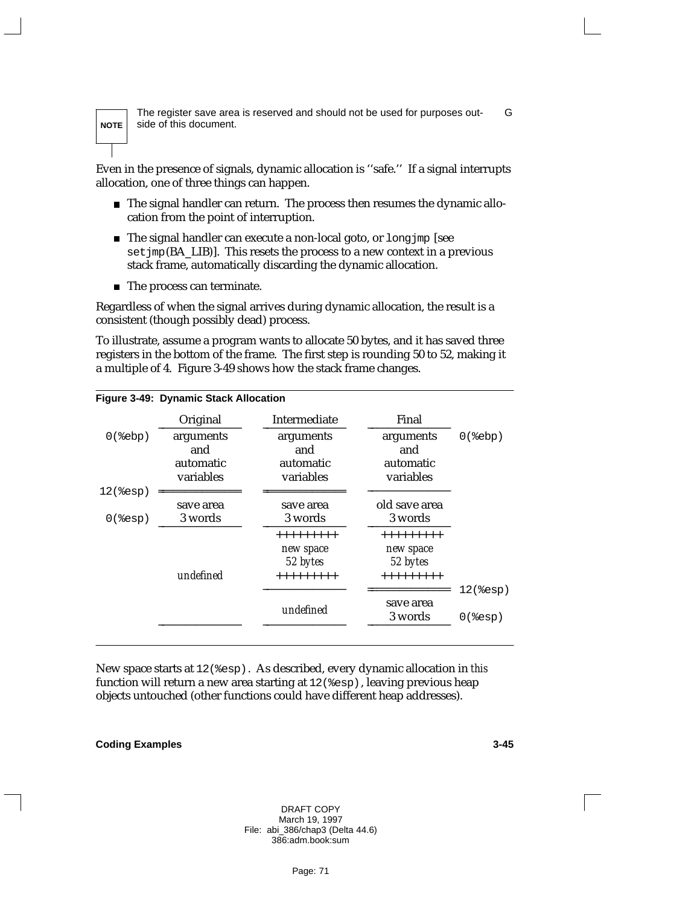> **NOTE** The register save area is reserved and should not be used for purposes outside of this document.

Even in the presence of signals, dynamic allocation is ''safe.'' If a signal interrupts allocation, one of three things can happen.

- The signal handler can return. The process then resumes the dynamic allocation from the point of interruption.
- The signal handler can execute a non-local goto, or `longjmp` [see `setjmp`(BA_LIB)]. This resets the process to a new context in a previous stack frame, automatically discarding the dynamic allocation.
- The process can terminate.

Regardless of when the signal arrives during dynamic allocation, the result is a consistent (though possibly dead) process.

To illustrate, assume a program wants to allocate 50 bytes, and it has saved three registers in the bottom of the frame. The first step is rounding 50 to 52, making it a multiple of 4. Figure 3-49 shows how the stack frame changes.

**Figure 3-49: Dynamic Stack Allocation**

| | Original | Intermediate | Final | |
|---|---|---|---|---|
| `0(%ebp)` | arguments and automatic variables | arguments and automatic variables | arguments and automatic variables | `0(%ebp)` |
| `12(%esp)` | save area 3 words | save area 3 words | old save area 3 words | |
| `0(%esp)` | | | | |
| | *undefined* | *new space 52 bytes* | *new space 52 bytes* | |
| | | *undefined* | save area 3 words | `12(%esp)` ... `0(%esp)` |

New space starts at `12(%esp)`. As described, every dynamic allocation in *this* function will return a new area starting at `12(%esp)`, leaving previous heap objects untouched (other functions could have different heap addresses).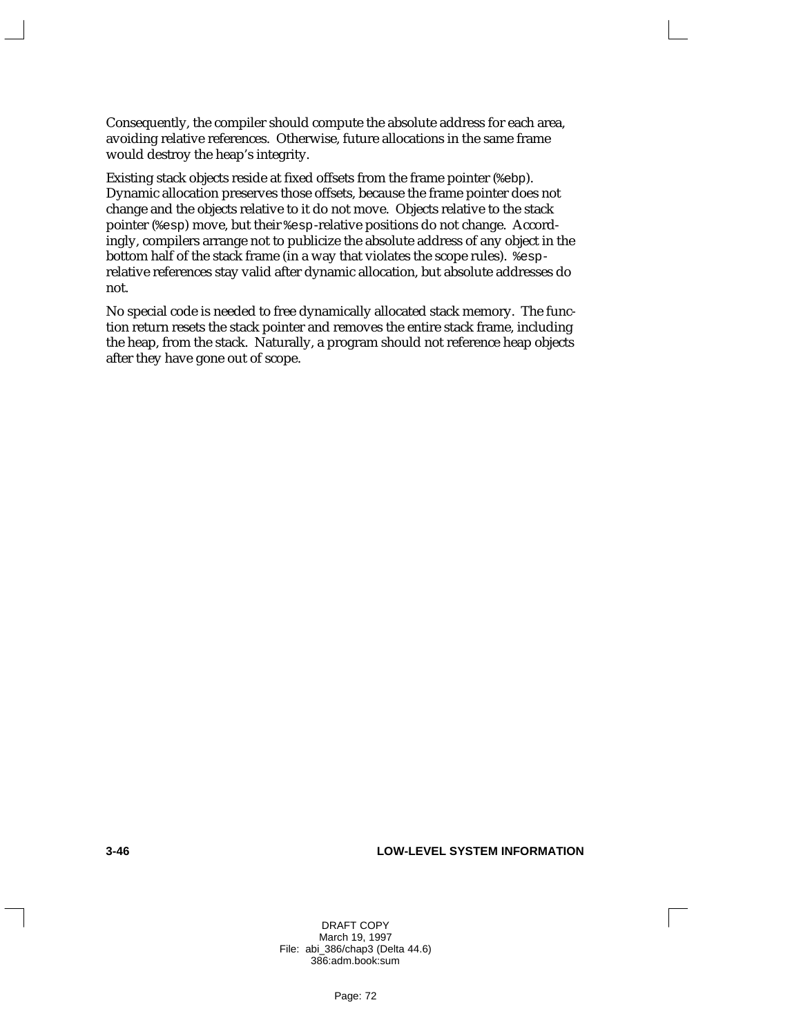Consequently, the compiler should compute the absolute address for each area, avoiding relative references. Otherwise, future allocations in the same frame would destroy the heap's integrity.

Existing stack objects reside at fixed offsets from the frame pointer (`%ebp`). Dynamic allocation preserves those offsets, because the frame pointer does not change and the objects relative to it do not move. Objects relative to the stack pointer (`%esp`) move, but their `%esp`-relative positions do not change. Accordingly, compilers arrange not to publicize the absolute address of any object in the bottom half of the stack frame (in a way that violates the scope rules). `%esp`-relative references stay valid after dynamic allocation, but absolute addresses do not.

No special code is needed to free dynamically allocated stack memory. The function return resets the stack pointer and removes the entire stack frame, including the heap, from the stack. Naturally, a program should not reference heap objects after they have gone out of scope.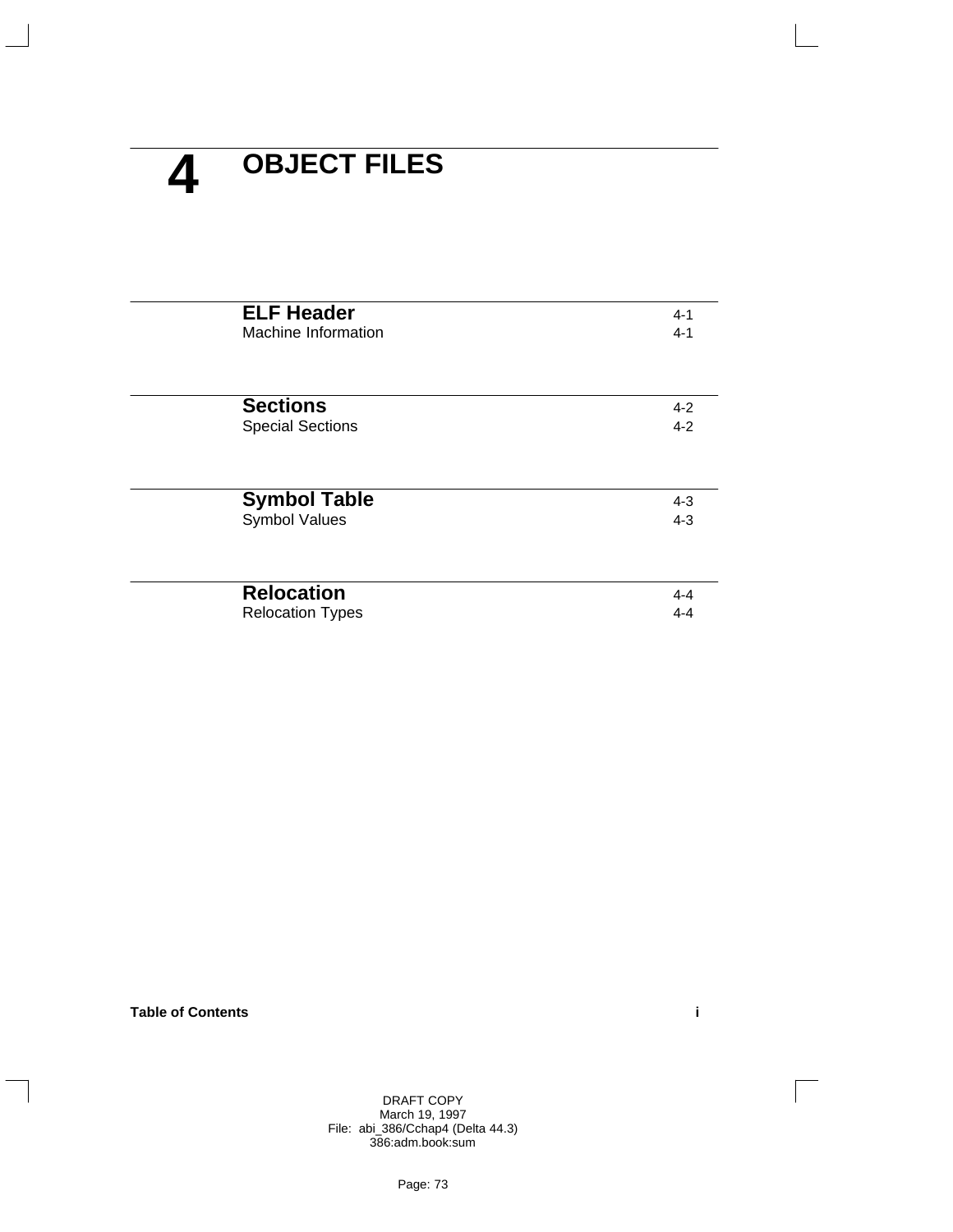# 4 OBJECT FILES

| | |
|---|---|
| **ELF Header** | 4-1 |
| Machine Information | 4-1 |
| **Sections** | 4-2 |
| Special Sections | 4-2 |
| **Symbol Table** | 4-3 |
| Symbol Values | 4-3 |
| **Relocation** | 4-4 |
| Relocation Types | 4-4 |

**Table of Contents**

DRAFT COPY
March 19, 1997
File: abi_386/Cchap4 (Delta 44.3)
386:adm.book:sum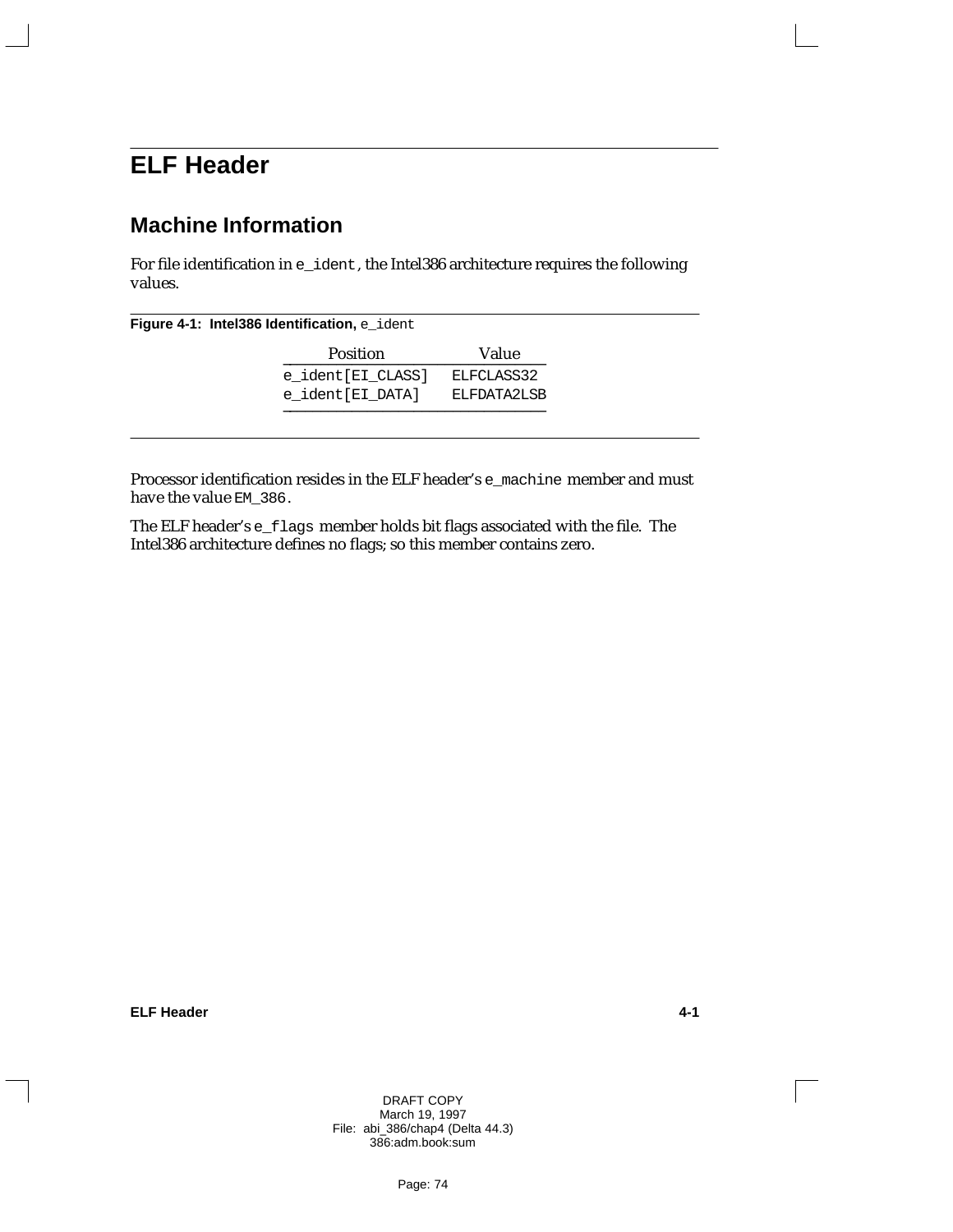# ELF Header

## Machine Information

For file identification in e_ident, the Intel386 architecture requires the following values.

**Figure 4-1: Intel386 Identification,** e_ident

| Position | Value |
| --- | --- |
| e_ident[EI_CLASS] | ELFCLASS32 |
| e_ident[EI_DATA] | ELFDATA2LSB |

Processor identification resides in the ELF header's e_machine member and must have the value EM_386.

The ELF header's e_flags member holds bit flags associated with the file. The Intel386 architecture defines no flags; so this member contains zero.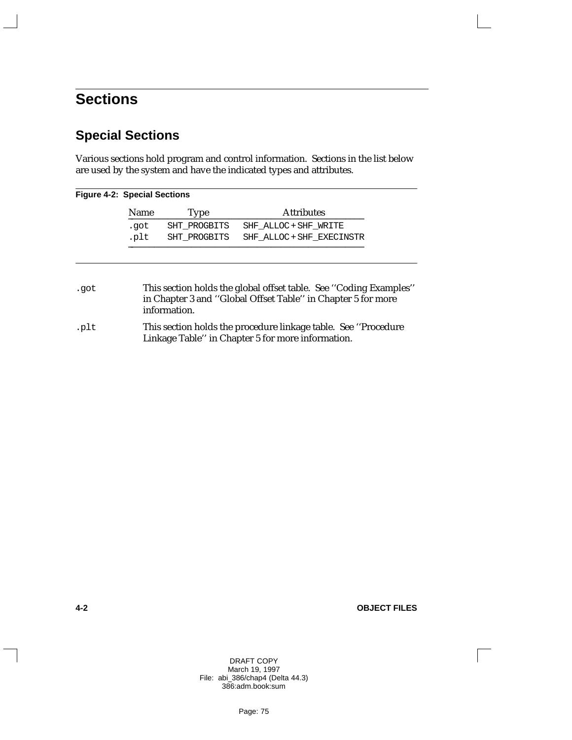# Sections

## Special Sections

Various sections hold program and control information. Sections in the list below are used by the system and have the indicated types and attributes.

**Figure 4-2: Special Sections**

| Name | Type | Attributes |
|---|---|---|
| `.got` | `SHT_PROGBITS` | `SHF_ALLOC + SHF_WRITE` |
| `.plt` | `SHT_PROGBITS` | `SHF_ALLOC + SHF_EXECINSTR` |

`.got` This section holds the global offset table. See ''Coding Examples'' in Chapter 3 and ''Global Offset Table'' in Chapter 5 for more information.

`.plt` This section holds the procedure linkage table. See ''Procedure Linkage Table'' in Chapter 5 for more information.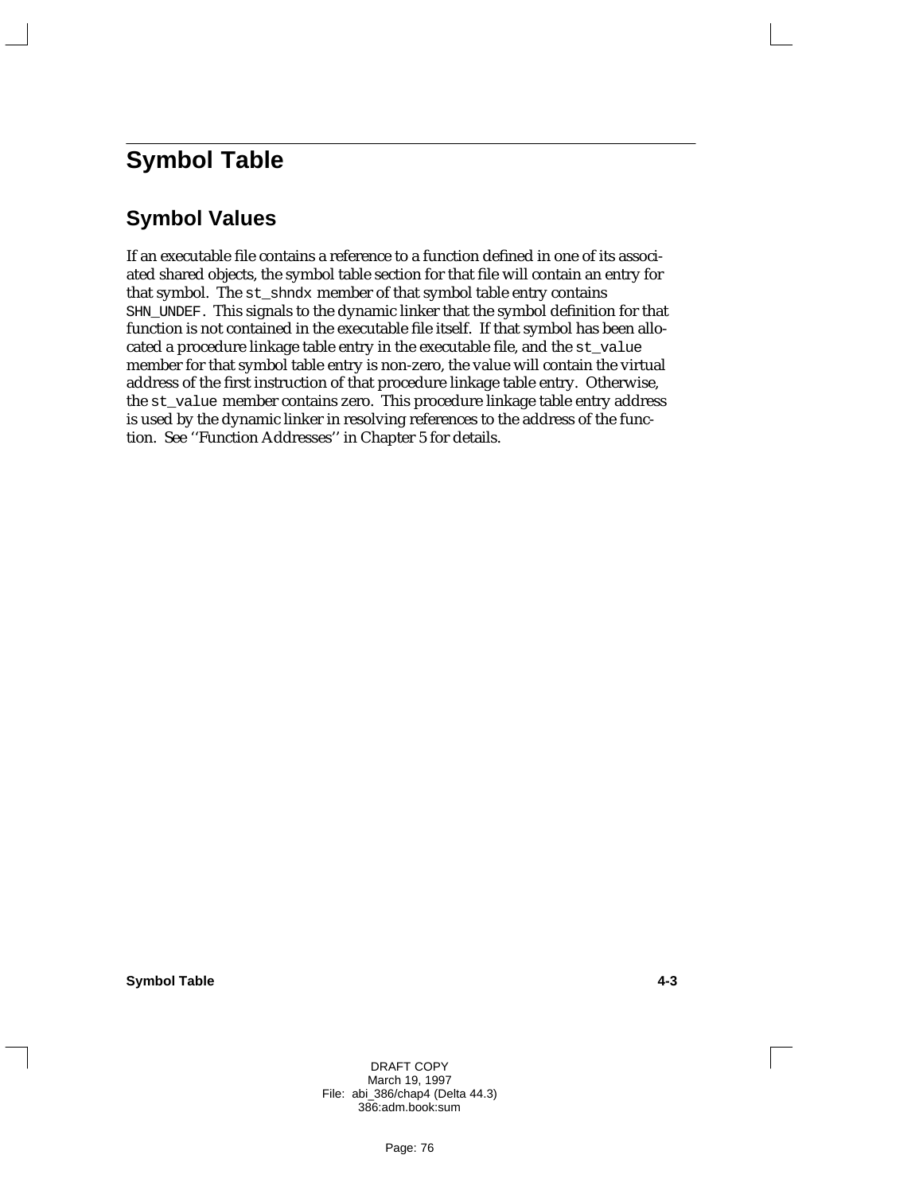# Symbol Table

## Symbol Values

If an executable file contains a reference to a function defined in one of its associated shared objects, the symbol table section for that file will contain an entry for that symbol. The `st_shndx` member of that symbol table entry contains `SHN_UNDEF`. This signals to the dynamic linker that the symbol definition for that function is not contained in the executable file itself. If that symbol has been allocated a procedure linkage table entry in the executable file, and the `st_value` member for that symbol table entry is non-zero, the value will contain the virtual address of the first instruction of that procedure linkage table entry. Otherwise, the `st_value` member contains zero. This procedure linkage table entry address is used by the dynamic linker in resolving references to the address of the function. See ''Function Addresses'' in Chapter 5 for details.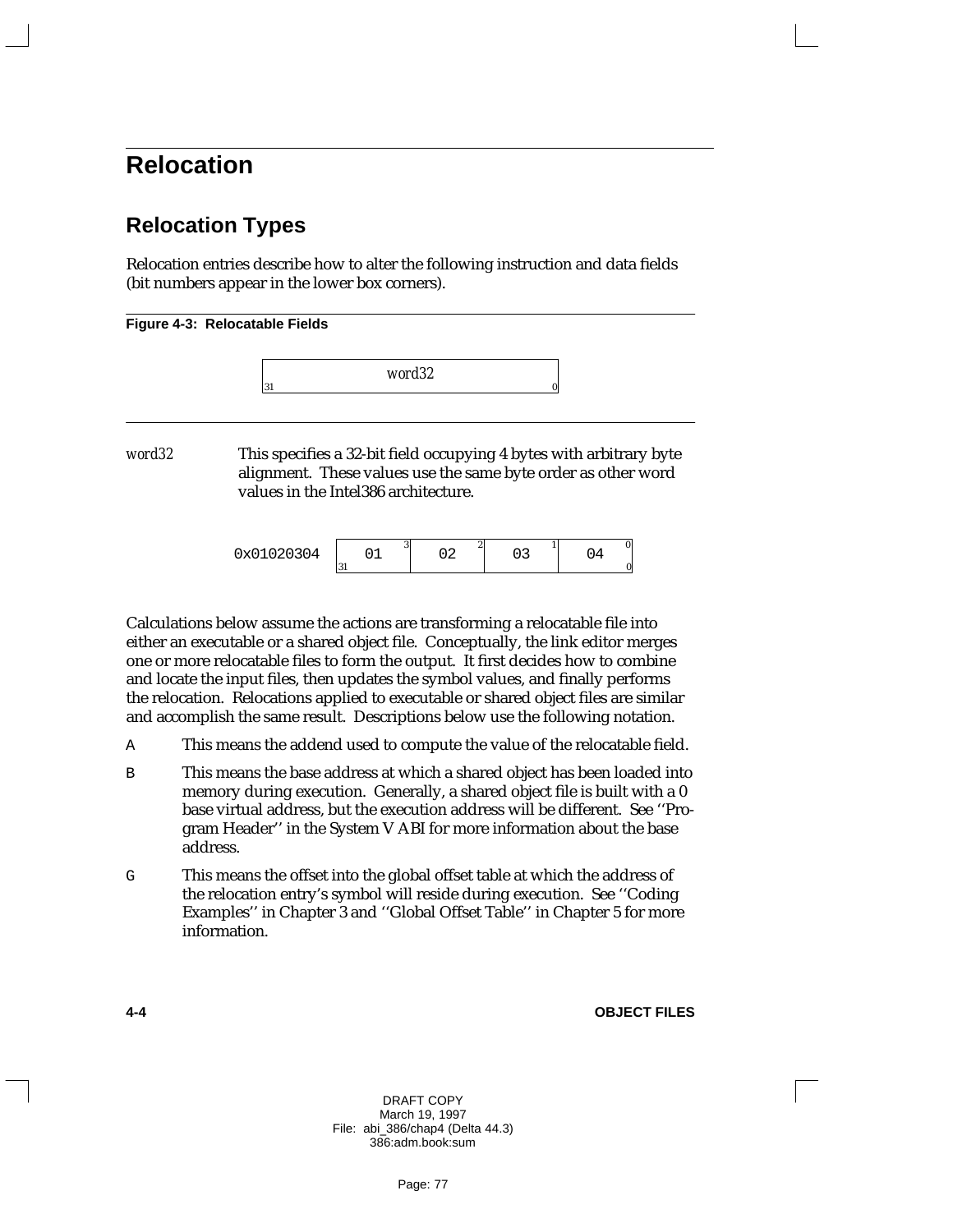# Relocation

## Relocation Types

Relocation entries describe how to alter the following instruction and data fields (bit numbers appear in the lower box corners).

**Figure 4-3: Relocatable Fields**

```
+------------------------------------------+
|                  word32                  |
|31                                       0|
+------------------------------------------+
```

*word32* This specifies a 32-bit field occupying 4 bytes with arbitrary byte alignment. These values use the same byte order as other word values in the Intel386 architecture.

```
             +---------+---------+---------+---------+
0x01020304   |   01   3|   02   2|   03   1|   04   0|
             |31       |         |         |        0|
             +---------+---------+---------+---------+
```

Calculations below assume the actions are transforming a relocatable file into either an executable or a shared object file. Conceptually, the link editor merges one or more relocatable files to form the output. It first decides how to combine and locate the input files, then updates the symbol values, and finally performs the relocation. Relocations applied to executable or shared object files are similar and accomplish the same result. Descriptions below use the following notation.

- `A` This means the addend used to compute the value of the relocatable field.
- `B` This means the base address at which a shared object has been loaded into memory during execution. Generally, a shared object file is built with a 0 base virtual address, but the execution address will be different. See ''Program Header'' in the System V ABI for more information about the base address.
- `G` This means the offset into the global offset table at which the address of the relocation entry's symbol will reside during execution. See ''Coding Examples'' in Chapter 3 and ''Global Offset Table'' in Chapter 5 for more information.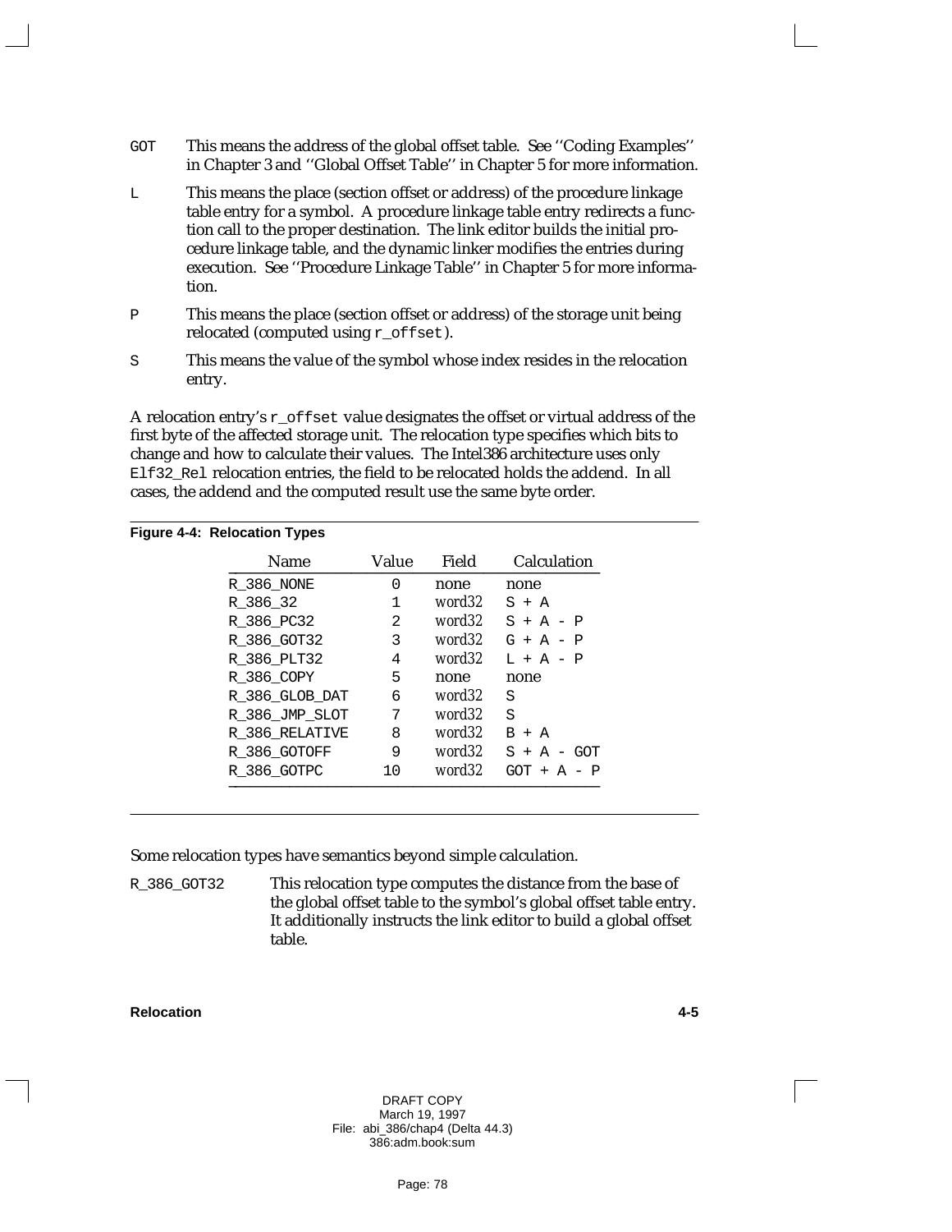`GOT` This means the address of the global offset table. See ''Coding Examples'' in Chapter 3 and ''Global Offset Table'' in Chapter 5 for more information.

`L` This means the place (section offset or address) of the procedure linkage table entry for a symbol. A procedure linkage table entry redirects a function call to the proper destination. The link editor builds the initial procedure linkage table, and the dynamic linker modifies the entries during execution. See ''Procedure Linkage Table'' in Chapter 5 for more information.

`P` This means the place (section offset or address) of the storage unit being relocated (computed using `r_offset`).

`S` This means the value of the symbol whose index resides in the relocation entry.

A relocation entry's `r_offset` value designates the offset or virtual address of the first byte of the affected storage unit. The relocation type specifies which bits to change and how to calculate their values. The Intel386 architecture uses only `Elf32_Rel` relocation entries, the field to be relocated holds the addend. In all cases, the addend and the computed result use the same byte order.

**Figure 4-4: Relocation Types**

| Name | Value | Field | Calculation |
|---|---|---|---|
| `R_386_NONE` | 0 | none | none |
| `R_386_32` | 1 | *word32* | `S + A` |
| `R_386_PC32` | 2 | *word32* | `S + A - P` |
| `R_386_GOT32` | 3 | *word32* | `G + A - P` |
| `R_386_PLT32` | 4 | *word32* | `L + A - P` |
| `R_386_COPY` | 5 | none | none |
| `R_386_GLOB_DAT` | 6 | *word32* | `S` |
| `R_386_JMP_SLOT` | 7 | *word32* | `S` |
| `R_386_RELATIVE` | 8 | *word32* | `B + A` |
| `R_386_GOTOFF` | 9 | *word32* | `S + A - GOT` |
| `R_386_GOTPC` | 10 | *word32* | `GOT + A - P` |

Some relocation types have semantics beyond simple calculation.

`R_386_GOT32` This relocation type computes the distance from the base of the global offset table to the symbol's global offset table entry. It additionally instructs the link editor to build a global offset table.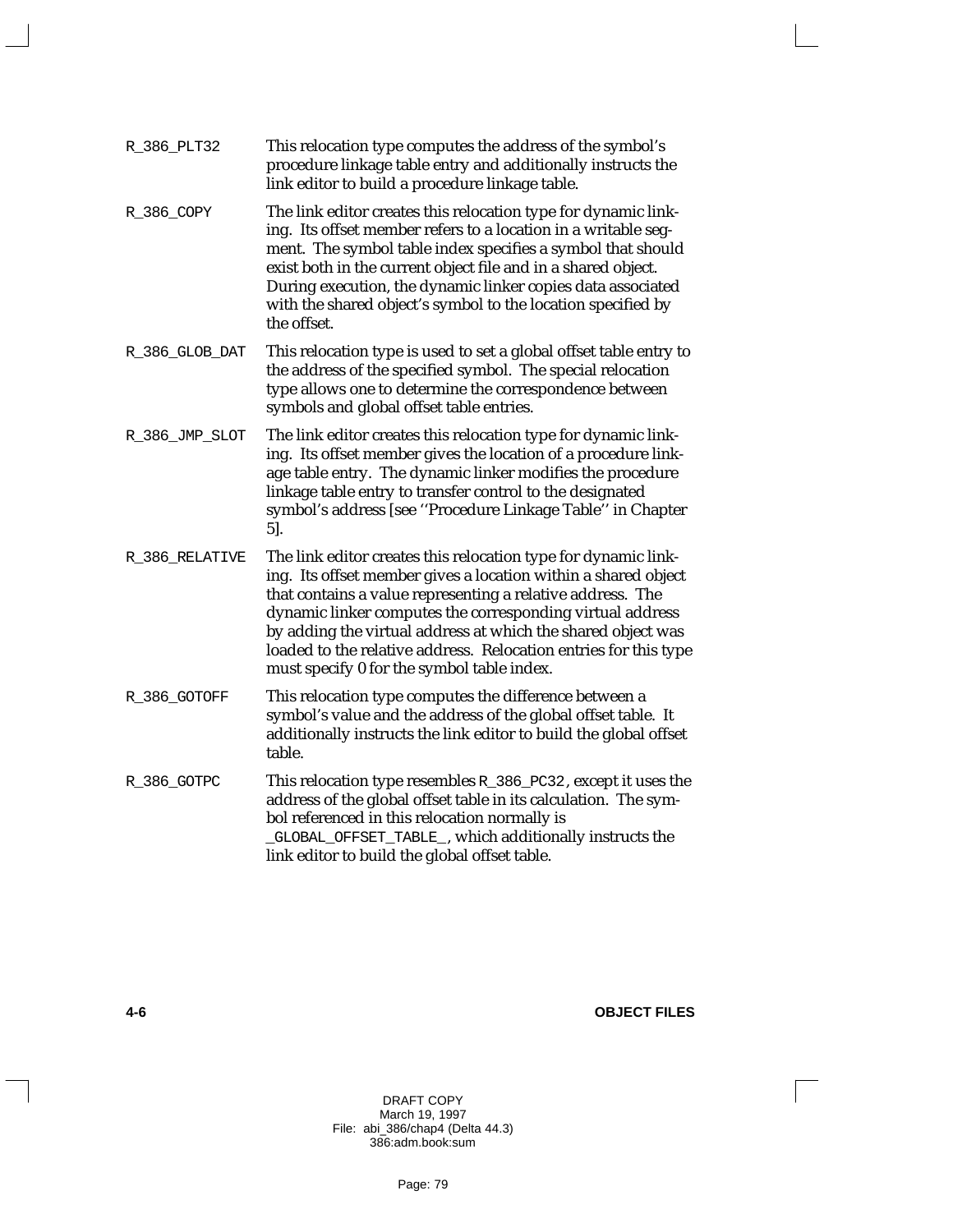`R_386_PLT32` This relocation type computes the address of the symbol's procedure linkage table entry and additionally instructs the link editor to build a procedure linkage table.

`R_386_COPY` The link editor creates this relocation type for dynamic linking. Its offset member refers to a location in a writable segment. The symbol table index specifies a symbol that should exist both in the current object file and in a shared object. During execution, the dynamic linker copies data associated with the shared object's symbol to the location specified by the offset.

`R_386_GLOB_DAT` This relocation type is used to set a global offset table entry to the address of the specified symbol. The special relocation type allows one to determine the correspondence between symbols and global offset table entries.

`R_386_JMP_SLOT` The link editor creates this relocation type for dynamic linking. Its offset member gives the location of a procedure linkage table entry. The dynamic linker modifies the procedure linkage table entry to transfer control to the designated symbol's address [see ''Procedure Linkage Table'' in Chapter 5].

`R_386_RELATIVE` The link editor creates this relocation type for dynamic linking. Its offset member gives a location within a shared object that contains a value representing a relative address. The dynamic linker computes the corresponding virtual address by adding the virtual address at which the shared object was loaded to the relative address. Relocation entries for this type must specify 0 for the symbol table index.

`R_386_GOTOFF` This relocation type computes the difference between a symbol's value and the address of the global offset table. It additionally instructs the link editor to build the global offset table.

`R_386_GOTPC` This relocation type resembles `R_386_PC32`, except it uses the address of the global offset table in its calculation. The symbol referenced in this relocation normally is `_GLOBAL_OFFSET_TABLE_`, which additionally instructs the link editor to build the global offset table.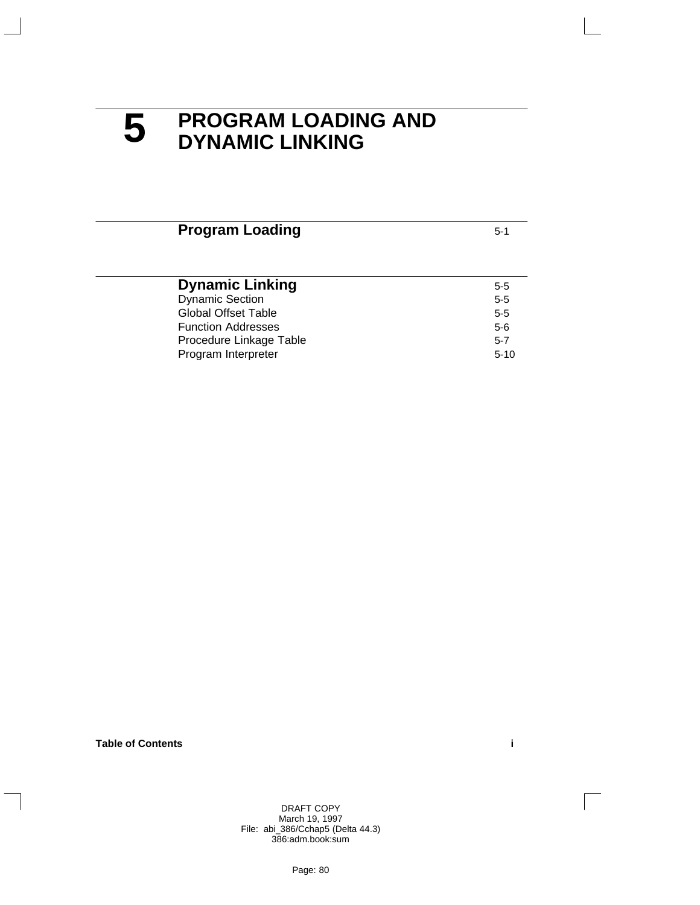# 5 PROGRAM LOADING AND DYNAMIC LINKING

| | |
|---|---|
| **Program Loading** | 5-1 |

| | |
|---|---|
| **Dynamic Linking** | 5-5 |
| Dynamic Section | 5-5 |
| Global Offset Table | 5-5 |
| Function Addresses | 5-6 |
| Procedure Linkage Table | 5-7 |
| Program Interpreter | 5-10 |

DRAFT COPY
March 19, 1997
File: abi_386/Cchap5 (Delta 44.3)
386:adm.book:sum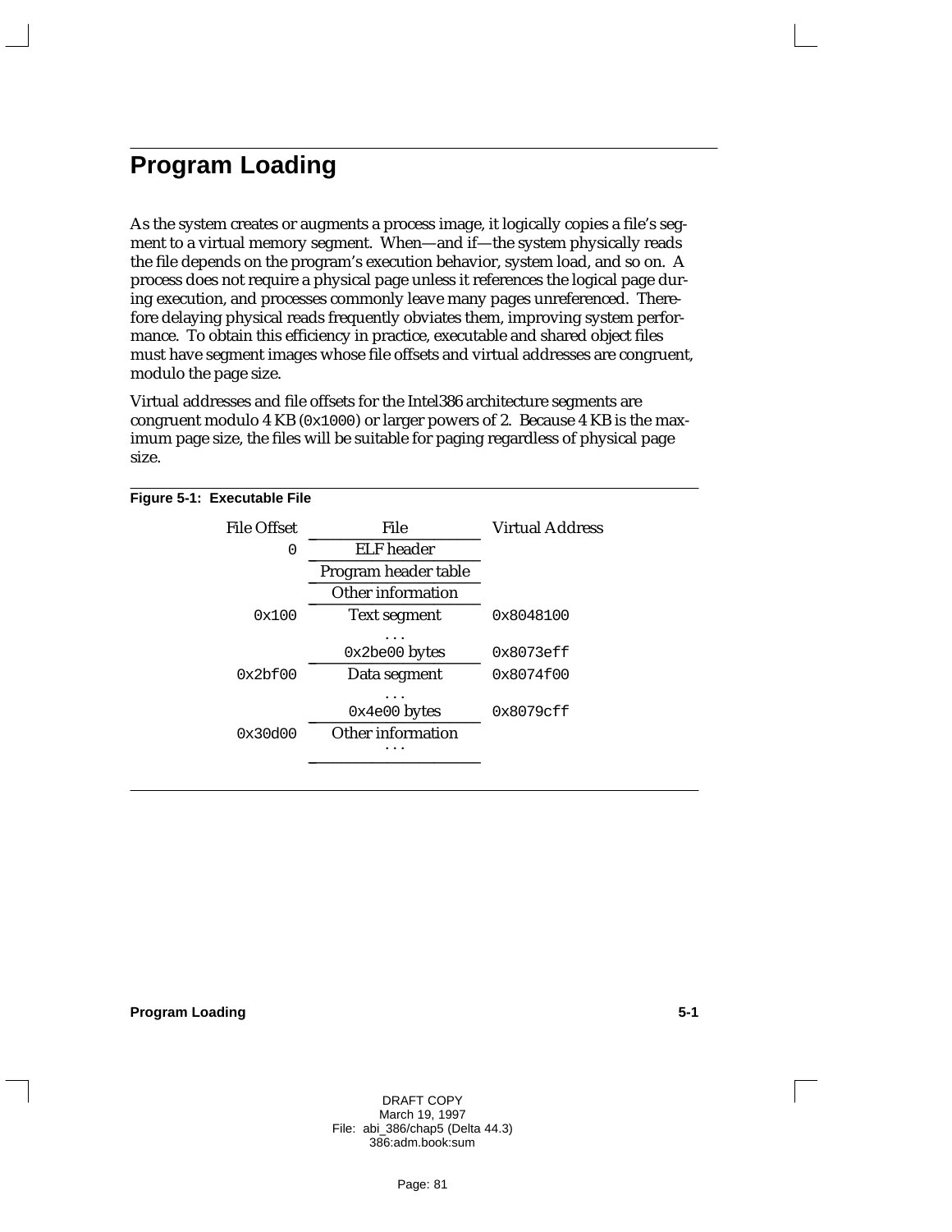# Program Loading

As the system creates or augments a process image, it logically copies a file's segment to a virtual memory segment. When—and if—the system physically reads the file depends on the program's execution behavior, system load, and so on. A process does not require a physical page unless it references the logical page during execution, and processes commonly leave many pages unreferenced. Therefore delaying physical reads frequently obviates them, improving system performance. To obtain this efficiency in practice, executable and shared object files must have segment images whose file offsets and virtual addresses are congruent, modulo the page size.

Virtual addresses and file offsets for the Intel386 architecture segments are congruent modulo 4 KB (`0x1000`) or larger powers of 2. Because 4 KB is the maximum page size, the files will be suitable for paging regardless of physical page size.

**Figure 5-1: Executable File**

| File Offset | File | Virtual Address |
|---|---|---|
| `0` | ELF header | |
| | Program header table | |
| | Other information | |
| `0x100` | Text segment | `0x8048100` |
| | . . . | |
| | `0x2be00` bytes | `0x8073eff` |
| `0x2bf00` | Data segment | `0x8074f00` |
| | . . . | |
| | `0x4e00` bytes | `0x8079cff` |
| `0x30d00` | Other information | |
| | . . . | |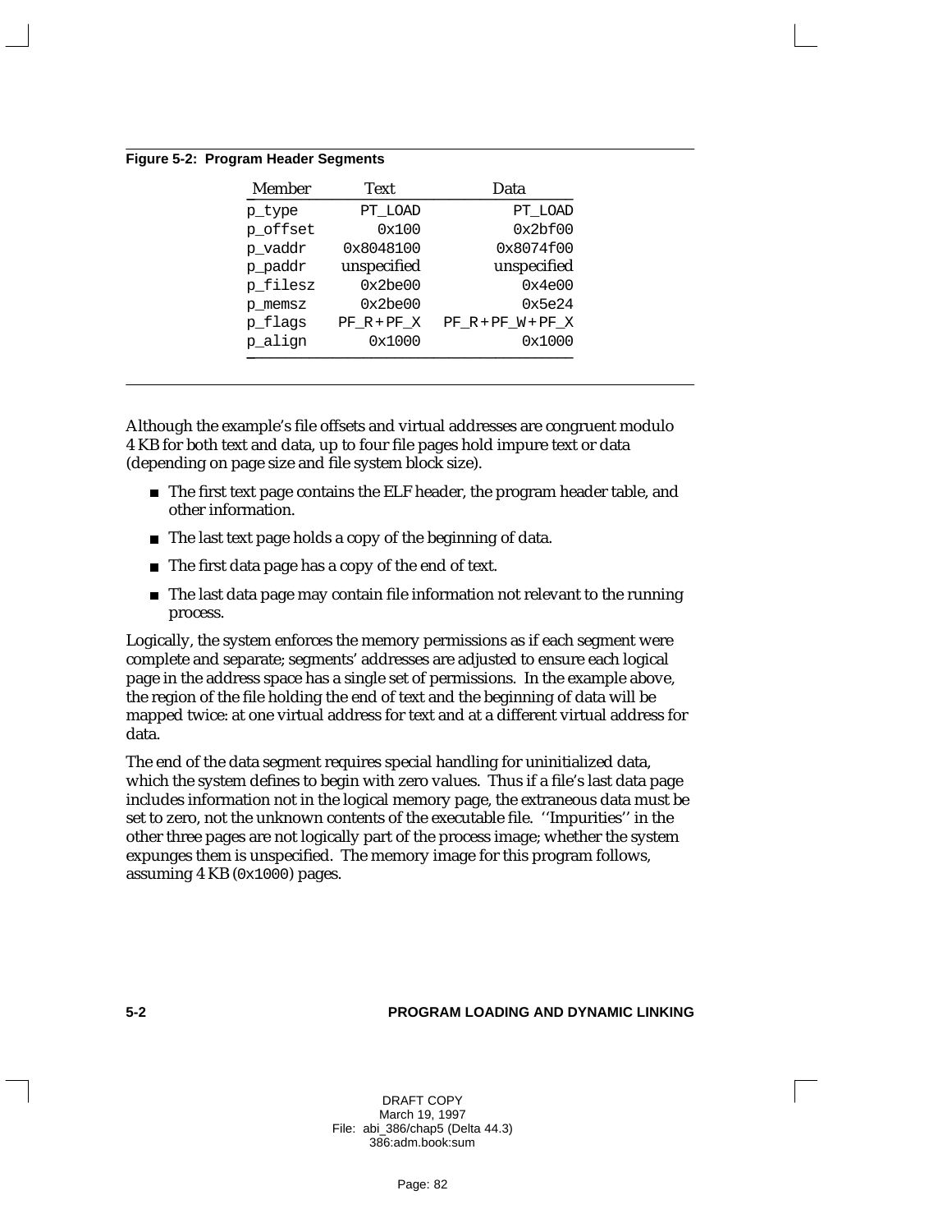**Figure 5-2: Program Header Segments**

| Member | Text | Data |
|---|---|---|
| p_type | PT_LOAD | PT_LOAD |
| p_offset | 0x100 | 0x2bf00 |
| p_vaddr | 0x8048100 | 0x8074f00 |
| p_paddr | unspecified | unspecified |
| p_filesz | 0x2be00 | 0x4e00 |
| p_memsz | 0x2be00 | 0x5e24 |
| p_flags | PF_R + PF_X | PF_R + PF_W + PF_X |
| p_align | 0x1000 | 0x1000 |

Although the example's file offsets and virtual addresses are congruent modulo 4 KB for both text and data, up to four file pages hold impure text or data (depending on page size and file system block size).

- The first text page contains the ELF header, the program header table, and other information.
- The last text page holds a copy of the beginning of data.
- The first data page has a copy of the end of text.
- The last data page may contain file information not relevant to the running process.

Logically, the system enforces the memory permissions as if each segment were complete and separate; segments' addresses are adjusted to ensure each logical page in the address space has a single set of permissions. In the example above, the region of the file holding the end of text and the beginning of data will be mapped twice: at one virtual address for text and at a different virtual address for data.

The end of the data segment requires special handling for uninitialized data, which the system defines to begin with zero values. Thus if a file's last data page includes information not in the logical memory page, the extraneous data must be set to zero, not the unknown contents of the executable file. ''Impurities'' in the other three pages are not logically part of the process image; whether the system expunges them is unspecified. The memory image for this program follows, assuming 4 KB (0x1000) pages.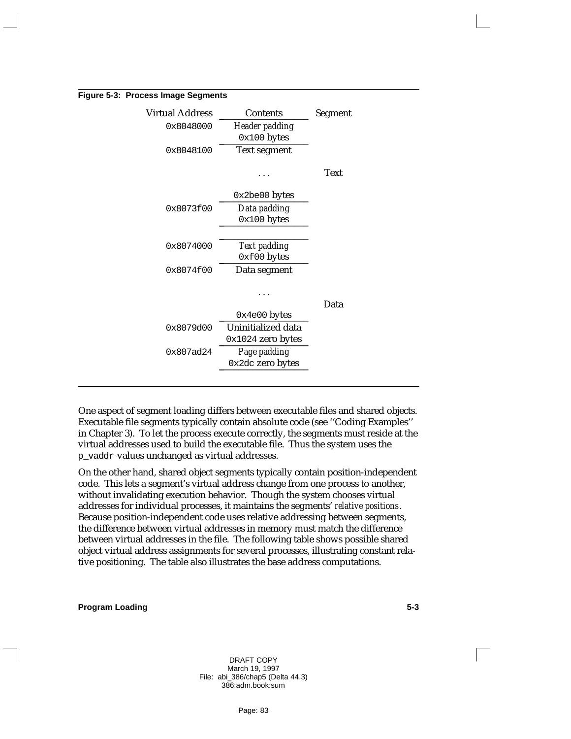**Figure 5-3: Process Image Segments**

| Virtual Address | Contents | Segment |
|---|---|---|
| 0x8048000 | *Header padding* 0x100 bytes | |
| 0x8048100 | Text segment | |
| | . . . | Text |
| | 0x2be00 bytes | |
| 0x8073f00 | *Data padding* 0x100 bytes | |
| 0x8074000 | *Text padding* 0xf00 bytes | |
| 0x8074f00 | Data segment | |
| | . . . | Data |
| | 0x4e00 bytes | |
| 0x8079d00 | Uninitialized data 0x1024 zero bytes | |
| 0x807ad24 | *Page padding* 0x2dc zero bytes | |

One aspect of segment loading differs between executable files and shared objects. Executable file segments typically contain absolute code (see ''Coding Examples'' in Chapter 3). To let the process execute correctly, the segments must reside at the virtual addresses used to build the executable file. Thus the system uses the `p_vaddr` values unchanged as virtual addresses.

On the other hand, shared object segments typically contain position-independent code. This lets a segment's virtual address change from one process to another, without invalidating execution behavior. Though the system chooses virtual addresses for individual processes, it maintains the segments' *relative positions*. Because position-independent code uses relative addressing between segments, the difference between virtual addresses in memory must match the difference between virtual addresses in the file. The following table shows possible shared object virtual address assignments for several processes, illustrating constant relative positioning. The table also illustrates the base address computations.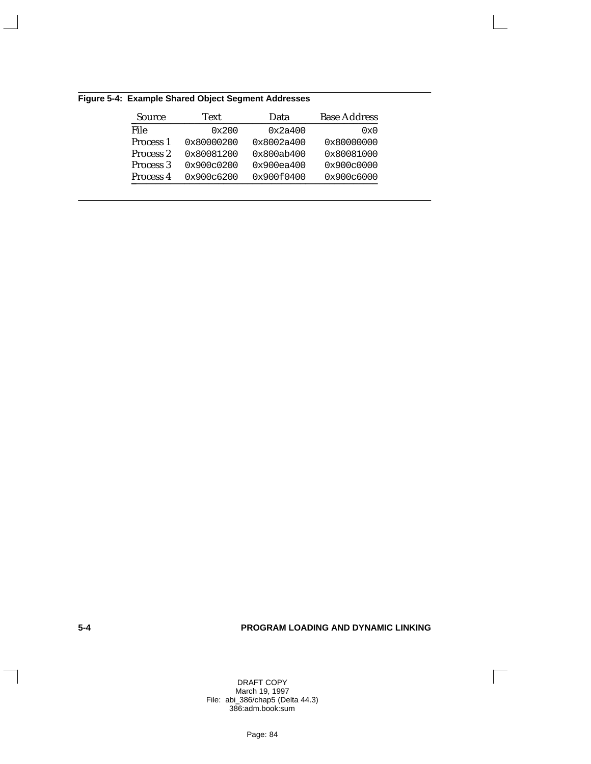**Figure 5-4: Example Shared Object Segment Addresses**

| Source | Text | Data | Base Address |
|---|---|---|---|
| File | `0x200` | `0x2a400` | `0x0` |
| Process 1 | `0x80000200` | `0x8002a400` | `0x80000000` |
| Process 2 | `0x80081200` | `0x800ab400` | `0x80081000` |
| Process 3 | `0x900c0200` | `0x900ea400` | `0x900c0000` |
| Process 4 | `0x900c6200` | `0x900f0400` | `0x900c6000` |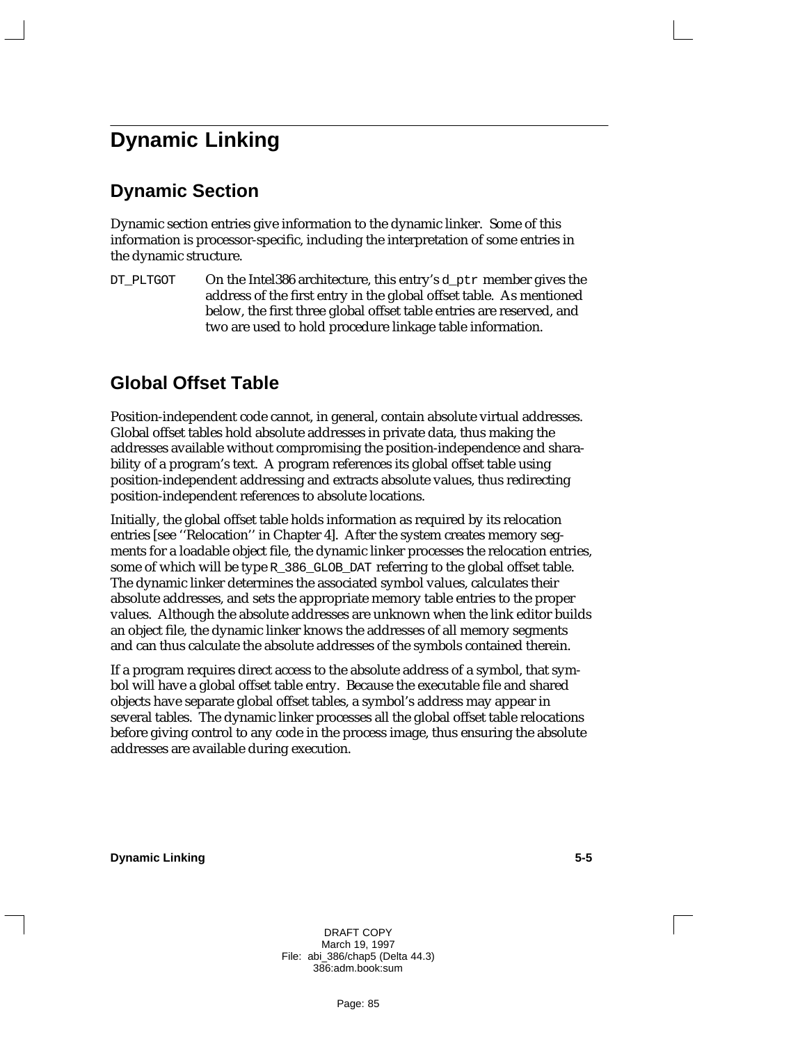# Dynamic Linking

## Dynamic Section

Dynamic section entries give information to the dynamic linker. Some of this information is processor-specific, including the interpretation of some entries in the dynamic structure.

`DT_PLTGOT` On the Intel386 architecture, this entry's `d_ptr` member gives the address of the first entry in the global offset table. As mentioned below, the first three global offset table entries are reserved, and two are used to hold procedure linkage table information.

## Global Offset Table

Position-independent code cannot, in general, contain absolute virtual addresses. Global offset tables hold absolute addresses in private data, thus making the addresses available without compromising the position-independence and sharability of a program's text. A program references its global offset table using position-independent addressing and extracts absolute values, thus redirecting position-independent references to absolute locations.

Initially, the global offset table holds information as required by its relocation entries [see ''Relocation'' in Chapter 4]. After the system creates memory segments for a loadable object file, the dynamic linker processes the relocation entries, some of which will be type `R_386_GLOB_DAT` referring to the global offset table. The dynamic linker determines the associated symbol values, calculates their absolute addresses, and sets the appropriate memory table entries to the proper values. Although the absolute addresses are unknown when the link editor builds an object file, the dynamic linker knows the addresses of all memory segments and can thus calculate the absolute addresses of the symbols contained therein.

If a program requires direct access to the absolute address of a symbol, that symbol will have a global offset table entry. Because the executable file and shared objects have separate global offset tables, a symbol's address may appear in several tables. The dynamic linker processes all the global offset table relocations before giving control to any code in the process image, thus ensuring the absolute addresses are available during execution.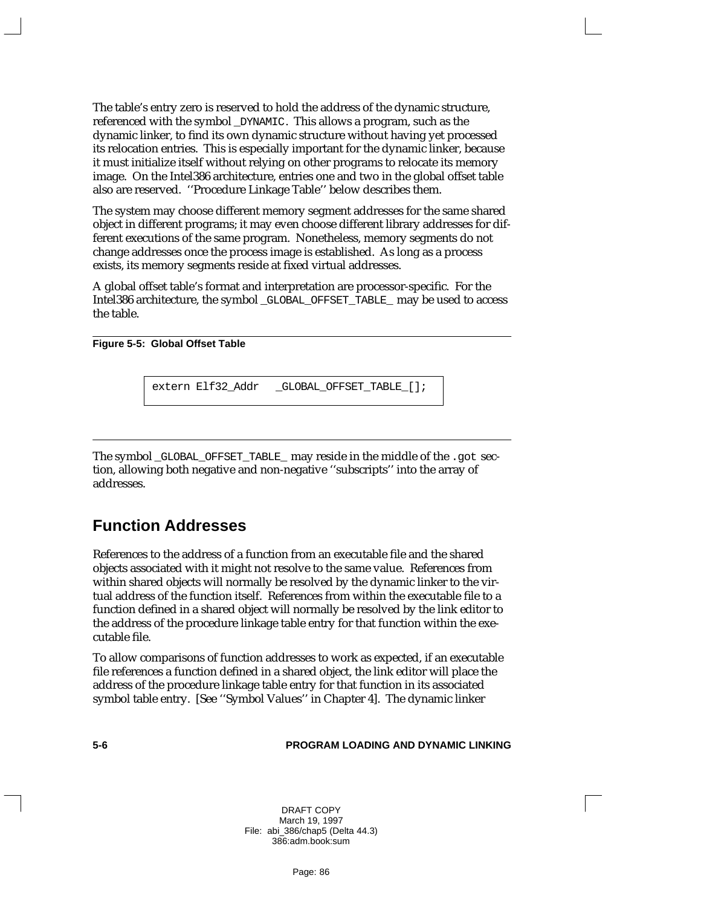The table's entry zero is reserved to hold the address of the dynamic structure, referenced with the symbol _DYNAMIC. This allows a program, such as the dynamic linker, to find its own dynamic structure without having yet processed its relocation entries. This is especially important for the dynamic linker, because it must initialize itself without relying on other programs to relocate its memory image. On the Intel386 architecture, entries one and two in the global offset table also are reserved. ''Procedure Linkage Table'' below describes them.

The system may choose different memory segment addresses for the same shared object in different programs; it may even choose different library addresses for different executions of the same program. Nonetheless, memory segments do not change addresses once the process image is established. As long as a process exists, its memory segments reside at fixed virtual addresses.

A global offset table's format and interpretation are processor-specific. For the Intel386 architecture, the symbol _GLOBAL_OFFSET_TABLE_ may be used to access the table.

**Figure 5-5: Global Offset Table**

```
extern Elf32_Addr   _GLOBAL_OFFSET_TABLE_[];
```

The symbol _GLOBAL_OFFSET_TABLE_ may reside in the middle of the .got section, allowing both negative and non-negative ''subscripts'' into the array of addresses.

## Function Addresses

References to the address of a function from an executable file and the shared objects associated with it might not resolve to the same value. References from within shared objects will normally be resolved by the dynamic linker to the virtual address of the function itself. References from within the executable file to a function defined in a shared object will normally be resolved by the link editor to the address of the procedure linkage table entry for that function within the executable file.

To allow comparisons of function addresses to work as expected, if an executable file references a function defined in a shared object, the link editor will place the address of the procedure linkage table entry for that function in its associated symbol table entry. [See ''Symbol Values'' in Chapter 4]. The dynamic linker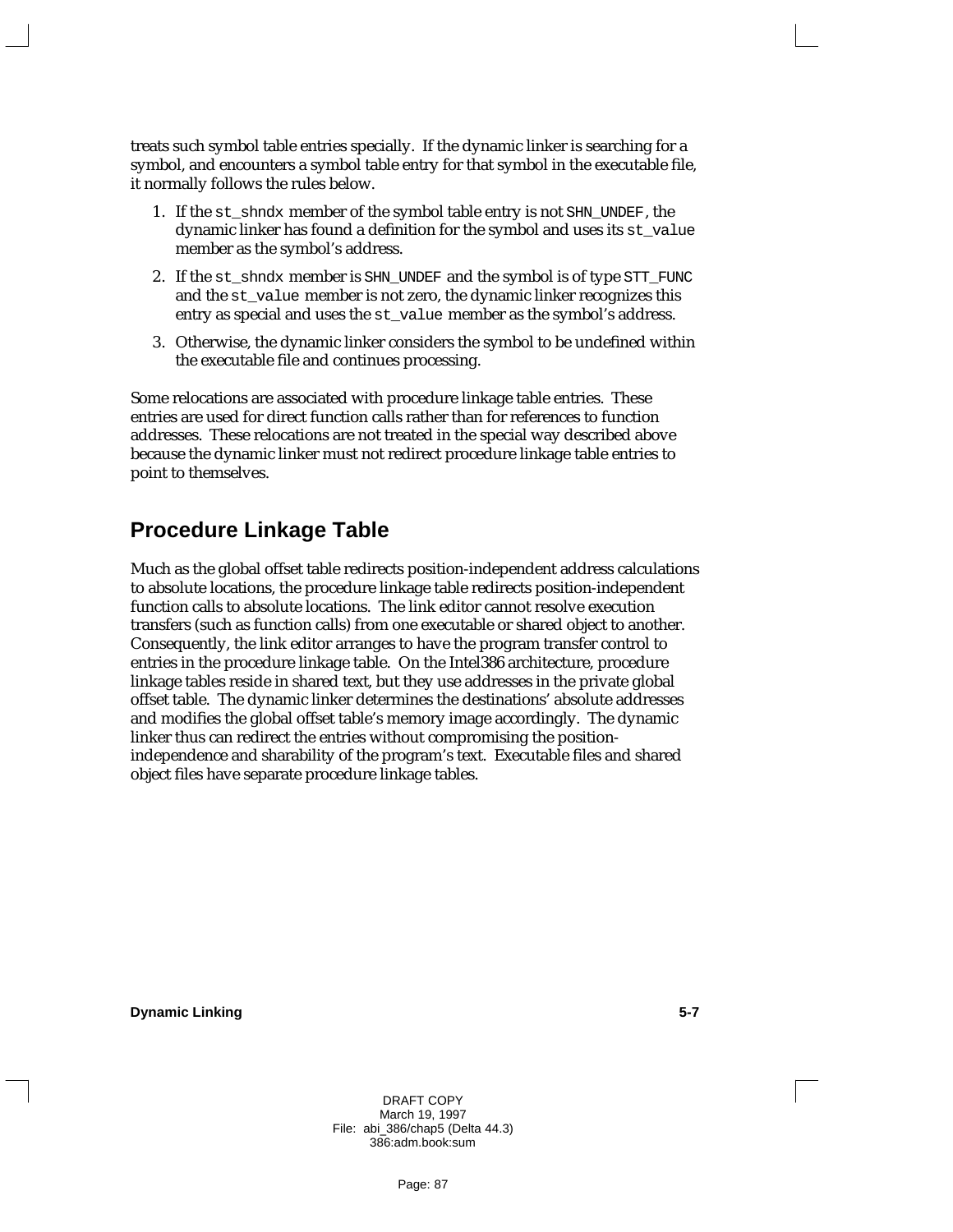treats such symbol table entries specially. If the dynamic linker is searching for a symbol, and encounters a symbol table entry for that symbol in the executable file, it normally follows the rules below.

1. If the `st_shndx` member of the symbol table entry is not `SHN_UNDEF`, the dynamic linker has found a definition for the symbol and uses its `st_value` member as the symbol's address.
2. If the `st_shndx` member is `SHN_UNDEF` and the symbol is of type `STT_FUNC` and the `st_value` member is not zero, the dynamic linker recognizes this entry as special and uses the `st_value` member as the symbol's address.
3. Otherwise, the dynamic linker considers the symbol to be undefined within the executable file and continues processing.

Some relocations are associated with procedure linkage table entries. These entries are used for direct function calls rather than for references to function addresses. These relocations are not treated in the special way described above because the dynamic linker must not redirect procedure linkage table entries to point to themselves.

## Procedure Linkage Table

Much as the global offset table redirects position-independent address calculations to absolute locations, the procedure linkage table redirects position-independent function calls to absolute locations. The link editor cannot resolve execution transfers (such as function calls) from one executable or shared object to another. Consequently, the link editor arranges to have the program transfer control to entries in the procedure linkage table. On the Intel386 architecture, procedure linkage tables reside in shared text, but they use addresses in the private global offset table. The dynamic linker determines the destinations' absolute addresses and modifies the global offset table's memory image accordingly. The dynamic linker thus can redirect the entries without compromising the position-independence and sharability of the program's text. Executable files and shared object files have separate procedure linkage tables.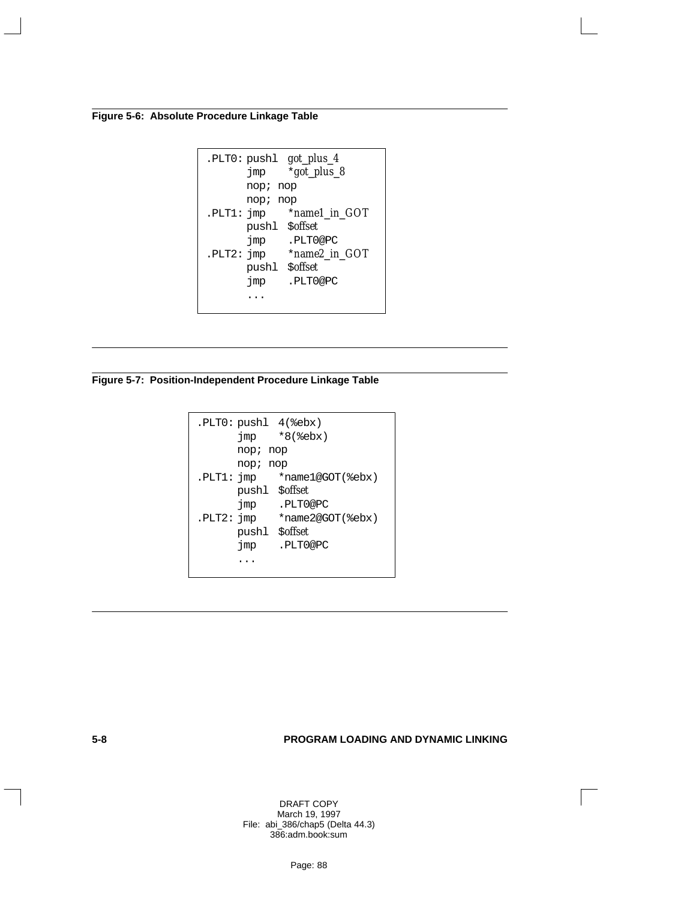**Figure 5-6: Absolute Procedure Linkage Table**

```
.PLT0: pushl  got_plus_4
       jmp    *got_plus_8
       nop; nop
       nop; nop
.PLT1: jmp    *name1_in_GOT
       pushl  $offset
       jmp    .PLT0@PC
.PLT2: jmp    *name2_in_GOT
       pushl  $offset
       jmp    .PLT0@PC
       ...
```

**Figure 5-7: Position-Independent Procedure Linkage Table**

```
.PLT0: pushl  4(%ebx)
       jmp    *8(%ebx)
       nop; nop
       nop; nop
.PLT1: jmp    *name1@GOT(%ebx)
       pushl  $offset
       jmp    .PLT0@PC
.PLT2: jmp    *name2@GOT(%ebx)
       pushl  $offset
       jmp    .PLT0@PC
       ...
```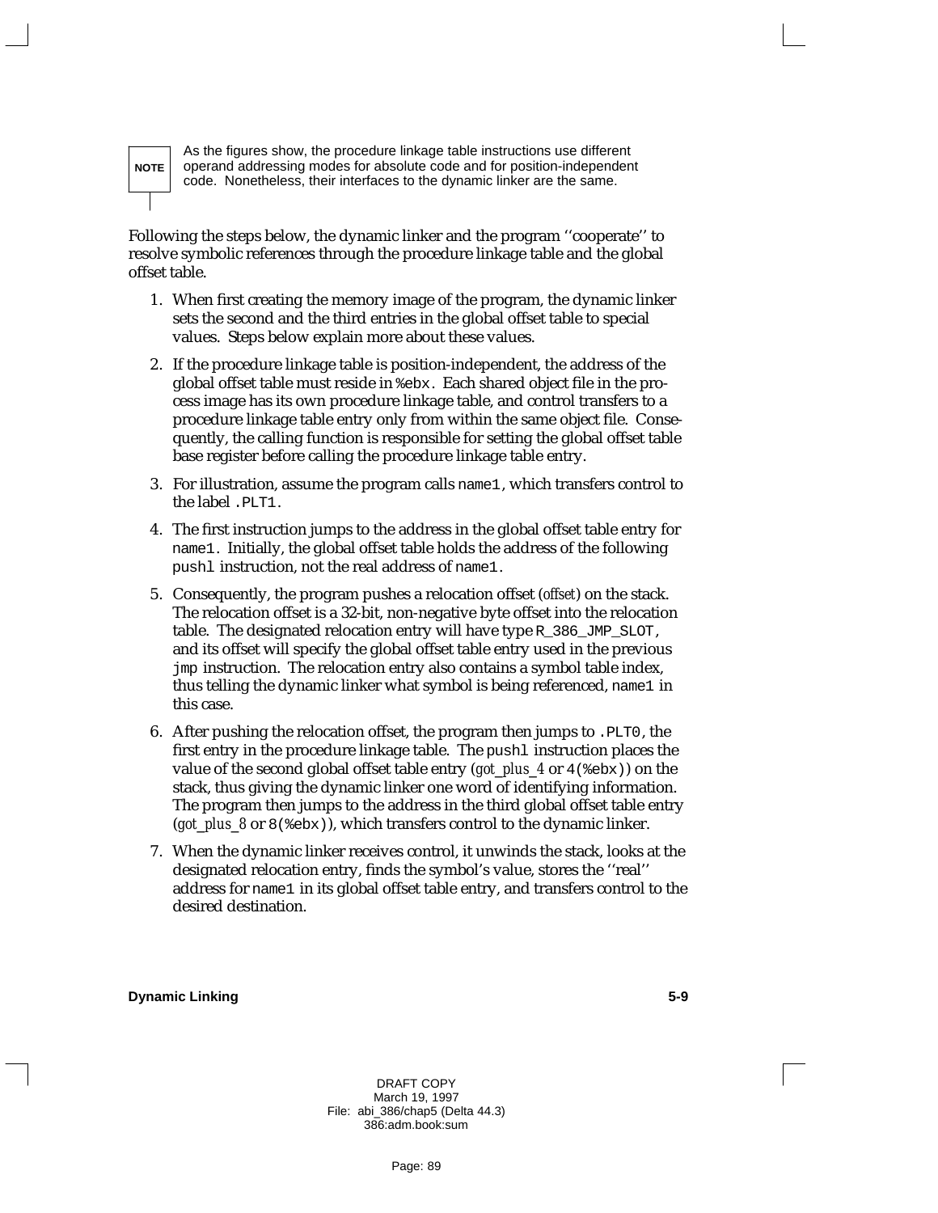> **NOTE** As the figures show, the procedure linkage table instructions use different operand addressing modes for absolute code and for position-independent code. Nonetheless, their interfaces to the dynamic linker are the same.

Following the steps below, the dynamic linker and the program ''cooperate'' to resolve symbolic references through the procedure linkage table and the global offset table.

1. When first creating the memory image of the program, the dynamic linker sets the second and the third entries in the global offset table to special values. Steps below explain more about these values.
2. If the procedure linkage table is position-independent, the address of the global offset table must reside in `%ebx`. Each shared object file in the process image has its own procedure linkage table, and control transfers to a procedure linkage table entry only from within the same object file. Consequently, the calling function is responsible for setting the global offset table base register before calling the procedure linkage table entry.
3. For illustration, assume the program calls `name1`, which transfers control to the label `.PLT1`.
4. The first instruction jumps to the address in the global offset table entry for `name1`. Initially, the global offset table holds the address of the following `pushl` instruction, not the real address of `name1`.
5. Consequently, the program pushes a relocation offset (*offset*) on the stack. The relocation offset is a 32-bit, non-negative byte offset into the relocation table. The designated relocation entry will have type `R_386_JMP_SLOT`, and its offset will specify the global offset table entry used in the previous `jmp` instruction. The relocation entry also contains a symbol table index, thus telling the dynamic linker what symbol is being referenced, `name1` in this case.
6. After pushing the relocation offset, the program then jumps to `.PLT0`, the first entry in the procedure linkage table. The `pushl` instruction places the value of the second global offset table entry (*got_plus_4* or `4(%ebx)`) on the stack, thus giving the dynamic linker one word of identifying information. The program then jumps to the address in the third global offset table entry (*got_plus_8* or `8(%ebx)`), which transfers control to the dynamic linker.
7. When the dynamic linker receives control, it unwinds the stack, looks at the designated relocation entry, finds the symbol's value, stores the ''real'' address for `name1` in its global offset table entry, and transfers control to the desired destination.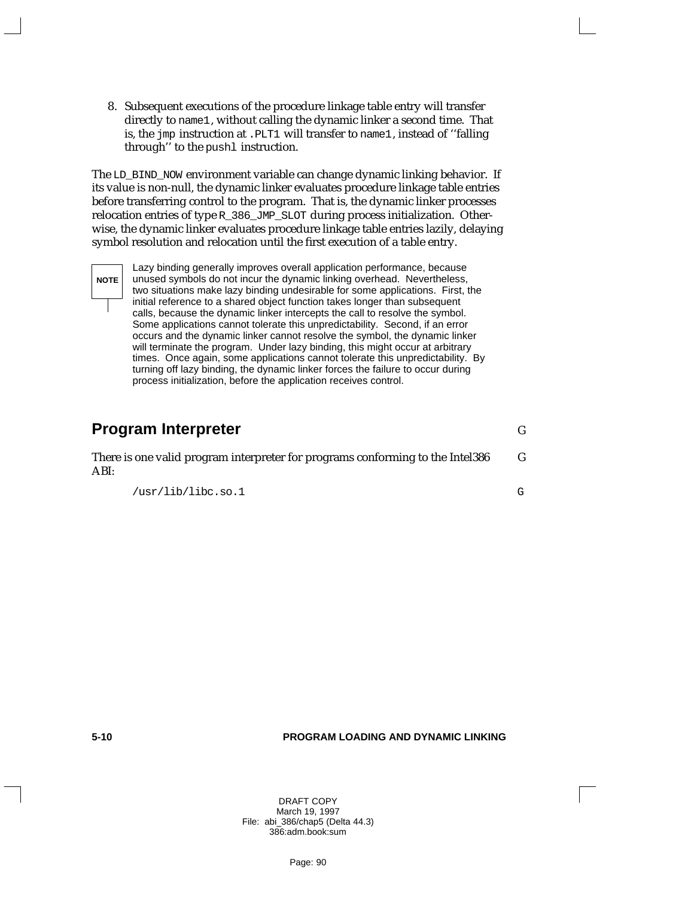8. Subsequent executions of the procedure linkage table entry will transfer directly to `name1`, without calling the dynamic linker a second time. That is, the `jmp` instruction at `.PLT1` will transfer to `name1`, instead of ''falling through'' to the `pushl` instruction.

The `LD_BIND_NOW` environment variable can change dynamic linking behavior. If its value is non-null, the dynamic linker evaluates procedure linkage table entries before transferring control to the program. That is, the dynamic linker processes relocation entries of type `R_386_JMP_SLOT` during process initialization. Otherwise, the dynamic linker evaluates procedure linkage table entries lazily, delaying symbol resolution and relocation until the first execution of a table entry.

**NOTE** Lazy binding generally improves overall application performance, because unused symbols do not incur the dynamic linking overhead. Nevertheless, two situations make lazy binding undesirable for some applications. First, the initial reference to a shared object function takes longer than subsequent calls, because the dynamic linker intercepts the call to resolve the symbol. Some applications cannot tolerate this unpredictability. Second, if an error occurs and the dynamic linker cannot resolve the symbol, the dynamic linker will terminate the program. Under lazy binding, this might occur at arbitrary times. Once again, some applications cannot tolerate this unpredictability. By turning off lazy binding, the dynamic linker forces the failure to occur during process initialization, before the application receives control.

## Program Interpreter

There is one valid program interpreter for programs conforming to the Intel386 ABI:

```
/usr/lib/libc.so.1
```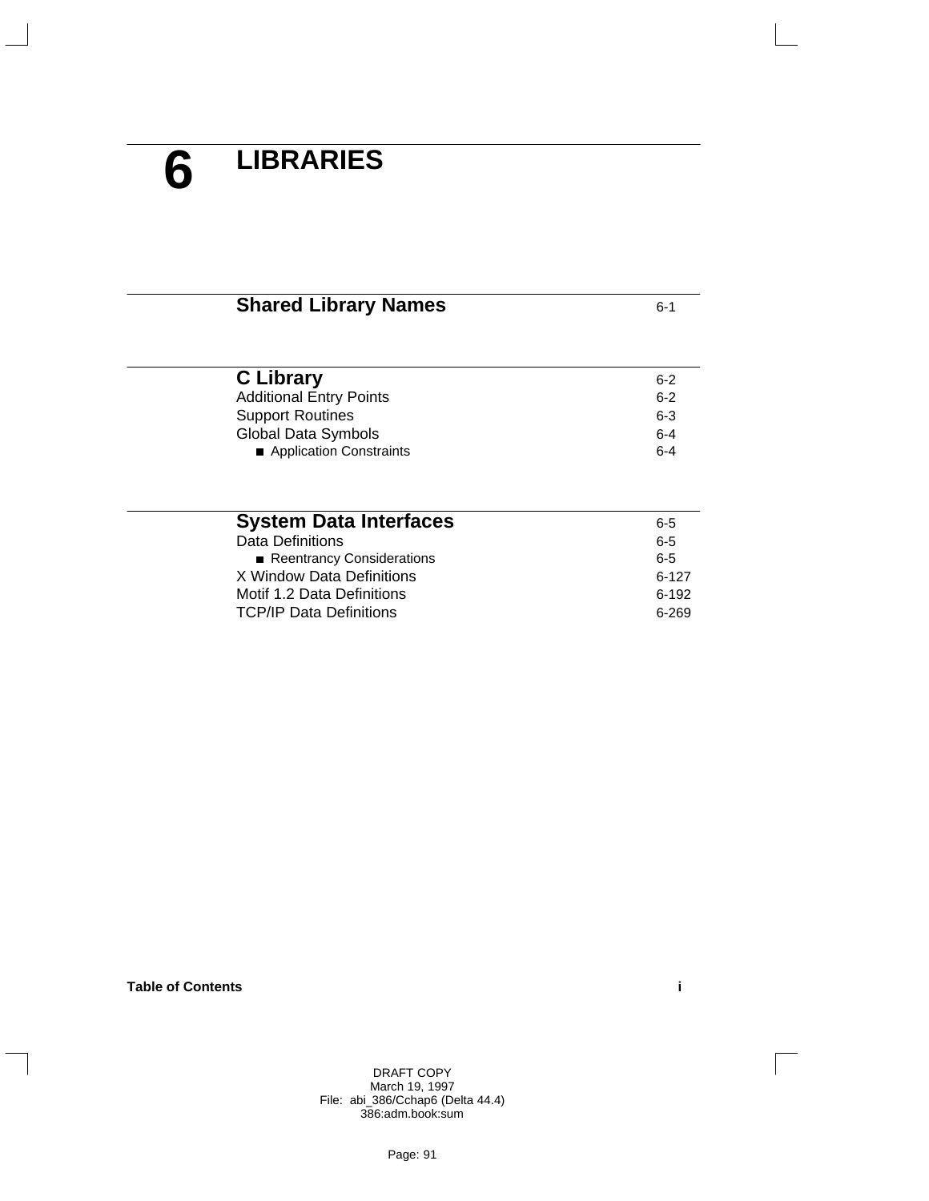# 6 LIBRARIES

| | |
|---|---|
| **Shared Library Names** | 6-1 |

| | |
|---|---|
| **C Library** | 6-2 |
| Additional Entry Points | 6-2 |
| Support Routines | 6-3 |
| Global Data Symbols | 6-4 |
| ■ Application Constraints | 6-4 |

| | |
|---|---|
| **System Data Interfaces** | 6-5 |
| Data Definitions | 6-5 |
| ■ Reentrancy Considerations | 6-5 |
| X Window Data Definitions | 6-127 |
| Motif 1.2 Data Definitions | 6-192 |
| TCP/IP Data Definitions | 6-269 |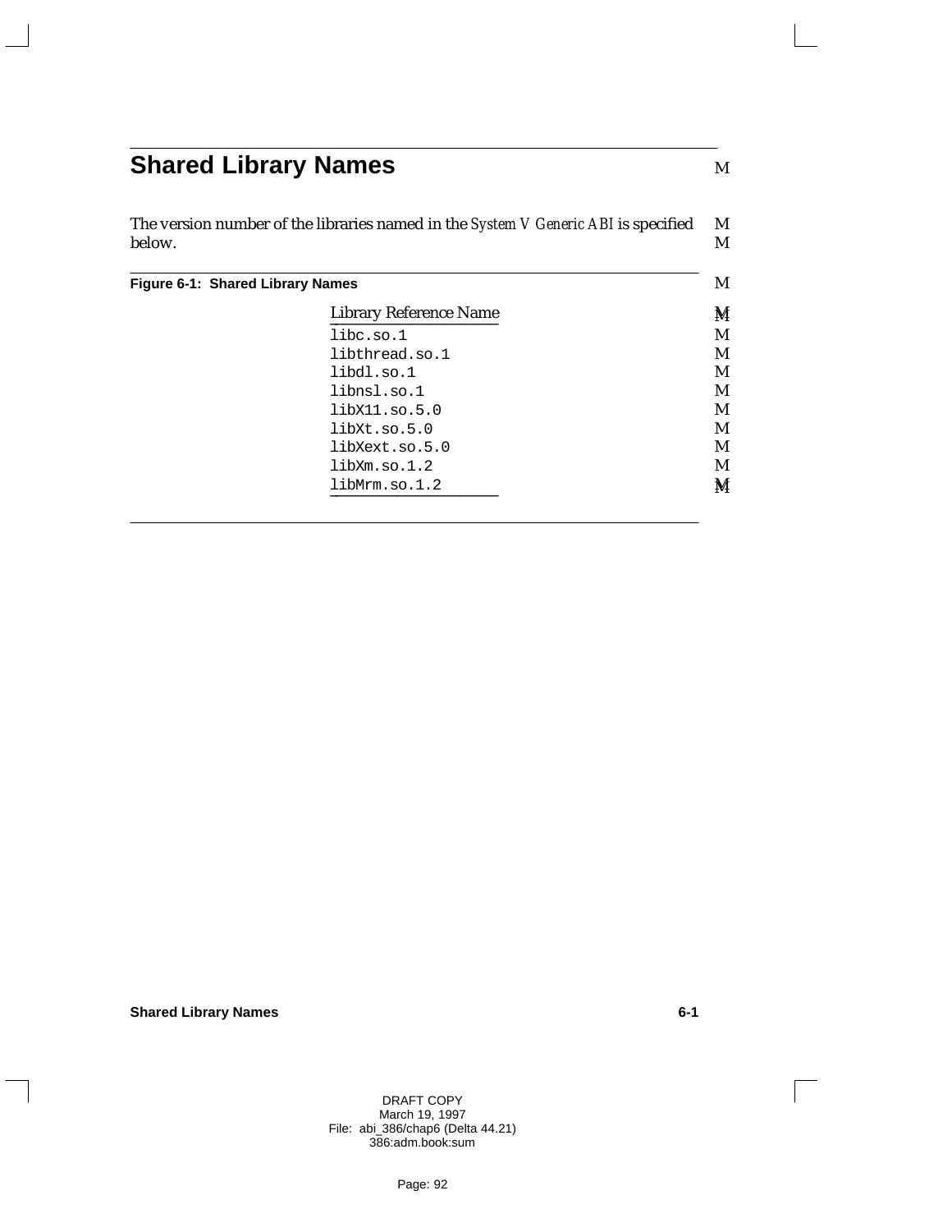# Shared Library Names

The version number of the libraries named in the *System V Generic ABI* is specified below.

**Figure 6-1: Shared Library Names**

| Library Reference Name |
|---|
| `libc.so.1` |
| `libthread.so.1` |
| `libdl.so.1` |
| `libnsl.so.1` |
| `libX11.so.5.0` |
| `libXt.so.5.0` |
| `libXext.so.5.0` |
| `libXm.so.1.2` |
| `libMrm.so.1.2` |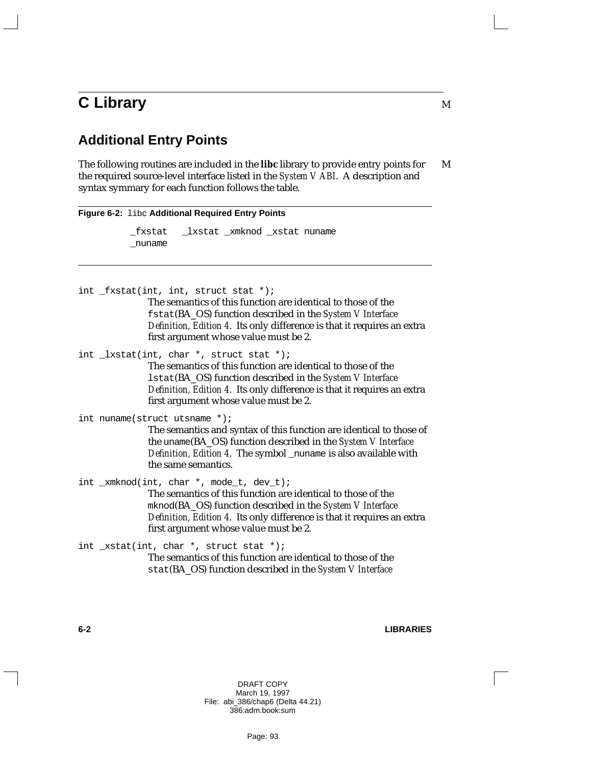# C Library

## Additional Entry Points

The following routines are included in the **libc** library to provide entry points for the required source-level interface listed in the *System V ABI*. A description and syntax symmary for each function follows the table.

**Figure 6-2:** `libc` **Additional Required Entry Points**

```
_fxstat   _lxstat _xmknod _xstat nuname
_nuname
```

`int _fxstat(int, int, struct stat *);`

The semantics of this function are identical to those of the `fstat`(BA_OS) function described in the *System V Interface Definition, Edition 4*. Its only difference is that it requires an extra first argument whose value must be 2.

`int _lxstat(int, char *, struct stat *);`

The semantics of this function are identical to those of the `lstat`(BA_OS) function described in the *System V Interface Definition, Edition 4*. Its only difference is that it requires an extra first argument whose value must be 2.

`int nuname(struct utsname *);`

The semantics and syntax of this function are identical to those of the `uname`(BA_OS) function described in the *System V Interface Definition, Edition 4*. The symbol `_nuname` is also available with the same semantics.

`int _xmknod(int, char *, mode_t, dev_t);`

The semantics of this function are identical to those of the `mknod`(BA_OS) function described in the *System V Interface Definition, Edition 4*. Its only difference is that it requires an extra first argument whose value must be 2.

`int _xstat(int, char *, struct stat *);`

The semantics of this function are identical to those of the `stat`(BA_OS) function described in the *System V Interface*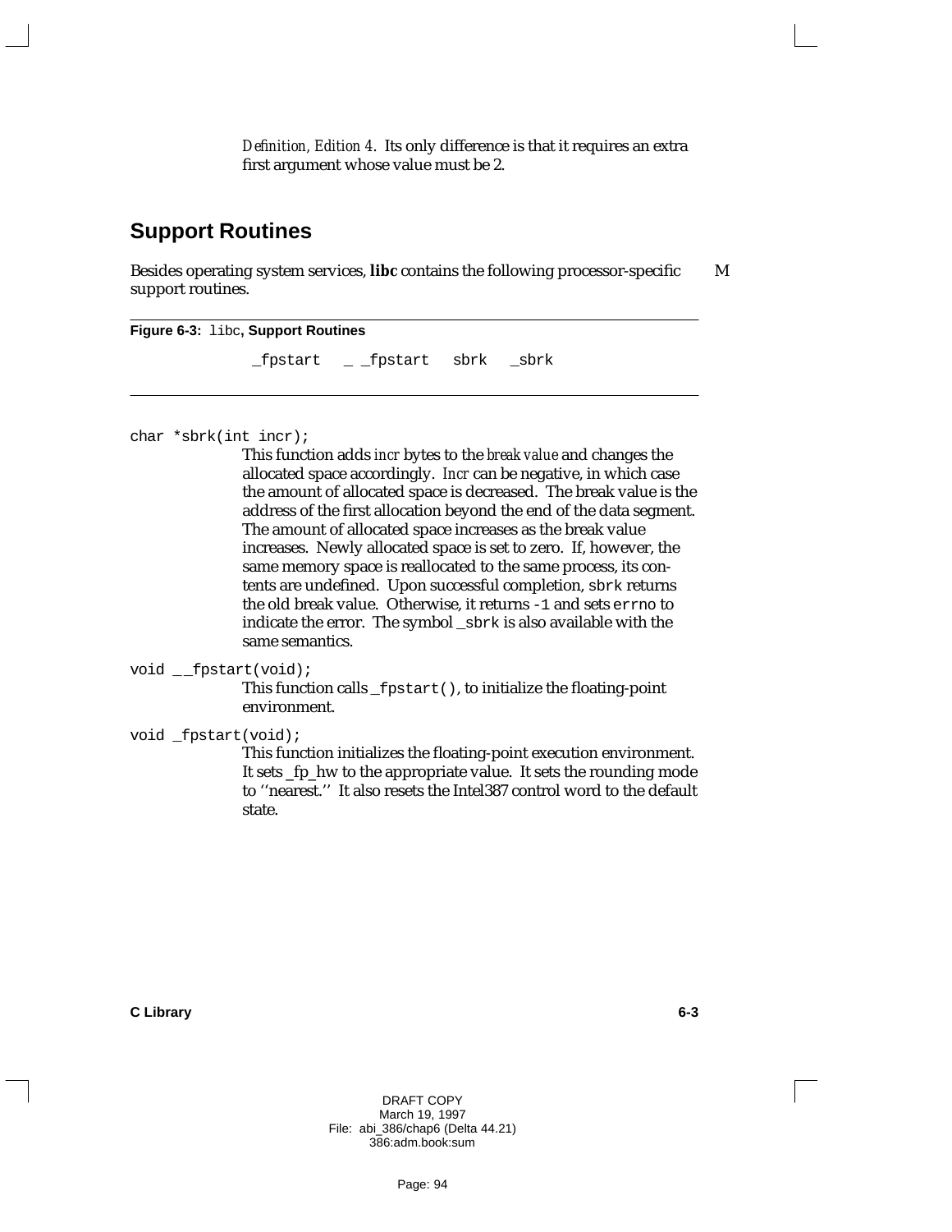*Definition, Edition 4*. Its only difference is that it requires an extra first argument whose value must be 2.

## Support Routines

Besides operating system services, **libc** contains the following processor-specific support routines.

**Figure 6-3:** `libc`**, Support Routines**

```
_fpstart   __fpstart   sbrk   _sbrk
```

`char *sbrk(int incr);`

This function adds *incr* bytes to the *break value* and changes the allocated space accordingly. *Incr* can be negative, in which case the amount of allocated space is decreased. The break value is the address of the first allocation beyond the end of the data segment. The amount of allocated space increases as the break value increases. Newly allocated space is set to zero. If, however, the same memory space is reallocated to the same process, its contents are undefined. Upon successful completion, `sbrk` returns the old break value. Otherwise, it returns `-1` and sets `errno` to indicate the error. The symbol `_sbrk` is also available with the same semantics.

`void __fpstart(void);`

This function calls `_fpstart()`, to initialize the floating-point environment.

`void _fpstart(void);`

This function initializes the floating-point execution environment. It sets _fp_hw to the appropriate value. It sets the rounding mode to ''nearest.'' It also resets the Intel387 control word to the default state.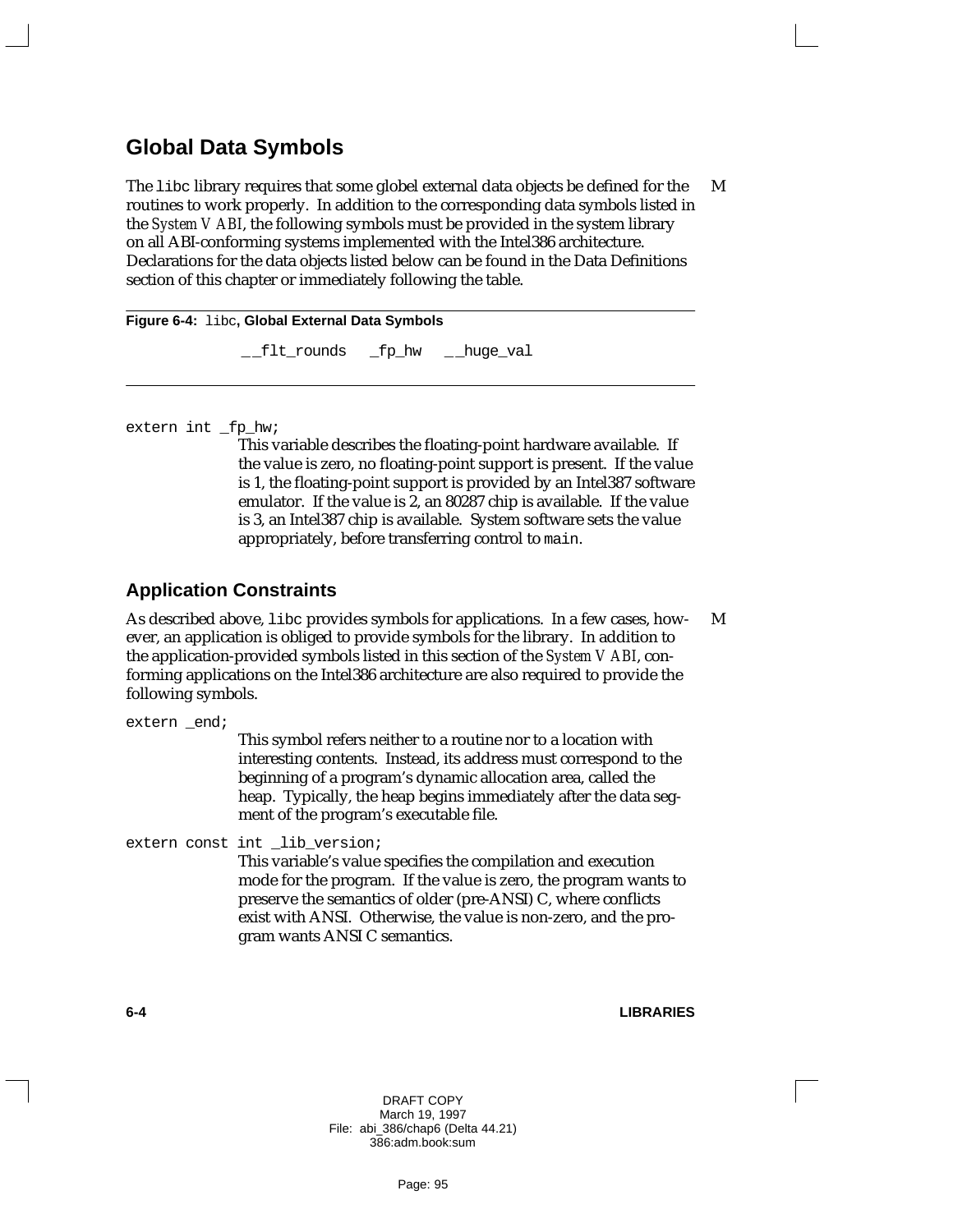## Global Data Symbols

The `libc` library requires that some globel external data objects be defined for the routines to work properly. In addition to the corresponding data symbols listed in the *System V ABI*, the following symbols must be provided in the system library on all ABI-conforming systems implemented with the Intel386 architecture. Declarations for the data objects listed below can be found in the Data Definitions section of this chapter or immediately following the table.

**Figure 6-4:** `libc`**, Global External Data Symbols**

| | | |
|---|---|---|
| `__flt_rounds` | `_fp_hw` | `__huge_val` |

```
extern int _fp_hw;
```

This variable describes the floating-point hardware available. If the value is zero, no floating-point support is present. If the value is 1, the floating-point support is provided by an Intel387 software emulator. If the value is 2, an 80287 chip is available. If the value is 3, an Intel387 chip is available. System software sets the value appropriately, before transferring control to `main`.

## Application Constraints

As described above, `libc` provides symbols for applications. In a few cases, however, an application is obliged to provide symbols for the library. In addition to the application-provided symbols listed in this section of the *System V ABI*, conforming applications on the Intel386 architecture are also required to provide the following symbols.

```
extern _end;
```

This symbol refers neither to a routine nor to a location with interesting contents. Instead, its address must correspond to the beginning of a program's dynamic allocation area, called the heap. Typically, the heap begins immediately after the data segment of the program's executable file.

```
extern const int _lib_version;
```

This variable's value specifies the compilation and execution mode for the program. If the value is zero, the program wants to preserve the semantics of older (pre-ANSI) C, where conflicts exist with ANSI. Otherwise, the value is non-zero, and the program wants ANSI C semantics.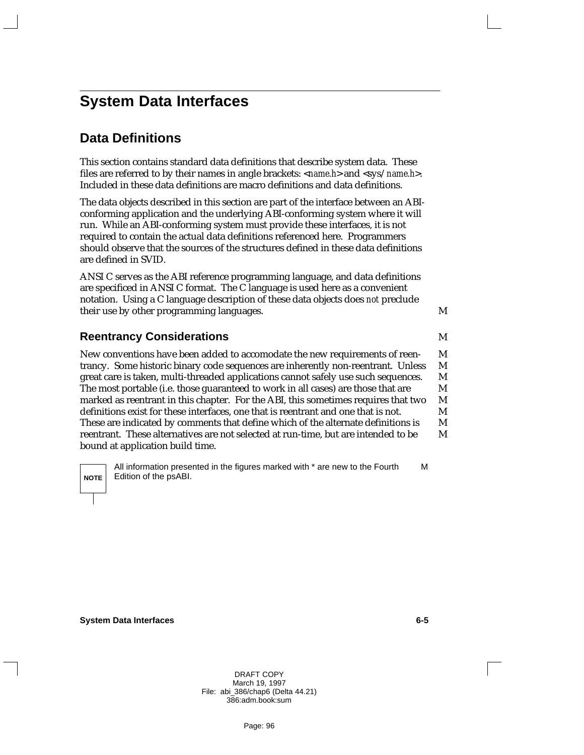# System Data Interfaces

## Data Definitions

This section contains standard data definitions that describe system data. These files are referred to by their names in angle brackets: <*name.h*> and <sys/*name.h*>. Included in these data definitions are macro definitions and data definitions.

The data objects described in this section are part of the interface between an ABI-conforming application and the underlying ABI-conforming system where it will run. While an ABI-conforming system must provide these interfaces, it is not required to contain the actual data definitions referenced here. Programmers should observe that the sources of the structures defined in these data definitions are defined in SVID.

ANSI C serves as the ABI reference programming language, and data definitions are specificed in ANSI C format. The C language is used here as a convenient notation. Using a C language description of these data objects does *not* preclude their use by other programming languages. M

### Reentrancy Considerations M

New conventions have been added to accomodate the new requirements of reentrancy. Some historic binary code sequences are inherently non-reentrant. Unless great care is taken, multi-threaded applications cannot safely use such sequences. The most portable (i.e. those guaranteed to work in all cases) are those that are marked as reentrant in this chapter. For the ABI, this sometimes requires that two definitions exist for these interfaces, one that is reentrant and one that is not. These are indicated by comments that define which of the alternate definitions is reentrant. These alternatives are not selected at run-time, but are intended to be bound at application build time. M

**NOTE** All information presented in the figures marked with * are new to the Fourth Edition of the psABI. M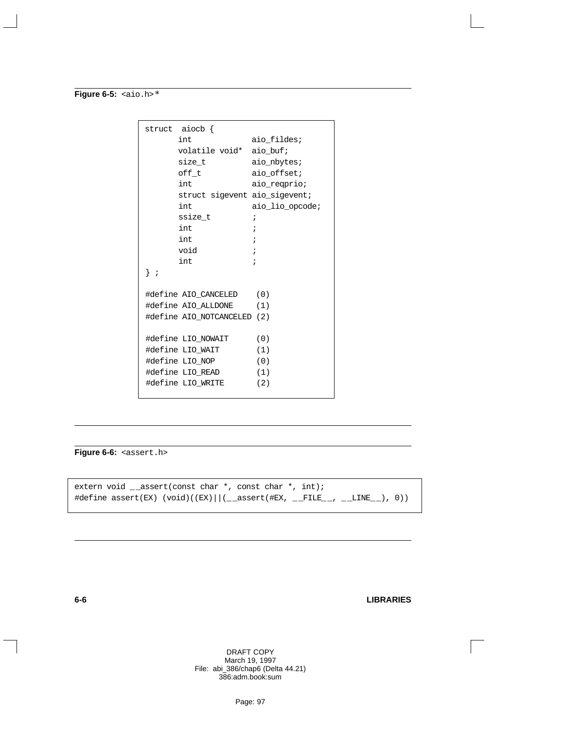**Figure 6-5:** `<aio.h>`*

```
struct  aiocb {
       int             aio_fildes;
       volatile void*  aio_buf;
       size_t          aio_nbytes;
       off_t           aio_offset;
       int             aio_reqprio;
       struct sigevent aio_sigevent;
       int             aio_lio_opcode;
       ssize_t         ;
       int             ;
       int             ;
       void            ;
       int             ;
} ;

#define AIO_CANCELED    (0)
#define AIO_ALLDONE     (1)
#define AIO_NOTCANCELED (2)

#define LIO_NOWAIT      (0)
#define LIO_WAIT        (1)
#define LIO_NOP         (0)
#define LIO_READ        (1)
#define LIO_WRITE       (2)
```

**Figure 6-6:** `<assert.h>`

```
extern void __assert(const char *, const char *, int);
#define assert(EX) (void)((EX)||(__assert(#EX, __FILE__, __LINE__), 0))
```

DRAFT COPY
March 19, 1997
File: abi_386/chap6 (Delta 44.21)
386:adm.book:sum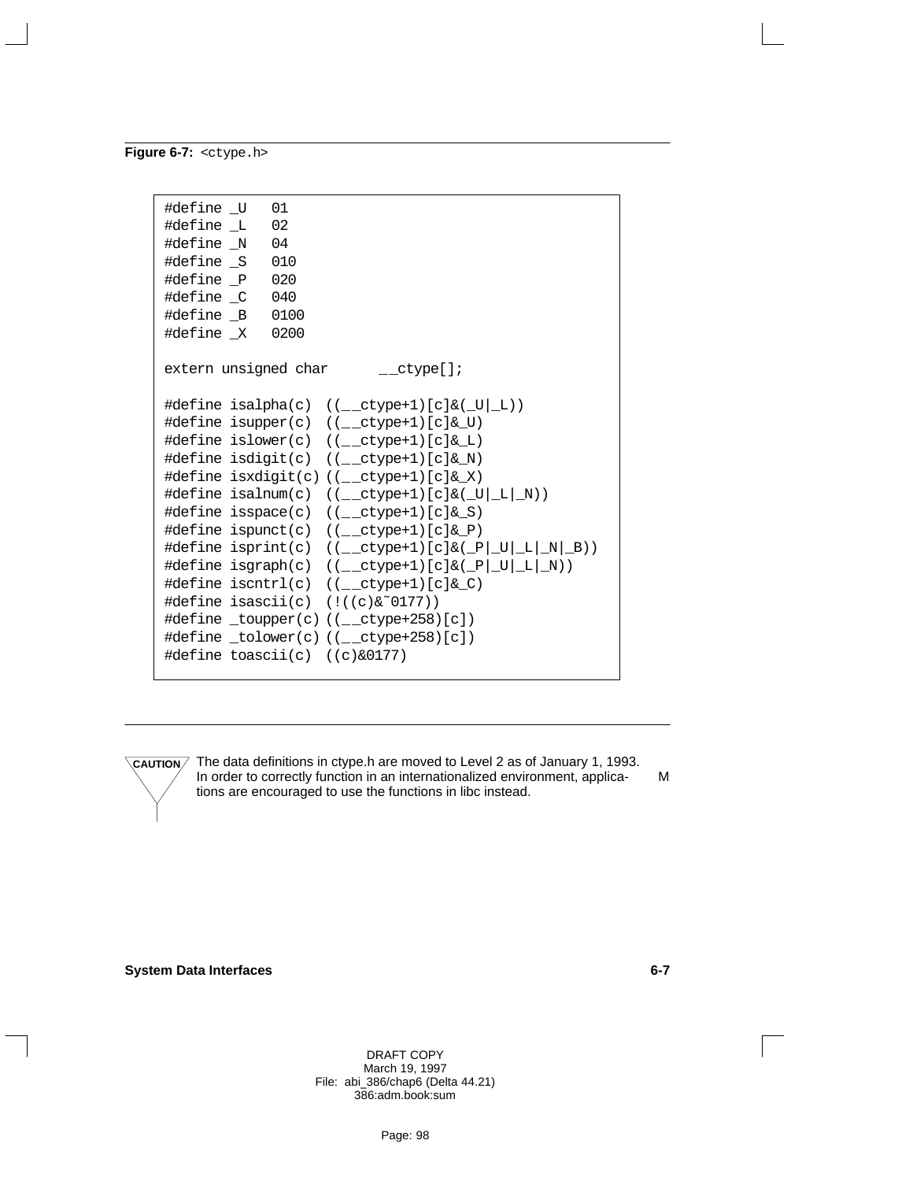**Figure 6-7:** `<ctype.h>`

```
#define _U   01
#define _L   02
#define _N   04
#define _S   010
#define _P   020
#define _C   040
#define _B   0100
#define _X   0200

extern unsigned char      __ctype[];

#define isalpha(c)  ((__ctype+1)[c]&(_U|_L))
#define isupper(c)  ((__ctype+1)[c]&_U)
#define islower(c)  ((__ctype+1)[c]&_L)
#define isdigit(c)  ((__ctype+1)[c]&_N)
#define isxdigit(c) ((__ctype+1)[c]&_X)
#define isalnum(c)  ((__ctype+1)[c]&(_U|_L|_N))
#define isspace(c)  ((__ctype+1)[c]&_S)
#define ispunct(c)  ((__ctype+1)[c]&_P)
#define isprint(c)  ((__ctype+1)[c]&(_P|_U|_L|_N|_B))
#define isgraph(c)  ((__ctype+1)[c]&(_P|_U|_L|_N))
#define iscntrl(c)  ((__ctype+1)[c]&_C)
#define isascii(c)  (!((c)&~0177))
#define _toupper(c) ((__ctype+258)[c])
#define _tolower(c) ((__ctype+258)[c])
#define toascii(c)  ((c)&0177)
```

**CAUTION** The data definitions in ctype.h are moved to Level 2 as of January 1, 1993. In order to correctly function in an internationalized environment, applications are encouraged to use the functions in libc instead.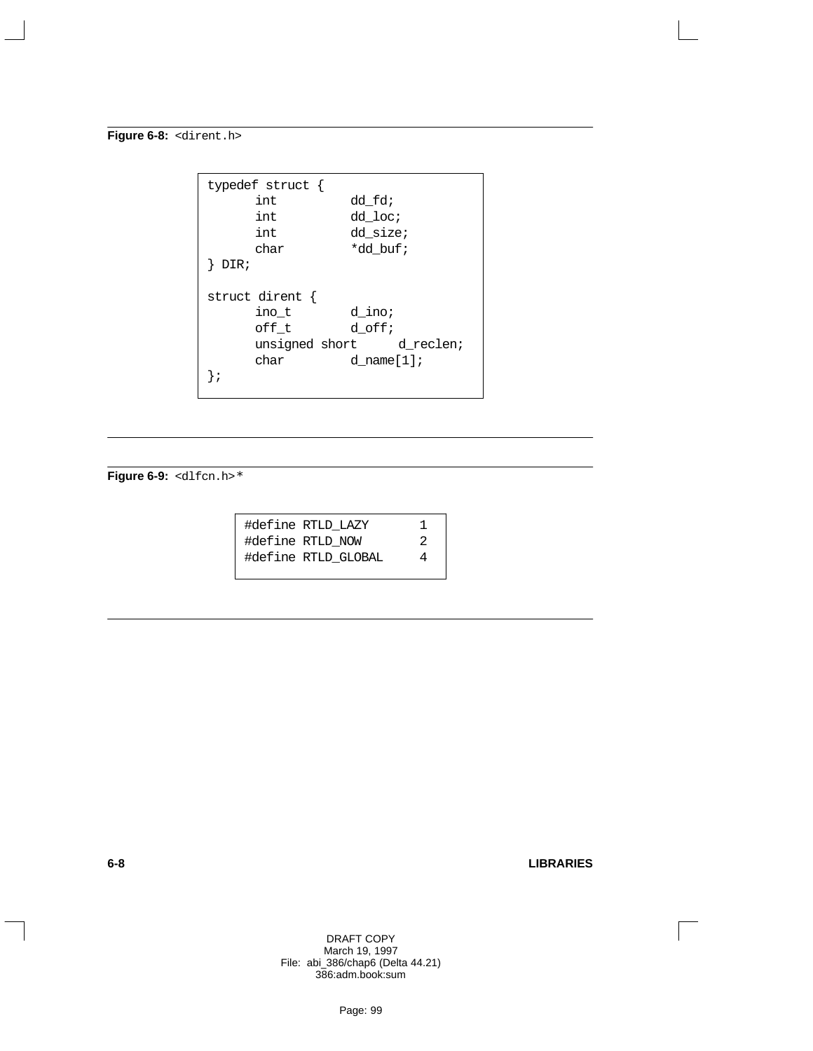**Figure 6-8:** `<dirent.h>`

```
typedef struct {
      int          dd_fd;
      int          dd_loc;
      int          dd_size;
      char         *dd_buf;
} DIR;

struct dirent {
      ino_t        d_ino;
      off_t        d_off;
      unsigned short      d_reclen;
      char         d_name[1];
};
```

**Figure 6-9:** `<dlfcn.h>`*

```
#define RTLD_LAZY       1
#define RTLD_NOW        2
#define RTLD_GLOBAL     4
```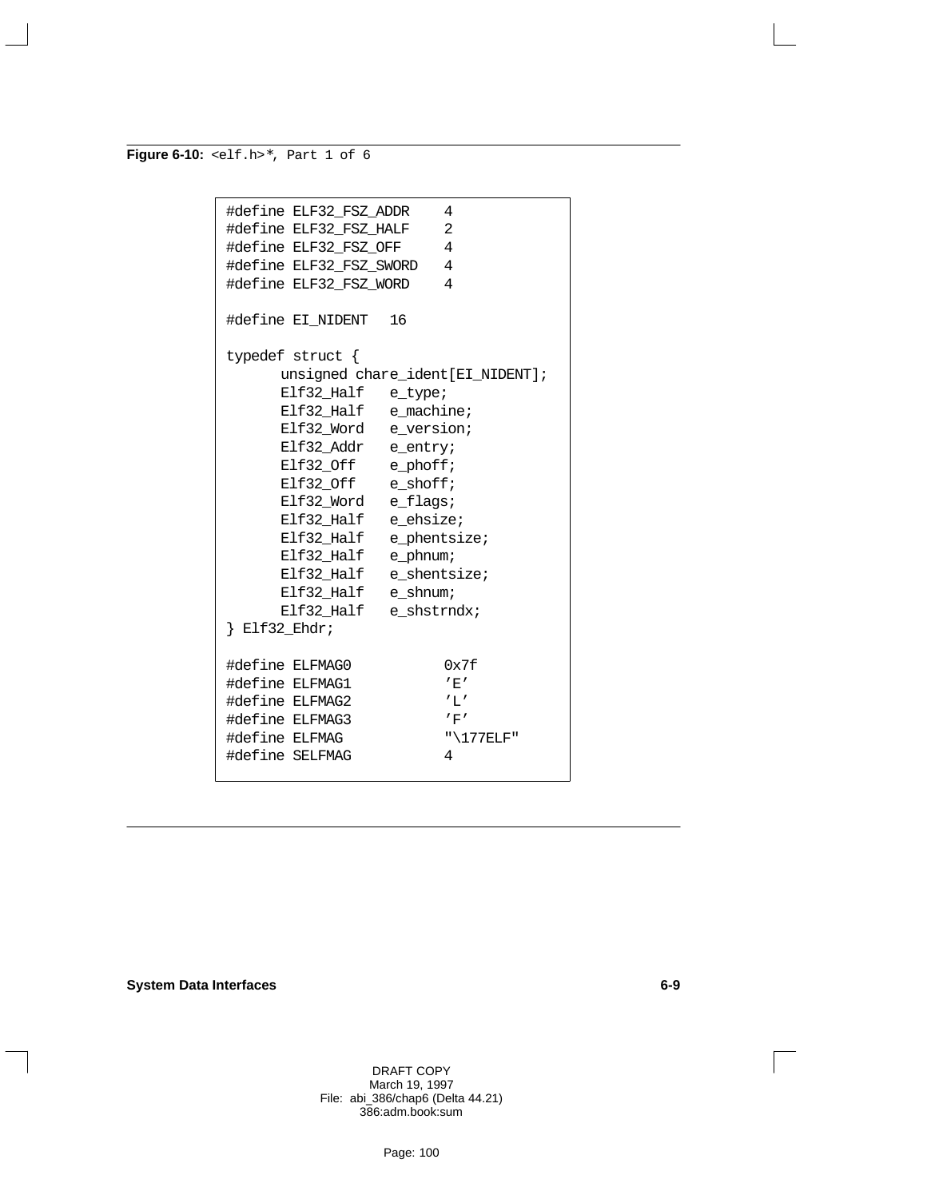**Figure 6-10:** `<elf.h>`*, Part 1 of 6

```
#define ELF32_FSZ_ADDR    4
#define ELF32_FSZ_HALF    2
#define ELF32_FSZ_OFF     4
#define ELF32_FSZ_SWORD   4
#define ELF32_FSZ_WORD    4

#define EI_NIDENT   16

typedef struct {
      unsigned chare_ident[EI_NIDENT];
      Elf32_Half   e_type;
      Elf32_Half   e_machine;
      Elf32_Word   e_version;
      Elf32_Addr   e_entry;
      Elf32_Off    e_phoff;
      Elf32_Off    e_shoff;
      Elf32_Word   e_flags;
      Elf32_Half   e_ehsize;
      Elf32_Half   e_phentsize;
      Elf32_Half   e_phnum;
      Elf32_Half   e_shentsize;
      Elf32_Half   e_shnum;
      Elf32_Half   e_shstrndx;
} Elf32_Ehdr;

#define ELFMAG0           0x7f
#define ELFMAG1           'E'
#define ELFMAG2           'L'
#define ELFMAG3           'F'
#define ELFMAG            "\177ELF"
#define SELFMAG           4
```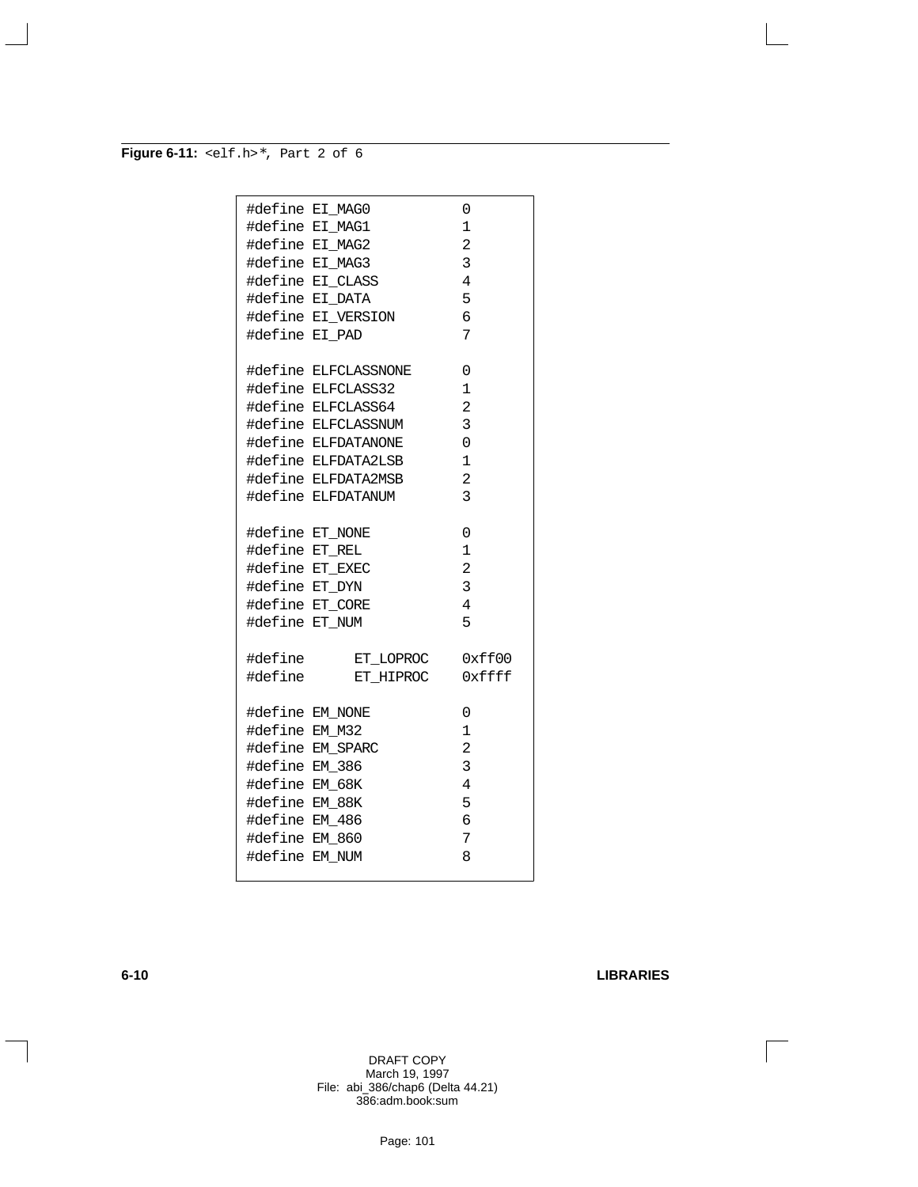**Figure 6-11:** `<elf.h>*`, Part 2 of 6

```
#define EI_MAG0           0
#define EI_MAG1           1
#define EI_MAG2           2
#define EI_MAG3           3
#define EI_CLASS          4
#define EI_DATA           5
#define EI_VERSION        6
#define EI_PAD            7

#define ELFCLASSNONE      0
#define ELFCLASS32        1
#define ELFCLASS64        2
#define ELFCLASSNUM       3
#define ELFDATANONE       0
#define ELFDATA2LSB       1
#define ELFDATA2MSB       2
#define ELFDATANUM        3

#define ET_NONE           0
#define ET_REL            1
#define ET_EXEC           2
#define ET_DYN            3
#define ET_CORE           4
#define ET_NUM            5

#define     ET_LOPROC     0xff00
#define     ET_HIPROC     0xffff

#define EM_NONE           0
#define EM_M32            1
#define EM_SPARC          2
#define EM_386            3
#define EM_68K            4
#define EM_88K            5
#define EM_486            6
#define EM_860            7
#define EM_NUM            8
```

DRAFT COPY
March 19, 1997
File: abi_386/chap6 (Delta 44.21)
386:adm.book:sum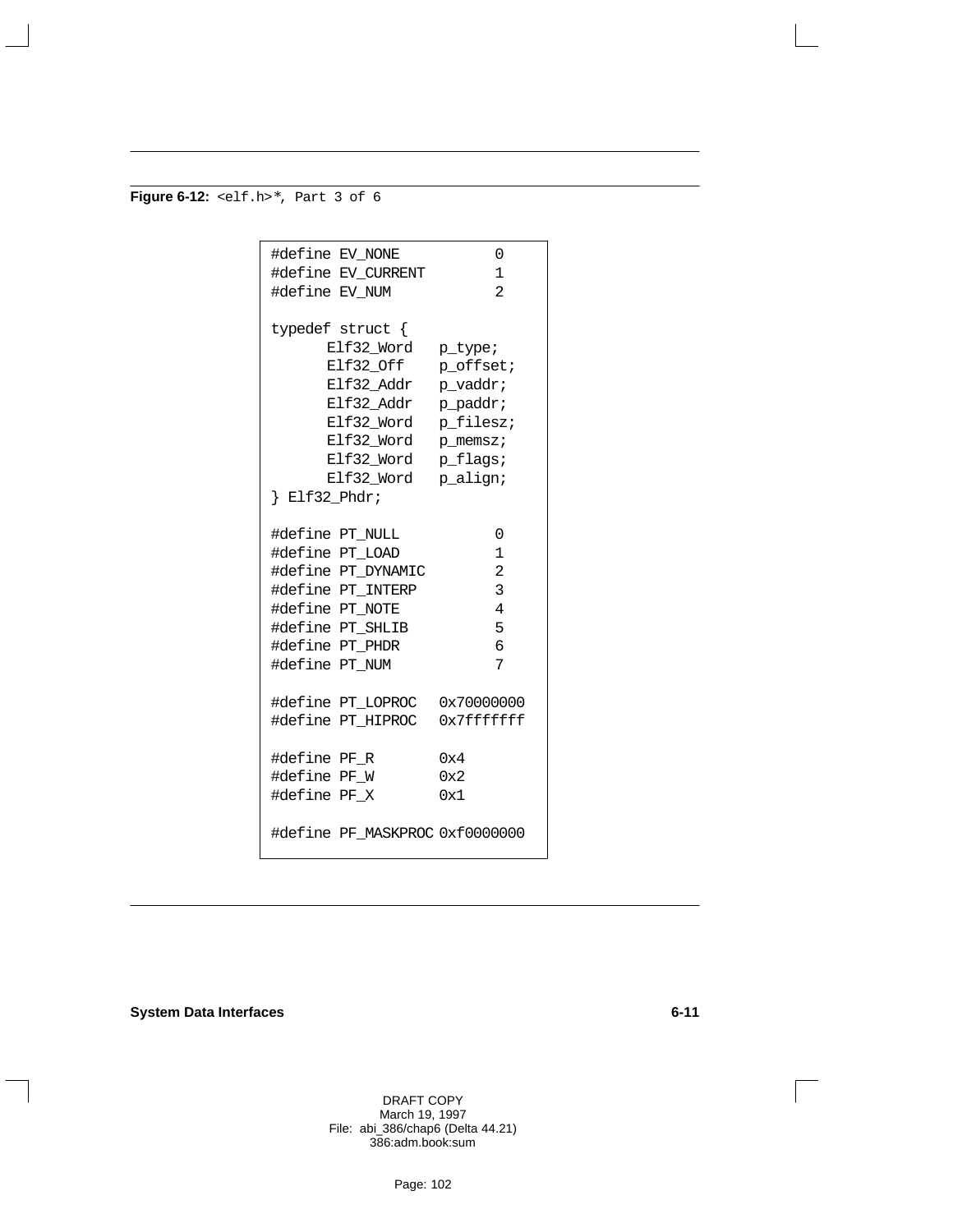**Figure 6-12:** `<elf.h>*`, Part 3 of 6

```
#define EV_NONE          0
#define EV_CURRENT       1
#define EV_NUM           2

typedef struct {
      Elf32_Word   p_type;
      Elf32_Off    p_offset;
      Elf32_Addr   p_vaddr;
      Elf32_Addr   p_paddr;
      Elf32_Word   p_filesz;
      Elf32_Word   p_memsz;
      Elf32_Word   p_flags;
      Elf32_Word   p_align;
} Elf32_Phdr;

#define PT_NULL          0
#define PT_LOAD          1
#define PT_DYNAMIC       2
#define PT_INTERP        3
#define PT_NOTE          4
#define PT_SHLIB         5
#define PT_PHDR          6
#define PT_NUM           7

#define PT_LOPROC   0x70000000
#define PT_HIPROC   0x7fffffff

#define PF_R        0x4
#define PF_W        0x2
#define PF_X        0x1

#define PF_MASKPROC 0xf0000000
```

DRAFT COPY
March 19, 1997
File: abi_386/chap6 (Delta 44.21)
386:adm.book:sum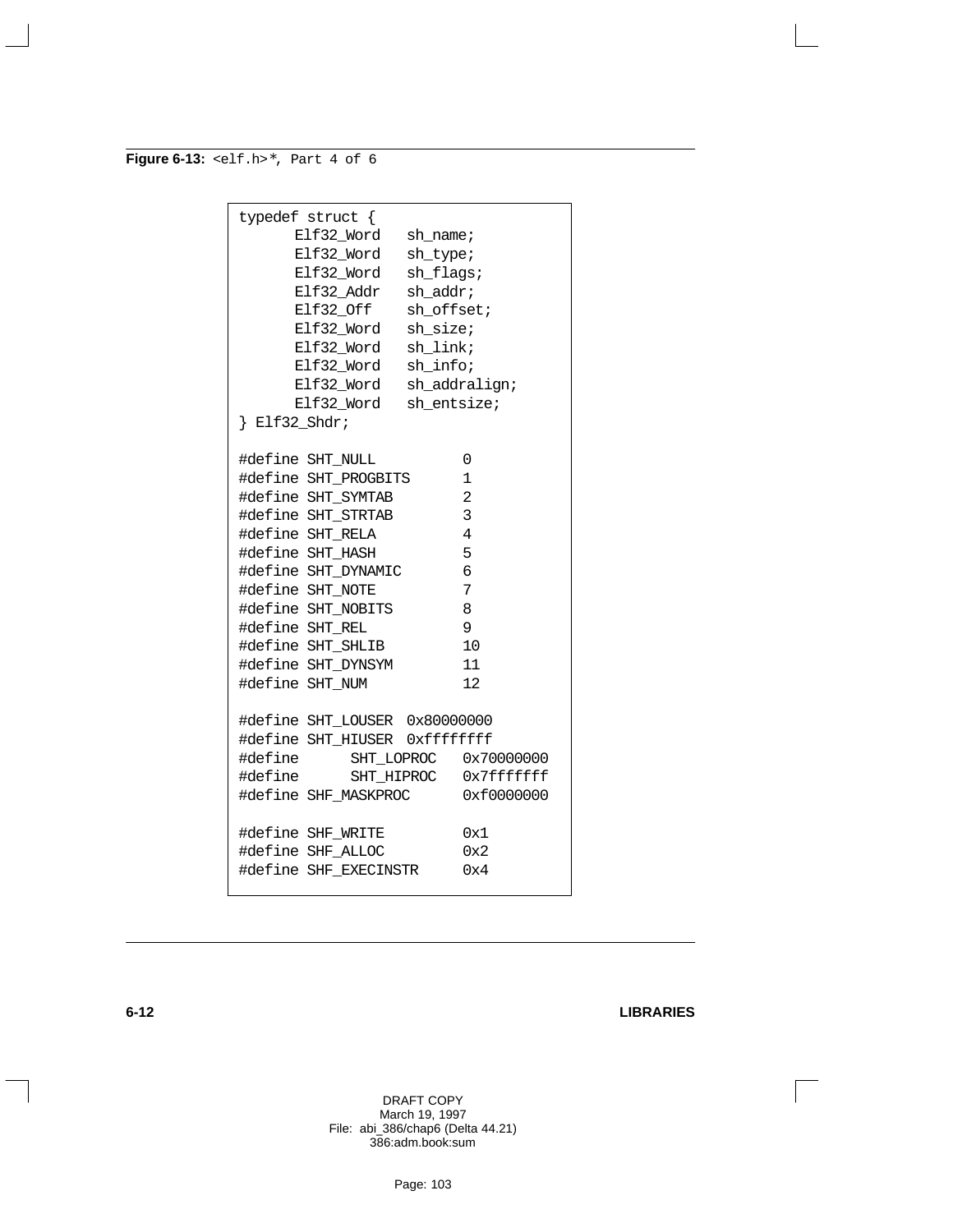**Figure 6-13:** `<elf.h>`*, Part 4 of 6

```
typedef struct {
      Elf32_Word   sh_name;
      Elf32_Word   sh_type;
      Elf32_Word   sh_flags;
      Elf32_Addr   sh_addr;
      Elf32_Off    sh_offset;
      Elf32_Word   sh_size;
      Elf32_Word   sh_link;
      Elf32_Word   sh_info;
      Elf32_Word   sh_addralign;
      Elf32_Word   sh_entsize;
} Elf32_Shdr;

#define SHT_NULL          0
#define SHT_PROGBITS      1
#define SHT_SYMTAB        2
#define SHT_STRTAB        3
#define SHT_RELA          4
#define SHT_HASH          5
#define SHT_DYNAMIC       6
#define SHT_NOTE          7
#define SHT_NOBITS        8
#define SHT_REL           9
#define SHT_SHLIB         10
#define SHT_DYNSYM        11
#define SHT_NUM           12

#define SHT_LOUSER  0x80000000
#define SHT_HIUSER  0xffffffff
#define     SHT_LOPROC   0x70000000
#define     SHT_HIPROC   0x7fffffff
#define SHF_MASKPROC      0xf0000000

#define SHF_WRITE         0x1
#define SHF_ALLOC         0x2
#define SHF_EXECINSTR     0x4
```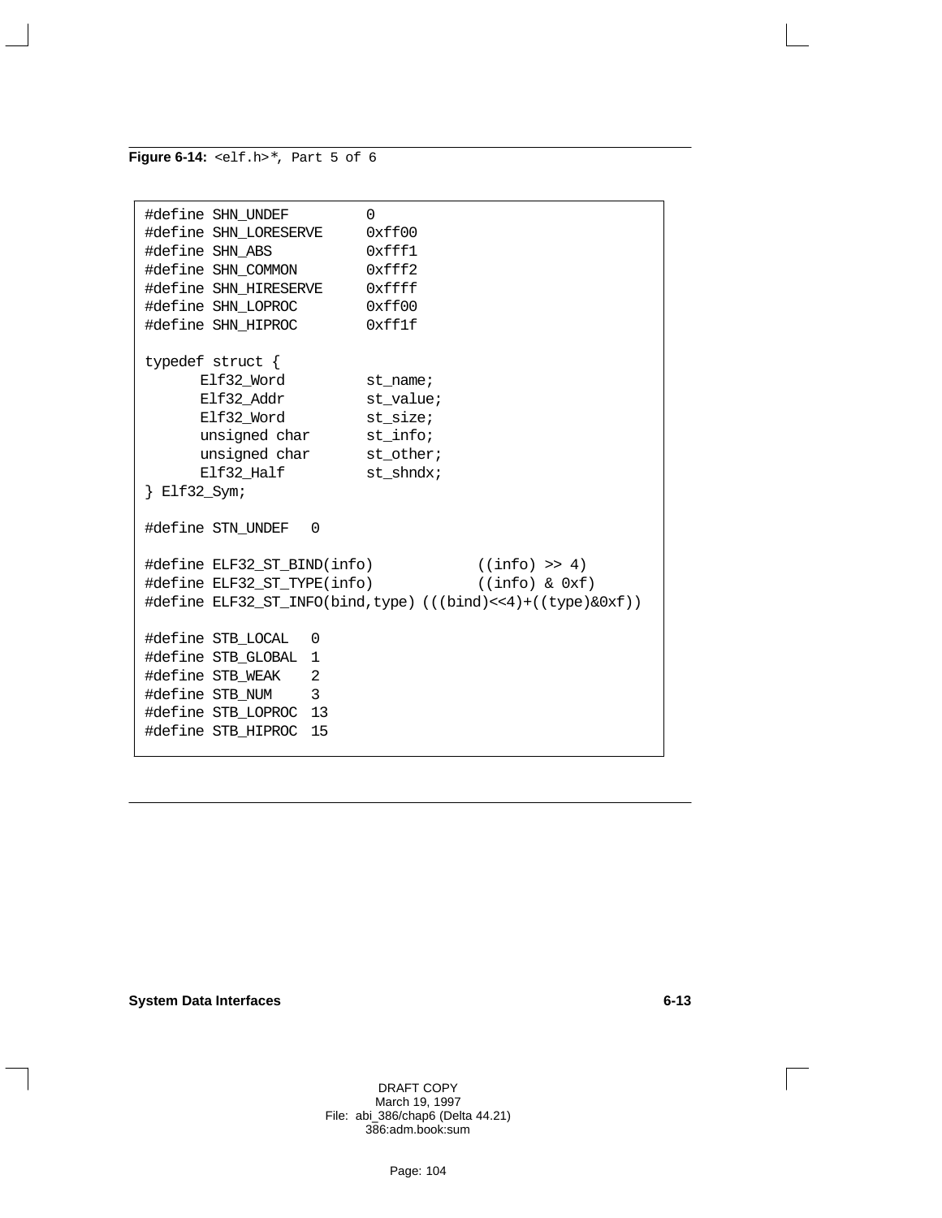**Figure 6-14:** `<elf.h>`*, Part 5 of 6

```
#define SHN_UNDEF         0
#define SHN_LORESERVE     0xff00
#define SHN_ABS           0xfff1
#define SHN_COMMON        0xfff2
#define SHN_HIRESERVE     0xffff
#define SHN_LOPROC        0xff00
#define SHN_HIPROC        0xff1f

typedef struct {
      Elf32_Word         st_name;
      Elf32_Addr         st_value;
      Elf32_Word         st_size;
      unsigned char      st_info;
      unsigned char      st_other;
      Elf32_Half         st_shndx;
} Elf32_Sym;

#define STN_UNDEF   0

#define ELF32_ST_BIND(info)            ((info) >> 4)
#define ELF32_ST_TYPE(info)            ((info) & 0xf)
#define ELF32_ST_INFO(bind,type) (((bind)<<4)+((type)&0xf))

#define STB_LOCAL   0
#define STB_GLOBAL  1
#define STB_WEAK    2
#define STB_NUM     3
#define STB_LOPROC  13
#define STB_HIPROC  15
```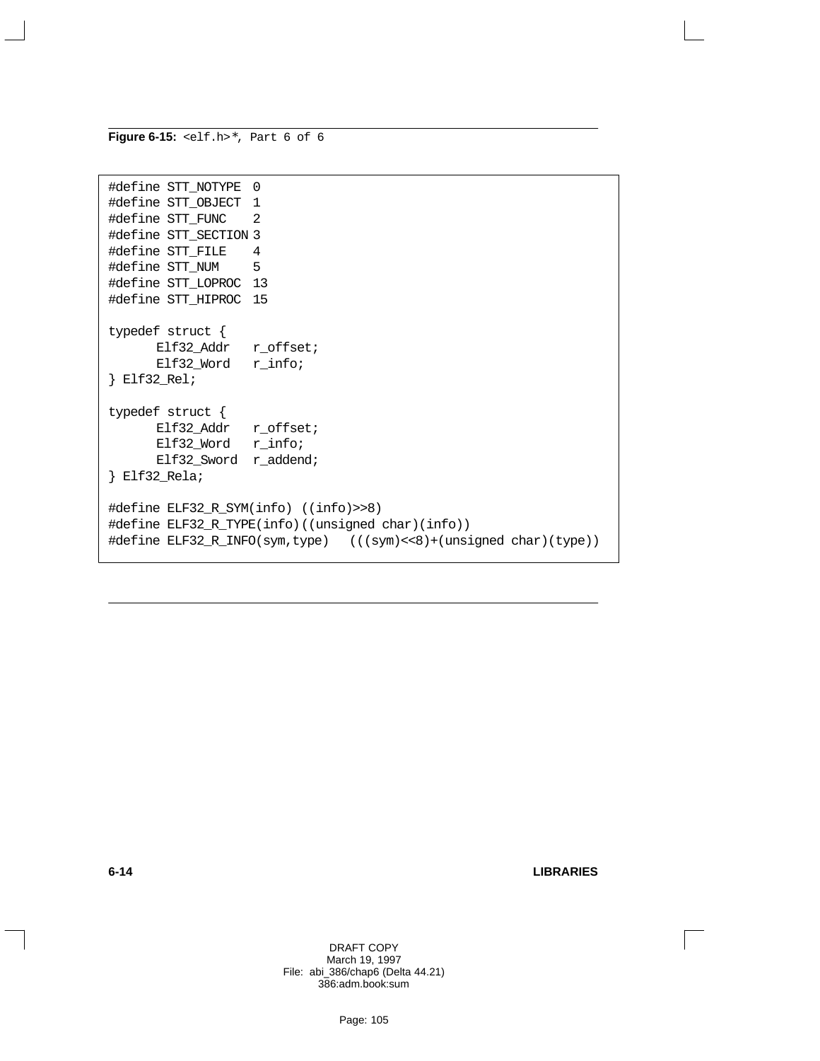**Figure 6-15:** `<elf.h>*`, Part 6 of 6

```
#define STT_NOTYPE  0
#define STT_OBJECT  1
#define STT_FUNC    2
#define STT_SECTION 3
#define STT_FILE    4
#define STT_NUM     5
#define STT_LOPROC  13
#define STT_HIPROC  15

typedef struct {
      Elf32_Addr   r_offset;
      Elf32_Word   r_info;
} Elf32_Rel;

typedef struct {
      Elf32_Addr   r_offset;
      Elf32_Word   r_info;
      Elf32_Sword  r_addend;
} Elf32_Rela;

#define ELF32_R_SYM(info) ((info)>>8)
#define ELF32_R_TYPE(info)((unsigned char)(info))
#define ELF32_R_INFO(sym,type)   (((sym)<<8)+(unsigned char)(type))
```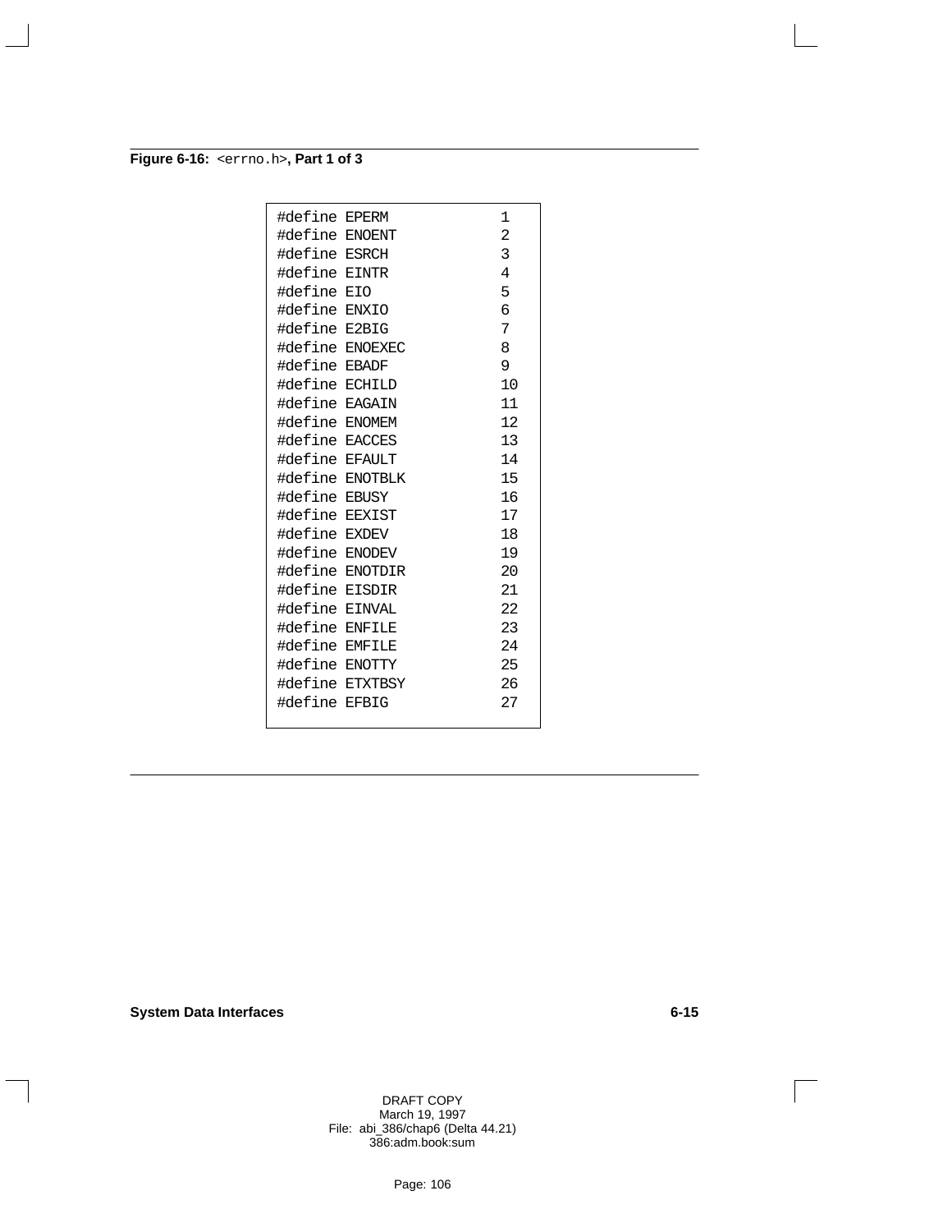**Figure 6-16:** `<errno.h>`**, Part 1 of 3**

```
#define EPERM          1
#define ENOENT         2
#define ESRCH          3
#define EINTR          4
#define EIO            5
#define ENXIO          6
#define E2BIG          7
#define ENOEXEC        8
#define EBADF          9
#define ECHILD         10
#define EAGAIN         11
#define ENOMEM         12
#define EACCES         13
#define EFAULT         14
#define ENOTBLK        15
#define EBUSY          16
#define EEXIST         17
#define EXDEV          18
#define ENODEV         19
#define ENOTDIR        20
#define EISDIR         21
#define EINVAL         22
#define ENFILE         23
#define EMFILE         24
#define ENOTTY         25
#define ETXTBSY        26
#define EFBIG          27
```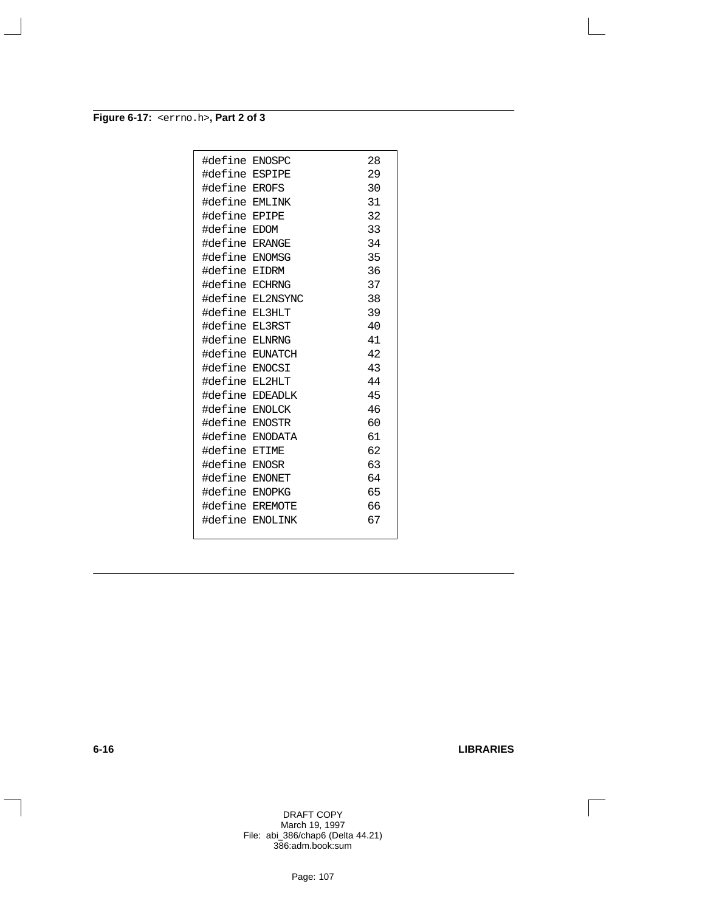**Figure 6-17:** `<errno.h>`**, Part 2 of 3**

```
#define ENOSPC          28
#define ESPIPE          29
#define EROFS           30
#define EMLINK          31
#define EPIPE           32
#define EDOM            33
#define ERANGE          34
#define ENOMSG          35
#define EIDRM           36
#define ECHRNG          37
#define EL2NSYNC        38
#define EL3HLT          39
#define EL3RST          40
#define ELNRNG          41
#define EUNATCH         42
#define ENOCSI          43
#define EL2HLT          44
#define EDEADLK         45
#define ENOLCK          46
#define ENOSTR          60
#define ENODATA         61
#define ETIME           62
#define ENOSR           63
#define ENONET          64
#define ENOPKG          65
#define EREMOTE         66
#define ENOLINK         67
```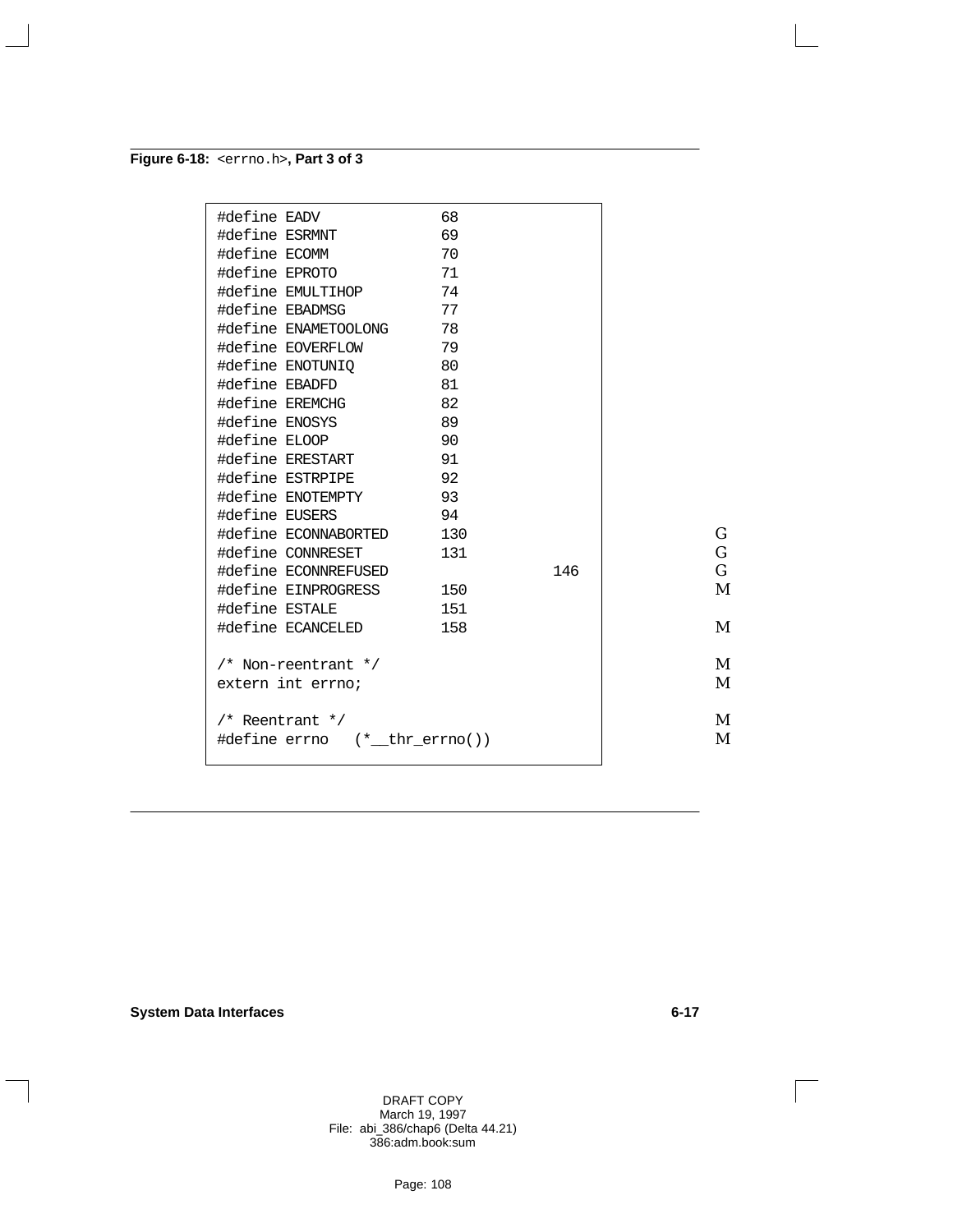**Figure 6-18:** `<errno.h>`**, Part 3 of 3**

```
#define EADV             68
#define ESRMNT           69
#define ECOMM            70
#define EPROTO           71
#define EMULTIHOP        74
#define EBADMSG          77
#define ENAMETOOLONG     78
#define EOVERFLOW        79
#define ENOTUNIQ         80
#define EBADFD           81
#define EREMCHG          82
#define ENOSYS           89
#define ELOOP            90
#define ERESTART         91
#define ESTRPIPE         92
#define ENOTEMPTY        93
#define EUSERS           94
#define ECONNABORTED     130                  G
#define CONNRESET        131                  G
#define ECONNREFUSED                146       G
#define EINPROGRESS      150                  M
#define ESTALE           151
#define ECANCELED        158                  M

/* Non-reentrant */                           M
extern int errno;                             M

/* Reentrant */                               M
#define errno   (*__thr_errno())              M
```

DRAFT COPY
March 19, 1997
File: abi_386/chap6 (Delta 44.21)
386:adm.book:sum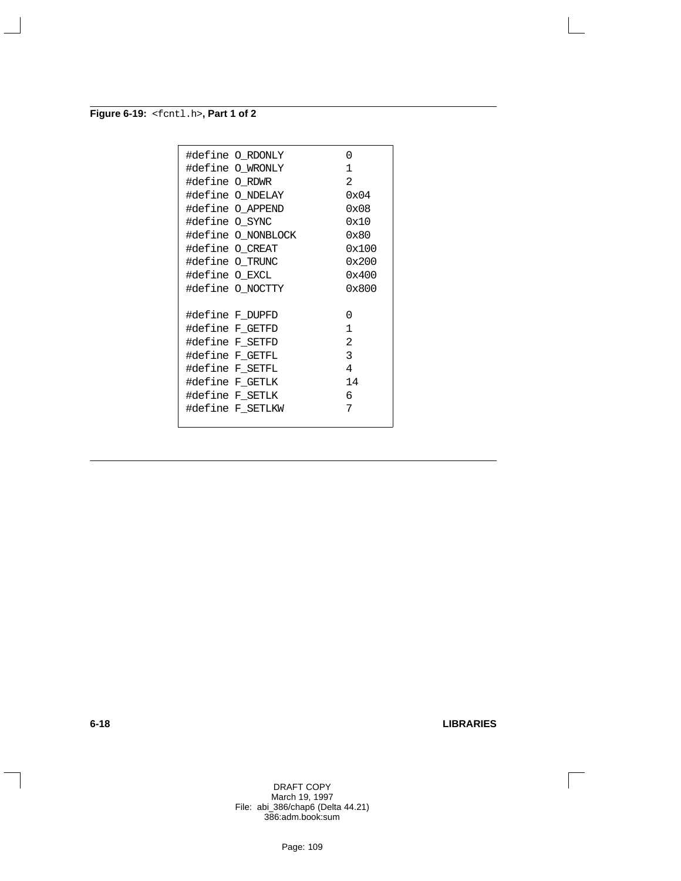**Figure 6-19:** `<fcntl.h>`**, Part 1 of 2**

```
#define O_RDONLY          0
#define O_WRONLY          1
#define O_RDWR            2
#define O_NDELAY          0x04
#define O_APPEND          0x08
#define O_SYNC            0x10
#define O_NONBLOCK        0x80
#define O_CREAT           0x100
#define O_TRUNC           0x200
#define O_EXCL            0x400
#define O_NOCTTY          0x800

#define F_DUPFD           0
#define F_GETFD           1
#define F_SETFD           2
#define F_GETFL           3
#define F_SETFL           4
#define F_GETLK           14
#define F_SETLK           6
#define F_SETLKW          7
```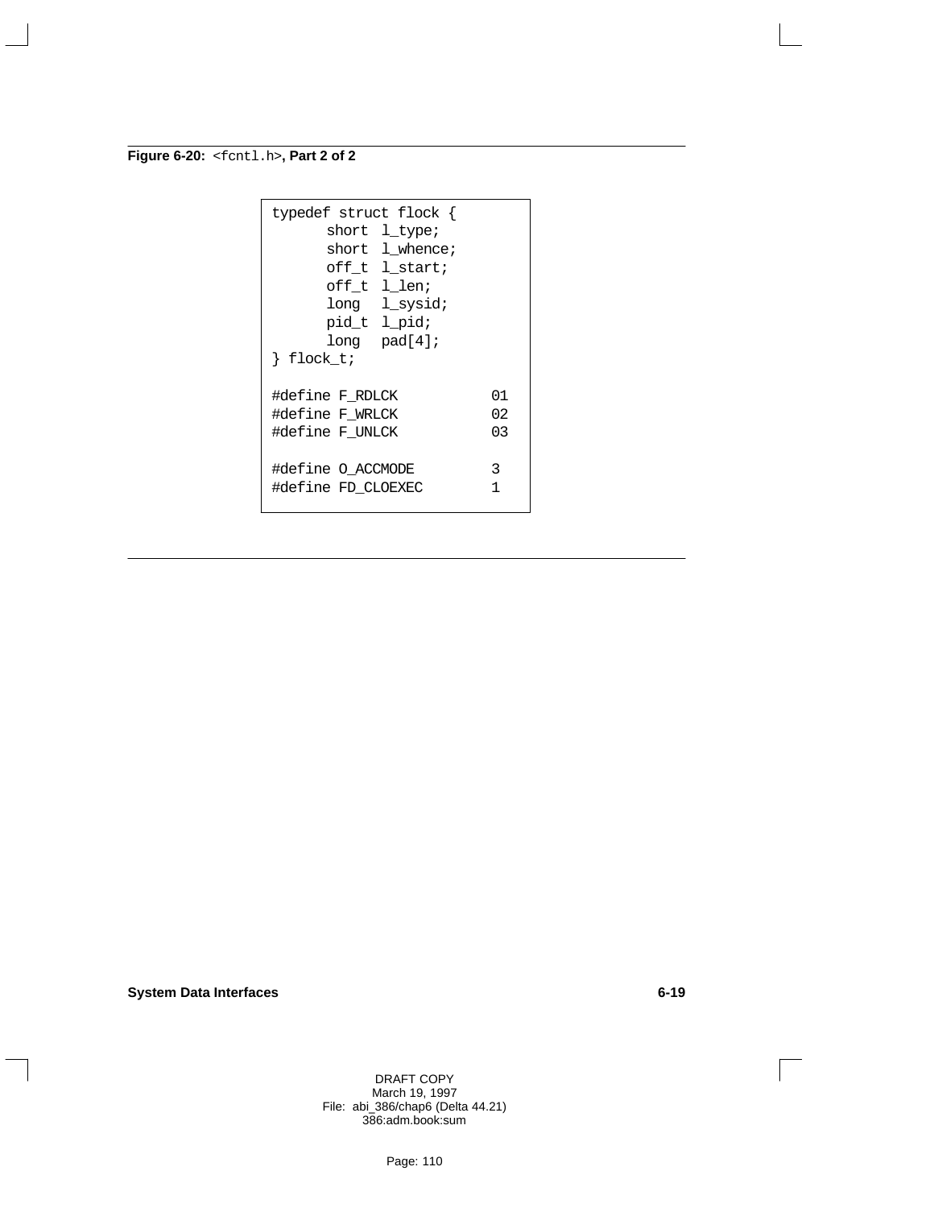**Figure 6-20:** `<fcntl.h>`**, Part 2 of 2**

```
typedef struct flock {
      short  l_type;
      short  l_whence;
      off_t  l_start;
      off_t  l_len;
      long   l_sysid;
      pid_t  l_pid;
      long   pad[4];
} flock_t;

#define F_RDLCK          01
#define F_WRLCK          02
#define F_UNLCK          03

#define O_ACCMODE        3
#define FD_CLOEXEC       1
```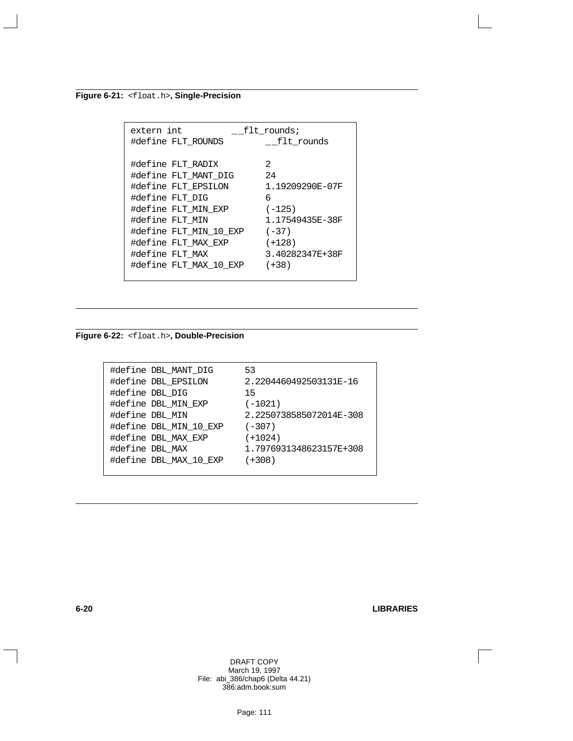**Figure 6-21:** `<float.h>`**, Single-Precision**

```
extern int          __flt_rounds;
#define FLT_ROUNDS          __flt_rounds

#define FLT_RADIX           2
#define FLT_MANT_DIG        24
#define FLT_EPSILON         1.19209290E-07F
#define FLT_DIG             6
#define FLT_MIN_EXP         (-125)
#define FLT_MIN             1.17549435E-38F
#define FLT_MIN_10_EXP      (-37)
#define FLT_MAX_EXP         (+128)
#define FLT_MAX             3.40282347E+38F
#define FLT_MAX_10_EXP      (+38)
```

**Figure 6-22:** `<float.h>`**, Double-Precision**

```
#define DBL_MANT_DIG        53
#define DBL_EPSILON         2.2204460492503131E-16
#define DBL_DIG             15
#define DBL_MIN_EXP         (-1021)
#define DBL_MIN             2.2250738585072014E-308
#define DBL_MIN_10_EXP      (-307)
#define DBL_MAX_EXP         (+1024)
#define DBL_MAX             1.7976931348623157E+308
#define DBL_MAX_10_EXP      (+308)
```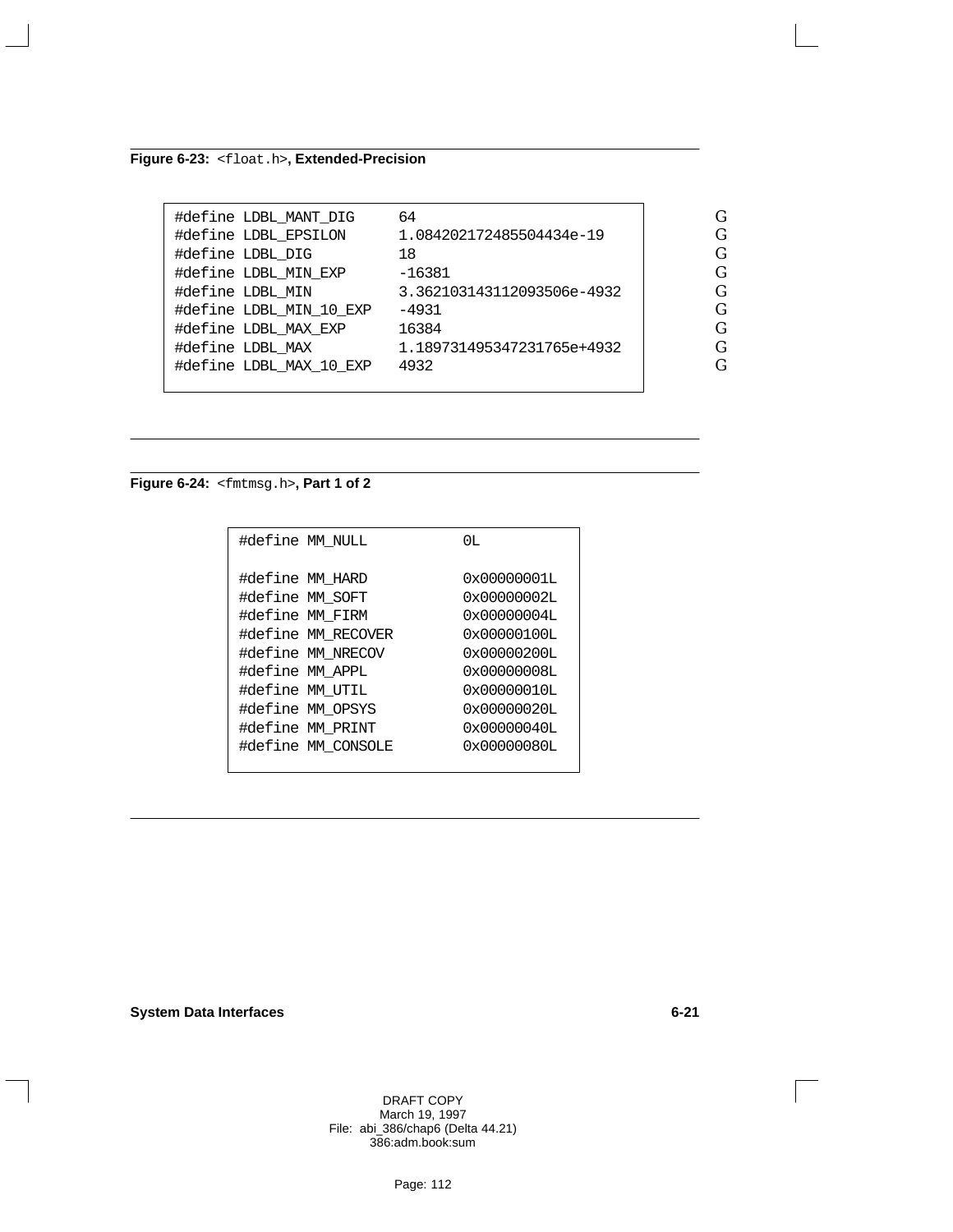**Figure 6-23:** `<float.h>`**, Extended-Precision**

```
#define LDBL_MANT_DIG       64
#define LDBL_EPSILON        1.084202172485504434e-19
#define LDBL_DIG            18
#define LDBL_MIN_EXP        -16381
#define LDBL_MIN            3.362103143112093506e-4932
#define LDBL_MIN_10_EXP     -4931
#define LDBL_MAX_EXP        16384
#define LDBL_MAX            1.189731495347231765e+4932
#define LDBL_MAX_10_EXP     4932
```

**Figure 6-24:** `<fmtmsg.h>`**, Part 1 of 2**

```
#define MM_NULL          0L

#define MM_HARD          0x00000001L
#define MM_SOFT          0x00000002L
#define MM_FIRM          0x00000004L
#define MM_RECOVER       0x00000100L
#define MM_NRECOV        0x00000200L
#define MM_APPL          0x00000008L
#define MM_UTIL          0x00000010L
#define MM_OPSYS         0x00000020L
#define MM_PRINT         0x00000040L
#define MM_CONSOLE       0x00000080L
```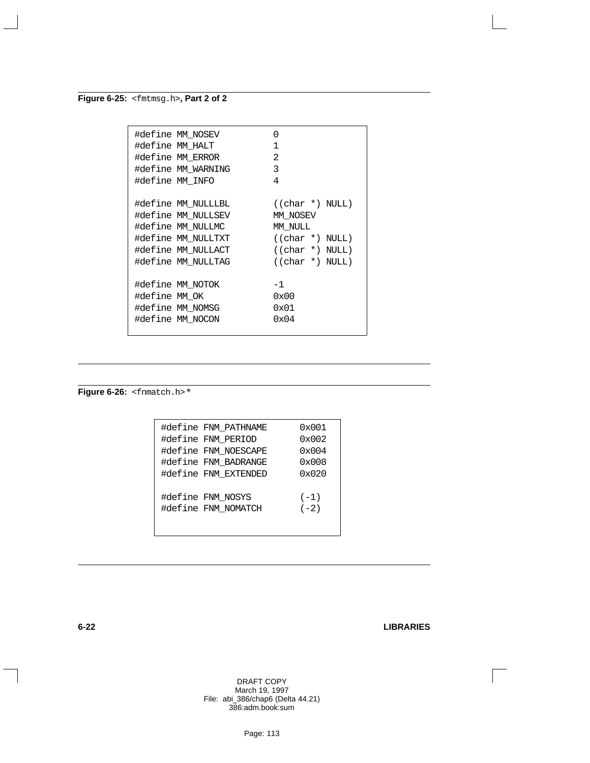**Figure 6-25:** `<fmtmsg.h>`**, Part 2 of 2**

```
#define MM_NOSEV          0
#define MM_HALT           1
#define MM_ERROR          2
#define MM_WARNING        3
#define MM_INFO           4

#define MM_NULLLBL        ((char *) NULL)
#define MM_NULLSEV        MM_NOSEV
#define MM_NULLMC         MM_NULL
#define MM_NULLTXT        ((char *) NULL)
#define MM_NULLACT        ((char *) NULL)
#define MM_NULLTAG        ((char *) NULL)

#define MM_NOTOK          -1
#define MM_OK             0x00
#define MM_NOMSG          0x01
#define MM_NOCON          0x04
```

**Figure 6-26:** `<fnmatch.h>`*

```
#define FNM_PATHNAME      0x001
#define FNM_PERIOD        0x002
#define FNM_NOESCAPE      0x004
#define FNM_BADRANGE      0x008
#define FNM_EXTENDED      0x020

#define FNM_NOSYS         (-1)
#define FNM_NOMATCH       (-2)
```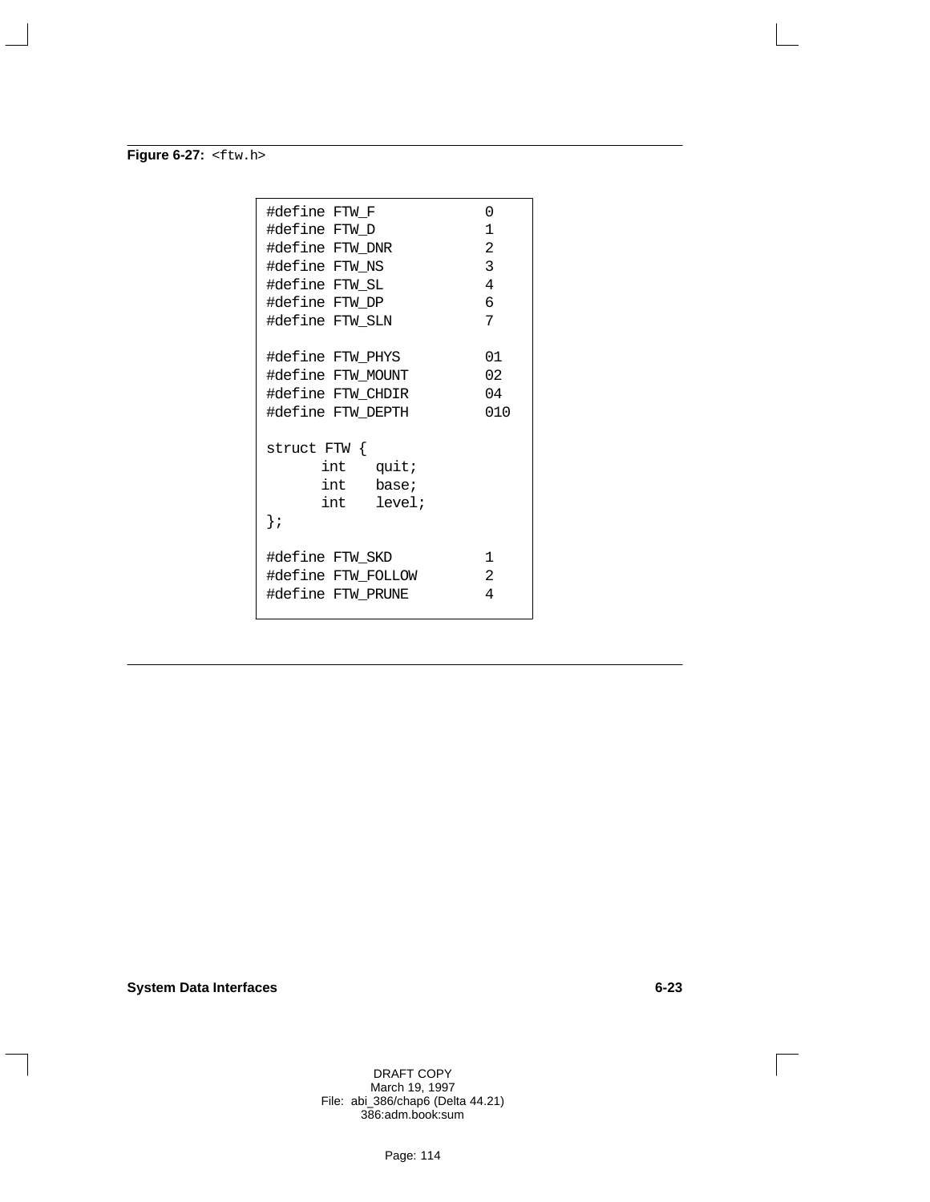**Figure 6-27:** `<ftw.h>`

```
#define FTW_F            0
#define FTW_D            1
#define FTW_DNR          2
#define FTW_NS           3
#define FTW_SL           4
#define FTW_DP           6
#define FTW_SLN          7

#define FTW_PHYS         01
#define FTW_MOUNT        02
#define FTW_CHDIR        04
#define FTW_DEPTH        010

struct FTW {
      int   quit;
      int   base;
      int   level;
};

#define FTW_SKD          1
#define FTW_FOLLOW       2
#define FTW_PRUNE        4
```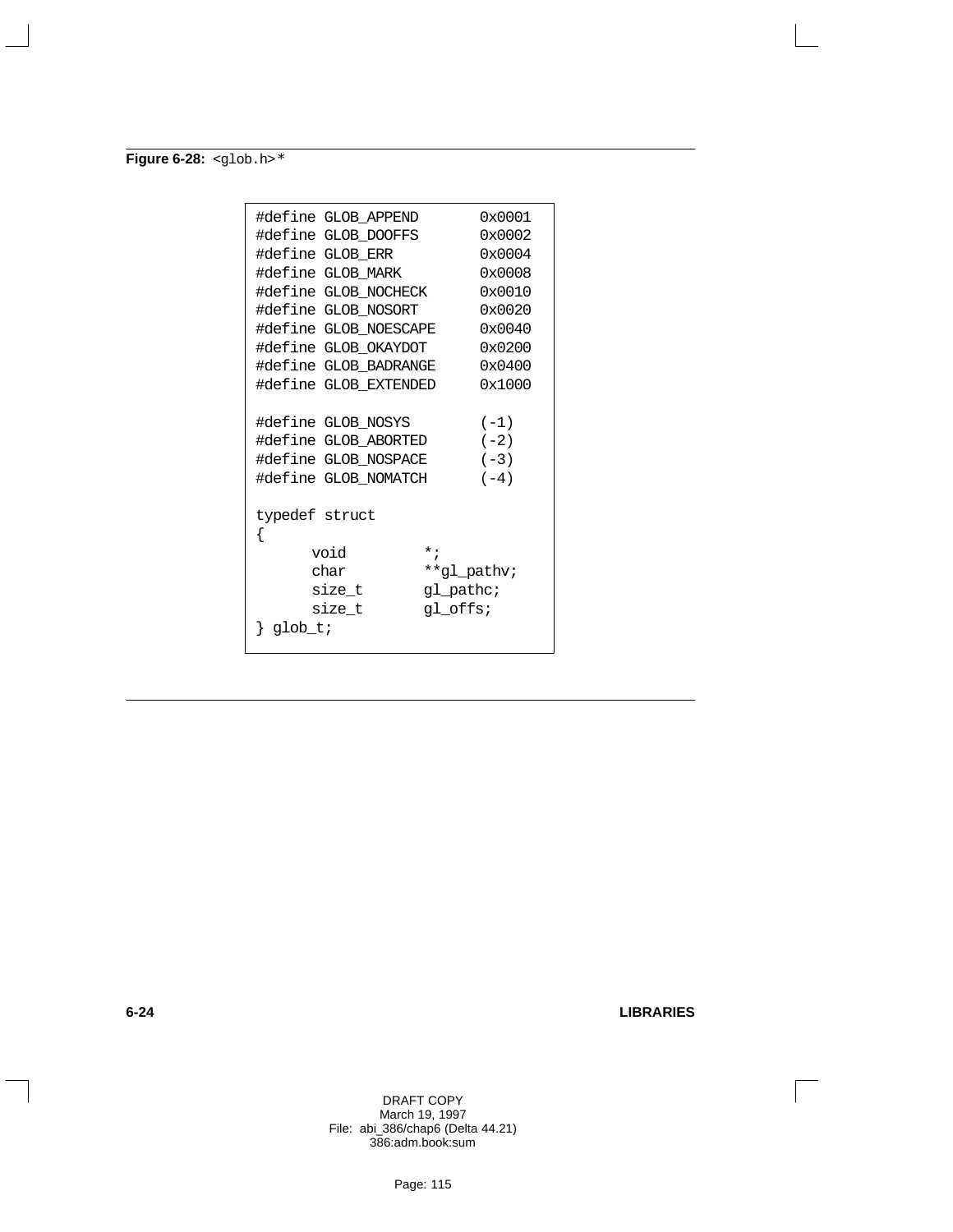**Figure 6-28:** `<glob.h>`*

```
#define GLOB_APPEND       0x0001
#define GLOB_DOOFFS       0x0002
#define GLOB_ERR          0x0004
#define GLOB_MARK         0x0008
#define GLOB_NOCHECK      0x0010
#define GLOB_NOSORT       0x0020
#define GLOB_NOESCAPE     0x0040
#define GLOB_OKAYDOT      0x0200
#define GLOB_BADRANGE     0x0400
#define GLOB_EXTENDED     0x1000

#define GLOB_NOSYS        (-1)
#define GLOB_ABORTED      (-2)
#define GLOB_NOSPACE      (-3)
#define GLOB_NOMATCH      (-4)

typedef struct
{
      void         *;
      char         **gl_pathv;
      size_t       gl_pathc;
      size_t       gl_offs;
} glob_t;
```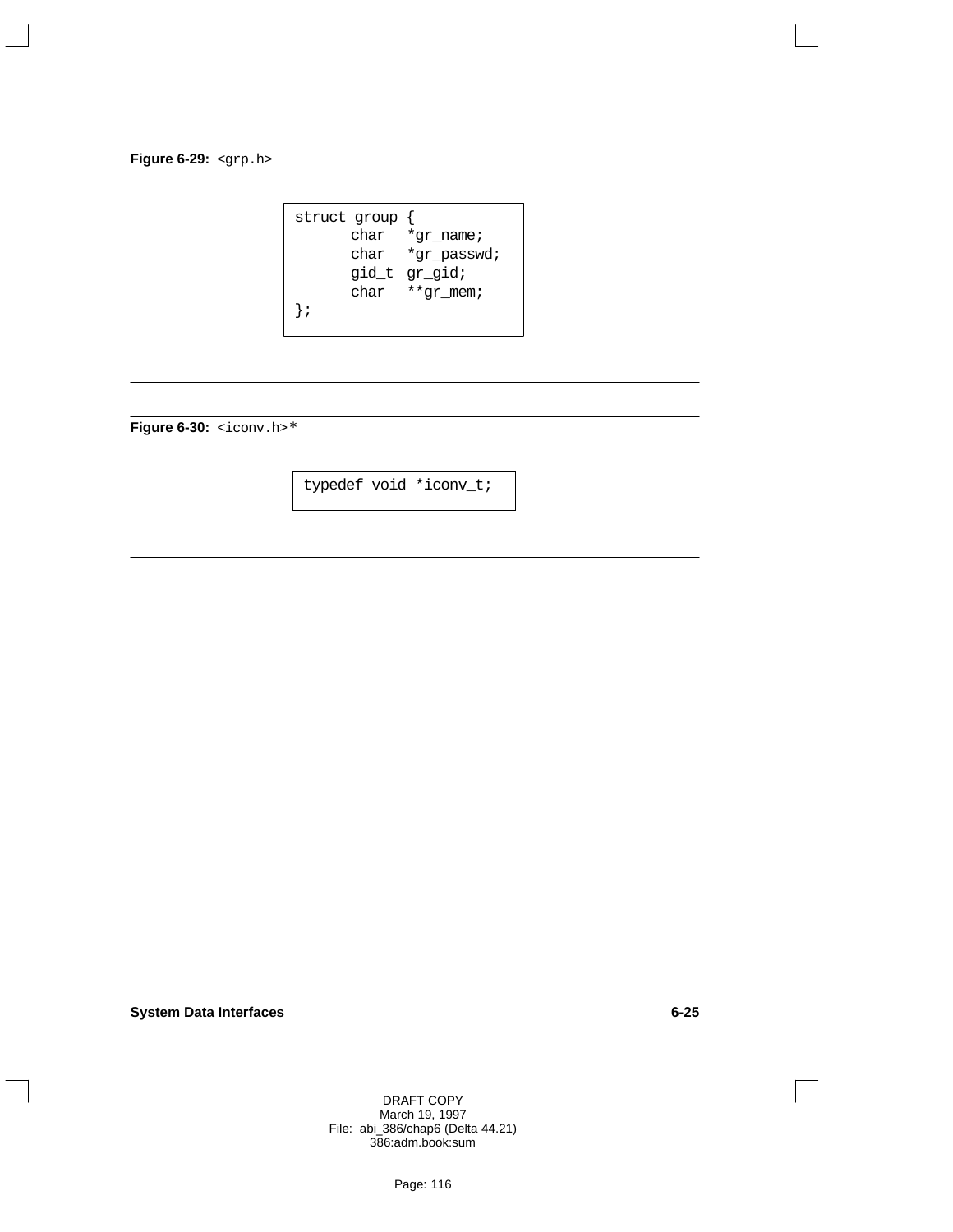**Figure 6-29:** `<grp.h>`

```
struct group {
      char   *gr_name;
      char   *gr_passwd;
      gid_t  gr_gid;
      char   **gr_mem;
};
```

**Figure 6-30:** `<iconv.h>*`

```
typedef void *iconv_t;
```

DRAFT COPY
March 19, 1997
File: abi_386/chap6 (Delta 44.21)
386:adm.book:sum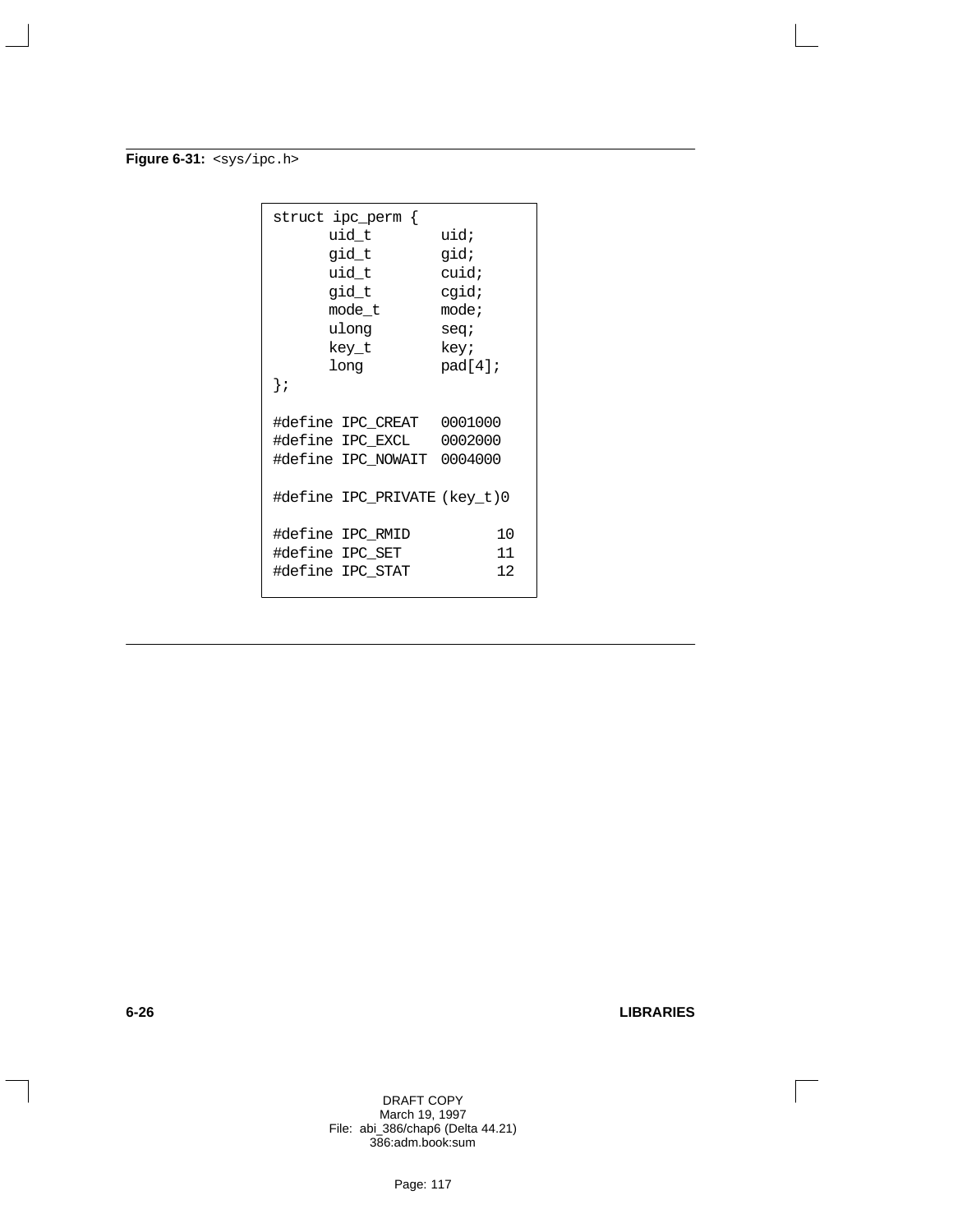**Figure 6-31:** `<sys/ipc.h>`

```
struct ipc_perm {
      uid_t       uid;
      gid_t       gid;
      uid_t       cuid;
      gid_t       cgid;
      mode_t      mode;
      ulong       seq;
      key_t       key;
      long        pad[4];
};

#define IPC_CREAT   0001000
#define IPC_EXCL    0002000
#define IPC_NOWAIT  0004000

#define IPC_PRIVATE (key_t)0

#define IPC_RMID         10
#define IPC_SET          11
#define IPC_STAT         12
```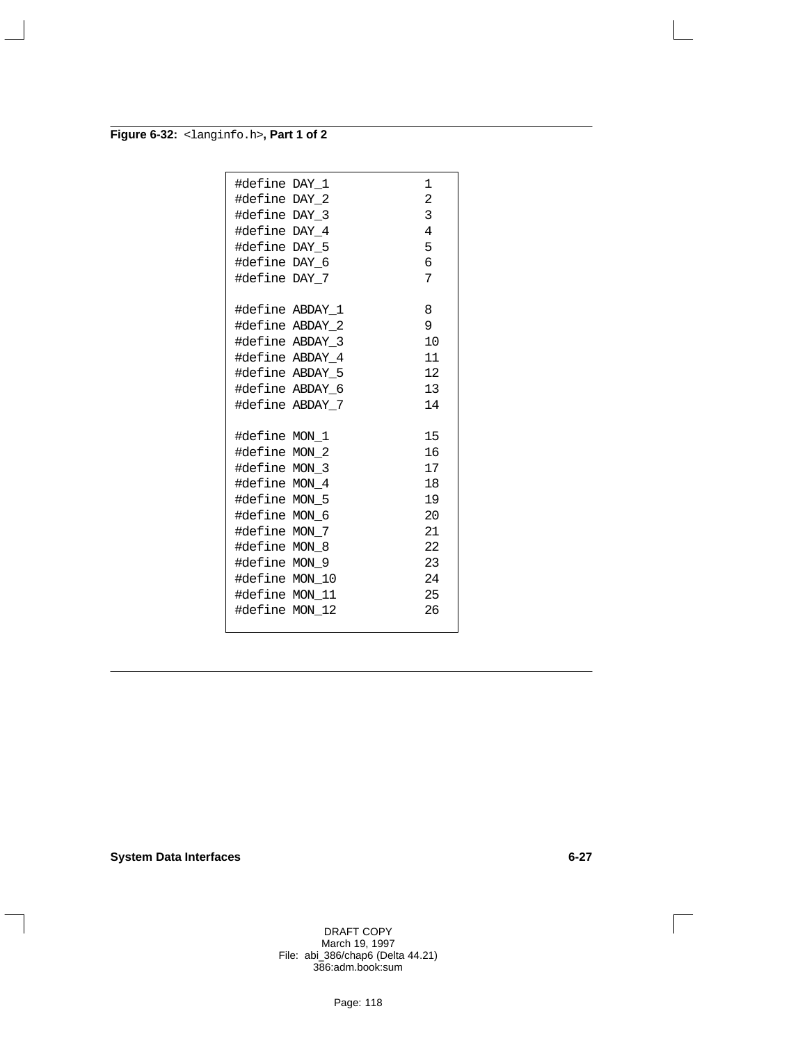**Figure 6-32:** `<langinfo.h>`**, Part 1 of 2**

```
#define DAY_1            1
#define DAY_2            2
#define DAY_3            3
#define DAY_4            4
#define DAY_5            5
#define DAY_6            6
#define DAY_7            7

#define ABDAY_1          8
#define ABDAY_2          9
#define ABDAY_3          10
#define ABDAY_4          11
#define ABDAY_5          12
#define ABDAY_6          13
#define ABDAY_7          14

#define MON_1            15
#define MON_2            16
#define MON_3            17
#define MON_4            18
#define MON_5            19
#define MON_6            20
#define MON_7            21
#define MON_8            22
#define MON_9            23
#define MON_10           24
#define MON_11           25
#define MON_12           26
```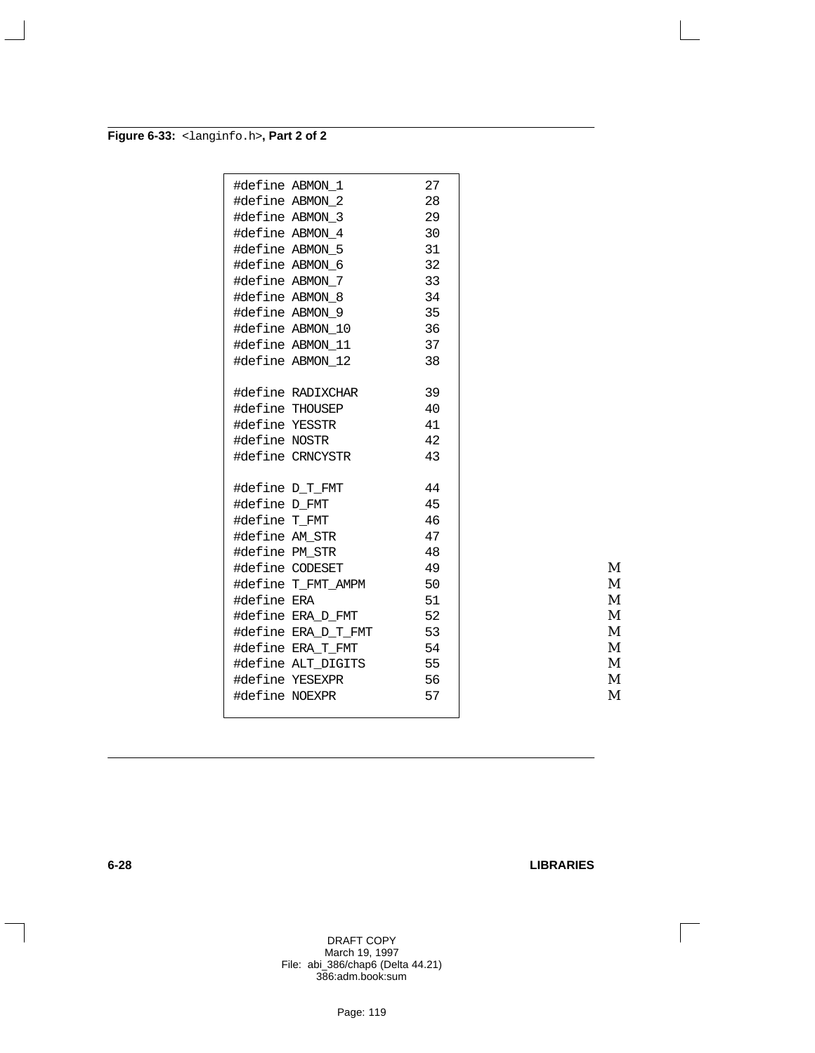**Figure 6-33:** `<langinfo.h>`**, Part 2 of 2**

```
#define ABMON_1             27
#define ABMON_2             28
#define ABMON_3             29
#define ABMON_4             30
#define ABMON_5             31
#define ABMON_6             32
#define ABMON_7             33
#define ABMON_8             34
#define ABMON_9             35
#define ABMON_10            36
#define ABMON_11            37
#define ABMON_12            38

#define RADIXCHAR           39
#define THOUSEP             40
#define YESSTR              41
#define NOSTR               42
#define CRNCYSTR            43

#define D_T_FMT             44
#define D_FMT               45
#define T_FMT               46
#define AM_STR              47
#define PM_STR              48
#define CODESET             49
#define T_FMT_AMPM          50
#define ERA                 51
#define ERA_D_FMT           52
#define ERA_D_T_FMT         53
#define ERA_T_FMT           54
#define ALT_DIGITS          55
#define YESEXPR             56
#define NOEXPR              57
```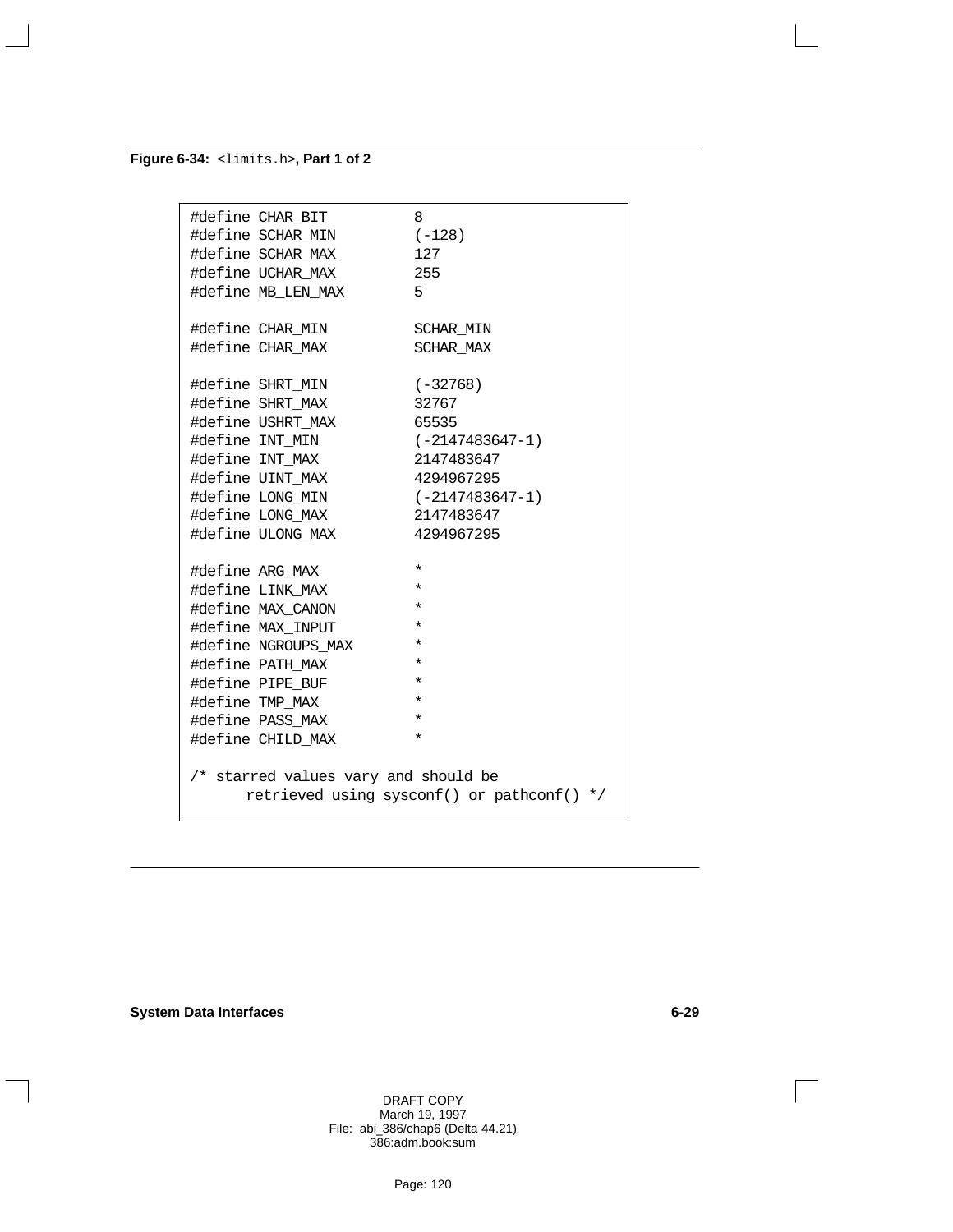**Figure 6-34:** `<limits.h>`**, Part 1 of 2**

```
#define CHAR_BIT          8
#define SCHAR_MIN         (-128)
#define SCHAR_MAX         127
#define UCHAR_MAX         255
#define MB_LEN_MAX        5

#define CHAR_MIN          SCHAR_MIN
#define CHAR_MAX          SCHAR_MAX

#define SHRT_MIN          (-32768)
#define SHRT_MAX          32767
#define USHRT_MAX         65535
#define INT_MIN           (-2147483647-1)
#define INT_MAX           2147483647
#define UINT_MAX          4294967295
#define LONG_MIN          (-2147483647-1)
#define LONG_MAX          2147483647
#define ULONG_MAX         4294967295

#define ARG_MAX           *
#define LINK_MAX          *
#define MAX_CANON         *
#define MAX_INPUT         *
#define NGROUPS_MAX       *
#define PATH_MAX          *
#define PIPE_BUF          *
#define TMP_MAX           *
#define PASS_MAX          *
#define CHILD_MAX         *

/* starred values vary and should be
      retrieved using sysconf() or pathconf() */
```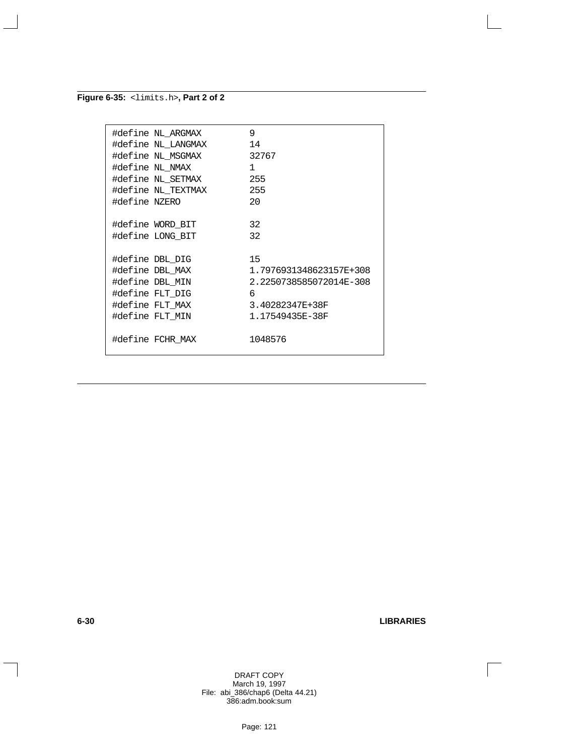**Figure 6-35:** `<limits.h>`**, Part 2 of 2**

```
#define NL_ARGMAX         9
#define NL_LANGMAX        14
#define NL_MSGMAX         32767
#define NL_NMAX           1
#define NL_SETMAX         255
#define NL_TEXTMAX        255
#define NZERO             20

#define WORD_BIT          32
#define LONG_BIT          32

#define DBL_DIG           15
#define DBL_MAX           1.7976931348623157E+308
#define DBL_MIN           2.2250738585072014E-308
#define FLT_DIG           6
#define FLT_MAX           3.40282347E+38F
#define FLT_MIN           1.17549435E-38F

#define FCHR_MAX          1048576
```

DRAFT COPY
March 19, 1997
File: abi_386/chap6 (Delta 44.21)
386:adm.book:sum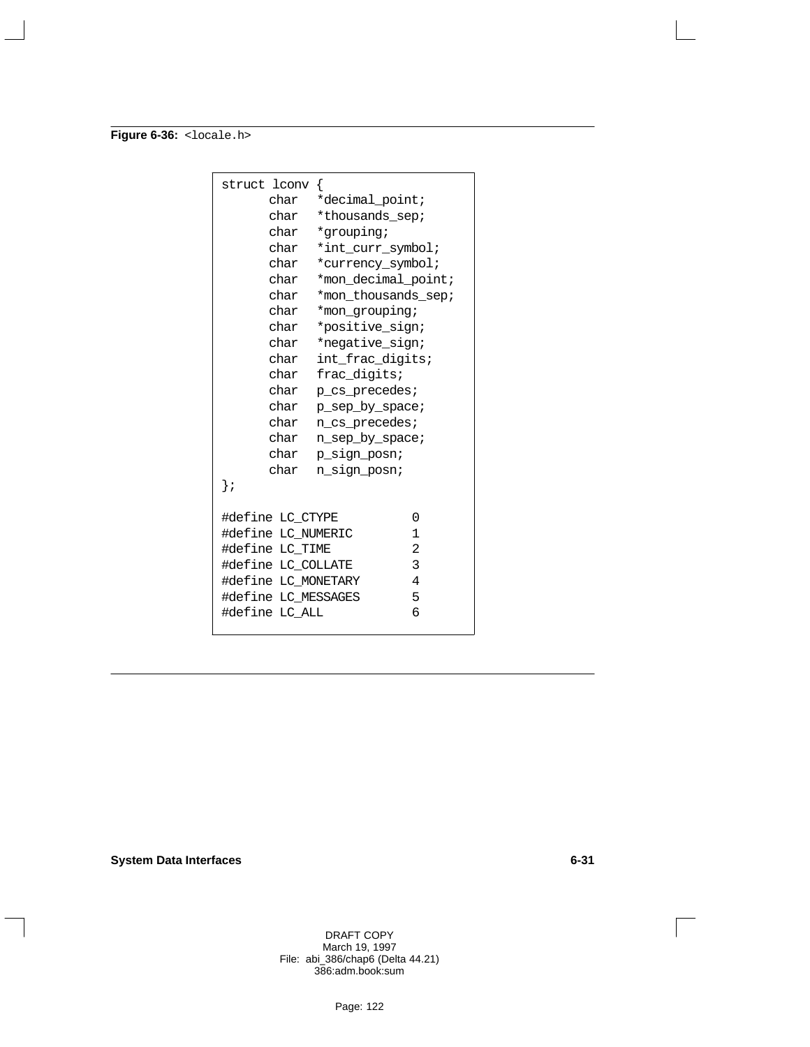**Figure 6-36:** `<locale.h>`

```
struct lconv {
      char   *decimal_point;
      char   *thousands_sep;
      char   *grouping;
      char   *int_curr_symbol;
      char   *currency_symbol;
      char   *mon_decimal_point;
      char   *mon_thousands_sep;
      char   *mon_grouping;
      char   *positive_sign;
      char   *negative_sign;
      char   int_frac_digits;
      char   frac_digits;
      char   p_cs_precedes;
      char   p_sep_by_space;
      char   n_cs_precedes;
      char   n_sep_by_space;
      char   p_sign_posn;
      char   n_sign_posn;
};

#define LC_CTYPE          0
#define LC_NUMERIC        1
#define LC_TIME           2
#define LC_COLLATE        3
#define LC_MONETARY       4
#define LC_MESSAGES       5
#define LC_ALL            6
```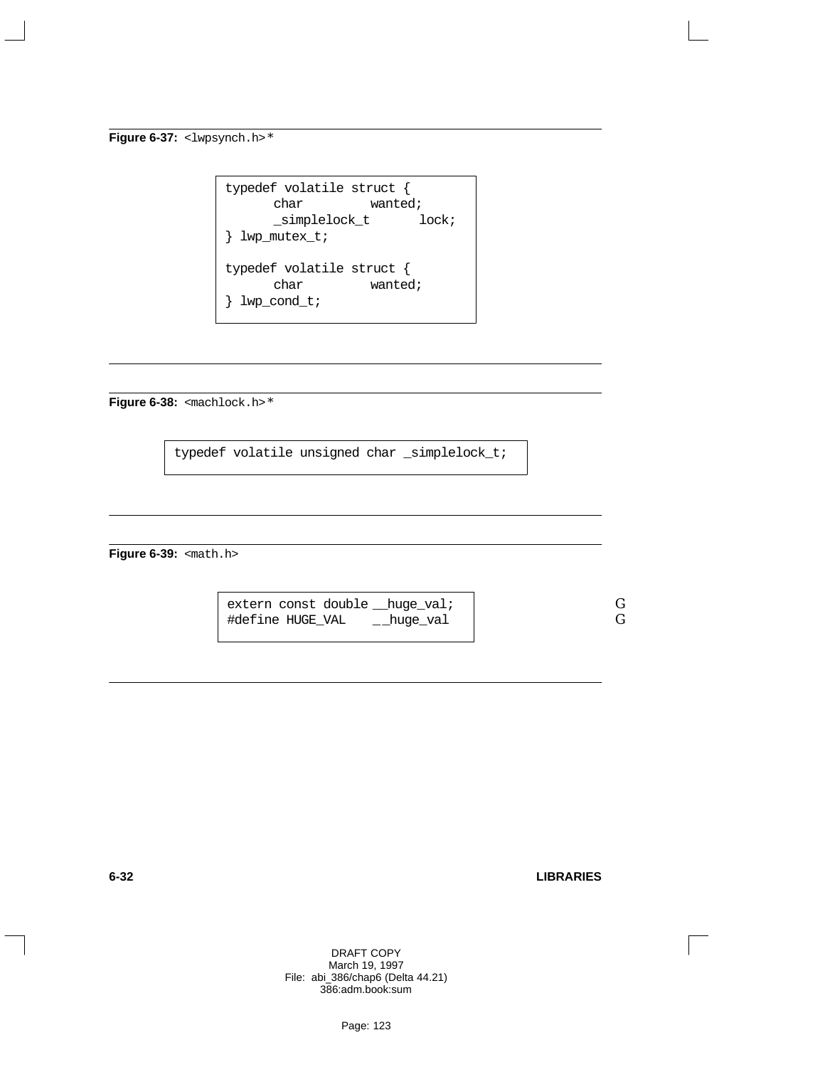**Figure 6-37:** `<lwpsynch.h>` *

```
typedef volatile struct {
      char          wanted;
      _simplelock_t       lock;
} lwp_mutex_t;

typedef volatile struct {
      char          wanted;
} lwp_cond_t;
```

**Figure 6-38:** `<machlock.h>` *

```
typedef volatile unsigned char _simplelock_t;
```

**Figure 6-39:** `<math.h>`

```
extern const double __huge_val;
#define HUGE_VAL    __huge_val
```

G
G

DRAFT COPY
March 19, 1997
File: abi_386/chap6 (Delta 44.21)
386:adm.book:sum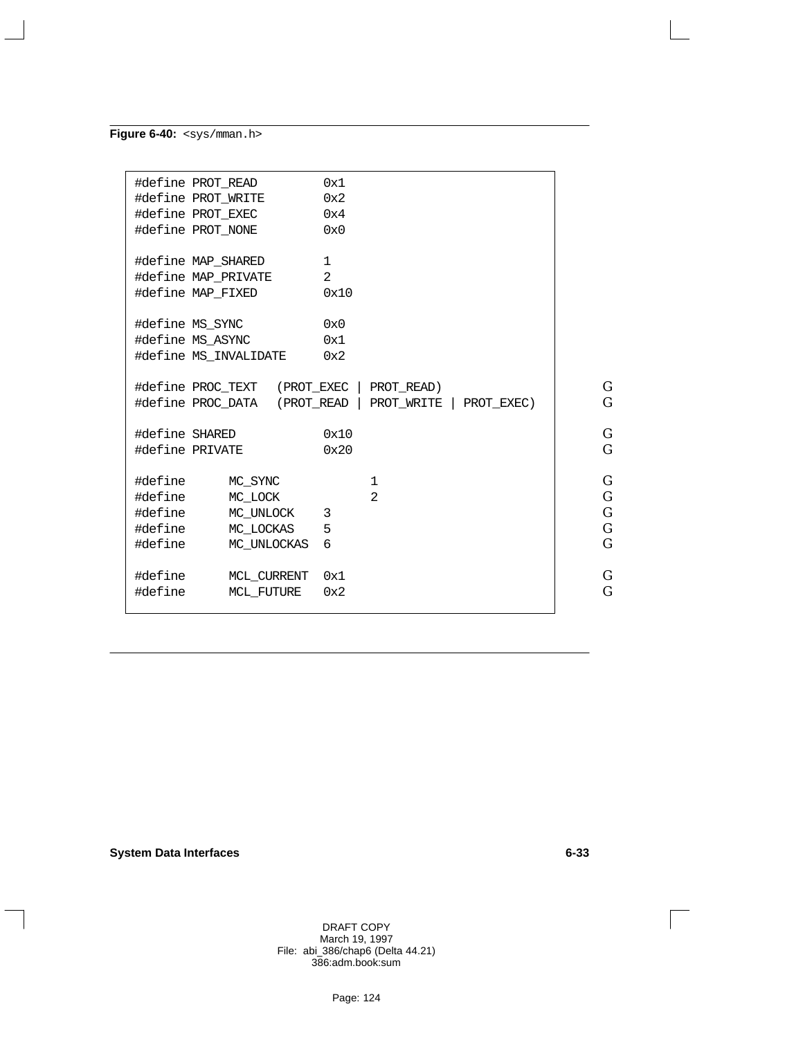**Figure 6-40:** `<sys/mman.h>`

```
#define PROT_READ         0x1
#define PROT_WRITE        0x2
#define PROT_EXEC         0x4
#define PROT_NONE         0x0

#define MAP_SHARED        1
#define MAP_PRIVATE       2
#define MAP_FIXED         0x10

#define MS_SYNC           0x0
#define MS_ASYNC          0x1
#define MS_INVALIDATE     0x2

#define PROC_TEXT   (PROT_EXEC | PROT_READ)                          G
#define PROC_DATA   (PROT_READ | PROT_WRITE | PROT_EXEC)             G

#define SHARED            0x10                                       G
#define PRIVATE           0x20                                       G

#define      MC_SYNC            1                                    G
#define      MC_LOCK            2                                    G
#define      MC_UNLOCK    3                                          G
#define      MC_LOCKAS    5                                          G
#define      MC_UNLOCKAS  6                                          G

#define      MCL_CURRENT  0x1                                        G
#define      MCL_FUTURE   0x2                                        G
```

DRAFT COPY
March 19, 1997
File: abi_386/chap6 (Delta 44.21)
386:adm.book:sum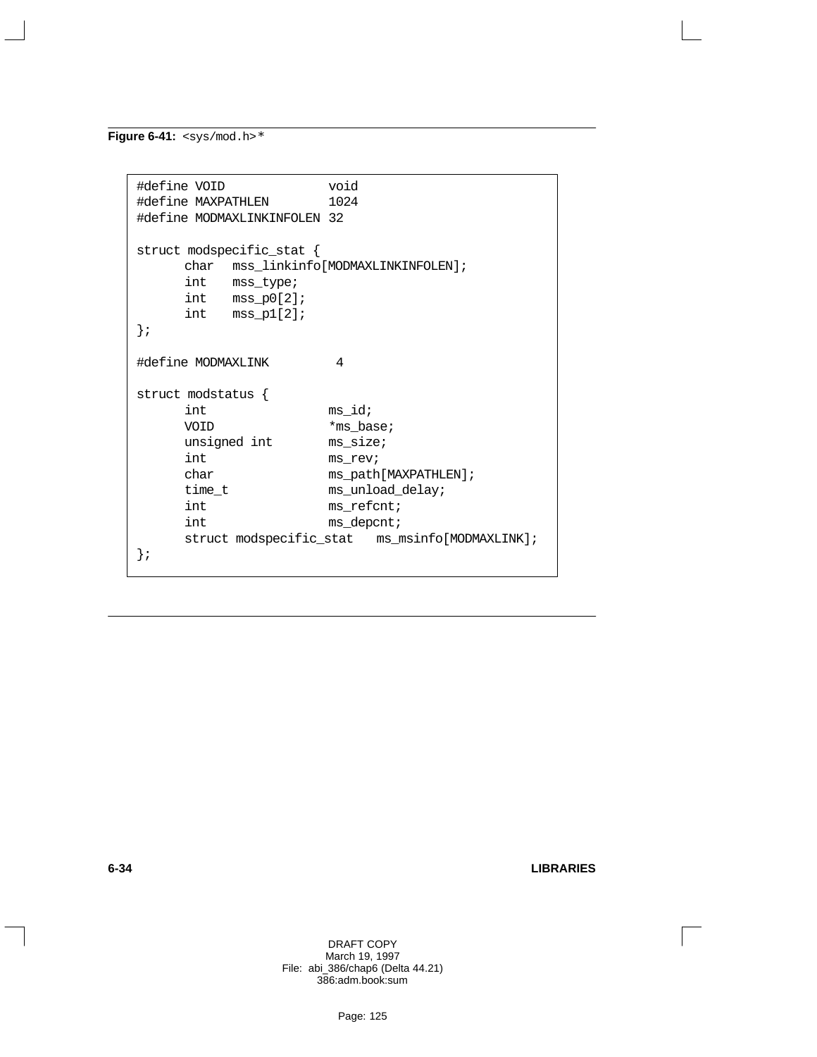**Figure 6-41:** `<sys/mod.h>`*

```
#define VOID              void
#define MAXPATHLEN        1024
#define MODMAXLINKINFOLEN 32

struct modspecific_stat {
      char   mss_linkinfo[MODMAXLINKINFOLEN];
      int    mss_type;
      int    mss_p0[2];
      int    mss_p1[2];
};

#define MODMAXLINK         4

struct modstatus {
      int               ms_id;
      VOID              *ms_base;
      unsigned int      ms_size;
      int               ms_rev;
      char              ms_path[MAXPATHLEN];
      time_t            ms_unload_delay;
      int               ms_refcnt;
      int               ms_depcnt;
      struct modspecific_stat   ms_msinfo[MODMAXLINK];
};
```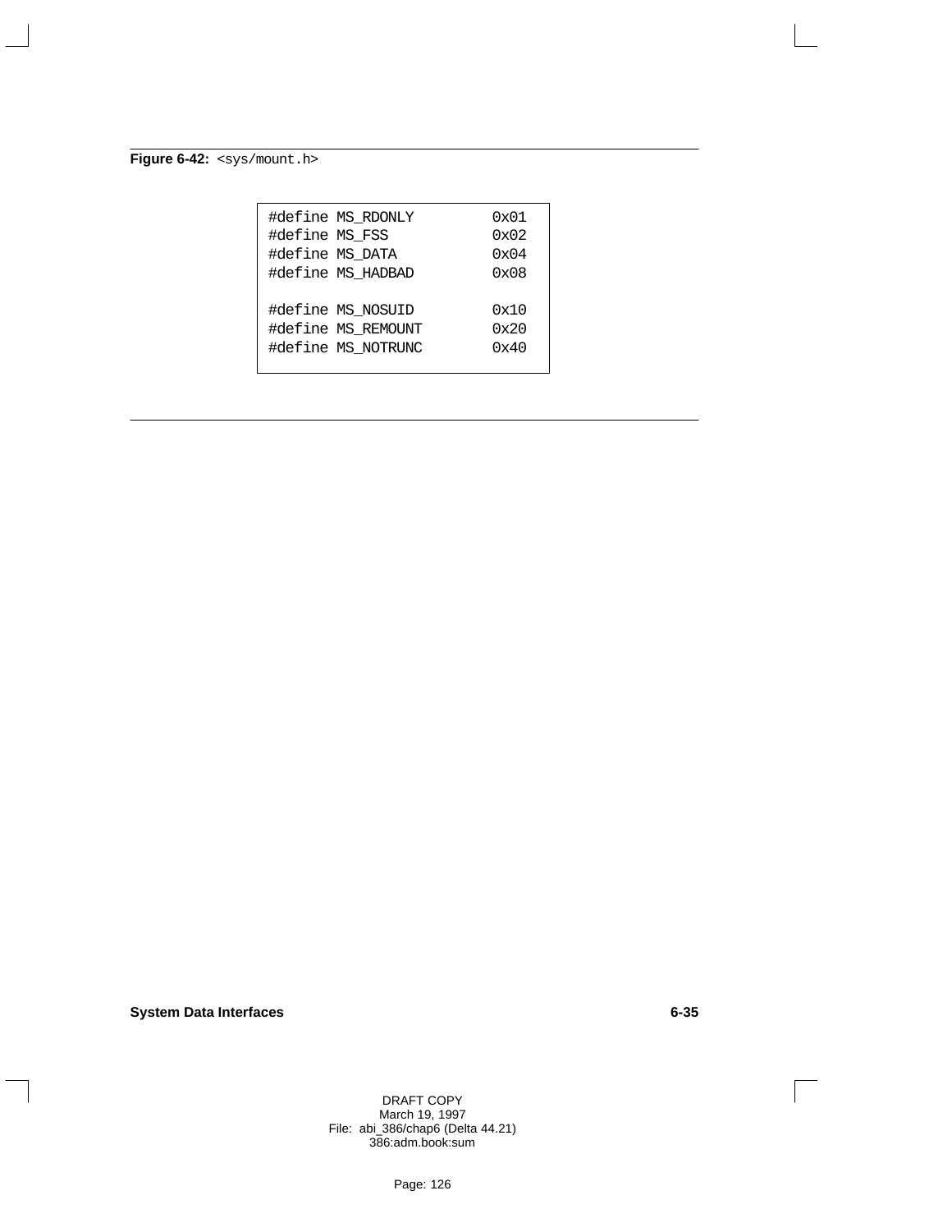**Figure 6-42:** `<sys/mount.h>`

```
#define MS_RDONLY        0x01
#define MS_FSS           0x02
#define MS_DATA          0x04
#define MS_HADBAD        0x08

#define MS_NOSUID        0x10
#define MS_REMOUNT       0x20
#define MS_NOTRUNC       0x40
```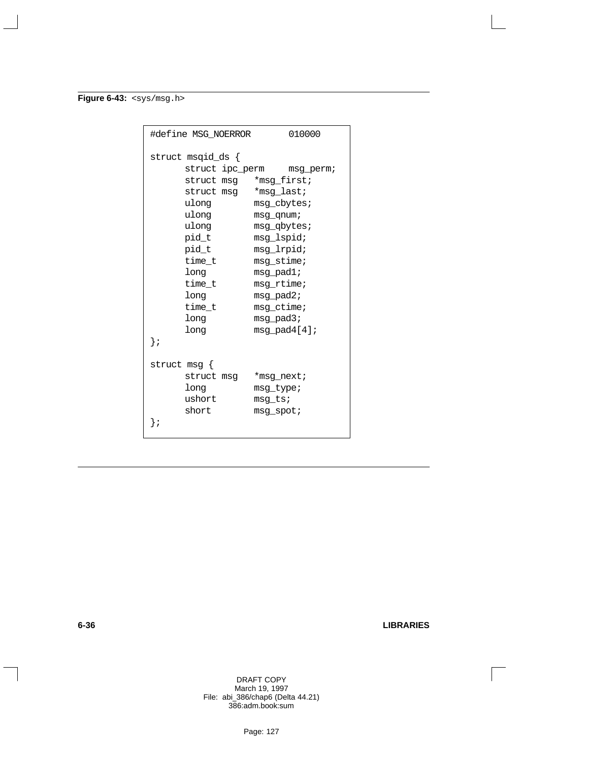**Figure 6-43:** `<sys/msg.h>`

```
#define MSG_NOERROR       010000

struct msqid_ds {
      struct ipc_perm    msg_perm;
      struct msg   *msg_first;
      struct msg   *msg_last;
      ulong        msg_cbytes;
      ulong        msg_qnum;
      ulong        msg_qbytes;
      pid_t        msg_lspid;
      pid_t        msg_lrpid;
      time_t       msg_stime;
      long         msg_pad1;
      time_t       msg_rtime;
      long         msg_pad2;
      time_t       msg_ctime;
      long         msg_pad3;
      long         msg_pad4[4];
};

struct msg {
      struct msg   *msg_next;
      long         msg_type;
      ushort       msg_ts;
      short        msg_spot;
};
```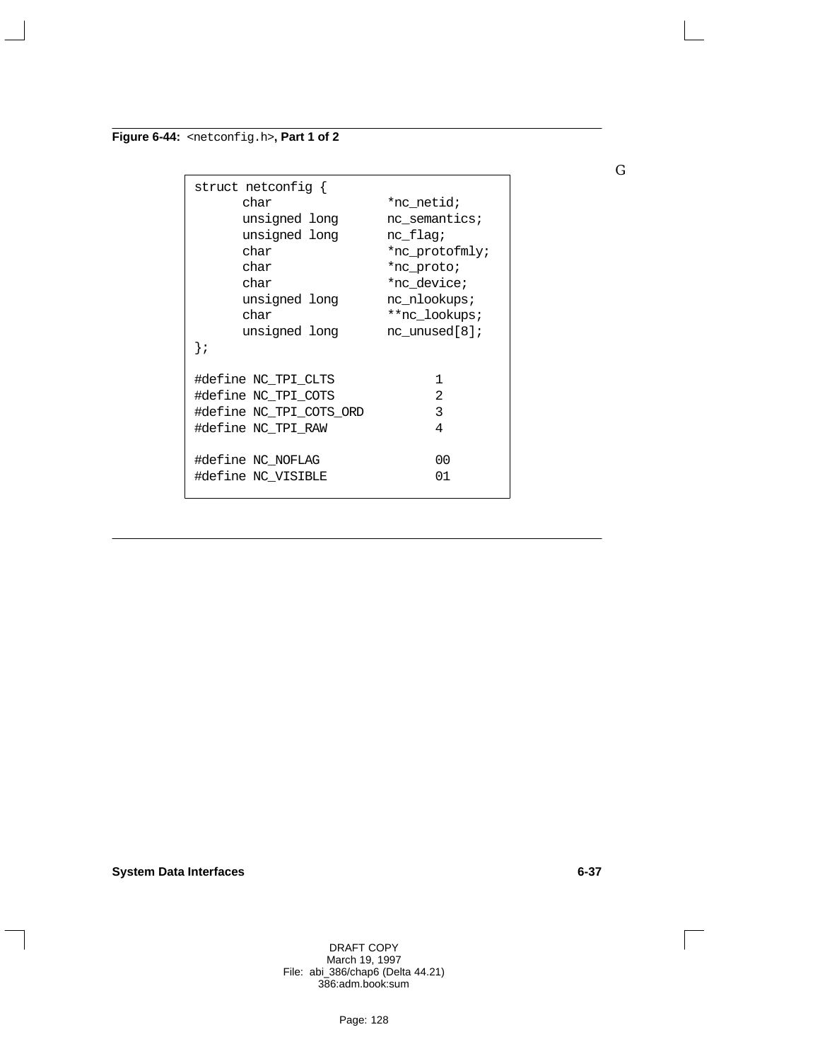**Figure 6-44:** `<netconfig.h>`**, Part 1 of 2**

```
struct netconfig {
      char               *nc_netid;
      unsigned long      nc_semantics;
      unsigned long      nc_flag;
      char               *nc_protofmly;
      char               *nc_proto;
      char               *nc_device;
      unsigned long      nc_nlookups;
      char               **nc_lookups;
      unsigned long      nc_unused[8];
};

#define NC_TPI_CLTS              1
#define NC_TPI_COTS              2
#define NC_TPI_COTS_ORD          3
#define NC_TPI_RAW               4

#define NC_NOFLAG                00
#define NC_VISIBLE               01
```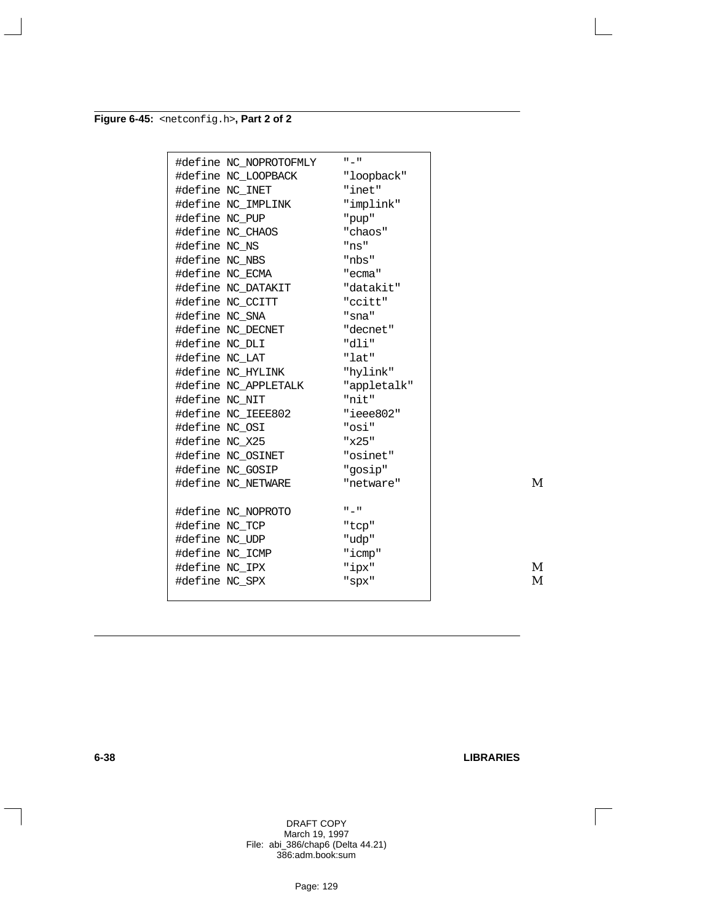**Figure 6-45:** `<netconfig.h>`**, Part 2 of 2**

```
#define NC_NOPROTOFMLY    "-"
#define NC_LOOPBACK       "loopback"
#define NC_INET           "inet"
#define NC_IMPLINK        "implink"
#define NC_PUP            "pup"
#define NC_CHAOS          "chaos"
#define NC_NS             "ns"
#define NC_NBS            "nbs"
#define NC_ECMA           "ecma"
#define NC_DATAKIT        "datakit"
#define NC_CCITT          "ccitt"
#define NC_SNA            "sna"
#define NC_DECNET         "decnet"
#define NC_DLI            "dli"
#define NC_LAT            "lat"
#define NC_HYLINK         "hylink"
#define NC_APPLETALK      "appletalk"
#define NC_NIT            "nit"
#define NC_IEEE802        "ieee802"
#define NC_OSI            "osi"
#define NC_X25            "x25"
#define NC_OSINET         "osinet"
#define NC_GOSIP          "gosip"
#define NC_NETWARE        "netware"

#define NC_NOPROTO        "-"
#define NC_TCP            "tcp"
#define NC_UDP            "udp"
#define NC_ICMP           "icmp"
#define NC_IPX            "ipx"
#define NC_SPX            "spx"
```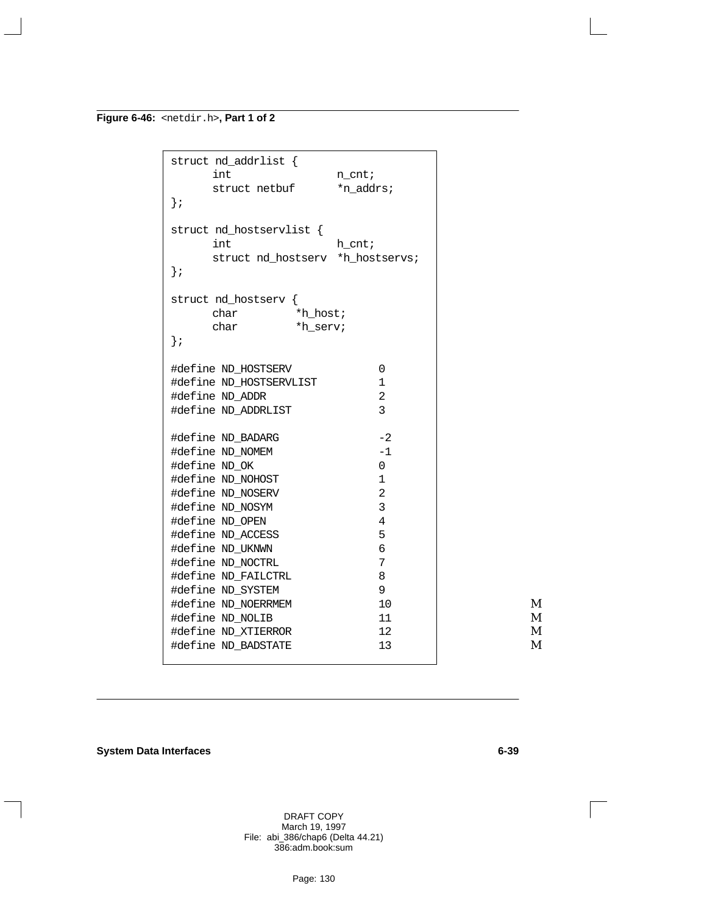**Figure 6-46:** `<netdir.h>`**, Part 1 of 2**

```
struct nd_addrlist {
      int               n_cnt;
      struct netbuf     *n_addrs;
};

struct nd_hostservlist {
      int               h_cnt;
      struct nd_hostserv  *h_hostservs;
};

struct nd_hostserv {
      char        *h_host;
      char        *h_serv;
};

#define ND_HOSTSERV             0
#define ND_HOSTSERVLIST         1
#define ND_ADDR                 2
#define ND_ADDRLIST             3

#define ND_BADARG               -2
#define ND_NOMEM                -1
#define ND_OK                   0
#define ND_NOHOST               1
#define ND_NOSERV               2
#define ND_NOSYM                3
#define ND_OPEN                 4
#define ND_ACCESS               5
#define ND_UKNWN                6
#define ND_NOCTRL               7
#define ND_FAILCTRL             8
#define ND_SYSTEM               9
#define ND_NOERRMEM             10
#define ND_NOLIB                11
#define ND_XTIERROR             12
#define ND_BADSTATE             13
```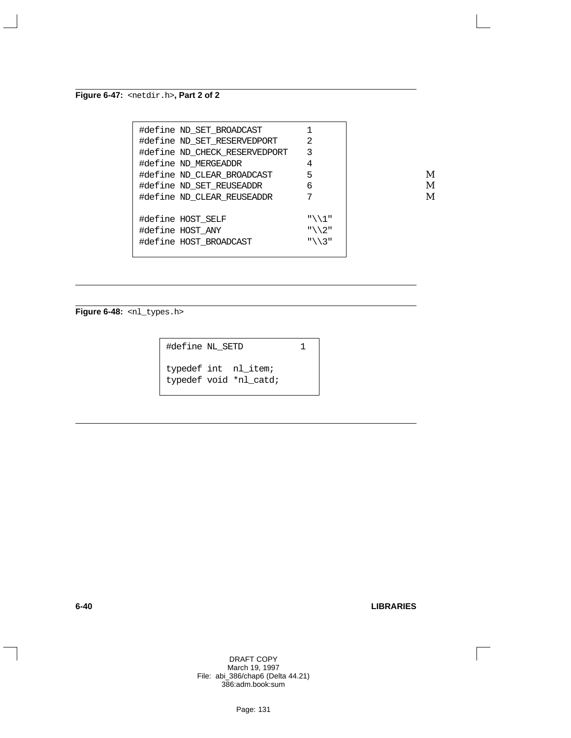**Figure 6-47:** `<netdir.h>`**, Part 2 of 2**

```
#define ND_SET_BROADCAST          1
#define ND_SET_RESERVEDPORT       2
#define ND_CHECK_RESERVEDPORT     3
#define ND_MERGEADDR              4
#define ND_CLEAR_BROADCAST        5
#define ND_SET_REUSEADDR          6
#define ND_CLEAR_REUSEADDR        7

#define HOST_SELF                 "\\1"
#define HOST_ANY                  "\\2"
#define HOST_BROADCAST            "\\3"
```

M
M
M

**Figure 6-48:** `<nl_types.h>`

```
#define NL_SETD          1

typedef int  nl_item;
typedef void *nl_catd;
```

DRAFT COPY
March 19, 1997
File: abi_386/chap6 (Delta 44.21)
386:adm.book:sum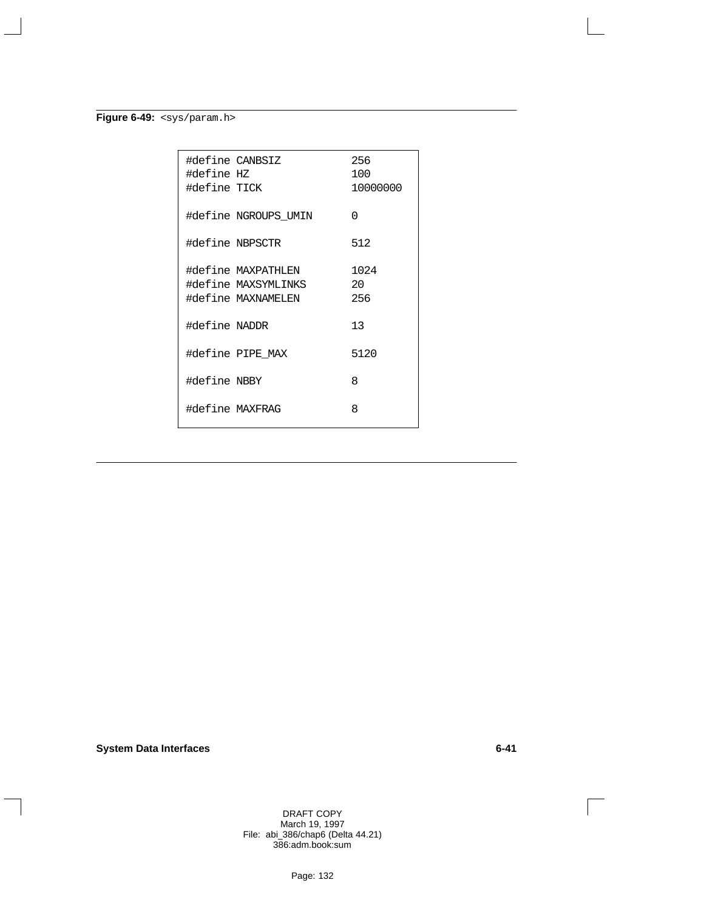**Figure 6-49:** `<sys/param.h>`

```
#define CANBSIZ           256
#define HZ                100
#define TICK              10000000

#define NGROUPS_UMIN      0

#define NBPSCTR           512

#define MAXPATHLEN        1024
#define MAXSYMLINKS       20
#define MAXNAMELEN        256

#define NADDR             13

#define PIPE_MAX          5120

#define NBBY              8

#define MAXFRAG           8
```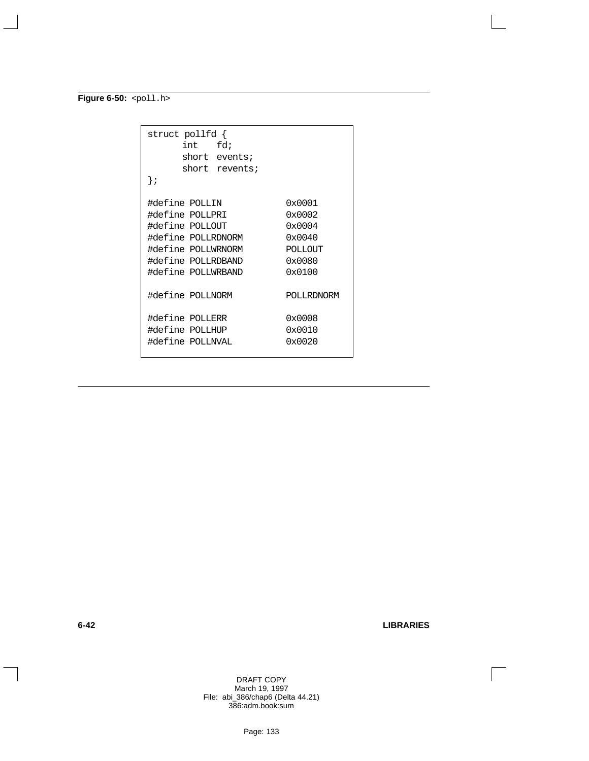**Figure 6-50:** `<poll.h>`

```
struct pollfd {
      int   fd;
      short  events;
      short  revents;
};

#define POLLIN             0x0001
#define POLLPRI            0x0002
#define POLLOUT            0x0004
#define POLLRDNORM         0x0040
#define POLLWRNORM         POLLOUT
#define POLLRDBAND         0x0080
#define POLLWRBAND         0x0100

#define POLLNORM           POLLRDNORM

#define POLLERR            0x0008
#define POLLHUP            0x0010
#define POLLNVAL           0x0020
```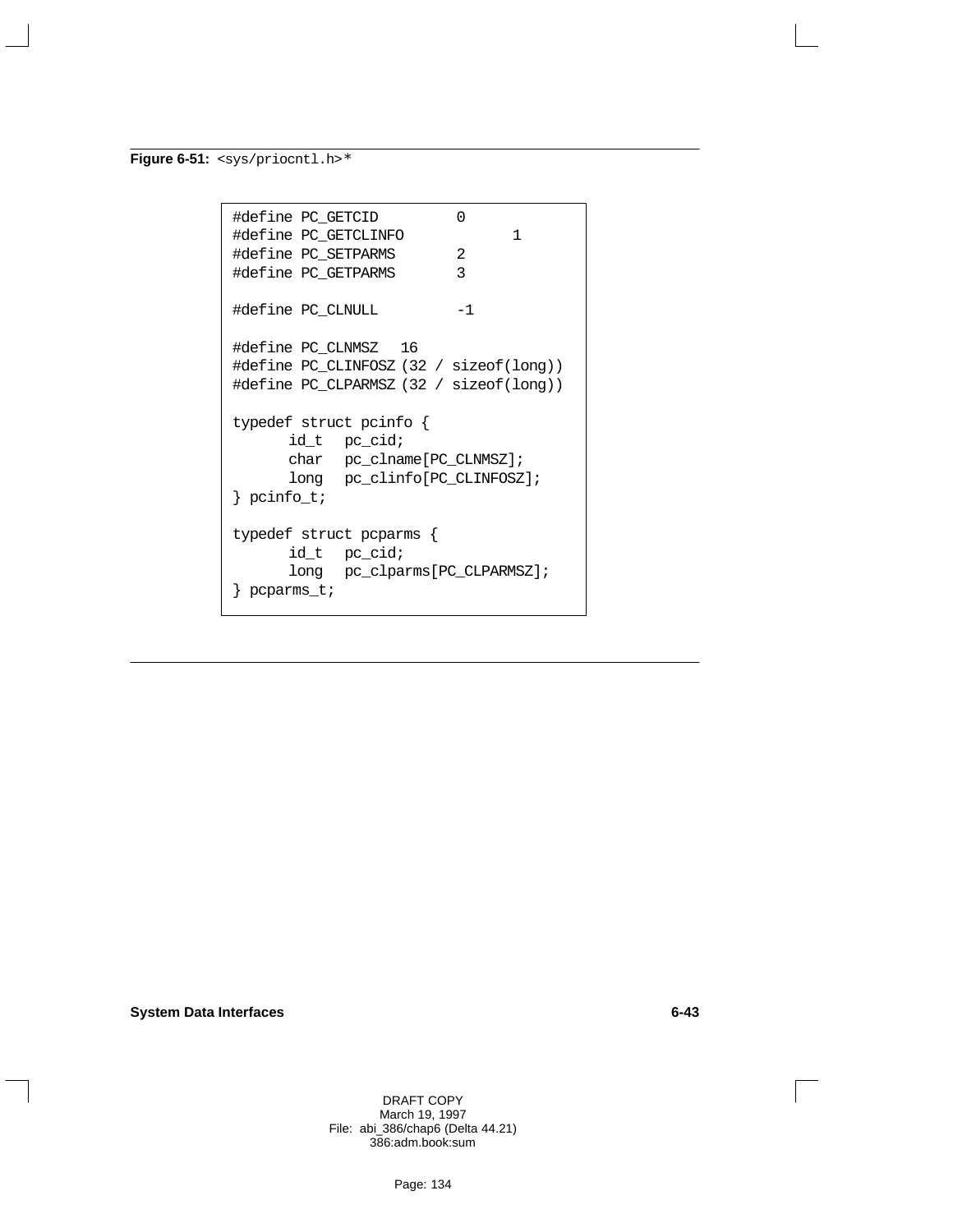**Figure 6-51:** `<sys/priocntl.h>`*

```
#define PC_GETCID         0
#define PC_GETCLINFO            1
#define PC_SETPARMS       2
#define PC_GETPARMS       3

#define PC_CLNULL         -1

#define PC_CLNMSZ   16
#define PC_CLINFOSZ (32 / sizeof(long))
#define PC_CLPARMSZ (32 / sizeof(long))

typedef struct pcinfo {
      id_t   pc_cid;
      char   pc_clname[PC_CLNMSZ];
      long   pc_clinfo[PC_CLINFOSZ];
} pcinfo_t;

typedef struct pcparms {
      id_t   pc_cid;
      long   pc_clparms[PC_CLPARMSZ];
} pcparms_t;
```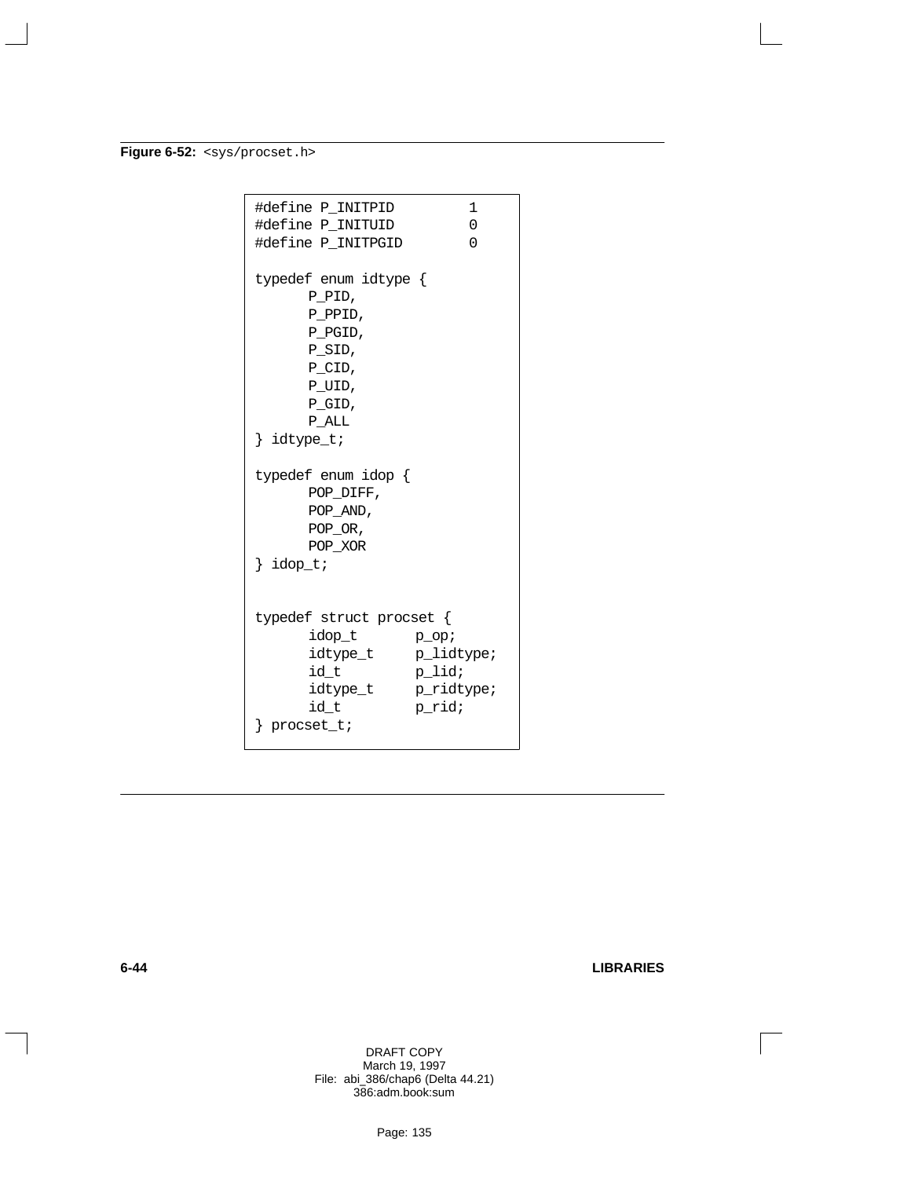**Figure 6-52:** `<sys/procset.h>`

```
#define P_INITPID        1
#define P_INITUID        0
#define P_INITPGID       0

typedef enum idtype {
      P_PID,
      P_PPID,
      P_PGID,
      P_SID,
      P_CID,
      P_UID,
      P_GID,
      P_ALL
} idtype_t;

typedef enum idop {
      POP_DIFF,
      POP_AND,
      POP_OR,
      POP_XOR
} idop_t;


typedef struct procset {
      idop_t      p_op;
      idtype_t    p_lidtype;
      id_t        p_lid;
      idtype_t    p_ridtype;
      id_t        p_rid;
} procset_t;
```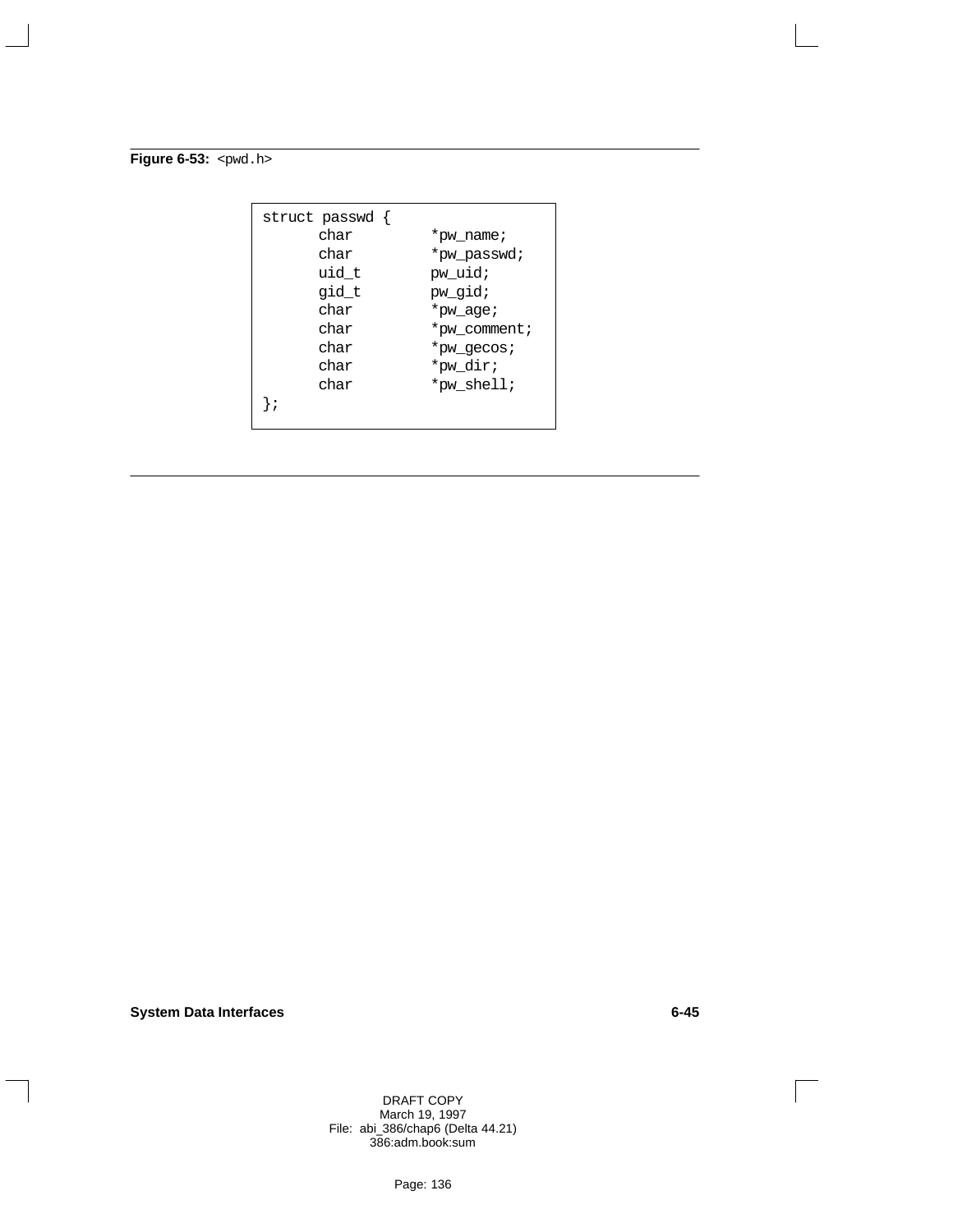**Figure 6-53:** `<pwd.h>`

```
struct passwd {
      char        *pw_name;
      char        *pw_passwd;
      uid_t       pw_uid;
      gid_t       pw_gid;
      char        *pw_age;
      char        *pw_comment;
      char        *pw_gecos;
      char        *pw_dir;
      char        *pw_shell;
};
```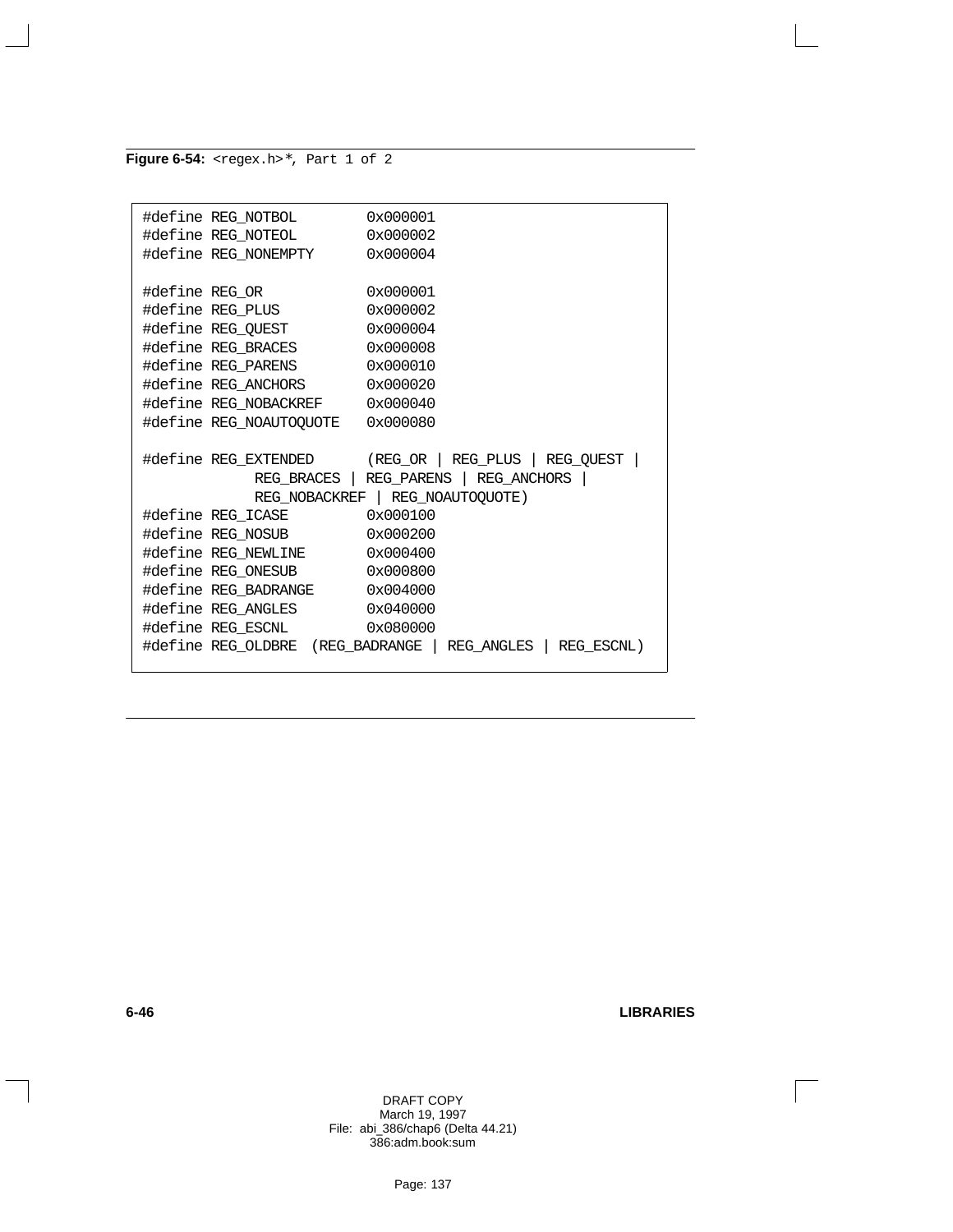**Figure 6-54:** `<regex.h>`*, Part 1 of 2

```
#define REG_NOTBOL        0x000001
#define REG_NOTEOL        0x000002
#define REG_NONEMPTY      0x000004

#define REG_OR            0x000001
#define REG_PLUS          0x000002
#define REG_QUEST         0x000004
#define REG_BRACES        0x000008
#define REG_PARENS        0x000010
#define REG_ANCHORS       0x000020
#define REG_NOBACKREF     0x000040
#define REG_NOAUTOQUOTE   0x000080

#define REG_EXTENDED      (REG_OR | REG_PLUS | REG_QUEST |
             REG_BRACES | REG_PARENS | REG_ANCHORS |
             REG_NOBACKREF | REG_NOAUTOQUOTE)
#define REG_ICASE         0x000100
#define REG_NOSUB         0x000200
#define REG_NEWLINE       0x000400
#define REG_ONESUB        0x000800
#define REG_BADRANGE      0x004000
#define REG_ANGLES        0x040000
#define REG_ESCNL         0x080000
#define REG_OLDBRE  (REG_BADRANGE | REG_ANGLES | REG_ESCNL)
```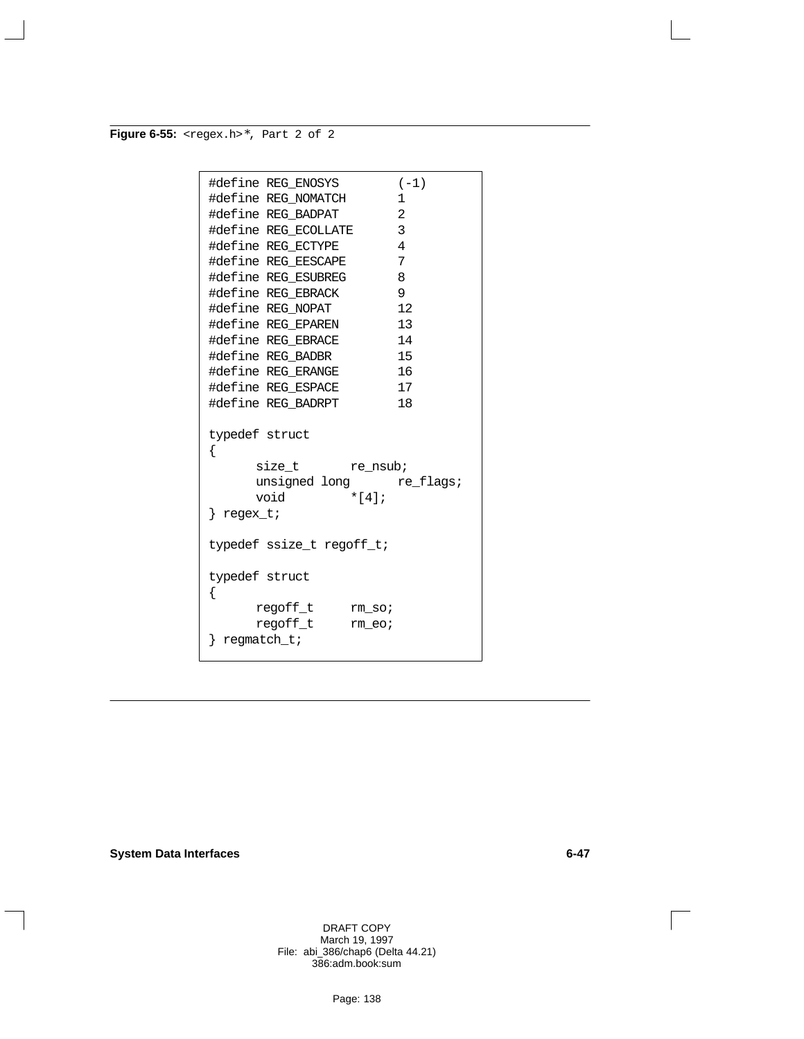**Figure 6-55:** `<regex.h>`*, Part 2 of 2

```
#define REG_ENOSYS        (-1)
#define REG_NOMATCH       1
#define REG_BADPAT        2
#define REG_ECOLLATE      3
#define REG_ECTYPE        4
#define REG_EESCAPE       7
#define REG_ESUBREG       8
#define REG_EBRACK        9
#define REG_NOPAT         12
#define REG_EPAREN        13
#define REG_EBRACE        14
#define REG_BADBR         15
#define REG_ERANGE        16
#define REG_ESPACE        17
#define REG_BADRPT        18

typedef struct
{
      size_t       re_nsub;
      unsigned long      re_flags;
      void         *[4];
} regex_t;

typedef ssize_t regoff_t;

typedef struct
{
      regoff_t     rm_so;
      regoff_t     rm_eo;
} regmatch_t;
```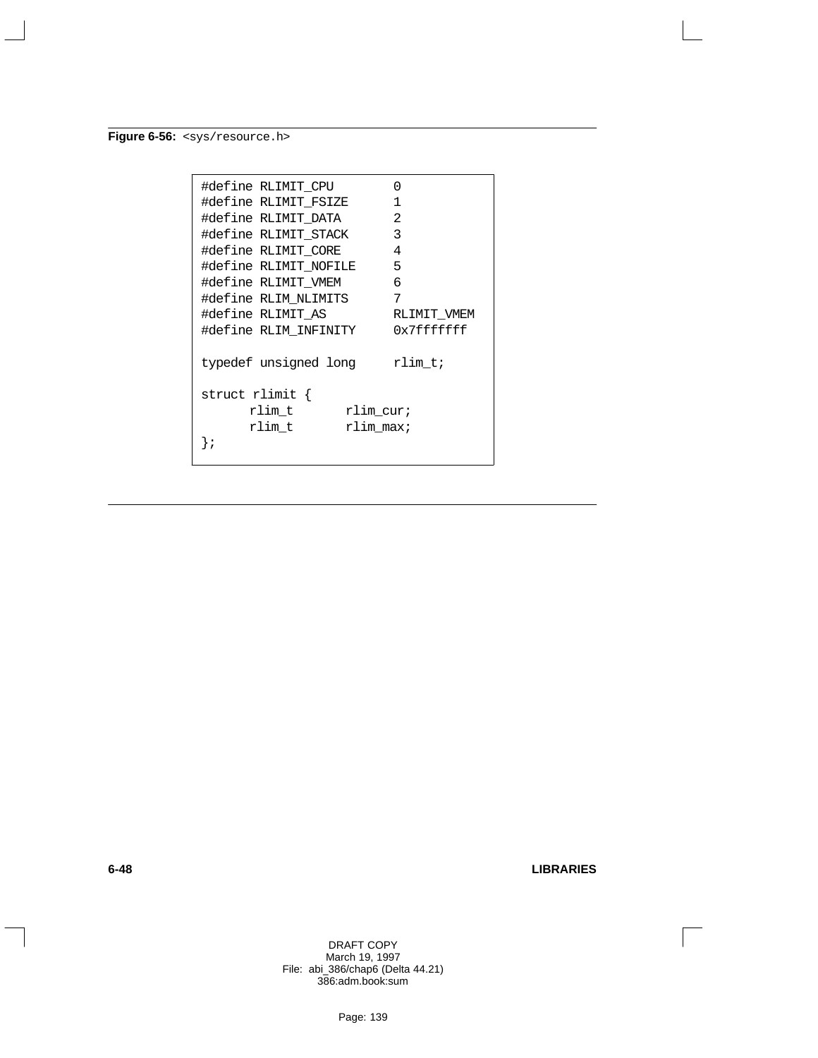**Figure 6-56:** `<sys/resource.h>`

```
#define RLIMIT_CPU          0
#define RLIMIT_FSIZE        1
#define RLIMIT_DATA         2
#define RLIMIT_STACK        3
#define RLIMIT_CORE         4
#define RLIMIT_NOFILE       5
#define RLIMIT_VMEM         6
#define RLIM_NLIMITS        7
#define RLIMIT_AS           RLIMIT_VMEM
#define RLIM_INFINITY       0x7fffffff

typedef unsigned long       rlim_t;

struct rlimit {
      rlim_t       rlim_cur;
      rlim_t       rlim_max;
};
```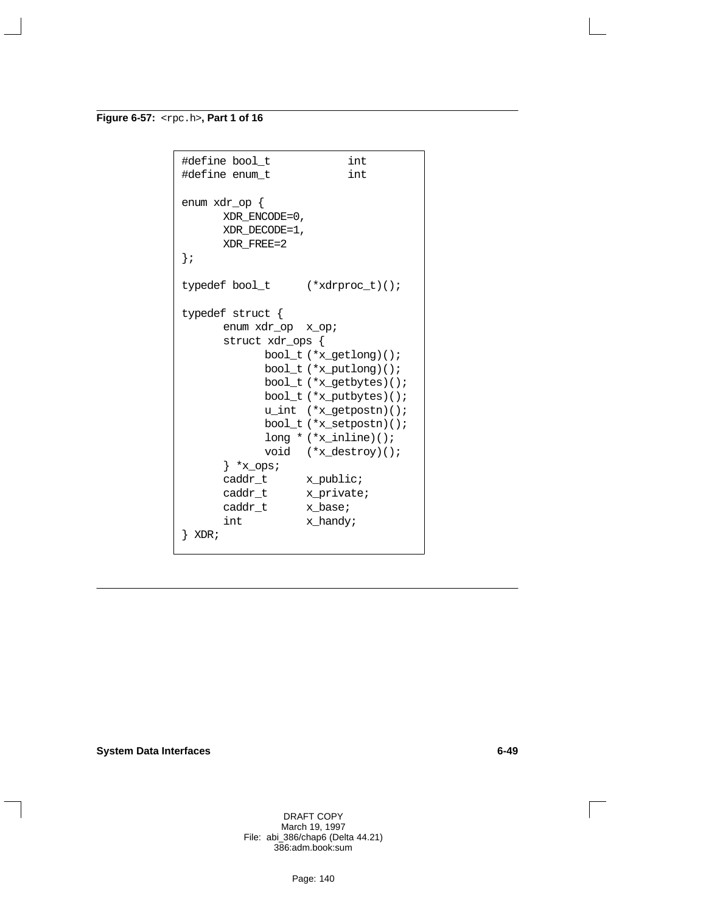**Figure 6-57:** `<rpc.h>`**, Part 1 of 16**

```
#define bool_t          int
#define enum_t          int

enum xdr_op {
      XDR_ENCODE=0,
      XDR_DECODE=1,
      XDR_FREE=2
};

typedef bool_t     (*xdrproc_t)();

typedef struct {
      enum xdr_op  x_op;
      struct xdr_ops {
            bool_t (*x_getlong)();
            bool_t (*x_putlong)();
            bool_t (*x_getbytes)();
            bool_t (*x_putbytes)();
            u_int  (*x_getpostn)();
            bool_t (*x_setpostn)();
            long * (*x_inline)();
            void   (*x_destroy)();
      } *x_ops;
      caddr_t      x_public;
      caddr_t      x_private;
      caddr_t      x_base;
      int          x_handy;
} XDR;
```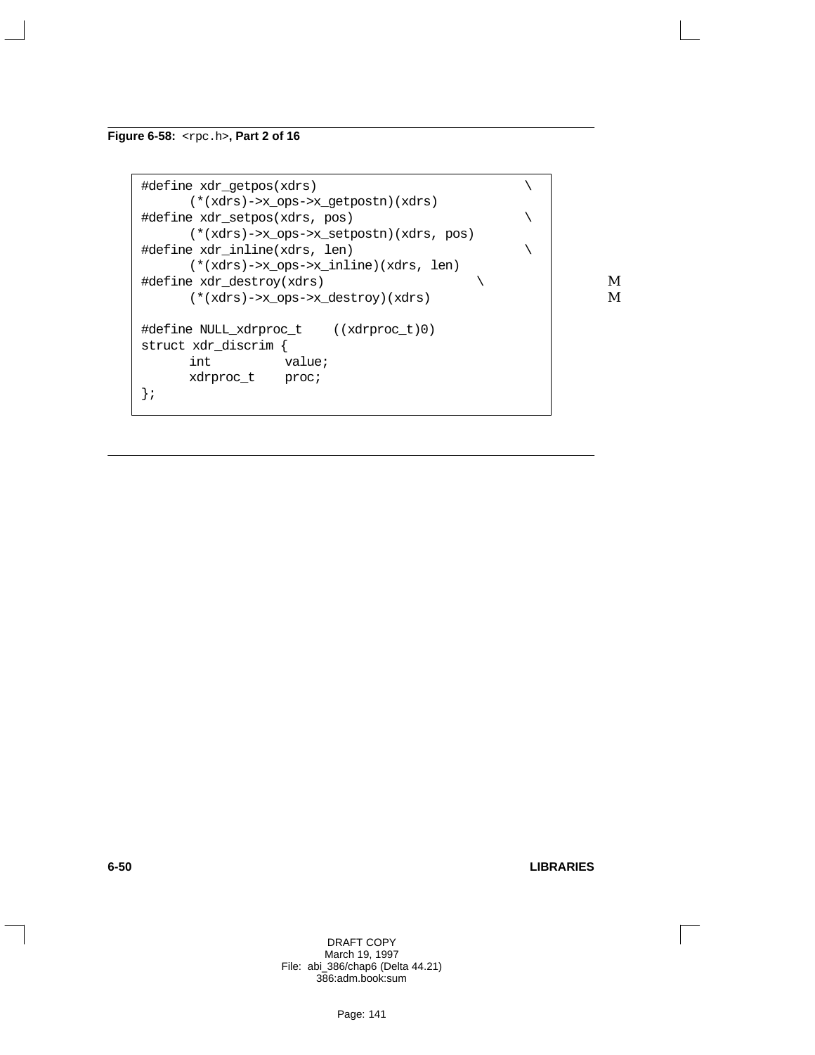**Figure 6-58:** `<rpc.h>`**, Part 2 of 16**

```
#define xdr_getpos(xdrs)                                \
      (*(xdrs)->x_ops->x_getpostn)(xdrs)
#define xdr_setpos(xdrs, pos)                           \
      (*(xdrs)->x_ops->x_setpostn)(xdrs, pos)
#define xdr_inline(xdrs, len)                           \
      (*(xdrs)->x_ops->x_inline)(xdrs, len)
#define xdr_destroy(xdrs)                         \
      (*(xdrs)->x_ops->x_destroy)(xdrs)

#define NULL_xdrproc_t    ((xdrproc_t)0)
struct xdr_discrim {
      int          value;
      xdrproc_t    proc;
};
```

M
M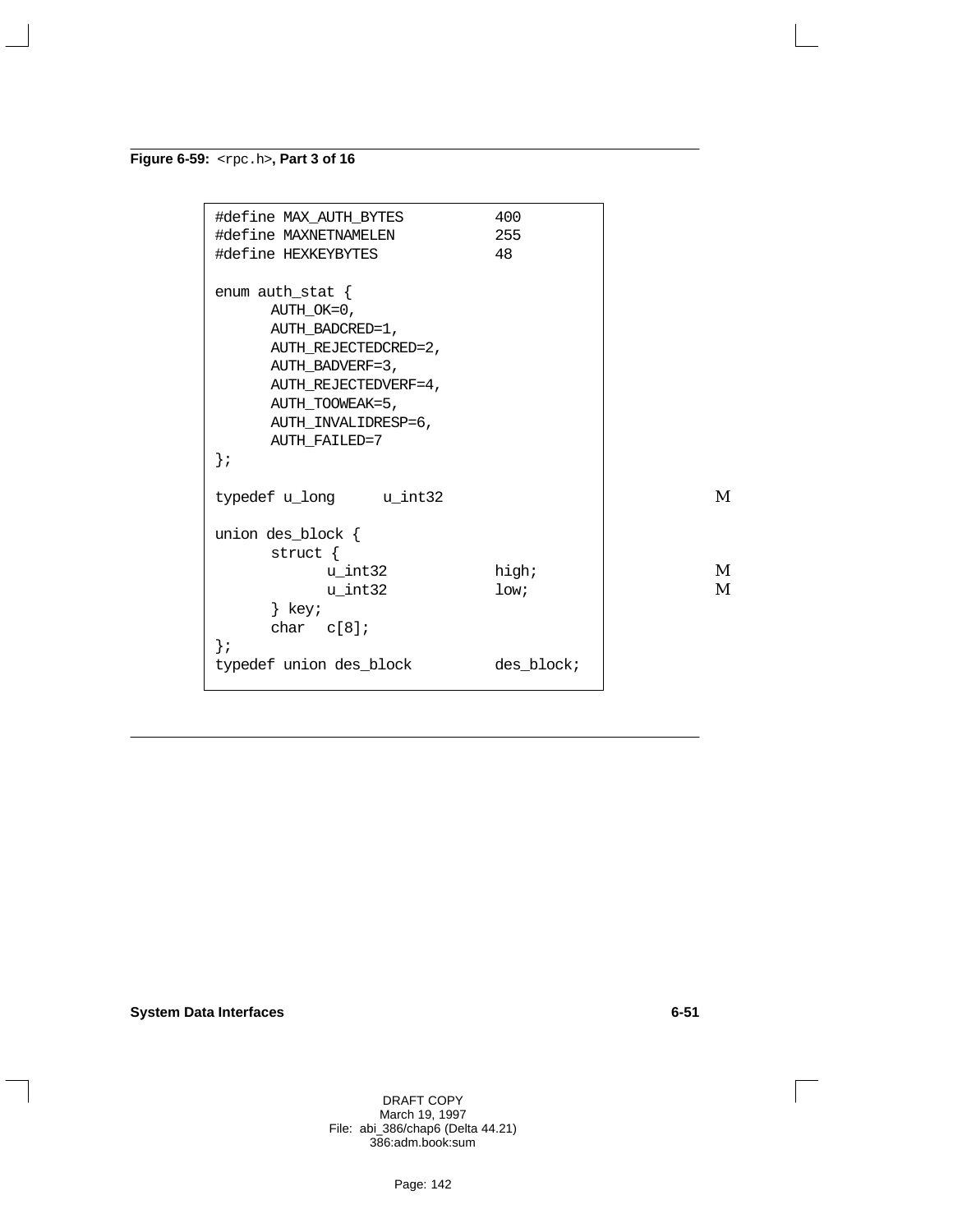**Figure 6-59:** `<rpc.h>`**, Part 3 of 16**

```
#define MAX_AUTH_BYTES          400
#define MAXNETNAMELEN           255
#define HEXKEYBYTES             48

enum auth_stat {
      AUTH_OK=0,
      AUTH_BADCRED=1,
      AUTH_REJECTEDCRED=2,
      AUTH_BADVERF=3,
      AUTH_REJECTEDVERF=4,
      AUTH_TOOWEAK=5,
      AUTH_INVALIDRESP=6,
      AUTH_FAILED=7
};

typedef u_long     u_int32                                    M

union des_block {
      struct {
            u_int32         high;                             M
            u_int32         low;                              M
      } key;
      char  c[8];
};
typedef union des_block         des_block;
```

**System Data Interfaces** 6-51

DRAFT COPY
March 19, 1997
File: abi_386/chap6 (Delta 44.21)
386:adm.book:sum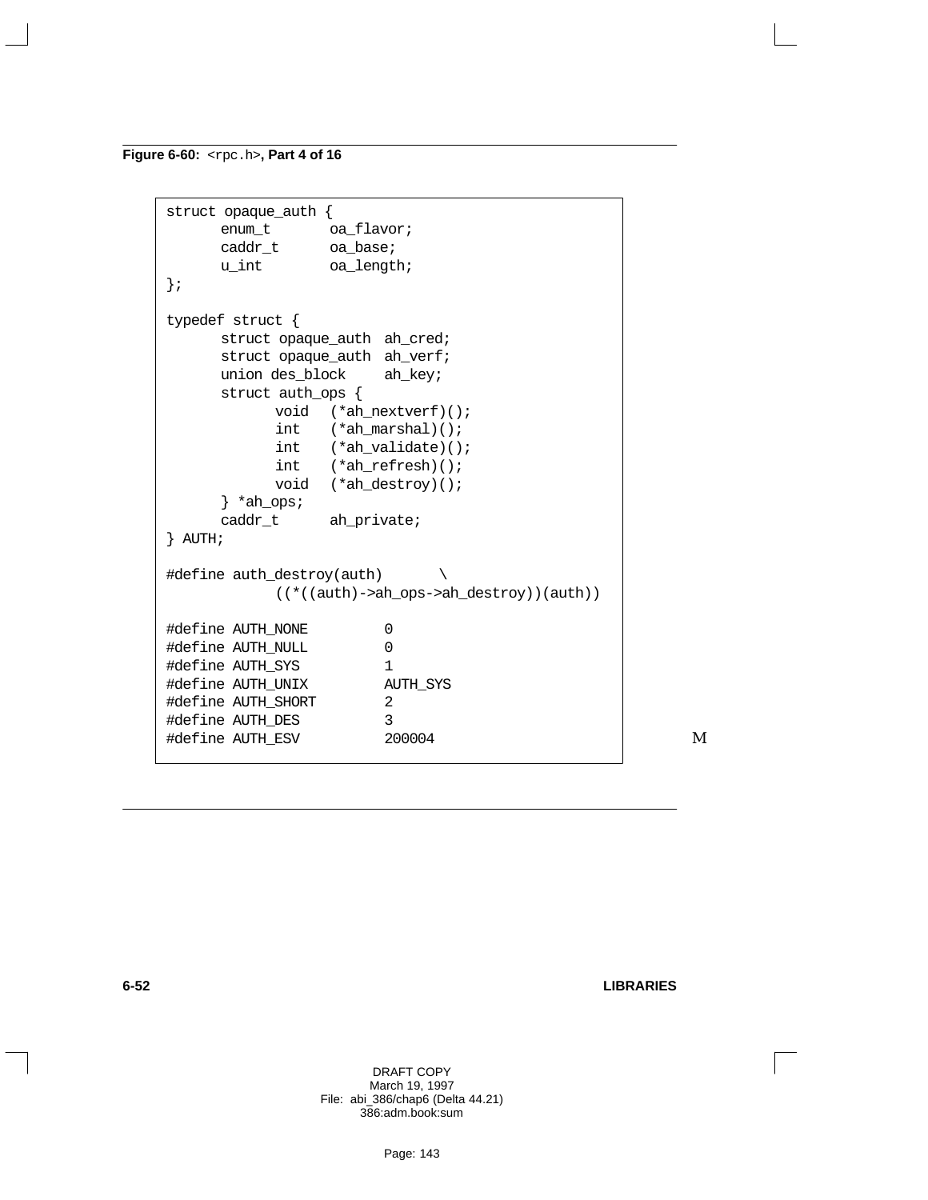**Figure 6-60:** `<rpc.h>`**, Part 4 of 16**

```
struct opaque_auth {
      enum_t       oa_flavor;
      caddr_t      oa_base;
      u_int        oa_length;
};

typedef struct {
      struct opaque_auth  ah_cred;
      struct opaque_auth  ah_verf;
      union des_block     ah_key;
      struct auth_ops {
            void   (*ah_nextverf)();
            int    (*ah_marshal)();
            int    (*ah_validate)();
            int    (*ah_refresh)();
            void   (*ah_destroy)();
      } *ah_ops;
      caddr_t      ah_private;
} AUTH;

#define auth_destroy(auth)       \
            ((*((auth)->ah_ops->ah_destroy))(auth))

#define AUTH_NONE         0
#define AUTH_NULL         0
#define AUTH_SYS          1
#define AUTH_UNIX         AUTH_SYS
#define AUTH_SHORT        2
#define AUTH_DES          3
#define AUTH_ESV          200004
```

M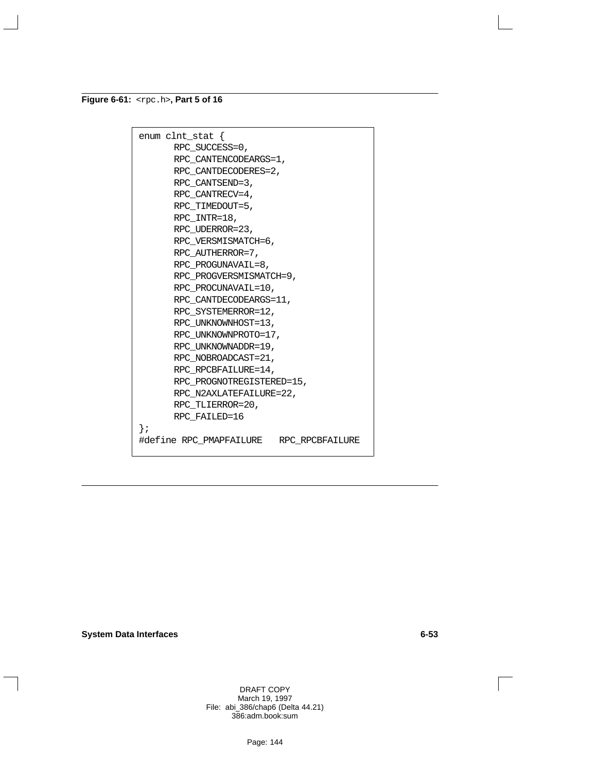**Figure 6-61:** `<rpc.h>`**, Part 5 of 16**

```
enum clnt_stat {
      RPC_SUCCESS=0,
      RPC_CANTENCODEARGS=1,
      RPC_CANTDECODERES=2,
      RPC_CANTSEND=3,
      RPC_CANTRECV=4,
      RPC_TIMEDOUT=5,
      RPC_INTR=18,
      RPC_UDERROR=23,
      RPC_VERSMISMATCH=6,
      RPC_AUTHERROR=7,
      RPC_PROGUNAVAIL=8,
      RPC_PROGVERSMISMATCH=9,
      RPC_PROCUNAVAIL=10,
      RPC_CANTDECODEARGS=11,
      RPC_SYSTEMERROR=12,
      RPC_UNKNOWNHOST=13,
      RPC_UNKNOWNPROTO=17,
      RPC_UNKNOWNADDR=19,
      RPC_NOBROADCAST=21,
      RPC_RPCBFAILURE=14,
      RPC_PROGNOTREGISTERED=15,
      RPC_N2AXLATEFAILURE=22,
      RPC_TLIERROR=20,
      RPC_FAILED=16
};
#define RPC_PMAPFAILURE   RPC_RPCBFAILURE
```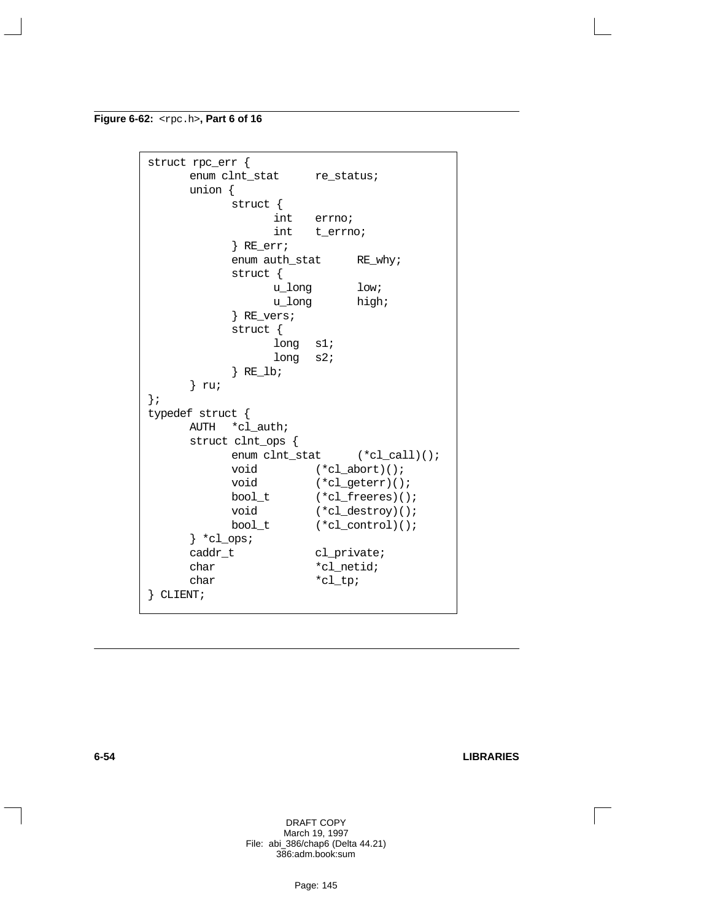**Figure 6-62:** `<rpc.h>`**, Part 6 of 16**

```
struct rpc_err {
      enum clnt_stat      re_status;
      union {
            struct {
                  int    errno;
                  int    t_errno;
            } RE_err;
            enum auth_stat      RE_why;
            struct {
                  u_long       low;
                  u_long       high;
            } RE_vers;
            struct {
                  long  s1;
                  long  s2;
            } RE_lb;
      } ru;
};
typedef struct {
      AUTH   *cl_auth;
      struct clnt_ops {
            enum clnt_stat      (*cl_call)();
            void         (*cl_abort)();
            void         (*cl_geterr)();
            bool_t       (*cl_freeres)();
            void         (*cl_destroy)();
            bool_t       (*cl_control)();
      } *cl_ops;
      caddr_t            cl_private;
      char               *cl_netid;
      char               *cl_tp;
} CLIENT;
```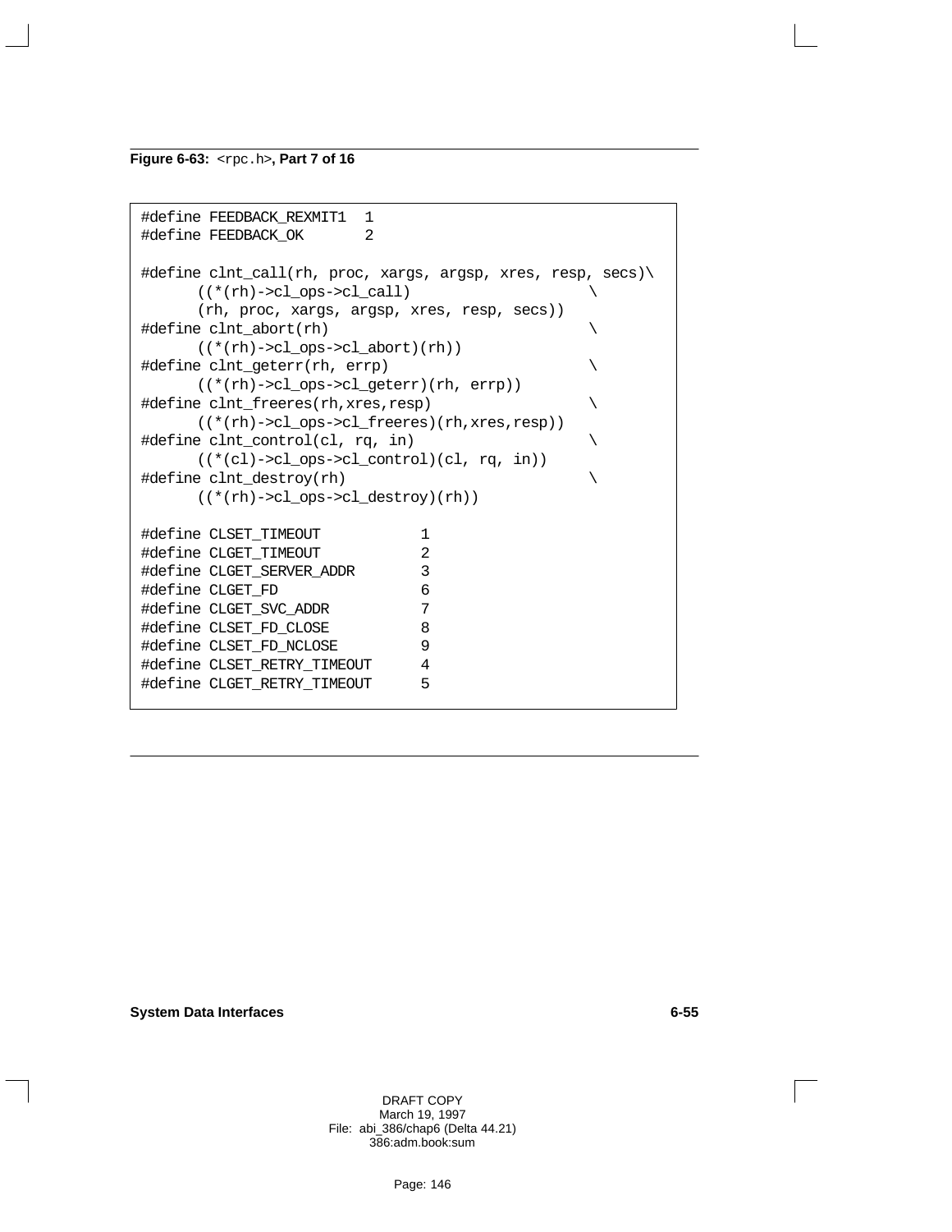**Figure 6-63:** `<rpc.h>`**, Part 7 of 16**

```
#define FEEDBACK_REXMIT1  1
#define FEEDBACK_OK       2

#define clnt_call(rh, proc, xargs, argsp, xres, resp, secs)\
      ((*(rh)->cl_ops->cl_call)                      \
      (rh, proc, xargs, argsp, xres, resp, secs))
#define clnt_abort(rh)                               \
      ((*(rh)->cl_ops->cl_abort)(rh))
#define clnt_geterr(rh, errp)                        \
      ((*(rh)->cl_ops->cl_geterr)(rh, errp))
#define clnt_freeres(rh,xres,resp)                   \
      ((*(rh)->cl_ops->cl_freeres)(rh,xres,resp))
#define clnt_control(cl, rq, in)                     \
      ((*(cl)->cl_ops->cl_control)(cl, rq, in))
#define clnt_destroy(rh)                             \
      ((*(rh)->cl_ops->cl_destroy)(rh))

#define CLSET_TIMEOUT           1
#define CLGET_TIMEOUT           2
#define CLGET_SERVER_ADDR       3
#define CLGET_FD                6
#define CLGET_SVC_ADDR          7
#define CLSET_FD_CLOSE          8
#define CLSET_FD_NCLOSE         9
#define CLSET_RETRY_TIMEOUT     4
#define CLGET_RETRY_TIMEOUT     5
```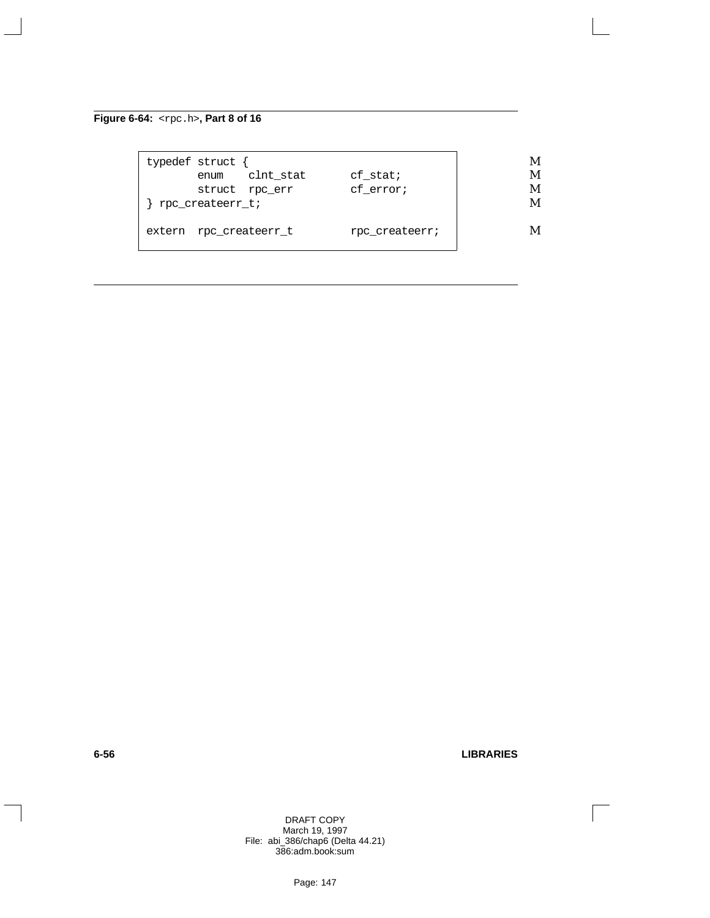**Figure 6-64:** `<rpc.h>`**, Part 8 of 16**

```
typedef struct {
        enum    clnt_stat       cf_stat;
        struct  rpc_err         cf_error;
} rpc_createerr_t;

extern  rpc_createerr_t         rpc_createerr;
```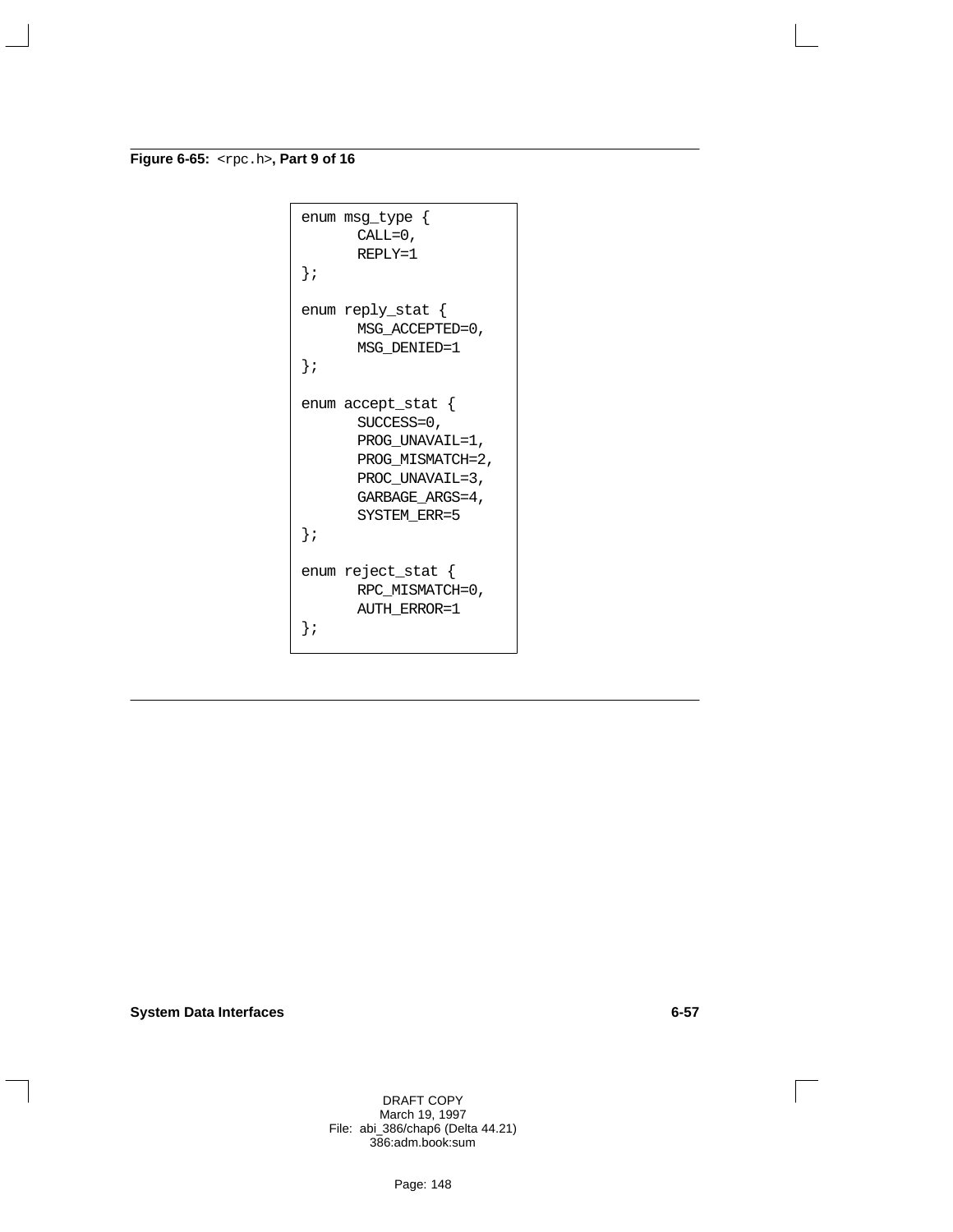**Figure 6-65:** `<rpc.h>`**, Part 9 of 16**

```
enum msg_type {
      CALL=0,
      REPLY=1
};

enum reply_stat {
      MSG_ACCEPTED=0,
      MSG_DENIED=1
};

enum accept_stat {
      SUCCESS=0,
      PROG_UNAVAIL=1,
      PROG_MISMATCH=2,
      PROC_UNAVAIL=3,
      GARBAGE_ARGS=4,
      SYSTEM_ERR=5
};

enum reject_stat {
      RPC_MISMATCH=0,
      AUTH_ERROR=1
};
```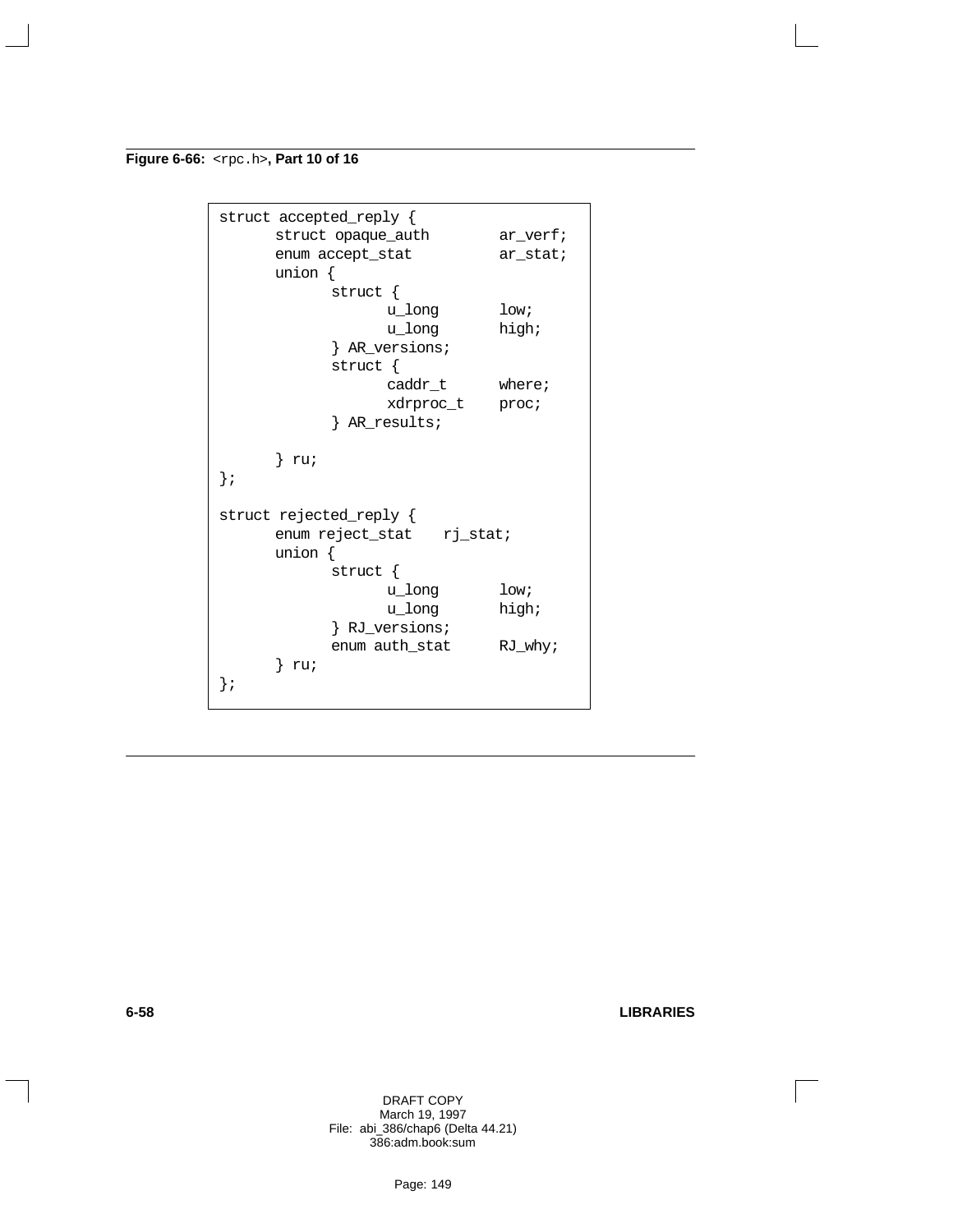**Figure 6-66:** `<rpc.h>`**, Part 10 of 16**

```
struct accepted_reply {
      struct opaque_auth        ar_verf;
      enum accept_stat          ar_stat;
      union {
            struct {
                  u_long        low;
                  u_long        high;
            } AR_versions;
            struct {
                  caddr_t       where;
                  xdrproc_t     proc;
            } AR_results;

      } ru;
};

struct rejected_reply {
      enum reject_stat    rj_stat;
      union {
            struct {
                  u_long        low;
                  u_long        high;
            } RJ_versions;
            enum auth_stat      RJ_why;
      } ru;
};
```

DRAFT COPY
March 19, 1997
File: abi_386/chap6 (Delta 44.21)
386:adm.book:sum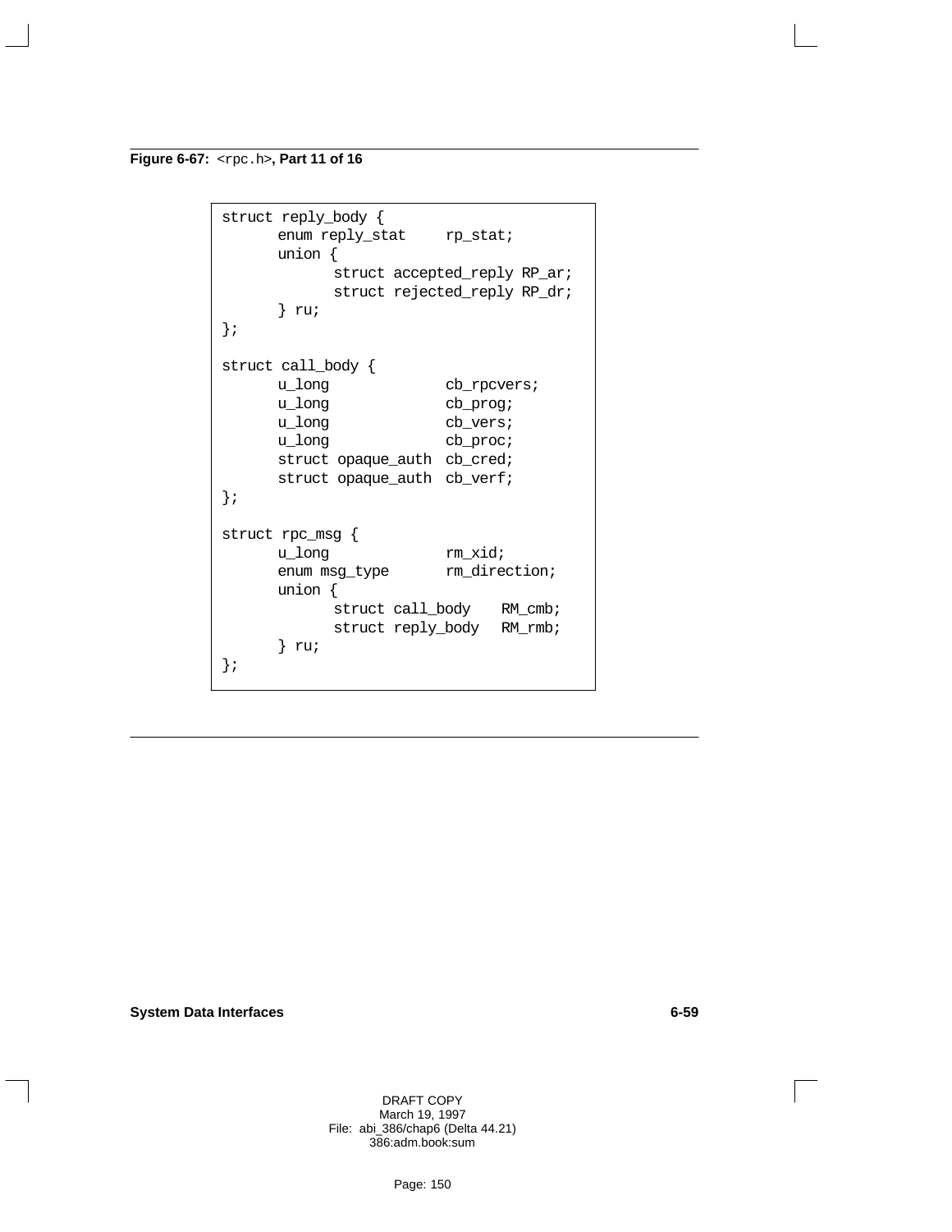**Figure 6-67:** `<rpc.h>`**, Part 11 of 16**

```
struct reply_body {
      enum reply_stat     rp_stat;
      union {
            struct accepted_reply RP_ar;
            struct rejected_reply RP_dr;
      } ru;
};

struct call_body {
      u_long              cb_rpcvers;
      u_long              cb_prog;
      u_long              cb_vers;
      u_long              cb_proc;
      struct opaque_auth  cb_cred;
      struct opaque_auth  cb_verf;
};

struct rpc_msg {
      u_long              rm_xid;
      enum msg_type       rm_direction;
      union {
            struct call_body    RM_cmb;
            struct reply_body   RM_rmb;
      } ru;
};
```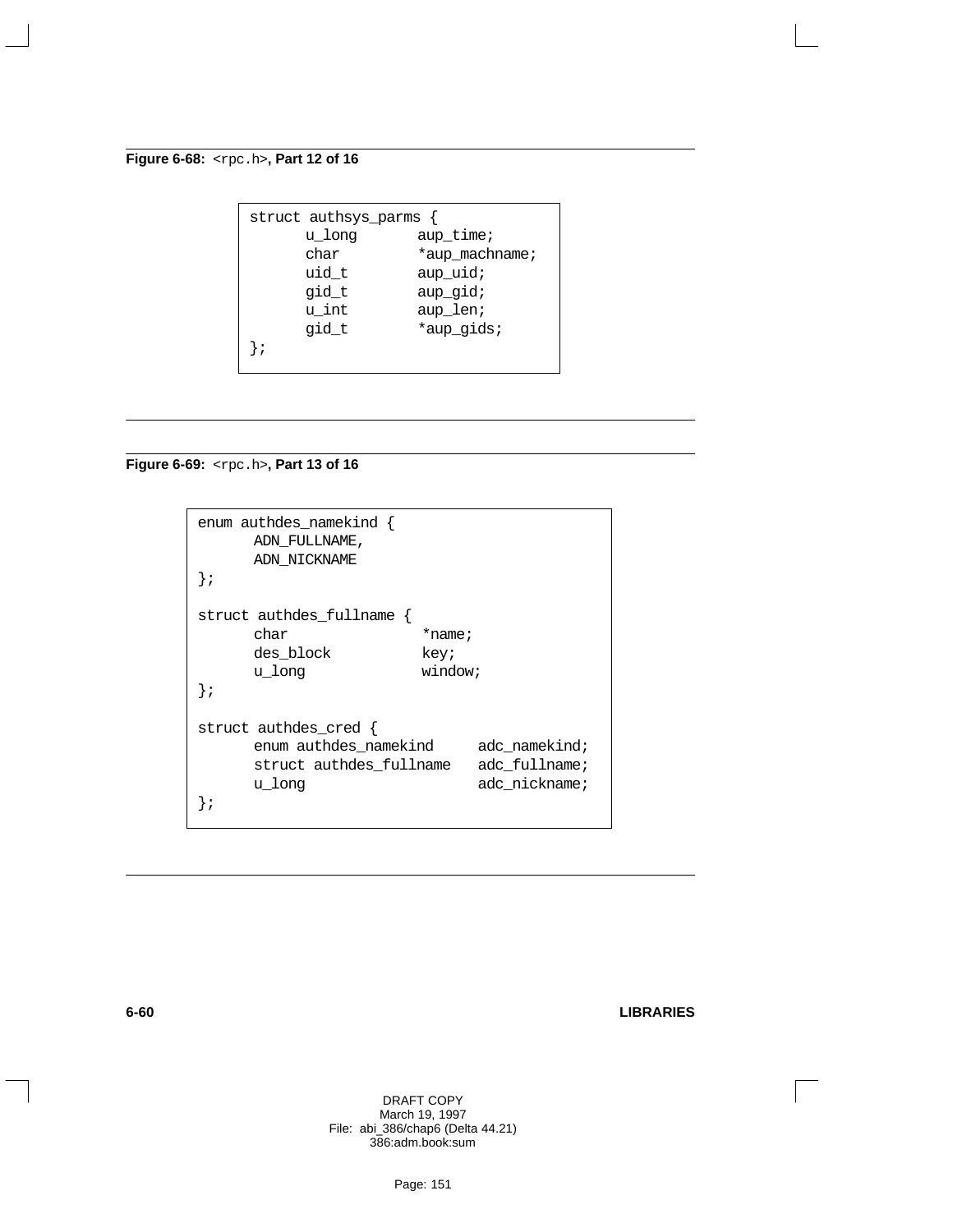**Figure 6-68:** `<rpc.h>`**, Part 12 of 16**

```
struct authsys_parms {
      u_long       aup_time;
      char         *aup_machname;
      uid_t        aup_uid;
      gid_t        aup_gid;
      u_int        aup_len;
      gid_t        *aup_gids;
};
```

**Figure 6-69:** `<rpc.h>`**, Part 13 of 16**

```
enum authdes_namekind {
      ADN_FULLNAME,
      ADN_NICKNAME
};

struct authdes_fullname {
      char              *name;
      des_block         key;
      u_long            window;
};

struct authdes_cred {
      enum authdes_namekind     adc_namekind;
      struct authdes_fullname   adc_fullname;
      u_long                    adc_nickname;
};
```

DRAFT COPY
March 19, 1997
File: abi_386/chap6 (Delta 44.21)
386:adm.book:sum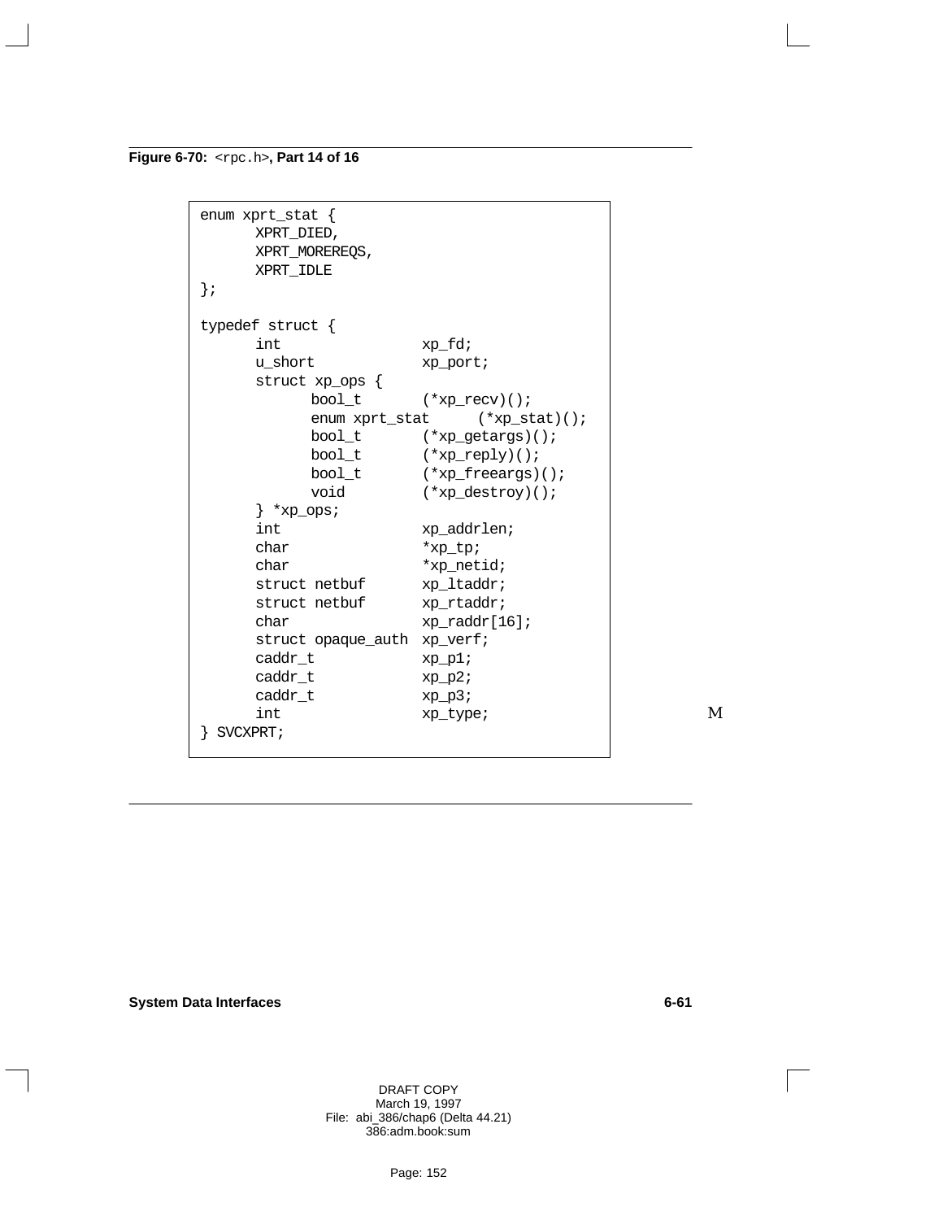**Figure 6-70:** `<rpc.h>`**, Part 14 of 16**

```
enum xprt_stat {
      XPRT_DIED,
      XPRT_MOREREQS,
      XPRT_IDLE
};

typedef struct {
      int                xp_fd;
      u_short            xp_port;
      struct xp_ops {
            bool_t       (*xp_recv)();
            enum xprt_stat      (*xp_stat)();
            bool_t       (*xp_getargs)();
            bool_t       (*xp_reply)();
            bool_t       (*xp_freeargs)();
            void         (*xp_destroy)();
      } *xp_ops;
      int                xp_addrlen;
      char               *xp_tp;
      char               *xp_netid;
      struct netbuf      xp_ltaddr;
      struct netbuf      xp_rtaddr;
      char               xp_raddr[16];
      struct opaque_auth xp_verf;
      caddr_t            xp_p1;
      caddr_t            xp_p2;
      caddr_t            xp_p3;
      int                xp_type;
} SVCXPRT;
```

M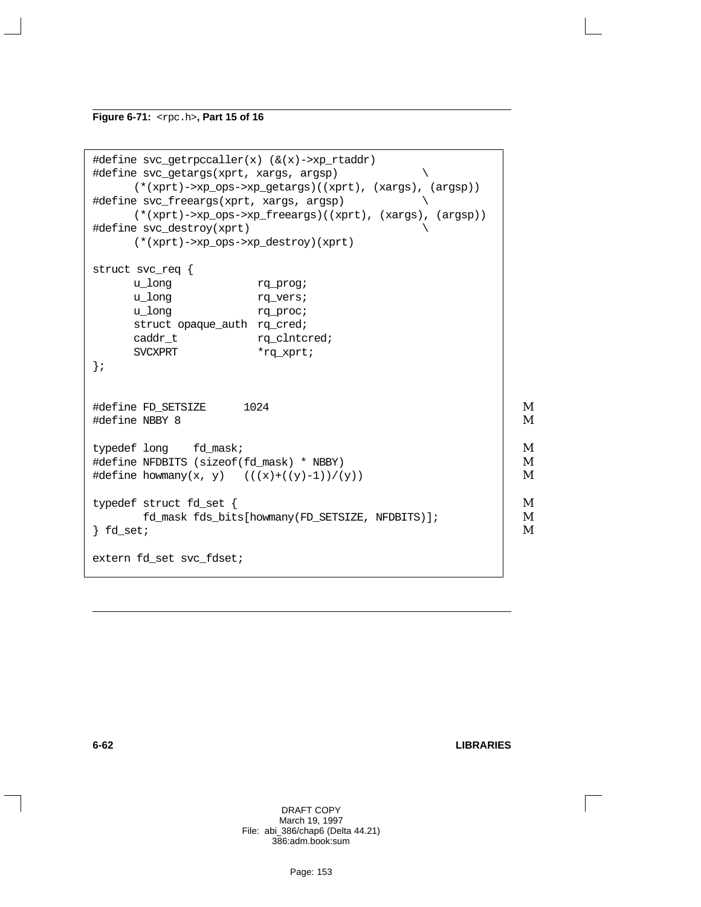**Figure 6-71:** `<rpc.h>`**, Part 15 of 16**

```
#define svc_getrpccaller(x) (&(x)->xp_rtaddr)
#define svc_getargs(xprt, xargs, argsp)             \
      (*(xprt)->xp_ops->xp_getargs)((xprt), (xargs), (argsp))
#define svc_freeargs(xprt, xargs, argsp)            \
      (*(xprt)->xp_ops->xp_freeargs)((xprt), (xargs), (argsp))
#define svc_destroy(xprt)                           \
      (*(xprt)->xp_ops->xp_destroy)(xprt)

struct svc_req {
      u_long             rq_prog;
      u_long             rq_vers;
      u_long             rq_proc;
      struct opaque_auth  rq_cred;
      caddr_t            rq_clntcred;
      SVCXPRT            *rq_xprt;
};


#define FD_SETSIZE      1024                                    M
#define NBBY 8                                                  M

typedef long    fd_mask;                                        M
#define NFDBITS (sizeof(fd_mask) * NBBY)                        M
#define howmany(x, y)   (((x)+((y)-1))/(y))                     M

typedef struct fd_set {                                         M
        fd_mask fds_bits[howmany(FD_SETSIZE, NFDBITS)];         M
} fd_set;                                                       M

extern fd_set svc_fdset;
```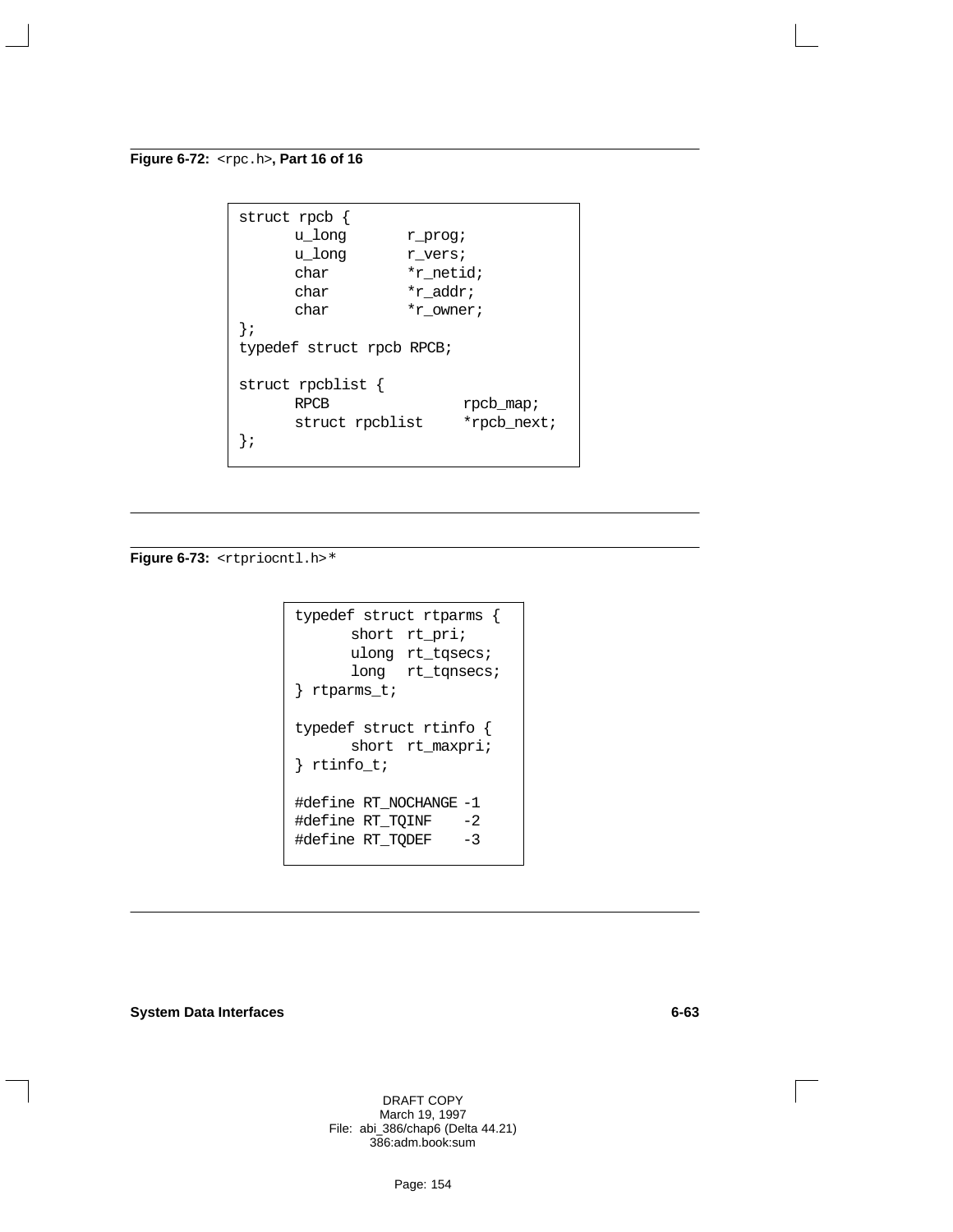**Figure 6-72:** `<rpc.h>`**, Part 16 of 16**

```
struct rpcb {
      u_long       r_prog;
      u_long       r_vers;
      char         *r_netid;
      char         *r_addr;
      char         *r_owner;
};
typedef struct rpcb RPCB;

struct rpcblist {
      RPCB               rpcb_map;
      struct rpcblist    *rpcb_next;
};
```

**Figure 6-73:** `<rtpriocntl.h>`*

```
typedef struct rtparms {
      short  rt_pri;
      ulong  rt_tqsecs;
      long   rt_tqnsecs;
} rtparms_t;

typedef struct rtinfo {
      short  rt_maxpri;
} rtinfo_t;

#define RT_NOCHANGE -1
#define RT_TQINF    -2
#define RT_TQDEF    -3
```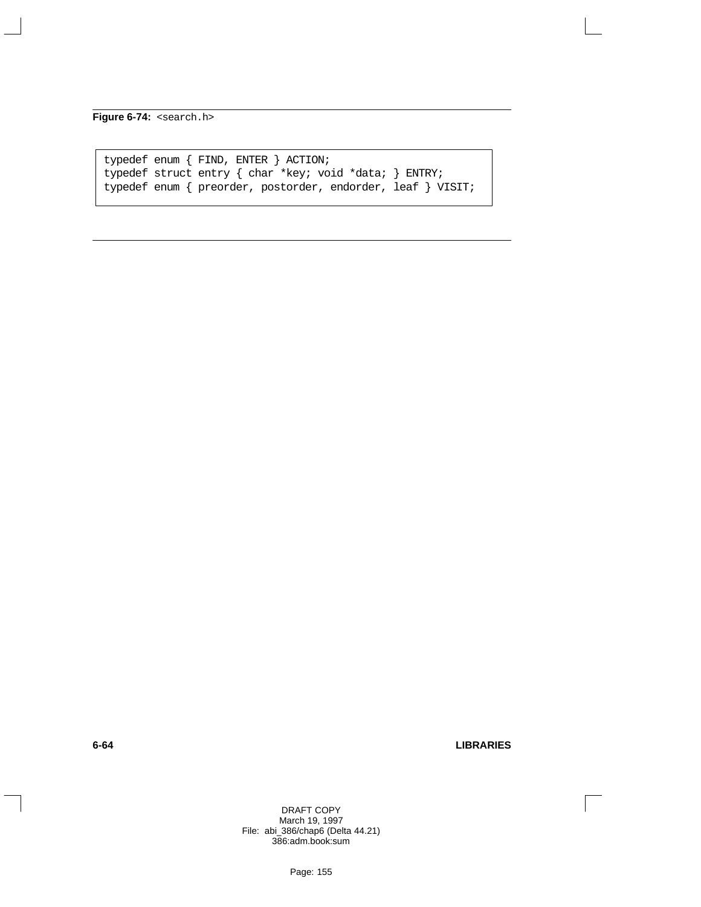**Figure 6-74:** `<search.h>`

```
typedef enum { FIND, ENTER } ACTION;
typedef struct entry { char *key; void *data; } ENTRY;
typedef enum { preorder, postorder, endorder, leaf } VISIT;
```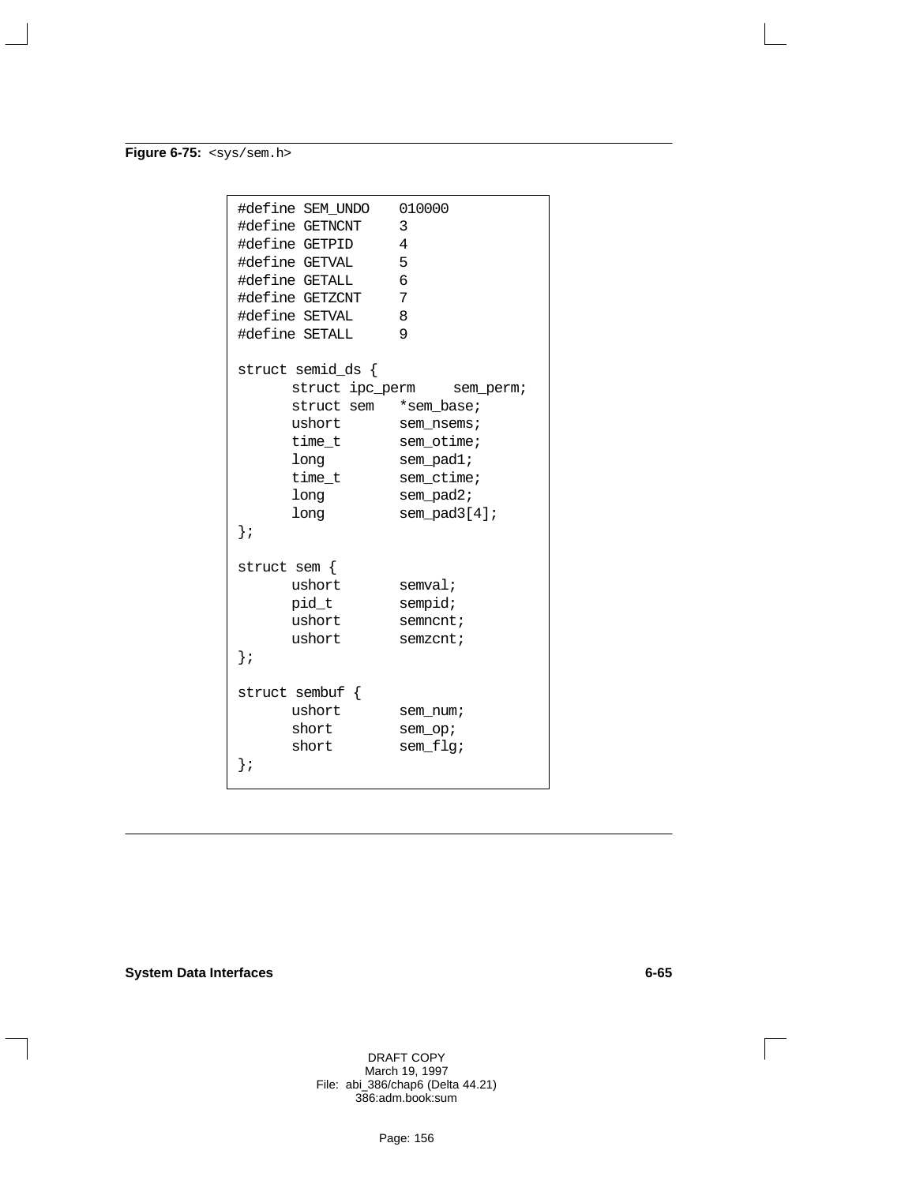**Figure 6-75:** `<sys/sem.h>`

```
#define SEM_UNDO    010000
#define GETNCNT     3
#define GETPID      4
#define GETVAL      5
#define GETALL      6
#define GETZCNT     7
#define SETVAL      8
#define SETALL      9

struct semid_ds {
      struct ipc_perm     sem_perm;
      struct sem    *sem_base;
      ushort        sem_nsems;
      time_t        sem_otime;
      long          sem_pad1;
      time_t        sem_ctime;
      long          sem_pad2;
      long          sem_pad3[4];
};

struct sem {
      ushort        semval;
      pid_t         sempid;
      ushort        semncnt;
      ushort        semzcnt;
};

struct sembuf {
      ushort        sem_num;
      short         sem_op;
      short         sem_flg;
};
```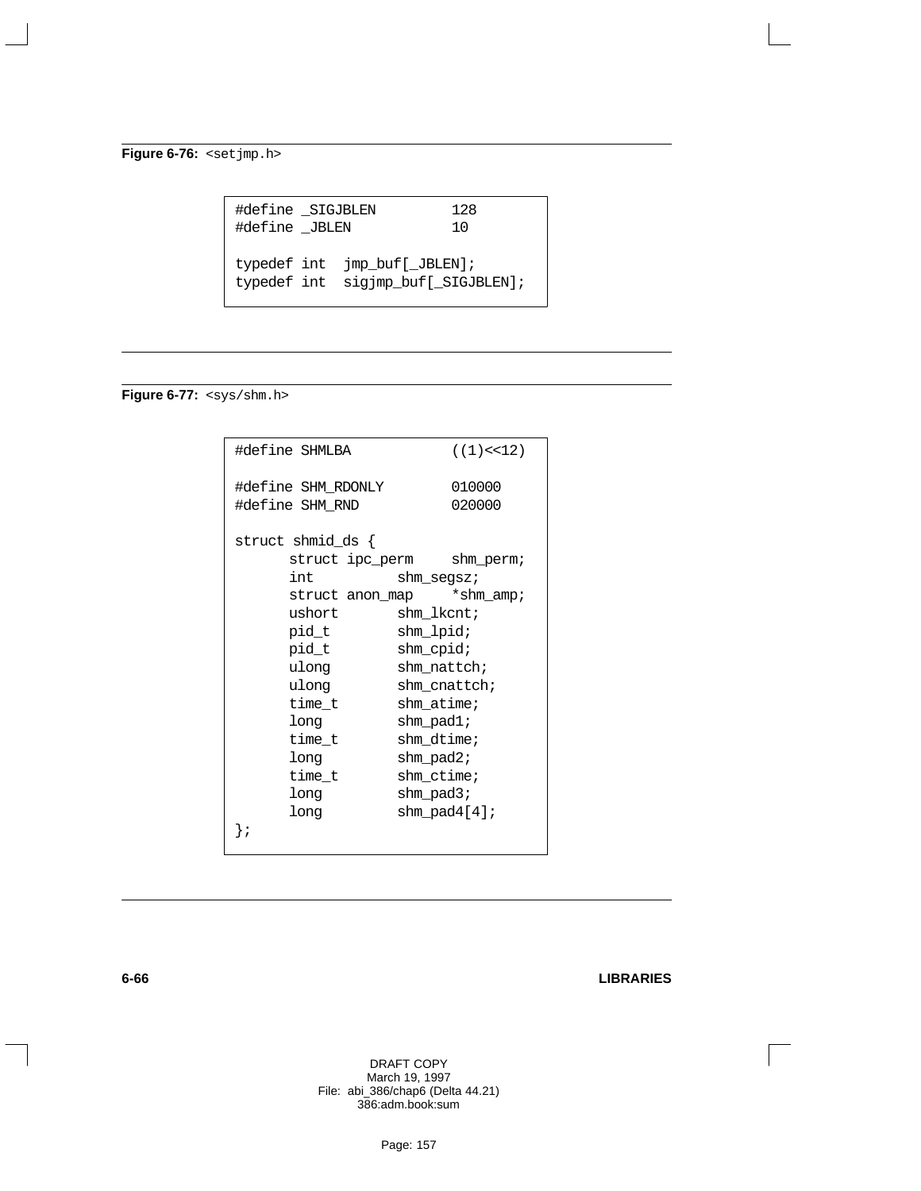**Figure 6-76:** `<setjmp.h>`

```
#define _SIGJBLEN         128
#define _JBLEN            10

typedef int  jmp_buf[_JBLEN];
typedef int  sigjmp_buf[_SIGJBLEN];
```

**Figure 6-77:** `<sys/shm.h>`

```
#define SHMLBA            ((1)<<12)

#define SHM_RDONLY        010000
#define SHM_RND           020000

struct shmid_ds {
      struct ipc_perm     shm_perm;
      int           shm_segsz;
      struct anon_map     *shm_amp;
      ushort        shm_lkcnt;
      pid_t         shm_lpid;
      pid_t         shm_cpid;
      ulong         shm_nattch;
      ulong         shm_cnattch;
      time_t        shm_atime;
      long          shm_pad1;
      time_t        shm_dtime;
      long          shm_pad2;
      time_t        shm_ctime;
      long          shm_pad3;
      long          shm_pad4[4];
};
```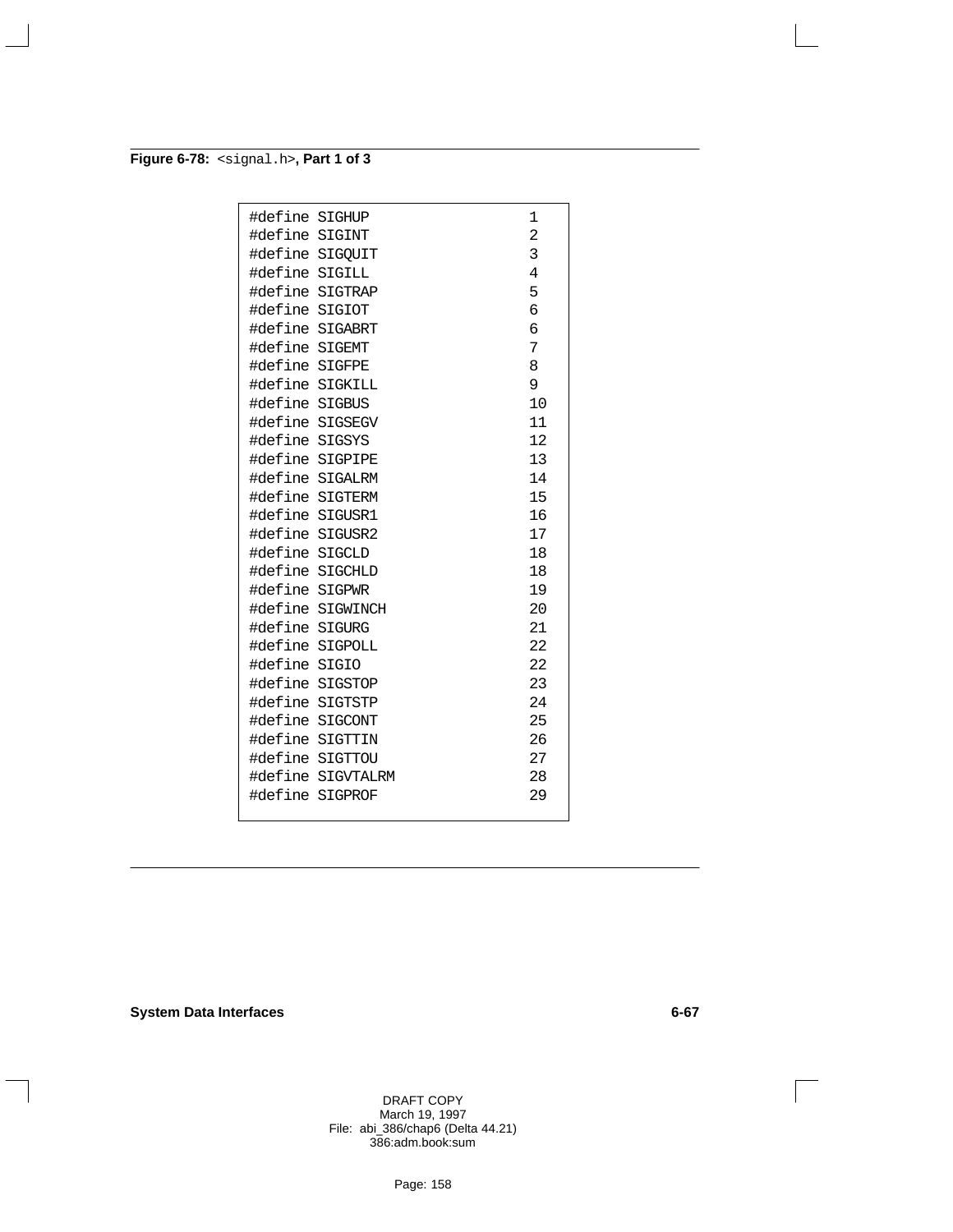**Figure 6-78:** `<signal.h>`**, Part 1 of 3**

```
#define SIGHUP          1
#define SIGINT          2
#define SIGQUIT         3
#define SIGILL          4
#define SIGTRAP         5
#define SIGIOT          6
#define SIGABRT         6
#define SIGEMT          7
#define SIGFPE          8
#define SIGKILL         9
#define SIGBUS          10
#define SIGSEGV         11
#define SIGSYS          12
#define SIGPIPE         13
#define SIGALRM         14
#define SIGTERM         15
#define SIGUSR1         16
#define SIGUSR2         17
#define SIGCLD          18
#define SIGCHLD         18
#define SIGPWR          19
#define SIGWINCH        20
#define SIGURG          21
#define SIGPOLL         22
#define SIGIO           22
#define SIGSTOP         23
#define SIGTSTP         24
#define SIGCONT         25
#define SIGTTIN         26
#define SIGTTOU         27
#define SIGVTALRM       28
#define SIGPROF         29
```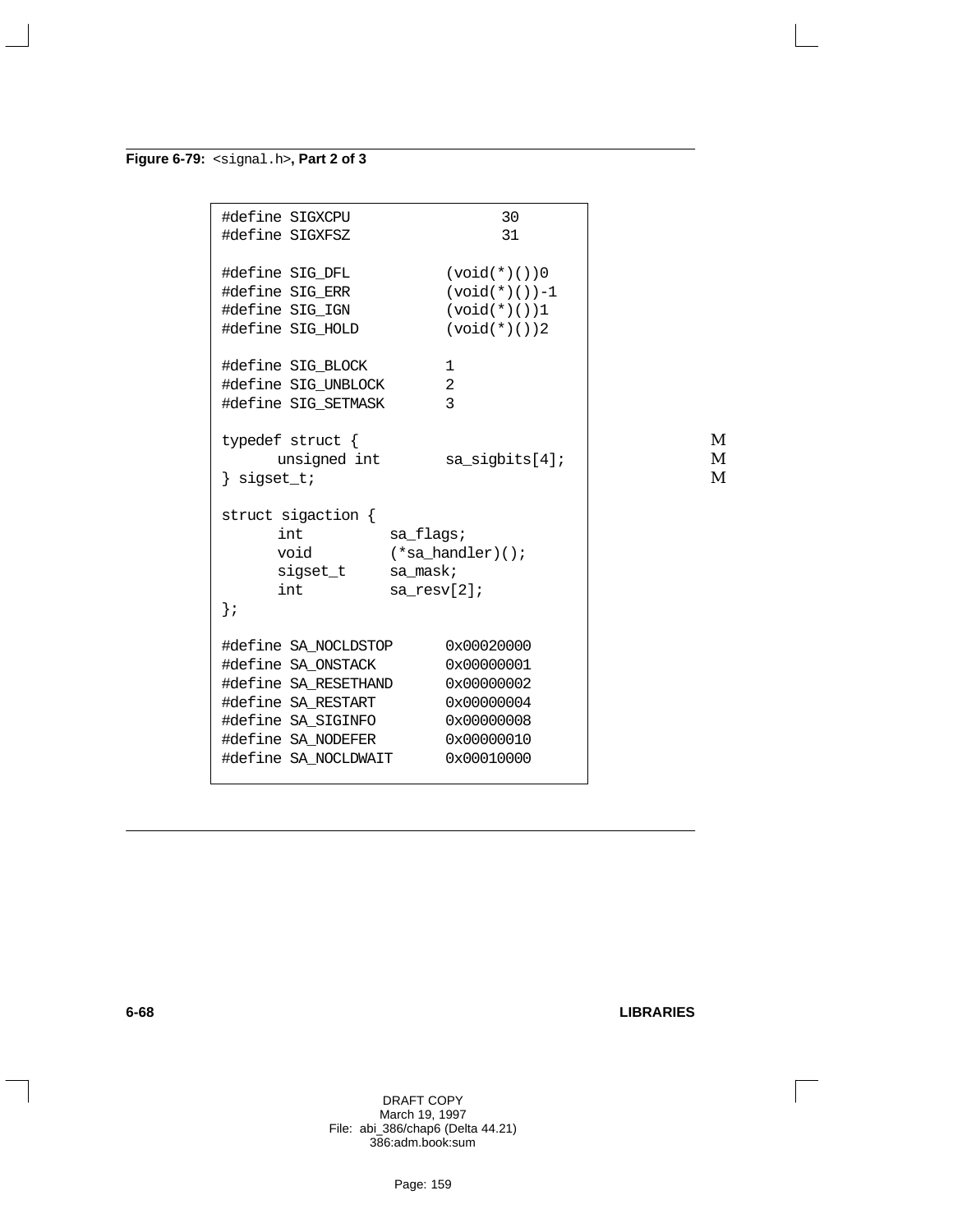**Figure 6-79:** `<signal.h>`**, Part 2 of 3**

```
#define SIGXCPU                 30
#define SIGXFSZ                 31

#define SIG_DFL           (void(*)())0
#define SIG_ERR           (void(*)())-1
#define SIG_IGN           (void(*)())1
#define SIG_HOLD          (void(*)())2

#define SIG_BLOCK         1
#define SIG_UNBLOCK       2
#define SIG_SETMASK       3

typedef struct {
      unsigned int       sa_sigbits[4];
} sigset_t;

struct sigaction {
      int          sa_flags;
      void         (*sa_handler)();
      sigset_t     sa_mask;
      int          sa_resv[2];
};

#define SA_NOCLDSTOP      0x00020000
#define SA_ONSTACK        0x00000001
#define SA_RESETHAND      0x00000002
#define SA_RESTART        0x00000004
#define SA_SIGINFO        0x00000008
#define SA_NODEFER        0x00000010
#define SA_NOCLDWAIT      0x00010000
```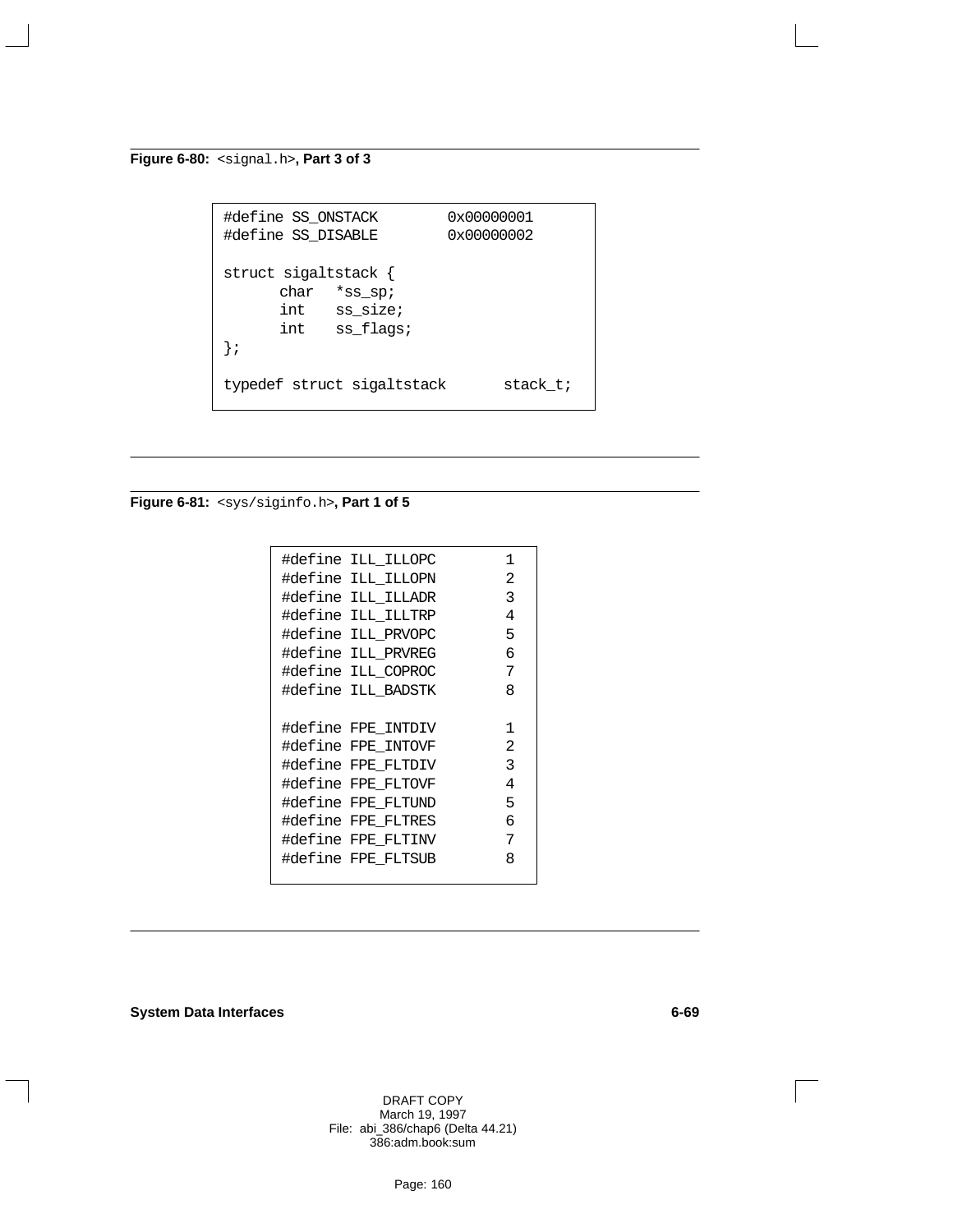**Figure 6-80:** `<signal.h>`**, Part 3 of 3**

```
#define SS_ONSTACK        0x00000001
#define SS_DISABLE        0x00000002

struct sigaltstack {
      char   *ss_sp;
      int    ss_size;
      int    ss_flags;
};

typedef struct sigaltstack       stack_t;
```

**Figure 6-81:** `<sys/siginfo.h>`**, Part 1 of 5**

```
#define ILL_ILLOPC       1
#define ILL_ILLOPN       2
#define ILL_ILLADR       3
#define ILL_ILLTRP       4
#define ILL_PRVOPC       5
#define ILL_PRVREG       6
#define ILL_COPROC       7
#define ILL_BADSTK       8

#define FPE_INTDIV       1
#define FPE_INTOVF       2
#define FPE_FLTDIV       3
#define FPE_FLTOVF       4
#define FPE_FLTUND       5
#define FPE_FLTRES       6
#define FPE_FLTINV       7
#define FPE_FLTSUB       8
```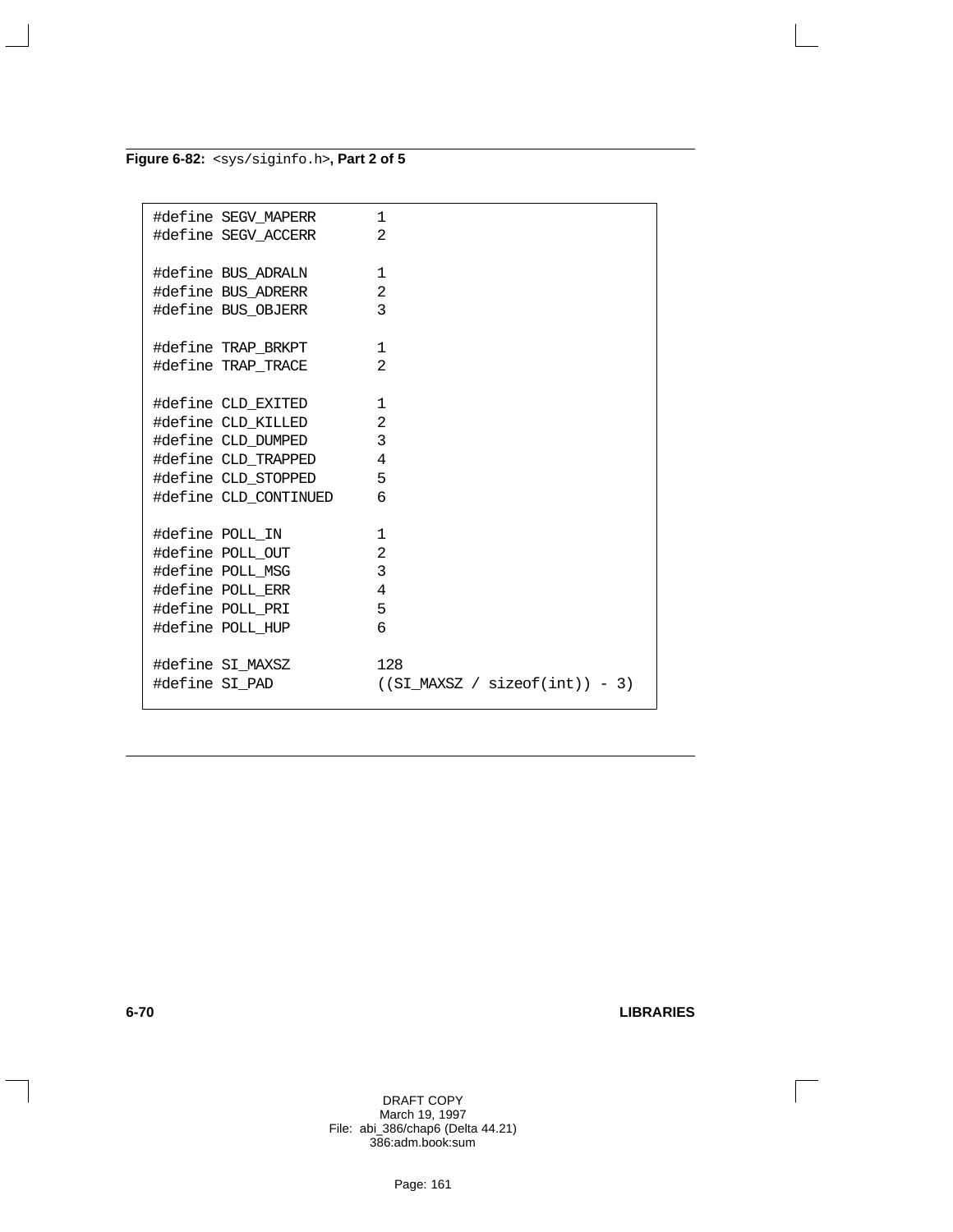**Figure 6-82:** `<sys/siginfo.h>`**, Part 2 of 5**

```
#define SEGV_MAPERR       1
#define SEGV_ACCERR       2

#define BUS_ADRALN        1
#define BUS_ADRERR        2
#define BUS_OBJERR        3

#define TRAP_BRKPT        1
#define TRAP_TRACE        2

#define CLD_EXITED        1
#define CLD_KILLED        2
#define CLD_DUMPED        3
#define CLD_TRAPPED       4
#define CLD_STOPPED       5
#define CLD_CONTINUED     6

#define POLL_IN           1
#define POLL_OUT          2
#define POLL_MSG          3
#define POLL_ERR          4
#define POLL_PRI          5
#define POLL_HUP          6

#define SI_MAXSZ          128
#define SI_PAD            ((SI_MAXSZ / sizeof(int)) - 3)
```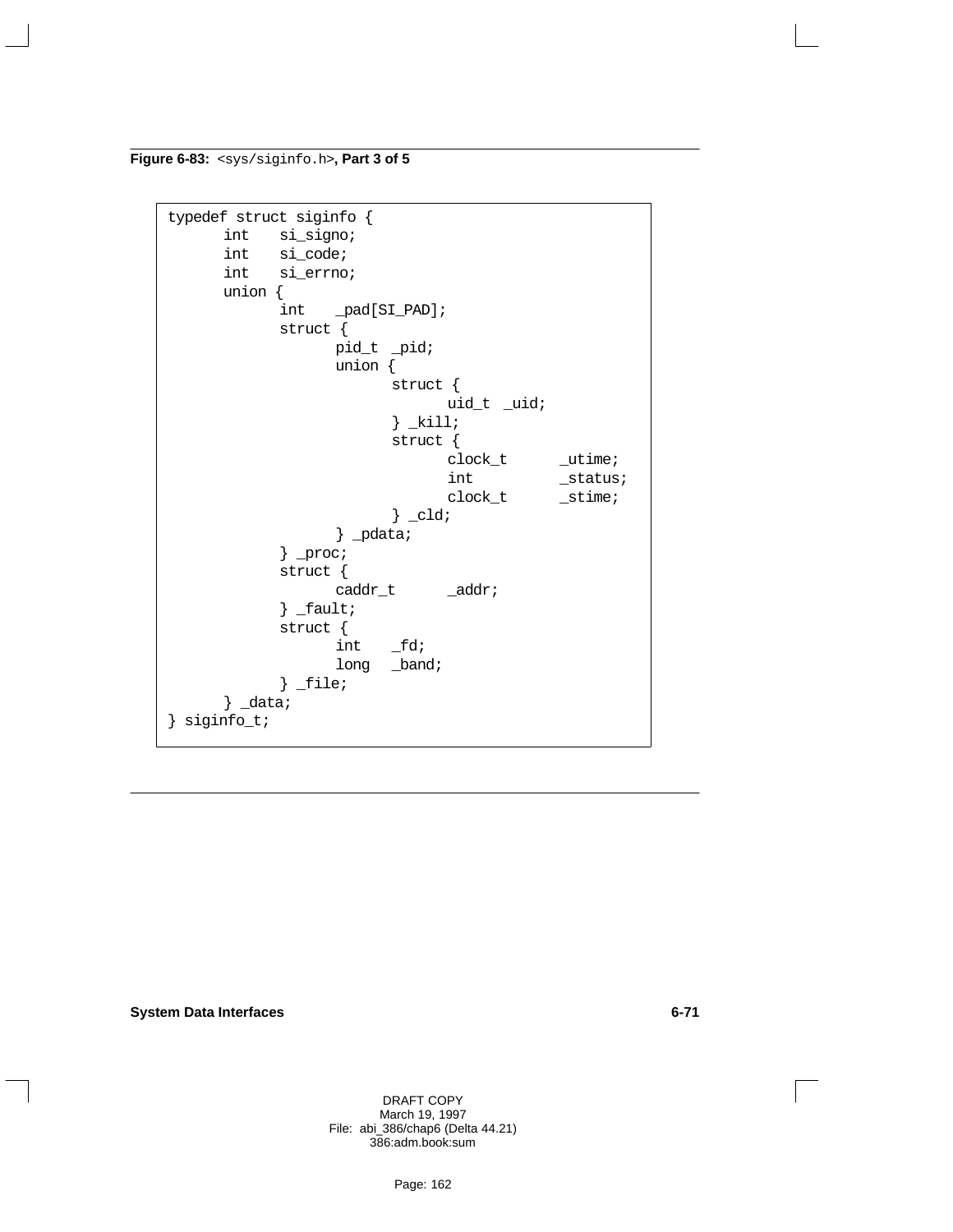**Figure 6-83:** `<sys/siginfo.h>`**, Part 3 of 5**

```
typedef struct siginfo {
      int    si_signo;
      int    si_code;
      int    si_errno;
      union {
            int    _pad[SI_PAD];
            struct {
                  pid_t  _pid;
                  union {
                        struct {
                              uid_t  _uid;
                        } _kill;
                        struct {
                              clock_t      _utime;
                              int          _status;
                              clock_t      _stime;
                        } _cld;
                  } _pdata;
            } _proc;
            struct {
                  caddr_t      _addr;
            } _fault;
            struct {
                  int    _fd;
                  long   _band;
            } _file;
      } _data;
} siginfo_t;
```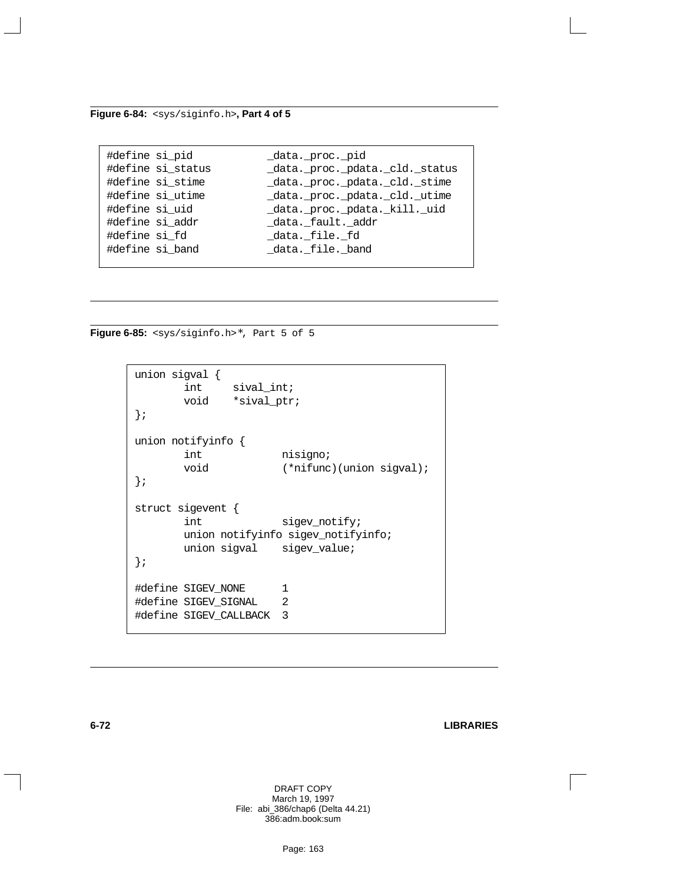**Figure 6-84:** `<sys/siginfo.h>`**, Part 4 of 5**

```
#define si_pid          _data._proc._pid
#define si_status       _data._proc._pdata._cld._status
#define si_stime        _data._proc._pdata._cld._stime
#define si_utime        _data._proc._pdata._cld._utime
#define si_uid          _data._proc._pdata._kill._uid
#define si_addr         _data._fault._addr
#define si_fd           _data._file._fd
#define si_band         _data._file._band
```

**Figure 6-85:** `<sys/siginfo.h>`*, Part 5 of 5

```
union sigval {
        int     sival_int;
        void    *sival_ptr;
};

union notifyinfo {
        int             nisigno;
        void            (*nifunc)(union sigval);
};

struct sigevent {
        int             sigev_notify;
        union notifyinfo sigev_notifyinfo;
        union sigval    sigev_value;
};

#define SIGEV_NONE      1
#define SIGEV_SIGNAL    2
#define SIGEV_CALLBACK  3
```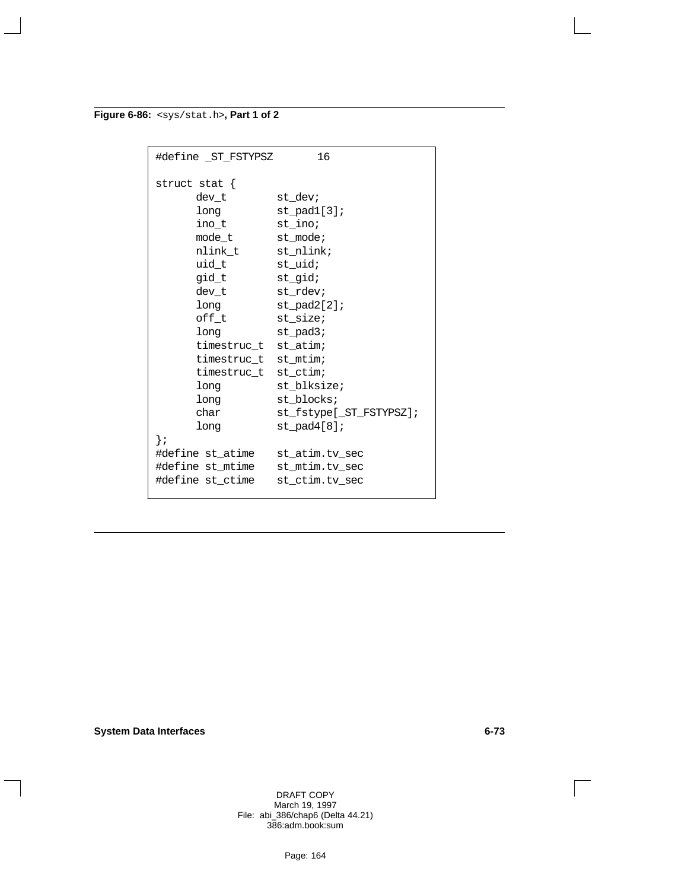**Figure 6-86:** `<sys/stat.h>`**, Part 1 of 2**

```
#define _ST_FSTYPSZ       16

struct stat {
      dev_t        st_dev;
      long         st_pad1[3];
      ino_t        st_ino;
      mode_t       st_mode;
      nlink_t      st_nlink;
      uid_t        st_uid;
      gid_t        st_gid;
      dev_t        st_rdev;
      long         st_pad2[2];
      off_t        st_size;
      long         st_pad3;
      timestruc_t  st_atim;
      timestruc_t  st_mtim;
      timestruc_t  st_ctim;
      long         st_blksize;
      long         st_blocks;
      char         st_fstype[_ST_FSTYPSZ];
      long         st_pad4[8];
};
#define st_atime   st_atim.tv_sec
#define st_mtime   st_mtim.tv_sec
#define st_ctime   st_ctim.tv_sec
```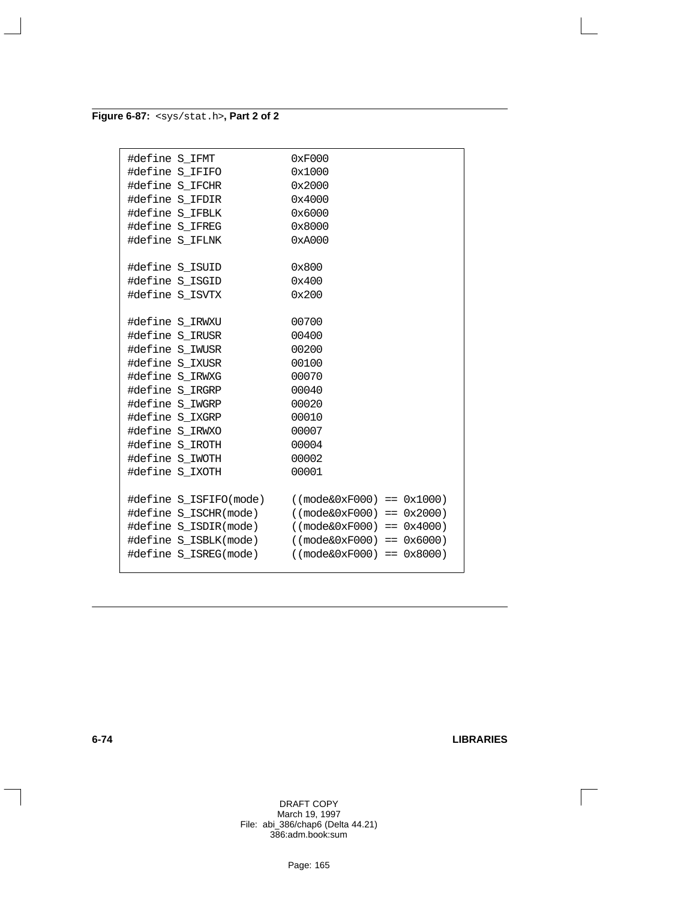**Figure 6-87:** `<sys/stat.h>`**, Part 2 of 2**

```
#define S_IFMT          0xF000
#define S_IFIFO         0x1000
#define S_IFCHR         0x2000
#define S_IFDIR         0x4000
#define S_IFBLK         0x6000
#define S_IFREG         0x8000
#define S_IFLNK         0xA000

#define S_ISUID         0x800
#define S_ISGID         0x400
#define S_ISVTX         0x200

#define S_IRWXU         00700
#define S_IRUSR         00400
#define S_IWUSR         00200
#define S_IXUSR         00100
#define S_IRWXG         00070
#define S_IRGRP         00040
#define S_IWGRP         00020
#define S_IXGRP         00010
#define S_IRWXO         00007
#define S_IROTH         00004
#define S_IWOTH         00002
#define S_IXOTH         00001

#define S_ISFIFO(mode)   ((mode&0xF000) == 0x1000)
#define S_ISCHR(mode)    ((mode&0xF000) == 0x2000)
#define S_ISDIR(mode)    ((mode&0xF000) == 0x4000)
#define S_ISBLK(mode)    ((mode&0xF000) == 0x6000)
#define S_ISREG(mode)    ((mode&0xF000) == 0x8000)
```

DRAFT COPY
March 19, 1997
File: abi_386/chap6 (Delta 44.21)
386:adm.book:sum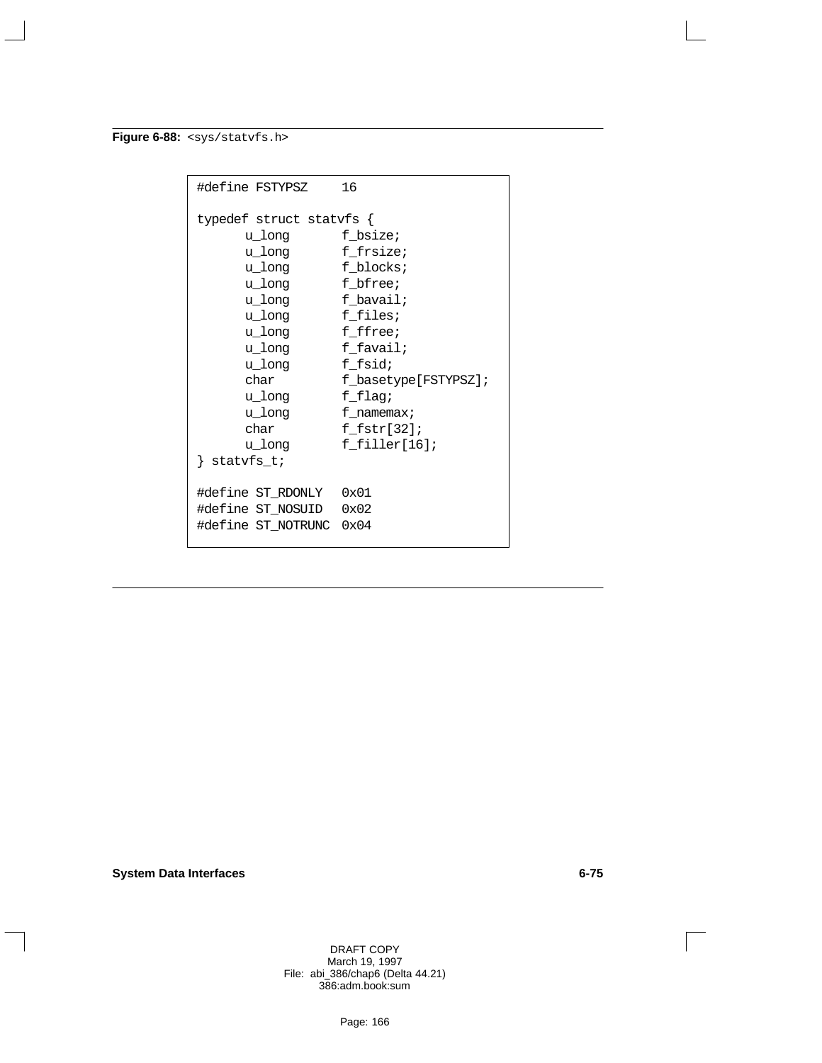**Figure 6-88:** `<sys/statvfs.h>`

```
#define FSTYPSZ     16

typedef struct statvfs {
      u_long       f_bsize;
      u_long       f_frsize;
      u_long       f_blocks;
      u_long       f_bfree;
      u_long       f_bavail;
      u_long       f_files;
      u_long       f_ffree;
      u_long       f_favail;
      u_long       f_fsid;
      char         f_basetype[FSTYPSZ];
      u_long       f_flag;
      u_long       f_namemax;
      char         f_fstr[32];
      u_long       f_filler[16];
} statvfs_t;

#define ST_RDONLY   0x01
#define ST_NOSUID   0x02
#define ST_NOTRUNC  0x04
```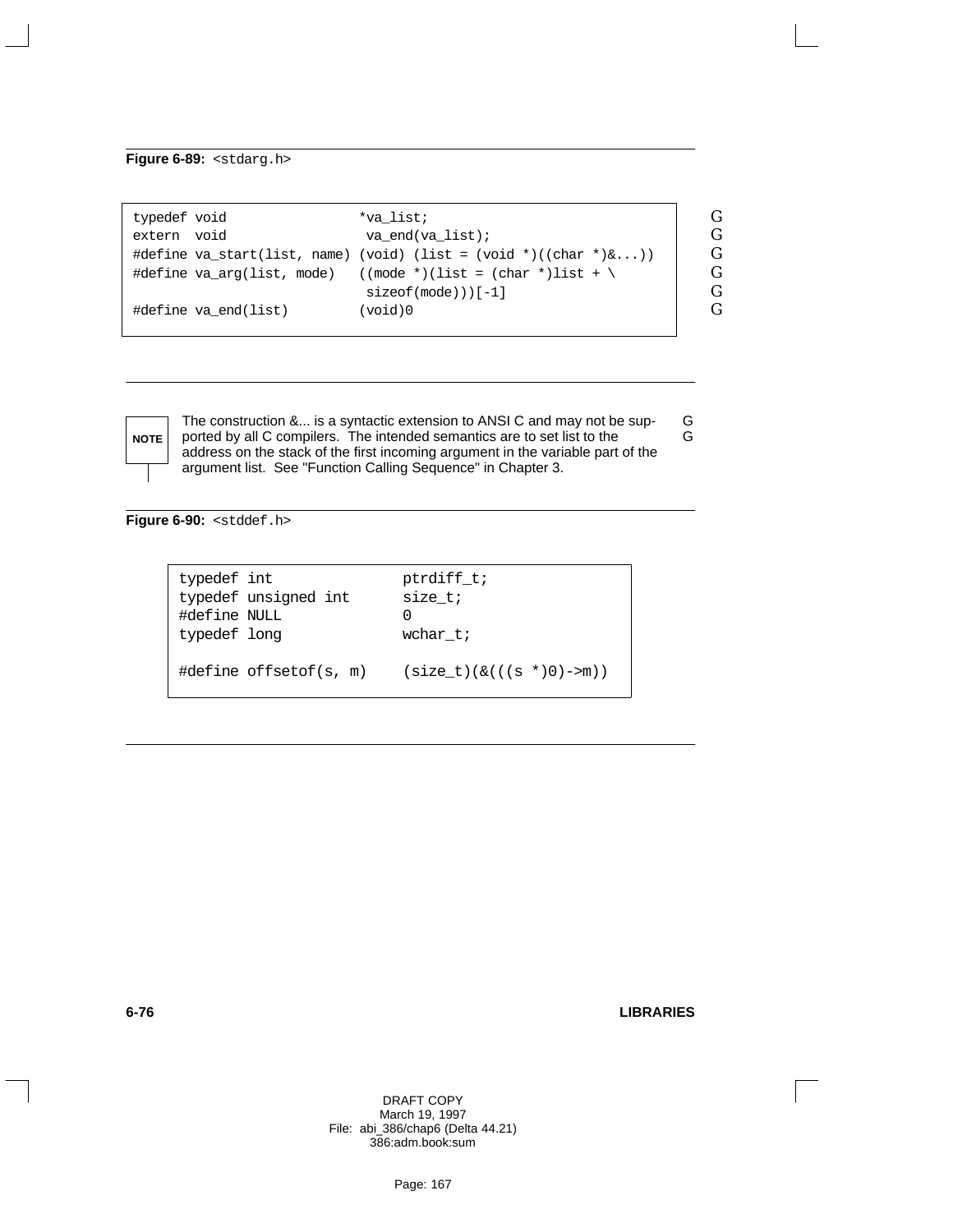**Figure 6-89:** `<stdarg.h>`

```
typedef void                *va_list;
extern  void                 va_end(va_list);
#define va_start(list, name) (void) (list = (void *)((char *)&...))
#define va_arg(list, mode)   ((mode *)(list = (char *)list + \
                              sizeof(mode)))[-1]
#define va_end(list)         (void)0
```

**NOTE** The construction &... is a syntactic extension to ANSI C and may not be supported by all C compilers. The intended semantics are to set list to the address on the stack of the first incoming argument in the variable part of the argument list. See "Function Calling Sequence" in Chapter 3.

**Figure 6-90:** `<stddef.h>`

```
typedef int              ptrdiff_t;
typedef unsigned int     size_t;
#define NULL             0
typedef long             wchar_t;

#define offsetof(s, m)   (size_t)(&(((s *)0)->m))
```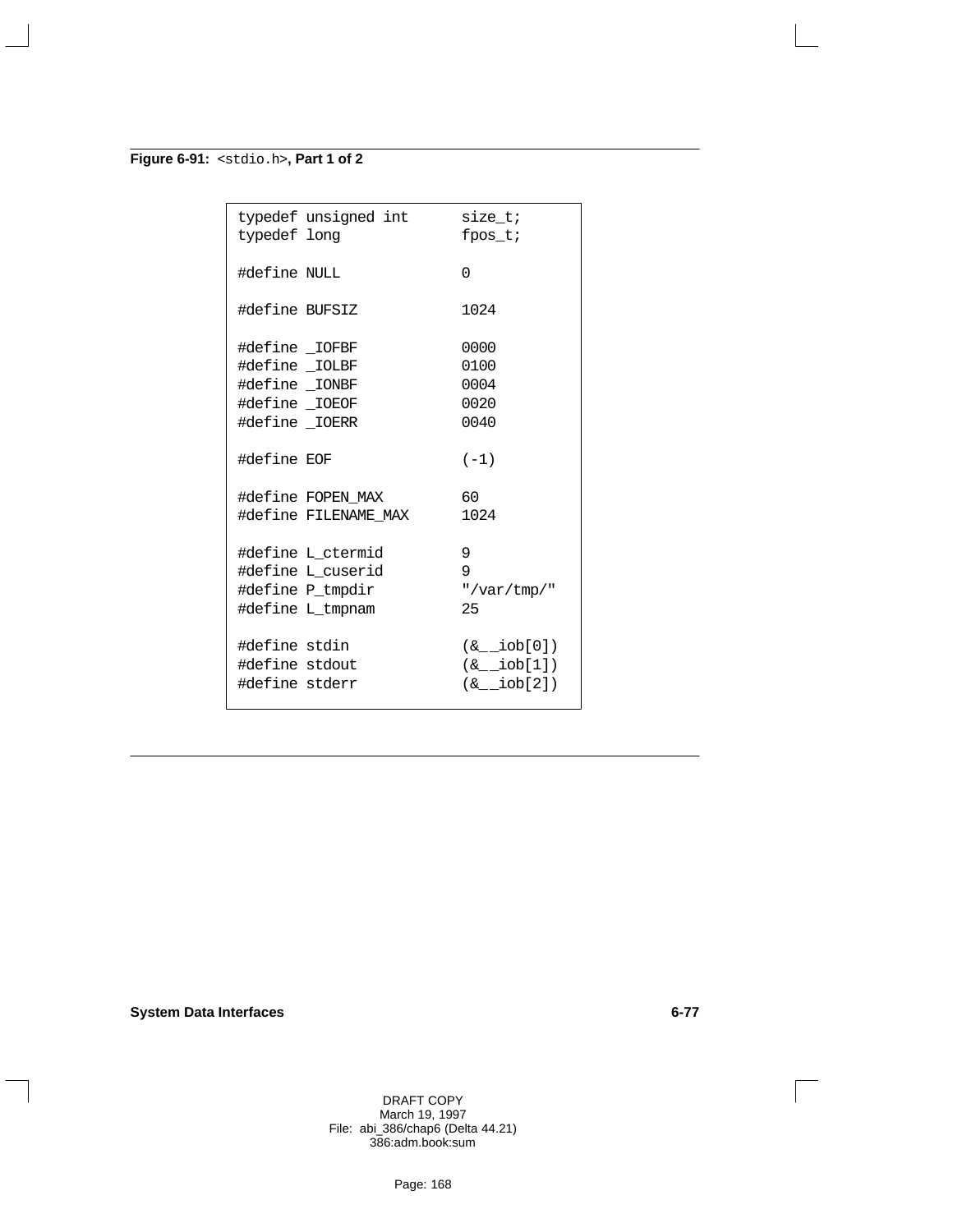**Figure 6-91:** `<stdio.h>`**, Part 1 of 2**

```
typedef unsigned int      size_t;
typedef long              fpos_t;

#define NULL              0

#define BUFSIZ            1024

#define _IOFBF            0000
#define _IOLBF            0100
#define _IONBF            0004
#define _IOEOF            0020
#define _IOERR            0040

#define EOF               (-1)

#define FOPEN_MAX         60
#define FILENAME_MAX      1024

#define L_ctermid         9
#define L_cuserid         9
#define P_tmpdir          "/var/tmp/"
#define L_tmpnam          25

#define stdin             (&__iob[0])
#define stdout            (&__iob[1])
#define stderr            (&__iob[2])
```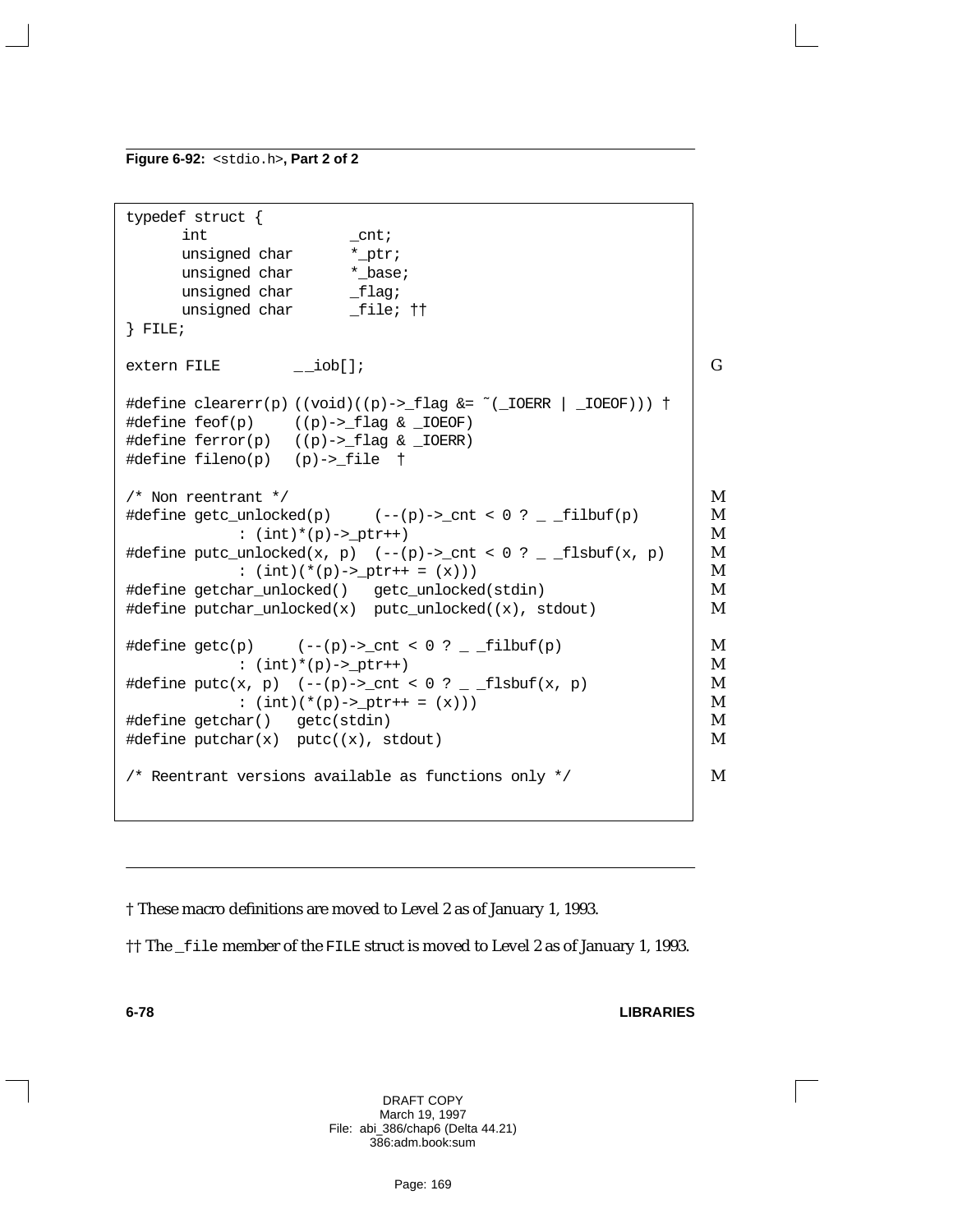**Figure 6-92:** `<stdio.h>`**, Part 2 of 2**

```
typedef struct {
      int                 _cnt;
      unsigned char       *_ptr;
      unsigned char       *_base;
      unsigned char       _flag;
      unsigned char       _file; ††
} FILE;

extern FILE         __iob[];                                        G

#define clearerr(p) ((void)((p)->_flag &= ~(_IOERR | _IOEOF))) †
#define feof(p)     ((p)->_flag & _IOEOF)
#define ferror(p)   ((p)->_flag & _IOERR)
#define fileno(p)   (p)->_file  †

/* Non reentrant */                                                 M
#define getc_unlocked(p)     (--(p)->_cnt < 0 ? _ _filbuf(p)        M
            : (int)*(p)->_ptr++)                                    M
#define putc_unlocked(x, p)  (--(p)->_cnt < 0 ? _ _flsbuf(x, p)     M
            : (int)(*(p)->_ptr++ = (x)))                            M
#define getchar_unlocked()   getc_unlocked(stdin)                   M
#define putchar_unlocked(x)  putc_unlocked((x), stdout)             M

#define getc(p)     (--(p)->_cnt < 0 ? _ _filbuf(p)                 M
            : (int)*(p)->_ptr++)                                    M
#define putc(x, p)  (--(p)->_cnt < 0 ? _ _flsbuf(x, p)              M
            : (int)(*(p)->_ptr++ = (x)))                            M
#define getchar()   getc(stdin)                                     M
#define putchar(x)  putc((x), stdout)                               M

/* Reentrant versions available as functions only */                M
```

† These macro definitions are moved to Level 2 as of January 1, 1993.

†† The `_file` member of the `FILE` struct is moved to Level 2 as of January 1, 1993.

DRAFT COPY
March 19, 1997
File: abi_386/chap6 (Delta 44.21)
386:adm.book:sum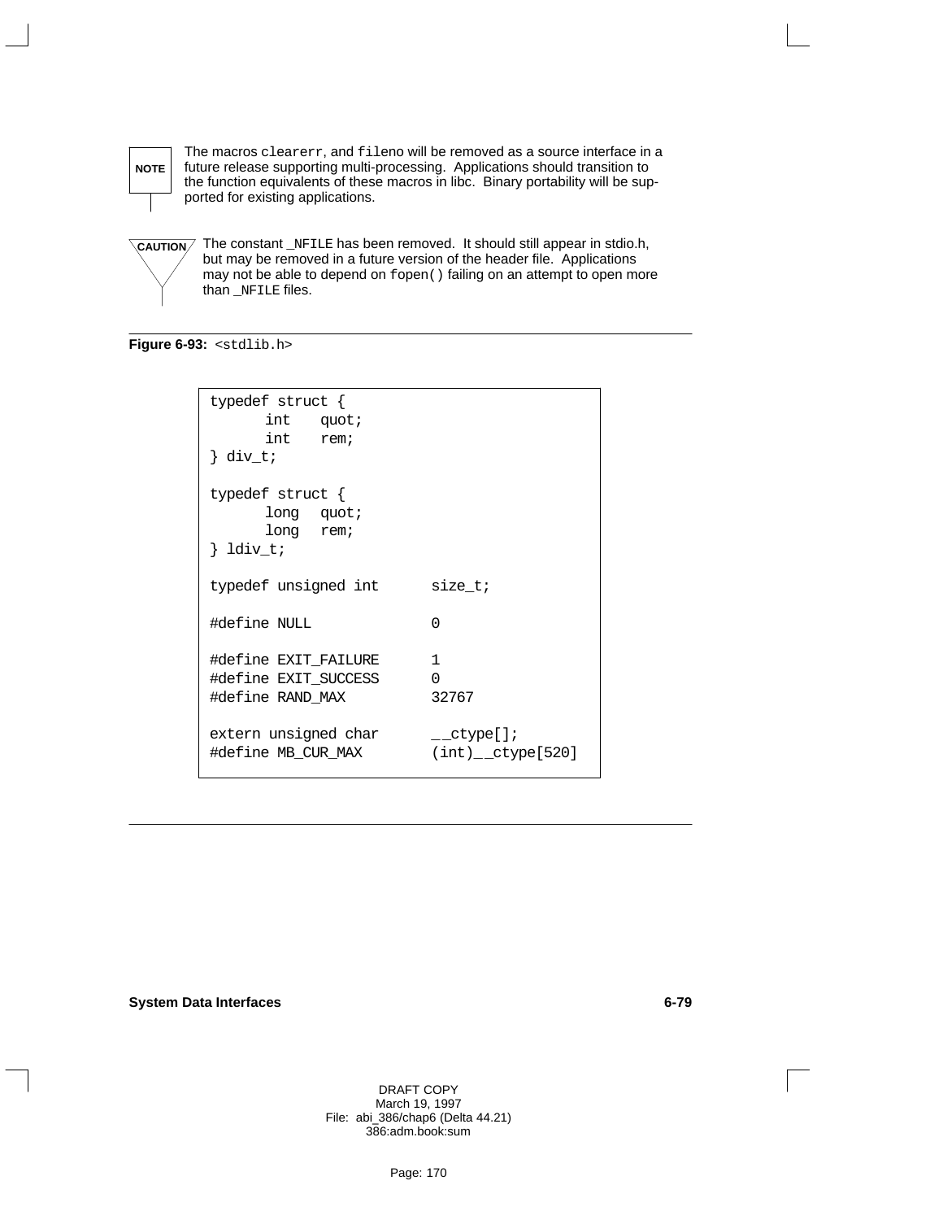**NOTE**

The macros `clearerr`, and `fileno` will be removed as a source interface in a future release supporting multi-processing. Applications should transition to the function equivalents of these macros in libc. Binary portability will be supported for existing applications.

**CAUTION**

The constant `_NFILE` has been removed. It should still appear in stdio.h, but may be removed in a future version of the header file. Applications may not be able to depend on `fopen()` failing on an attempt to open more than `_NFILE` files.

**Figure 6-93:** `<stdlib.h>`

```
typedef struct {
      int    quot;
      int    rem;
} div_t;

typedef struct {
      long   quot;
      long   rem;
} ldiv_t;

typedef unsigned int       size_t;

#define NULL               0

#define EXIT_FAILURE       1
#define EXIT_SUCCESS       0
#define RAND_MAX           32767

extern unsigned char       __ctype[];
#define MB_CUR_MAX         (int)__ctype[520]
```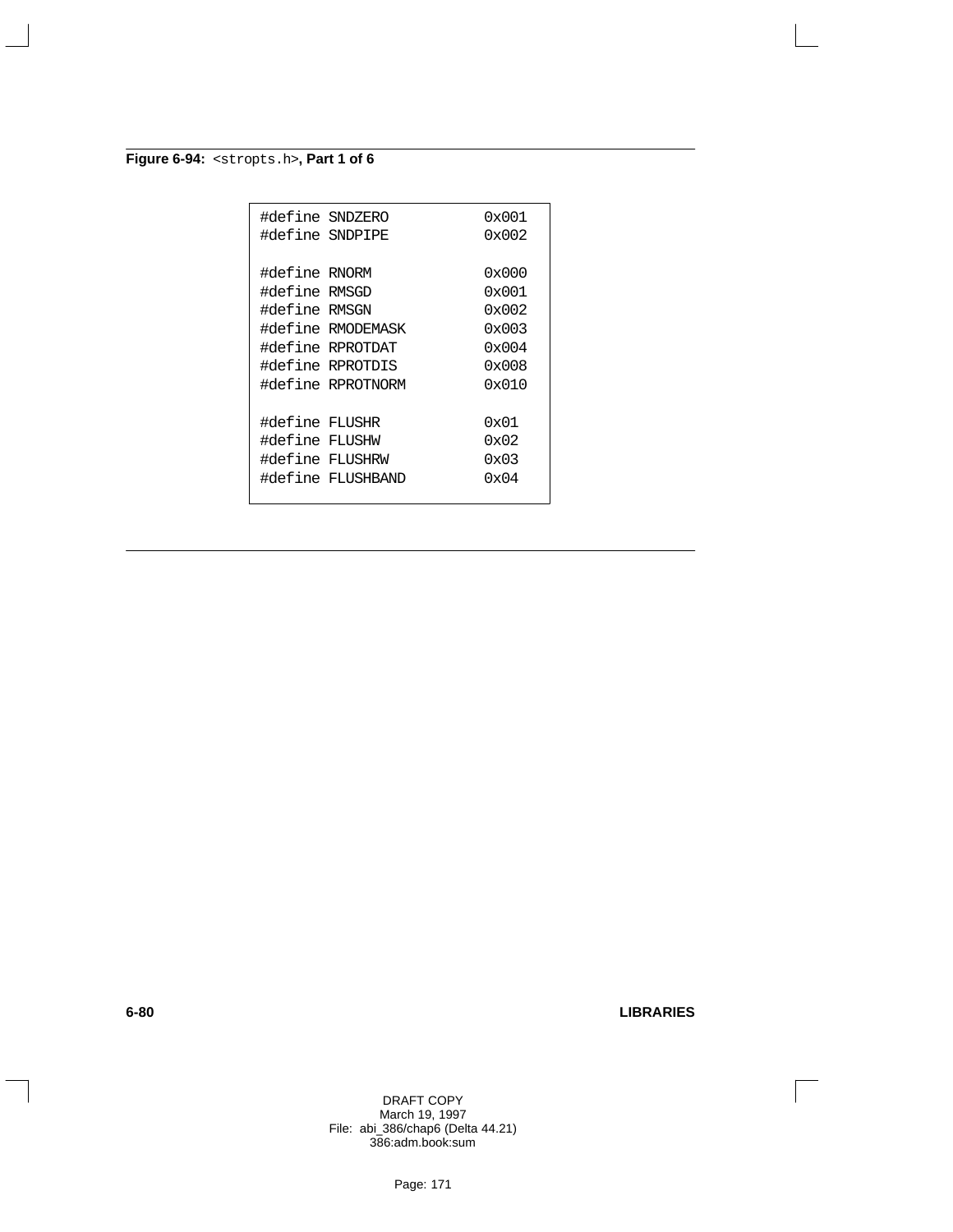**Figure 6-94:** `<stropts.h>`**, Part 1 of 6**

```
#define SNDZERO          0x001
#define SNDPIPE          0x002

#define RNORM            0x000
#define RMSGD            0x001
#define RMSGN            0x002
#define RMODEMASK        0x003
#define RPROTDAT         0x004
#define RPROTDIS         0x008
#define RPROTNORM        0x010

#define FLUSHR           0x01
#define FLUSHW           0x02
#define FLUSHRW          0x03
#define FLUSHBAND        0x04
```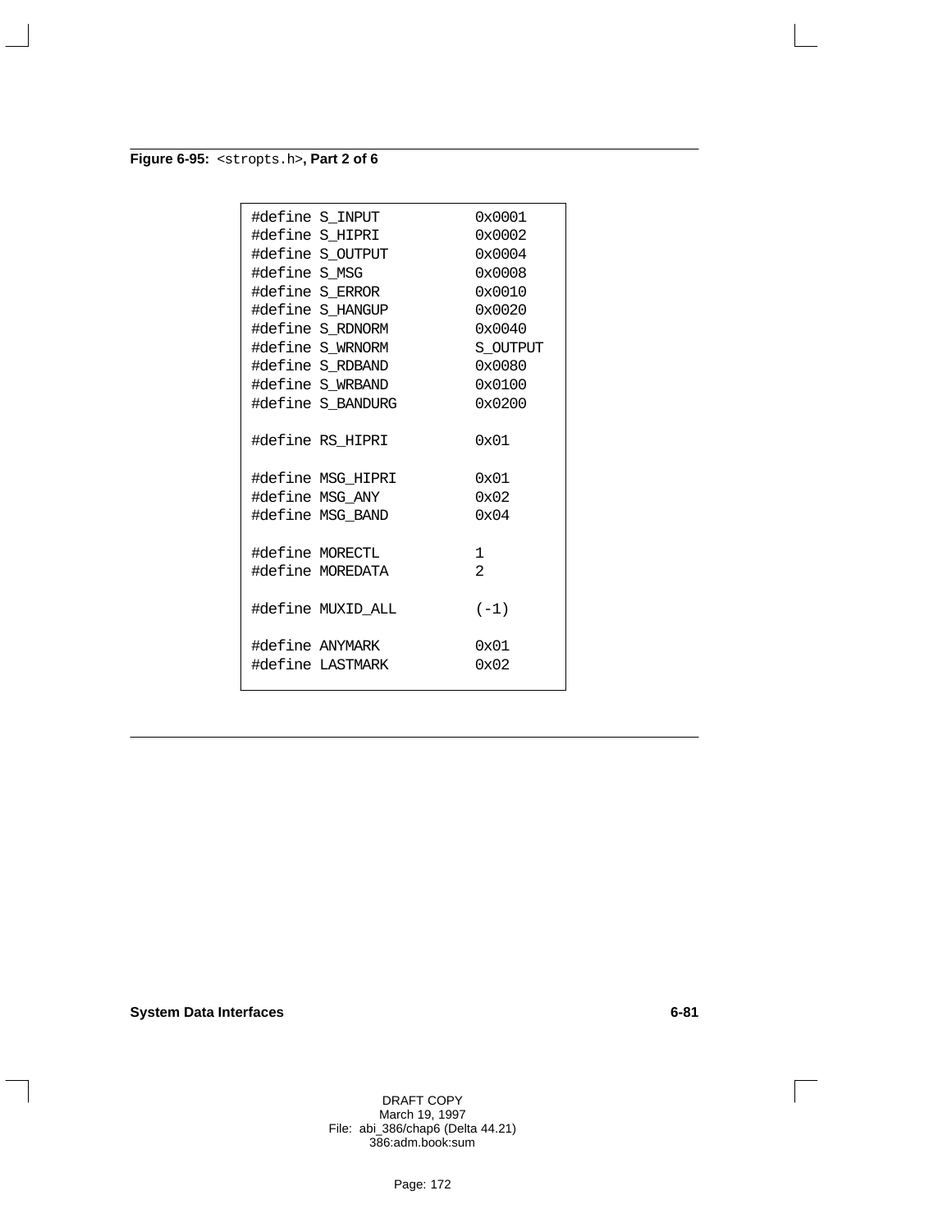**Figure 6-95:** `<stropts.h>`**, Part 2 of 6**

```
#define S_INPUT           0x0001
#define S_HIPRI           0x0002
#define S_OUTPUT          0x0004
#define S_MSG             0x0008
#define S_ERROR           0x0010
#define S_HANGUP          0x0020
#define S_RDNORM          0x0040
#define S_WRNORM          S_OUTPUT
#define S_RDBAND          0x0080
#define S_WRBAND          0x0100
#define S_BANDURG         0x0200

#define RS_HIPRI          0x01

#define MSG_HIPRI         0x01
#define MSG_ANY           0x02
#define MSG_BAND          0x04

#define MORECTL           1
#define MOREDATA          2

#define MUXID_ALL         (-1)

#define ANYMARK           0x01
#define LASTMARK          0x02
```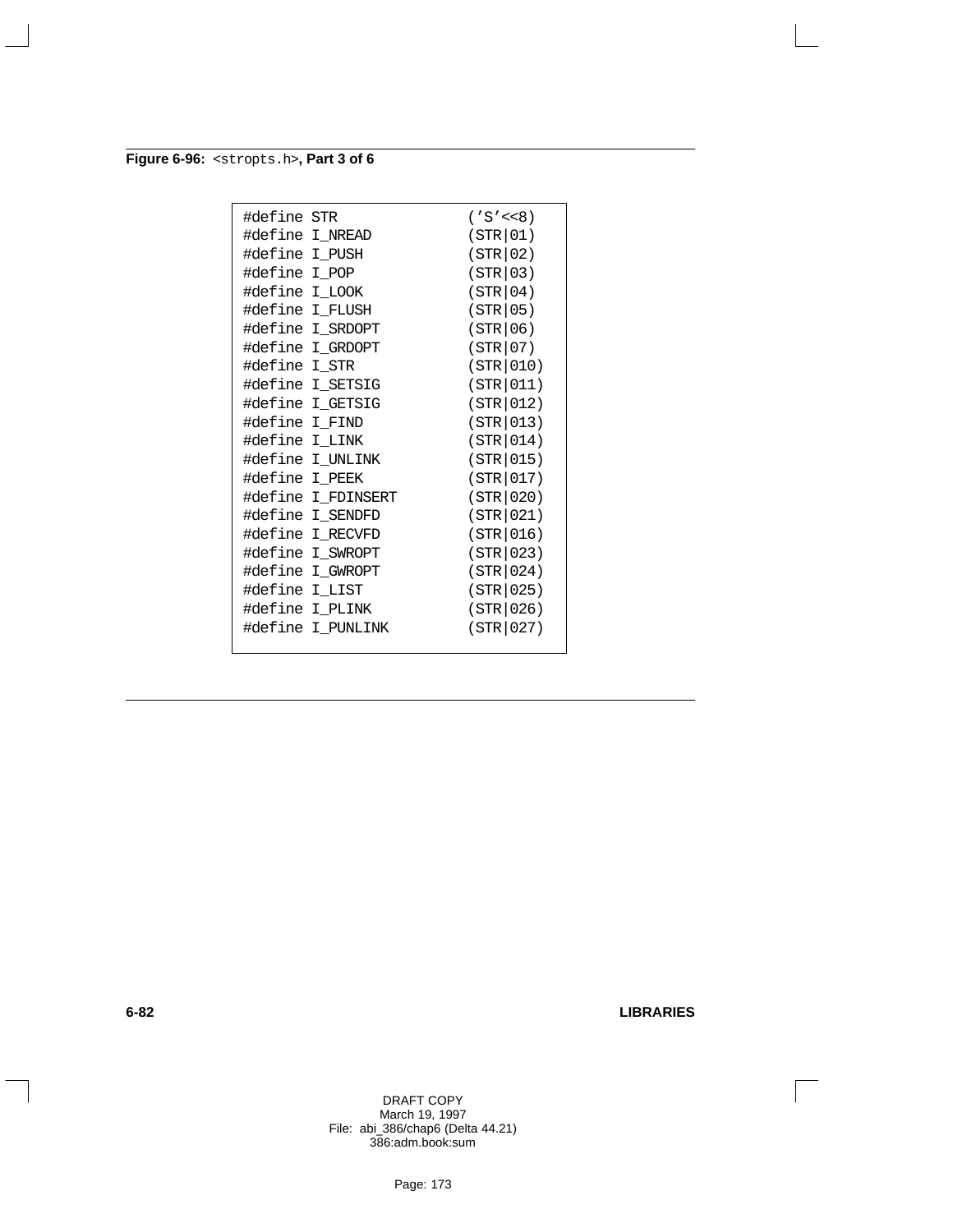**Figure 6-96:** `<stropts.h>`**, Part 3 of 6**

```
#define STR                 ('S'<<8)
#define I_NREAD             (STR|01)
#define I_PUSH              (STR|02)
#define I_POP               (STR|03)
#define I_LOOK              (STR|04)
#define I_FLUSH             (STR|05)
#define I_SRDOPT            (STR|06)
#define I_GRDOPT            (STR|07)
#define I_STR               (STR|010)
#define I_SETSIG            (STR|011)
#define I_GETSIG            (STR|012)
#define I_FIND              (STR|013)
#define I_LINK              (STR|014)
#define I_UNLINK            (STR|015)
#define I_PEEK              (STR|017)
#define I_FDINSERT          (STR|020)
#define I_SENDFD            (STR|021)
#define I_RECVFD            (STR|016)
#define I_SWROPT            (STR|023)
#define I_GWROPT            (STR|024)
#define I_LIST              (STR|025)
#define I_PLINK             (STR|026)
#define I_PUNLINK           (STR|027)
```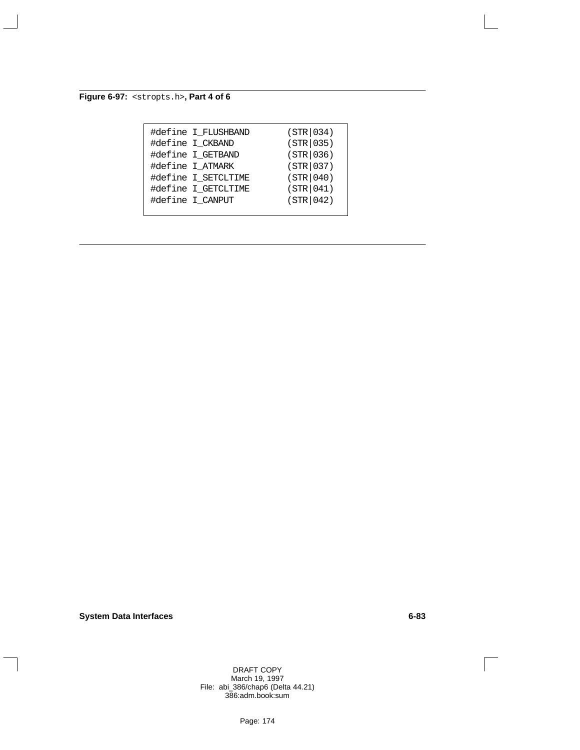**Figure 6-97:** `<stropts.h>`**, Part 4 of 6**

```
#define I_FLUSHBAND       (STR|034)
#define I_CKBAND          (STR|035)
#define I_GETBAND         (STR|036)
#define I_ATMARK          (STR|037)
#define I_SETCLTIME       (STR|040)
#define I_GETCLTIME       (STR|041)
#define I_CANPUT          (STR|042)
```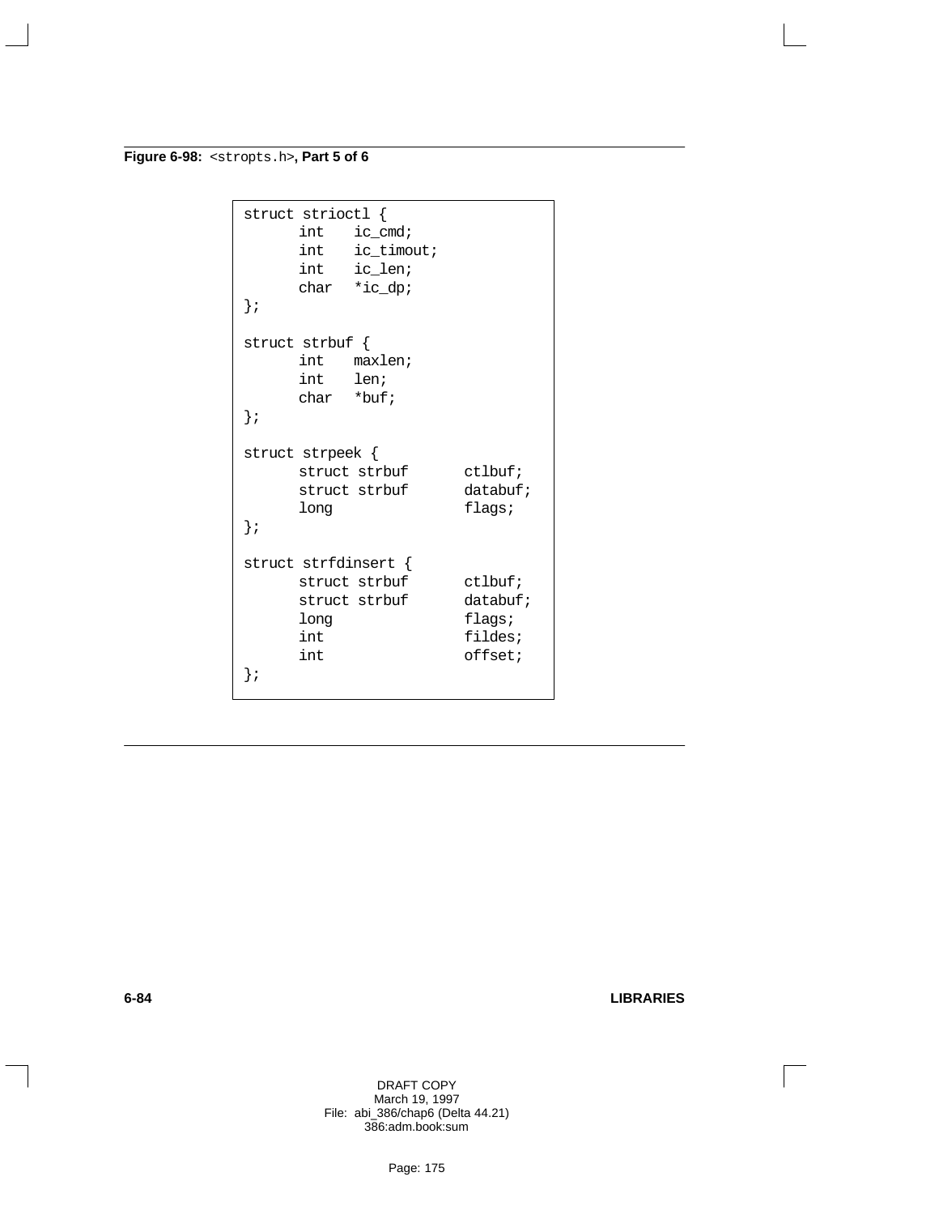**Figure 6-98:** `<stropts.h>`**, Part 5 of 6**

```
struct strioctl {
      int    ic_cmd;
      int    ic_timout;
      int    ic_len;
      char   *ic_dp;
};

struct strbuf {
      int    maxlen;
      int    len;
      char   *buf;
};

struct strpeek {
      struct strbuf       ctlbuf;
      struct strbuf       databuf;
      long                flags;
};

struct strfdinsert {
      struct strbuf       ctlbuf;
      struct strbuf       databuf;
      long                flags;
      int                 fildes;
      int                 offset;
};
```

DRAFT COPY
March 19, 1997
File: abi_386/chap6 (Delta 44.21)
386:adm.book:sum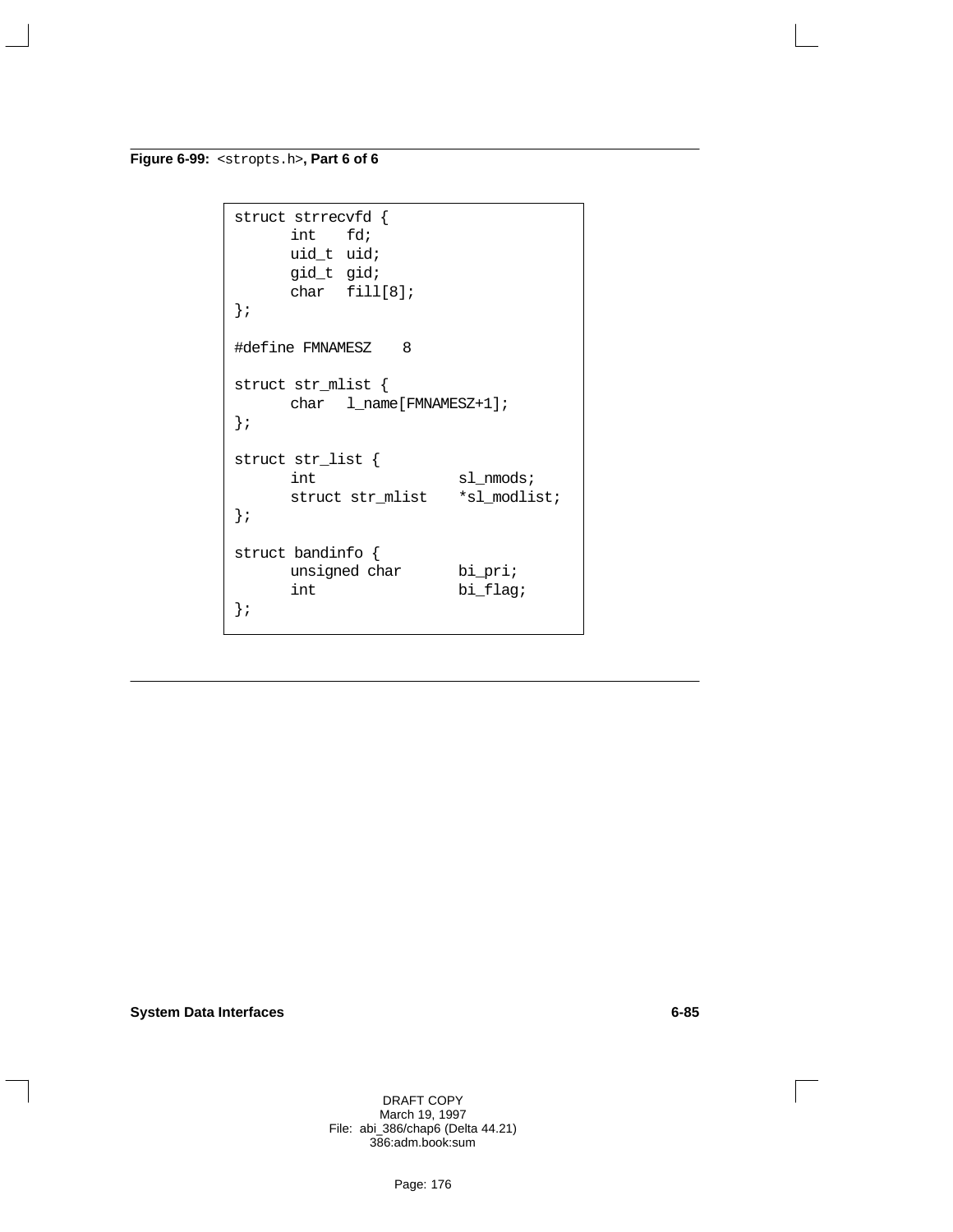**Figure 6-99:** `<stropts.h>`**, Part 6 of 6**

```
struct strrecvfd {
      int    fd;
      uid_t  uid;
      gid_t  gid;
      char   fill[8];
};

#define FMNAMESZ    8

struct str_mlist {
      char   l_name[FMNAMESZ+1];
};

struct str_list {
      int                sl_nmods;
      struct str_mlist   *sl_modlist;
};

struct bandinfo {
      unsigned char      bi_pri;
      int                bi_flag;
};
```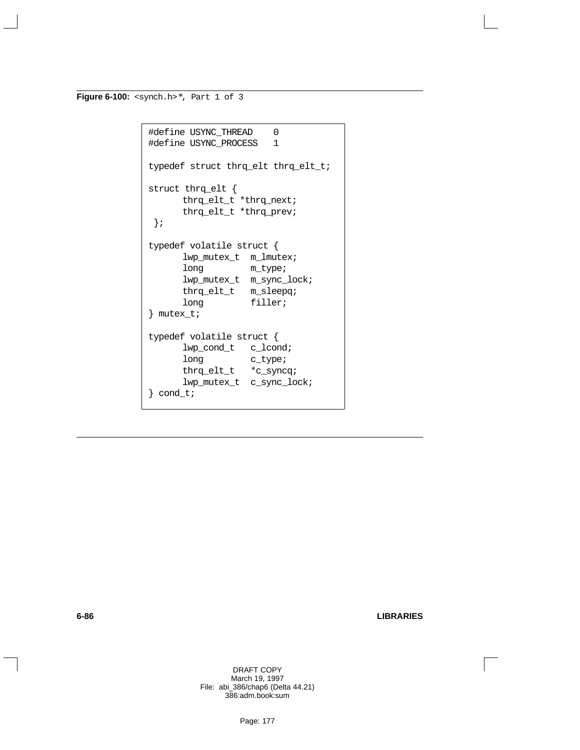**Figure 6-100:** `<synch.h>*`, Part 1 of 3

```
#define USYNC_THREAD    0
#define USYNC_PROCESS   1

typedef struct thrq_elt thrq_elt_t;

struct thrq_elt {
      thrq_elt_t *thrq_next;
      thrq_elt_t *thrq_prev;
 };

typedef volatile struct {
      lwp_mutex_t  m_lmutex;
      long         m_type;
      lwp_mutex_t  m_sync_lock;
      thrq_elt_t   m_sleepq;
      long         filler;
} mutex_t;

typedef volatile struct {
      lwp_cond_t   c_lcond;
      long         c_type;
      thrq_elt_t   *c_syncq;
      lwp_mutex_t  c_sync_lock;
} cond_t;
```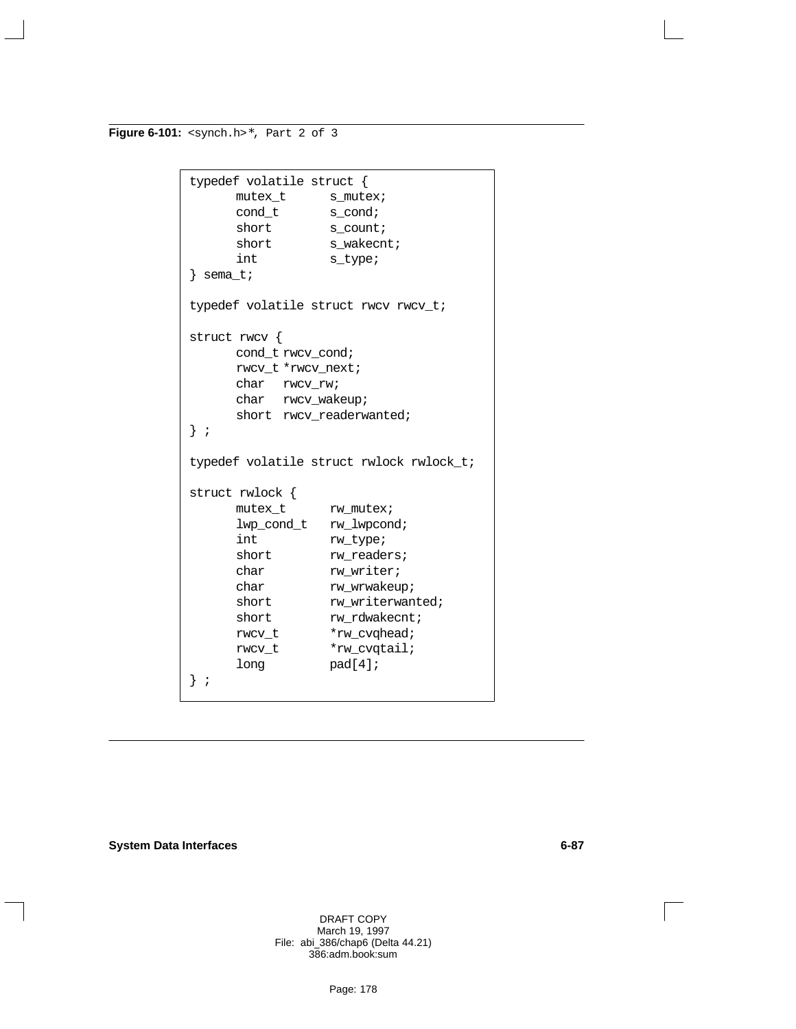**Figure 6-101:** `<synch.h>`*, Part 2 of 3

```
typedef volatile struct {
      mutex_t      s_mutex;
      cond_t       s_cond;
      short        s_count;
      short        s_wakecnt;
      int          s_type;
} sema_t;

typedef volatile struct rwcv rwcv_t;

struct rwcv {
      cond_t rwcv_cond;
      rwcv_t *rwcv_next;
      char   rwcv_rw;
      char   rwcv_wakeup;
      short  rwcv_readerwanted;
} ;

typedef volatile struct rwlock rwlock_t;

struct rwlock {
      mutex_t      rw_mutex;
      lwp_cond_t   rw_lwpcond;
      int          rw_type;
      short        rw_readers;
      char         rw_writer;
      char         rw_wrwakeup;
      short        rw_writerwanted;
      short        rw_rdwakecnt;
      rwcv_t       *rw_cvqhead;
      rwcv_t       *rw_cvqtail;
      long         pad[4];
} ;
```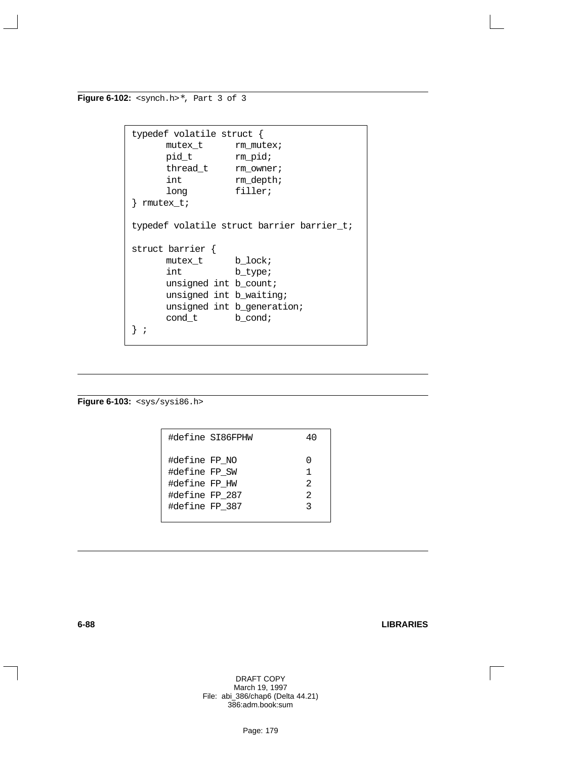**Figure 6-102:** `<synch.h>*`, Part 3 of 3

```
typedef volatile struct {
      mutex_t      rm_mutex;
      pid_t        rm_pid;
      thread_t     rm_owner;
      int          rm_depth;
      long         filler;
} rmutex_t;

typedef volatile struct barrier barrier_t;

struct barrier {
      mutex_t      b_lock;
      int          b_type;
      unsigned int b_count;
      unsigned int b_waiting;
      unsigned int b_generation;
      cond_t       b_cond;
} ;
```

**Figure 6-103:** `<sys/sysi86.h>`

```
#define SI86FPHW         40

#define FP_NO            0
#define FP_SW            1
#define FP_HW            2
#define FP_287           2
#define FP_387           3
```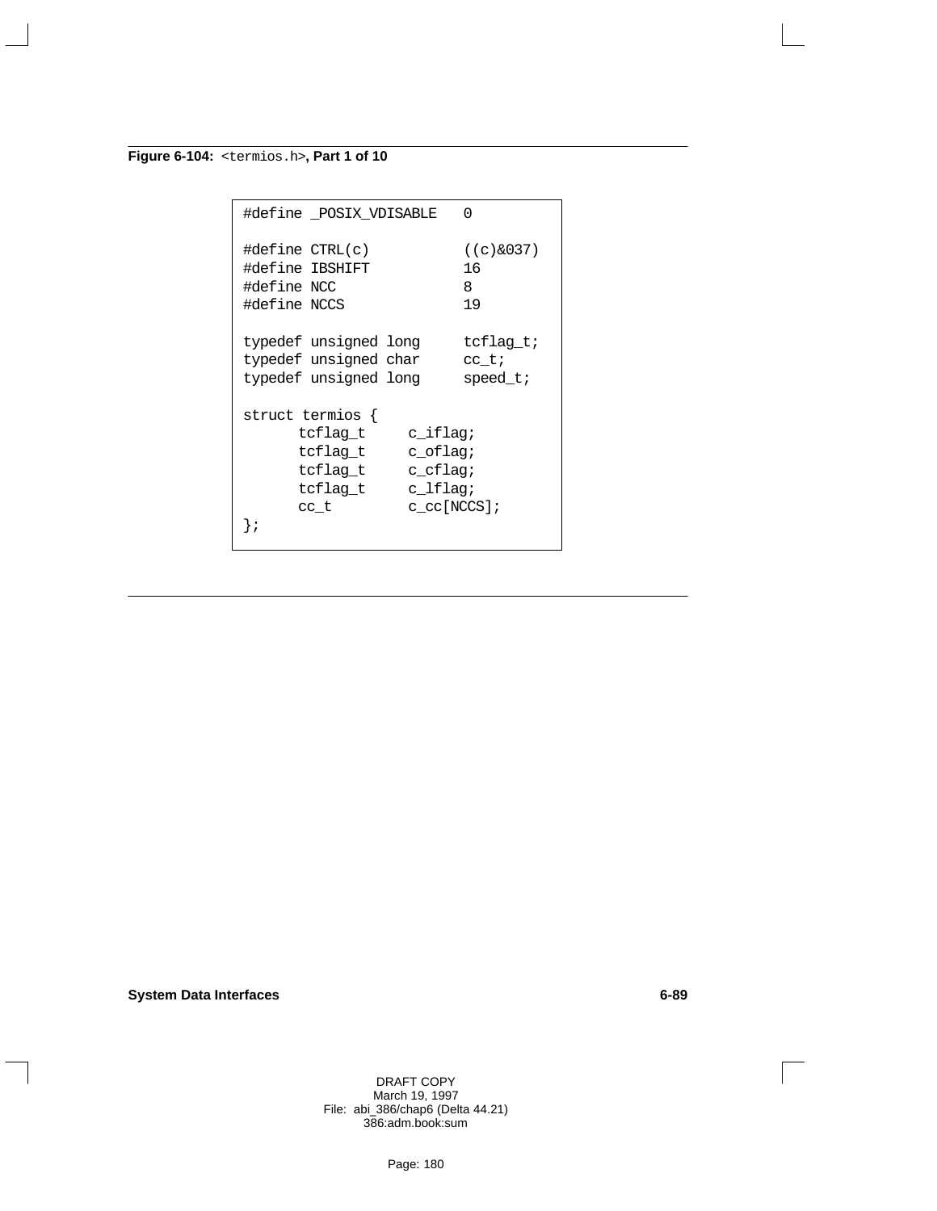**Figure 6-104:** `<termios.h>`**, Part 1 of 10**

```
#define _POSIX_VDISABLE   0

#define CTRL(c)           ((c)&037)
#define IBSHIFT           16
#define NCC               8
#define NCCS              19

typedef unsigned long     tcflag_t;
typedef unsigned char     cc_t;
typedef unsigned long     speed_t;

struct termios {
      tcflag_t     c_iflag;
      tcflag_t     c_oflag;
      tcflag_t     c_cflag;
      tcflag_t     c_lflag;
      cc_t         c_cc[NCCS];
};
```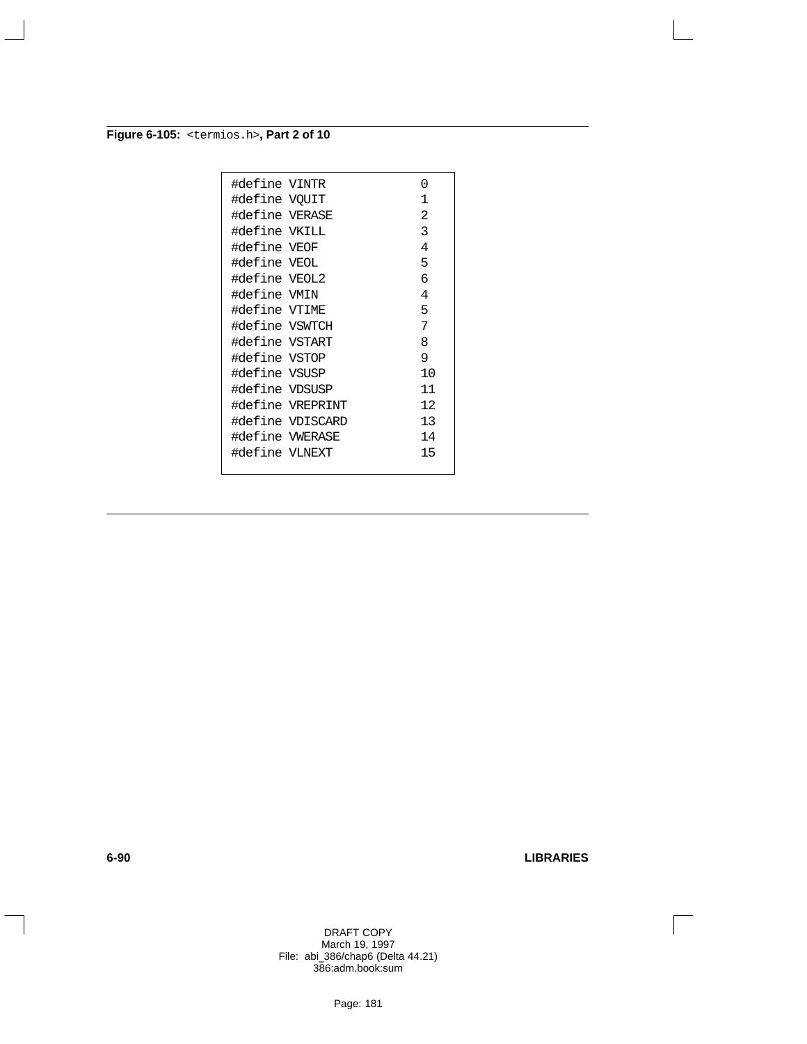**Figure 6-105:** `<termios.h>`**, Part 2 of 10**

```
#define VINTR           0
#define VQUIT           1
#define VERASE          2
#define VKILL           3
#define VEOF            4
#define VEOL            5
#define VEOL2           6
#define VMIN            4
#define VTIME           5
#define VSWTCH          7
#define VSTART          8
#define VSTOP           9
#define VSUSP           10
#define VDSUSP          11
#define VREPRINT        12
#define VDISCARD        13
#define VWERASE         14
#define VLNEXT          15
```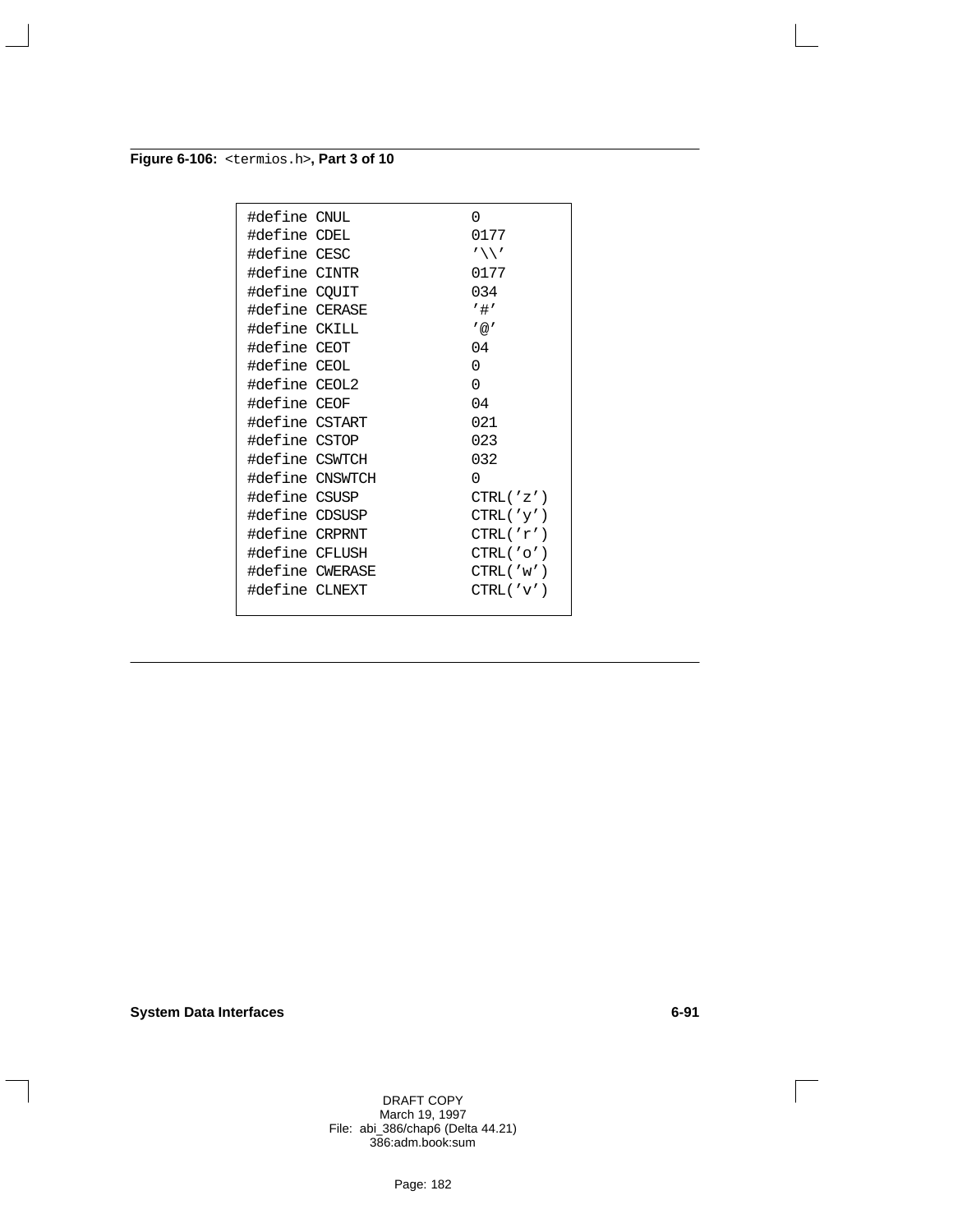**Figure 6-106:** `<termios.h>`**, Part 3 of 10**

```
#define CNUL             0
#define CDEL             0177
#define CESC             '\\'
#define CINTR            0177
#define CQUIT            034
#define CERASE           '#'
#define CKILL            '@'
#define CEOT             04
#define CEOL             0
#define CEOL2            0
#define CEOF             04
#define CSTART           021
#define CSTOP            023
#define CSWTCH           032
#define CNSWTCH          0
#define CSUSP            CTRL('z')
#define CDSUSP           CTRL('y')
#define CRPRNT           CTRL('r')
#define CFLUSH           CTRL('o')
#define CWERASE          CTRL('w')
#define CLNEXT           CTRL('v')
```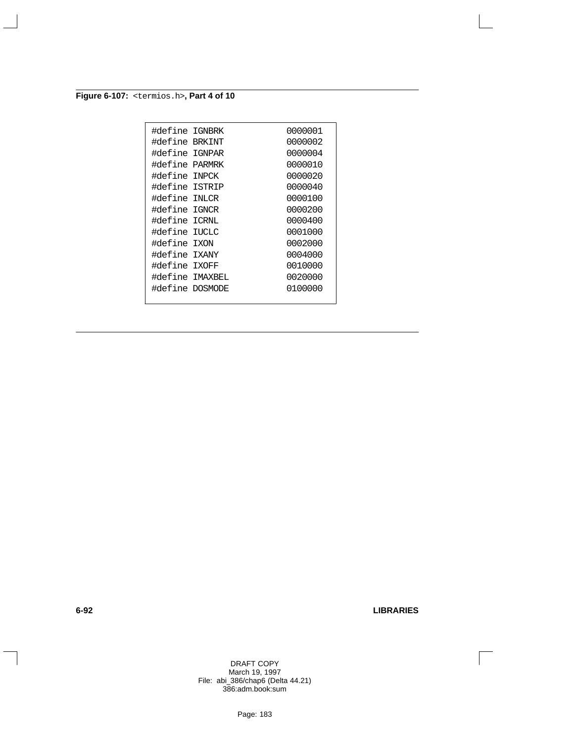**Figure 6-107:** `<termios.h>`**, Part 4 of 10**

```
#define IGNBRK          0000001
#define BRKINT          0000002
#define IGNPAR          0000004
#define PARMRK          0000010
#define INPCK           0000020
#define ISTRIP          0000040
#define INLCR           0000100
#define IGNCR           0000200
#define ICRNL           0000400
#define IUCLC           0001000
#define IXON            0002000
#define IXANY           0004000
#define IXOFF           0010000
#define IMAXBEL         0020000
#define DOSMODE         0100000
```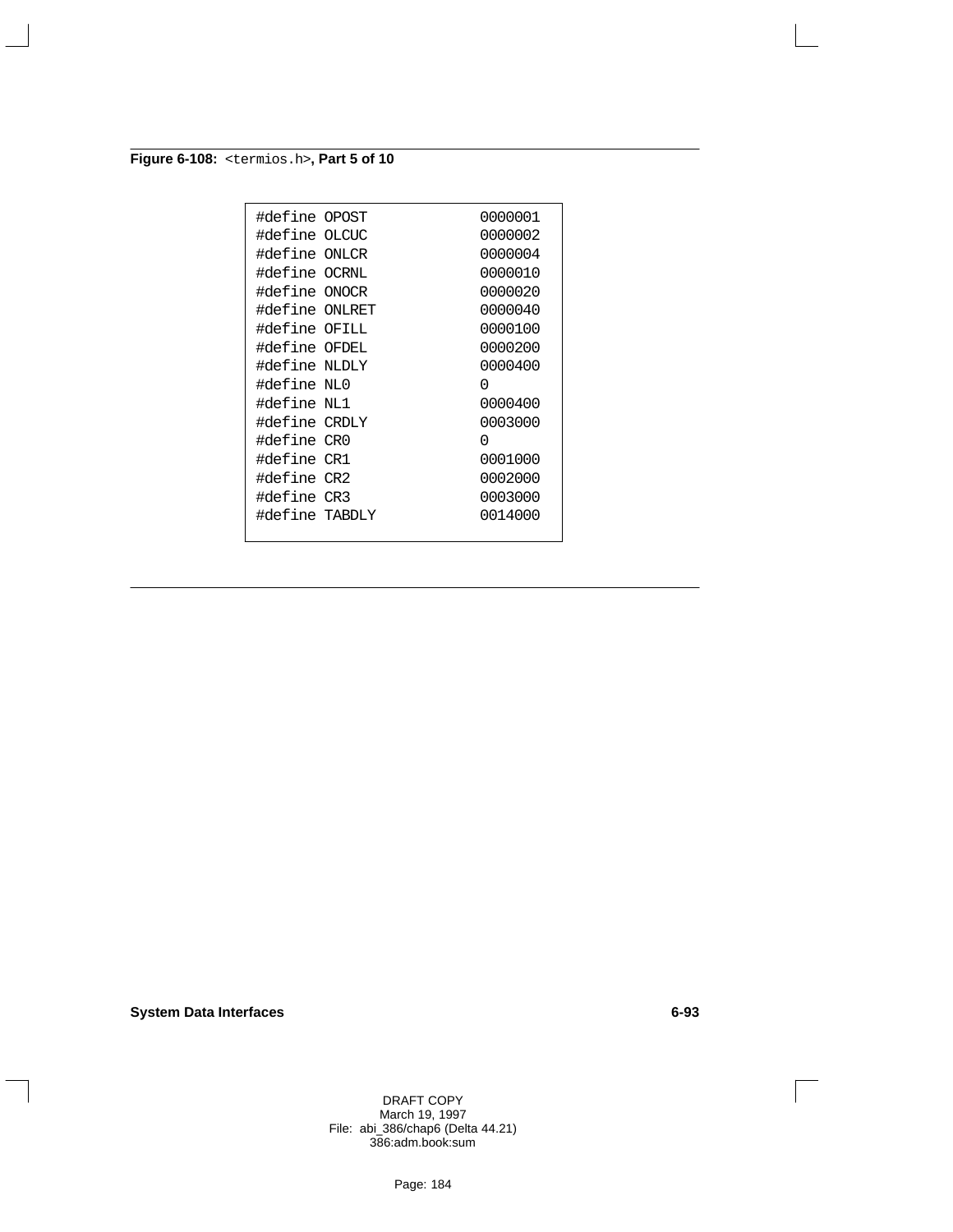**Figure 6-108:** `<termios.h>`**, Part 5 of 10**

```
#define OPOST          0000001
#define OLCUC          0000002
#define ONLCR          0000004
#define OCRNL          0000010
#define ONOCR          0000020
#define ONLRET         0000040
#define OFILL          0000100
#define OFDEL          0000200
#define NLDLY          0000400
#define NL0            0
#define NL1            0000400
#define CRDLY          0003000
#define CR0            0
#define CR1            0001000
#define CR2            0002000
#define CR3            0003000
#define TABDLY         0014000
```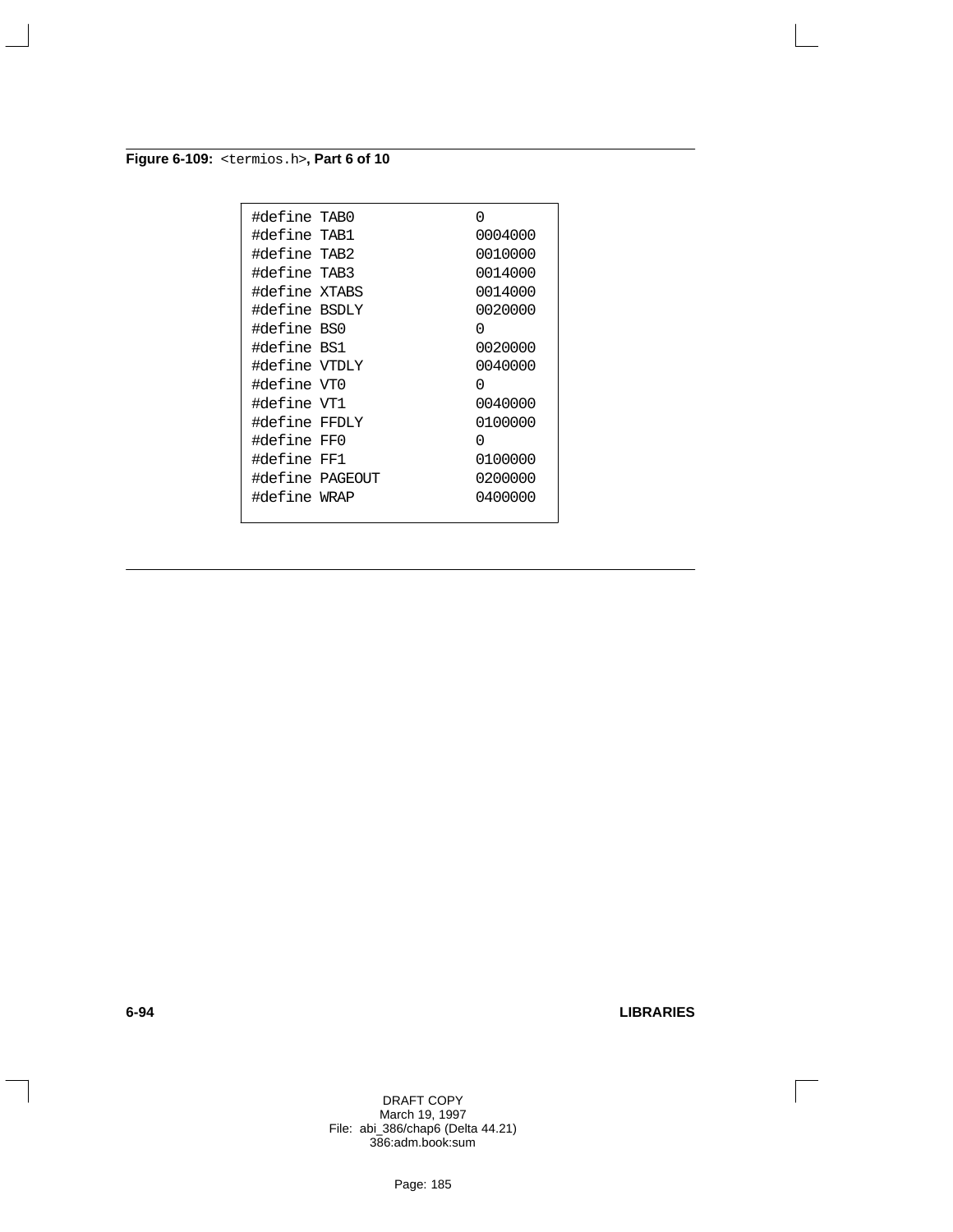**Figure 6-109:** `<termios.h>`**, Part 6 of 10**

```
#define TAB0            0
#define TAB1            0004000
#define TAB2            0010000
#define TAB3            0014000
#define XTABS           0014000
#define BSDLY           0020000
#define BS0             0
#define BS1             0020000
#define VTDLY           0040000
#define VT0             0
#define VT1             0040000
#define FFDLY           0100000
#define FF0             0
#define FF1             0100000
#define PAGEOUT         0200000
#define WRAP            0400000
```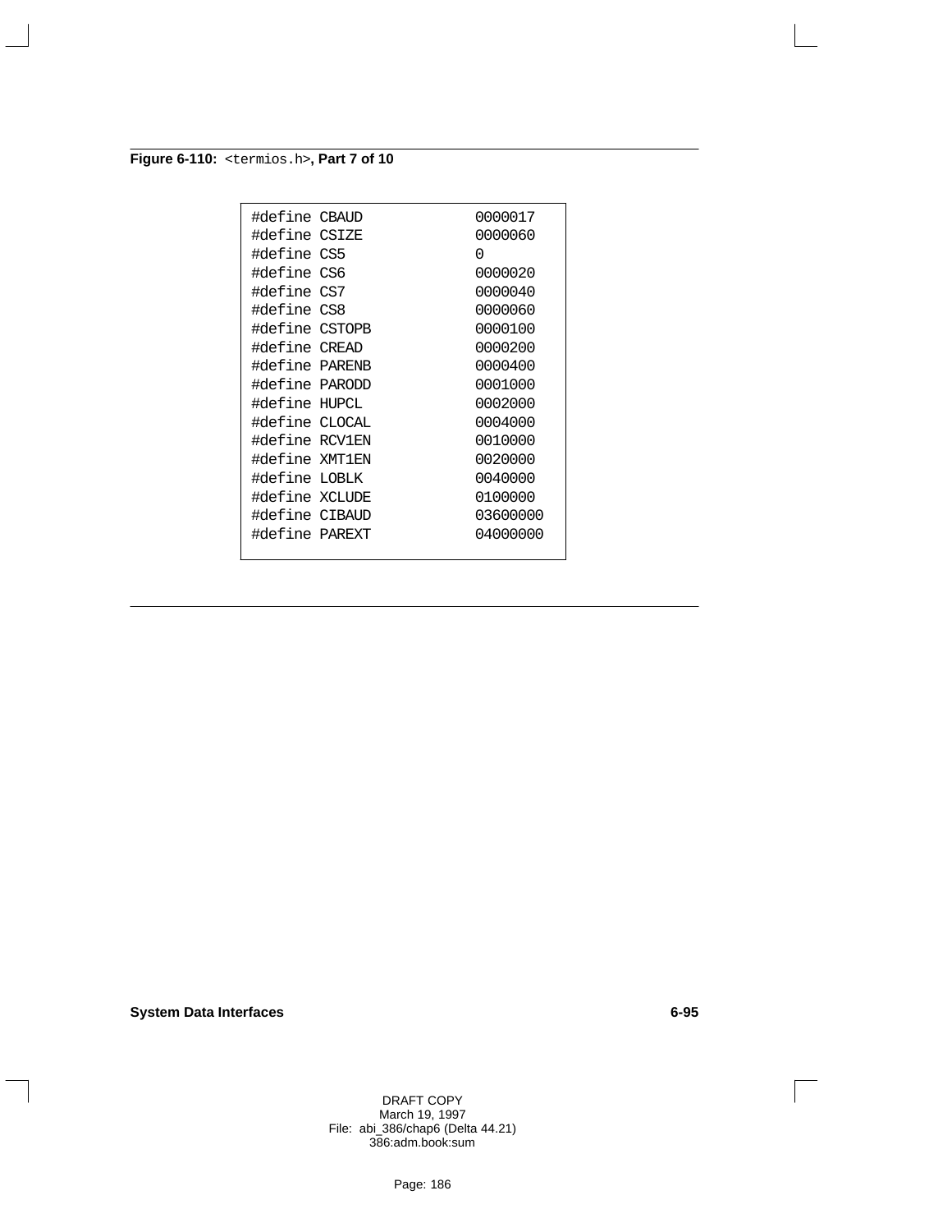**Figure 6-110:** `<termios.h>`**, Part 7 of 10**

```
#define CBAUD           0000017
#define CSIZE           0000060
#define CS5             0
#define CS6             0000020
#define CS7             0000040
#define CS8             0000060
#define CSTOPB          0000100
#define CREAD           0000200
#define PARENB          0000400
#define PARODD          0001000
#define HUPCL           0002000
#define CLOCAL          0004000
#define RCV1EN          0010000
#define XMT1EN          0020000
#define LOBLK           0040000
#define XCLUDE          0100000
#define CIBAUD          03600000
#define PAREXT          04000000
```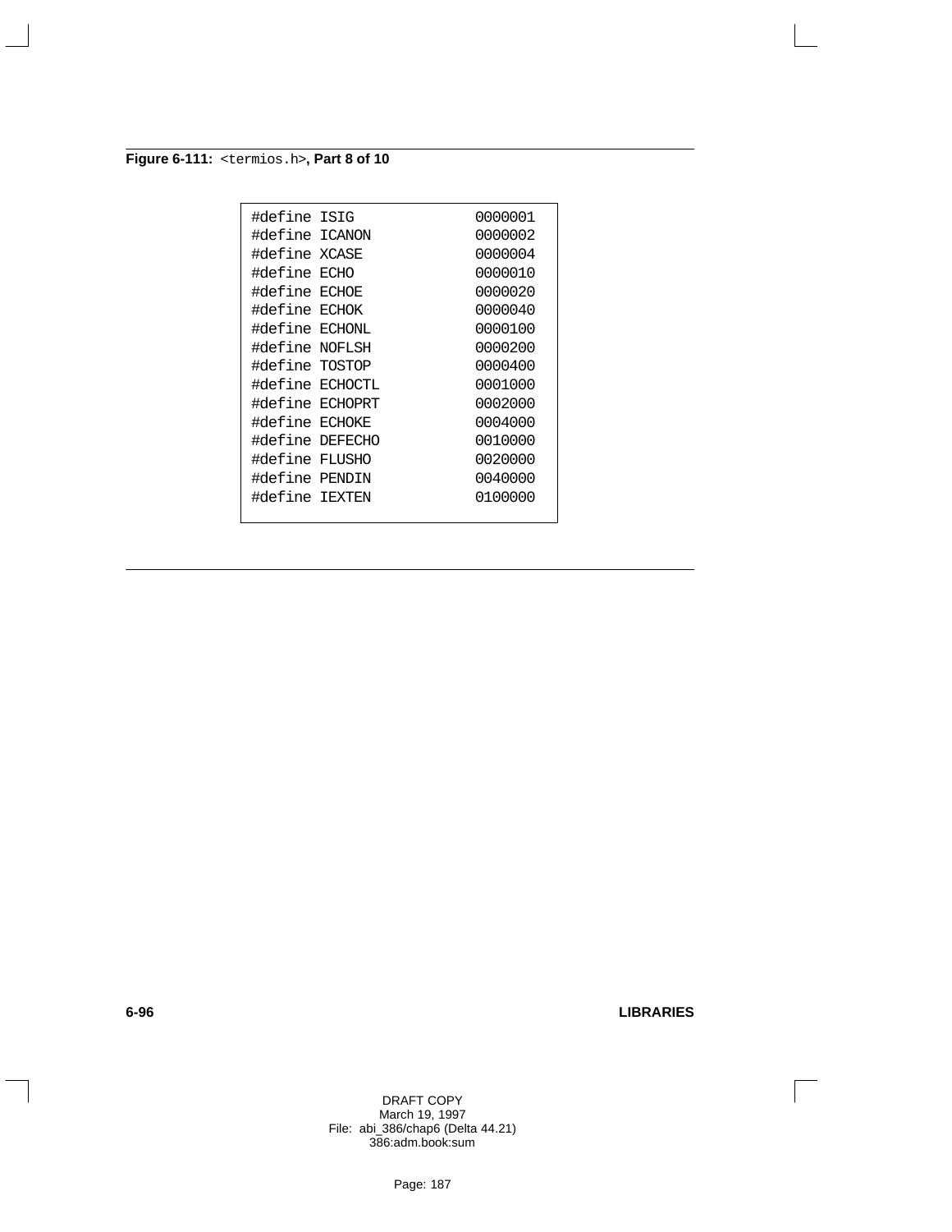**Figure 6-111:** `<termios.h>`**, Part 8 of 10**

```
#define ISIG                0000001
#define ICANON              0000002
#define XCASE               0000004
#define ECHO                0000010
#define ECHOE               0000020
#define ECHOK               0000040
#define ECHONL              0000100
#define NOFLSH              0000200
#define TOSTOP              0000400
#define ECHOCTL             0001000
#define ECHOPRT             0002000
#define ECHOKE              0004000
#define DEFECHO             0010000
#define FLUSHO              0020000
#define PENDIN              0040000
#define IEXTEN              0100000
```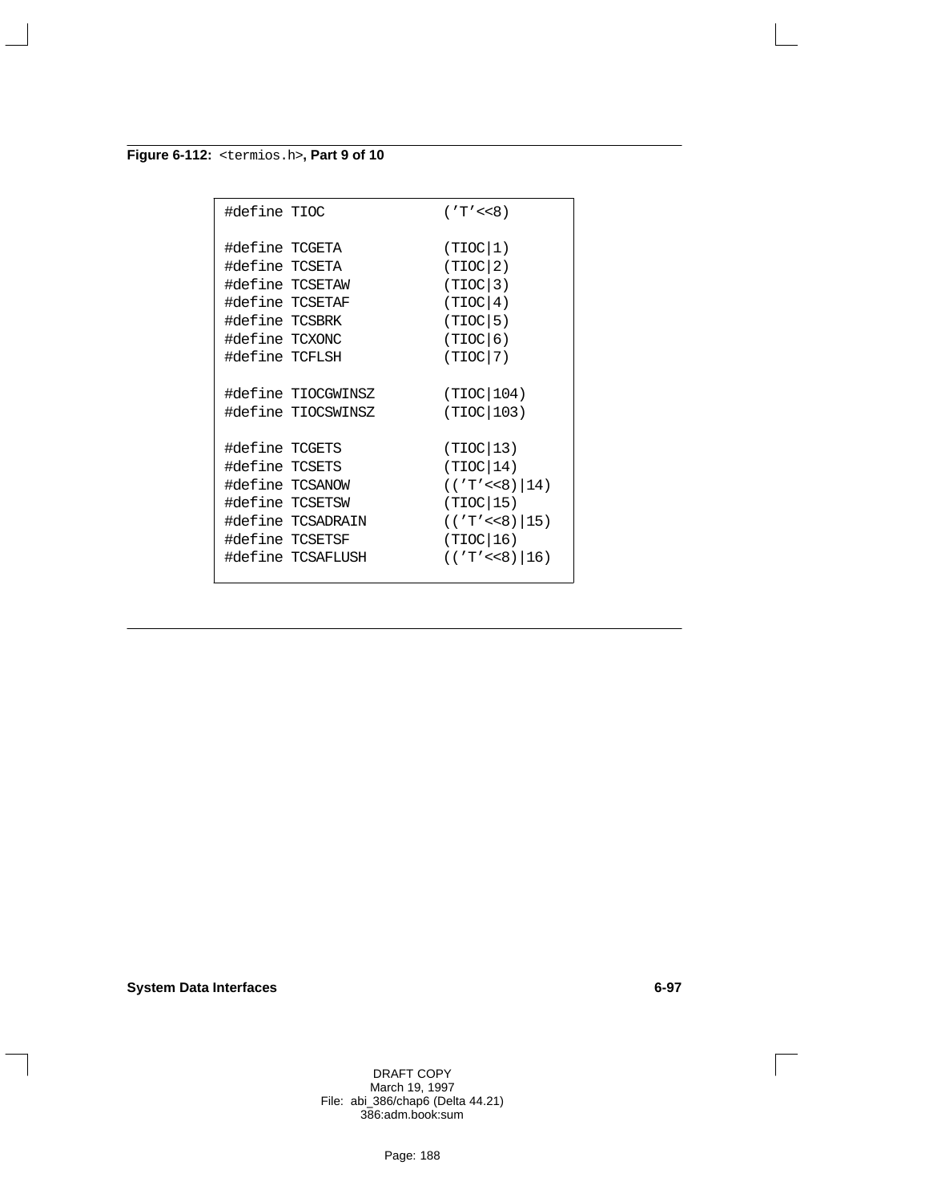**Figure 6-112:** `<termios.h>`**, Part 9 of 10**

```
#define TIOC             ('T'<<8)

#define TCGETA           (TIOC|1)
#define TCSETA           (TIOC|2)
#define TCSETAW          (TIOC|3)
#define TCSETAF          (TIOC|4)
#define TCSBRK           (TIOC|5)
#define TCXONC           (TIOC|6)
#define TCFLSH           (TIOC|7)

#define TIOCGWINSZ       (TIOC|104)
#define TIOCSWINSZ       (TIOC|103)

#define TCGETS           (TIOC|13)
#define TCSETS           (TIOC|14)
#define TCSANOW          (('T'<<8)|14)
#define TCSETSW          (TIOC|15)
#define TCSADRAIN        (('T'<<8)|15)
#define TCSETSF          (TIOC|16)
#define TCSAFLUSH        (('T'<<8)|16)
```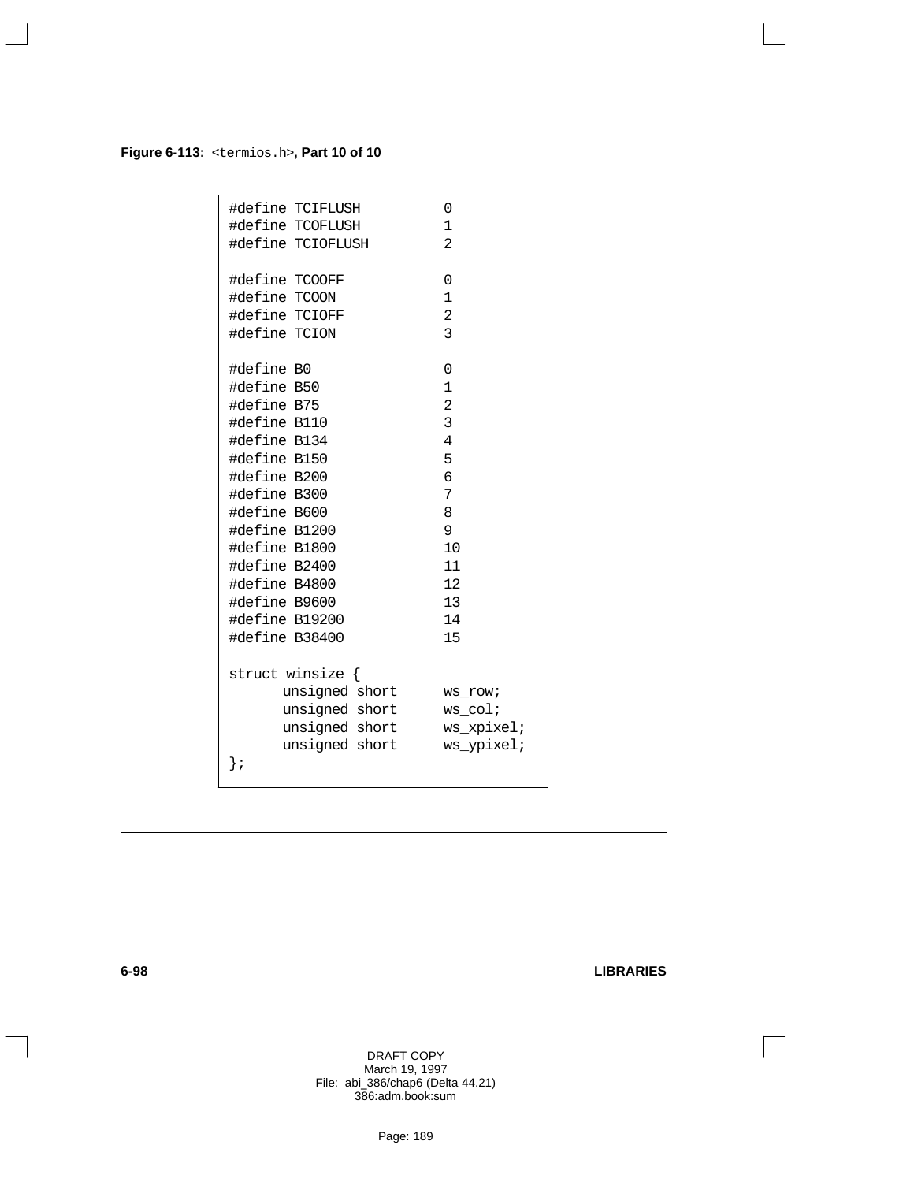**Figure 6-113:** `<termios.h>`**, Part 10 of 10**

```
#define TCIFLUSH         0
#define TCOFLUSH         1
#define TCIOFLUSH        2

#define TCOOFF           0
#define TCOON            1
#define TCIOFF           2
#define TCION            3

#define B0               0
#define B50              1
#define B75              2
#define B110             3
#define B134             4
#define B150             5
#define B200             6
#define B300             7
#define B600             8
#define B1200            9
#define B1800            10
#define B2400            11
#define B4800            12
#define B9600            13
#define B19200           14
#define B38400           15

struct winsize {
      unsigned short     ws_row;
      unsigned short     ws_col;
      unsigned short     ws_xpixel;
      unsigned short     ws_ypixel;
};
```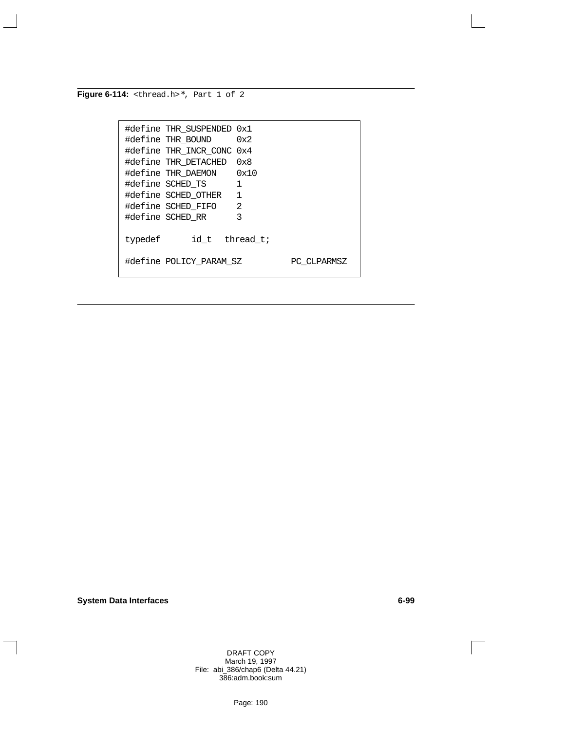**Figure 6-114:** `<thread.h>*, Part 1 of 2`

```
#define THR_SUSPENDED 0x1
#define THR_BOUND     0x2
#define THR_INCR_CONC 0x4
#define THR_DETACHED  0x8
#define THR_DAEMON    0x10
#define SCHED_TS      1
#define SCHED_OTHER   1
#define SCHED_FIFO    2
#define SCHED_RR      3

typedef      id_t   thread_t;

#define POLICY_PARAM_SZ         PC_CLPARMSZ
```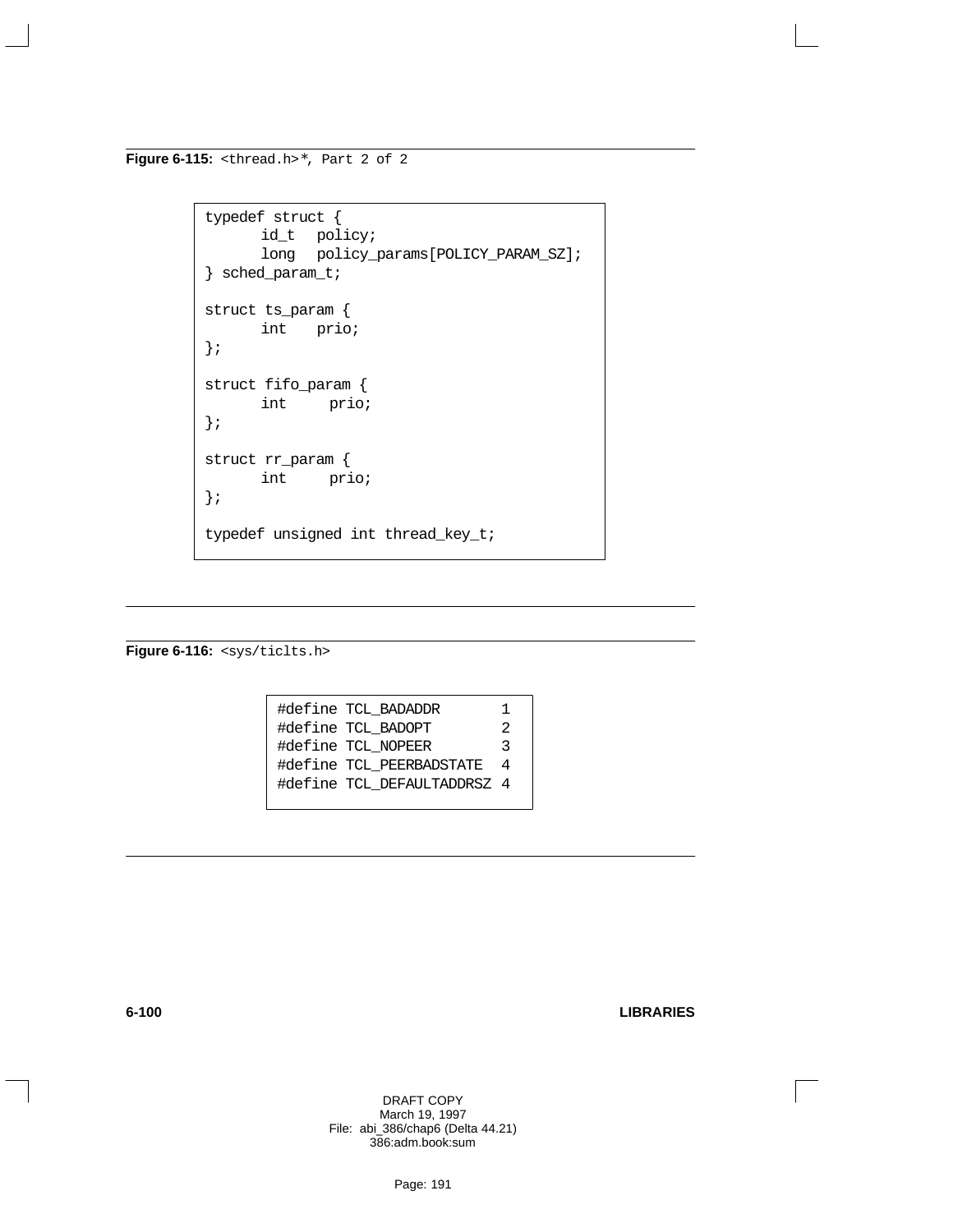**Figure 6-115:** `<thread.h>*`, Part 2 of 2

```
typedef struct {
      id_t   policy;
      long   policy_params[POLICY_PARAM_SZ];
} sched_param_t;

struct ts_param {
      int    prio;
};

struct fifo_param {
      int     prio;
};

struct rr_param {
      int     prio;
};

typedef unsigned int thread_key_t;
```

**Figure 6-116:** `<sys/ticlts.h>`

```
#define TCL_BADADDR       1
#define TCL_BADOPT        2
#define TCL_NOPEER        3
#define TCL_PEERBADSTATE  4
#define TCL_DEFAULTADDRSZ 4
```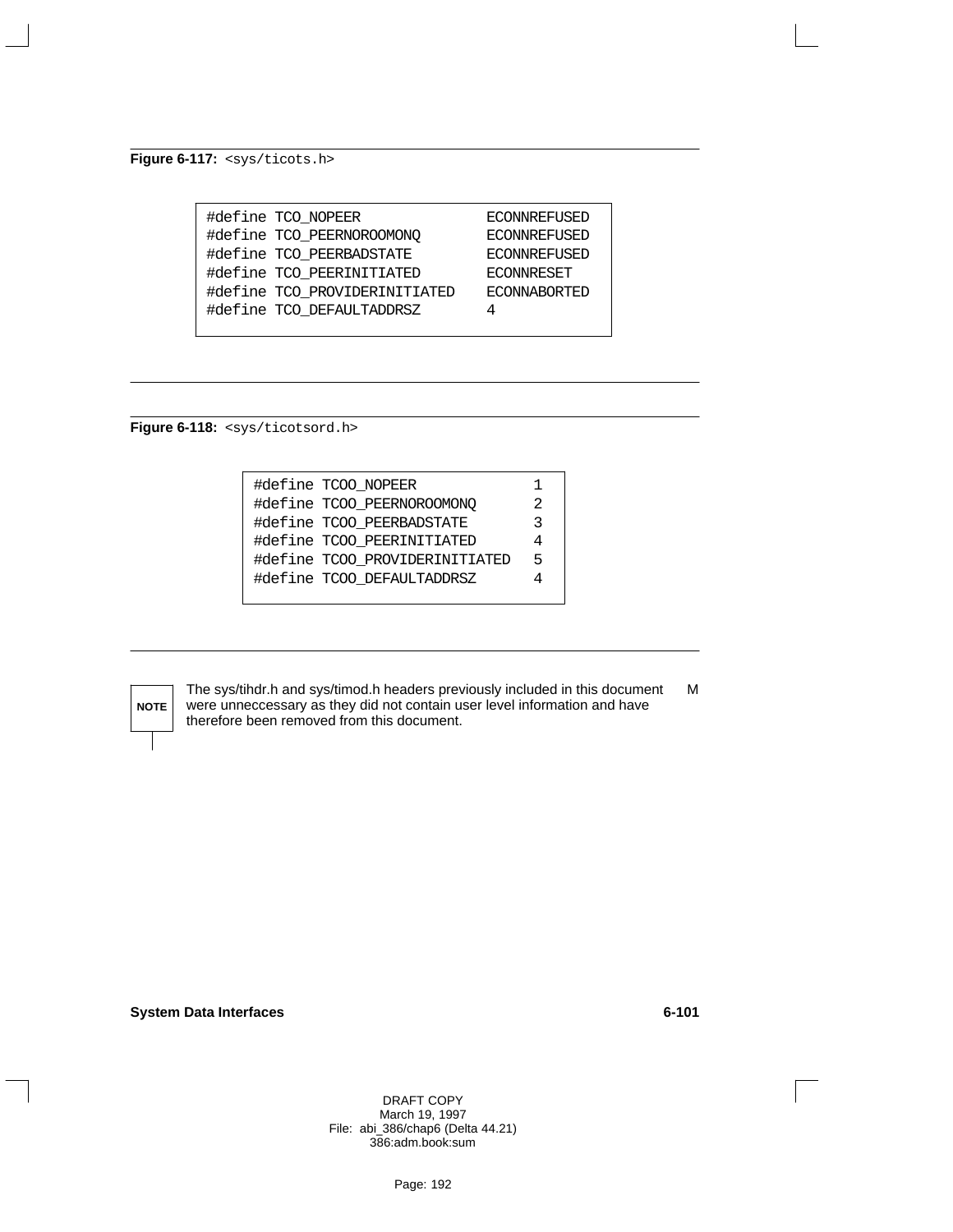**Figure 6-117:** `<sys/ticots.h>`

```
#define TCO_NOPEER                ECONNREFUSED
#define TCO_PEERNOROOMONQ         ECONNREFUSED
#define TCO_PEERBADSTATE          ECONNREFUSED
#define TCO_PEERINITIATED         ECONNRESET
#define TCO_PROVIDERINITIATED     ECONNABORTED
#define TCO_DEFAULTADDRSZ         4
```

**Figure 6-118:** `<sys/ticotsord.h>`

```
#define TCOO_NOPEER               1
#define TCOO_PEERNOROOMONQ        2
#define TCOO_PEERBADSTATE         3
#define TCOO_PEERINITIATED        4
#define TCOO_PROVIDERINITIATED    5
#define TCOO_DEFAULTADDRSZ        4
```

**NOTE** The sys/tihdr.h and sys/timod.h headers previously included in this document were unneccessary as they did not contain user level information and have therefore been removed from this document. M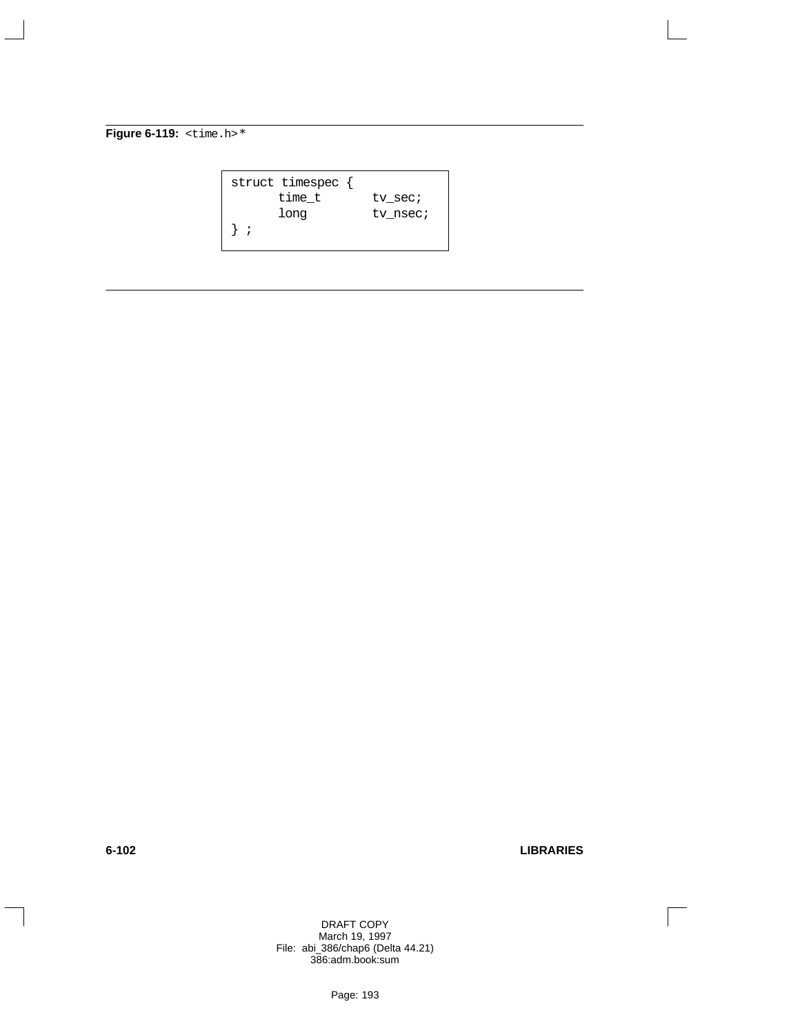**Figure 6-119:** `<time.h>`*

```
struct timespec {
      time_t       tv_sec;
      long         tv_nsec;
} ;
```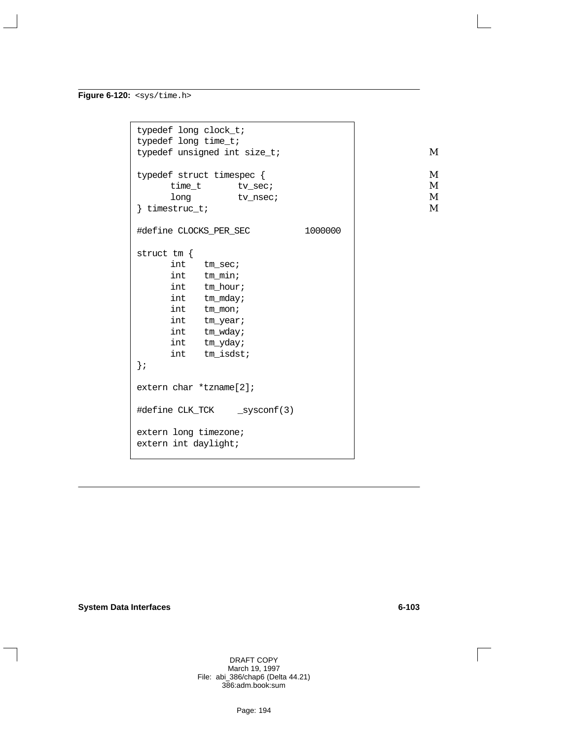**Figure 6-120:** `<sys/time.h>`

```
typedef long clock_t;
typedef long time_t;
typedef unsigned int size_t;                                    M

typedef struct timespec {                                       M
      time_t      tv_sec;                                       M
      long        tv_nsec;                                      M
} timestruc_t;                                                  M

#define CLOCKS_PER_SEC          1000000

struct tm {
      int    tm_sec;
      int    tm_min;
      int    tm_hour;
      int    tm_mday;
      int    tm_mon;
      int    tm_year;
      int    tm_wday;
      int    tm_yday;
      int    tm_isdst;
};

extern char *tzname[2];

#define CLK_TCK     _sysconf(3)

extern long timezone;
extern int daylight;
```

System Data Interfaces

DRAFT COPY
March 19, 1997
File: abi_386/chap6 (Delta 44.21)
386:adm.book:sum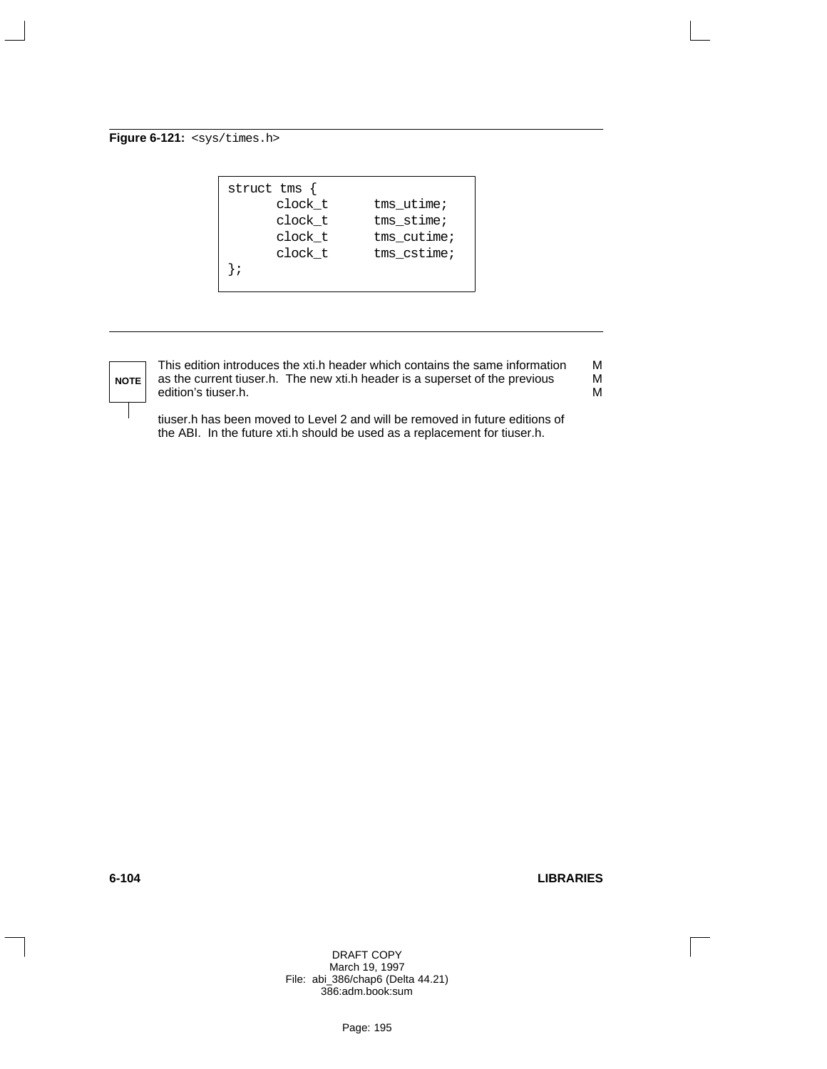**Figure 6-121:** `<sys/times.h>`

```
struct tms {
      clock_t      tms_utime;
      clock_t      tms_stime;
      clock_t      tms_cutime;
      clock_t      tms_cstime;
};
```

**NOTE**

This edition introduces the xti.h header which contains the same information as the current tiuser.h. The new xti.h header is a superset of the previous edition's tiuser.h.

tiuser.h has been moved to Level 2 and will be removed in future editions of the ABI. In the future xti.h should be used as a replacement for tiuser.h.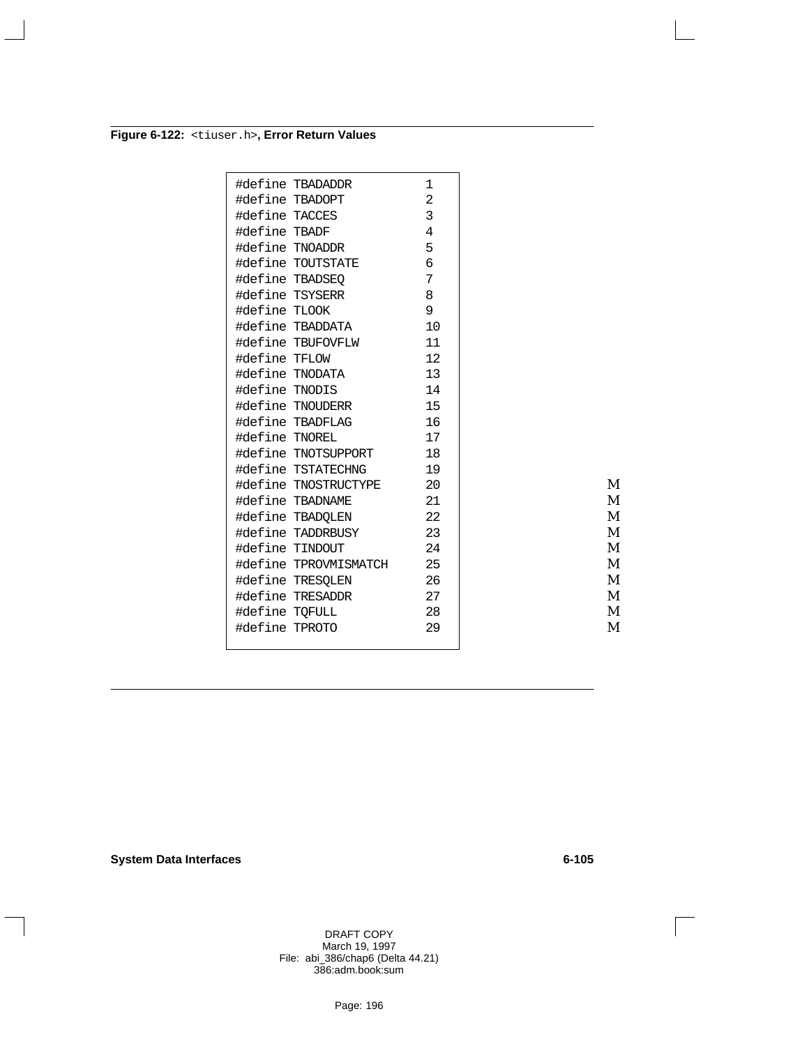**Figure 6-122:** `<tiuser.h>`**, Error Return Values**

```
#define TBADADDR        1
#define TBADOPT         2
#define TACCES          3
#define TBADF           4
#define TNOADDR         5
#define TOUTSTATE       6
#define TBADSEQ         7
#define TSYSERR         8
#define TLOOK           9
#define TBADDATA        10
#define TBUFOVFLW       11
#define TFLOW           12
#define TNODATA         13
#define TNODIS          14
#define TNOUDERR        15
#define TBADFLAG        16
#define TNOREL          17
#define TNOTSUPPORT     18
#define TSTATECHNG      19
#define TNOSTRUCTYPE    20
#define TBADNAME        21
#define TBADQLEN        22
#define TADDRBUSY       23
#define TINDOUT         24
#define TPROVMISMATCH   25
#define TRESQLEN        26
#define TRESADDR        27
#define TQFULL          28
#define TPROTO          29
```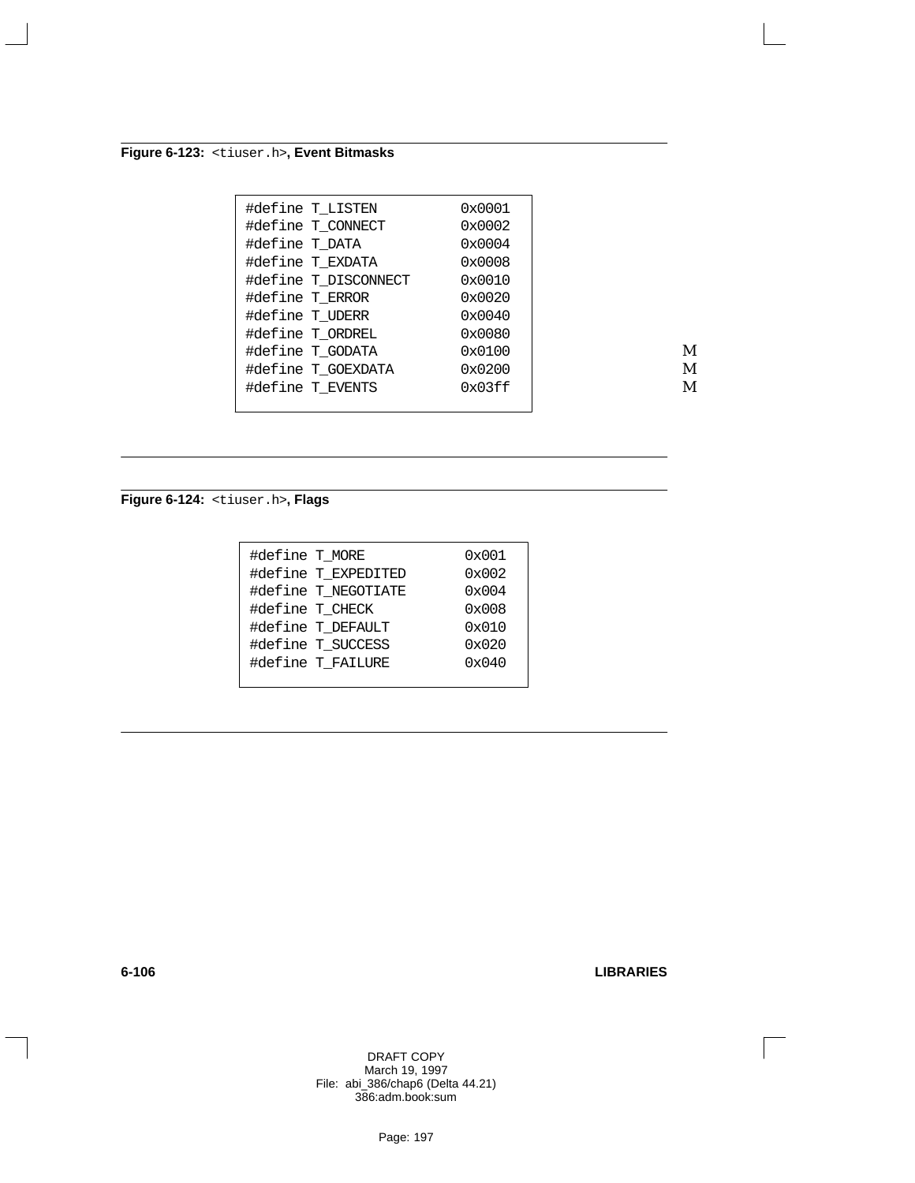**Figure 6-123:** `<tiuser.h>`**, Event Bitmasks**

```
#define T_LISTEN          0x0001
#define T_CONNECT         0x0002
#define T_DATA            0x0004
#define T_EXDATA          0x0008
#define T_DISCONNECT      0x0010
#define T_ERROR           0x0020
#define T_UDERR           0x0040
#define T_ORDREL          0x0080
#define T_GODATA          0x0100
#define T_GOEXDATA        0x0200
#define T_EVENTS          0x03ff
```

**Figure 6-124:** `<tiuser.h>`**, Flags**

```
#define T_MORE            0x001
#define T_EXPEDITED       0x002
#define T_NEGOTIATE       0x004
#define T_CHECK           0x008
#define T_DEFAULT         0x010
#define T_SUCCESS         0x020
#define T_FAILURE         0x040
```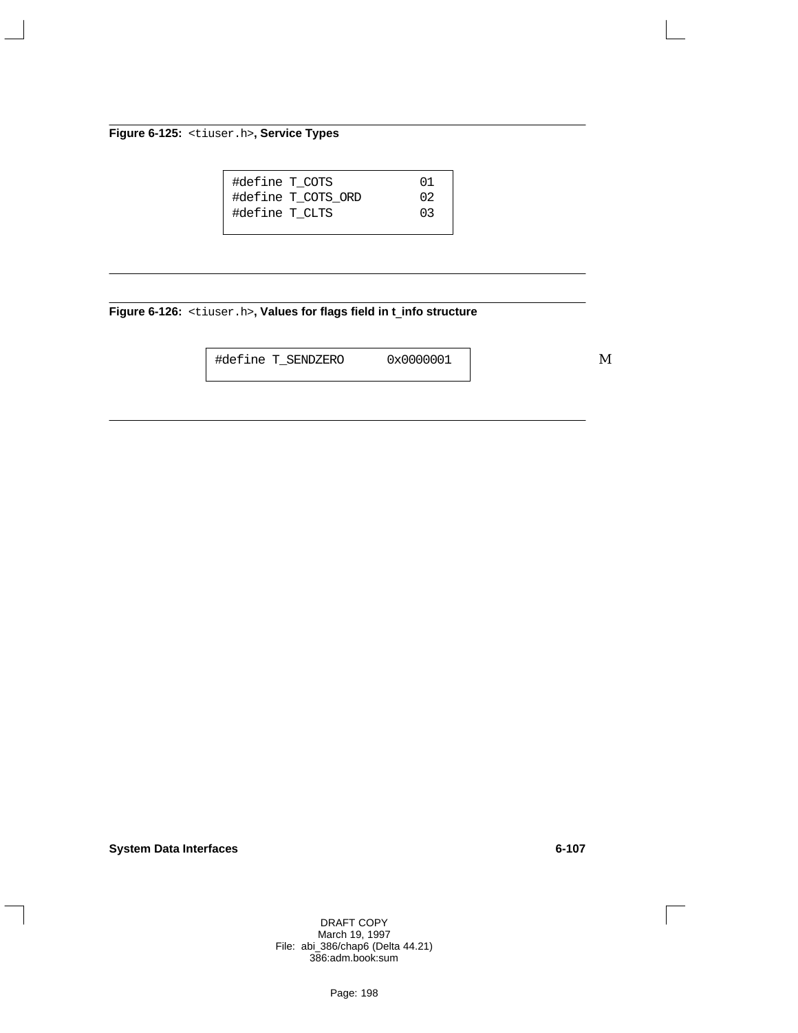**Figure 6-125:** `<tiuser.h>`**, Service Types**

```
#define T_COTS          01
#define T_COTS_ORD      02
#define T_CLTS          03
```

**Figure 6-126:** `<tiuser.h>`**, Values for flags field in t_info structure**

```
#define T_SENDZERO      0x0000001
```

M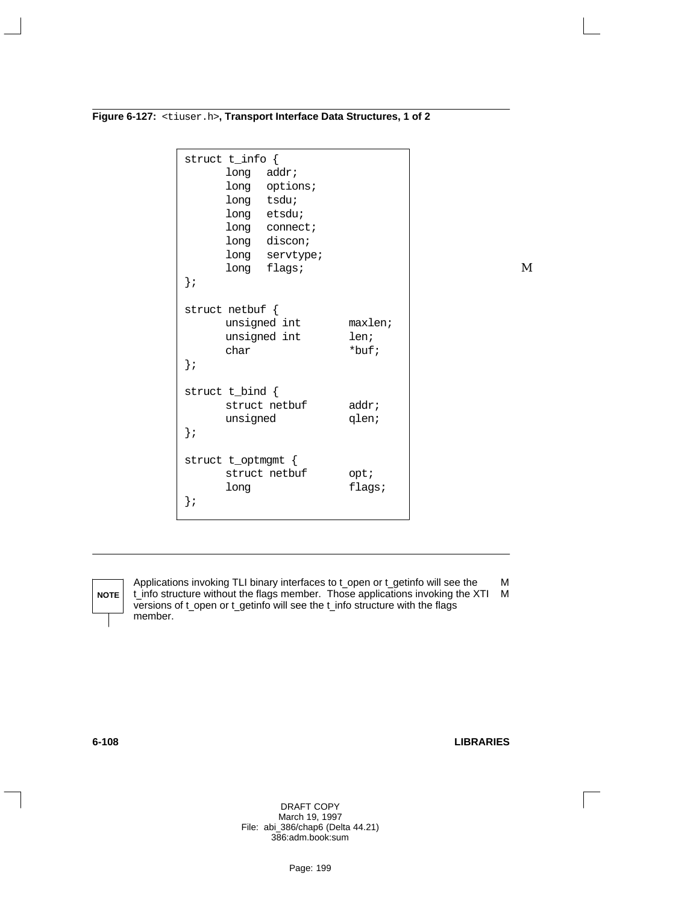**Figure 6-127:** `<tiuser.h>`**, Transport Interface Data Structures, 1 of 2**

```
struct t_info {
      long  addr;
      long  options;
      long  tsdu;
      long  etsdu;
      long  connect;
      long  discon;
      long  servtype;
      long  flags;
};

struct netbuf {
      unsigned int       maxlen;
      unsigned int       len;
      char               *buf;
};

struct t_bind {
      struct netbuf      addr;
      unsigned           qlen;
};

struct t_optmgmt {
      struct netbuf      opt;
      long               flags;
};
```

**NOTE** Applications invoking TLI binary interfaces to t_open or t_getinfo will see the t_info structure without the flags member. Those applications invoking the XTI versions of t_open or t_getinfo will see the t_info structure with the flags member.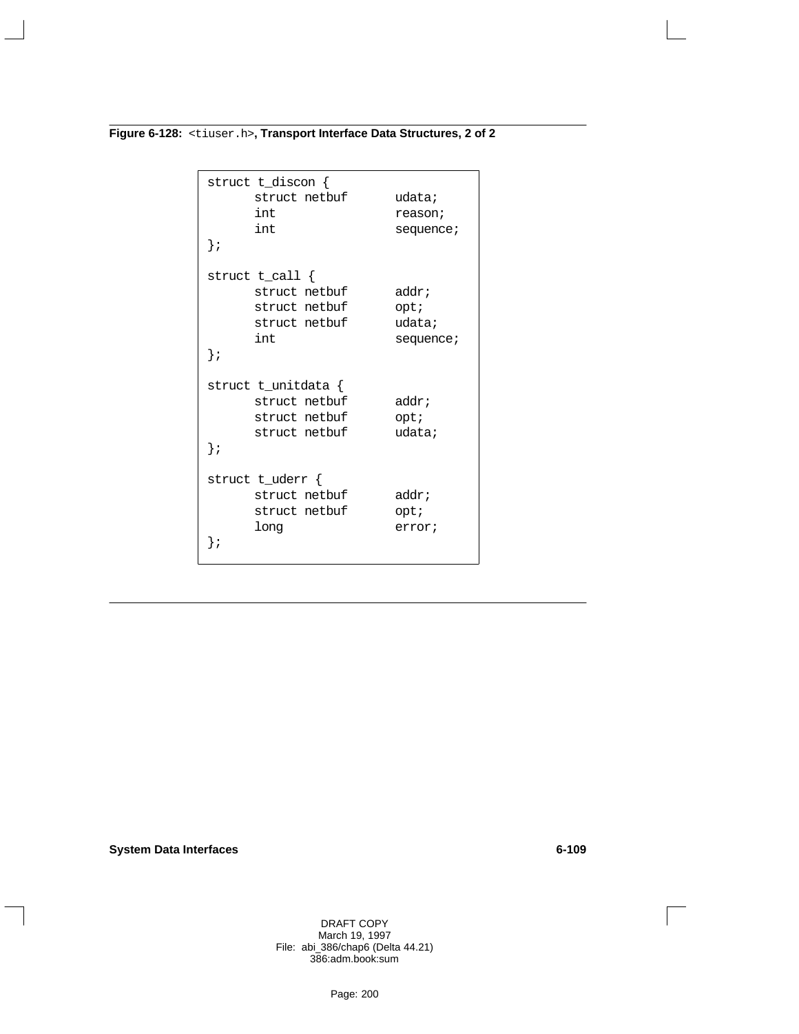**Figure 6-128:** `<tiuser.h>`**, Transport Interface Data Structures, 2 of 2**

```
struct t_discon {
      struct netbuf      udata;
      int                reason;
      int                sequence;
};

struct t_call {
      struct netbuf      addr;
      struct netbuf      opt;
      struct netbuf      udata;
      int                sequence;
};

struct t_unitdata {
      struct netbuf      addr;
      struct netbuf      opt;
      struct netbuf      udata;
};

struct t_uderr {
      struct netbuf      addr;
      struct netbuf      opt;
      long               error;
};
```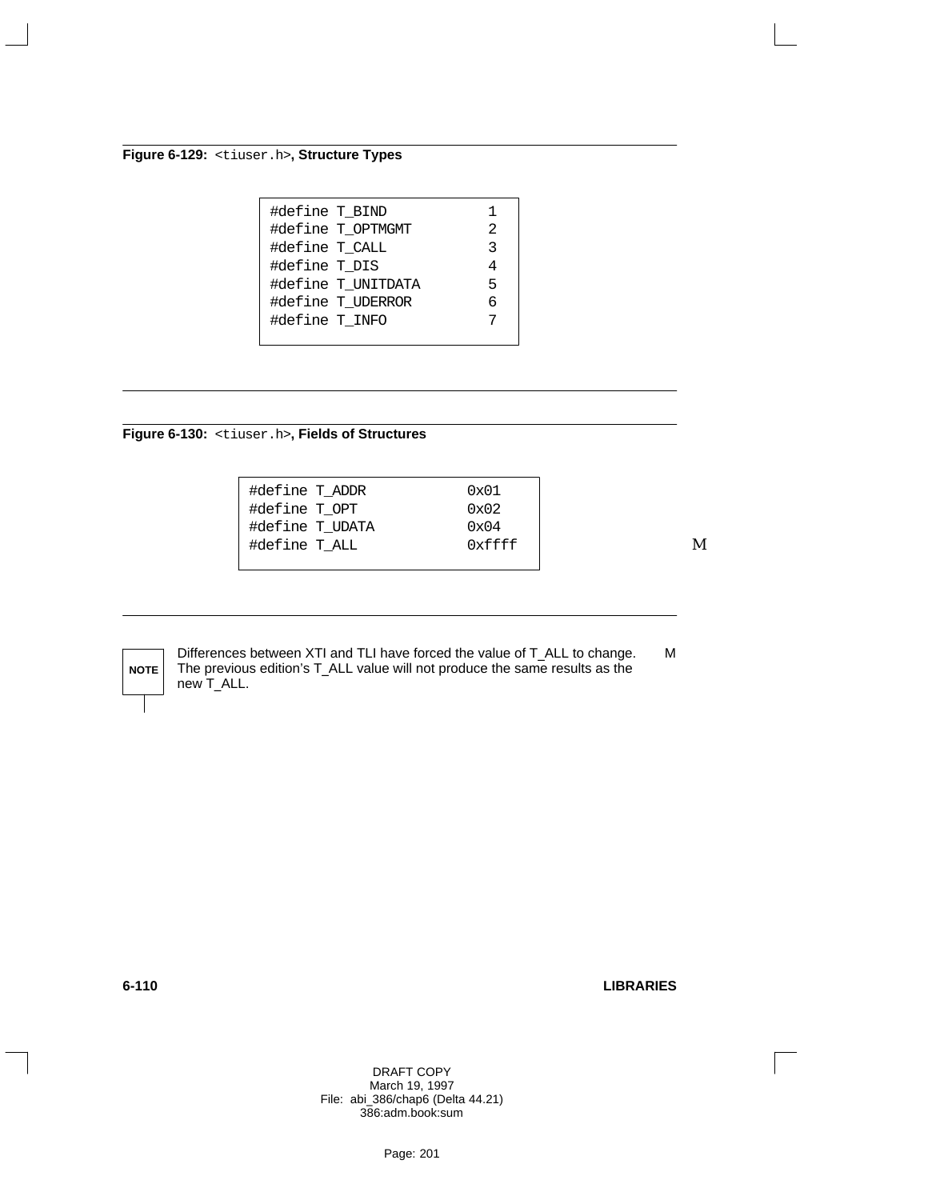**Figure 6-129:** `<tiuser.h>`**, Structure Types**

```
#define T_BIND          1
#define T_OPTMGMT       2
#define T_CALL          3
#define T_DIS           4
#define T_UNITDATA      5
#define T_UDERROR       6
#define T_INFO          7
```

**Figure 6-130:** `<tiuser.h>`**, Fields of Structures**

```
#define T_ADDR          0x01
#define T_OPT           0x02
#define T_UDATA         0x04
#define T_ALL           0xffff
```

M

**NOTE** Differences between XTI and TLI have forced the value of T_ALL to change. The previous edition's T_ALL value will not produce the same results as the new T_ALL. M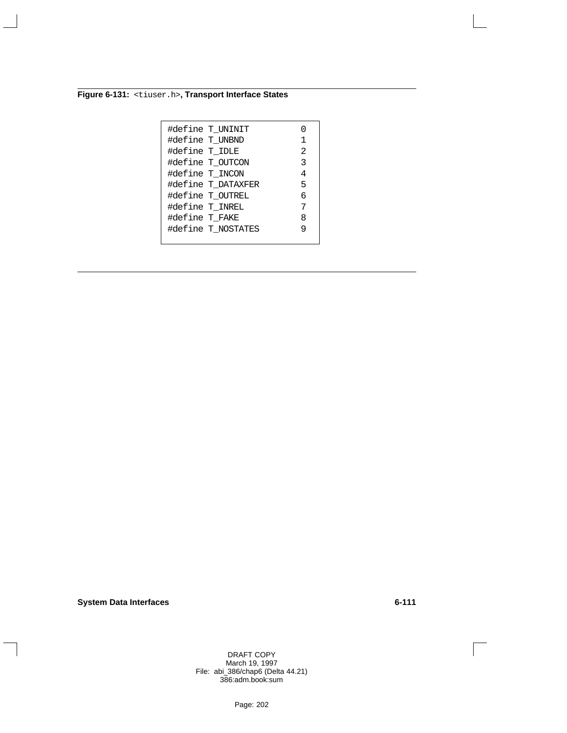**Figure 6-131:** `<tiuser.h>`**, Transport Interface States**

```
#define T_UNINIT          0
#define T_UNBND           1
#define T_IDLE            2
#define T_OUTCON          3
#define T_INCON           4
#define T_DATAXFER        5
#define T_OUTREL          6
#define T_INREL           7
#define T_FAKE            8
#define T_NOSTATES        9
```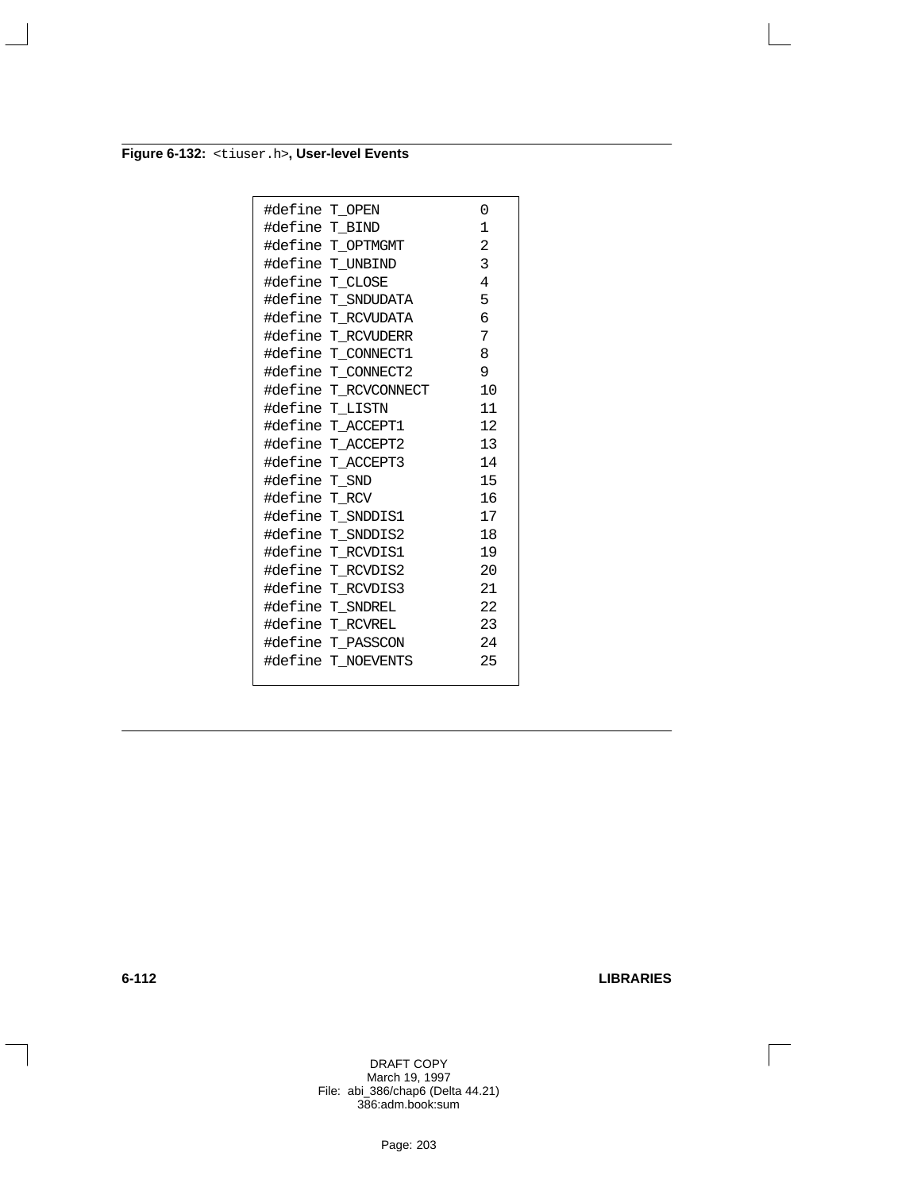**Figure 6-132:** `<tiuser.h>`**, User-level Events**

```
#define T_OPEN            0
#define T_BIND            1
#define T_OPTMGMT         2
#define T_UNBIND          3
#define T_CLOSE           4
#define T_SNDUDATA        5
#define T_RCVUDATA        6
#define T_RCVUDERR        7
#define T_CONNECT1        8
#define T_CONNECT2        9
#define T_RCVCONNECT      10
#define T_LISTN           11
#define T_ACCEPT1         12
#define T_ACCEPT2         13
#define T_ACCEPT3         14
#define T_SND             15
#define T_RCV             16
#define T_SNDDIS1         17
#define T_SNDDIS2         18
#define T_RCVDIS1         19
#define T_RCVDIS2         20
#define T_RCVDIS3         21
#define T_SNDREL          22
#define T_RCVREL          23
#define T_PASSCON         24
#define T_NOEVENTS        25
```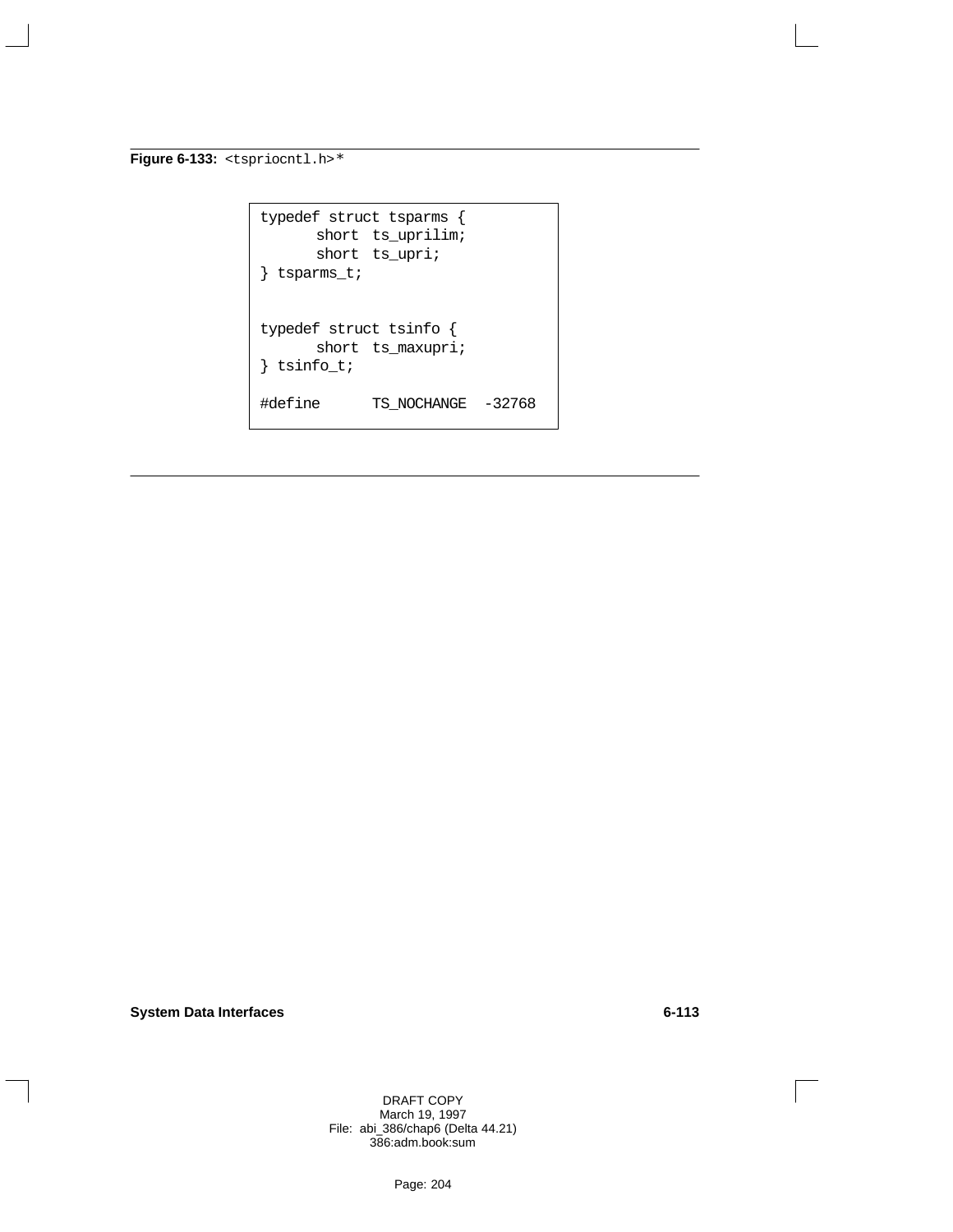**Figure 6-133:** `<tspriocntl.h>`*

```
typedef struct tsparms {
      short  ts_uprilim;
      short  ts_upri;
} tsparms_t;


typedef struct tsinfo {
      short  ts_maxupri;
} tsinfo_t;

#define      TS_NOCHANGE  -32768
```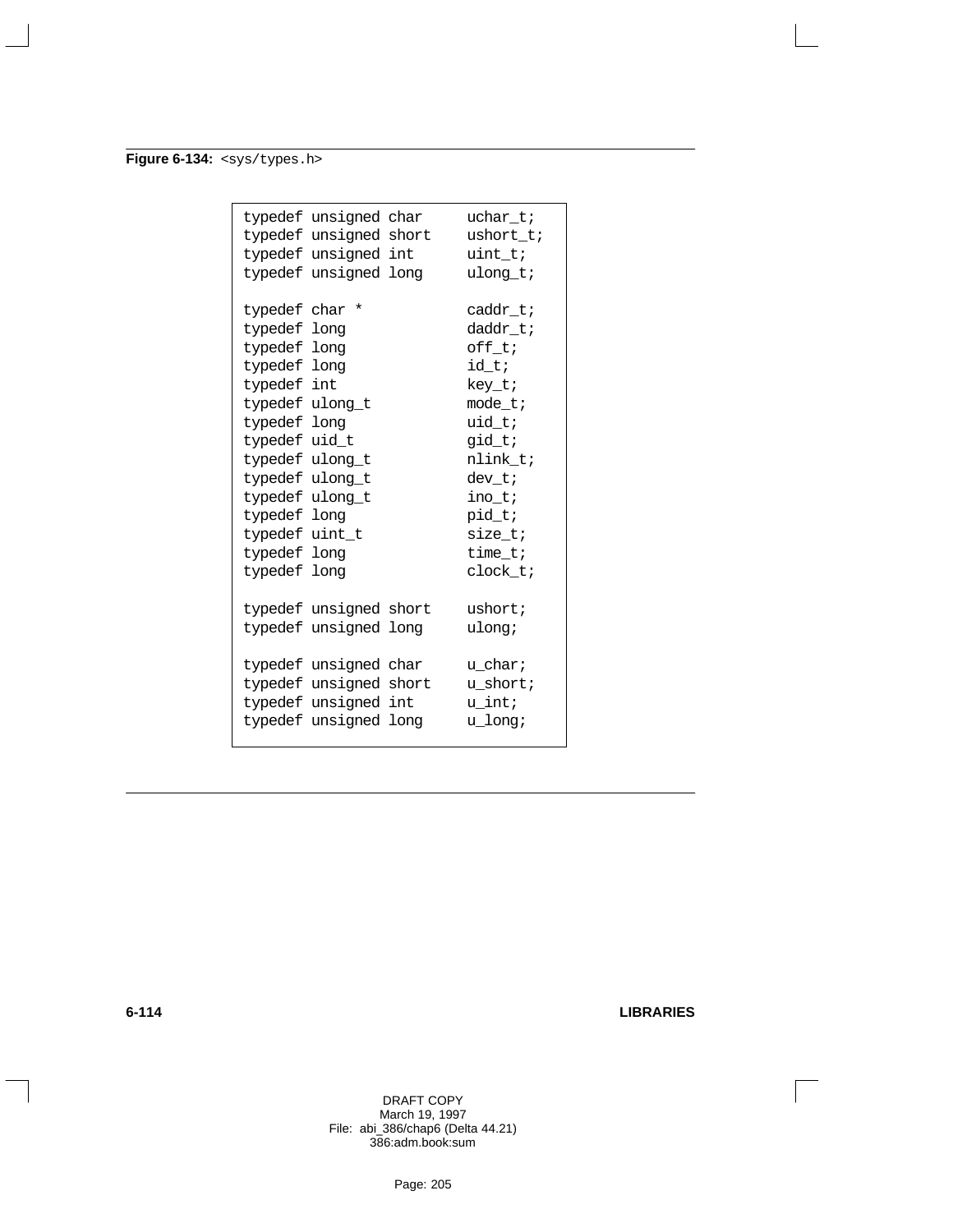**Figure 6-134:** `<sys/types.h>`

```
typedef unsigned char     uchar_t;
typedef unsigned short    ushort_t;
typedef unsigned int      uint_t;
typedef unsigned long     ulong_t;

typedef char *            caddr_t;
typedef long              daddr_t;
typedef long              off_t;
typedef long              id_t;
typedef int               key_t;
typedef ulong_t           mode_t;
typedef long              uid_t;
typedef uid_t             gid_t;
typedef ulong_t           nlink_t;
typedef ulong_t           dev_t;
typedef ulong_t           ino_t;
typedef long              pid_t;
typedef uint_t            size_t;
typedef long              time_t;
typedef long              clock_t;

typedef unsigned short    ushort;
typedef unsigned long     ulong;

typedef unsigned char     u_char;
typedef unsigned short    u_short;
typedef unsigned int      u_int;
typedef unsigned long     u_long;
```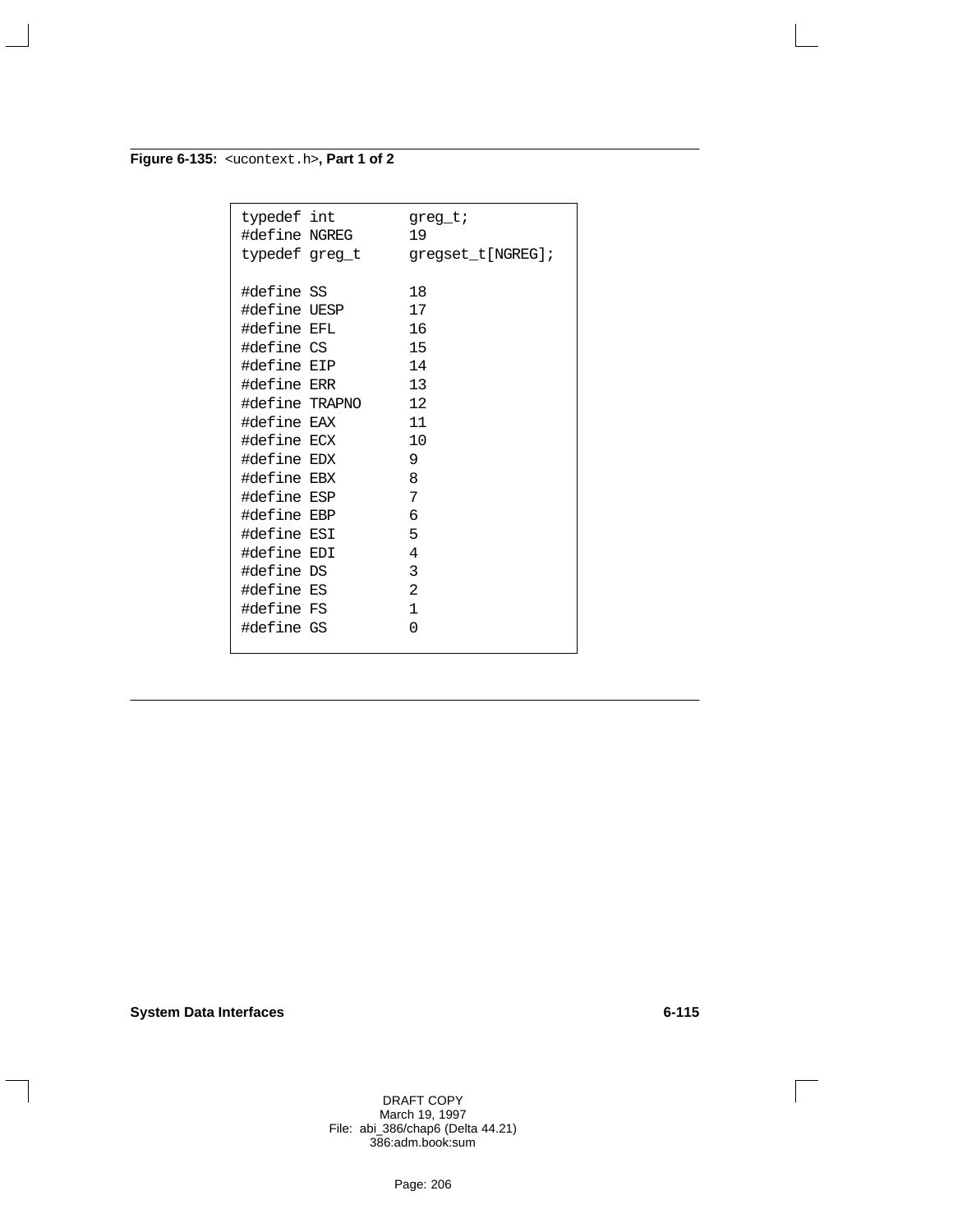**Figure 6-135:** `<ucontext.h>`**, Part 1 of 2**

```
typedef int         greg_t;
#define NGREG       19
typedef greg_t      gregset_t[NGREG];

#define SS          18
#define UESP        17
#define EFL         16
#define CS          15
#define EIP         14
#define ERR         13
#define TRAPNO      12
#define EAX         11
#define ECX         10
#define EDX         9
#define EBX         8
#define ESP         7
#define EBP         6
#define ESI         5
#define EDI         4
#define DS          3
#define ES          2
#define FS          1
#define GS          0
```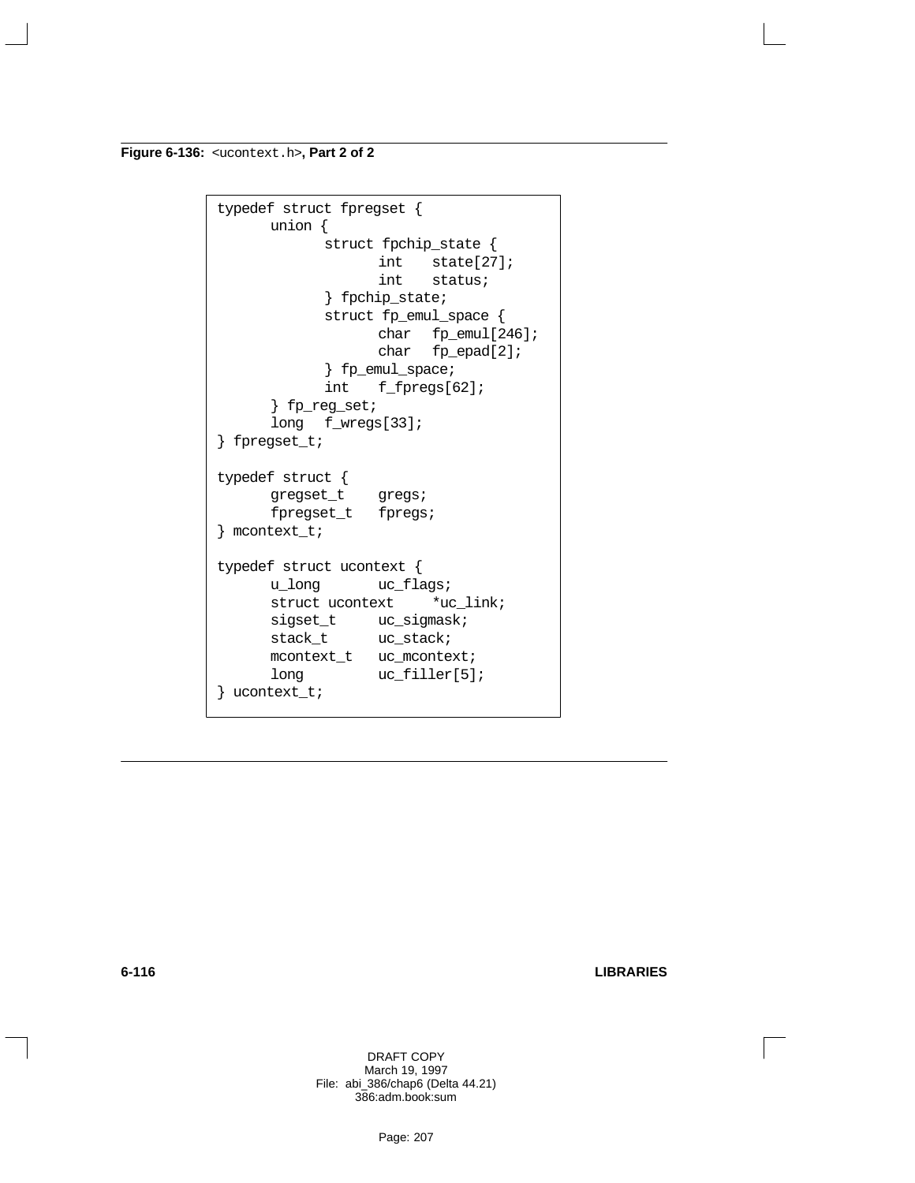**Figure 6-136:** `<ucontext.h>`**, Part 2 of 2**

```
typedef struct fpregset {
      union {
            struct fpchip_state {
                  int    state[27];
                  int    status;
            } fpchip_state;
            struct fp_emul_space {
                  char   fp_emul[246];
                  char   fp_epad[2];
            } fp_emul_space;
            int    f_fpregs[62];
      } fp_reg_set;
      long   f_wregs[33];
} fpregset_t;

typedef struct {
      gregset_t    gregs;
      fpregset_t   fpregs;
} mcontext_t;

typedef struct ucontext {
      u_long       uc_flags;
      struct ucontext     *uc_link;
      sigset_t     uc_sigmask;
      stack_t      uc_stack;
      mcontext_t   uc_mcontext;
      long         uc_filler[5];
} ucontext_t;
```

DRAFT COPY
March 19, 1997
File: abi_386/chap6 (Delta 44.21)
386:adm.book:sum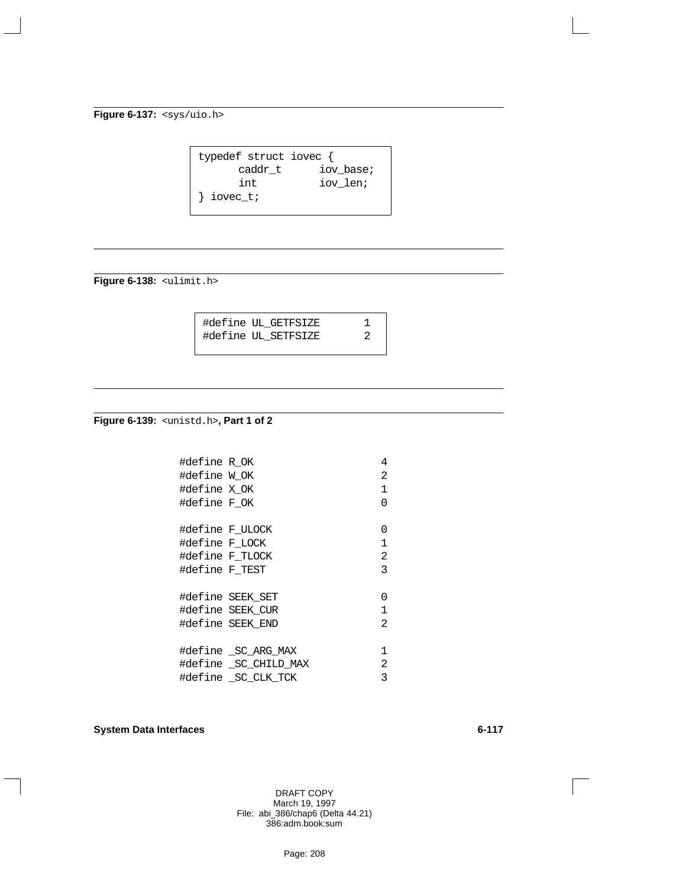**Figure 6-137:** `<sys/uio.h>`

```
typedef struct iovec {
      caddr_t      iov_base;
      int          iov_len;
} iovec_t;
```

**Figure 6-138:** `<ulimit.h>`

```
#define UL_GETFSIZE       1
#define UL_SETFSIZE       2
```

**Figure 6-139:** `<unistd.h>`**, Part 1 of 2**

```
#define R_OK                      4
#define W_OK                      2
#define X_OK                      1
#define F_OK                      0

#define F_ULOCK                   0
#define F_LOCK                    1
#define F_TLOCK                   2
#define F_TEST                    3

#define SEEK_SET                  0
#define SEEK_CUR                  1
#define SEEK_END                  2

#define _SC_ARG_MAX               1
#define _SC_CHILD_MAX             2
#define _SC_CLK_TCK               3
```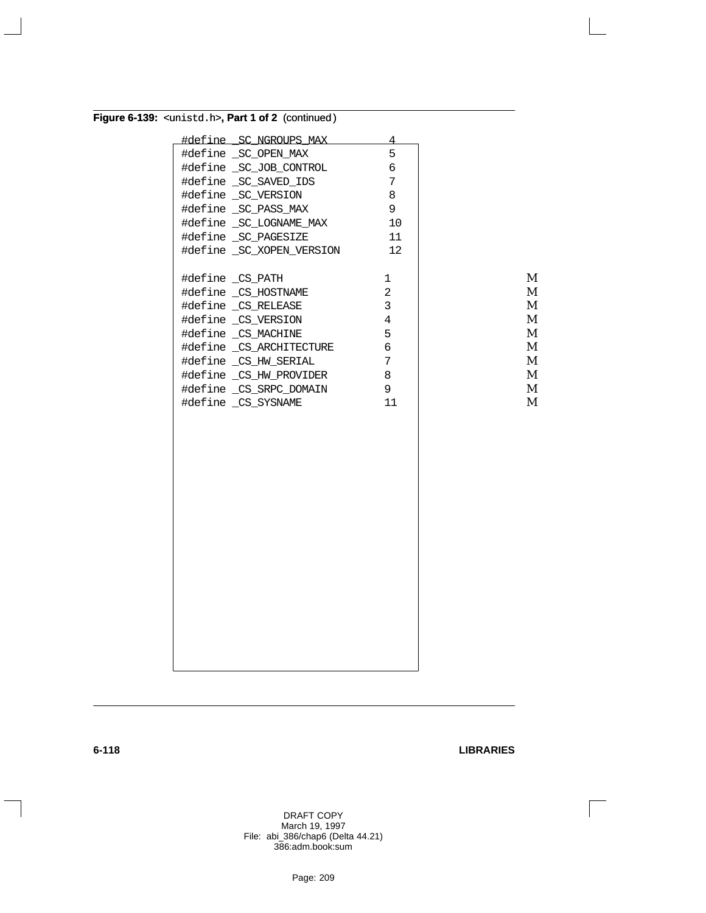**Figure 6-139:** `<unistd.h>`**, Part 1 of 2** (continued)

```
#define _SC_NGROUPS_MAX         4
#define _SC_OPEN_MAX            5
#define _SC_JOB_CONTROL         6
#define _SC_SAVED_IDS           7
#define _SC_VERSION             8
#define _SC_PASS_MAX            9
#define _SC_LOGNAME_MAX         10
#define _SC_PAGESIZE            11
#define _SC_XOPEN_VERSION       12

#define _CS_PATH                1
#define _CS_HOSTNAME            2
#define _CS_RELEASE             3
#define _CS_VERSION             4
#define _CS_MACHINE             5
#define _CS_ARCHITECTURE        6
#define _CS_HW_SERIAL           7
#define _CS_HW_PROVIDER         8
#define _CS_SRPC_DOMAIN         9
#define _CS_SYSNAME             11
```

DRAFT COPY
March 19, 1997
File: abi_386/chap6 (Delta 44.21)
386:adm.book:sum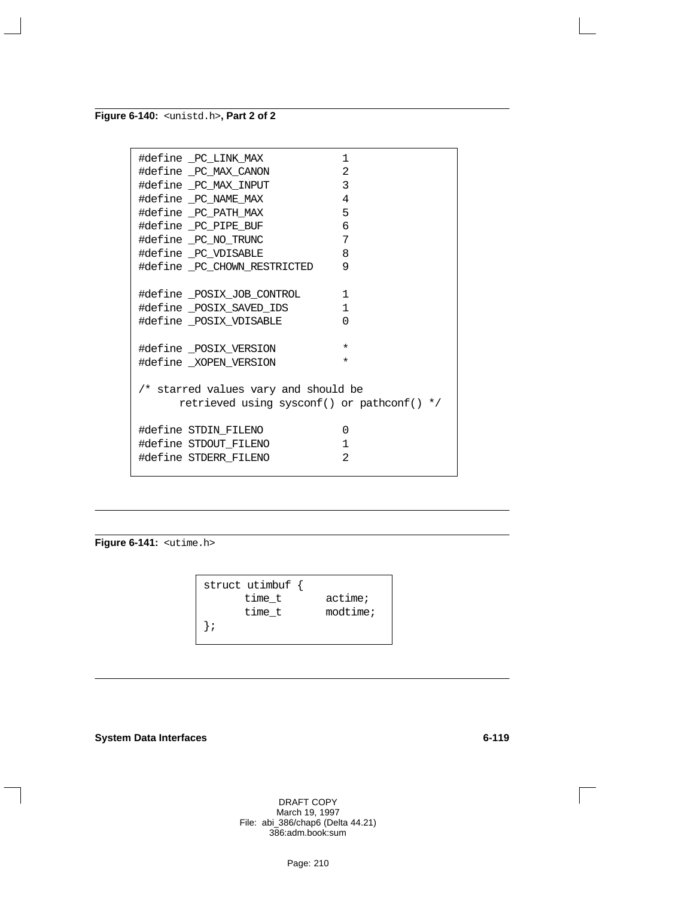**Figure 6-140:** `<unistd.h>`**, Part 2 of 2**

```
#define _PC_LINK_MAX            1
#define _PC_MAX_CANON           2
#define _PC_MAX_INPUT           3
#define _PC_NAME_MAX            4
#define _PC_PATH_MAX            5
#define _PC_PIPE_BUF            6
#define _PC_NO_TRUNC            7
#define _PC_VDISABLE            8
#define _PC_CHOWN_RESTRICTED    9

#define _POSIX_JOB_CONTROL      1
#define _POSIX_SAVED_IDS        1
#define _POSIX_VDISABLE         0

#define _POSIX_VERSION          *
#define _XOPEN_VERSION          *

/* starred values vary and should be
      retrieved using sysconf() or pathconf() */

#define STDIN_FILENO            0
#define STDOUT_FILENO           1
#define STDERR_FILENO           2
```

**Figure 6-141:** `<utime.h>`

```
struct utimbuf {
      time_t       actime;
      time_t       modtime;
};
```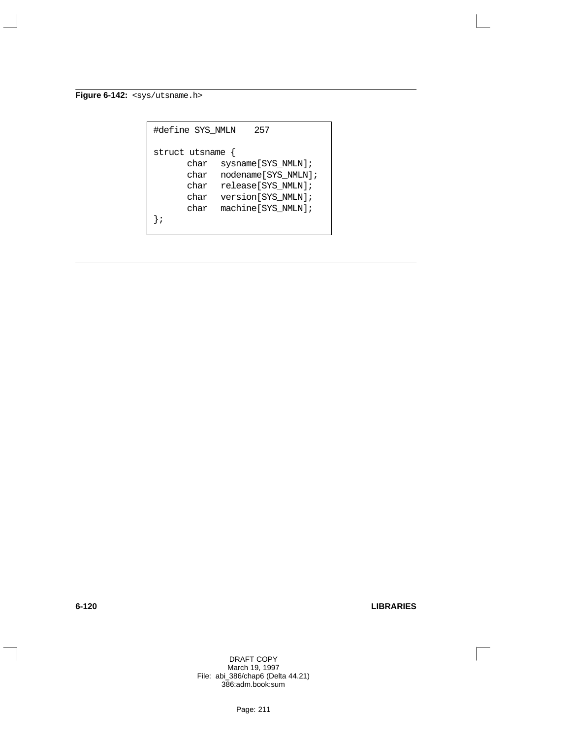**Figure 6-142:** `<sys/utsname.h>`

```
#define SYS_NMLN    257

struct utsname {
      char   sysname[SYS_NMLN];
      char   nodename[SYS_NMLN];
      char   release[SYS_NMLN];
      char   version[SYS_NMLN];
      char   machine[SYS_NMLN];
};
```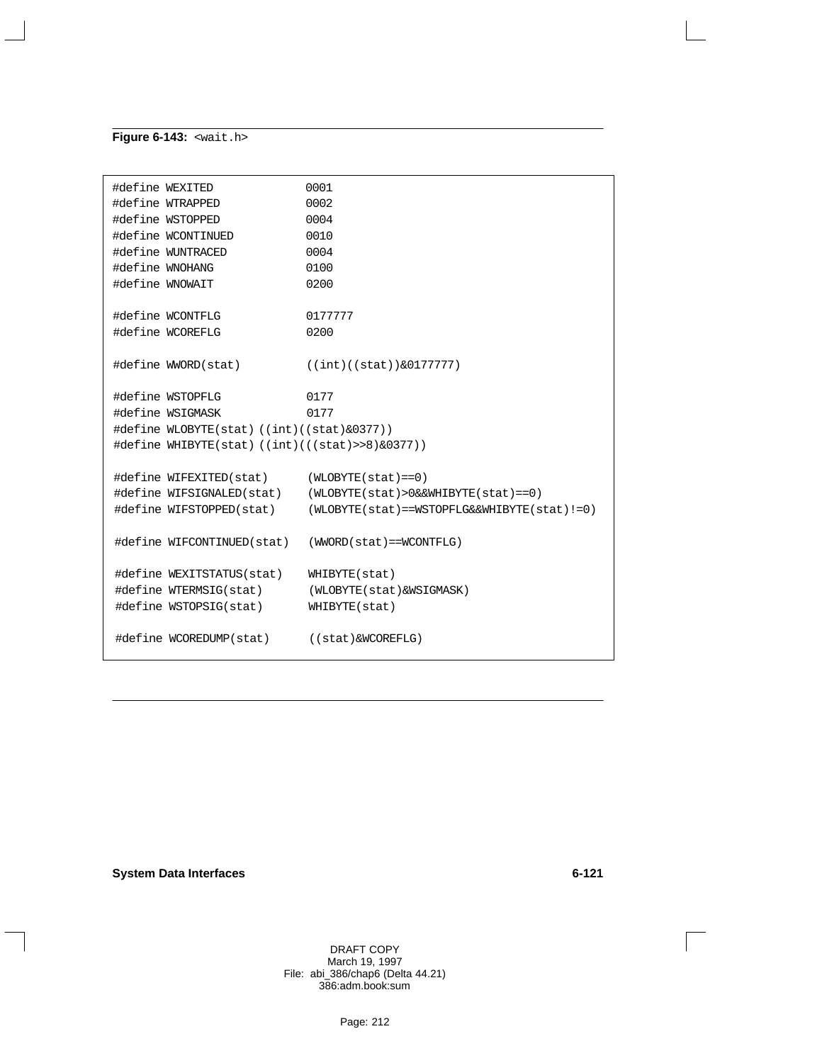**Figure 6-143:** `<wait.h>`

```
#define WEXITED              0001
#define WTRAPPED             0002
#define WSTOPPED             0004
#define WCONTINUED           0010
#define WUNTRACED            0004
#define WNOHANG              0100
#define WNOWAIT              0200

#define WCONTFLG             0177777
#define WCOREFLG             0200

#define WWORD(stat)          ((int)((stat))&0177777)

#define WSTOPFLG             0177
#define WSIGMASK             0177
#define WLOBYTE(stat) ((int)((stat)&0377))
#define WHIBYTE(stat) ((int)(((stat)>>8)&0377))

#define WIFEXITED(stat)      (WLOBYTE(stat)==0)
#define WIFSIGNALED(stat)    (WLOBYTE(stat)>0&&WHIBYTE(stat)==0)
#define WIFSTOPPED(stat)     (WLOBYTE(stat)==WSTOPFLG&&WHIBYTE(stat)!=0)

#define WIFCONTINUED(stat)   (WWORD(stat)==WCONTFLG)

#define WEXITSTATUS(stat)    WHIBYTE(stat)
#define WTERMSIG(stat)       (WLOBYTE(stat)&WSIGMASK)
#define WSTOPSIG(stat)       WHIBYTE(stat)

#define WCOREDUMP(stat)      ((stat)&WCOREFLG)
```

DRAFT COPY
March 19, 1997
File: abi_386/chap6 (Delta 44.21)
386:adm.book:sum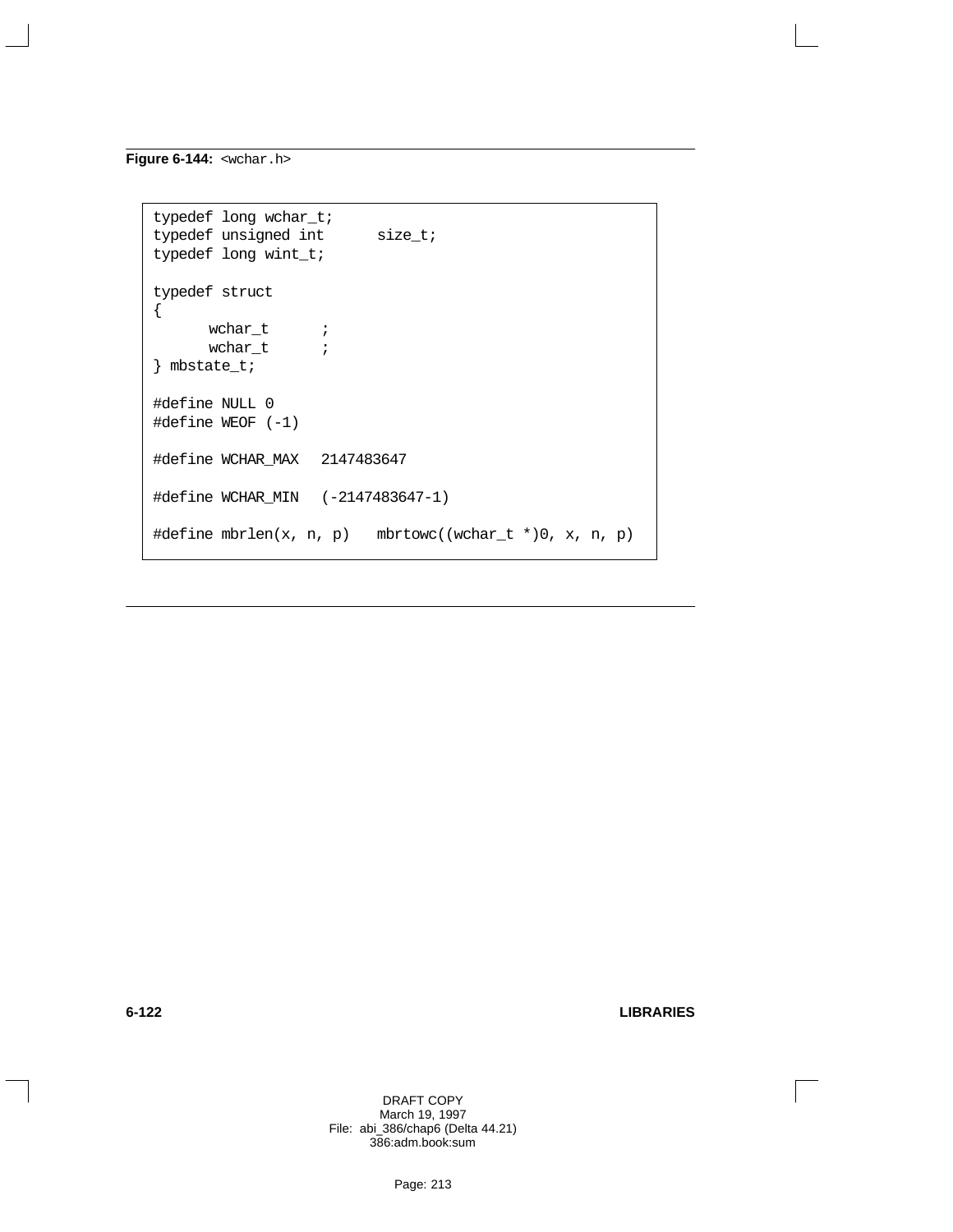**Figure 6-144:** `<wchar.h>`

```
typedef long wchar_t;
typedef unsigned int      size_t;
typedef long wint_t;

typedef struct
{
      wchar_t      ;
      wchar_t      ;
} mbstate_t;

#define NULL 0
#define WEOF (-1)

#define WCHAR_MAX   2147483647

#define WCHAR_MIN   (-2147483647-1)

#define mbrlen(x, n, p)   mbrtowc((wchar_t *)0, x, n, p)
```

DRAFT COPY
March 19, 1997
File: abi_386/chap6 (Delta 44.21)
386:adm.book:sum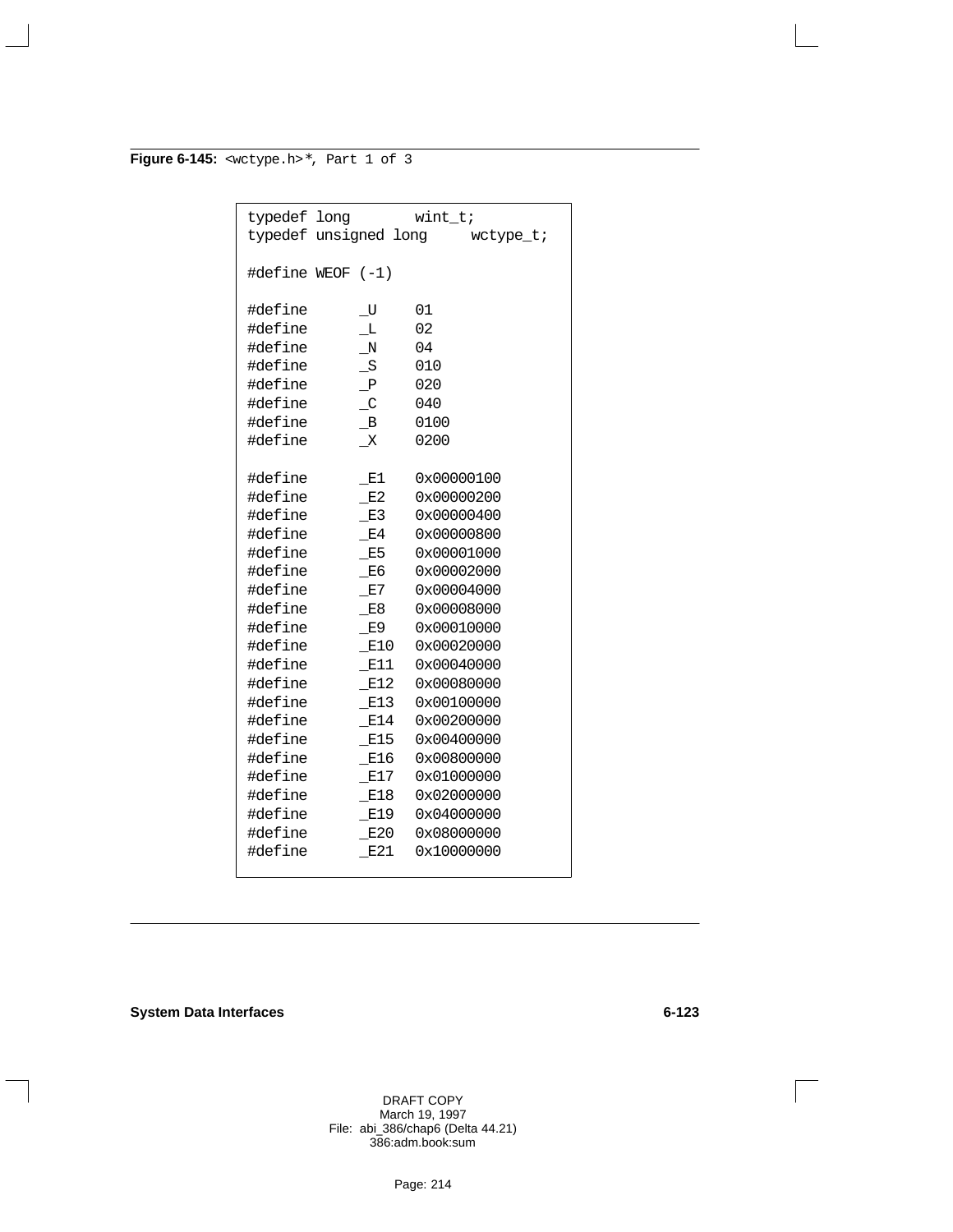**Figure 6-145:** `<wctype.h>`*, Part 1 of 3

```
typedef long        wint_t;
typedef unsigned long     wctype_t;

#define WEOF (-1)

#define      _U    01
#define      _L    02
#define      _N    04
#define      _S    010
#define      _P    020
#define      _C    040
#define      _B    0100
#define      _X    0200

#define      _E1   0x00000100
#define      _E2   0x00000200
#define      _E3   0x00000400
#define      _E4   0x00000800
#define      _E5   0x00001000
#define      _E6   0x00002000
#define      _E7   0x00004000
#define      _E8   0x00008000
#define      _E9   0x00010000
#define      _E10  0x00020000
#define      _E11  0x00040000
#define      _E12  0x00080000
#define      _E13  0x00100000
#define      _E14  0x00200000
#define      _E15  0x00400000
#define      _E16  0x00800000
#define      _E17  0x01000000
#define      _E18  0x02000000
#define      _E19  0x04000000
#define      _E20  0x08000000
#define      _E21  0x10000000
```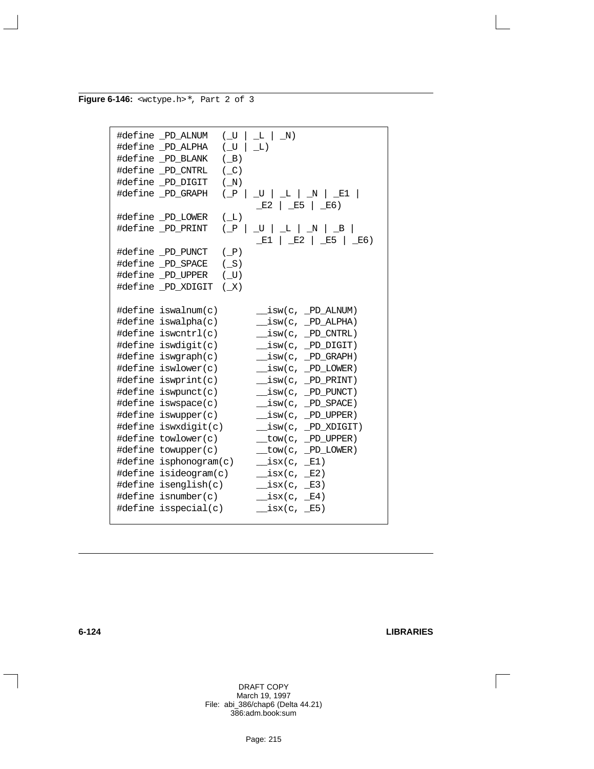**Figure 6-146:** `<wctype.h>`*, Part 2 of 3

```
#define _PD_ALNUM   (_U | _L | _N)
#define _PD_ALPHA   (_U | _L)
#define _PD_BLANK   (_B)
#define _PD_CNTRL   (_C)
#define _PD_DIGIT   (_N)
#define _PD_GRAPH   (_P | _U | _L | _N | _E1 |
                      _E2 | _E5 | _E6)
#define _PD_LOWER   (_L)
#define _PD_PRINT   (_P | _U | _L | _N | _B |
                      _E1 | _E2 | _E5 | _E6)
#define _PD_PUNCT   (_P)
#define _PD_SPACE   (_S)
#define _PD_UPPER   (_U)
#define _PD_XDIGIT  (_X)

#define iswalnum(c)         __isw(c, _PD_ALNUM)
#define iswalpha(c)         __isw(c, _PD_ALPHA)
#define iswcntrl(c)         __isw(c, _PD_CNTRL)
#define iswdigit(c)         __isw(c, _PD_DIGIT)
#define iswgraph(c)         __isw(c, _PD_GRAPH)
#define iswlower(c)         __isw(c, _PD_LOWER)
#define iswprint(c)         __isw(c, _PD_PRINT)
#define iswpunct(c)         __isw(c, _PD_PUNCT)
#define iswspace(c)         __isw(c, _PD_SPACE)
#define iswupper(c)         __isw(c, _PD_UPPER)
#define iswxdigit(c)        __isw(c, _PD_XDIGIT)
#define towlower(c)         __tow(c, _PD_UPPER)
#define towupper(c)         __tow(c, _PD_LOWER)
#define isphonogram(c)      __isx(c, _E1)
#define isideogram(c)       __isx(c, _E2)
#define isenglish(c)        __isx(c, _E3)
#define isnumber(c)         __isx(c, _E4)
#define isspecial(c)        __isx(c, _E5)
```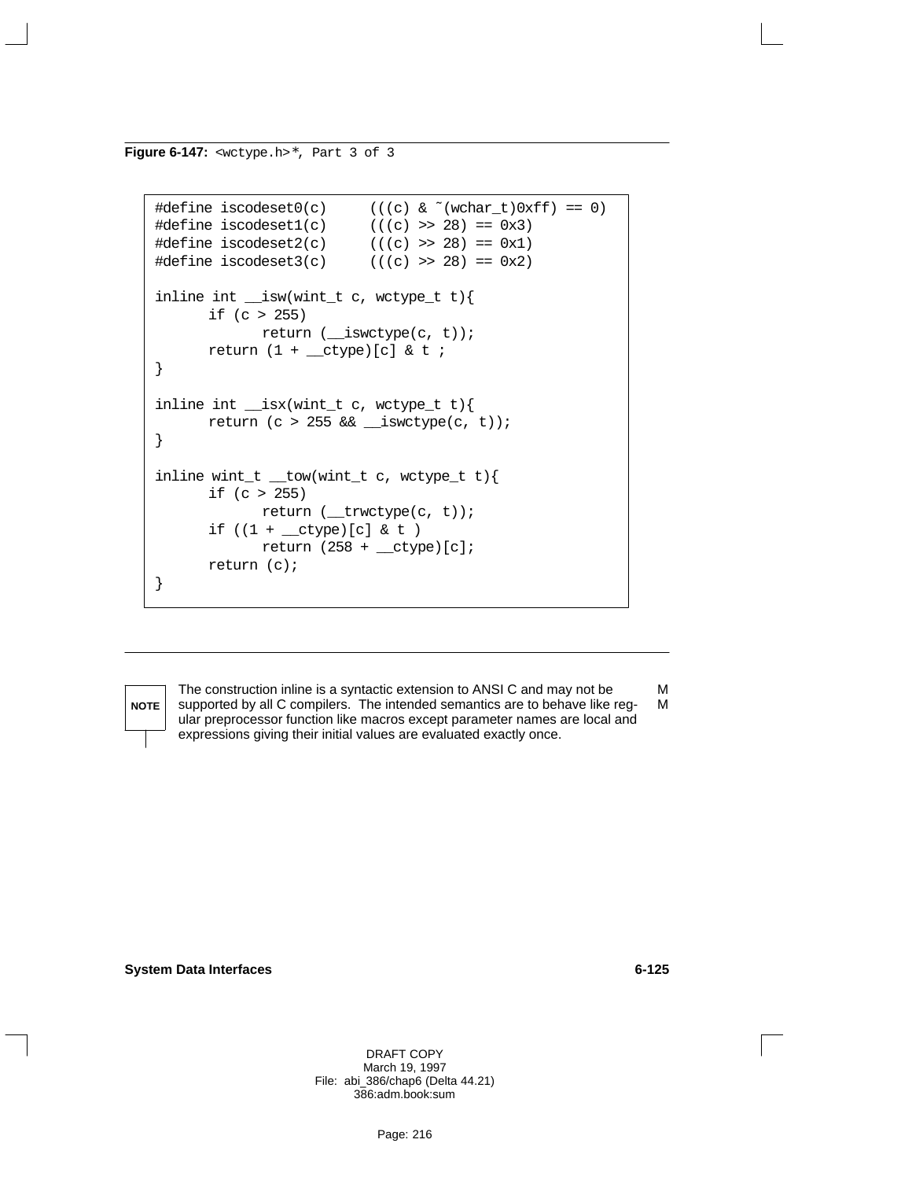**Figure 6-147:** `<wctype.h>`*, Part 3 of 3

```
#define iscodeset0(c)     (((c) & ~(wchar_t)0xff) == 0)
#define iscodeset1(c)     (((c) >> 28) == 0x3)
#define iscodeset2(c)     (((c) >> 28) == 0x1)
#define iscodeset3(c)     (((c) >> 28) == 0x2)

inline int __isw(wint_t c, wctype_t t){
      if (c > 255)
            return (__iswctype(c, t));
      return (1 + __ctype)[c] & t ;
}

inline int __isx(wint_t c, wctype_t t){
      return (c > 255 && __iswctype(c, t));
}

inline wint_t __tow(wint_t c, wctype_t t){
      if (c > 255)
            return (__trwctype(c, t));
      if ((1 + __ctype)[c] & t )
            return (258 + __ctype)[c];
      return (c);
}
```

**NOTE** The construction inline is a syntactic extension to ANSI C and may not be supported by all C compilers. The intended semantics are to behave like regular preprocessor function like macros except parameter names are local and expressions giving their initial values are evaluated exactly once.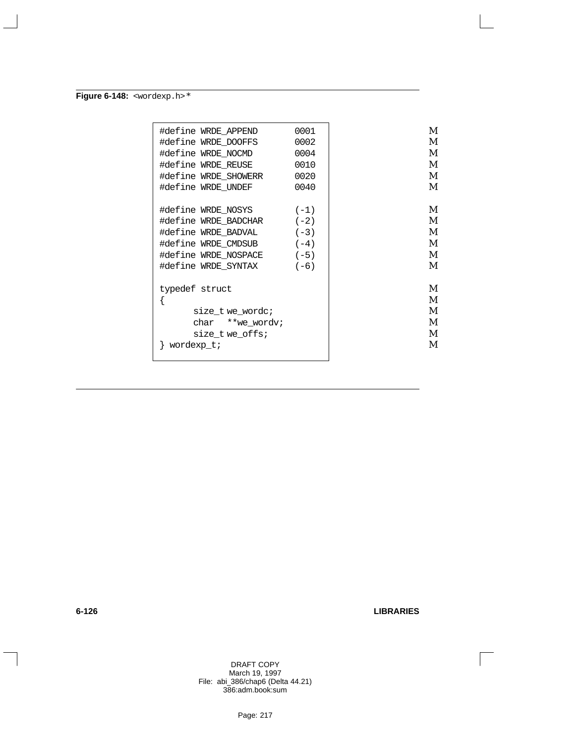**Figure 6-148:** `<wordexp.h>` *

```
#define WRDE_APPEND       0001
#define WRDE_DOOFFS       0002
#define WRDE_NOCMD        0004
#define WRDE_REUSE        0010
#define WRDE_SHOWERR      0020
#define WRDE_UNDEF        0040

#define WRDE_NOSYS        (-1)
#define WRDE_BADCHAR      (-2)
#define WRDE_BADVAL       (-3)
#define WRDE_CMDSUB       (-4)
#define WRDE_NOSPACE      (-5)
#define WRDE_SYNTAX       (-6)

typedef struct
{
      size_t we_wordc;
      char   **we_wordv;
      size_t we_offs;
} wordexp_t;
```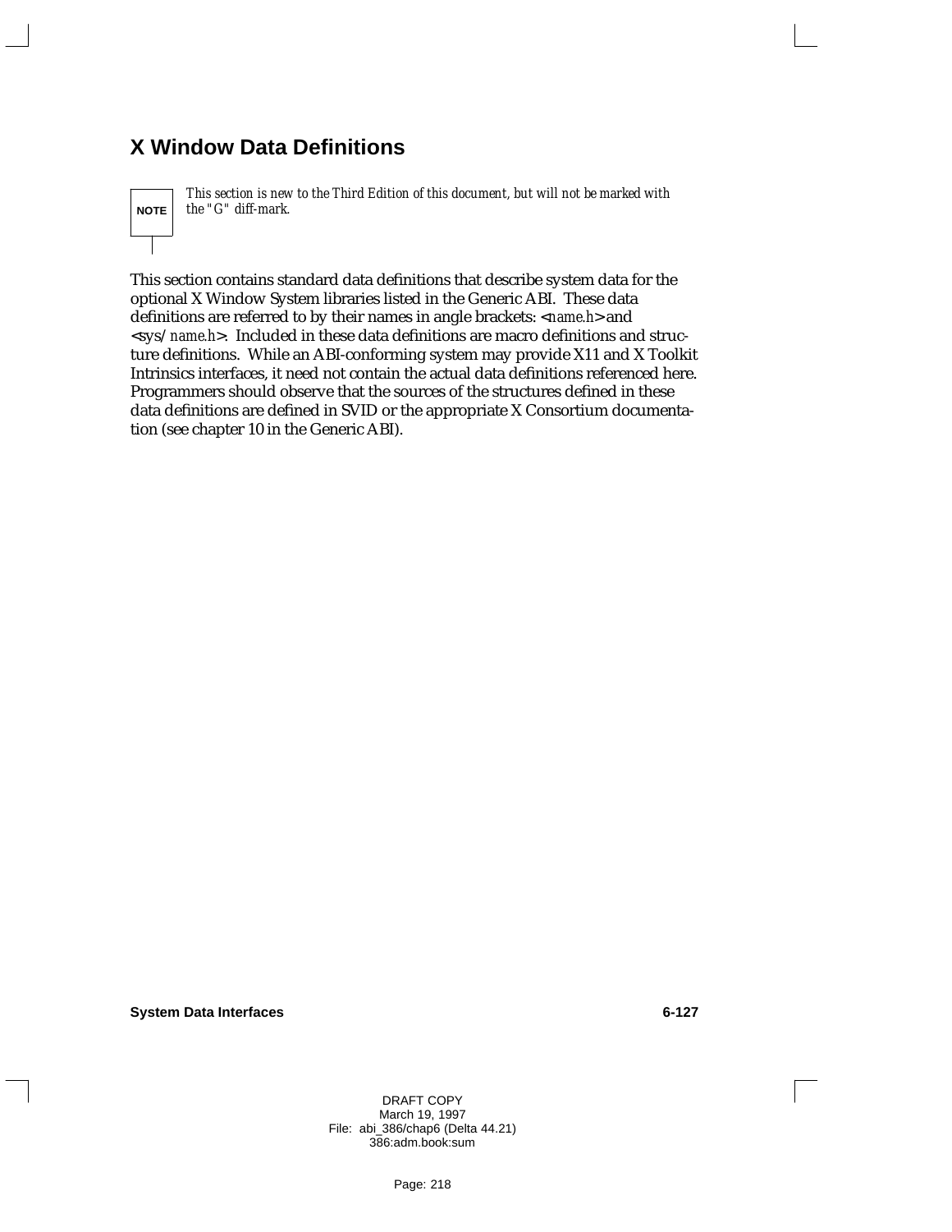# X Window Data Definitions

> **NOTE**
> *This section is new to the Third Edition of this document, but will not be marked with the "G" diff-mark.*

This section contains standard data definitions that describe system data for the optional X Window System libraries listed in the Generic ABI. These data definitions are referred to by their names in angle brackets: <*name.h*> and <sys/*name.h*>. Included in these data definitions are macro definitions and structure definitions. While an ABI-conforming system may provide X11 and X Toolkit Intrinsics interfaces, it need not contain the actual data definitions referenced here. Programmers should observe that the sources of the structures defined in these data definitions are defined in SVID or the appropriate X Consortium documentation (see chapter 10 in the Generic ABI).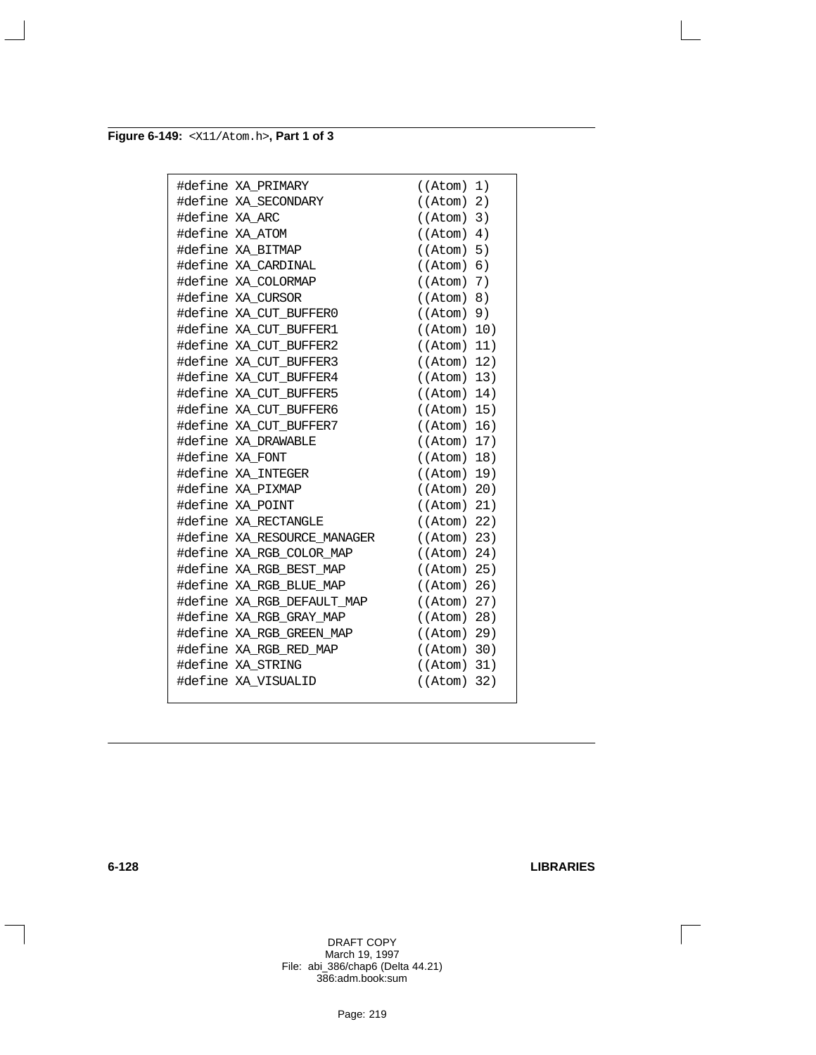**Figure 6-149:** `<X11/Atom.h>`**, Part 1 of 3**

```
#define XA_PRIMARY              ((Atom) 1)
#define XA_SECONDARY            ((Atom) 2)
#define XA_ARC                  ((Atom) 3)
#define XA_ATOM                 ((Atom) 4)
#define XA_BITMAP               ((Atom) 5)
#define XA_CARDINAL             ((Atom) 6)
#define XA_COLORMAP             ((Atom) 7)
#define XA_CURSOR               ((Atom) 8)
#define XA_CUT_BUFFER0          ((Atom) 9)
#define XA_CUT_BUFFER1          ((Atom) 10)
#define XA_CUT_BUFFER2          ((Atom) 11)
#define XA_CUT_BUFFER3          ((Atom) 12)
#define XA_CUT_BUFFER4          ((Atom) 13)
#define XA_CUT_BUFFER5          ((Atom) 14)
#define XA_CUT_BUFFER6          ((Atom) 15)
#define XA_CUT_BUFFER7          ((Atom) 16)
#define XA_DRAWABLE             ((Atom) 17)
#define XA_FONT                 ((Atom) 18)
#define XA_INTEGER              ((Atom) 19)
#define XA_PIXMAP               ((Atom) 20)
#define XA_POINT                ((Atom) 21)
#define XA_RECTANGLE            ((Atom) 22)
#define XA_RESOURCE_MANAGER     ((Atom) 23)
#define XA_RGB_COLOR_MAP        ((Atom) 24)
#define XA_RGB_BEST_MAP         ((Atom) 25)
#define XA_RGB_BLUE_MAP         ((Atom) 26)
#define XA_RGB_DEFAULT_MAP      ((Atom) 27)
#define XA_RGB_GRAY_MAP         ((Atom) 28)
#define XA_RGB_GREEN_MAP        ((Atom) 29)
#define XA_RGB_RED_MAP          ((Atom) 30)
#define XA_STRING               ((Atom) 31)
#define XA_VISUALID             ((Atom) 32)
```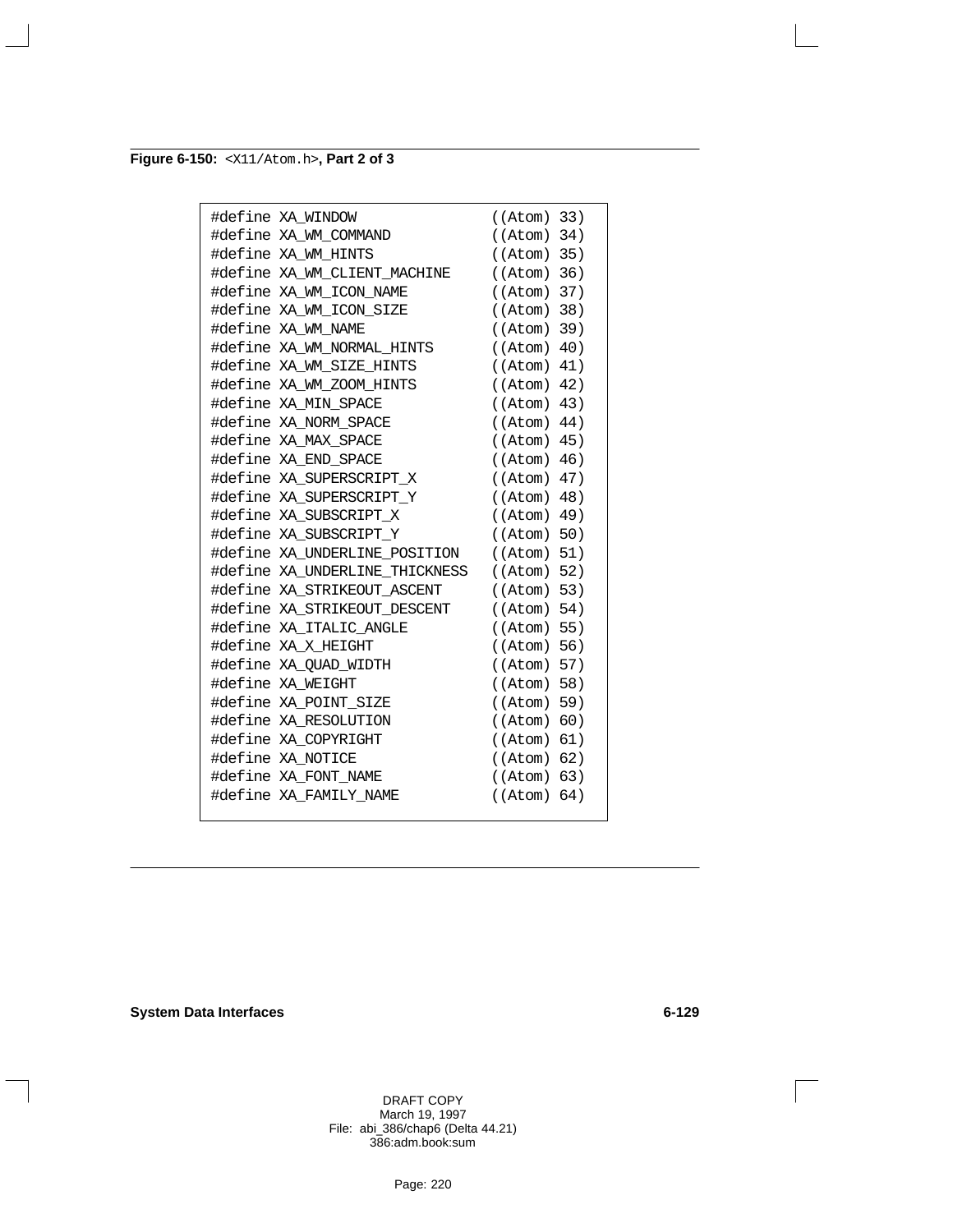**Figure 6-150:** `<X11/Atom.h>`**, Part 2 of 3**

```
#define XA_WINDOW                  ((Atom) 33)
#define XA_WM_COMMAND              ((Atom) 34)
#define XA_WM_HINTS                ((Atom) 35)
#define XA_WM_CLIENT_MACHINE       ((Atom) 36)
#define XA_WM_ICON_NAME            ((Atom) 37)
#define XA_WM_ICON_SIZE            ((Atom) 38)
#define XA_WM_NAME                 ((Atom) 39)
#define XA_WM_NORMAL_HINTS         ((Atom) 40)
#define XA_WM_SIZE_HINTS           ((Atom) 41)
#define XA_WM_ZOOM_HINTS           ((Atom) 42)
#define XA_MIN_SPACE               ((Atom) 43)
#define XA_NORM_SPACE              ((Atom) 44)
#define XA_MAX_SPACE               ((Atom) 45)
#define XA_END_SPACE               ((Atom) 46)
#define XA_SUPERSCRIPT_X           ((Atom) 47)
#define XA_SUPERSCRIPT_Y           ((Atom) 48)
#define XA_SUBSCRIPT_X             ((Atom) 49)
#define XA_SUBSCRIPT_Y             ((Atom) 50)
#define XA_UNDERLINE_POSITION      ((Atom) 51)
#define XA_UNDERLINE_THICKNESS     ((Atom) 52)
#define XA_STRIKEOUT_ASCENT        ((Atom) 53)
#define XA_STRIKEOUT_DESCENT       ((Atom) 54)
#define XA_ITALIC_ANGLE            ((Atom) 55)
#define XA_X_HEIGHT                ((Atom) 56)
#define XA_QUAD_WIDTH              ((Atom) 57)
#define XA_WEIGHT                  ((Atom) 58)
#define XA_POINT_SIZE              ((Atom) 59)
#define XA_RESOLUTION              ((Atom) 60)
#define XA_COPYRIGHT               ((Atom) 61)
#define XA_NOTICE                  ((Atom) 62)
#define XA_FONT_NAME               ((Atom) 63)
#define XA_FAMILY_NAME             ((Atom) 64)
```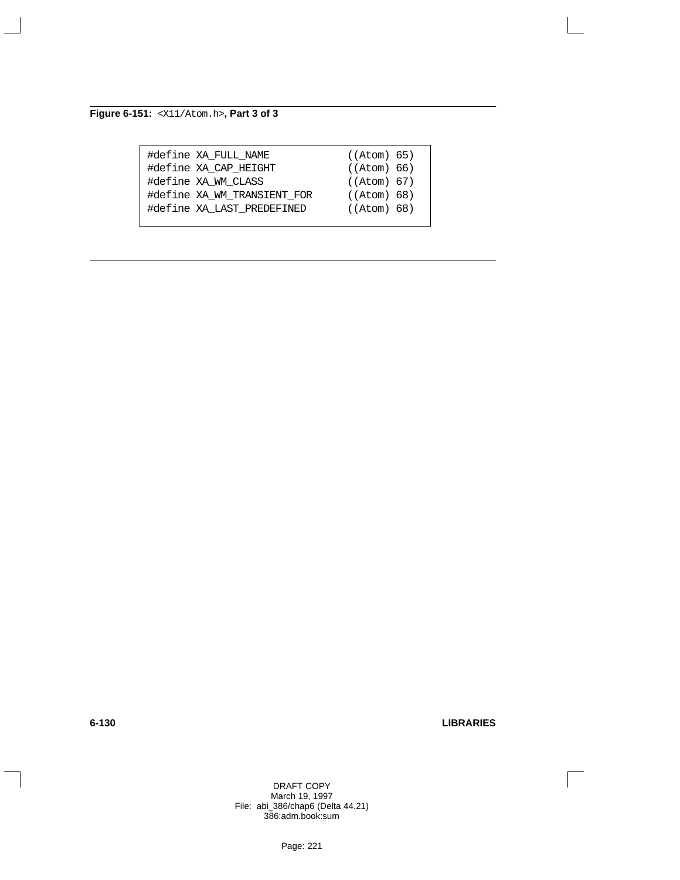**Figure 6-151:** `<X11/Atom.h>`**, Part 3 of 3**

```
#define XA_FULL_NAME              ((Atom) 65)
#define XA_CAP_HEIGHT             ((Atom) 66)
#define XA_WM_CLASS               ((Atom) 67)
#define XA_WM_TRANSIENT_FOR       ((Atom) 68)
#define XA_LAST_PREDEFINED        ((Atom) 68)
```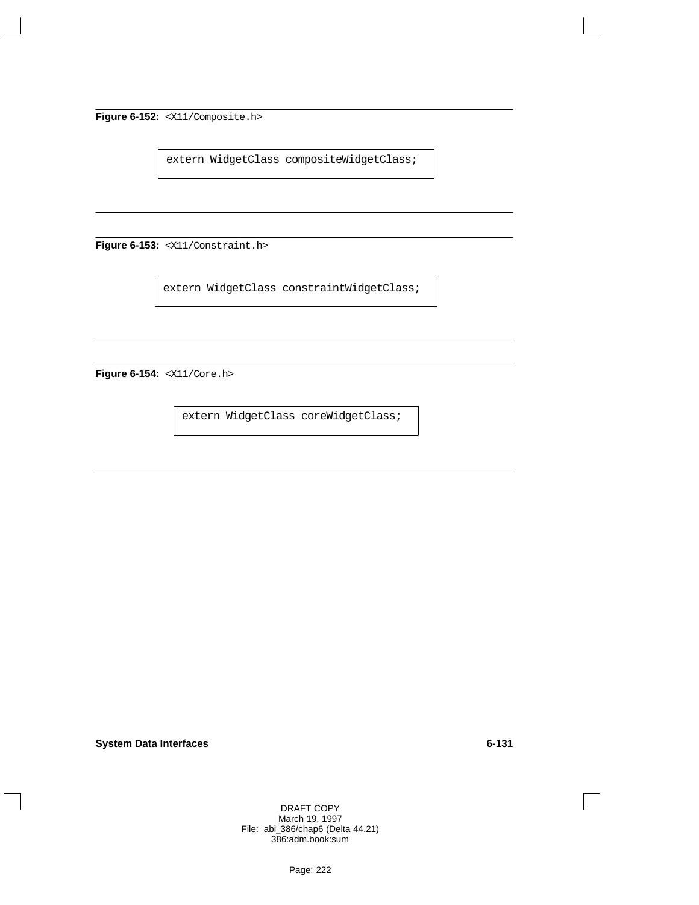**Figure 6-152:** `<X11/Composite.h>`

```
extern WidgetClass compositeWidgetClass;
```

**Figure 6-153:** `<X11/Constraint.h>`

```
extern WidgetClass constraintWidgetClass;
```

**Figure 6-154:** `<X11/Core.h>`

```
extern WidgetClass coreWidgetClass;
```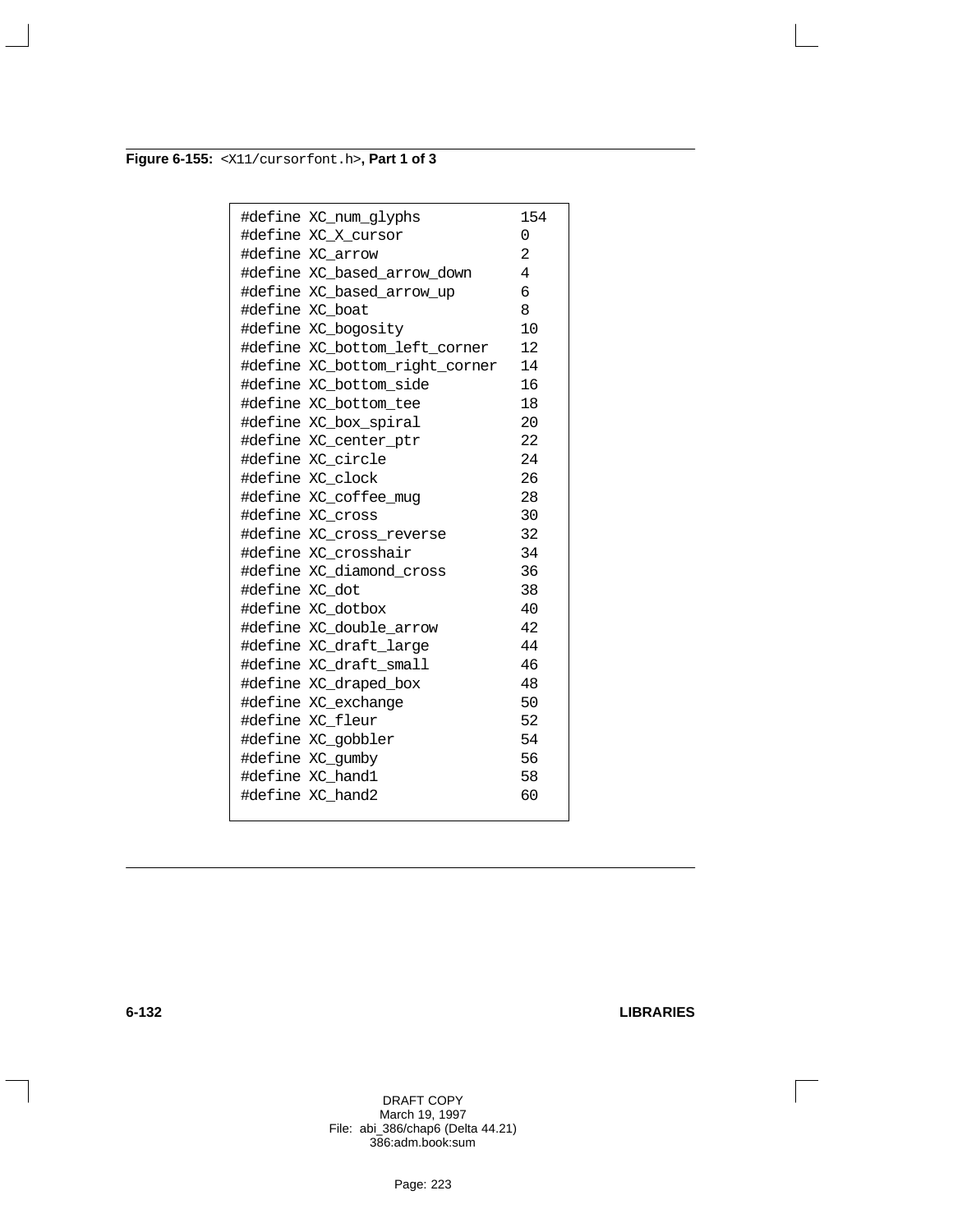**Figure 6-155:** `<X11/cursorfont.h>`**, Part 1 of 3**

```
#define XC_num_glyphs            154
#define XC_X_cursor              0
#define XC_arrow                 2
#define XC_based_arrow_down      4
#define XC_based_arrow_up        6
#define XC_boat                  8
#define XC_bogosity              10
#define XC_bottom_left_corner    12
#define XC_bottom_right_corner   14
#define XC_bottom_side           16
#define XC_bottom_tee            18
#define XC_box_spiral            20
#define XC_center_ptr            22
#define XC_circle                24
#define XC_clock                 26
#define XC_coffee_mug            28
#define XC_cross                 30
#define XC_cross_reverse         32
#define XC_crosshair             34
#define XC_diamond_cross         36
#define XC_dot                   38
#define XC_dotbox                40
#define XC_double_arrow          42
#define XC_draft_large           44
#define XC_draft_small           46
#define XC_draped_box            48
#define XC_exchange              50
#define XC_fleur                 52
#define XC_gobbler               54
#define XC_gumby                 56
#define XC_hand1                 58
#define XC_hand2                 60
```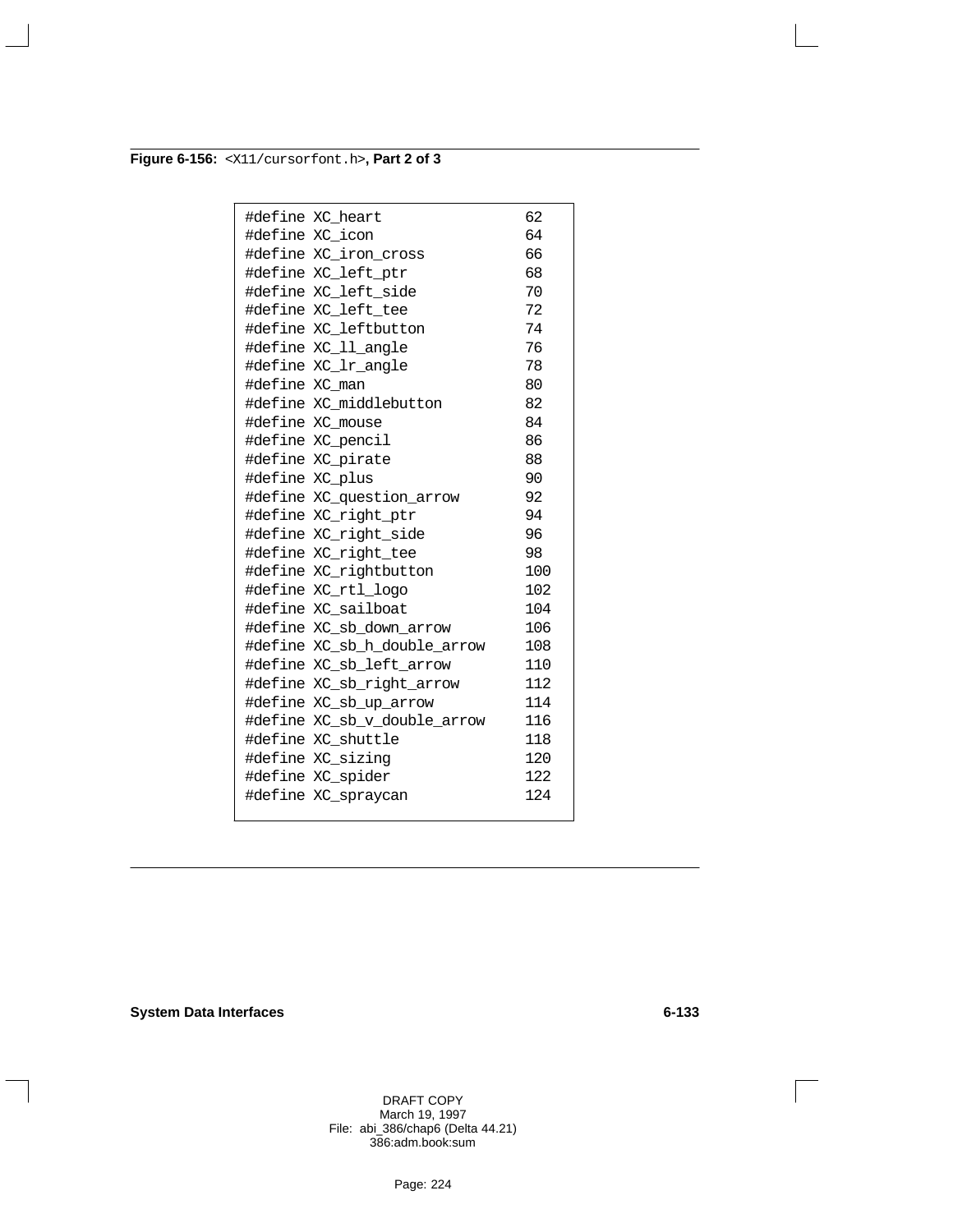**Figure 6-156:** `<X11/cursorfont.h>`**, Part 2 of 3**

```
#define XC_heart                62
#define XC_icon                 64
#define XC_iron_cross           66
#define XC_left_ptr             68
#define XC_left_side            70
#define XC_left_tee             72
#define XC_leftbutton           74
#define XC_ll_angle             76
#define XC_lr_angle             78
#define XC_man                  80
#define XC_middlebutton         82
#define XC_mouse                84
#define XC_pencil               86
#define XC_pirate               88
#define XC_plus                 90
#define XC_question_arrow       92
#define XC_right_ptr            94
#define XC_right_side           96
#define XC_right_tee            98
#define XC_rightbutton          100
#define XC_rtl_logo             102
#define XC_sailboat             104
#define XC_sb_down_arrow        106
#define XC_sb_h_double_arrow    108
#define XC_sb_left_arrow        110
#define XC_sb_right_arrow       112
#define XC_sb_up_arrow          114
#define XC_sb_v_double_arrow    116
#define XC_shuttle              118
#define XC_sizing               120
#define XC_spider               122
#define XC_spraycan             124
```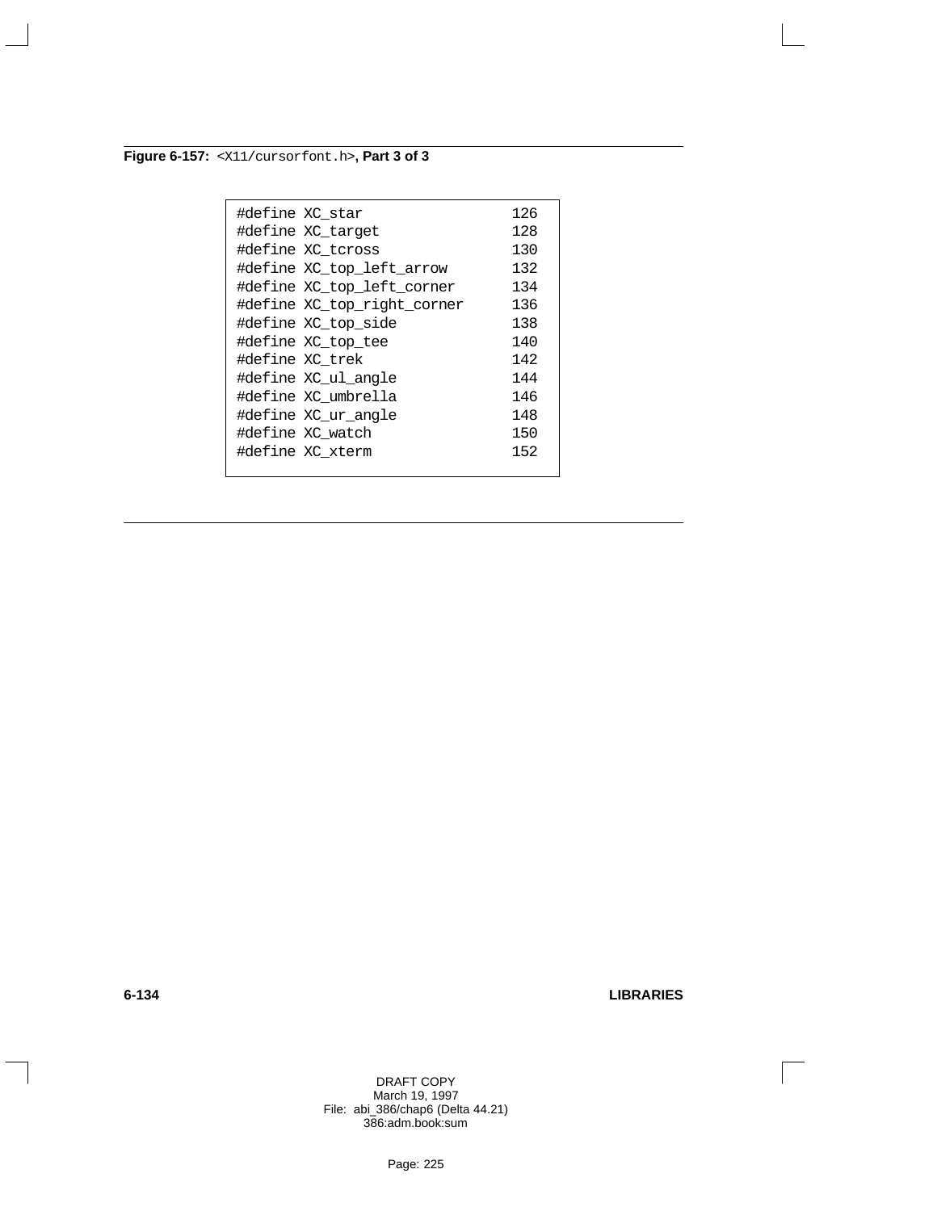**Figure 6-157:** `<X11/cursorfont.h>`**, Part 3 of 3**

```
#define XC_star                     126
#define XC_target                   128
#define XC_tcross                   130
#define XC_top_left_arrow           132
#define XC_top_left_corner          134
#define XC_top_right_corner         136
#define XC_top_side                 138
#define XC_top_tee                  140
#define XC_trek                     142
#define XC_ul_angle                 144
#define XC_umbrella                 146
#define XC_ur_angle                 148
#define XC_watch                    150
#define XC_xterm                    152
```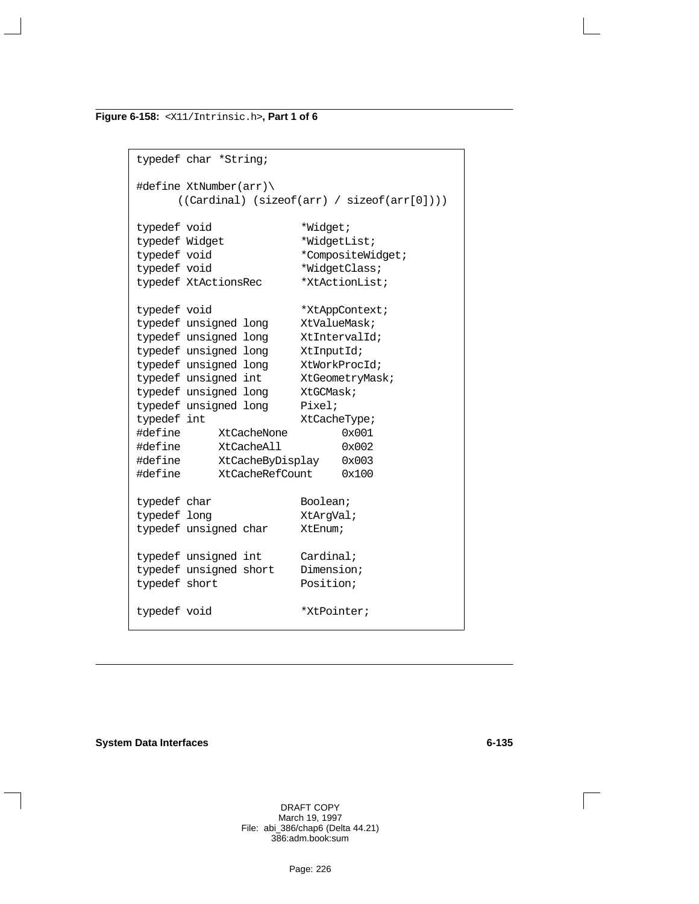**Figure 6-158:** `<X11/Intrinsic.h>`**, Part 1 of 6**

```
typedef char *String;

#define XtNumber(arr)\
      ((Cardinal) (sizeof(arr) / sizeof(arr[0])))

typedef void              *Widget;
typedef Widget            *WidgetList;
typedef void              *CompositeWidget;
typedef void              *WidgetClass;
typedef XtActionsRec      *XtActionList;

typedef void              *XtAppContext;
typedef unsigned long     XtValueMask;
typedef unsigned long     XtIntervalId;
typedef unsigned long     XtInputId;
typedef unsigned long     XtWorkProcId;
typedef unsigned int      XtGeometryMask;
typedef unsigned long     XtGCMask;
typedef unsigned long     Pixel;
typedef int               XtCacheType;
#define      XtCacheNone        0x001
#define      XtCacheAll         0x002
#define      XtCacheByDisplay   0x003
#define      XtCacheRefCount    0x100

typedef char              Boolean;
typedef long              XtArgVal;
typedef unsigned char     XtEnum;

typedef unsigned int      Cardinal;
typedef unsigned short    Dimension;
typedef short             Position;

typedef void              *XtPointer;
```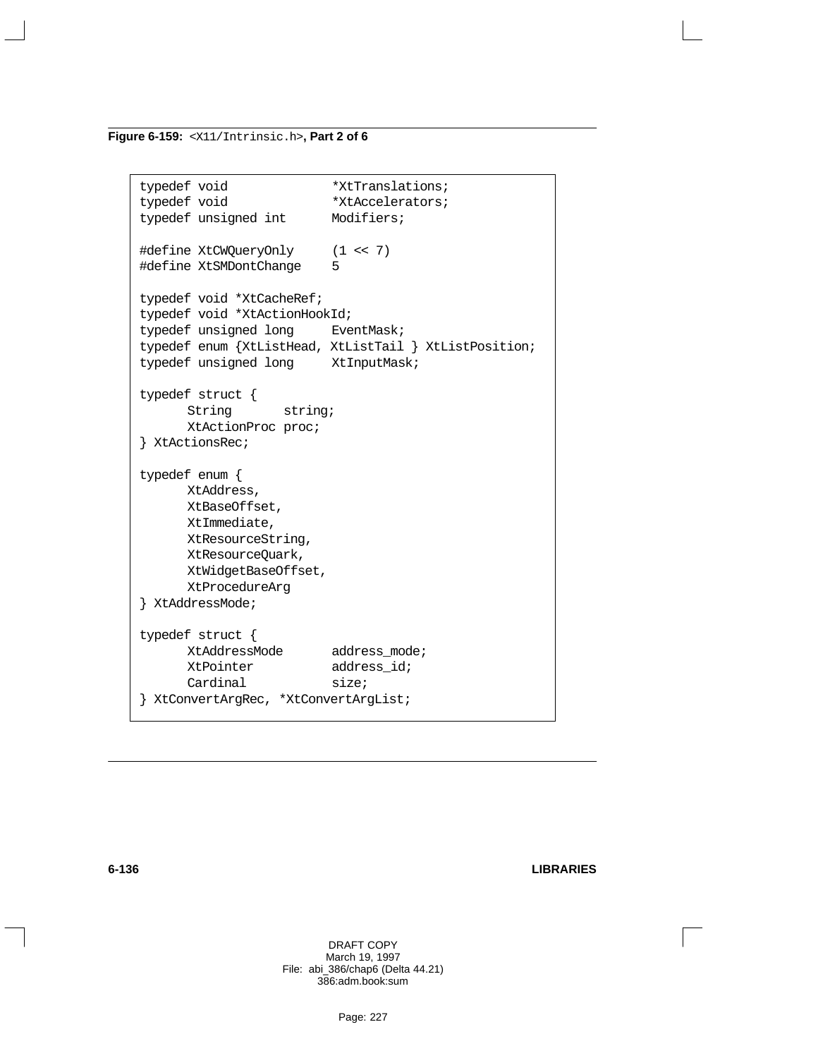**Figure 6-159:** `<X11/Intrinsic.h>`**, Part 2 of 6**

```
typedef void              *XtTranslations;
typedef void              *XtAccelerators;
typedef unsigned int      Modifiers;

#define XtCWQueryOnly     (1 << 7)
#define XtSMDontChange    5

typedef void *XtCacheRef;
typedef void *XtActionHookId;
typedef unsigned long     EventMask;
typedef enum {XtListHead, XtListTail } XtListPosition;
typedef unsigned long     XtInputMask;

typedef struct {
      String       string;
      XtActionProc proc;
} XtActionsRec;

typedef enum {
      XtAddress,
      XtBaseOffset,
      XtImmediate,
      XtResourceString,
      XtResourceQuark,
      XtWidgetBaseOffset,
      XtProcedureArg
} XtAddressMode;

typedef struct {
      XtAddressMode       address_mode;
      XtPointer           address_id;
      Cardinal            size;
} XtConvertArgRec, *XtConvertArgList;
```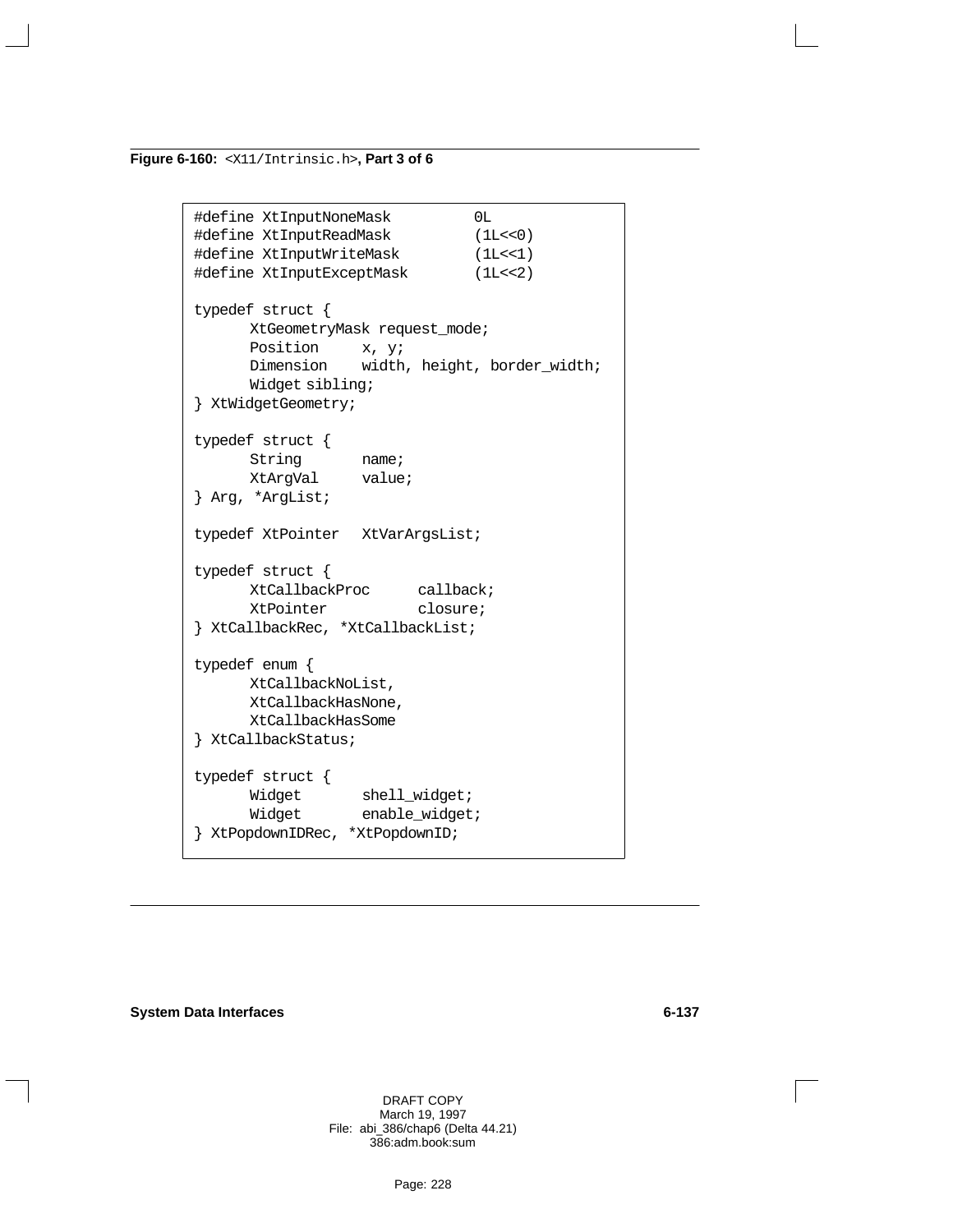**Figure 6-160:** `<X11/Intrinsic.h>`**, Part 3 of 6**

```
#define XtInputNoneMask          0L
#define XtInputReadMask          (1L<<0)
#define XtInputWriteMask         (1L<<1)
#define XtInputExceptMask        (1L<<2)

typedef struct {
      XtGeometryMask request_mode;
      Position     x, y;
      Dimension    width, height, border_width;
      Widget sibling;
} XtWidgetGeometry;

typedef struct {
      String       name;
      XtArgVal     value;
} Arg, *ArgList;

typedef XtPointer   XtVarArgsList;

typedef struct {
      XtCallbackProc      callback;
      XtPointer           closure;
} XtCallbackRec, *XtCallbackList;

typedef enum {
      XtCallbackNoList,
      XtCallbackHasNone,
      XtCallbackHasSome
} XtCallbackStatus;

typedef struct {
      Widget       shell_widget;
      Widget       enable_widget;
} XtPopdownIDRec, *XtPopdownID;
```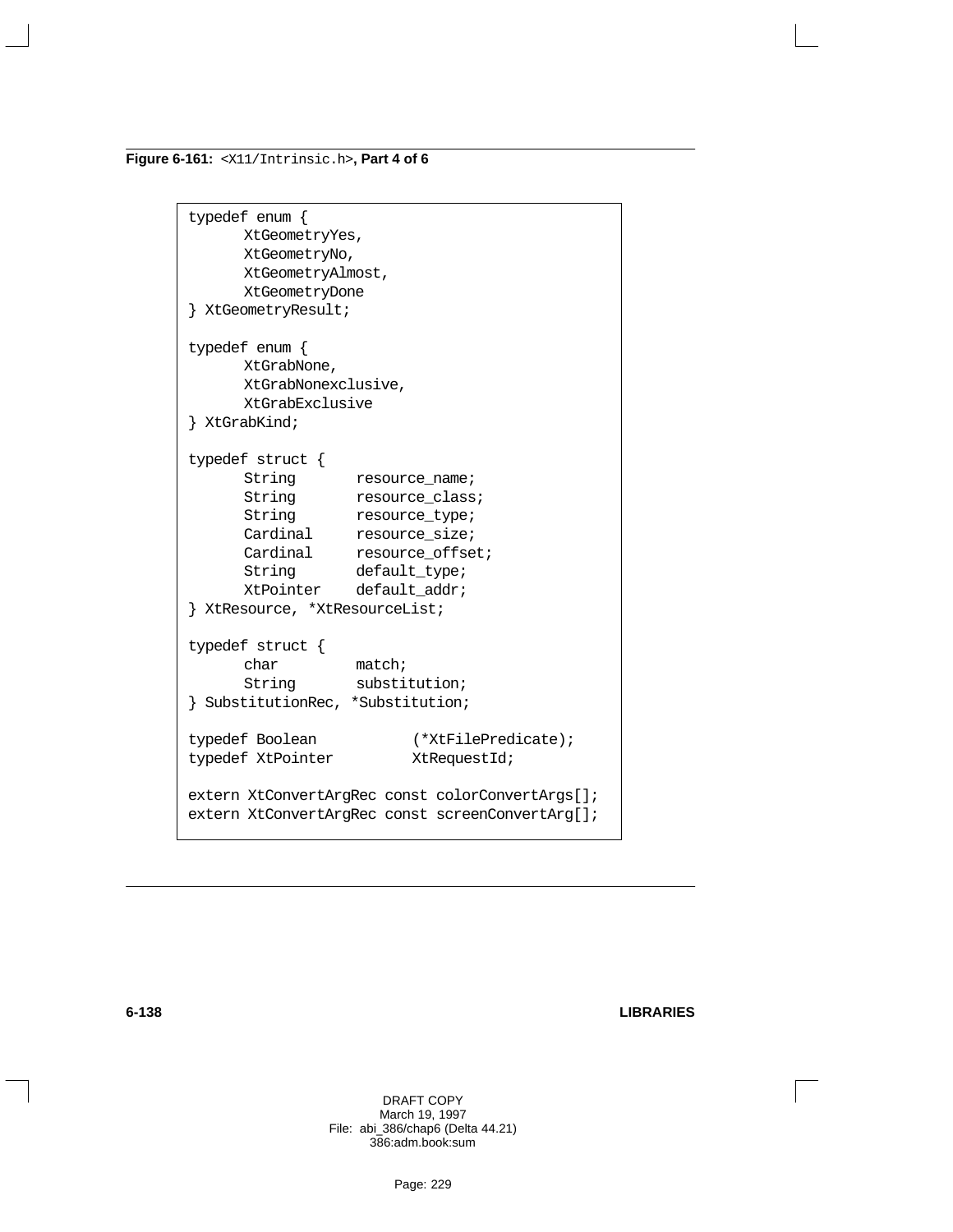**Figure 6-161:** `<X11/Intrinsic.h>`**, Part 4 of 6**

```
typedef enum {
      XtGeometryYes,
      XtGeometryNo,
      XtGeometryAlmost,
      XtGeometryDone
} XtGeometryResult;

typedef enum {
      XtGrabNone,
      XtGrabNonexclusive,
      XtGrabExclusive
} XtGrabKind;

typedef struct {
      String       resource_name;
      String       resource_class;
      String       resource_type;
      Cardinal     resource_size;
      Cardinal     resource_offset;
      String       default_type;
      XtPointer    default_addr;
} XtResource, *XtResourceList;

typedef struct {
      char         match;
      String       substitution;
} SubstitutionRec, *Substitution;

typedef Boolean           (*XtFilePredicate);
typedef XtPointer         XtRequestId;

extern XtConvertArgRec const colorConvertArgs[];
extern XtConvertArgRec const screenConvertArg[];
```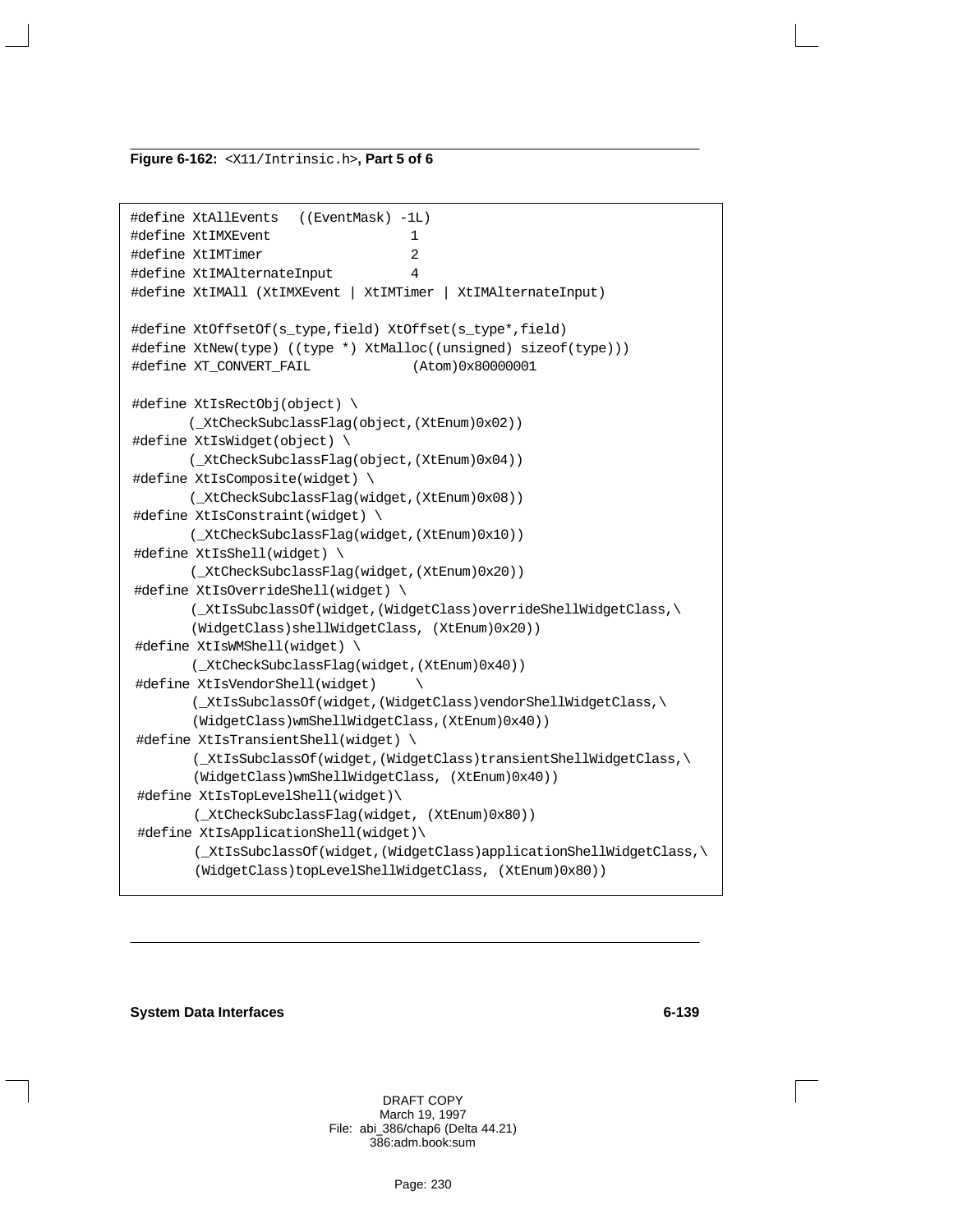**Figure 6-162:** `<X11/Intrinsic.h>`**, Part 5 of 6**

```
#define XtAllEvents   ((EventMask) -1L)
#define XtIMXEvent                  1
#define XtIMTimer                   2
#define XtIMAlternateInput          4
#define XtIMAll (XtIMXEvent | XtIMTimer | XtIMAlternateInput)

#define XtOffsetOf(s_type,field) XtOffset(s_type*,field)
#define XtNew(type) ((type *) XtMalloc((unsigned) sizeof(type)))
#define XT_CONVERT_FAIL             (Atom)0x80000001

#define XtIsRectObj(object) \
       (_XtCheckSubclassFlag(object,(XtEnum)0x02))
#define XtIsWidget(object) \
       (_XtCheckSubclassFlag(object,(XtEnum)0x04))
#define XtIsComposite(widget) \
       (_XtCheckSubclassFlag(widget,(XtEnum)0x08))
#define XtIsConstraint(widget) \
       (_XtCheckSubclassFlag(widget,(XtEnum)0x10))
#define XtIsShell(widget) \
       (_XtCheckSubclassFlag(widget,(XtEnum)0x20))
#define XtIsOverrideShell(widget) \
       (_XtIsSubclassOf(widget,(WidgetClass)overrideShellWidgetClass,\
       (WidgetClass)shellWidgetClass, (XtEnum)0x20))
#define XtIsWMShell(widget) \
       (_XtCheckSubclassFlag(widget,(XtEnum)0x40))
#define XtIsVendorShell(widget)     \
       (_XtIsSubclassOf(widget,(WidgetClass)vendorShellWidgetClass,\
       (WidgetClass)wmShellWidgetClass,(XtEnum)0x40))
#define XtIsTransientShell(widget) \
       (_XtIsSubclassOf(widget,(WidgetClass)transientShellWidgetClass,\
       (WidgetClass)wmShellWidgetClass, (XtEnum)0x40))
#define XtIsTopLevelShell(widget)\
       (_XtCheckSubclassFlag(widget, (XtEnum)0x80))
#define XtIsApplicationShell(widget)\
       (_XtIsSubclassOf(widget,(WidgetClass)applicationShellWidgetClass,\
       (WidgetClass)topLevelShellWidgetClass, (XtEnum)0x80))
```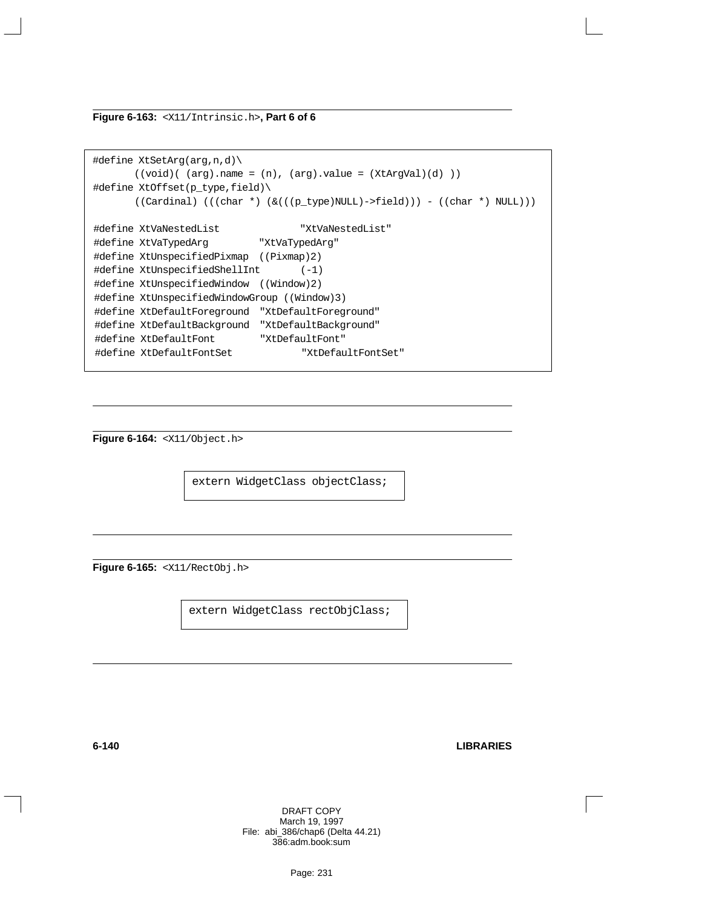**Figure 6-163:** `<X11/Intrinsic.h>`**, Part 6 of 6**

```
#define XtSetArg(arg,n,d)\
       ((void)( (arg).name = (n), (arg).value = (XtArgVal)(d) ))
#define XtOffset(p_type,field)\
       ((Cardinal) (((char *) (&(((p_type)NULL)->field))) - ((char *) NULL)))

#define XtVaNestedList              "XtVaNestedList"
#define XtVaTypedArg         "XtVaTypedArg"
#define XtUnspecifiedPixmap  ((Pixmap)2)
#define XtUnspecifiedShellInt       (-1)
#define XtUnspecifiedWindow  ((Window)2)
#define XtUnspecifiedWindowGroup ((Window)3)
#define XtDefaultForeground  "XtDefaultForeground"
#define XtDefaultBackground  "XtDefaultBackground"
#define XtDefaultFont        "XtDefaultFont"
#define XtDefaultFontSet            "XtDefaultFontSet"
```

**Figure 6-164:** `<X11/Object.h>`

```
extern WidgetClass objectClass;
```

**Figure 6-165:** `<X11/RectObj.h>`

```
extern WidgetClass rectObjClass;
```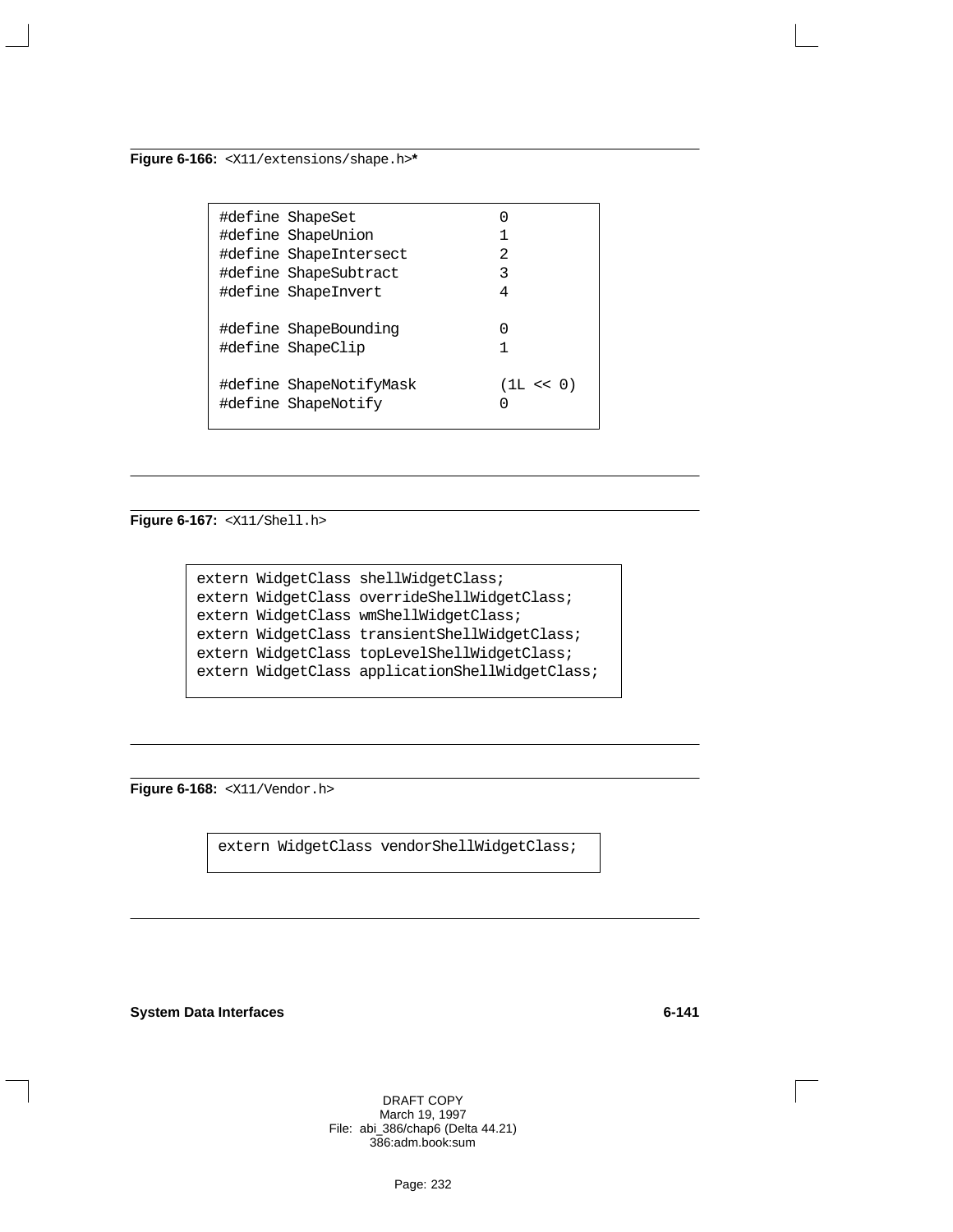**Figure 6-166:** `<X11/extensions/shape.h>`*

```
#define ShapeSet                0
#define ShapeUnion              1
#define ShapeIntersect          2
#define ShapeSubtract           3
#define ShapeInvert             4

#define ShapeBounding           0
#define ShapeClip               1

#define ShapeNotifyMask         (1L << 0)
#define ShapeNotify             0
```

**Figure 6-167:** `<X11/Shell.h>`

```
extern WidgetClass shellWidgetClass;
extern WidgetClass overrideShellWidgetClass;
extern WidgetClass wmShellWidgetClass;
extern WidgetClass transientShellWidgetClass;
extern WidgetClass topLevelShellWidgetClass;
extern WidgetClass applicationShellWidgetClass;
```

**Figure 6-168:** `<X11/Vendor.h>`

```
extern WidgetClass vendorShellWidgetClass;
```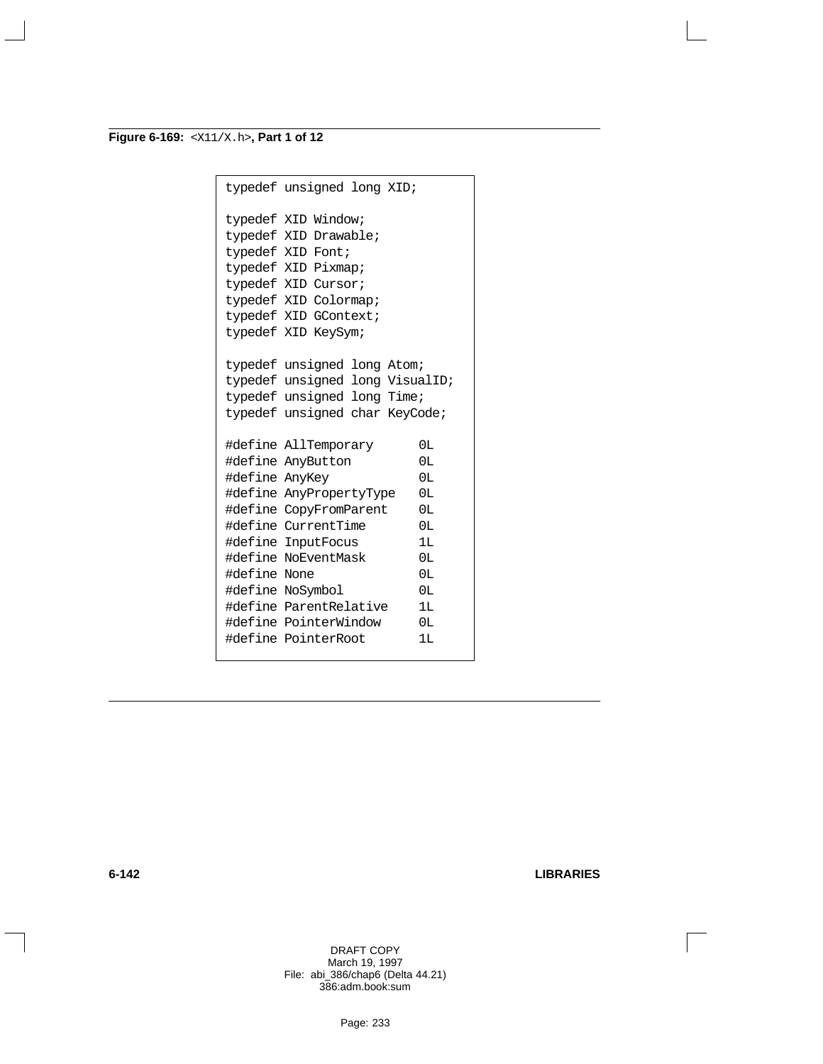**Figure 6-169:** `<X11/X.h>`**, Part 1 of 12**

```
typedef unsigned long XID;

typedef XID Window;
typedef XID Drawable;
typedef XID Font;
typedef XID Pixmap;
typedef XID Cursor;
typedef XID Colormap;
typedef XID GContext;
typedef XID KeySym;

typedef unsigned long Atom;
typedef unsigned long VisualID;
typedef unsigned long Time;
typedef unsigned char KeyCode;

#define AllTemporary      0L
#define AnyButton         0L
#define AnyKey            0L
#define AnyPropertyType   0L
#define CopyFromParent    0L
#define CurrentTime       0L
#define InputFocus        1L
#define NoEventMask       0L
#define None              0L
#define NoSymbol          0L
#define ParentRelative    1L
#define PointerWindow     0L
#define PointerRoot       1L
```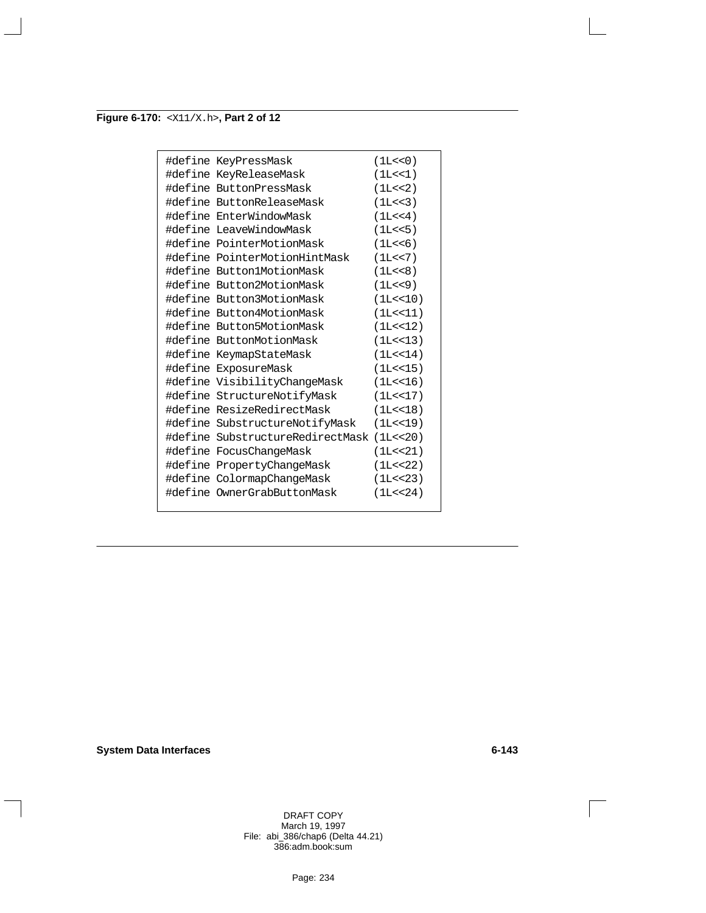**Figure 6-170:** `<X11/X.h>`**, Part 2 of 12**

```
#define KeyPressMask              (1L<<0)
#define KeyReleaseMask            (1L<<1)
#define ButtonPressMask           (1L<<2)
#define ButtonReleaseMask         (1L<<3)
#define EnterWindowMask           (1L<<4)
#define LeaveWindowMask           (1L<<5)
#define PointerMotionMask         (1L<<6)
#define PointerMotionHintMask     (1L<<7)
#define Button1MotionMask         (1L<<8)
#define Button2MotionMask         (1L<<9)
#define Button3MotionMask         (1L<<10)
#define Button4MotionMask         (1L<<11)
#define Button5MotionMask         (1L<<12)
#define ButtonMotionMask          (1L<<13)
#define KeymapStateMask           (1L<<14)
#define ExposureMask              (1L<<15)
#define VisibilityChangeMask      (1L<<16)
#define StructureNotifyMask       (1L<<17)
#define ResizeRedirectMask        (1L<<18)
#define SubstructureNotifyMask    (1L<<19)
#define SubstructureRedirectMask  (1L<<20)
#define FocusChangeMask           (1L<<21)
#define PropertyChangeMask        (1L<<22)
#define ColormapChangeMask        (1L<<23)
#define OwnerGrabButtonMask       (1L<<24)
```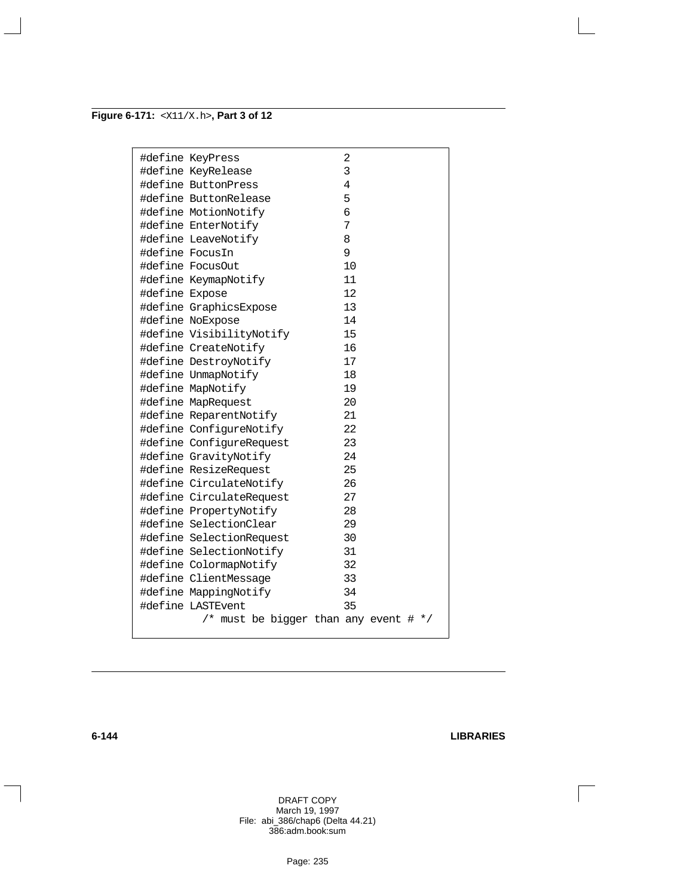**Figure 6-171:** `<X11/X.h>`**, Part 3 of 12**

```
#define KeyPress                2
#define KeyRelease              3
#define ButtonPress             4
#define ButtonRelease           5
#define MotionNotify            6
#define EnterNotify             7
#define LeaveNotify             8
#define FocusIn                 9
#define FocusOut                10
#define KeymapNotify            11
#define Expose                  12
#define GraphicsExpose          13
#define NoExpose                14
#define VisibilityNotify        15
#define CreateNotify            16
#define DestroyNotify           17
#define UnmapNotify             18
#define MapNotify               19
#define MapRequest              20
#define ReparentNotify          21
#define ConfigureNotify         22
#define ConfigureRequest        23
#define GravityNotify           24
#define ResizeRequest           25
#define CirculateNotify         26
#define CirculateRequest        27
#define PropertyNotify          28
#define SelectionClear          29
#define SelectionRequest        30
#define SelectionNotify         31
#define ColormapNotify          32
#define ClientMessage           33
#define MappingNotify           34
#define LASTEvent               35
          /* must be bigger than any event # */
```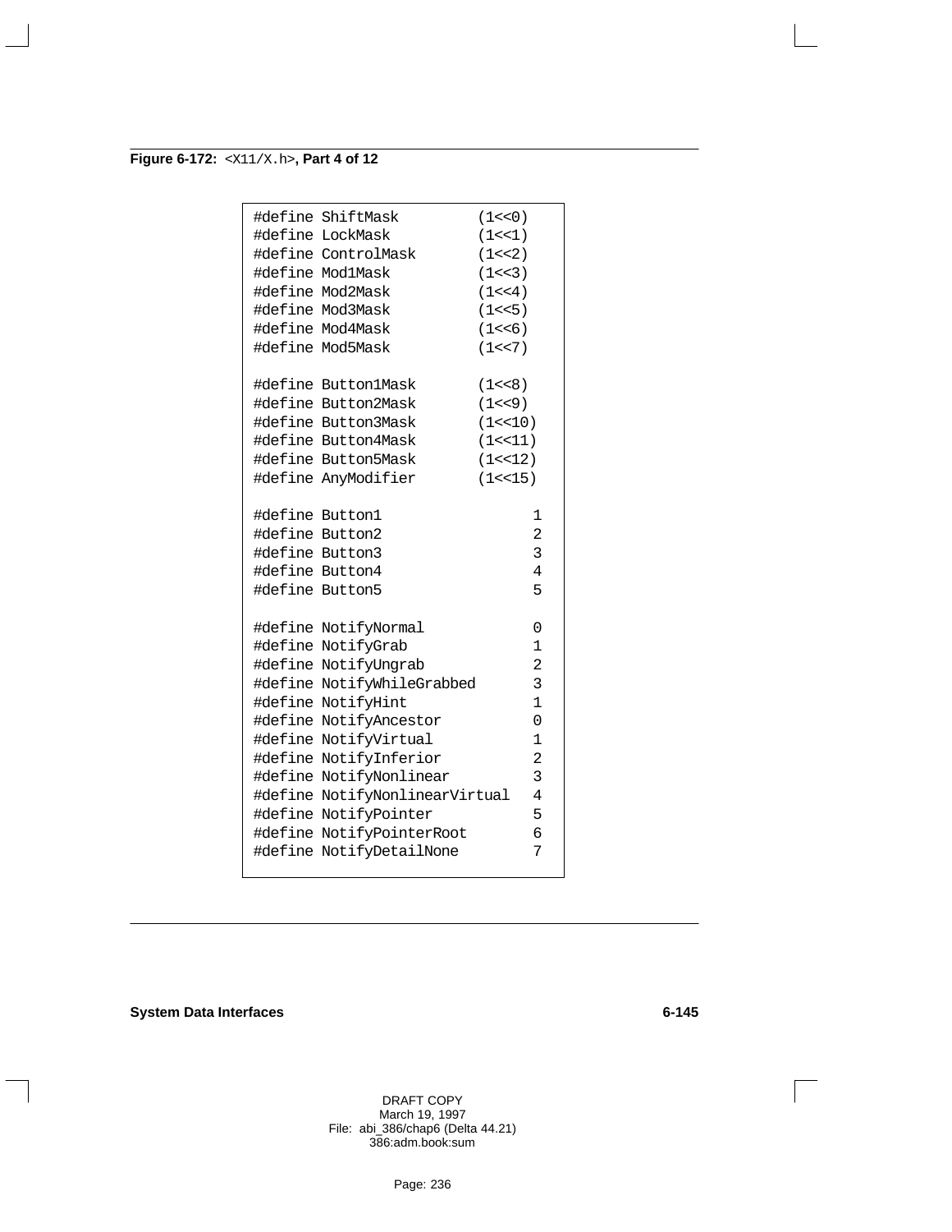**Figure 6-172:** `<X11/X.h>`**, Part 4 of 12**

```
#define ShiftMask          (1<<0)
#define LockMask           (1<<1)
#define ControlMask        (1<<2)
#define Mod1Mask           (1<<3)
#define Mod2Mask           (1<<4)
#define Mod3Mask           (1<<5)
#define Mod4Mask           (1<<6)
#define Mod5Mask           (1<<7)

#define Button1Mask        (1<<8)
#define Button2Mask        (1<<9)
#define Button3Mask        (1<<10)
#define Button4Mask        (1<<11)
#define Button5Mask        (1<<12)
#define AnyModifier        (1<<15)

#define Button1                 1
#define Button2                 2
#define Button3                 3
#define Button4                 4
#define Button5                 5

#define NotifyNormal            0
#define NotifyGrab              1
#define NotifyUngrab            2
#define NotifyWhileGrabbed      3
#define NotifyHint              1
#define NotifyAncestor          0
#define NotifyVirtual           1
#define NotifyInferior          2
#define NotifyNonlinear         3
#define NotifyNonlinearVirtual  4
#define NotifyPointer           5
#define NotifyPointerRoot       6
#define NotifyDetailNone        7
```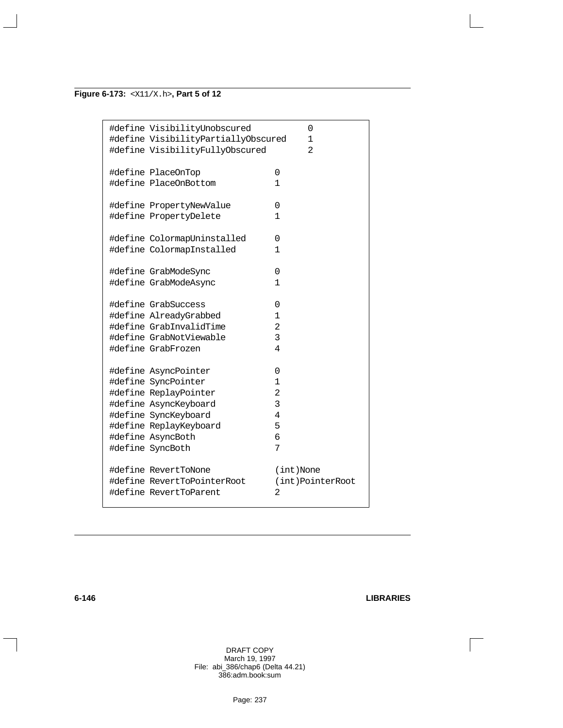**Figure 6-173:** `<X11/X.h>`**, Part 5 of 12**

```
#define VisibilityUnobscured          0
#define VisibilityPartiallyObscured   1
#define VisibilityFullyObscured       2

#define PlaceOnTop                0
#define PlaceOnBottom             1

#define PropertyNewValue          0
#define PropertyDelete            1

#define ColormapUninstalled       0
#define ColormapInstalled         1

#define GrabModeSync              0
#define GrabModeAsync             1

#define GrabSuccess               0
#define AlreadyGrabbed            1
#define GrabInvalidTime           2
#define GrabNotViewable           3
#define GrabFrozen                4

#define AsyncPointer              0
#define SyncPointer               1
#define ReplayPointer             2
#define AsyncKeyboard             3
#define SyncKeyboard              4
#define ReplayKeyboard            5
#define AsyncBoth                 6
#define SyncBoth                  7

#define RevertToNone              (int)None
#define RevertToPointerRoot       (int)PointerRoot
#define RevertToParent            2
```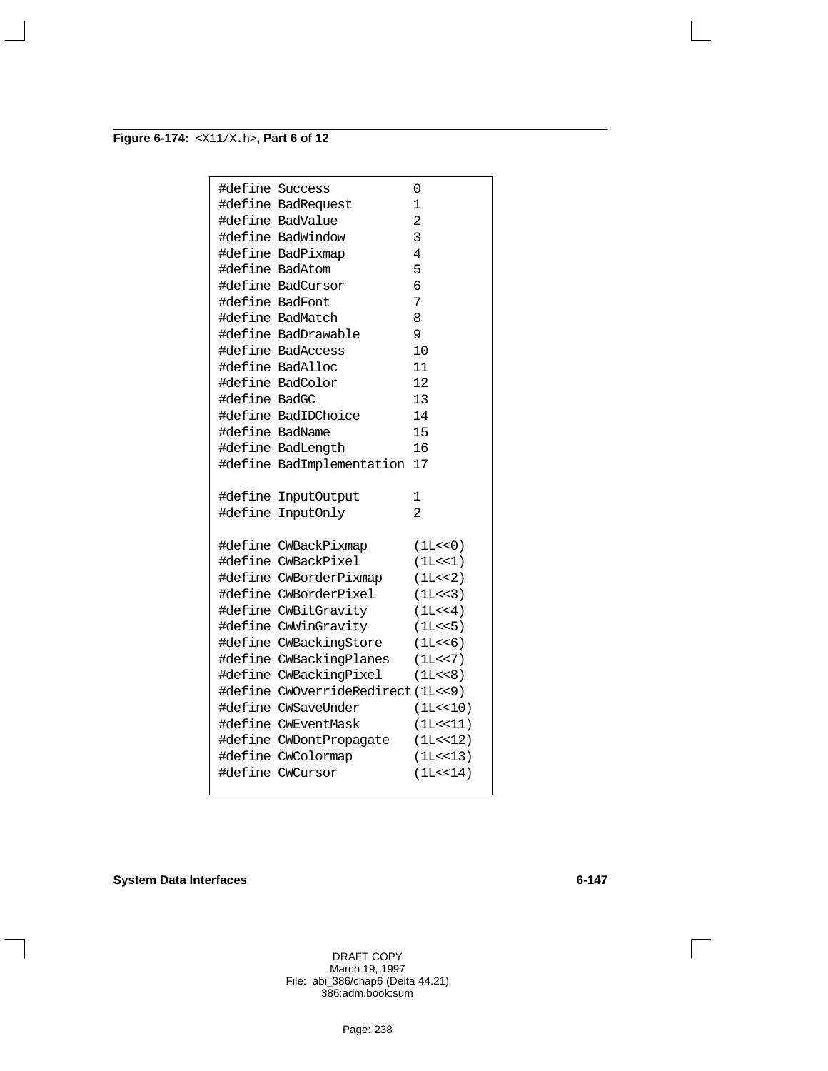**Figure 6-174:** `<X11/X.h>`**, Part 6 of 12**

```
#define Success             0
#define BadRequest          1
#define BadValue            2
#define BadWindow           3
#define BadPixmap           4
#define BadAtom             5
#define BadCursor           6
#define BadFont             7
#define BadMatch            8
#define BadDrawable         9
#define BadAccess           10
#define BadAlloc            11
#define BadColor            12
#define BadGC               13
#define BadIDChoice         14
#define BadName             15
#define BadLength           16
#define BadImplementation   17

#define InputOutput         1
#define InputOnly           2

#define CWBackPixmap        (1L<<0)
#define CWBackPixel         (1L<<1)
#define CWBorderPixmap      (1L<<2)
#define CWBorderPixel       (1L<<3)
#define CWBitGravity        (1L<<4)
#define CWWinGravity        (1L<<5)
#define CWBackingStore      (1L<<6)
#define CWBackingPlanes     (1L<<7)
#define CWBackingPixel      (1L<<8)
#define CWOverrideRedirect (1L<<9)
#define CWSaveUnder         (1L<<10)
#define CWEventMask         (1L<<11)
#define CWDontPropagate     (1L<<12)
#define CWColormap          (1L<<13)
#define CWCursor            (1L<<14)
```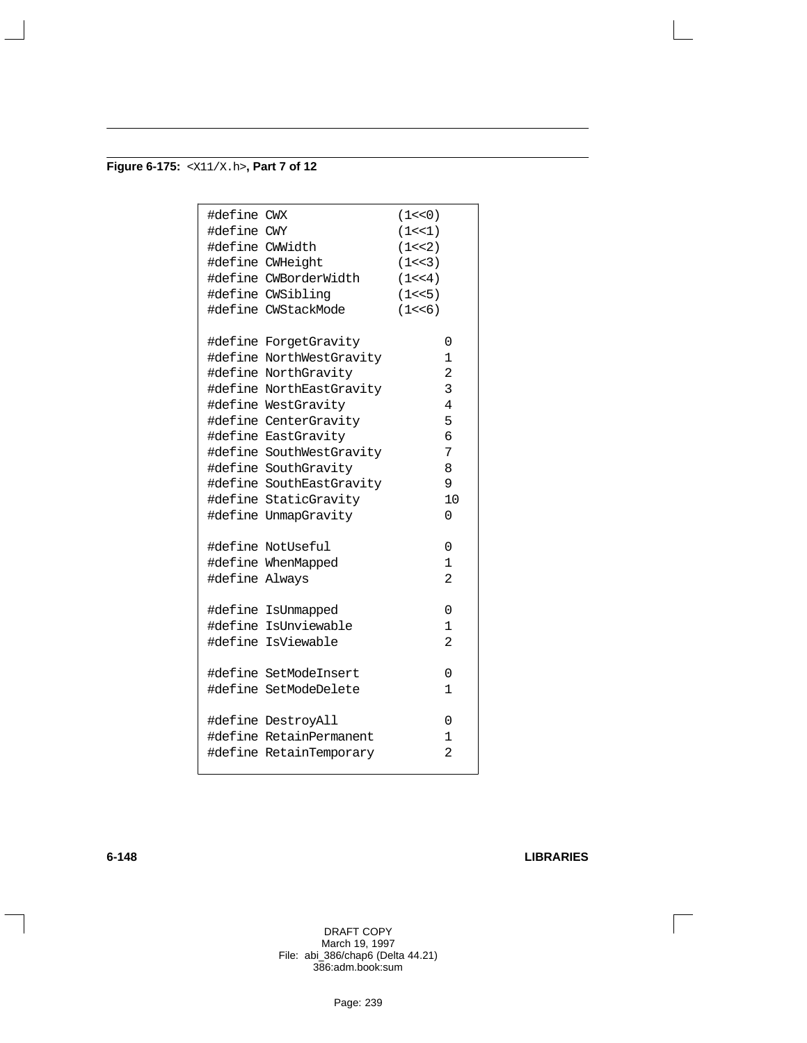**Figure 6-175:** `<X11/X.h>`**, Part 7 of 12**

```
#define CWX                 (1<<0)
#define CWY                 (1<<1)
#define CWWidth             (1<<2)
#define CWHeight            (1<<3)
#define CWBorderWidth       (1<<4)
#define CWSibling           (1<<5)
#define CWStackMode         (1<<6)

#define ForgetGravity             0
#define NorthWestGravity          1
#define NorthGravity              2
#define NorthEastGravity          3
#define WestGravity               4
#define CenterGravity             5
#define EastGravity               6
#define SouthWestGravity          7
#define SouthGravity              8
#define SouthEastGravity          9
#define StaticGravity             10
#define UnmapGravity              0

#define NotUseful                 0
#define WhenMapped                1
#define Always                    2

#define IsUnmapped                0
#define IsUnviewable              1
#define IsViewable                2

#define SetModeInsert             0
#define SetModeDelete             1

#define DestroyAll                0
#define RetainPermanent           1
#define RetainTemporary           2
```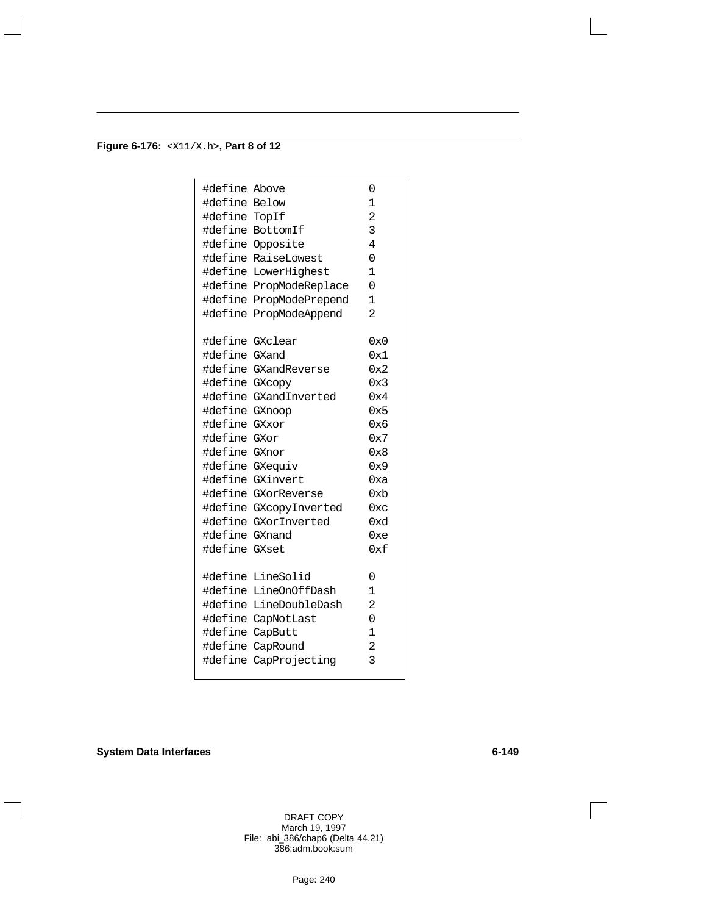**Figure 6-176:** `<X11/X.h>`**, Part 8 of 12**

```
#define Above             0
#define Below             1
#define TopIf             2
#define BottomIf          3
#define Opposite          4
#define RaiseLowest       0
#define LowerHighest      1
#define PropModeReplace   0
#define PropModePrepend   1
#define PropModeAppend    2

#define GXclear           0x0
#define GXand             0x1
#define GXandReverse      0x2
#define GXcopy            0x3
#define GXandInverted     0x4
#define GXnoop            0x5
#define GXxor             0x6
#define GXor              0x7
#define GXnor             0x8
#define GXequiv           0x9
#define GXinvert          0xa
#define GXorReverse       0xb
#define GXcopyInverted    0xc
#define GXorInverted      0xd
#define GXnand            0xe
#define GXset             0xf

#define LineSolid         0
#define LineOnOffDash     1
#define LineDoubleDash    2
#define CapNotLast        0
#define CapButt           1
#define CapRound          2
#define CapProjecting     3
```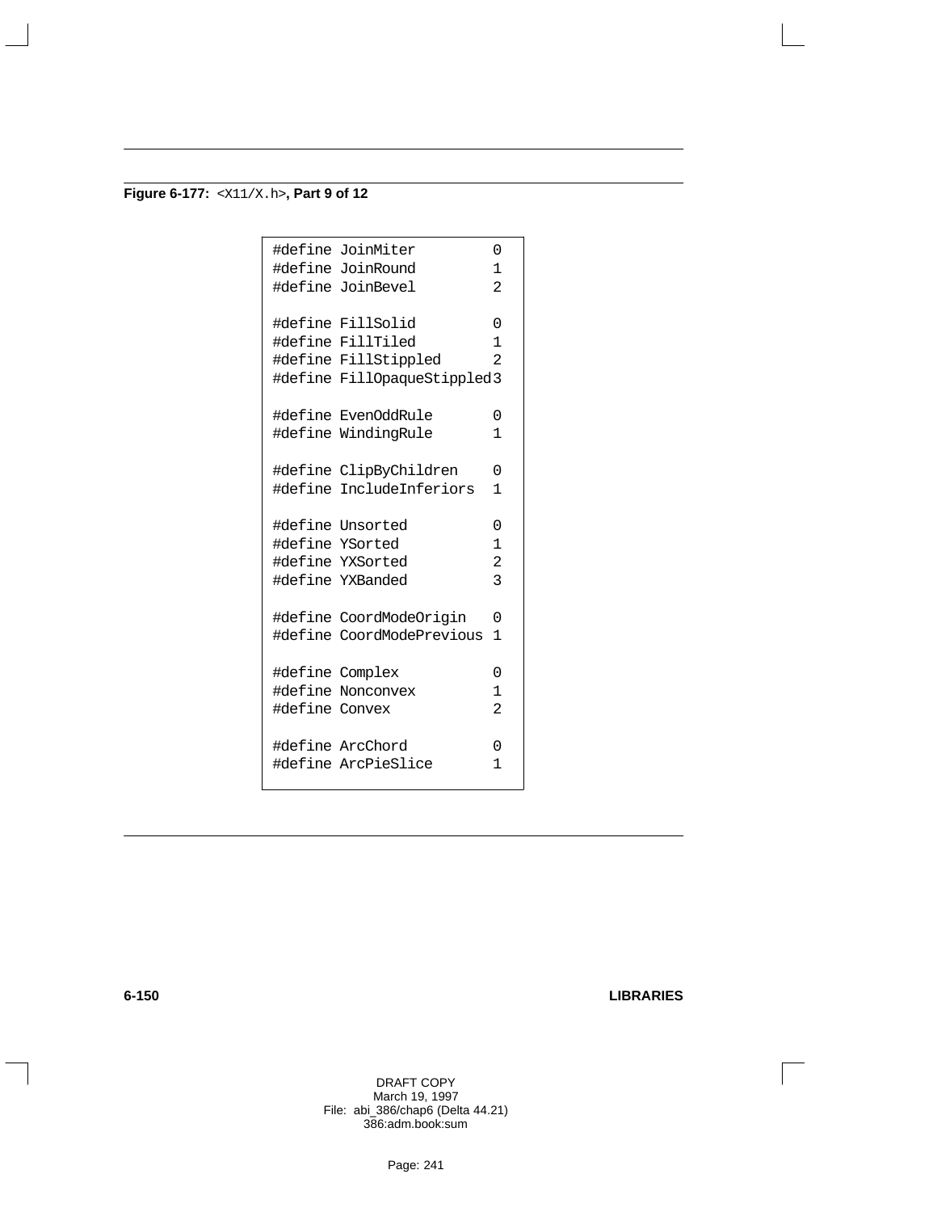**Figure 6-177:** `<X11/X.h>`**, Part 9 of 12**

```
#define JoinMiter          0
#define JoinRound          1
#define JoinBevel          2

#define FillSolid          0
#define FillTiled          1
#define FillStippled       2
#define FillOpaqueStippled 3

#define EvenOddRule        0
#define WindingRule        1

#define ClipByChildren     0
#define IncludeInferiors   1

#define Unsorted           0
#define YSorted            1
#define YXSorted           2
#define YXBanded           3

#define CoordModeOrigin    0
#define CoordModePrevious  1

#define Complex            0
#define Nonconvex          1
#define Convex             2

#define ArcChord           0
#define ArcPieSlice        1
```

DRAFT COPY
March 19, 1997
File: abi_386/chap6 (Delta 44.21)
386:adm.book:sum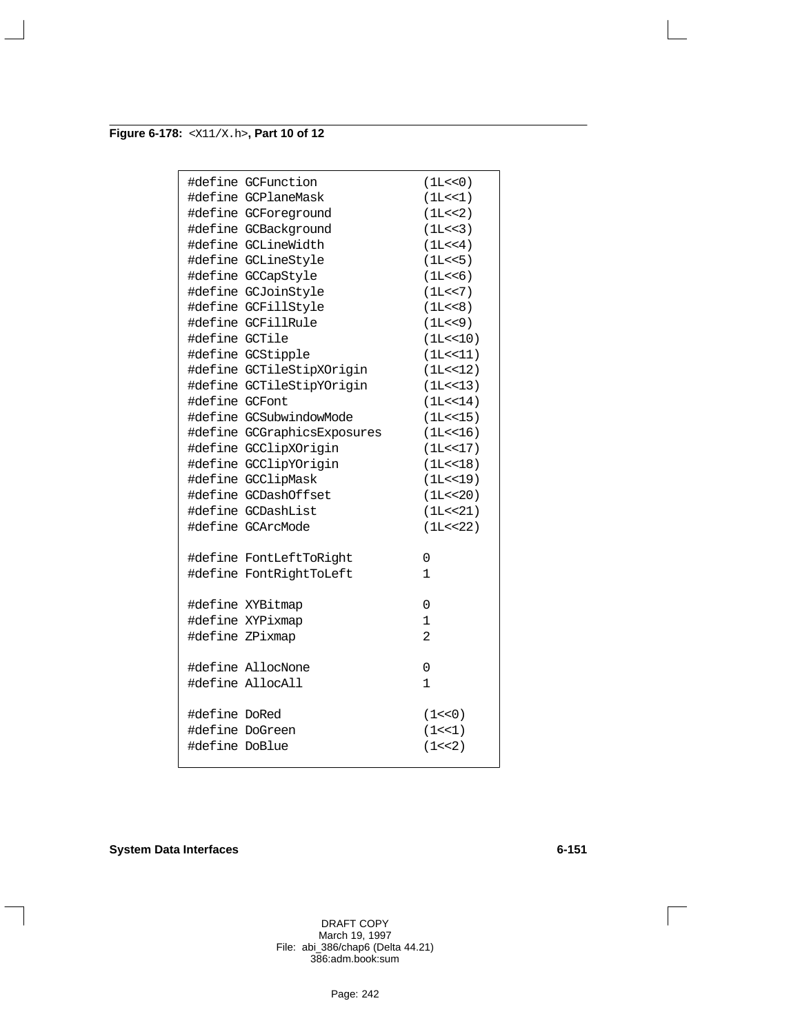**Figure 6-178:** `<X11/X.h>`**, Part 10 of 12**

```
#define GCFunction              (1L<<0)
#define GCPlaneMask             (1L<<1)
#define GCForeground            (1L<<2)
#define GCBackground            (1L<<3)
#define GCLineWidth             (1L<<4)
#define GCLineStyle             (1L<<5)
#define GCCapStyle              (1L<<6)
#define GCJoinStyle             (1L<<7)
#define GCFillStyle             (1L<<8)
#define GCFillRule              (1L<<9)
#define GCTile                  (1L<<10)
#define GCStipple               (1L<<11)
#define GCTileStipXOrigin       (1L<<12)
#define GCTileStipYOrigin       (1L<<13)
#define GCFont                  (1L<<14)
#define GCSubwindowMode         (1L<<15)
#define GCGraphicsExposures     (1L<<16)
#define GCClipXOrigin           (1L<<17)
#define GCClipYOrigin           (1L<<18)
#define GCClipMask              (1L<<19)
#define GCDashOffset            (1L<<20)
#define GCDashList              (1L<<21)
#define GCArcMode               (1L<<22)

#define FontLeftToRight         0
#define FontRightToLeft         1

#define XYBitmap                0
#define XYPixmap                1
#define ZPixmap                 2

#define AllocNone               0
#define AllocAll                1

#define DoRed                   (1<<0)
#define DoGreen                 (1<<1)
#define DoBlue                  (1<<2)
```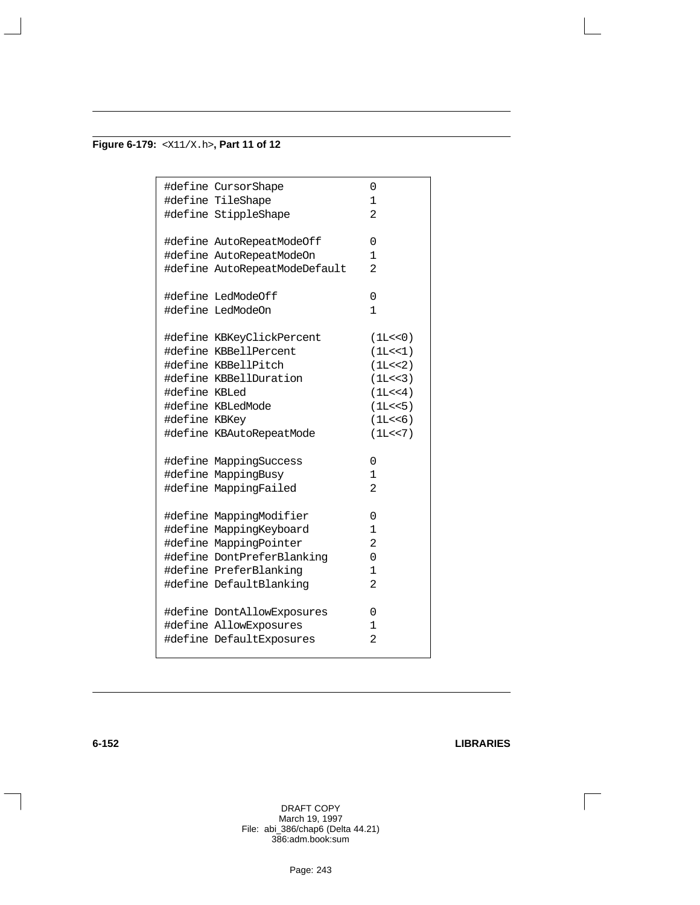**Figure 6-179:** `<X11/X.h>`**, Part 11 of 12**

```
#define CursorShape                 0
#define TileShape                   1
#define StippleShape                2

#define AutoRepeatModeOff           0
#define AutoRepeatModeOn            1
#define AutoRepeatModeDefault       2

#define LedModeOff                  0
#define LedModeOn                   1

#define KBKeyClickPercent           (1L<<0)
#define KBBellPercent               (1L<<1)
#define KBBellPitch                 (1L<<2)
#define KBBellDuration              (1L<<3)
#define KBLed                       (1L<<4)
#define KBLedMode                   (1L<<5)
#define KBKey                       (1L<<6)
#define KBAutoRepeatMode            (1L<<7)

#define MappingSuccess              0
#define MappingBusy                 1
#define MappingFailed               2

#define MappingModifier             0
#define MappingKeyboard             1
#define MappingPointer              2
#define DontPreferBlanking          0
#define PreferBlanking              1
#define DefaultBlanking             2

#define DontAllowExposures          0
#define AllowExposures              1
#define DefaultExposures            2
```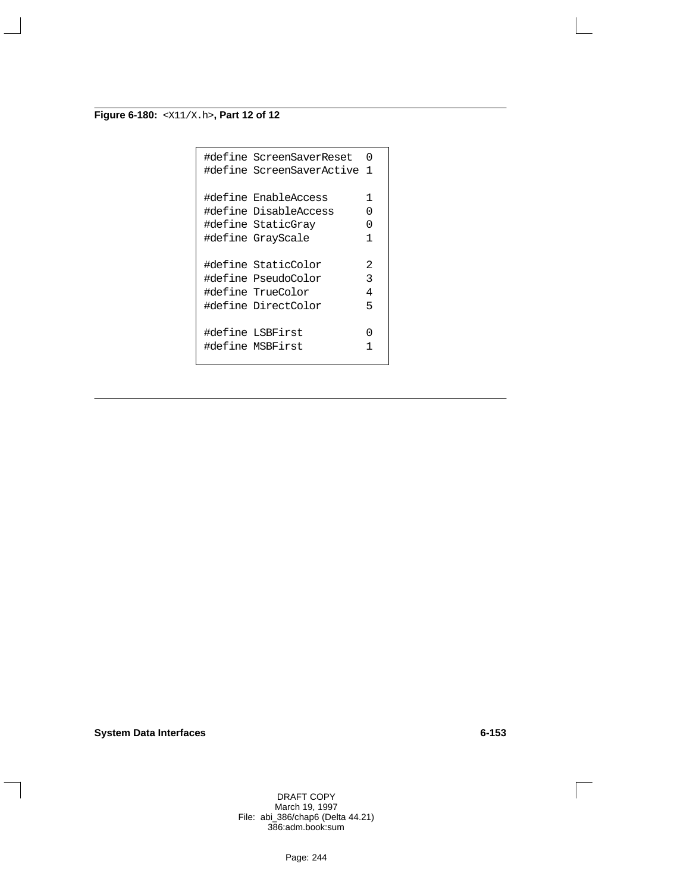**Figure 6-180:** `<X11/X.h>`**, Part 12 of 12**

```
#define ScreenSaverReset  0
#define ScreenSaverActive 1

#define EnableAccess      1
#define DisableAccess     0
#define StaticGray        0
#define GrayScale         1

#define StaticColor       2
#define PseudoColor       3
#define TrueColor         4
#define DirectColor       5

#define LSBFirst          0
#define MSBFirst          1
```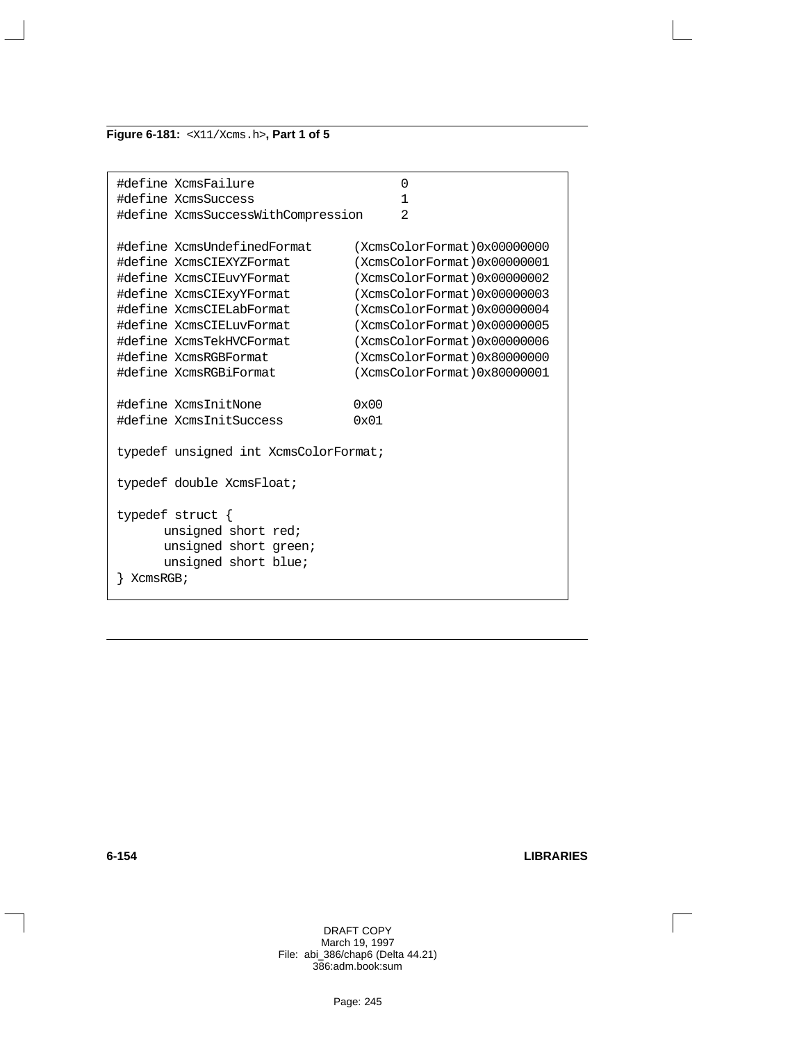**Figure 6-181:** `<X11/Xcms.h>`**, Part 1 of 5**

```
#define XcmsFailure                     0
#define XcmsSuccess                     1
#define XcmsSuccessWithCompression      2

#define XcmsUndefinedFormat      (XcmsColorFormat)0x00000000
#define XcmsCIEXYZFormat         (XcmsColorFormat)0x00000001
#define XcmsCIEuvYFormat         (XcmsColorFormat)0x00000002
#define XcmsCIExyYFormat         (XcmsColorFormat)0x00000003
#define XcmsCIELabFormat         (XcmsColorFormat)0x00000004
#define XcmsCIELuvFormat         (XcmsColorFormat)0x00000005
#define XcmsTekHVCFormat         (XcmsColorFormat)0x00000006
#define XcmsRGBFormat            (XcmsColorFormat)0x80000000
#define XcmsRGBiFormat           (XcmsColorFormat)0x80000001

#define XcmsInitNone             0x00
#define XcmsInitSuccess          0x01

typedef unsigned int XcmsColorFormat;

typedef double XcmsFloat;

typedef struct {
      unsigned short red;
      unsigned short green;
      unsigned short blue;
} XcmsRGB;
```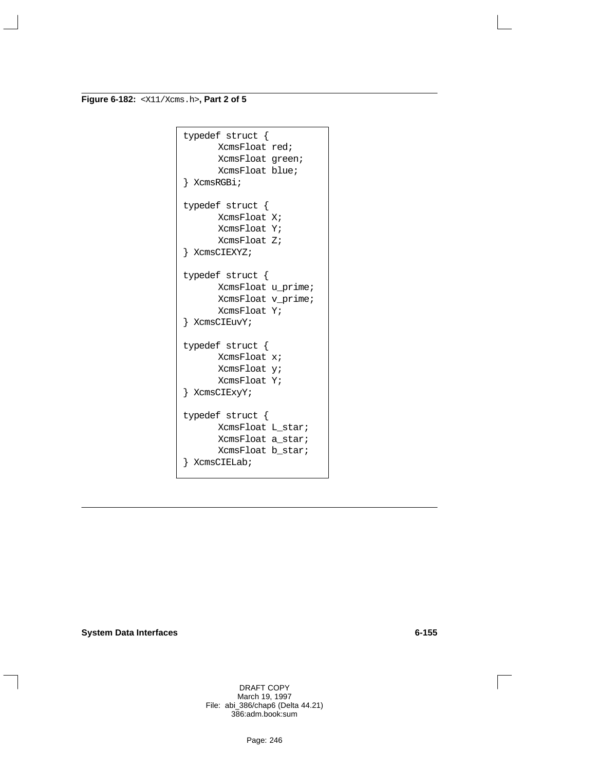**Figure 6-182:** `<X11/Xcms.h>`**, Part 2 of 5**

```
typedef struct {
      XcmsFloat red;
      XcmsFloat green;
      XcmsFloat blue;
} XcmsRGBi;

typedef struct {
      XcmsFloat X;
      XcmsFloat Y;
      XcmsFloat Z;
} XcmsCIEXYZ;

typedef struct {
      XcmsFloat u_prime;
      XcmsFloat v_prime;
      XcmsFloat Y;
} XcmsCIEuvY;

typedef struct {
      XcmsFloat x;
      XcmsFloat y;
      XcmsFloat Y;
} XcmsCIExyY;

typedef struct {
      XcmsFloat L_star;
      XcmsFloat a_star;
      XcmsFloat b_star;
} XcmsCIELab;
```

DRAFT COPY
March 19, 1997
File: abi_386/chap6 (Delta 44.21)
386:adm.book:sum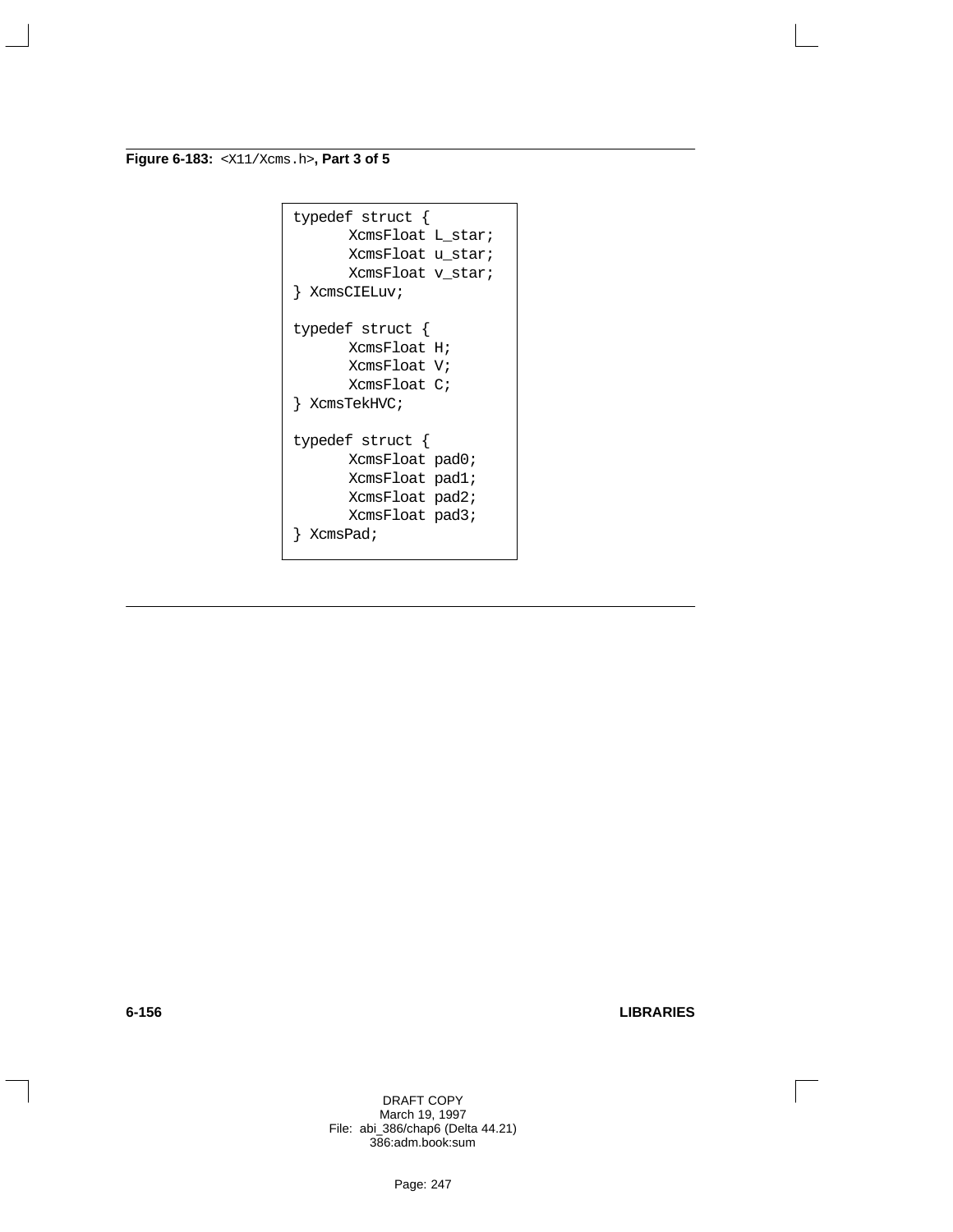**Figure 6-183:** `<X11/Xcms.h>`**, Part 3 of 5**

```
typedef struct {
      XcmsFloat L_star;
      XcmsFloat u_star;
      XcmsFloat v_star;
} XcmsCIELuv;

typedef struct {
      XcmsFloat H;
      XcmsFloat V;
      XcmsFloat C;
} XcmsTekHVC;

typedef struct {
      XcmsFloat pad0;
      XcmsFloat pad1;
      XcmsFloat pad2;
      XcmsFloat pad3;
} XcmsPad;
```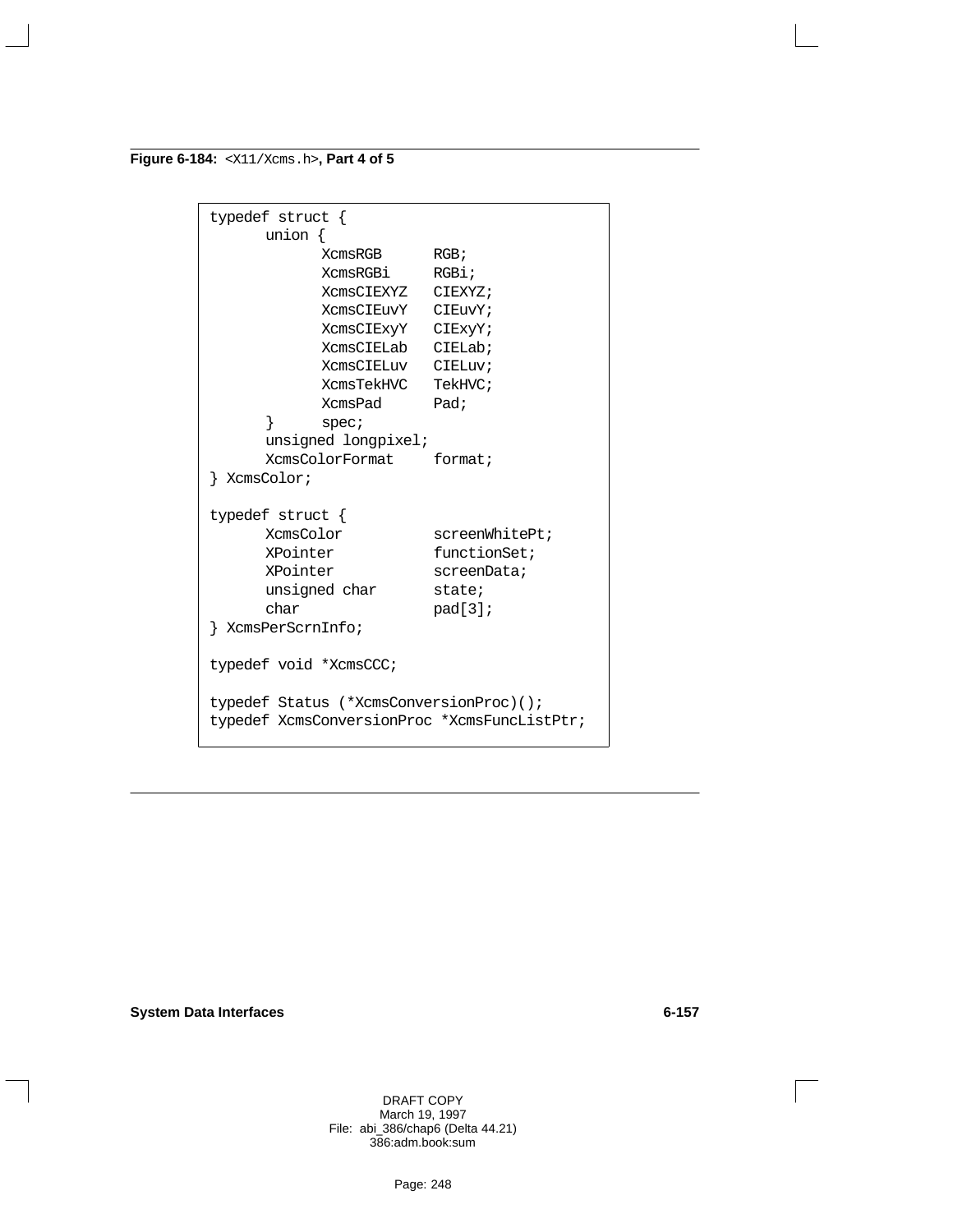**Figure 6-184:** `<X11/Xcms.h>`**, Part 4 of 5**

```
typedef struct {
      union {
            XcmsRGB      RGB;
            XcmsRGBi     RGBi;
            XcmsCIEXYZ   CIEXYZ;
            XcmsCIEuvY   CIEuvY;
            XcmsCIExyY   CIExyY;
            XcmsCIELab   CIELab;
            XcmsCIELuv   CIELuv;
            XcmsTekHVC   TekHVC;
            XcmsPad      Pad;
      }     spec;
      unsigned longpixel;
      XcmsColorFormat    format;
} XcmsColor;

typedef struct {
      XcmsColor          screenWhitePt;
      XPointer           functionSet;
      XPointer           screenData;
      unsigned char      state;
      char               pad[3];
} XcmsPerScrnInfo;

typedef void *XcmsCCC;

typedef Status (*XcmsConversionProc)();
typedef XcmsConversionProc *XcmsFuncListPtr;
```

DRAFT COPY
March 19, 1997
File: abi_386/chap6 (Delta 44.21)
386:adm.book:sum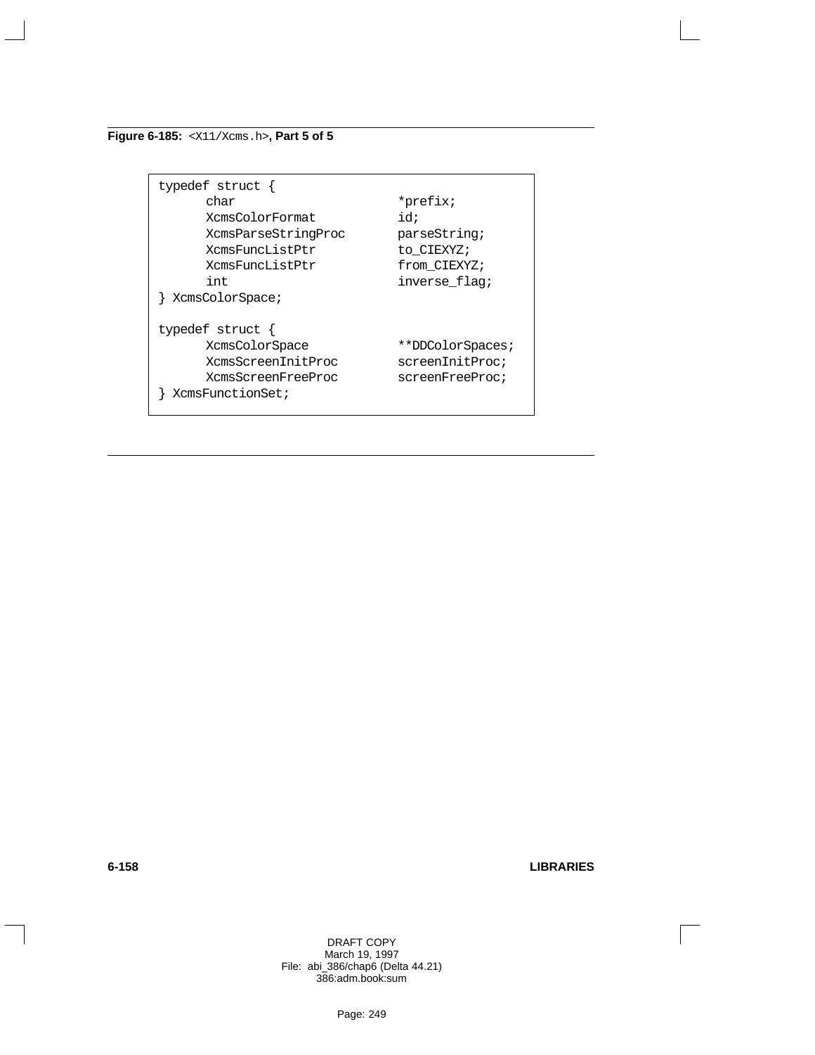**Figure 6-185:** `<X11/Xcms.h>`**, Part 5 of 5**

```
typedef struct {
      char                      *prefix;
      XcmsColorFormat           id;
      XcmsParseStringProc       parseString;
      XcmsFuncListPtr           to_CIEXYZ;
      XcmsFuncListPtr           from_CIEXYZ;
      int                       inverse_flag;
} XcmsColorSpace;

typedef struct {
      XcmsColorSpace            **DDColorSpaces;
      XcmsScreenInitProc        screenInitProc;
      XcmsScreenFreeProc        screenFreeProc;
} XcmsFunctionSet;
```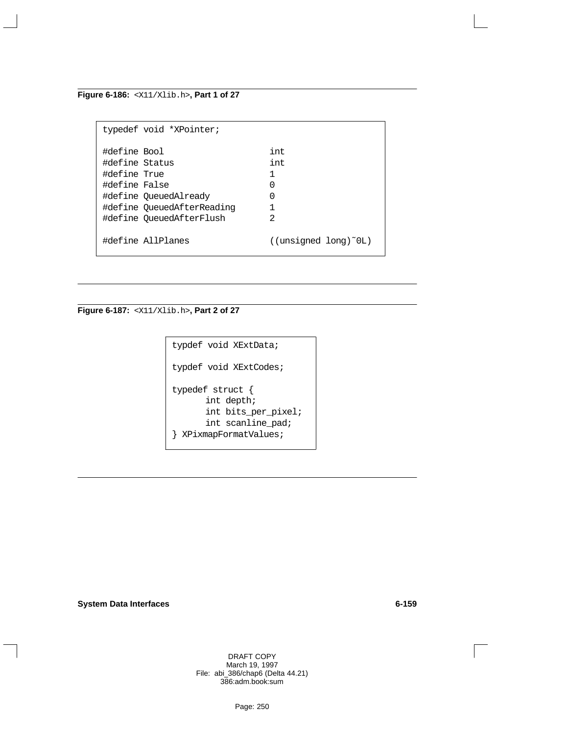**Figure 6-186:** `<X11/Xlib.h>`**, Part 1 of 27**

```
typedef void *XPointer;

#define Bool                    int
#define Status                  int
#define True                    1
#define False                   0
#define QueuedAlready           0
#define QueuedAfterReading      1
#define QueuedAfterFlush        2

#define AllPlanes               ((unsigned long)~0L)
```

**Figure 6-187:** `<X11/Xlib.h>`**, Part 2 of 27**

```
typdef void XExtData;

typdef void XExtCodes;

typedef struct {
      int depth;
      int bits_per_pixel;
      int scanline_pad;
} XPixmapFormatValues;
```

DRAFT COPY
March 19, 1997
File: abi_386/chap6 (Delta 44.21)
386:adm.book:sum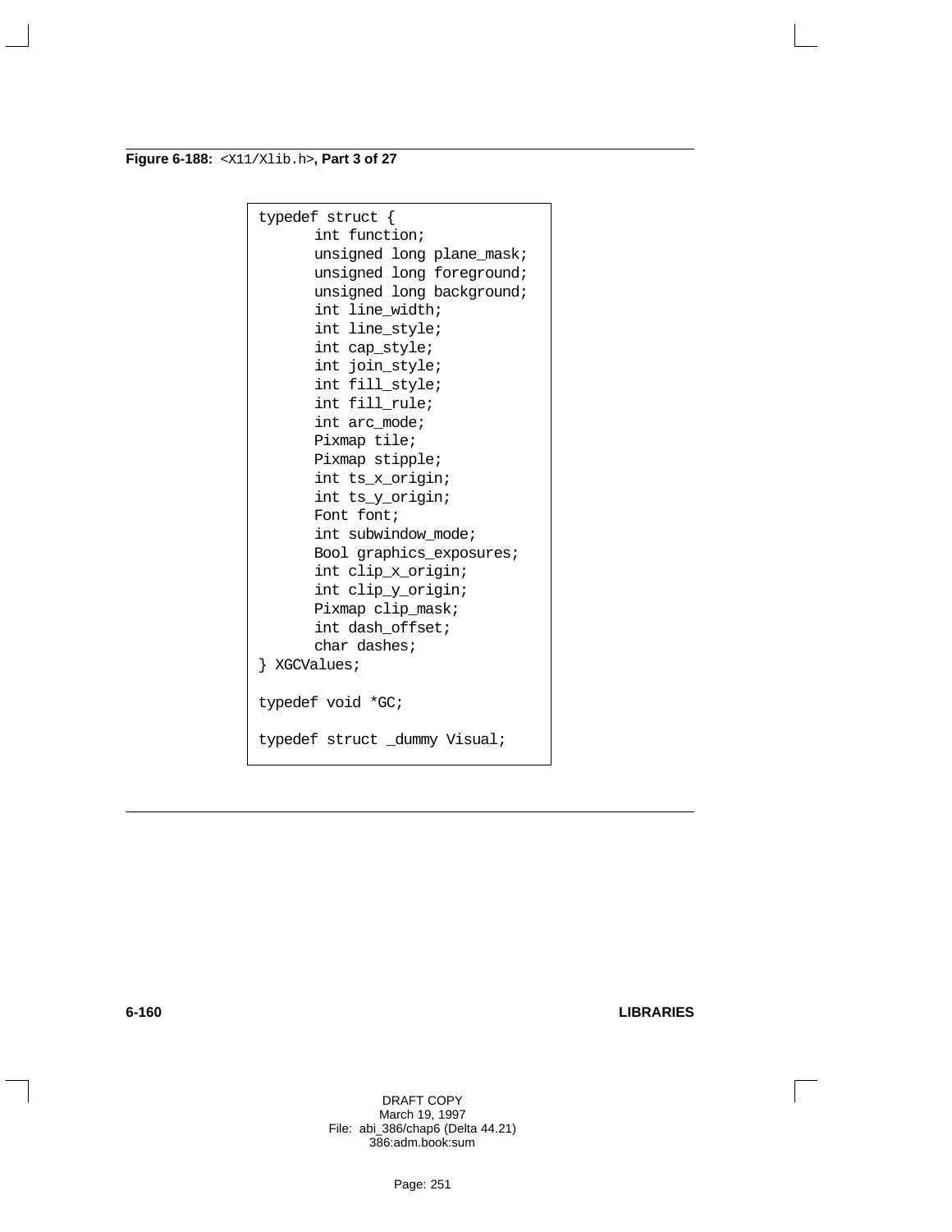**Figure 6-188:** `<X11/Xlib.h>`**, Part 3 of 27**

```
typedef struct {
      int function;
      unsigned long plane_mask;
      unsigned long foreground;
      unsigned long background;
      int line_width;
      int line_style;
      int cap_style;
      int join_style;
      int fill_style;
      int fill_rule;
      int arc_mode;
      Pixmap tile;
      Pixmap stipple;
      int ts_x_origin;
      int ts_y_origin;
      Font font;
      int subwindow_mode;
      Bool graphics_exposures;
      int clip_x_origin;
      int clip_y_origin;
      Pixmap clip_mask;
      int dash_offset;
      char dashes;
} XGCValues;

typedef void *GC;

typedef struct _dummy Visual;
```

DRAFT COPY
March 19, 1997
File: abi_386/chap6 (Delta 44.21)
386:adm.book:sum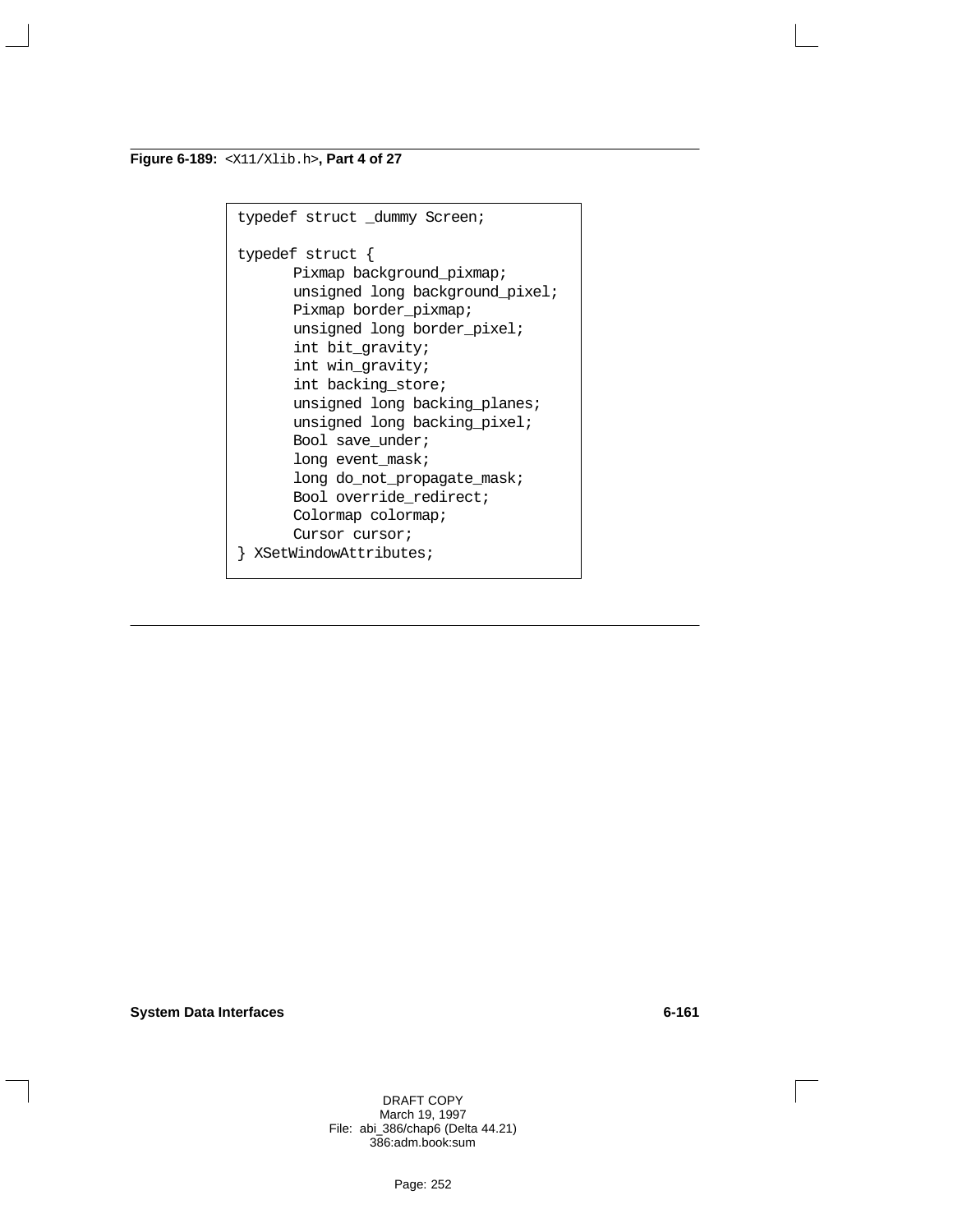**Figure 6-189:** `<X11/Xlib.h>`**, Part 4 of 27**

```
typedef struct _dummy Screen;

typedef struct {
      Pixmap background_pixmap;
      unsigned long background_pixel;
      Pixmap border_pixmap;
      unsigned long border_pixel;
      int bit_gravity;
      int win_gravity;
      int backing_store;
      unsigned long backing_planes;
      unsigned long backing_pixel;
      Bool save_under;
      long event_mask;
      long do_not_propagate_mask;
      Bool override_redirect;
      Colormap colormap;
      Cursor cursor;
} XSetWindowAttributes;
```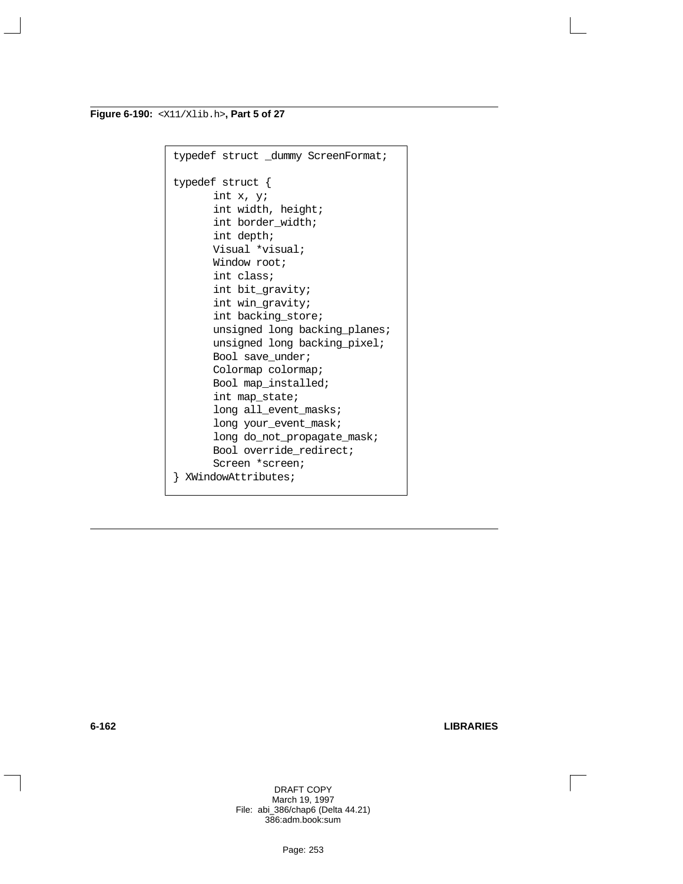**Figure 6-190:** `<X11/Xlib.h>`**, Part 5 of 27**

```
typedef struct _dummy ScreenFormat;

typedef struct {
      int x, y;
      int width, height;
      int border_width;
      int depth;
      Visual *visual;
      Window root;
      int class;
      int bit_gravity;
      int win_gravity;
      int backing_store;
      unsigned long backing_planes;
      unsigned long backing_pixel;
      Bool save_under;
      Colormap colormap;
      Bool map_installed;
      int map_state;
      long all_event_masks;
      long your_event_mask;
      long do_not_propagate_mask;
      Bool override_redirect;
      Screen *screen;
} XWindowAttributes;
```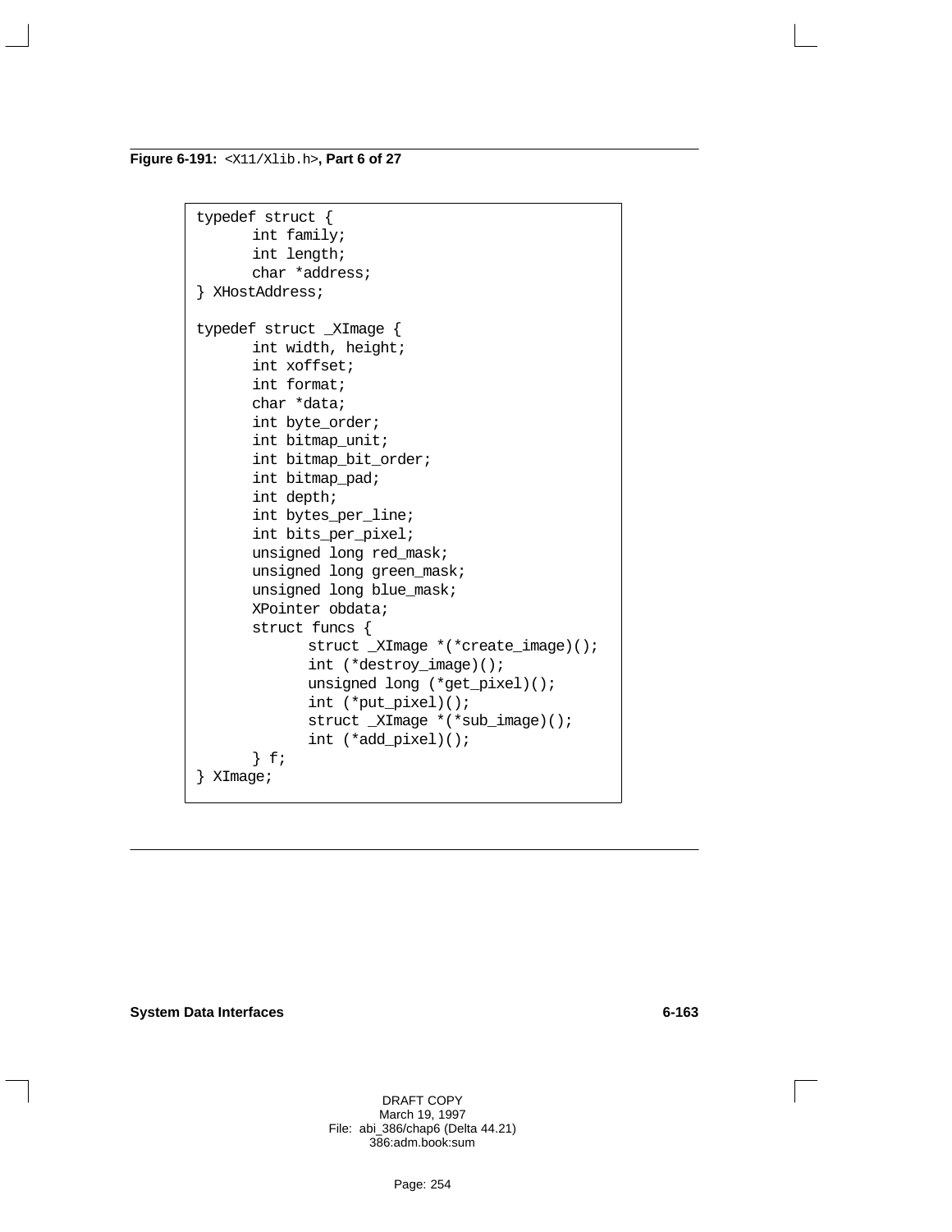**Figure 6-191:** `<X11/Xlib.h>`**, Part 6 of 27**

```
typedef struct {
      int family;
      int length;
      char *address;
} XHostAddress;

typedef struct _XImage {
      int width, height;
      int xoffset;
      int format;
      char *data;
      int byte_order;
      int bitmap_unit;
      int bitmap_bit_order;
      int bitmap_pad;
      int depth;
      int bytes_per_line;
      int bits_per_pixel;
      unsigned long red_mask;
      unsigned long green_mask;
      unsigned long blue_mask;
      XPointer obdata;
      struct funcs {
            struct _XImage *(*create_image)();
            int (*destroy_image)();
            unsigned long (*get_pixel)();
            int (*put_pixel)();
            struct _XImage *(*sub_image)();
            int (*add_pixel)();
      } f;
} XImage;
```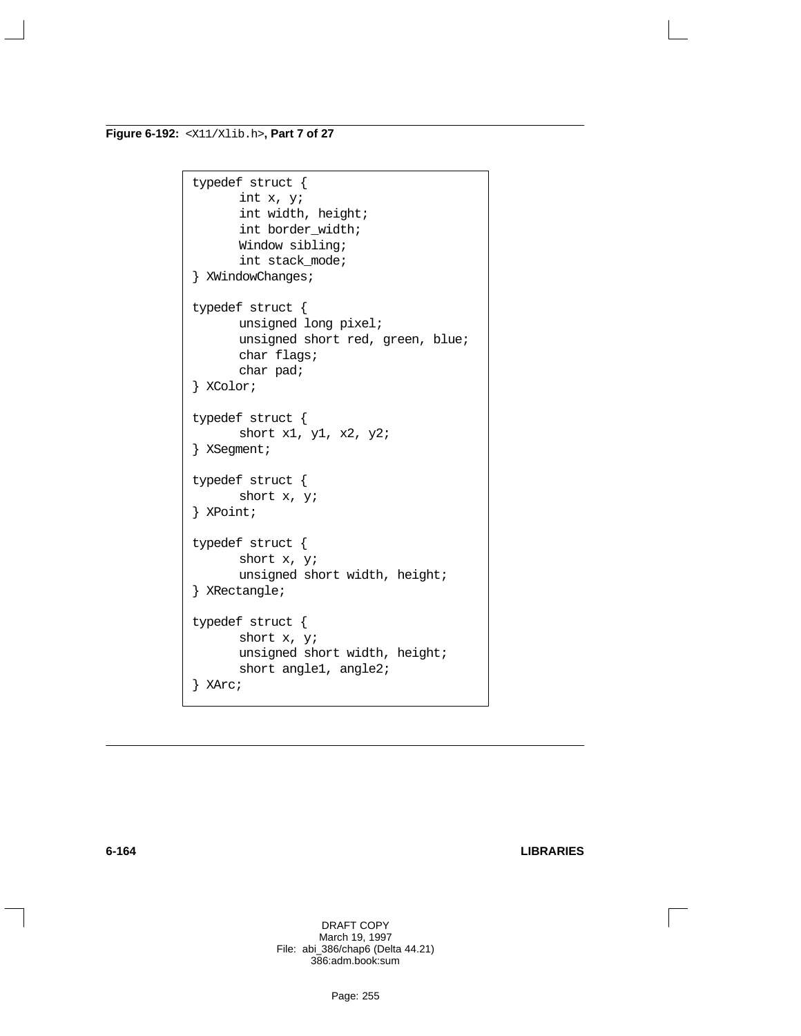**Figure 6-192:** `<X11/Xlib.h>`**, Part 7 of 27**

```
typedef struct {
      int x, y;
      int width, height;
      int border_width;
      Window sibling;
      int stack_mode;
} XWindowChanges;

typedef struct {
      unsigned long pixel;
      unsigned short red, green, blue;
      char flags;
      char pad;
} XColor;

typedef struct {
      short x1, y1, x2, y2;
} XSegment;

typedef struct {
      short x, y;
} XPoint;

typedef struct {
      short x, y;
      unsigned short width, height;
} XRectangle;

typedef struct {
      short x, y;
      unsigned short width, height;
      short angle1, angle2;
} XArc;
```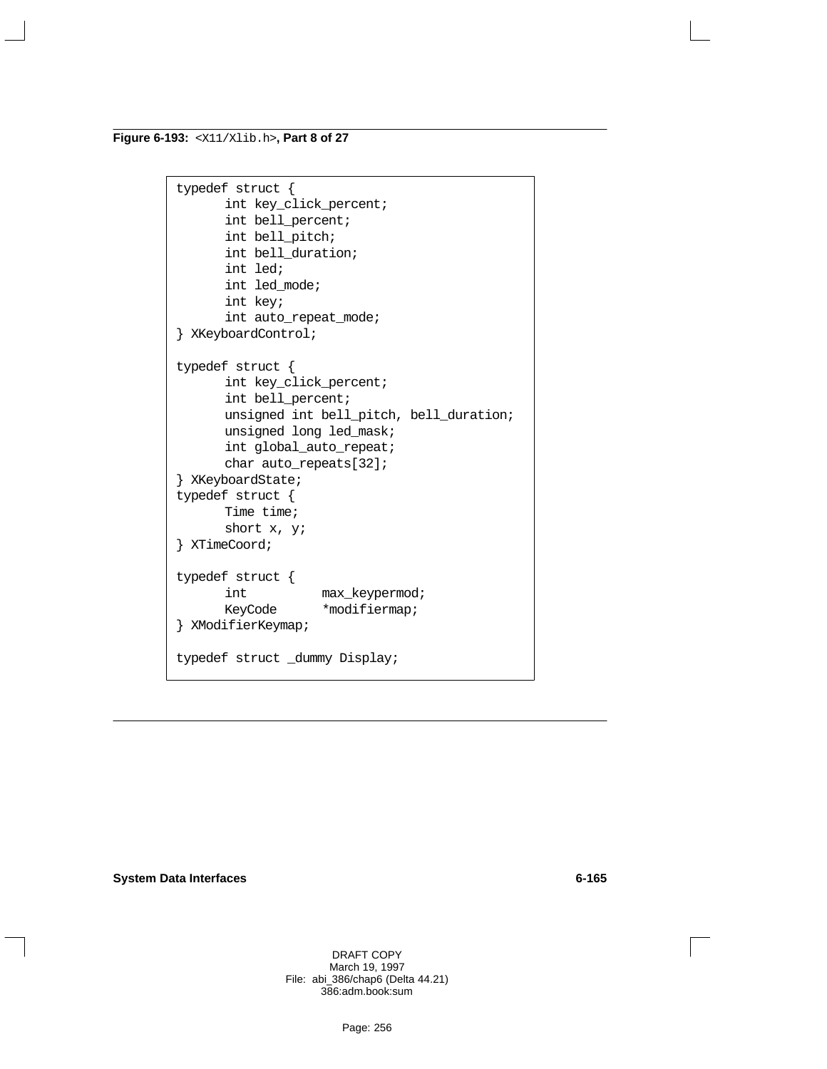**Figure 6-193:** `<X11/Xlib.h>`**, Part 8 of 27**

```
typedef struct {
      int key_click_percent;
      int bell_percent;
      int bell_pitch;
      int bell_duration;
      int led;
      int led_mode;
      int key;
      int auto_repeat_mode;
} XKeyboardControl;

typedef struct {
      int key_click_percent;
      int bell_percent;
      unsigned int bell_pitch, bell_duration;
      unsigned long led_mask;
      int global_auto_repeat;
      char auto_repeats[32];
} XKeyboardState;
typedef struct {
      Time time;
      short x, y;
} XTimeCoord;

typedef struct {
      int          max_keypermod;
      KeyCode      *modifiermap;
} XModifierKeymap;

typedef struct _dummy Display;
```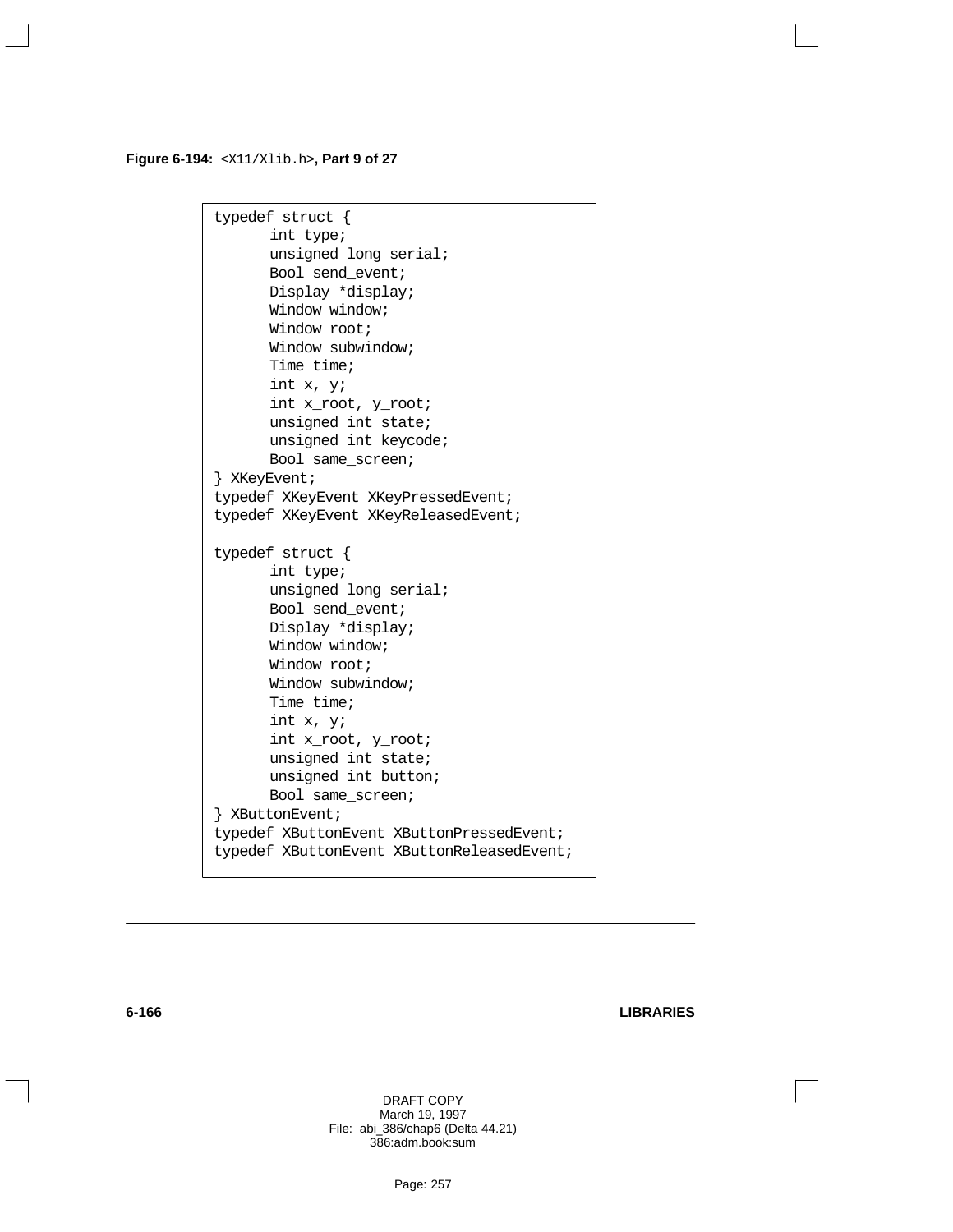**Figure 6-194:** `<X11/Xlib.h>`**, Part 9 of 27**

```
typedef struct {
      int type;
      unsigned long serial;
      Bool send_event;
      Display *display;
      Window window;
      Window root;
      Window subwindow;
      Time time;
      int x, y;
      int x_root, y_root;
      unsigned int state;
      unsigned int keycode;
      Bool same_screen;
} XKeyEvent;
typedef XKeyEvent XKeyPressedEvent;
typedef XKeyEvent XKeyReleasedEvent;

typedef struct {
      int type;
      unsigned long serial;
      Bool send_event;
      Display *display;
      Window window;
      Window root;
      Window subwindow;
      Time time;
      int x, y;
      int x_root, y_root;
      unsigned int state;
      unsigned int button;
      Bool same_screen;
} XButtonEvent;
typedef XButtonEvent XButtonPressedEvent;
typedef XButtonEvent XButtonReleasedEvent;
```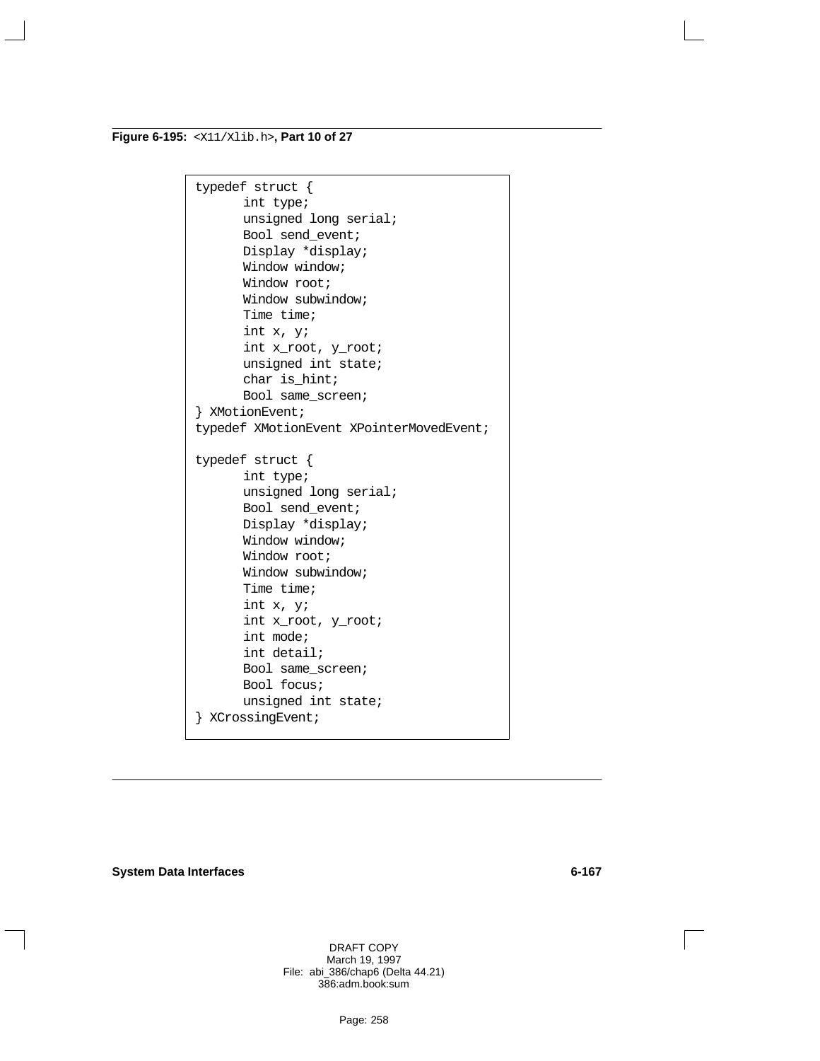**Figure 6-195:** `<X11/Xlib.h>`**, Part 10 of 27**

```
typedef struct {
      int type;
      unsigned long serial;
      Bool send_event;
      Display *display;
      Window window;
      Window root;
      Window subwindow;
      Time time;
      int x, y;
      int x_root, y_root;
      unsigned int state;
      char is_hint;
      Bool same_screen;
} XMotionEvent;
typedef XMotionEvent XPointerMovedEvent;

typedef struct {
      int type;
      unsigned long serial;
      Bool send_event;
      Display *display;
      Window window;
      Window root;
      Window subwindow;
      Time time;
      int x, y;
      int x_root, y_root;
      int mode;
      int detail;
      Bool same_screen;
      Bool focus;
      unsigned int state;
} XCrossingEvent;
```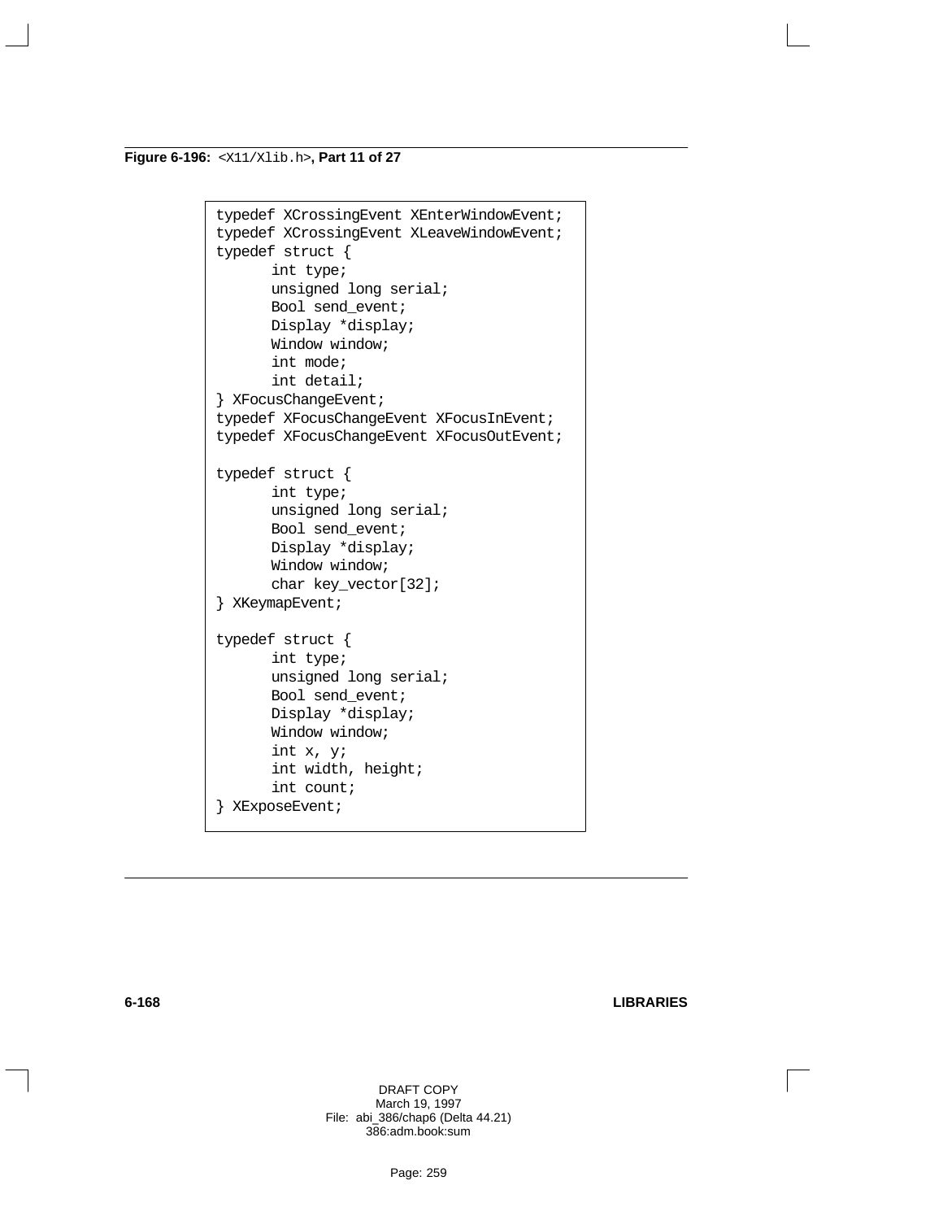**Figure 6-196:** `<X11/Xlib.h>`**, Part 11 of 27**

```
typedef XCrossingEvent XEnterWindowEvent;
typedef XCrossingEvent XLeaveWindowEvent;
typedef struct {
      int type;
      unsigned long serial;
      Bool send_event;
      Display *display;
      Window window;
      int mode;
      int detail;
} XFocusChangeEvent;
typedef XFocusChangeEvent XFocusInEvent;
typedef XFocusChangeEvent XFocusOutEvent;

typedef struct {
      int type;
      unsigned long serial;
      Bool send_event;
      Display *display;
      Window window;
      char key_vector[32];
} XKeymapEvent;

typedef struct {
      int type;
      unsigned long serial;
      Bool send_event;
      Display *display;
      Window window;
      int x, y;
      int width, height;
      int count;
} XExposeEvent;
```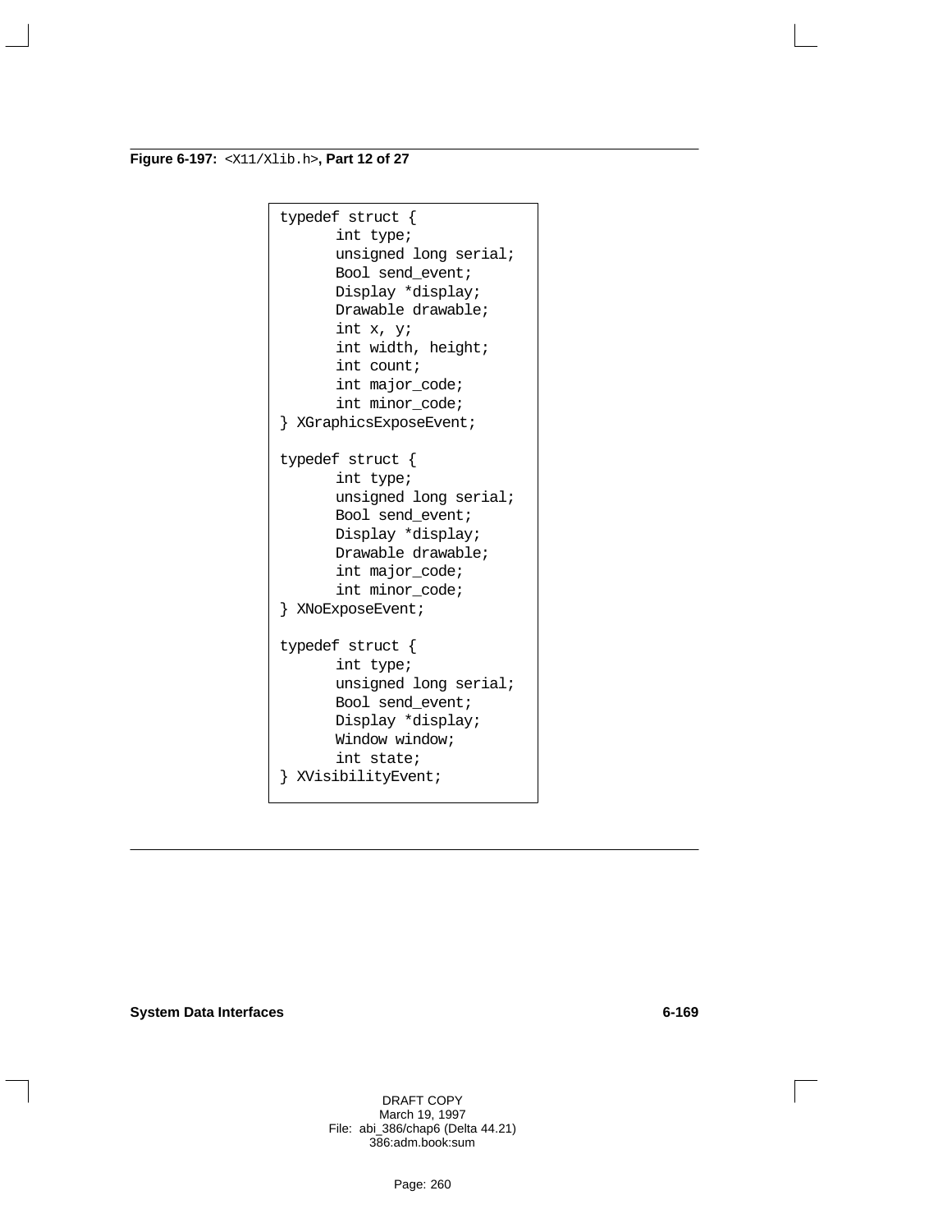**Figure 6-197:** `<X11/Xlib.h>`**, Part 12 of 27**

```
typedef struct {
      int type;
      unsigned long serial;
      Bool send_event;
      Display *display;
      Drawable drawable;
      int x, y;
      int width, height;
      int count;
      int major_code;
      int minor_code;
} XGraphicsExposeEvent;

typedef struct {
      int type;
      unsigned long serial;
      Bool send_event;
      Display *display;
      Drawable drawable;
      int major_code;
      int minor_code;
} XNoExposeEvent;

typedef struct {
      int type;
      unsigned long serial;
      Bool send_event;
      Display *display;
      Window window;
      int state;
} XVisibilityEvent;
```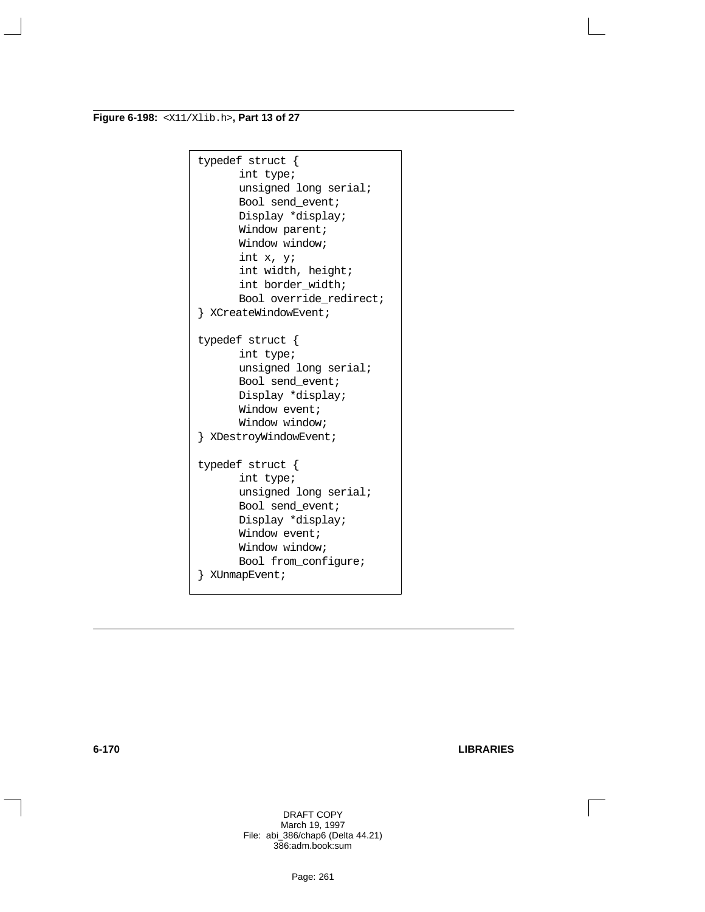**Figure 6-198:** `<X11/Xlib.h>`**, Part 13 of 27**

```
typedef struct {
      int type;
      unsigned long serial;
      Bool send_event;
      Display *display;
      Window parent;
      Window window;
      int x, y;
      int width, height;
      int border_width;
      Bool override_redirect;
} XCreateWindowEvent;

typedef struct {
      int type;
      unsigned long serial;
      Bool send_event;
      Display *display;
      Window event;
      Window window;
} XDestroyWindowEvent;

typedef struct {
      int type;
      unsigned long serial;
      Bool send_event;
      Display *display;
      Window event;
      Window window;
      Bool from_configure;
} XUnmapEvent;
```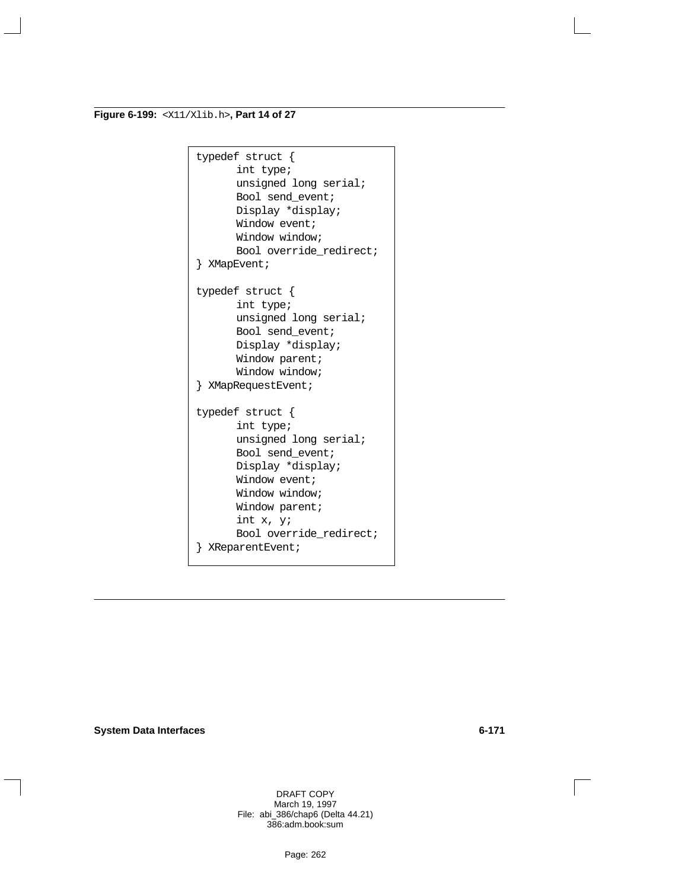**Figure 6-199:** `<X11/Xlib.h>`**, Part 14 of 27**

```
typedef struct {
      int type;
      unsigned long serial;
      Bool send_event;
      Display *display;
      Window event;
      Window window;
      Bool override_redirect;
} XMapEvent;

typedef struct {
      int type;
      unsigned long serial;
      Bool send_event;
      Display *display;
      Window parent;
      Window window;
} XMapRequestEvent;

typedef struct {
      int type;
      unsigned long serial;
      Bool send_event;
      Display *display;
      Window event;
      Window window;
      Window parent;
      int x, y;
      Bool override_redirect;
} XReparentEvent;
```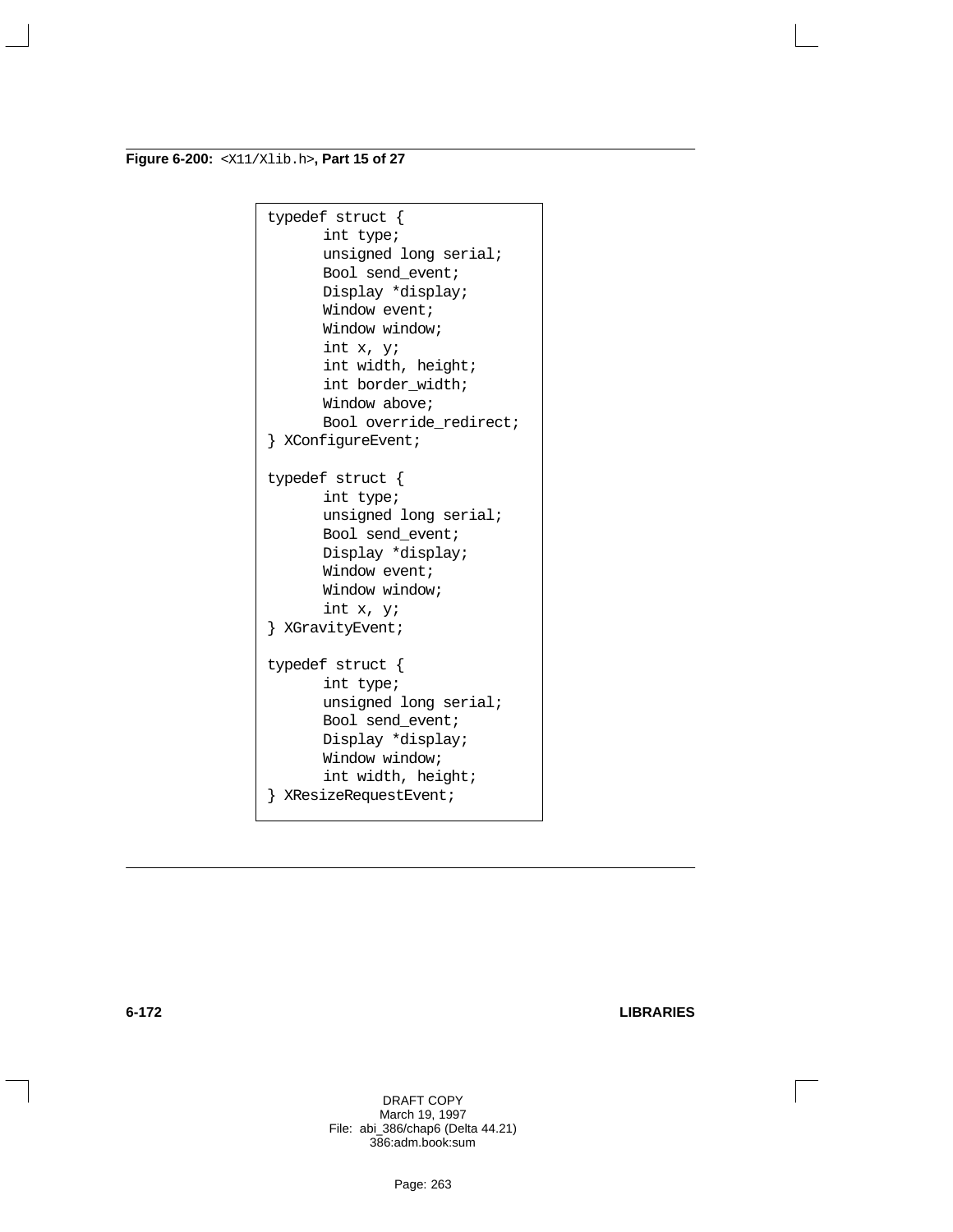**Figure 6-200:** `<X11/Xlib.h>`**, Part 15 of 27**

```
typedef struct {
      int type;
      unsigned long serial;
      Bool send_event;
      Display *display;
      Window event;
      Window window;
      int x, y;
      int width, height;
      int border_width;
      Window above;
      Bool override_redirect;
} XConfigureEvent;

typedef struct {
      int type;
      unsigned long serial;
      Bool send_event;
      Display *display;
      Window event;
      Window window;
      int x, y;
} XGravityEvent;

typedef struct {
      int type;
      unsigned long serial;
      Bool send_event;
      Display *display;
      Window window;
      int width, height;
} XResizeRequestEvent;
```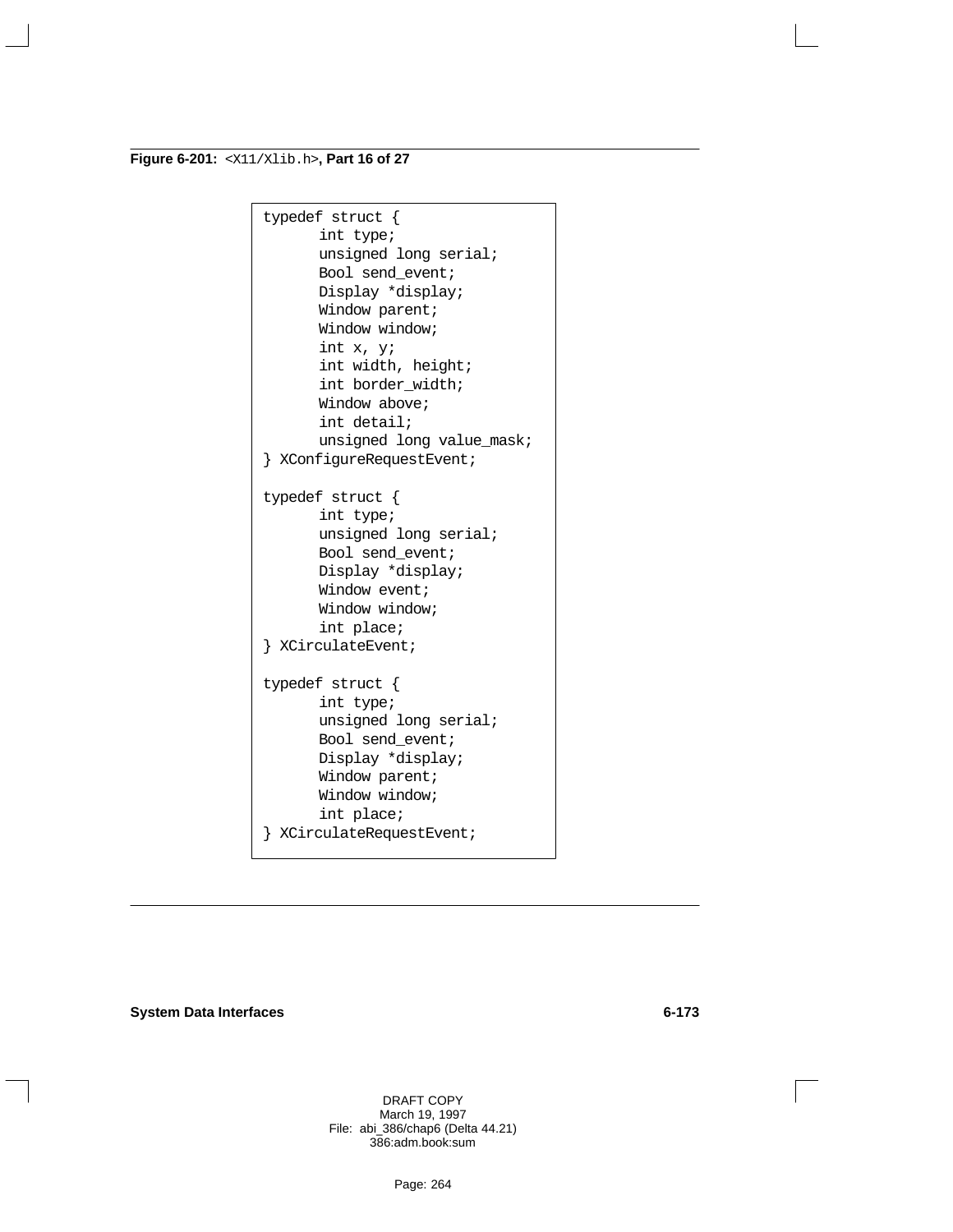**Figure 6-201:** `<X11/Xlib.h>`**, Part 16 of 27**

```
typedef struct {
      int type;
      unsigned long serial;
      Bool send_event;
      Display *display;
      Window parent;
      Window window;
      int x, y;
      int width, height;
      int border_width;
      Window above;
      int detail;
      unsigned long value_mask;
} XConfigureRequestEvent;

typedef struct {
      int type;
      unsigned long serial;
      Bool send_event;
      Display *display;
      Window event;
      Window window;
      int place;
} XCirculateEvent;

typedef struct {
      int type;
      unsigned long serial;
      Bool send_event;
      Display *display;
      Window parent;
      Window window;
      int place;
} XCirculateRequestEvent;
```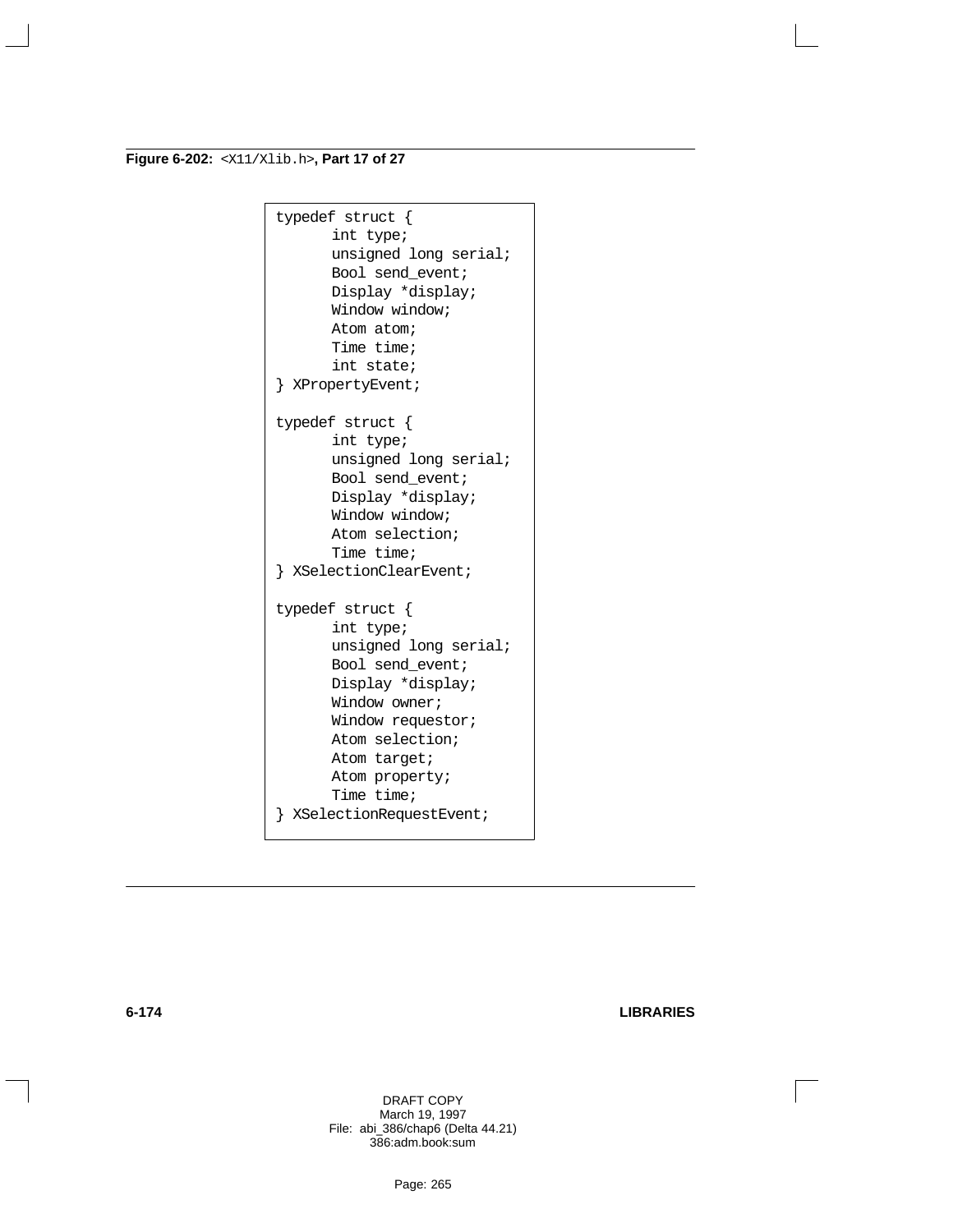**Figure 6-202:** `<X11/Xlib.h>`**, Part 17 of 27**

```
typedef struct {
      int type;
      unsigned long serial;
      Bool send_event;
      Display *display;
      Window window;
      Atom atom;
      Time time;
      int state;
} XPropertyEvent;

typedef struct {
      int type;
      unsigned long serial;
      Bool send_event;
      Display *display;
      Window window;
      Atom selection;
      Time time;
} XSelectionClearEvent;

typedef struct {
      int type;
      unsigned long serial;
      Bool send_event;
      Display *display;
      Window owner;
      Window requestor;
      Atom selection;
      Atom target;
      Atom property;
      Time time;
} XSelectionRequestEvent;
```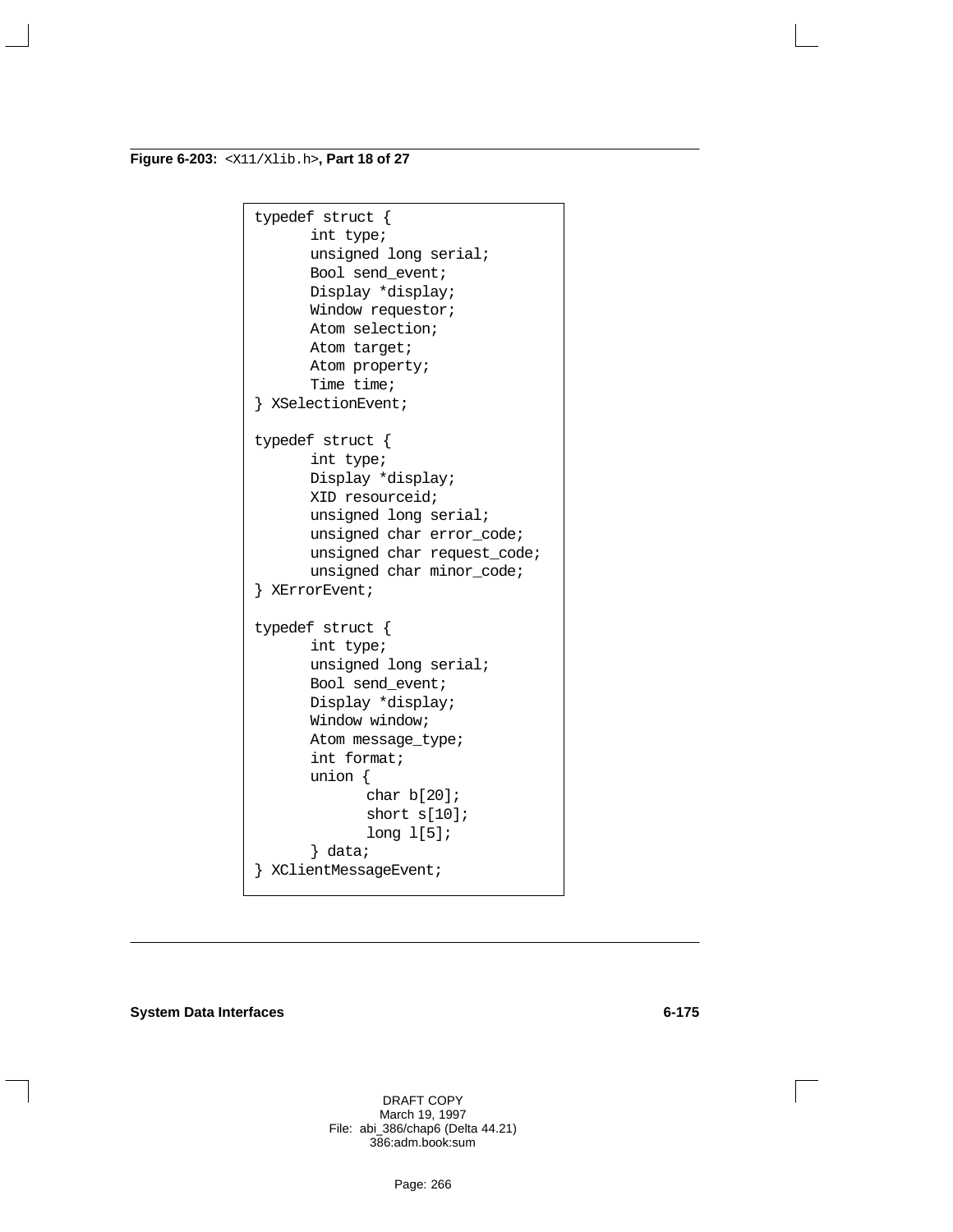**Figure 6-203:** `<X11/Xlib.h>`**, Part 18 of 27**

```
typedef struct {
      int type;
      unsigned long serial;
      Bool send_event;
      Display *display;
      Window requestor;
      Atom selection;
      Atom target;
      Atom property;
      Time time;
} XSelectionEvent;

typedef struct {
      int type;
      Display *display;
      XID resourceid;
      unsigned long serial;
      unsigned char error_code;
      unsigned char request_code;
      unsigned char minor_code;
} XErrorEvent;

typedef struct {
      int type;
      unsigned long serial;
      Bool send_event;
      Display *display;
      Window window;
      Atom message_type;
      int format;
      union {
            char b[20];
            short s[10];
            long l[5];
      } data;
} XClientMessageEvent;
```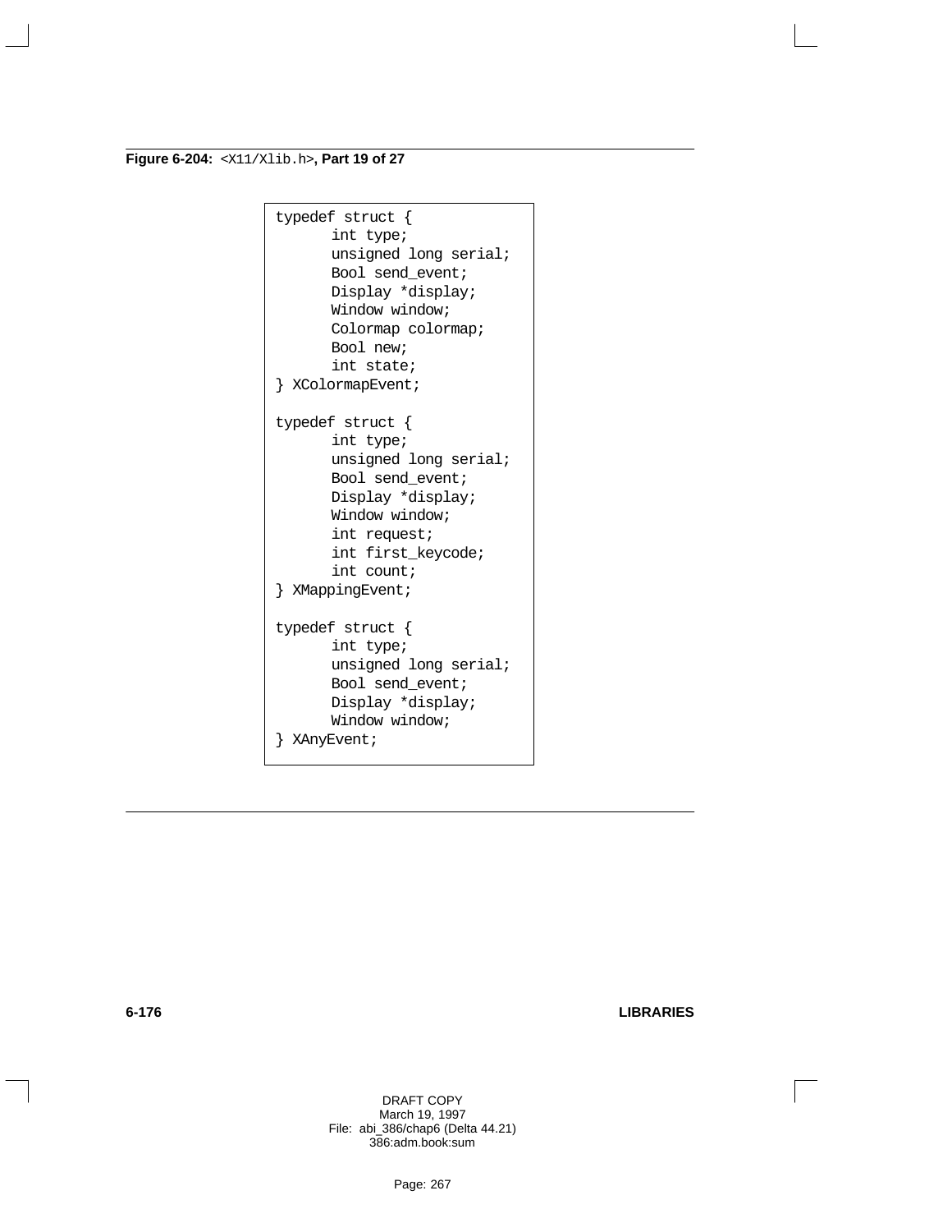**Figure 6-204:** `<X11/Xlib.h>`**, Part 19 of 27**

```
typedef struct {
      int type;
      unsigned long serial;
      Bool send_event;
      Display *display;
      Window window;
      Colormap colormap;
      Bool new;
      int state;
} XColormapEvent;

typedef struct {
      int type;
      unsigned long serial;
      Bool send_event;
      Display *display;
      Window window;
      int request;
      int first_keycode;
      int count;
} XMappingEvent;

typedef struct {
      int type;
      unsigned long serial;
      Bool send_event;
      Display *display;
      Window window;
} XAnyEvent;
```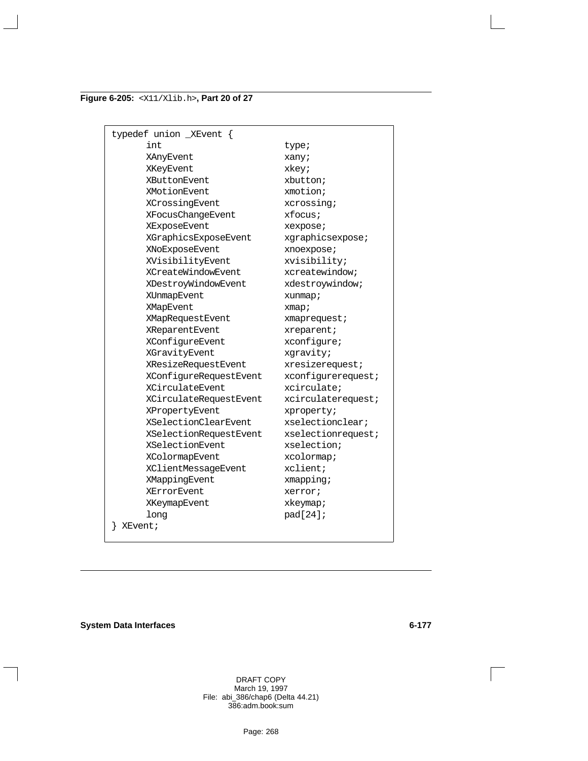**Figure 6-205:** `<X11/Xlib.h>`**, Part 20 of 27**

```
typedef union _XEvent {
      int                       type;
      XAnyEvent                 xany;
      XKeyEvent                 xkey;
      XButtonEvent              xbutton;
      XMotionEvent              xmotion;
      XCrossingEvent            xcrossing;
      XFocusChangeEvent         xfocus;
      XExposeEvent              xexpose;
      XGraphicsExposeEvent      xgraphicsexpose;
      XNoExposeEvent            xnoexpose;
      XVisibilityEvent          xvisibility;
      XCreateWindowEvent        xcreatewindow;
      XDestroyWindowEvent       xdestroywindow;
      XUnmapEvent               xunmap;
      XMapEvent                 xmap;
      XMapRequestEvent          xmaprequest;
      XReparentEvent            xreparent;
      XConfigureEvent           xconfigure;
      XGravityEvent             xgravity;
      XResizeRequestEvent       xresizerequest;
      XConfigureRequestEvent    xconfigurerequest;
      XCirculateEvent           xcirculate;
      XCirculateRequestEvent    xcirculaterequest;
      XPropertyEvent            xproperty;
      XSelectionClearEvent      xselectionclear;
      XSelectionRequestEvent    xselectionrequest;
      XSelectionEvent           xselection;
      XColormapEvent            xcolormap;
      XClientMessageEvent       xclient;
      XMappingEvent             xmapping;
      XErrorEvent               xerror;
      XKeymapEvent              xkeymap;
      long                      pad[24];
} XEvent;
```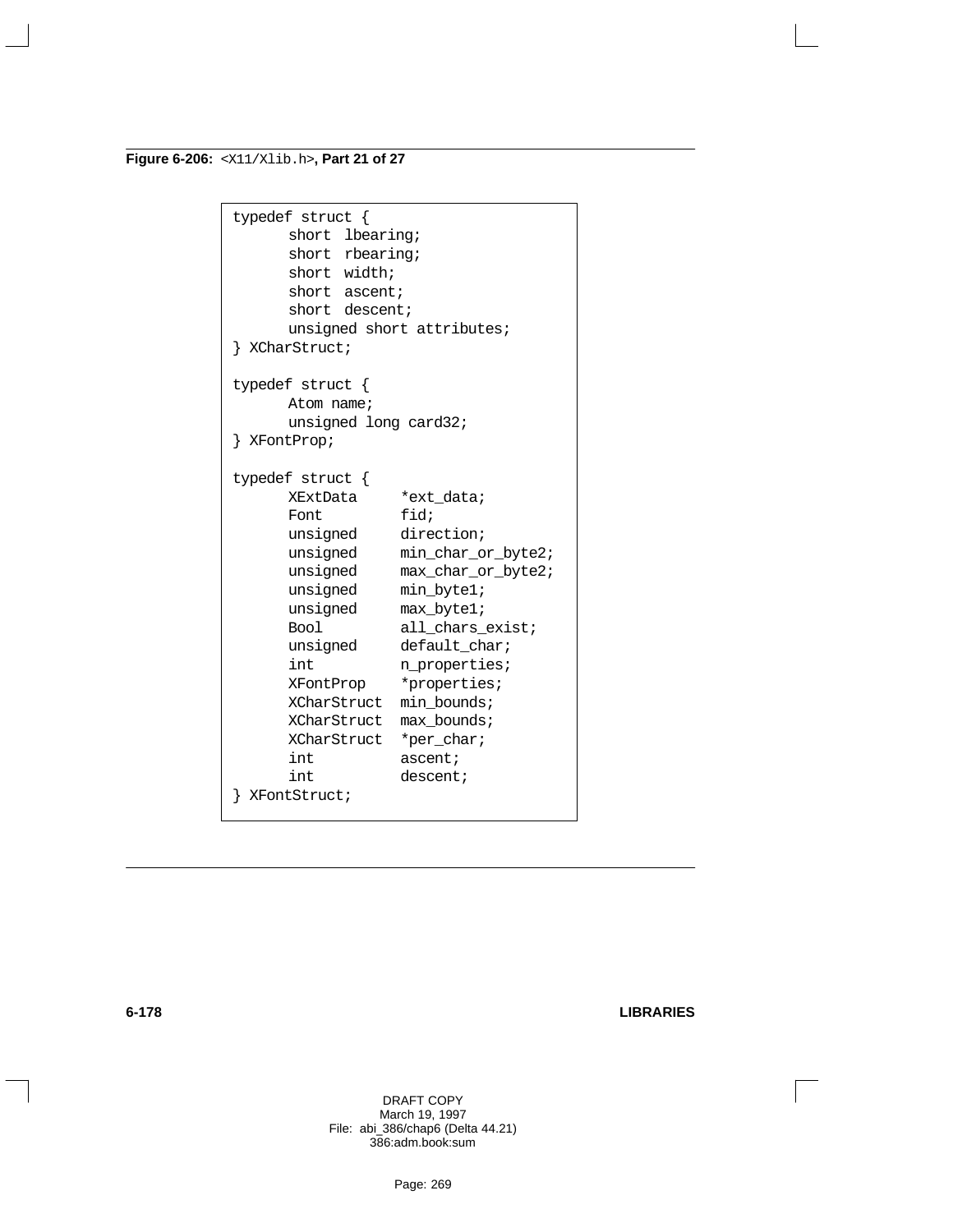**Figure 6-206:** `<X11/Xlib.h>`**, Part 21 of 27**

```
typedef struct {
      short  lbearing;
      short  rbearing;
      short  width;
      short  ascent;
      short  descent;
      unsigned short attributes;
} XCharStruct;

typedef struct {
      Atom name;
      unsigned long card32;
} XFontProp;

typedef struct {
      XExtData     *ext_data;
      Font         fid;
      unsigned     direction;
      unsigned     min_char_or_byte2;
      unsigned     max_char_or_byte2;
      unsigned     min_byte1;
      unsigned     max_byte1;
      Bool         all_chars_exist;
      unsigned     default_char;
      int          n_properties;
      XFontProp    *properties;
      XCharStruct  min_bounds;
      XCharStruct  max_bounds;
      XCharStruct  *per_char;
      int          ascent;
      int          descent;
} XFontStruct;
```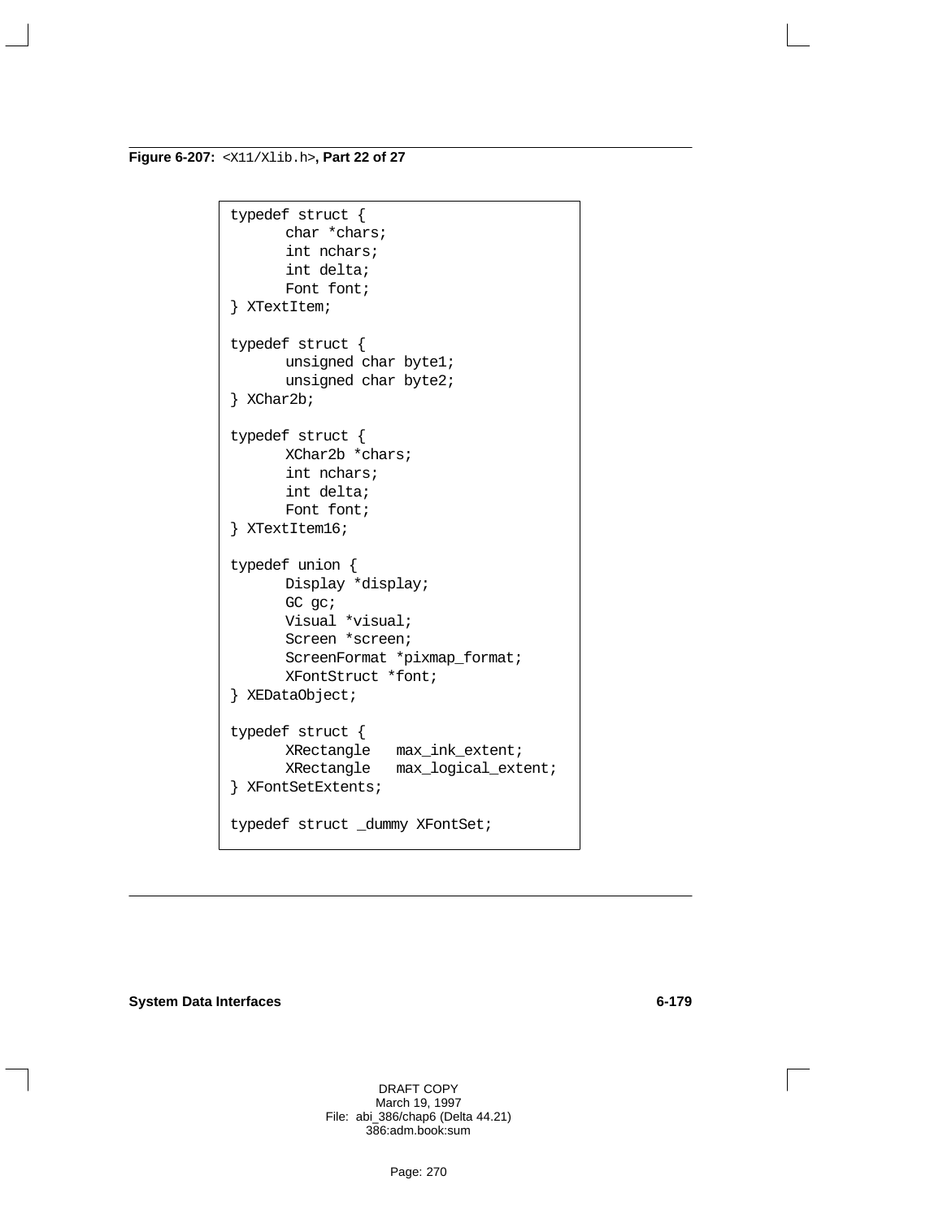**Figure 6-207:** `<X11/Xlib.h>`**, Part 22 of 27**

```
typedef struct {
      char *chars;
      int nchars;
      int delta;
      Font font;
} XTextItem;

typedef struct {
      unsigned char byte1;
      unsigned char byte2;
} XChar2b;

typedef struct {
      XChar2b *chars;
      int nchars;
      int delta;
      Font font;
} XTextItem16;

typedef union {
      Display *display;
      GC gc;
      Visual *visual;
      Screen *screen;
      ScreenFormat *pixmap_format;
      XFontStruct *font;
} XEDataObject;

typedef struct {
      XRectangle   max_ink_extent;
      XRectangle   max_logical_extent;
} XFontSetExtents;

typedef struct _dummy XFontSet;
```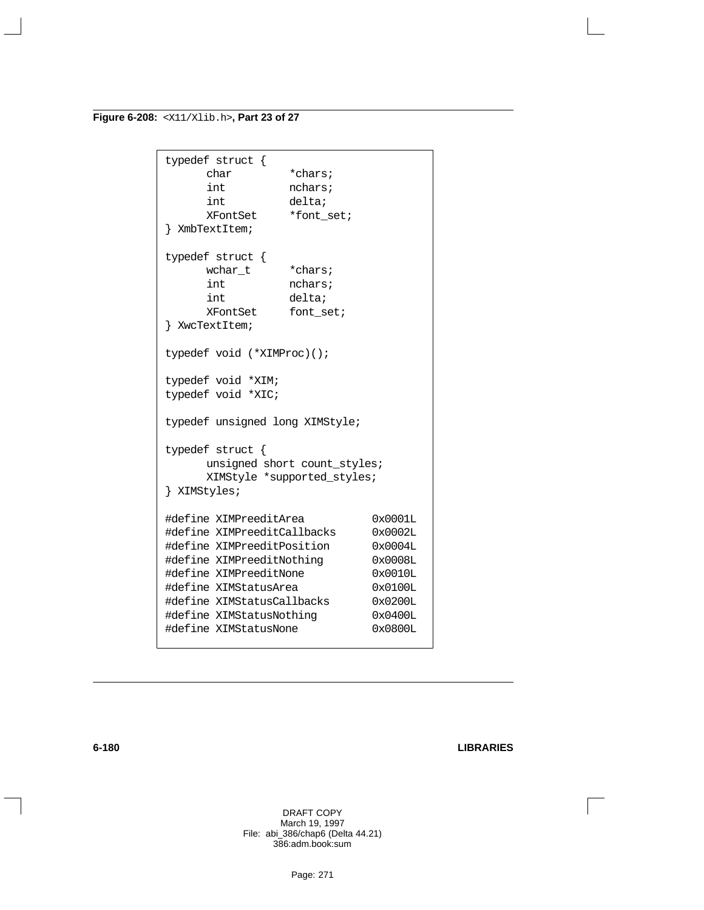**Figure 6-208:** `<X11/Xlib.h>`**, Part 23 of 27**

```
typedef struct {
      char          *chars;
      int           nchars;
      int           delta;
      XFontSet      *font_set;
} XmbTextItem;

typedef struct {
      wchar_t       *chars;
      int           nchars;
      int           delta;
      XFontSet      font_set;
} XwcTextItem;

typedef void (*XIMProc)();

typedef void *XIM;
typedef void *XIC;

typedef unsigned long XIMStyle;

typedef struct {
      unsigned short count_styles;
      XIMStyle *supported_styles;
} XIMStyles;

#define XIMPreeditArea            0x0001L
#define XIMPreeditCallbacks       0x0002L
#define XIMPreeditPosition        0x0004L
#define XIMPreeditNothing         0x0008L
#define XIMPreeditNone            0x0010L
#define XIMStatusArea             0x0100L
#define XIMStatusCallbacks        0x0200L
#define XIMStatusNothing          0x0400L
#define XIMStatusNone             0x0800L
```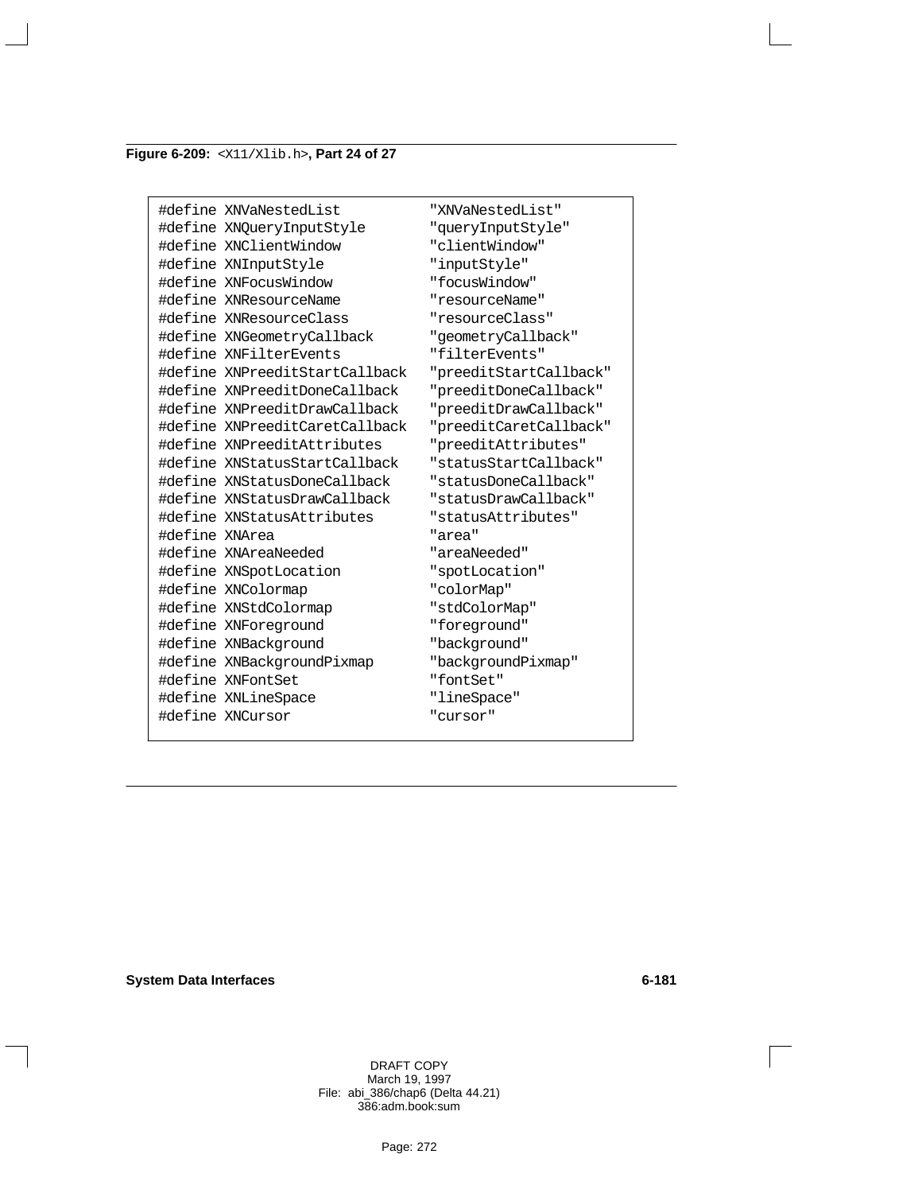**Figure 6-209:** `<X11/Xlib.h>`**, Part 24 of 27**

```
#define XNVaNestedList           "XNVaNestedList"
#define XNQueryInputStyle        "queryInputStyle"
#define XNClientWindow           "clientWindow"
#define XNInputStyle             "inputStyle"
#define XNFocusWindow            "focusWindow"
#define XNResourceName           "resourceName"
#define XNResourceClass          "resourceClass"
#define XNGeometryCallback       "geometryCallback"
#define XNFilterEvents           "filterEvents"
#define XNPreeditStartCallback   "preeditStartCallback"
#define XNPreeditDoneCallback    "preeditDoneCallback"
#define XNPreeditDrawCallback    "preeditDrawCallback"
#define XNPreeditCaretCallback   "preeditCaretCallback"
#define XNPreeditAttributes      "preeditAttributes"
#define XNStatusStartCallback    "statusStartCallback"
#define XNStatusDoneCallback     "statusDoneCallback"
#define XNStatusDrawCallback     "statusDrawCallback"
#define XNStatusAttributes       "statusAttributes"
#define XNArea                   "area"
#define XNAreaNeeded             "areaNeeded"
#define XNSpotLocation           "spotLocation"
#define XNColormap               "colorMap"
#define XNStdColormap            "stdColorMap"
#define XNForeground             "foreground"
#define XNBackground             "background"
#define XNBackgroundPixmap       "backgroundPixmap"
#define XNFontSet                "fontSet"
#define XNLineSpace              "lineSpace"
#define XNCursor                 "cursor"
```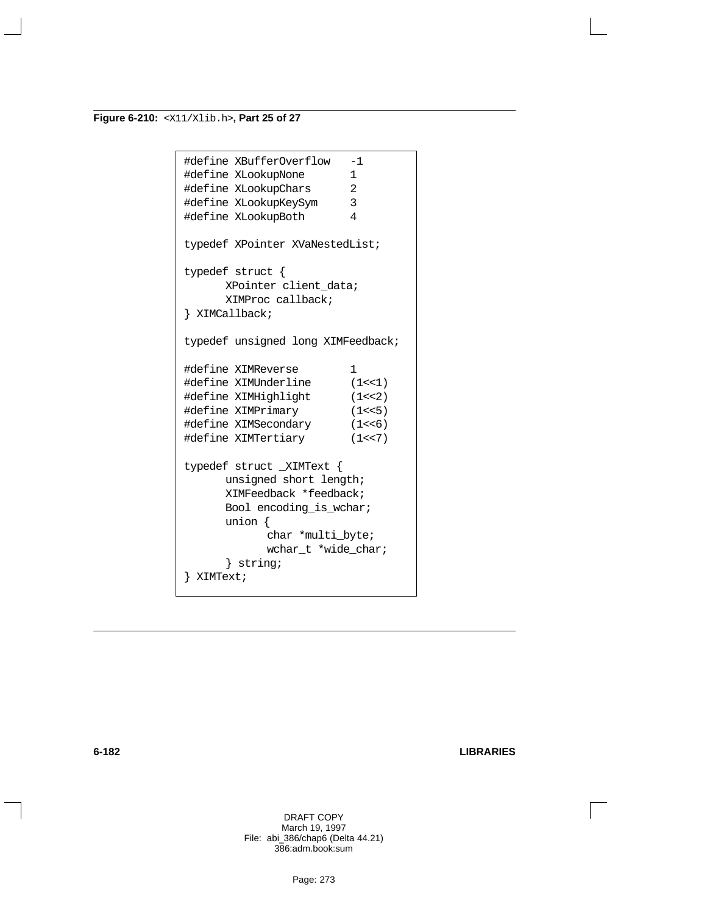**Figure 6-210:** `<X11/Xlib.h>`**, Part 25 of 27**

```
#define XBufferOverflow   -1
#define XLookupNone       1
#define XLookupChars      2
#define XLookupKeySym     3
#define XLookupBoth       4

typedef XPointer XVaNestedList;

typedef struct {
      XPointer client_data;
      XIMProc callback;
} XIMCallback;

typedef unsigned long XIMFeedback;

#define XIMReverse        1
#define XIMUnderline      (1<<1)
#define XIMHighlight      (1<<2)
#define XIMPrimary        (1<<5)
#define XIMSecondary      (1<<6)
#define XIMTertiary       (1<<7)

typedef struct _XIMText {
      unsigned short length;
      XIMFeedback *feedback;
      Bool encoding_is_wchar;
      union {
            char *multi_byte;
            wchar_t *wide_char;
      } string;
} XIMText;
```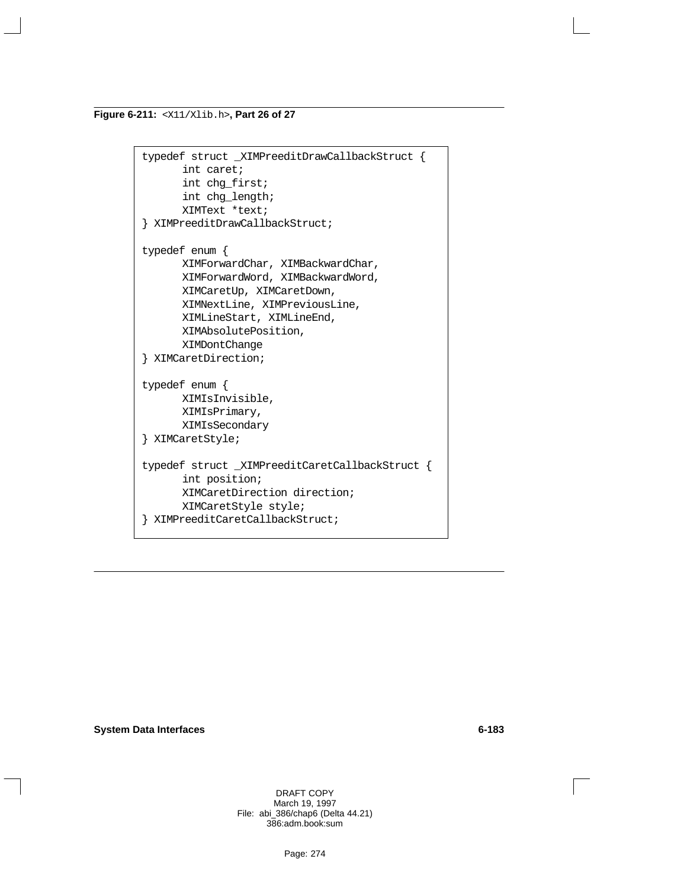**Figure 6-211:** `<X11/Xlib.h>`**, Part 26 of 27**

```
typedef struct _XIMPreeditDrawCallbackStruct {
      int caret;
      int chg_first;
      int chg_length;
      XIMText *text;
} XIMPreeditDrawCallbackStruct;

typedef enum {
      XIMForwardChar, XIMBackwardChar,
      XIMForwardWord, XIMBackwardWord,
      XIMCaretUp, XIMCaretDown,
      XIMNextLine, XIMPreviousLine,
      XIMLineStart, XIMLineEnd,
      XIMAbsolutePosition,
      XIMDontChange
} XIMCaretDirection;

typedef enum {
      XIMIsInvisible,
      XIMIsPrimary,
      XIMIsSecondary
} XIMCaretStyle;

typedef struct _XIMPreeditCaretCallbackStruct {
      int position;
      XIMCaretDirection direction;
      XIMCaretStyle style;
} XIMPreeditCaretCallbackStruct;
```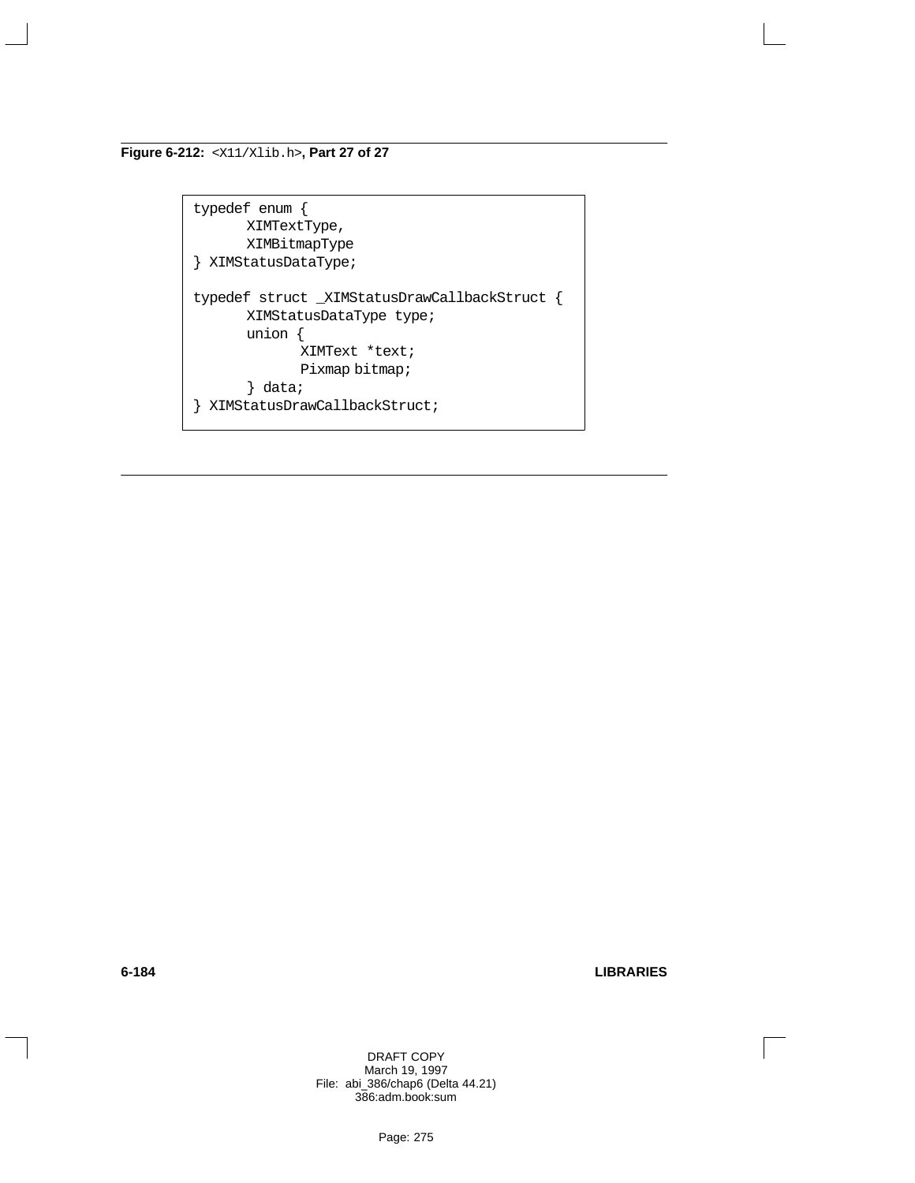**Figure 6-212:** `<X11/Xlib.h>`**, Part 27 of 27**

```
typedef enum {
      XIMTextType,
      XIMBitmapType
} XIMStatusDataType;

typedef struct _XIMStatusDrawCallbackStruct {
      XIMStatusDataType type;
      union {
            XIMText *text;
            Pixmap bitmap;
      } data;
} XIMStatusDrawCallbackStruct;
```

DRAFT COPY
March 19, 1997
File: abi_386/chap6 (Delta 44.21)
386:adm.book:sum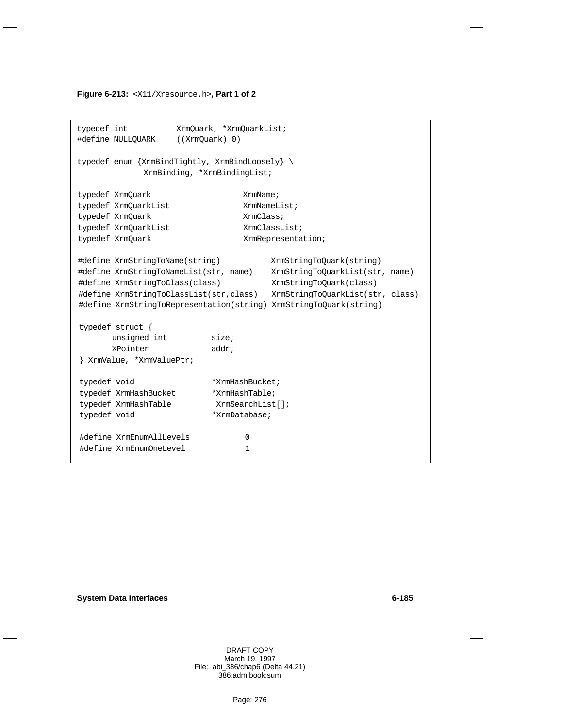**Figure 6-213:** `<X11/Xresource.h>`**, Part 1 of 2**

```
typedef int          XrmQuark, *XrmQuarkList;
#define NULLQUARK    ((XrmQuark) 0)

typedef enum {XrmBindTightly, XrmBindLoosely} \
             XrmBinding, *XrmBindingList;

typedef XrmQuark                    XrmName;
typedef XrmQuarkList                XrmNameList;
typedef XrmQuark                    XrmClass;
typedef XrmQuarkList                XrmClassList;
typedef XrmQuark                    XrmRepresentation;

#define XrmStringToName(string)           XrmStringToQuark(string)
#define XrmStringToNameList(str, name)    XrmStringToQuarkList(str, name)
#define XrmStringToClass(class)           XrmStringToQuark(class)
#define XrmStringToClassList(str,class)   XrmStringToQuarkList(str, class)
#define XrmStringToRepresentation(string) XrmStringToQuark(string)

typedef struct {
       unsigned int          size;
       XPointer              addr;
} XrmValue, *XrmValuePtr;

typedef void                *XrmHashBucket;
typedef XrmHashBucket       *XrmHashTable;
typedef XrmHashTable         XrmSearchList[];
typedef void                *XrmDatabase;

#define XrmEnumAllLevels            0
#define XrmEnumOneLevel             1
```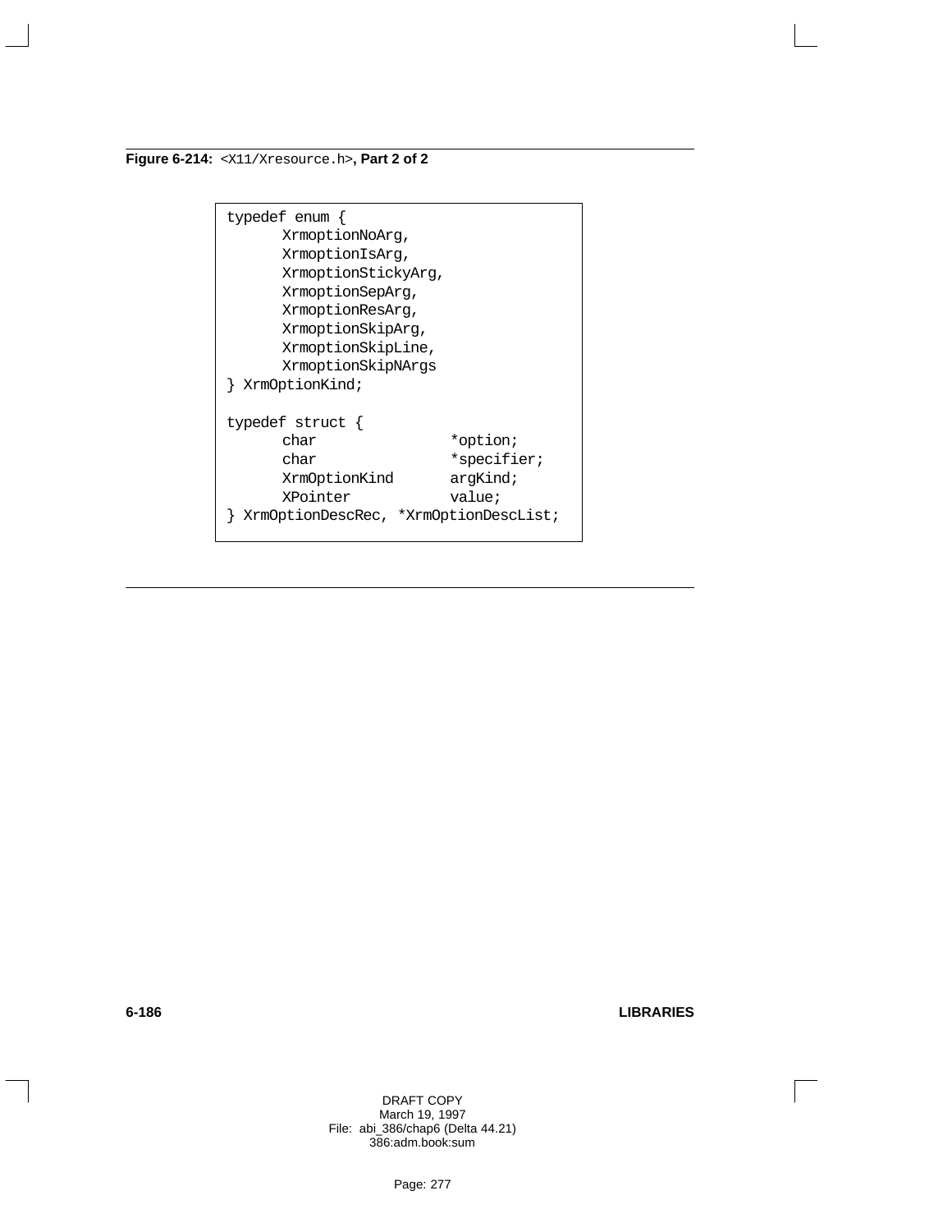**Figure 6-214:** `<X11/Xresource.h>`**, Part 2 of 2**

```
typedef enum {
      XrmoptionNoArg,
      XrmoptionIsArg,
      XrmoptionStickyArg,
      XrmoptionSepArg,
      XrmoptionResArg,
      XrmoptionSkipArg,
      XrmoptionSkipLine,
      XrmoptionSkipNArgs
} XrmOptionKind;

typedef struct {
      char               *option;
      char               *specifier;
      XrmOptionKind      argKind;
      XPointer           value;
} XrmOptionDescRec, *XrmOptionDescList;
```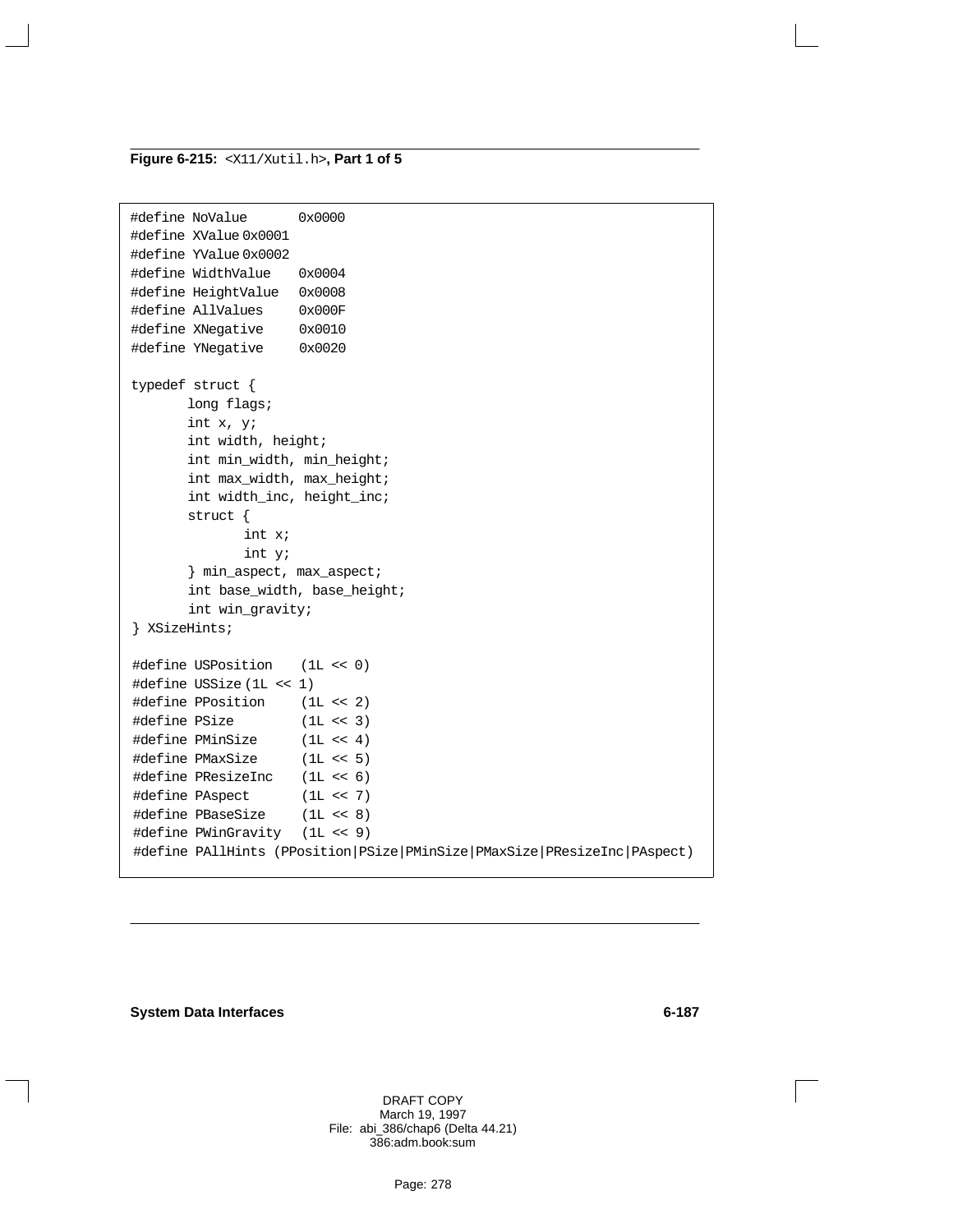**Figure 6-215:** `<X11/Xutil.h>`**, Part 1 of 5**

```
#define NoValue       0x0000
#define XValue        0x0001
#define YValue        0x0002
#define WidthValue    0x0004
#define HeightValue   0x0008
#define AllValues     0x000F
#define XNegative     0x0010
#define YNegative     0x0020

typedef struct {
       long flags;
       int x, y;
       int width, height;
       int min_width, min_height;
       int max_width, max_height;
       int width_inc, height_inc;
       struct {
              int x;
              int y;
       } min_aspect, max_aspect;
       int base_width, base_height;
       int win_gravity;
} XSizeHints;

#define USPosition    (1L << 0)
#define USSize        (1L << 1)
#define PPosition     (1L << 2)
#define PSize         (1L << 3)
#define PMinSize      (1L << 4)
#define PMaxSize      (1L << 5)
#define PResizeInc    (1L << 6)
#define PAspect       (1L << 7)
#define PBaseSize     (1L << 8)
#define PWinGravity   (1L << 9)
#define PAllHints (PPosition|PSize|PMinSize|PMaxSize|PResizeInc|PAspect)
```

DRAFT COPY
March 19, 1997
File: abi_386/chap6 (Delta 44.21)
386:adm.book:sum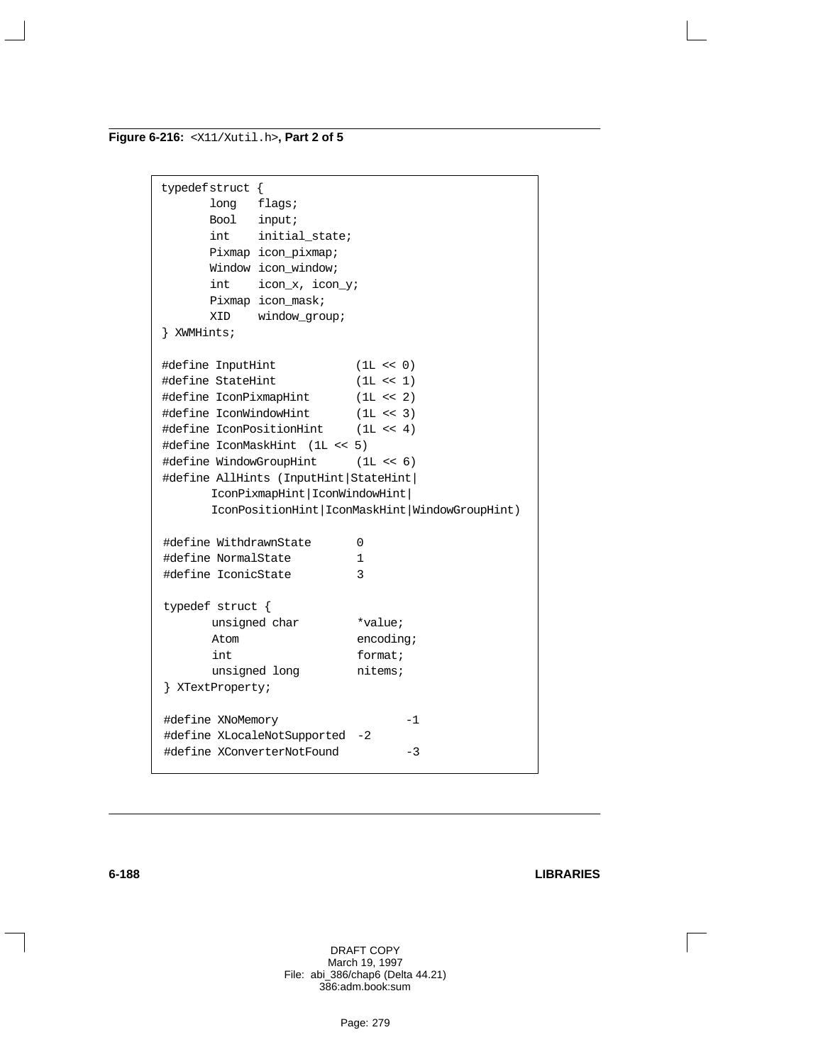**Figure 6-216:** `<X11/Xutil.h>`**, Part 2 of 5**

```
typedef struct {
        long    flags;
        Bool    input;
        int     initial_state;
        Pixmap  icon_pixmap;
        Window  icon_window;
        int     icon_x, icon_y;
        Pixmap  icon_mask;
        XID     window_group;
} XWMHints;

#define InputHint           (1L << 0)
#define StateHint           (1L << 1)
#define IconPixmapHint      (1L << 2)
#define IconWindowHint      (1L << 3)
#define IconPositionHint    (1L << 4)
#define IconMaskHint  (1L << 5)
#define WindowGroupHint     (1L << 6)
#define AllHints (InputHint|StateHint|
        IconPixmapHint|IconWindowHint|
        IconPositionHint|IconMaskHint|WindowGroupHint)

#define WithdrawnState      0
#define NormalState         1
#define IconicState         3

typedef struct {
        unsigned char       *value;
        Atom                encoding;
        int                 format;
        unsigned long       nitems;
} XTextProperty;

#define XNoMemory                   -1
#define XLocaleNotSupported  -2
#define XConverterNotFound          -3
```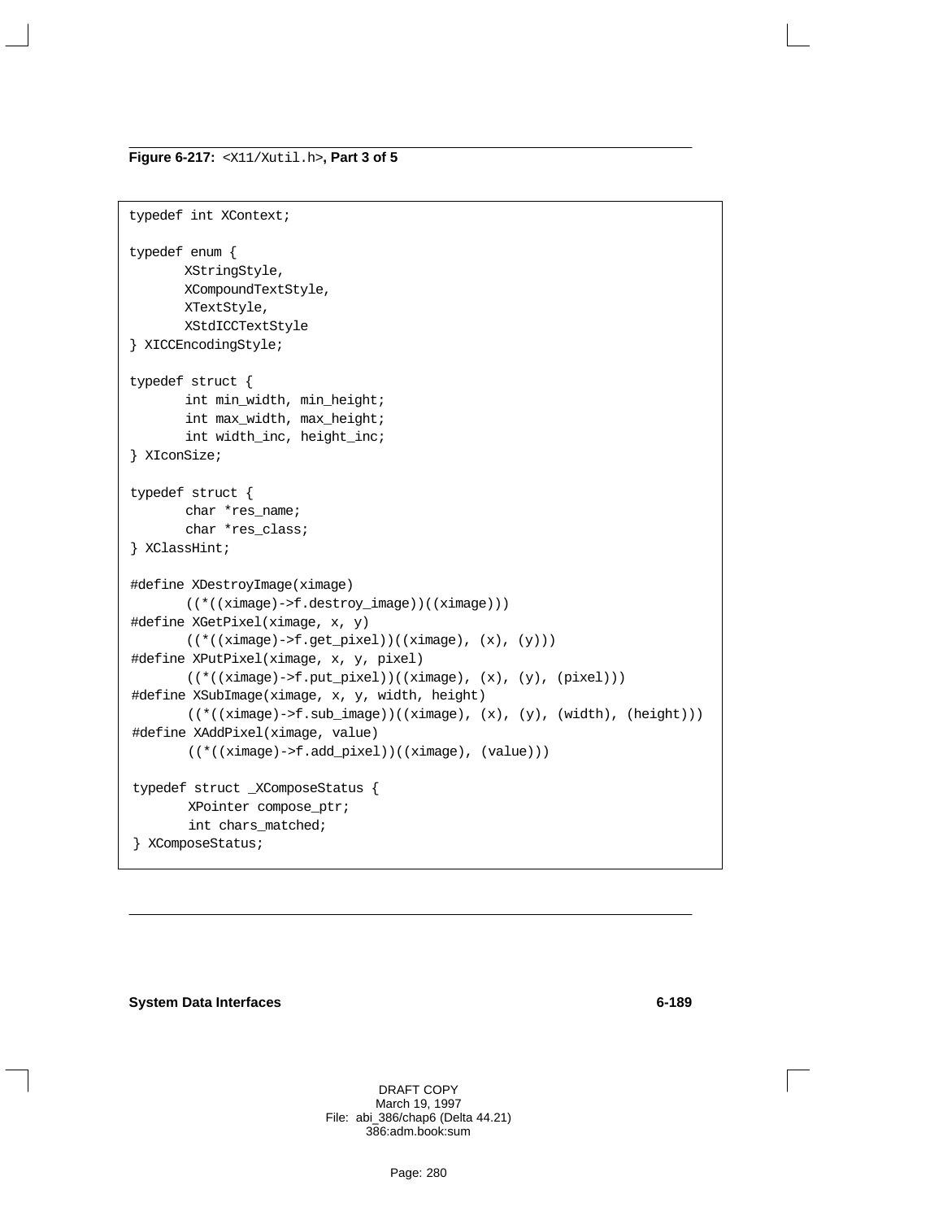**Figure 6-217:** `<X11/Xutil.h>`**, Part 3 of 5**

```
typedef int XContext;

typedef enum {
        XStringStyle,
        XCompoundTextStyle,
        XTextStyle,
        XStdICCTextStyle
} XICCEncodingStyle;

typedef struct {
        int min_width, min_height;
        int max_width, max_height;
        int width_inc, height_inc;
} XIconSize;

typedef struct {
        char *res_name;
        char *res_class;
} XClassHint;

#define XDestroyImage(ximage)
        ((*((ximage)->f.destroy_image))((ximage)))
#define XGetPixel(ximage, x, y)
        ((*((ximage)->f.get_pixel))((ximage), (x), (y)))
#define XPutPixel(ximage, x, y, pixel)
        ((*((ximage)->f.put_pixel))((ximage), (x), (y), (pixel)))
#define XSubImage(ximage, x, y, width, height)
        ((*((ximage)->f.sub_image))((ximage), (x), (y), (width), (height)))
#define XAddPixel(ximage, value)
        ((*((ximage)->f.add_pixel))((ximage), (value)))

typedef struct _XComposeStatus {
        XPointer compose_ptr;
        int chars_matched;
} XComposeStatus;
```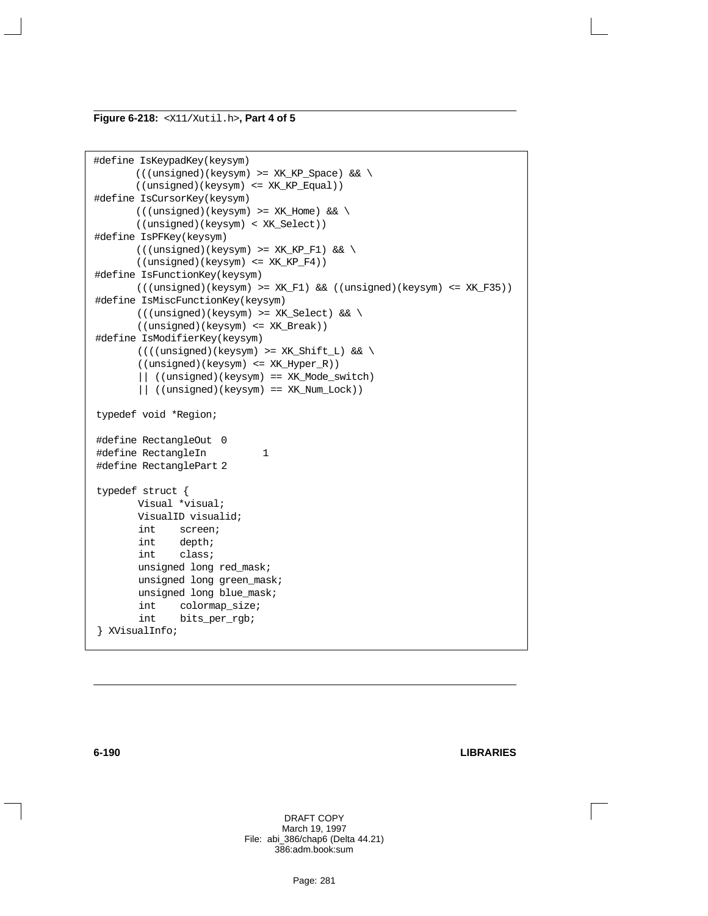**Figure 6-218:** `<X11/Xutil.h>`**, Part 4 of 5**

```
#define IsKeypadKey(keysym)
        (((unsigned)(keysym) >= XK_KP_Space) && \
        ((unsigned)(keysym) <= XK_KP_Equal))
#define IsCursorKey(keysym)
        (((unsigned)(keysym) >= XK_Home) && \
        ((unsigned)(keysym) < XK_Select))
#define IsPFKey(keysym)
        (((unsigned)(keysym) >= XK_KP_F1) && \
        ((unsigned)(keysym) <= XK_KP_F4))
#define IsFunctionKey(keysym)
        (((unsigned)(keysym) >= XK_F1) && ((unsigned)(keysym) <= XK_F35))
#define IsMiscFunctionKey(keysym)
        (((unsigned)(keysym) >= XK_Select) && \
        ((unsigned)(keysym) <= XK_Break))
#define IsModifierKey(keysym)
        ((((unsigned)(keysym) >= XK_Shift_L) && \
        ((unsigned)(keysym) <= XK_Hyper_R))
        || ((unsigned)(keysym) == XK_Mode_switch)
        || ((unsigned)(keysym) == XK_Num_Lock))

typedef void *Region;

#define RectangleOut  0
#define RectangleIn          1
#define RectanglePart 2

typedef struct {
        Visual *visual;
        VisualID visualid;
        int    screen;
        int    depth;
        int    class;
        unsigned long red_mask;
        unsigned long green_mask;
        unsigned long blue_mask;
        int    colormap_size;
        int    bits_per_rgb;
} XVisualInfo;
```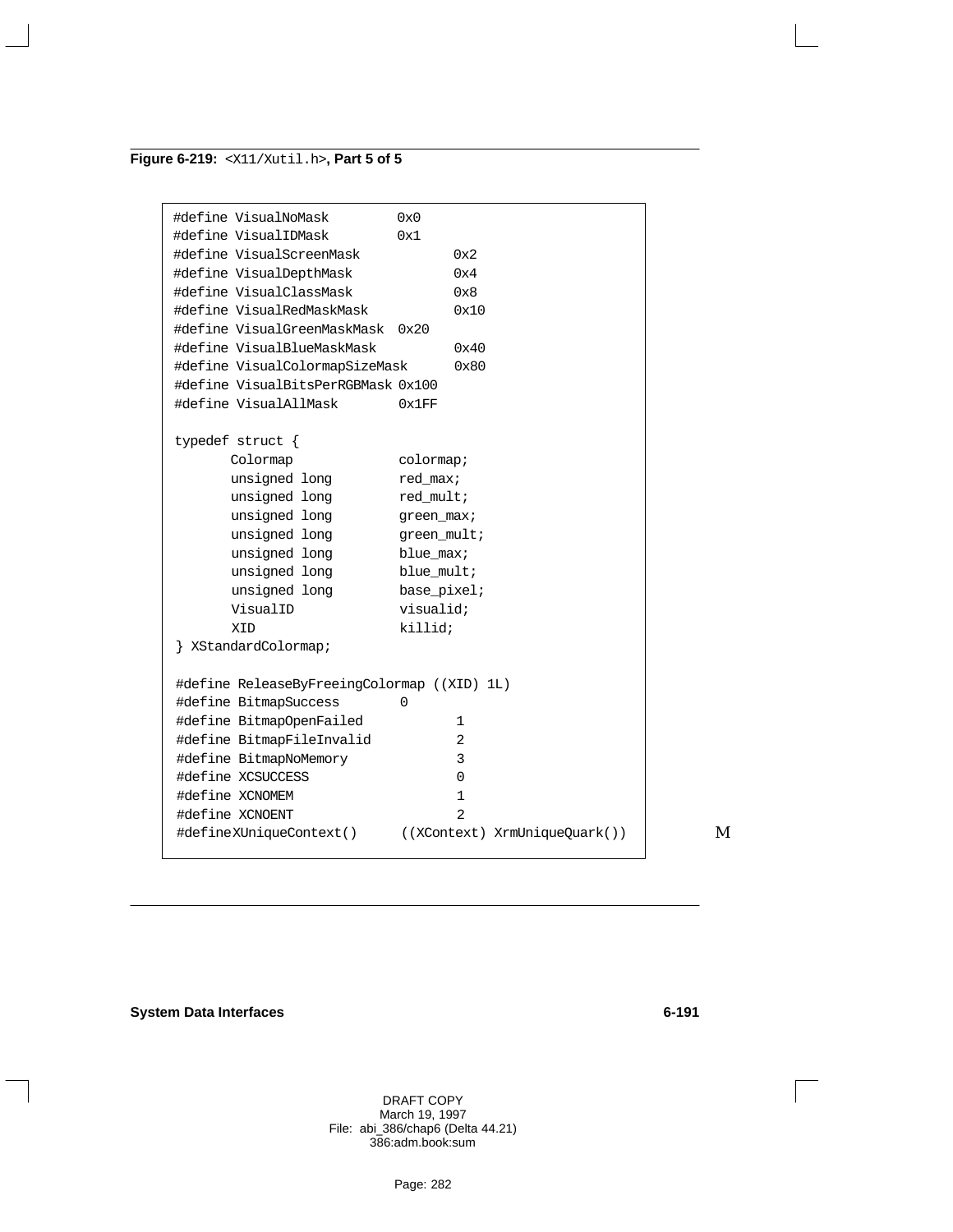**Figure 6-219:** `<X11/Xutil.h>`**, Part 5 of 5**

```
#define VisualNoMask          0x0
#define VisualIDMask          0x1
#define VisualScreenMask            0x2
#define VisualDepthMask             0x4
#define VisualClassMask             0x8
#define VisualRedMaskMask           0x10
#define VisualGreenMaskMask  0x20
#define VisualBlueMaskMask          0x40
#define VisualColormapSizeMask      0x80
#define VisualBitsPerRGBMask 0x100
#define VisualAllMask        0x1FF

typedef struct {
       Colormap              colormap;
       unsigned long         red_max;
       unsigned long         red_mult;
       unsigned long         green_max;
       unsigned long         green_mult;
       unsigned long         blue_max;
       unsigned long         blue_mult;
       unsigned long         base_pixel;
       VisualID              visualid;
       XID                   killid;
} XStandardColormap;

#define ReleaseByFreeingColormap ((XID) 1L)
#define BitmapSuccess        0
#define BitmapOpenFailed            1
#define BitmapFileInvalid           2
#define BitmapNoMemory              3
#define XCSUCCESS                   0
#define XCNOMEM                     1
#define XCNOENT                     2
#defineXUniqueContext()      ((XContext) XrmUniqueQuark())
```

M

DRAFT COPY
March 19, 1997
File: abi_386/chap6 (Delta 44.21)
386:adm.book:sum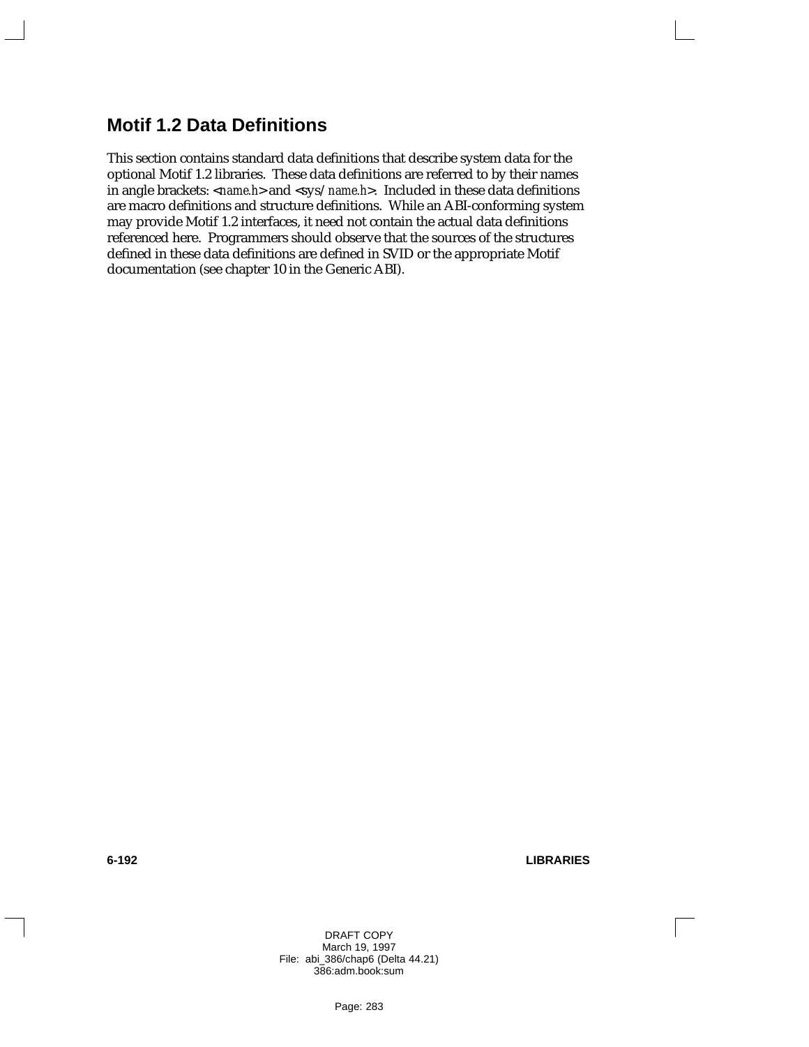## Motif 1.2 Data Definitions

This section contains standard data definitions that describe system data for the optional Motif 1.2 libraries. These data definitions are referred to by their names in angle brackets: <*name.h*> and <sys/*name.h*>. Included in these data definitions are macro definitions and structure definitions. While an ABI-conforming system may provide Motif 1.2 interfaces, it need not contain the actual data definitions referenced here. Programmers should observe that the sources of the structures defined in these data definitions are defined in SVID or the appropriate Motif documentation (see chapter 10 in the Generic ABI).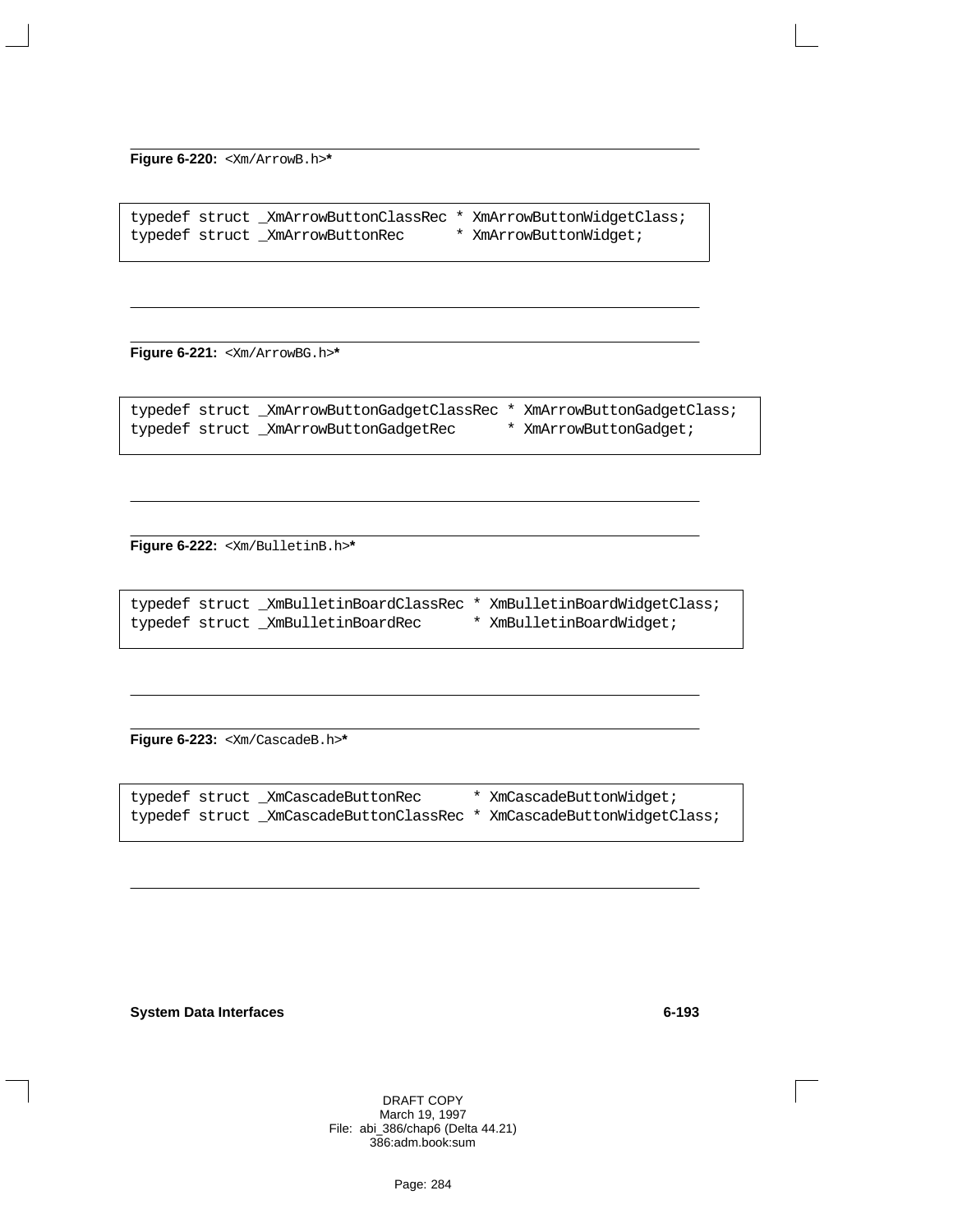**Figure 6-220:** `<Xm/ArrowB.h>`**\***

```
typedef struct _XmArrowButtonClassRec * XmArrowButtonWidgetClass;
typedef struct _XmArrowButtonRec      * XmArrowButtonWidget;
```

**Figure 6-221:** `<Xm/ArrowBG.h>`**\***

```
typedef struct _XmArrowButtonGadgetClassRec * XmArrowButtonGadgetClass;
typedef struct _XmArrowButtonGadgetRec      * XmArrowButtonGadget;
```

**Figure 6-222:** `<Xm/BulletinB.h>`**\***

```
typedef struct _XmBulletinBoardClassRec * XmBulletinBoardWidgetClass;
typedef struct _XmBulletinBoardRec      * XmBulletinBoardWidget;
```

**Figure 6-223:** `<Xm/CascadeB.h>`**\***

```
typedef struct _XmCascadeButtonRec      * XmCascadeButtonWidget;
typedef struct _XmCascadeButtonClassRec * XmCascadeButtonWidgetClass;
```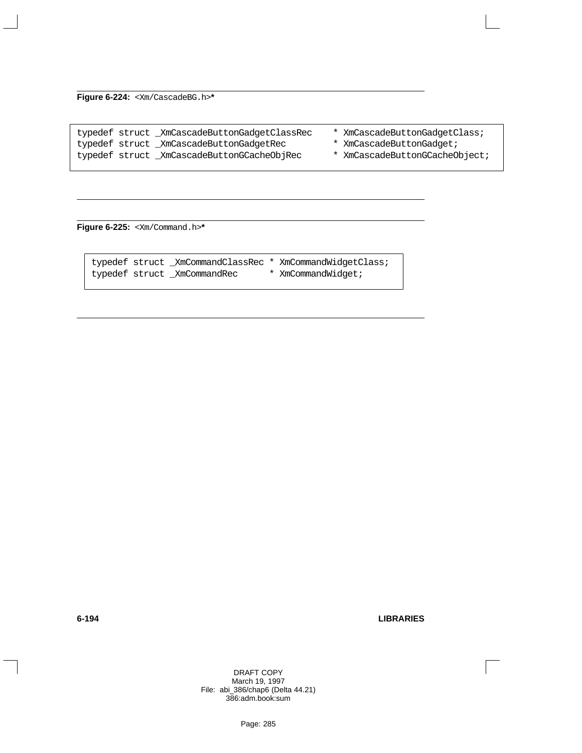**Figure 6-224:** `<Xm/CascadeBG.h>`*

```
typedef struct _XmCascadeButtonGadgetClassRec    * XmCascadeButtonGadgetClass;
typedef struct _XmCascadeButtonGadgetRec         * XmCascadeButtonGadget;
typedef struct _XmCascadeButtonGCacheObjRec      * XmCascadeButtonGCacheObject;
```

**Figure 6-225:** `<Xm/Command.h>`*

```
typedef struct _XmCommandClassRec * XmCommandWidgetClass;
typedef struct _XmCommandRec      * XmCommandWidget;
```

DRAFT COPY
March 19, 1997
File: abi_386/chap6 (Delta 44.21)
386:adm.book:sum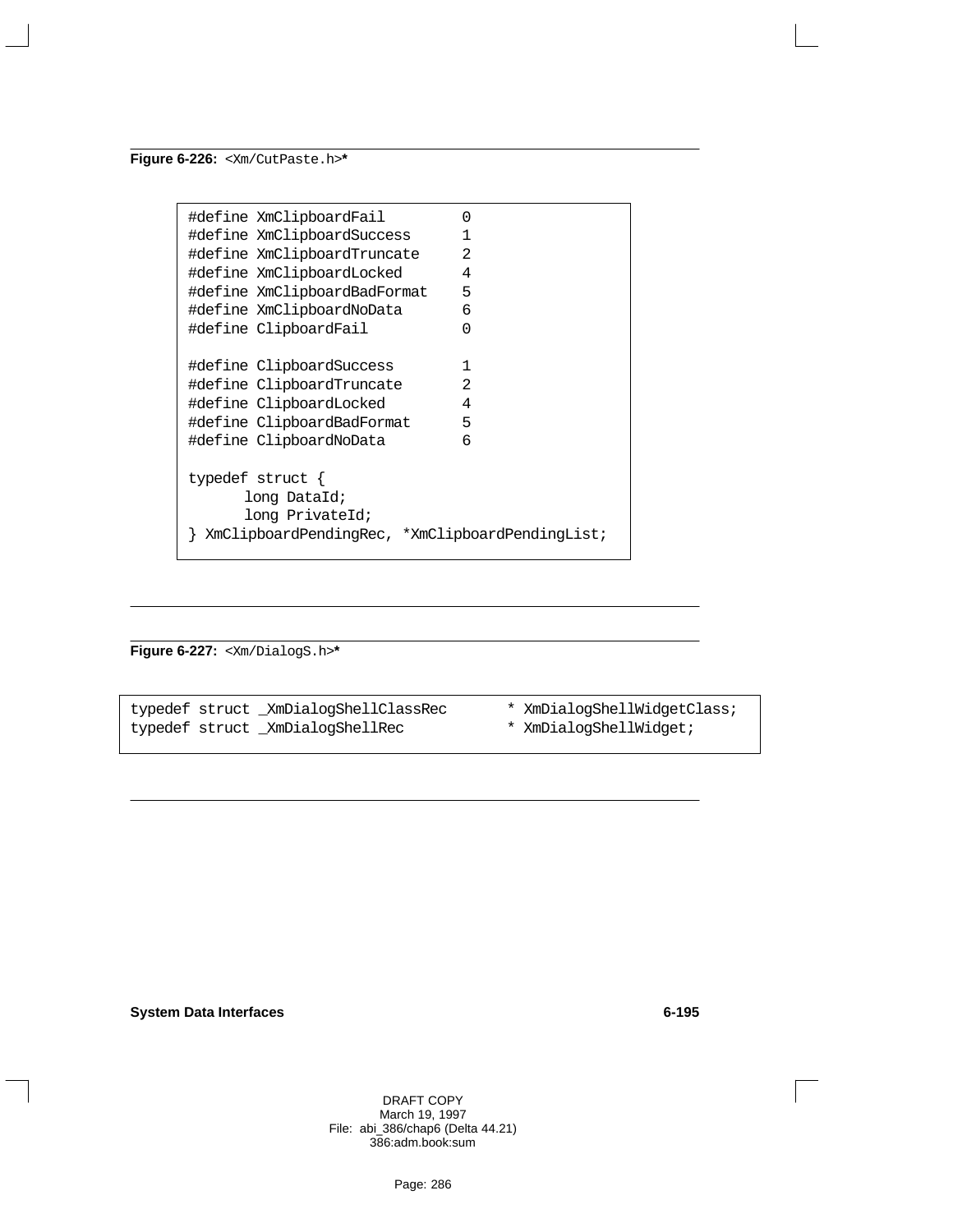**Figure 6-226:** `<Xm/CutPaste.h>`*****

```
#define XmClipboardFail         0
#define XmClipboardSuccess      1
#define XmClipboardTruncate     2
#define XmClipboardLocked       4
#define XmClipboardBadFormat    5
#define XmClipboardNoData       6
#define ClipboardFail           0

#define ClipboardSuccess        1
#define ClipboardTruncate       2
#define ClipboardLocked         4
#define ClipboardBadFormat      5
#define ClipboardNoData         6

typedef struct {
      long DataId;
      long PrivateId;
} XmClipboardPendingRec, *XmClipboardPendingList;
```

**Figure 6-227:** `<Xm/DialogS.h>`*****

```
typedef struct _XmDialogShellClassRec       * XmDialogShellWidgetClass;
typedef struct _XmDialogShellRec            * XmDialogShellWidget;
```

DRAFT COPY
March 19, 1997
File: abi_386/chap6 (Delta 44.21)
386:adm.book:sum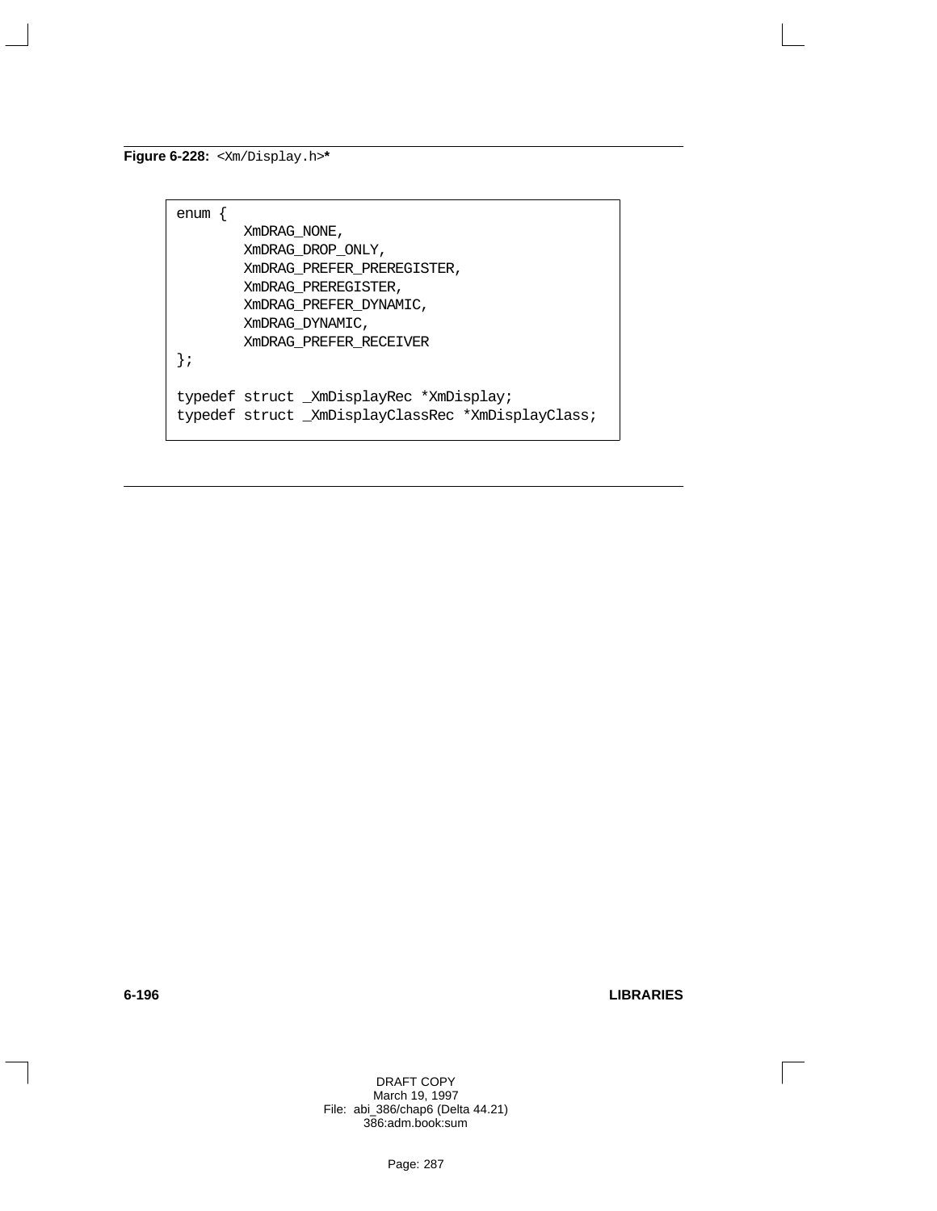**Figure 6-228:** `<Xm/Display.h>`*

```
enum {
        XmDRAG_NONE,
        XmDRAG_DROP_ONLY,
        XmDRAG_PREFER_PREREGISTER,
        XmDRAG_PREREGISTER,
        XmDRAG_PREFER_DYNAMIC,
        XmDRAG_DYNAMIC,
        XmDRAG_PREFER_RECEIVER
};

typedef struct _XmDisplayRec *XmDisplay;
typedef struct _XmDisplayClassRec *XmDisplayClass;
```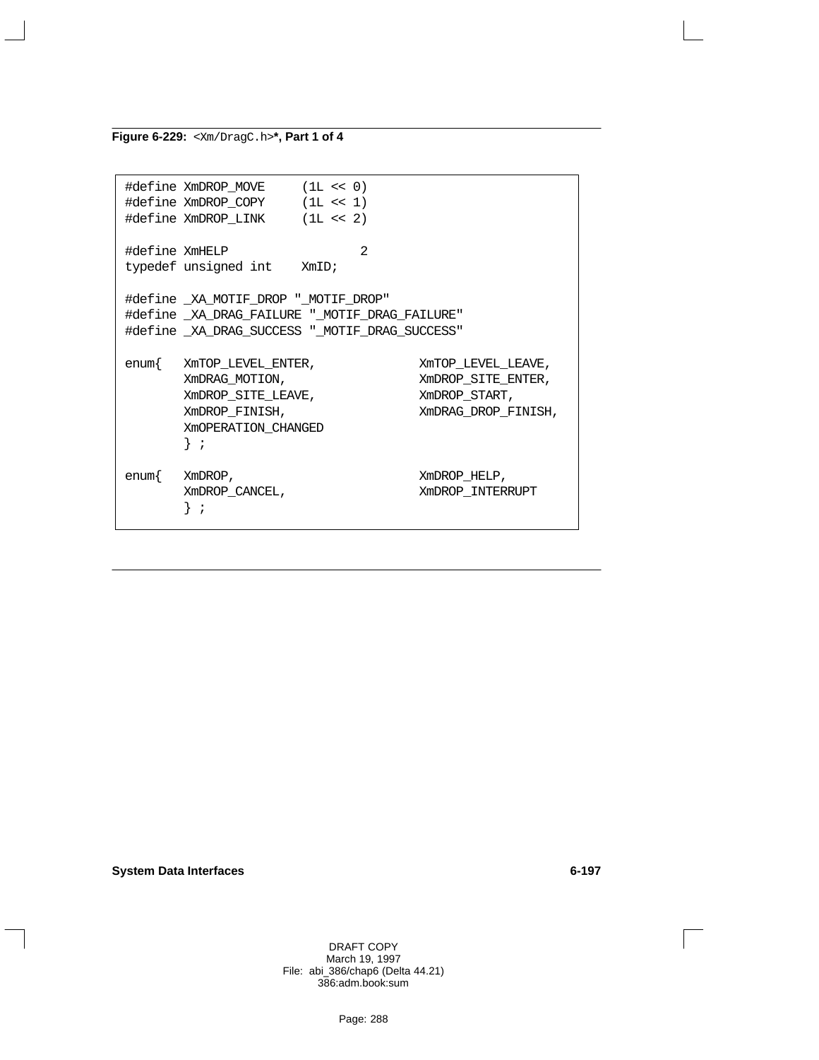**Figure 6-229:** `<Xm/DragC.h>`***, Part 1 of 4**

```
#define XmDROP_MOVE     (1L << 0)
#define XmDROP_COPY     (1L << 1)
#define XmDROP_LINK     (1L << 2)

#define XmHELP                  2
typedef unsigned int    XmID;

#define _XA_MOTIF_DROP "_MOTIF_DROP"
#define _XA_DRAG_FAILURE "_MOTIF_DRAG_FAILURE"
#define _XA_DRAG_SUCCESS "_MOTIF_DRAG_SUCCESS"

enum{   XmTOP_LEVEL_ENTER,              XmTOP_LEVEL_LEAVE,
        XmDRAG_MOTION,                  XmDROP_SITE_ENTER,
        XmDROP_SITE_LEAVE,              XmDROP_START,
        XmDROP_FINISH,                  XmDRAG_DROP_FINISH,
        XmOPERATION_CHANGED
        } ;

enum{   XmDROP,                         XmDROP_HELP,
        XmDROP_CANCEL,                  XmDROP_INTERRUPT
        } ;
```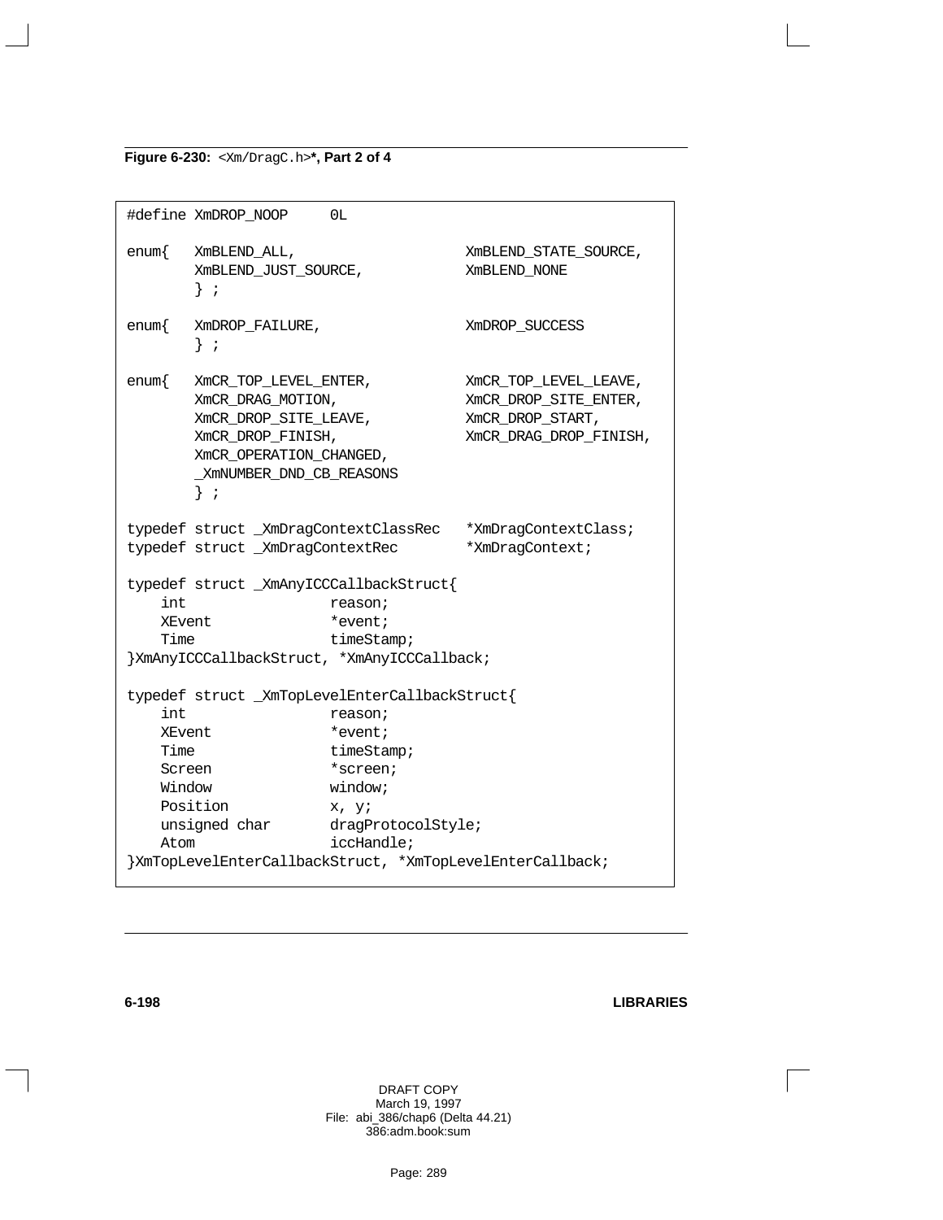**Figure 6-230:** `<Xm/DragC.h>`**, Part 2 of 4**

```
#define XmDROP_NOOP     0L

enum{   XmBLEND_ALL,                    XmBLEND_STATE_SOURCE,
        XmBLEND_JUST_SOURCE,            XmBLEND_NONE
        } ;

enum{   XmDROP_FAILURE,                 XmDROP_SUCCESS
        } ;

enum{   XmCR_TOP_LEVEL_ENTER,           XmCR_TOP_LEVEL_LEAVE,
        XmCR_DRAG_MOTION,               XmCR_DROP_SITE_ENTER,
        XmCR_DROP_SITE_LEAVE,           XmCR_DROP_START,
        XmCR_DROP_FINISH,               XmCR_DRAG_DROP_FINISH,
        XmCR_OPERATION_CHANGED,
        _XmNUMBER_DND_CB_REASONS
        } ;

typedef struct _XmDragContextClassRec   *XmDragContextClass;
typedef struct _XmDragContextRec        *XmDragContext;

typedef struct _XmAnyICCCallbackStruct{
    int                 reason;
    XEvent              *event;
    Time                timeStamp;
}XmAnyICCCallbackStruct, *XmAnyICCCallback;

typedef struct _XmTopLevelEnterCallbackStruct{
    int                 reason;
    XEvent              *event;
    Time                timeStamp;
    Screen              *screen;
    Window              window;
    Position            x, y;
    unsigned char       dragProtocolStyle;
    Atom                iccHandle;
}XmTopLevelEnterCallbackStruct, *XmTopLevelEnterCallback;
```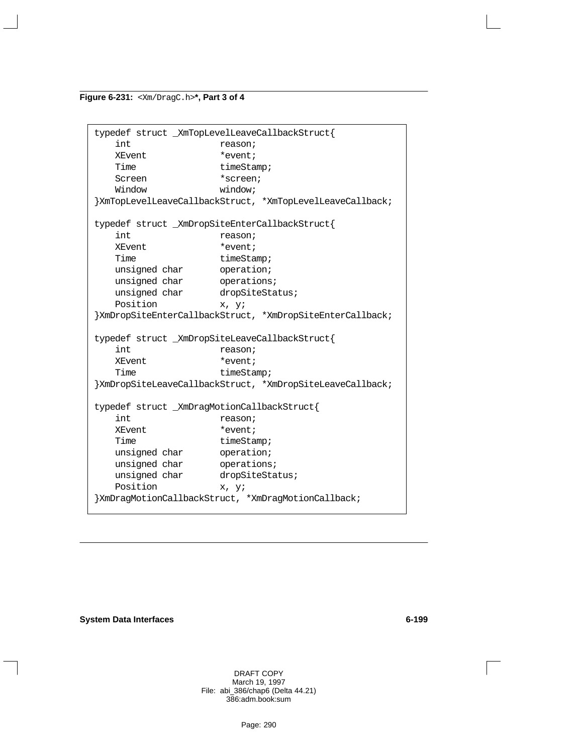**Figure 6-231:** `<Xm/DragC.h>`**, Part 3 of 4**

```
typedef struct _XmTopLevelLeaveCallbackStruct{
    int                 reason;
    XEvent              *event;
    Time                timeStamp;
    Screen              *screen;
    Window              window;
}XmTopLevelLeaveCallbackStruct, *XmTopLevelLeaveCallback;

typedef struct _XmDropSiteEnterCallbackStruct{
    int                 reason;
    XEvent              *event;
    Time                timeStamp;
    unsigned char       operation;
    unsigned char       operations;
    unsigned char       dropSiteStatus;
    Position            x, y;
}XmDropSiteEnterCallbackStruct, *XmDropSiteEnterCallback;

typedef struct _XmDropSiteLeaveCallbackStruct{
    int                 reason;
    XEvent              *event;
    Time                timeStamp;
}XmDropSiteLeaveCallbackStruct, *XmDropSiteLeaveCallback;

typedef struct _XmDragMotionCallbackStruct{
    int                 reason;
    XEvent              *event;
    Time                timeStamp;
    unsigned char       operation;
    unsigned char       operations;
    unsigned char       dropSiteStatus;
    Position            x, y;
}XmDragMotionCallbackStruct, *XmDragMotionCallback;
```

DRAFT COPY
March 19, 1997
File: abi_386/chap6 (Delta 44.21)
386:adm.book:sum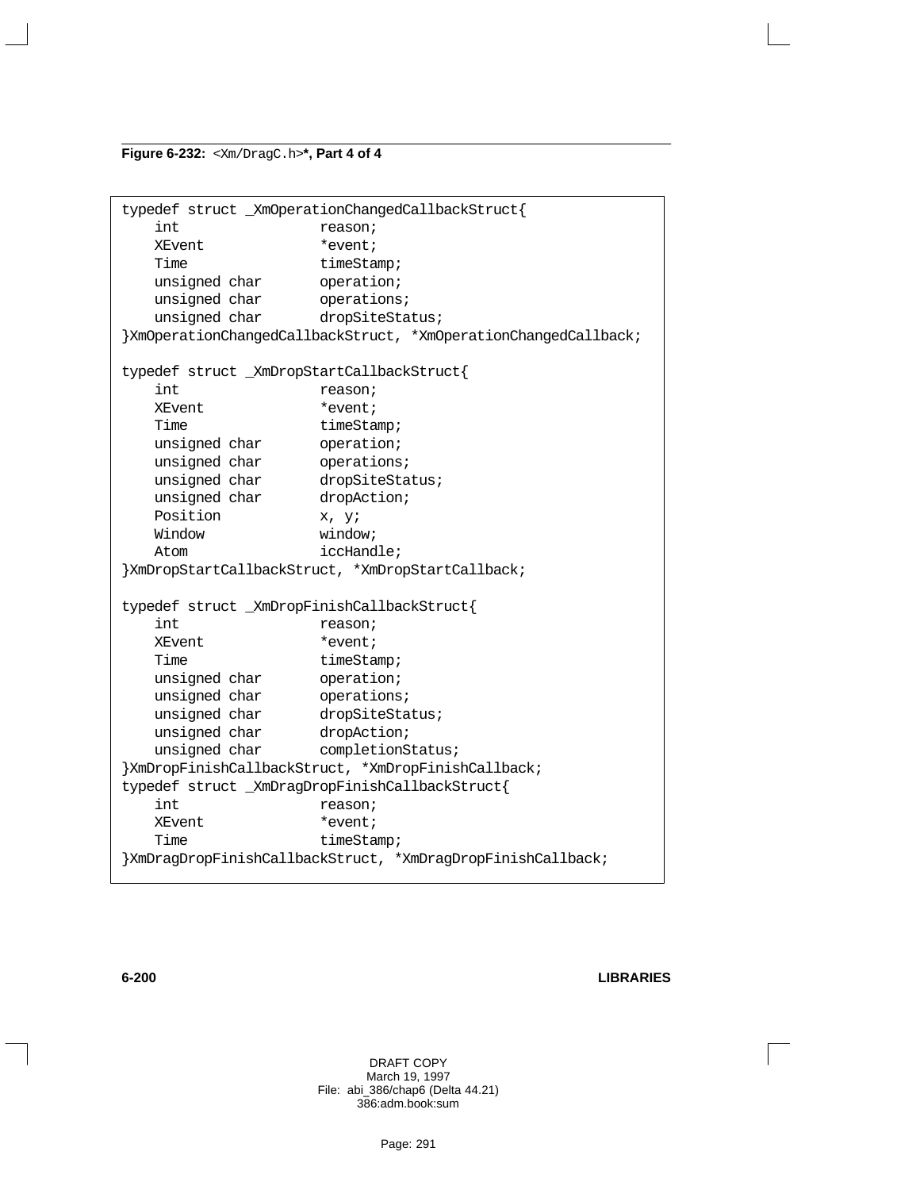**Figure 6-232:** `<Xm/DragC.h>`**\*, Part 4 of 4**

```
typedef struct _XmOperationChangedCallbackStruct{
    int                 reason;
    XEvent              *event;
    Time                timeStamp;
    unsigned char       operation;
    unsigned char       operations;
    unsigned char       dropSiteStatus;
}XmOperationChangedCallbackStruct, *XmOperationChangedCallback;

typedef struct _XmDropStartCallbackStruct{
    int                 reason;
    XEvent              *event;
    Time                timeStamp;
    unsigned char       operation;
    unsigned char       operations;
    unsigned char       dropSiteStatus;
    unsigned char       dropAction;
    Position            x, y;
    Window              window;
    Atom                iccHandle;
}XmDropStartCallbackStruct, *XmDropStartCallback;

typedef struct _XmDropFinishCallbackStruct{
    int                 reason;
    XEvent              *event;
    Time                timeStamp;
    unsigned char       operation;
    unsigned char       operations;
    unsigned char       dropSiteStatus;
    unsigned char       dropAction;
    unsigned char       completionStatus;
}XmDropFinishCallbackStruct, *XmDropFinishCallback;
typedef struct _XmDragDropFinishCallbackStruct{
    int                 reason;
    XEvent              *event;
    Time                timeStamp;
}XmDragDropFinishCallbackStruct, *XmDragDropFinishCallback;
```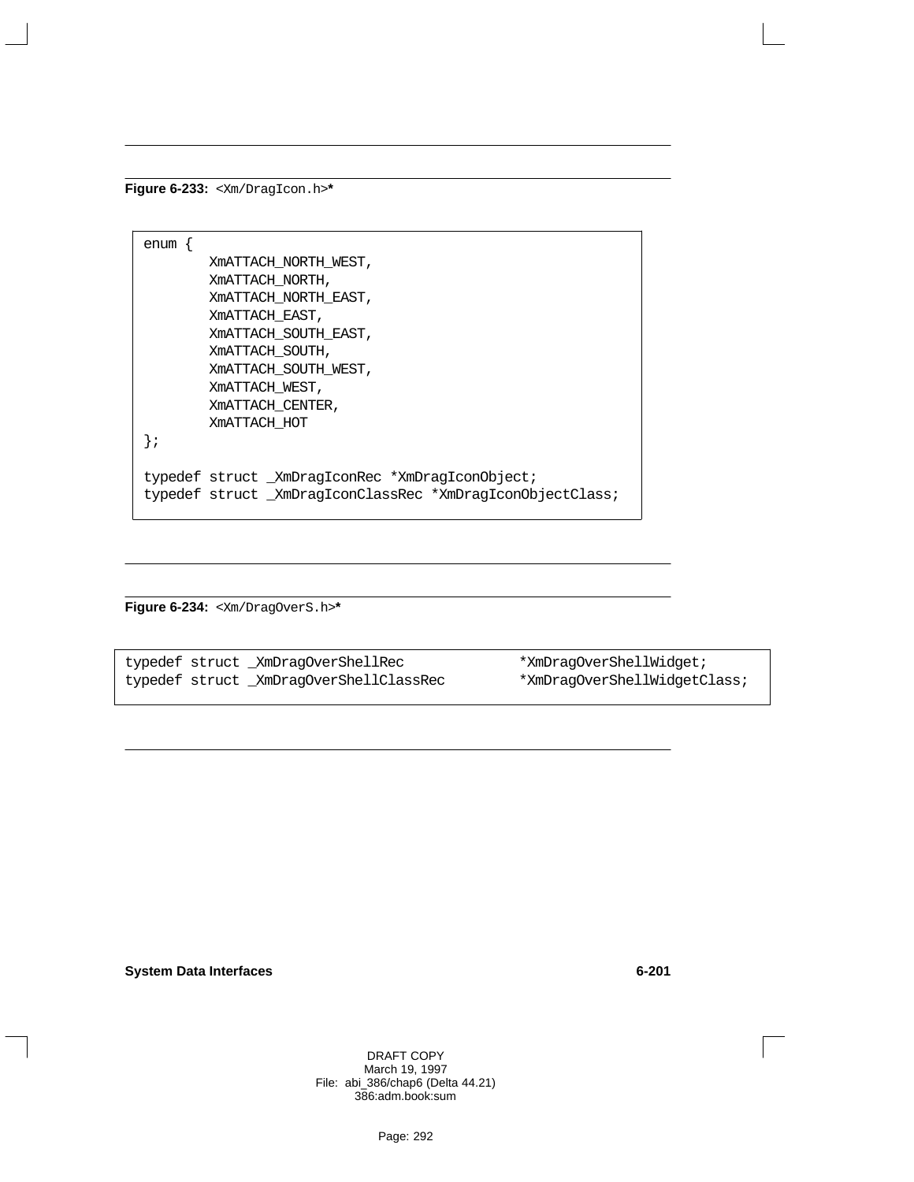**Figure 6-233:** `<Xm/DragIcon.h>`*

```
enum {
        XmATTACH_NORTH_WEST,
        XmATTACH_NORTH,
        XmATTACH_NORTH_EAST,
        XmATTACH_EAST,
        XmATTACH_SOUTH_EAST,
        XmATTACH_SOUTH,
        XmATTACH_SOUTH_WEST,
        XmATTACH_WEST,
        XmATTACH_CENTER,
        XmATTACH_HOT
};

typedef struct _XmDragIconRec *XmDragIconObject;
typedef struct _XmDragIconClassRec *XmDragIconObjectClass;
```

**Figure 6-234:** `<Xm/DragOverS.h>`*

```
typedef struct _XmDragOverShellRec            *XmDragOverShellWidget;
typedef struct _XmDragOverShellClassRec       *XmDragOverShellWidgetClass;
```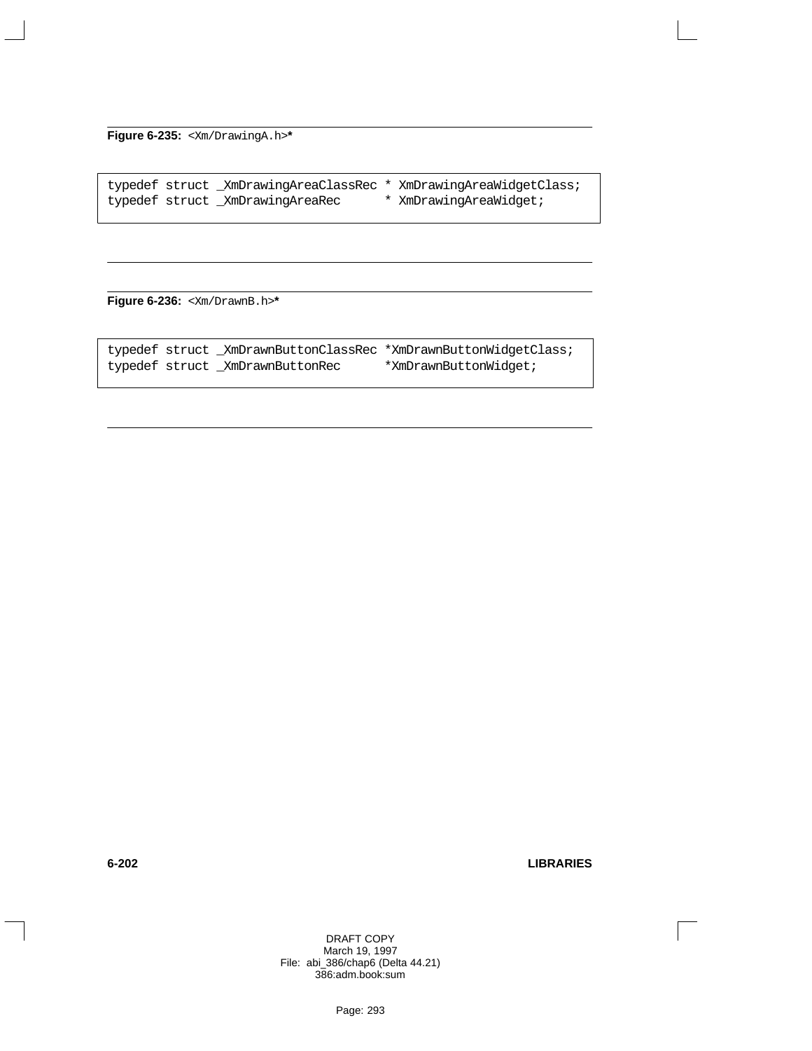**Figure 6-235:** `<Xm/DrawingA.h>`*

```
typedef struct _XmDrawingAreaClassRec * XmDrawingAreaWidgetClass;
typedef struct _XmDrawingAreaRec      * XmDrawingAreaWidget;
```

**Figure 6-236:** `<Xm/DrawnB.h>`*

```
typedef struct _XmDrawnButtonClassRec *XmDrawnButtonWidgetClass;
typedef struct _XmDrawnButtonRec      *XmDrawnButtonWidget;
```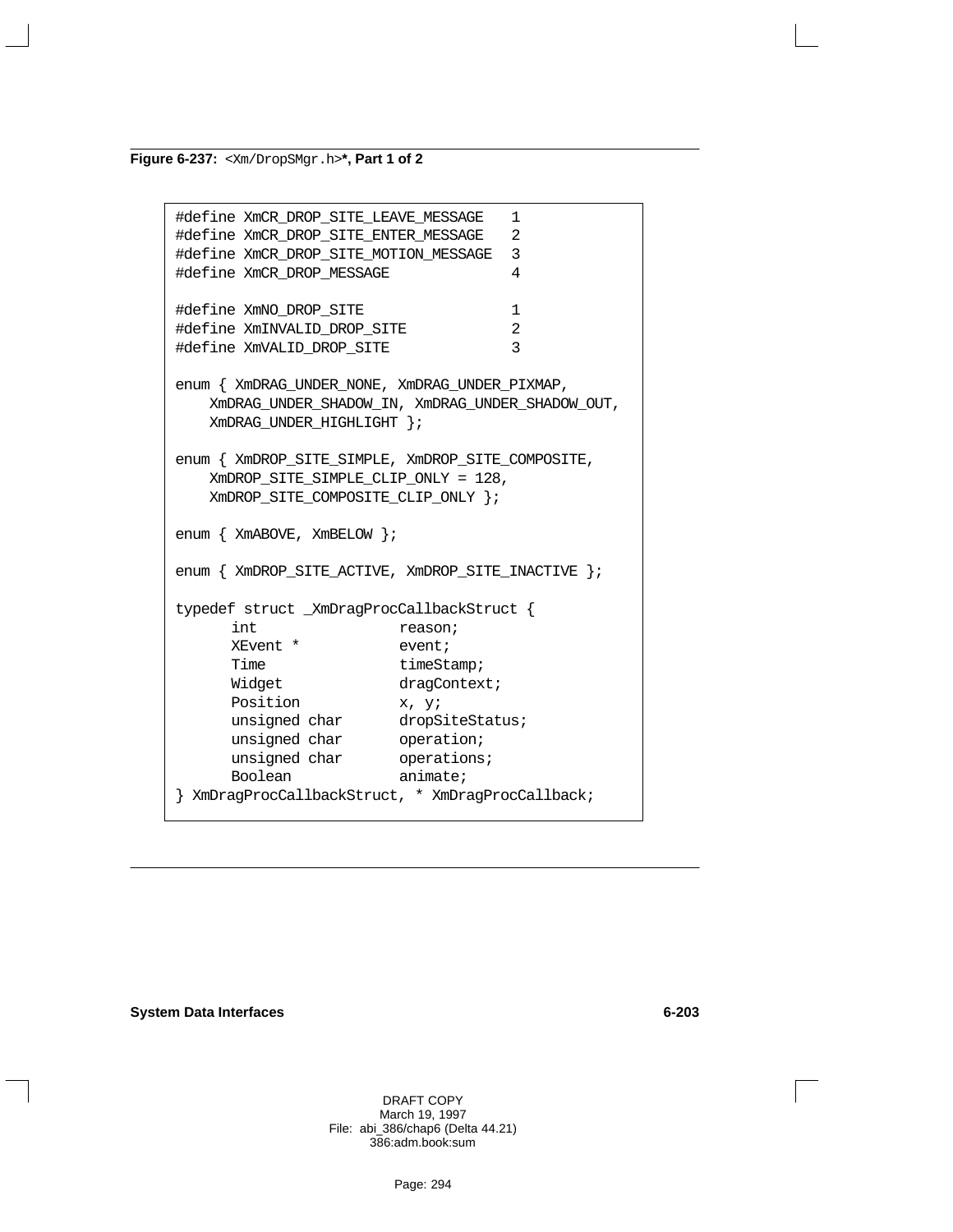**Figure 6-237:** `<Xm/DropSMgr.h>`**\*, Part 1 of 2**

```
#define XmCR_DROP_SITE_LEAVE_MESSAGE   1
#define XmCR_DROP_SITE_ENTER_MESSAGE   2
#define XmCR_DROP_SITE_MOTION_MESSAGE  3
#define XmCR_DROP_MESSAGE              4

#define XmNO_DROP_SITE                 1
#define XmINVALID_DROP_SITE            2
#define XmVALID_DROP_SITE              3

enum { XmDRAG_UNDER_NONE, XmDRAG_UNDER_PIXMAP,
    XmDRAG_UNDER_SHADOW_IN, XmDRAG_UNDER_SHADOW_OUT,
    XmDRAG_UNDER_HIGHLIGHT };

enum { XmDROP_SITE_SIMPLE, XmDROP_SITE_COMPOSITE,
    XmDROP_SITE_SIMPLE_CLIP_ONLY = 128,
    XmDROP_SITE_COMPOSITE_CLIP_ONLY };

enum { XmABOVE, XmBELOW };

enum { XmDROP_SITE_ACTIVE, XmDROP_SITE_INACTIVE };

typedef struct _XmDragProcCallbackStruct {
      int               reason;
      XEvent *          event;
      Time              timeStamp;
      Widget            dragContext;
      Position          x, y;
      unsigned char     dropSiteStatus;
      unsigned char     operation;
      unsigned char     operations;
      Boolean           animate;
} XmDragProcCallbackStruct, * XmDragProcCallback;
```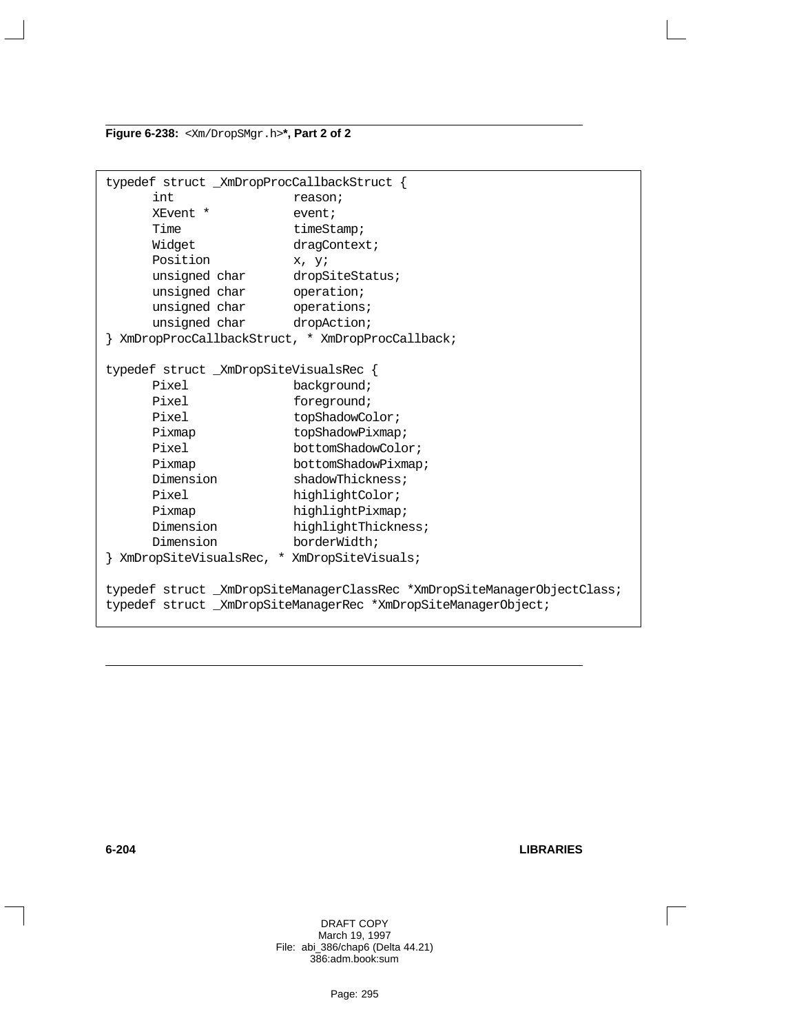**Figure 6-238:** `<Xm/DropSMgr.h>`**\*, Part 2 of 2**

```
typedef struct _XmDropProcCallbackStruct {
      int               reason;
      XEvent *          event;
      Time              timeStamp;
      Widget            dragContext;
      Position          x, y;
      unsigned char     dropSiteStatus;
      unsigned char     operation;
      unsigned char     operations;
      unsigned char     dropAction;
} XmDropProcCallbackStruct, * XmDropProcCallback;

typedef struct _XmDropSiteVisualsRec {
      Pixel             background;
      Pixel             foreground;
      Pixel             topShadowColor;
      Pixmap            topShadowPixmap;
      Pixel             bottomShadowColor;
      Pixmap            bottomShadowPixmap;
      Dimension         shadowThickness;
      Pixel             highlightColor;
      Pixmap            highlightPixmap;
      Dimension         highlightThickness;
      Dimension         borderWidth;
} XmDropSiteVisualsRec, * XmDropSiteVisuals;

typedef struct _XmDropSiteManagerClassRec *XmDropSiteManagerObjectClass;
typedef struct _XmDropSiteManagerRec *XmDropSiteManagerObject;
```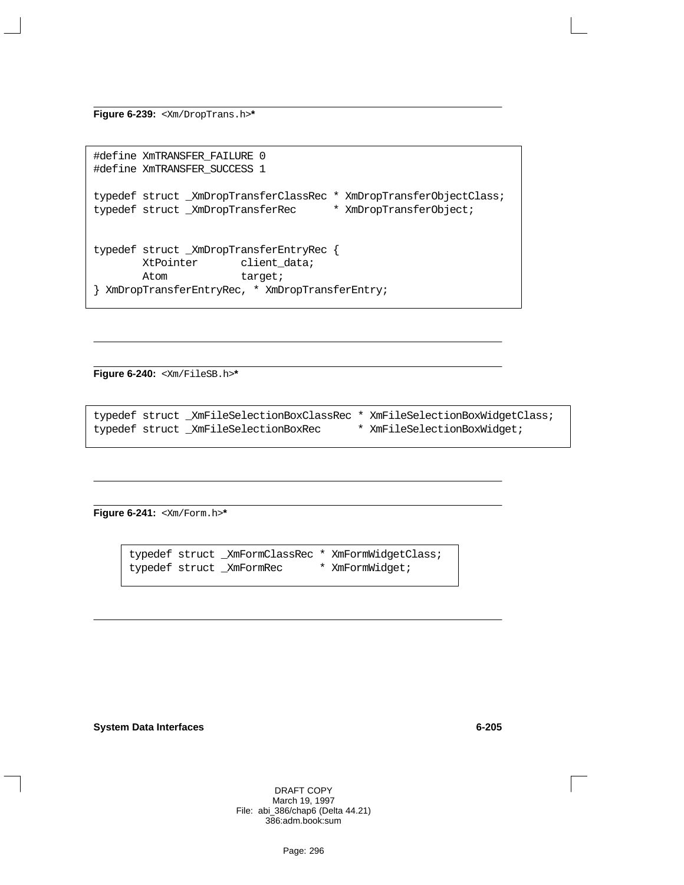**Figure 6-239:** `<Xm/DropTrans.h>`**\***

```
#define XmTRANSFER_FAILURE 0
#define XmTRANSFER_SUCCESS 1

typedef struct _XmDropTransferClassRec * XmDropTransferObjectClass;
typedef struct _XmDropTransferRec      * XmDropTransferObject;


typedef struct _XmDropTransferEntryRec {
        XtPointer       client_data;
        Atom            target;
} XmDropTransferEntryRec, * XmDropTransferEntry;
```

**Figure 6-240:** `<Xm/FileSB.h>`**\***

```
typedef struct _XmFileSelectionBoxClassRec * XmFileSelectionBoxWidgetClass;
typedef struct _XmFileSelectionBoxRec      * XmFileSelectionBoxWidget;
```

**Figure 6-241:** `<Xm/Form.h>`**\***

```
typedef struct _XmFormClassRec * XmFormWidgetClass;
typedef struct _XmFormRec      * XmFormWidget;
```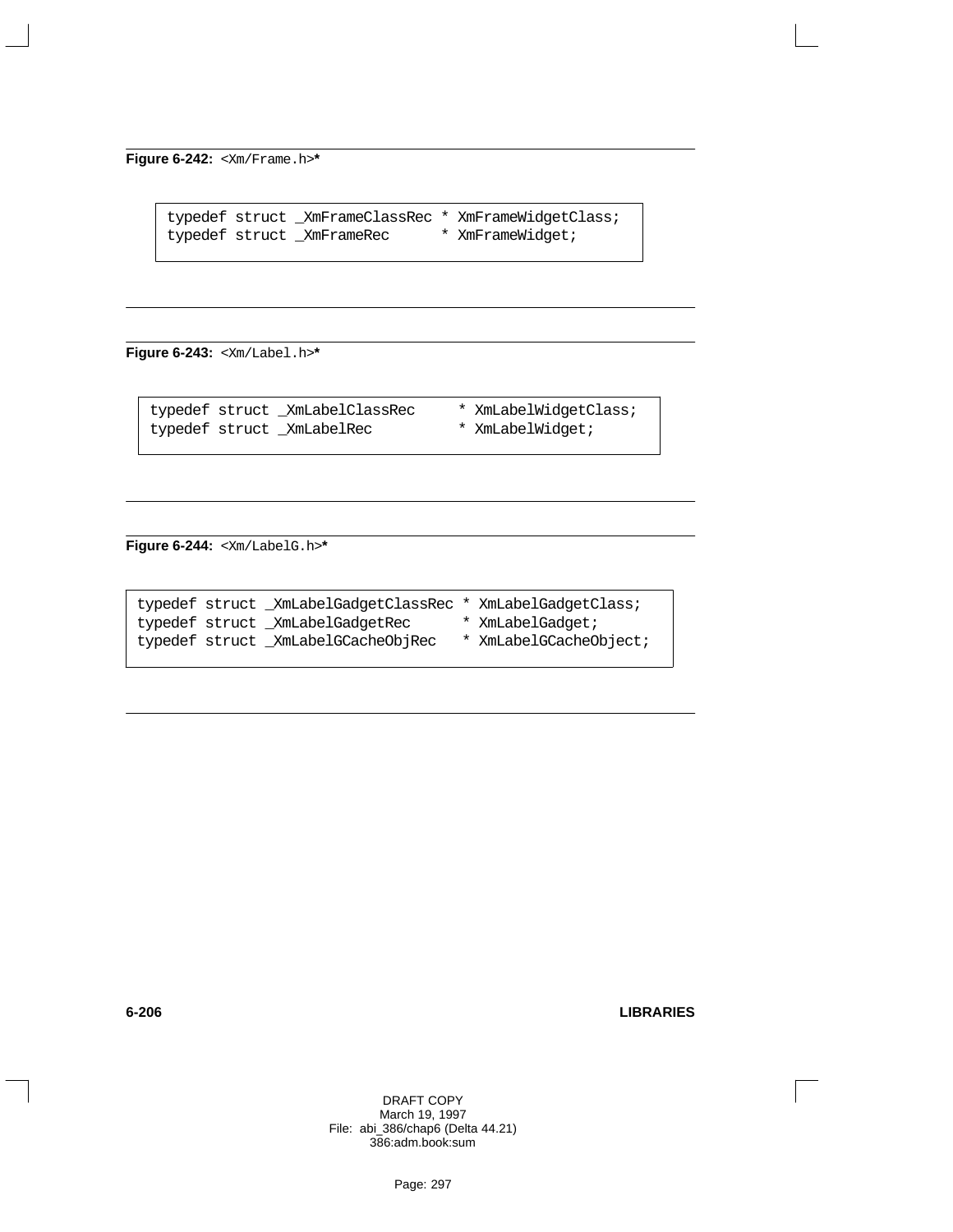**Figure 6-242:** `<Xm/Frame.h>`**\***

```
typedef struct _XmFrameClassRec * XmFrameWidgetClass;
typedef struct _XmFrameRec      * XmFrameWidget;
```

**Figure 6-243:** `<Xm/Label.h>`**\***

```
typedef struct _XmLabelClassRec     * XmLabelWidgetClass;
typedef struct _XmLabelRec          * XmLabelWidget;
```

**Figure 6-244:** `<Xm/LabelG.h>`**\***

```
typedef struct _XmLabelGadgetClassRec * XmLabelGadgetClass;
typedef struct _XmLabelGadgetRec      * XmLabelGadget;
typedef struct _XmLabelGCacheObjRec   * XmLabelGCacheObject;
```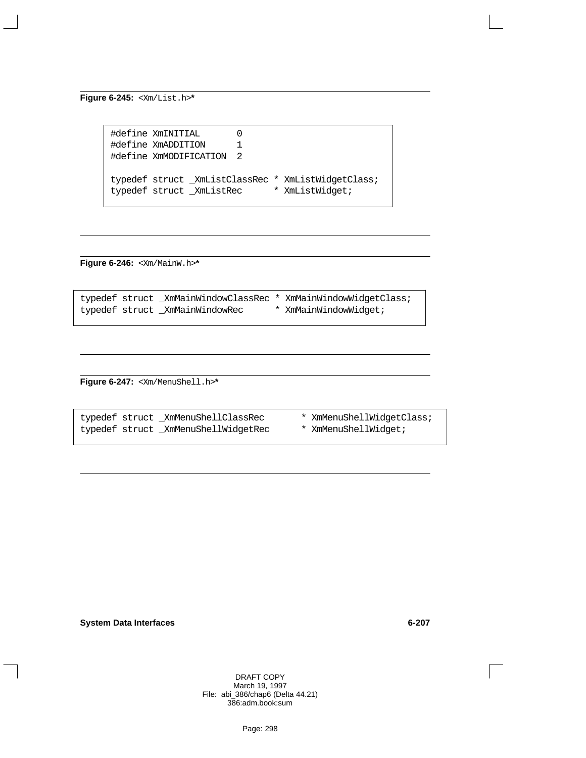**Figure 6-245:** `<Xm/List.h>`*

```
#define XmINITIAL       0
#define XmADDITION      1
#define XmMODIFICATION  2

typedef struct _XmListClassRec * XmListWidgetClass;
typedef struct _XmListRec      * XmListWidget;
```

**Figure 6-246:** `<Xm/MainW.h>`*

```
typedef struct _XmMainWindowClassRec * XmMainWindowWidgetClass;
typedef struct _XmMainWindowRec      * XmMainWindowWidget;
```

**Figure 6-247:** `<Xm/MenuShell.h>`*

```
typedef struct _XmMenuShellClassRec       * XmMenuShellWidgetClass;
typedef struct _XmMenuShellWidgetRec      * XmMenuShellWidget;
```

DRAFT COPY
March 19, 1997
File: abi_386/chap6 (Delta 44.21)
386:adm.book:sum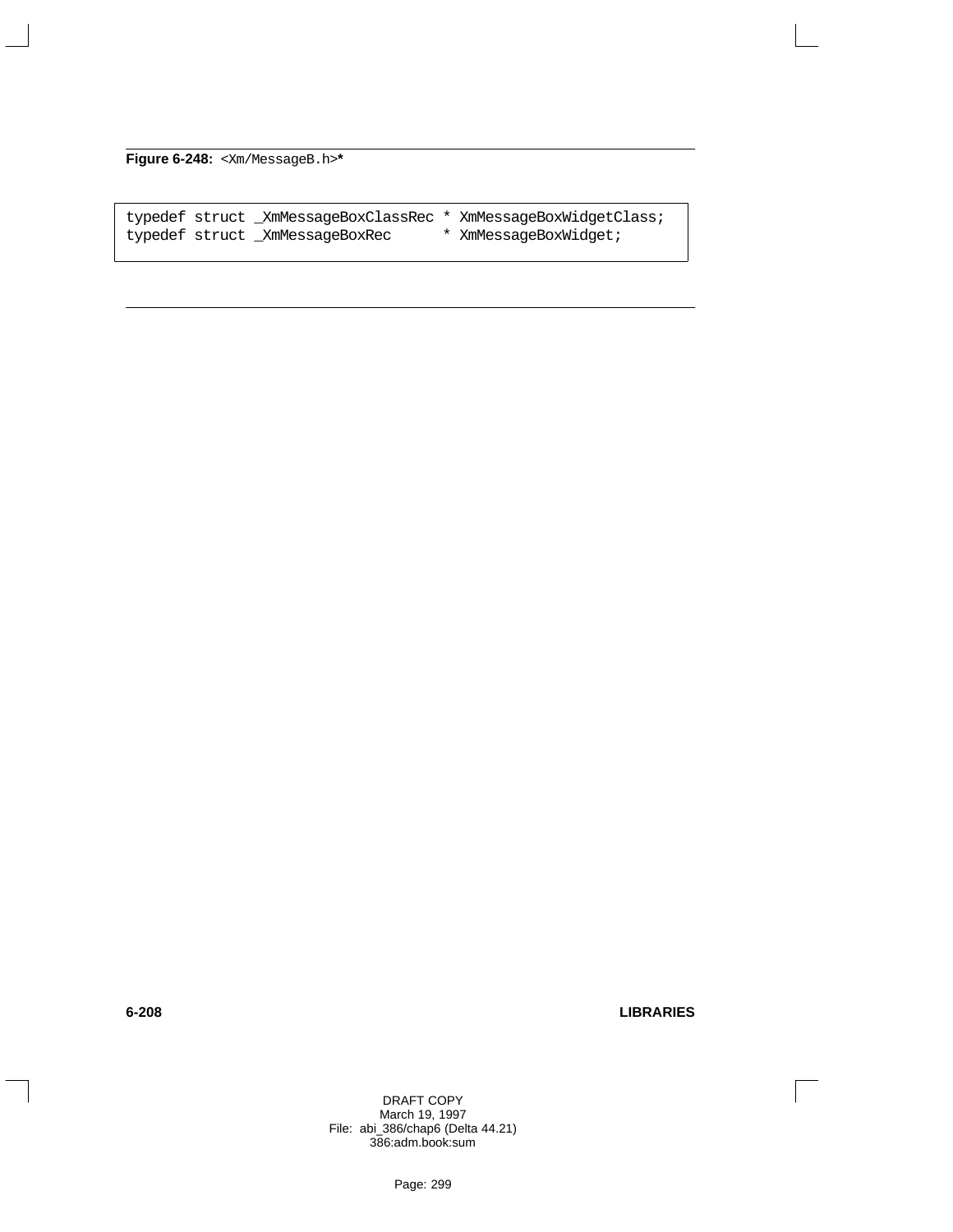**Figure 6-248:** `<Xm/MessageB.h>`**\***

```
typedef struct _XmMessageBoxClassRec * XmMessageBoxWidgetClass;
typedef struct _XmMessageBoxRec      * XmMessageBoxWidget;
```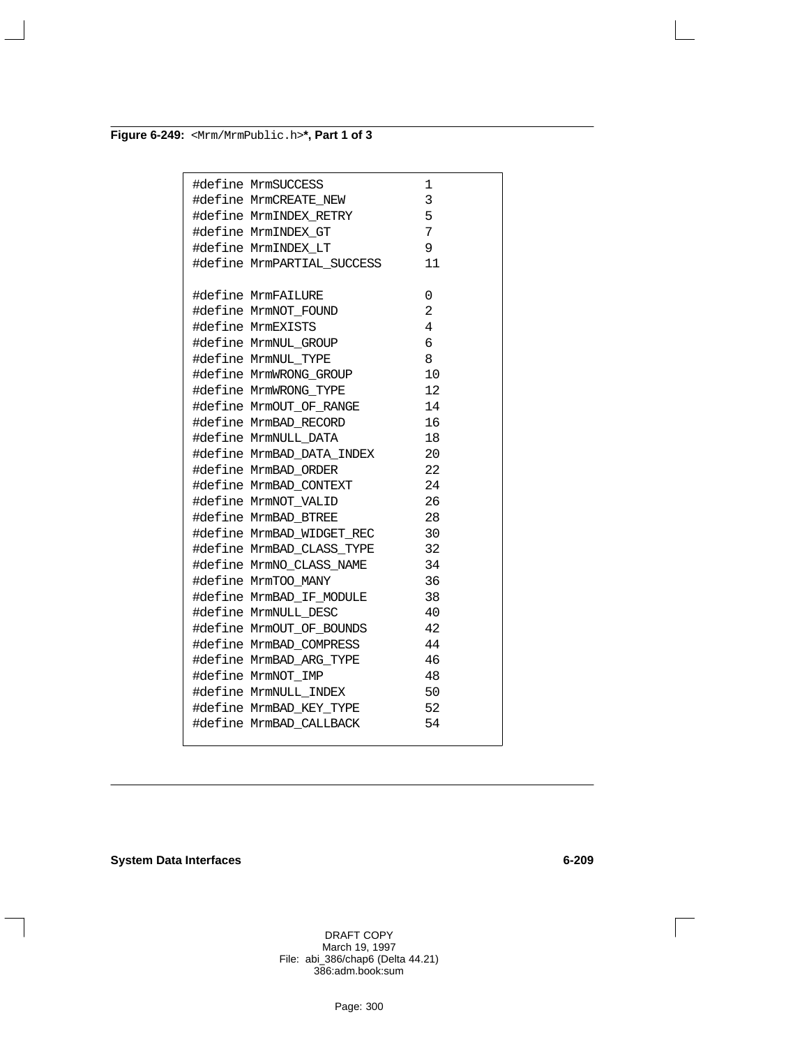**Figure 6-249:** `<Mrm/MrmPublic.h>`**\*, Part 1 of 3**

```
#define MrmSUCCESS                1
#define MrmCREATE_NEW             3
#define MrmINDEX_RETRY            5
#define MrmINDEX_GT               7
#define MrmINDEX_LT               9
#define MrmPARTIAL_SUCCESS        11

#define MrmFAILURE                0
#define MrmNOT_FOUND              2
#define MrmEXISTS                 4
#define MrmNUL_GROUP              6
#define MrmNUL_TYPE               8
#define MrmWRONG_GROUP            10
#define MrmWRONG_TYPE             12
#define MrmOUT_OF_RANGE           14
#define MrmBAD_RECORD             16
#define MrmNULL_DATA              18
#define MrmBAD_DATA_INDEX         20
#define MrmBAD_ORDER              22
#define MrmBAD_CONTEXT            24
#define MrmNOT_VALID              26
#define MrmBAD_BTREE              28
#define MrmBAD_WIDGET_REC         30
#define MrmBAD_CLASS_TYPE         32
#define MrmNO_CLASS_NAME          34
#define MrmTOO_MANY               36
#define MrmBAD_IF_MODULE          38
#define MrmNULL_DESC              40
#define MrmOUT_OF_BOUNDS          42
#define MrmBAD_COMPRESS           44
#define MrmBAD_ARG_TYPE           46
#define MrmNOT_IMP                48
#define MrmNULL_INDEX             50
#define MrmBAD_KEY_TYPE           52
#define MrmBAD_CALLBACK           54
```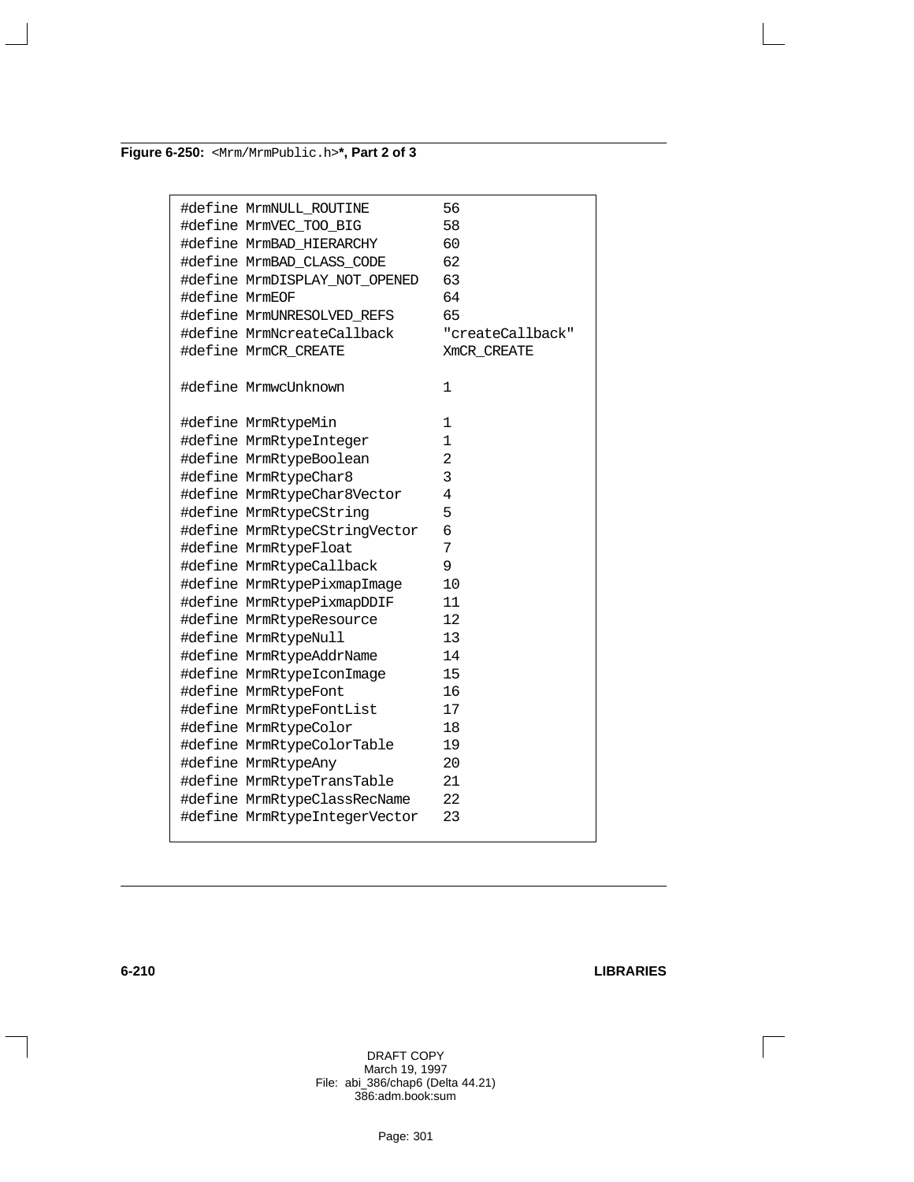**Figure 6-250:** `<Mrm/MrmPublic.h>`**\*, Part 2 of 3**

```
#define MrmNULL_ROUTINE          56
#define MrmVEC_TOO_BIG           58
#define MrmBAD_HIERARCHY         60
#define MrmBAD_CLASS_CODE        62
#define MrmDISPLAY_NOT_OPENED    63
#define MrmEOF                   64
#define MrmUNRESOLVED_REFS       65
#define MrmNcreateCallback       "createCallback"
#define MrmCR_CREATE             XmCR_CREATE

#define MrmwcUnknown             1

#define MrmRtypeMin              1
#define MrmRtypeInteger          1
#define MrmRtypeBoolean          2
#define MrmRtypeChar8            3
#define MrmRtypeChar8Vector      4
#define MrmRtypeCString          5
#define MrmRtypeCStringVector    6
#define MrmRtypeFloat            7
#define MrmRtypeCallback         9
#define MrmRtypePixmapImage      10
#define MrmRtypePixmapDDIF       11
#define MrmRtypeResource         12
#define MrmRtypeNull             13
#define MrmRtypeAddrName         14
#define MrmRtypeIconImage        15
#define MrmRtypeFont             16
#define MrmRtypeFontList         17
#define MrmRtypeColor            18
#define MrmRtypeColorTable       19
#define MrmRtypeAny              20
#define MrmRtypeTransTable       21
#define MrmRtypeClassRecName     22
#define MrmRtypeIntegerVector    23
```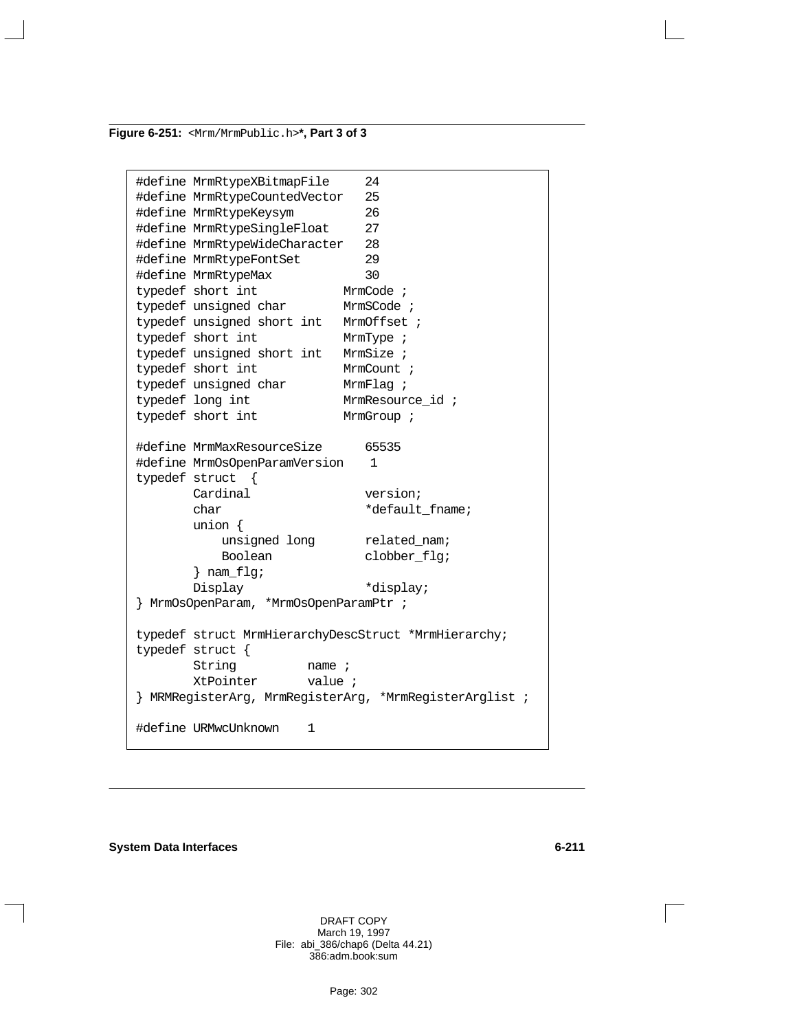**Figure 6-251:** `<Mrm/MrmPublic.h>`**\*, Part 3 of 3**

```
#define MrmRtypeXBitmapFile     24
#define MrmRtypeCountedVector   25
#define MrmRtypeKeysym          26
#define MrmRtypeSingleFloat     27
#define MrmRtypeWideCharacter   28
#define MrmRtypeFontSet         29
#define MrmRtypeMax             30
typedef short int           MrmCode ;
typedef unsigned char       MrmSCode ;
typedef unsigned short int  MrmOffset ;
typedef short int           MrmType ;
typedef unsigned short int  MrmSize ;
typedef short int           MrmCount ;
typedef unsigned char       MrmFlag ;
typedef long int            MrmResource_id ;
typedef short int           MrmGroup ;

#define MrmMaxResourceSize      65535
#define MrmOsOpenParamVersion    1
typedef struct  {
        Cardinal                version;
        char                    *default_fname;
        union {
            unsigned long       related_nam;
            Boolean             clobber_flg;
        } nam_flg;
        Display                 *display;
} MrmOsOpenParam, *MrmOsOpenParamPtr ;

typedef struct MrmHierarchyDescStruct *MrmHierarchy;
typedef struct {
        String          name ;
        XtPointer       value ;
} MRMRegisterArg, MrmRegisterArg, *MrmRegisterArglist ;

#define URMwcUnknown    1
```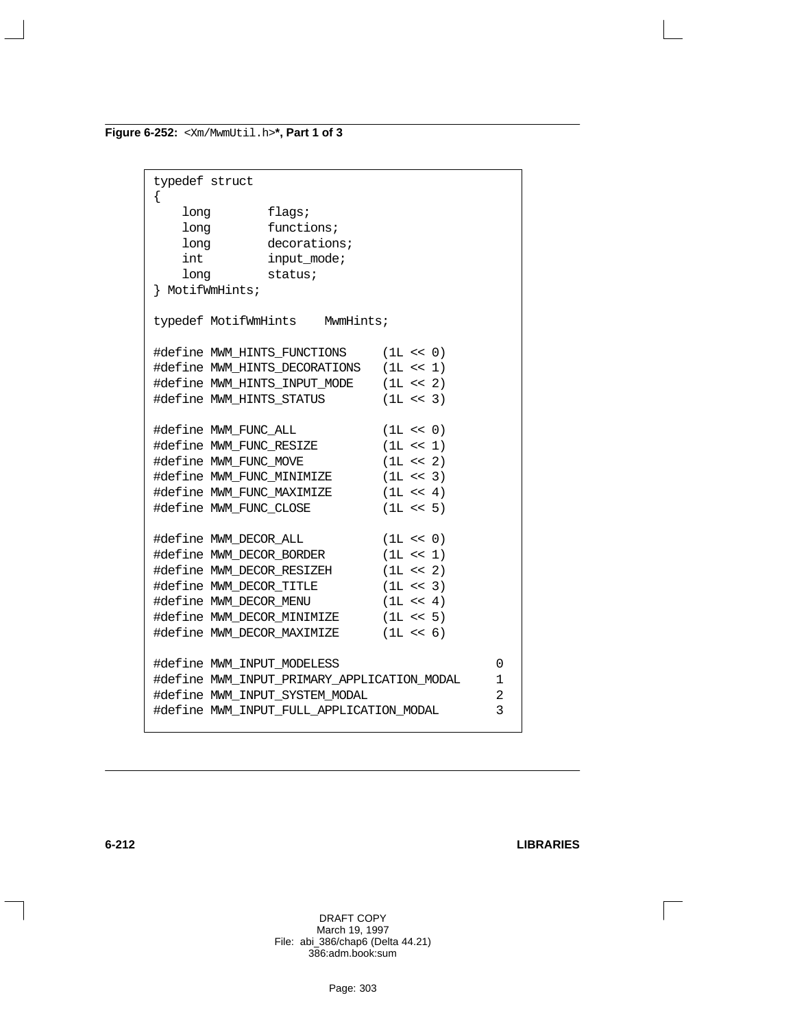**Figure 6-252:** `<Xm/MwmUtil.h>`***, Part 1 of 3**

```
typedef struct
{
    long        flags;
    long        functions;
    long        decorations;
    int         input_mode;
    long        status;
} MotifWmHints;

typedef MotifWmHints    MwmHints;

#define MWM_HINTS_FUNCTIONS     (1L << 0)
#define MWM_HINTS_DECORATIONS   (1L << 1)
#define MWM_HINTS_INPUT_MODE    (1L << 2)
#define MWM_HINTS_STATUS        (1L << 3)

#define MWM_FUNC_ALL            (1L << 0)
#define MWM_FUNC_RESIZE         (1L << 1)
#define MWM_FUNC_MOVE           (1L << 2)
#define MWM_FUNC_MINIMIZE       (1L << 3)
#define MWM_FUNC_MAXIMIZE       (1L << 4)
#define MWM_FUNC_CLOSE          (1L << 5)

#define MWM_DECOR_ALL           (1L << 0)
#define MWM_DECOR_BORDER        (1L << 1)
#define MWM_DECOR_RESIZEH       (1L << 2)
#define MWM_DECOR_TITLE         (1L << 3)
#define MWM_DECOR_MENU          (1L << 4)
#define MWM_DECOR_MINIMIZE      (1L << 5)
#define MWM_DECOR_MAXIMIZE      (1L << 6)

#define MWM_INPUT_MODELESS                          0
#define MWM_INPUT_PRIMARY_APPLICATION_MODAL         1
#define MWM_INPUT_SYSTEM_MODAL                      2
#define MWM_INPUT_FULL_APPLICATION_MODAL            3
```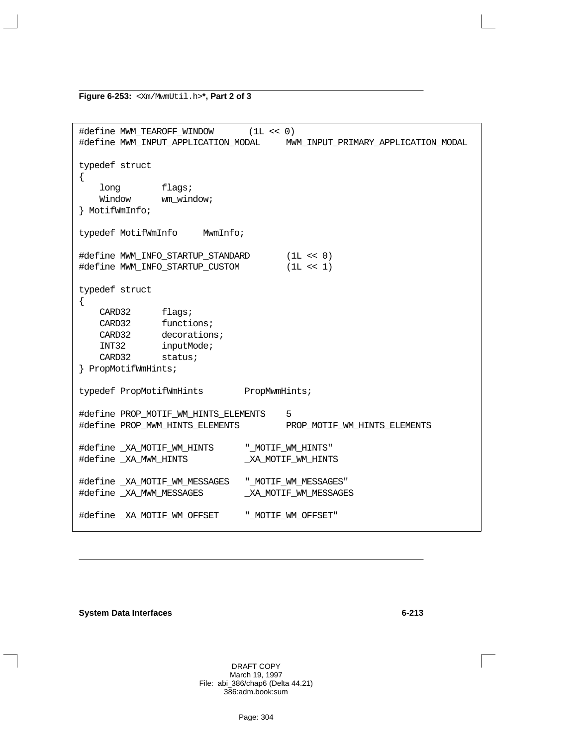**Figure 6-253:** `<Xm/MwmUtil.h>`**\*, Part 2 of 3**

```
#define MWM_TEAROFF_WINDOW       (1L << 0)
#define MWM_INPUT_APPLICATION_MODAL     MWM_INPUT_PRIMARY_APPLICATION_MODAL

typedef struct
{
    long        flags;
    Window      wm_window;
} MotifWmInfo;

typedef MotifWmInfo     MwmInfo;

#define MWM_INFO_STARTUP_STANDARD       (1L << 0)
#define MWM_INFO_STARTUP_CUSTOM         (1L << 1)

typedef struct
{
    CARD32      flags;
    CARD32      functions;
    CARD32      decorations;
    INT32       inputMode;
    CARD32      status;
} PropMotifWmHints;

typedef PropMotifWmHints        PropMwmHints;

#define PROP_MOTIF_WM_HINTS_ELEMENTS    5
#define PROP_MWM_HINTS_ELEMENTS         PROP_MOTIF_WM_HINTS_ELEMENTS

#define _XA_MOTIF_WM_HINTS      "_MOTIF_WM_HINTS"
#define _XA_MWM_HINTS           _XA_MOTIF_WM_HINTS

#define _XA_MOTIF_WM_MESSAGES   "_MOTIF_WM_MESSAGES"
#define _XA_MWM_MESSAGES        _XA_MOTIF_WM_MESSAGES

#define _XA_MOTIF_WM_OFFSET     "_MOTIF_WM_OFFSET"
```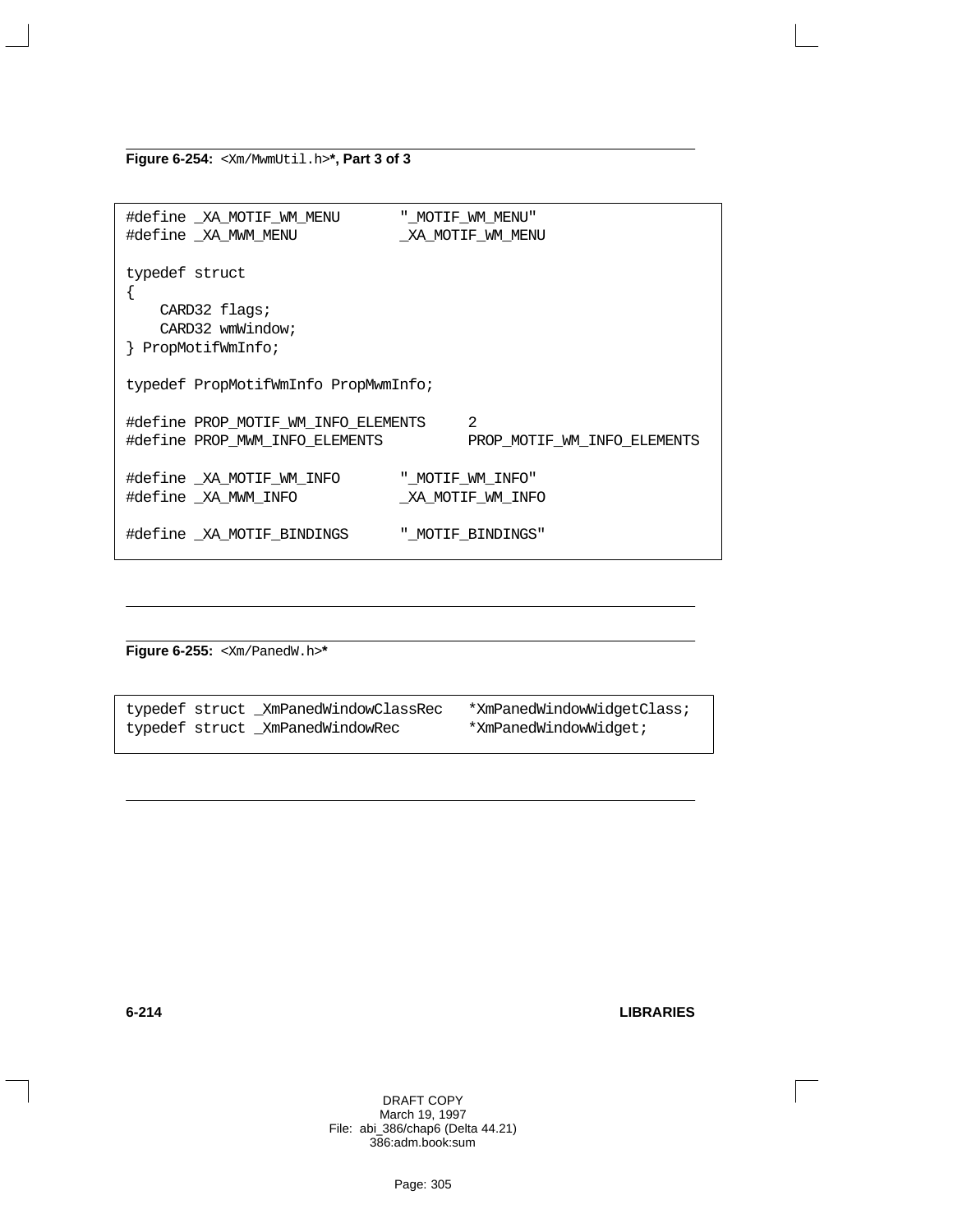**Figure 6-254:** `<Xm/MwmUtil.h>`**\*, Part 3 of 3**

```
#define _XA_MOTIF_WM_MENU       "_MOTIF_WM_MENU"
#define _XA_MWM_MENU            _XA_MOTIF_WM_MENU

typedef struct
{
    CARD32 flags;
    CARD32 wmWindow;
} PropMotifWmInfo;

typedef PropMotifWmInfo PropMwmInfo;

#define PROP_MOTIF_WM_INFO_ELEMENTS     2
#define PROP_MWM_INFO_ELEMENTS          PROP_MOTIF_WM_INFO_ELEMENTS

#define _XA_MOTIF_WM_INFO       "_MOTIF_WM_INFO"
#define _XA_MWM_INFO            _XA_MOTIF_WM_INFO

#define _XA_MOTIF_BINDINGS      "_MOTIF_BINDINGS"
```

**Figure 6-255:** `<Xm/PanedW.h>`**\***

```
typedef struct _XmPanedWindowClassRec   *XmPanedWindowWidgetClass;
typedef struct _XmPanedWindowRec        *XmPanedWindowWidget;
```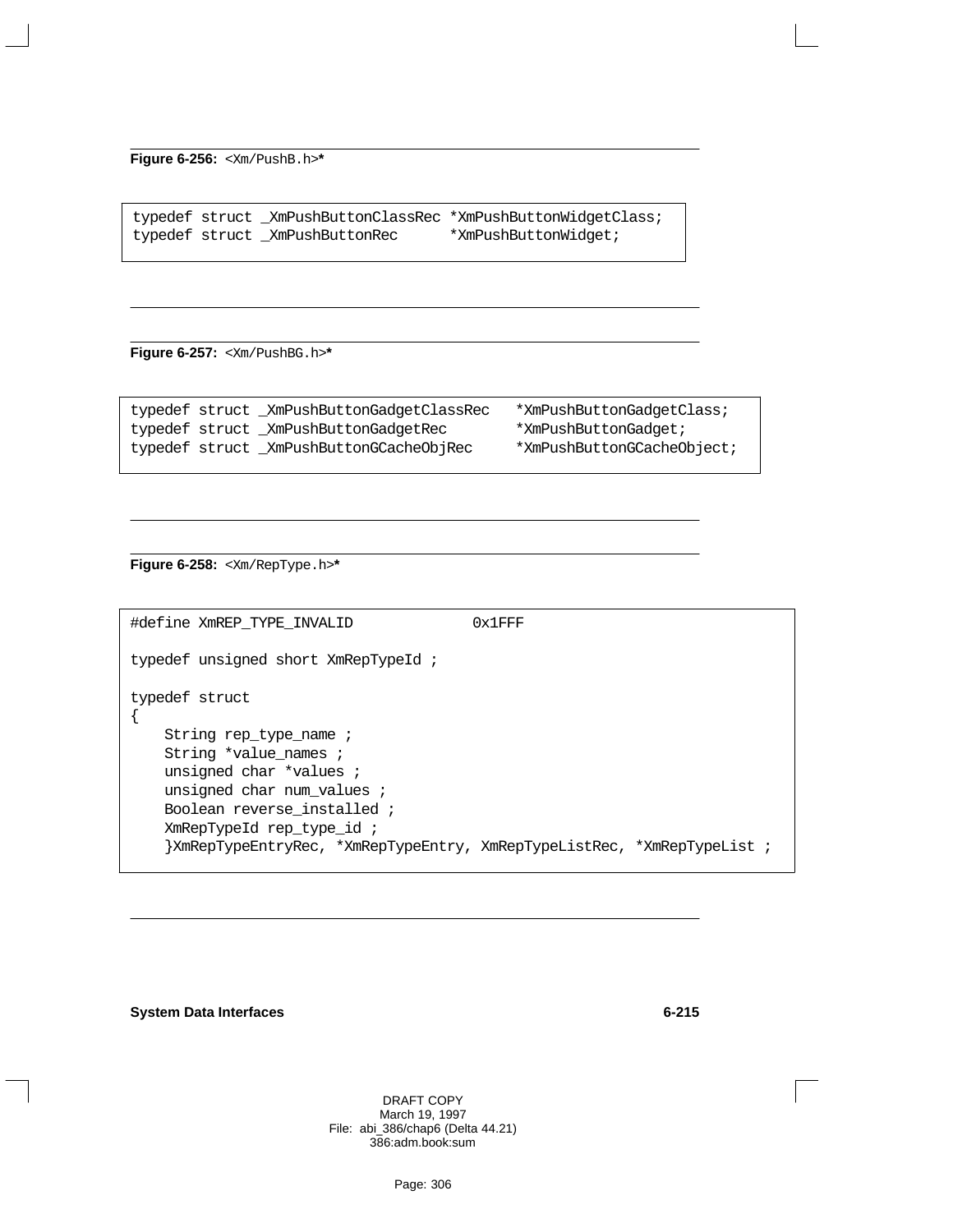**Figure 6-256:** `<Xm/PushB.h>`*

```
typedef struct _XmPushButtonClassRec *XmPushButtonWidgetClass;
typedef struct _XmPushButtonRec      *XmPushButtonWidget;
```

**Figure 6-257:** `<Xm/PushBG.h>`*

```
typedef struct _XmPushButtonGadgetClassRec   *XmPushButtonGadgetClass;
typedef struct _XmPushButtonGadgetRec        *XmPushButtonGadget;
typedef struct _XmPushButtonGCacheObjRec     *XmPushButtonGCacheObject;
```

**Figure 6-258:** `<Xm/RepType.h>`*

```
#define XmREP_TYPE_INVALID              0x1FFF

typedef unsigned short XmRepTypeId ;

typedef struct
{
    String rep_type_name ;
    String *value_names ;
    unsigned char *values ;
    unsigned char num_values ;
    Boolean reverse_installed ;
    XmRepTypeId rep_type_id ;
    }XmRepTypeEntryRec, *XmRepTypeEntry, XmRepTypeListRec, *XmRepTypeList ;
```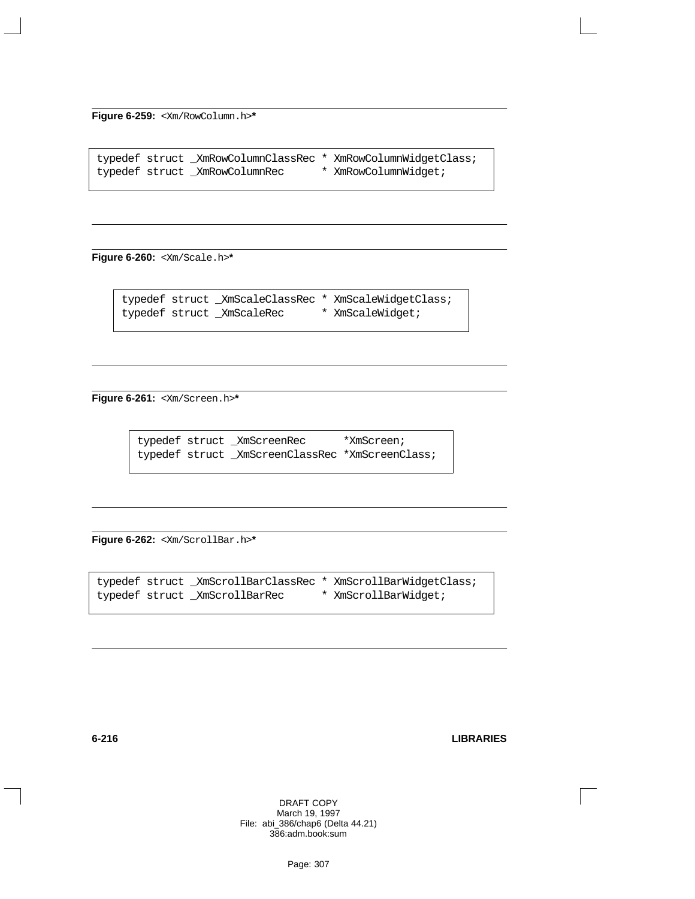**Figure 6-259:** `<Xm/RowColumn.h>`*

```
typedef struct _XmRowColumnClassRec * XmRowColumnWidgetClass;
typedef struct _XmRowColumnRec      * XmRowColumnWidget;
```

**Figure 6-260:** `<Xm/Scale.h>`*

```
typedef struct _XmScaleClassRec * XmScaleWidgetClass;
typedef struct _XmScaleRec      * XmScaleWidget;
```

**Figure 6-261:** `<Xm/Screen.h>`*

```
typedef struct _XmScreenRec      *XmScreen;
typedef struct _XmScreenClassRec *XmScreenClass;
```

**Figure 6-262:** `<Xm/ScrollBar.h>`*

```
typedef struct _XmScrollBarClassRec * XmScrollBarWidgetClass;
typedef struct _XmScrollBarRec      * XmScrollBarWidget;
```

DRAFT COPY
March 19, 1997
File: abi_386/chap6 (Delta 44.21)
386:adm.book:sum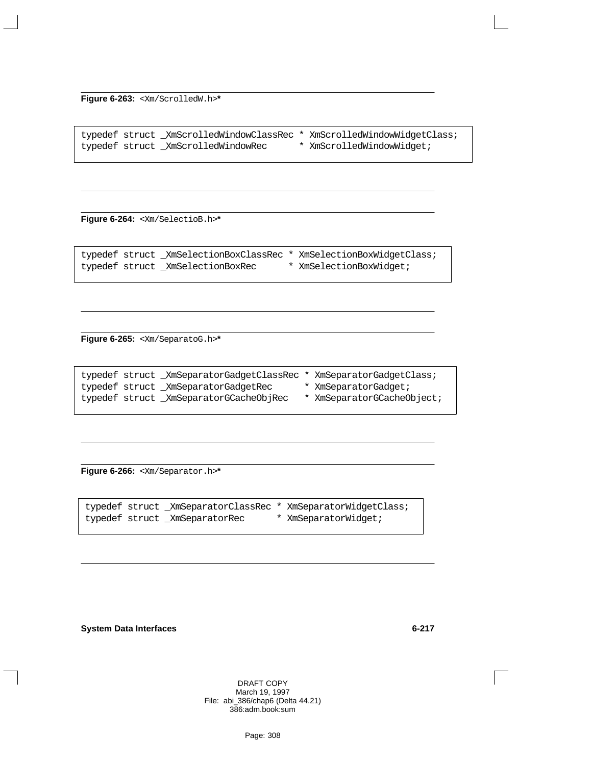**Figure 6-263:** <Xm/ScrolledW.h>*

```
typedef struct _XmScrolledWindowClassRec * XmScrolledWindowWidgetClass;
typedef struct _XmScrolledWindowRec      * XmScrolledWindowWidget;
```

**Figure 6-264:** <Xm/SelectioB.h>*

```
typedef struct _XmSelectionBoxClassRec * XmSelectionBoxWidgetClass;
typedef struct _XmSelectionBoxRec      * XmSelectionBoxWidget;
```

**Figure 6-265:** <Xm/SeparatoG.h>*

```
typedef struct _XmSeparatorGadgetClassRec * XmSeparatorGadgetClass;
typedef struct _XmSeparatorGadgetRec      * XmSeparatorGadget;
typedef struct _XmSeparatorGCacheObjRec   * XmSeparatorGCacheObject;
```

**Figure 6-266:** <Xm/Separator.h>*

```
typedef struct _XmSeparatorClassRec * XmSeparatorWidgetClass;
typedef struct _XmSeparatorRec      * XmSeparatorWidget;
```

DRAFT COPY
March 19, 1997
File: abi_386/chap6 (Delta 44.21)
386:adm.book:sum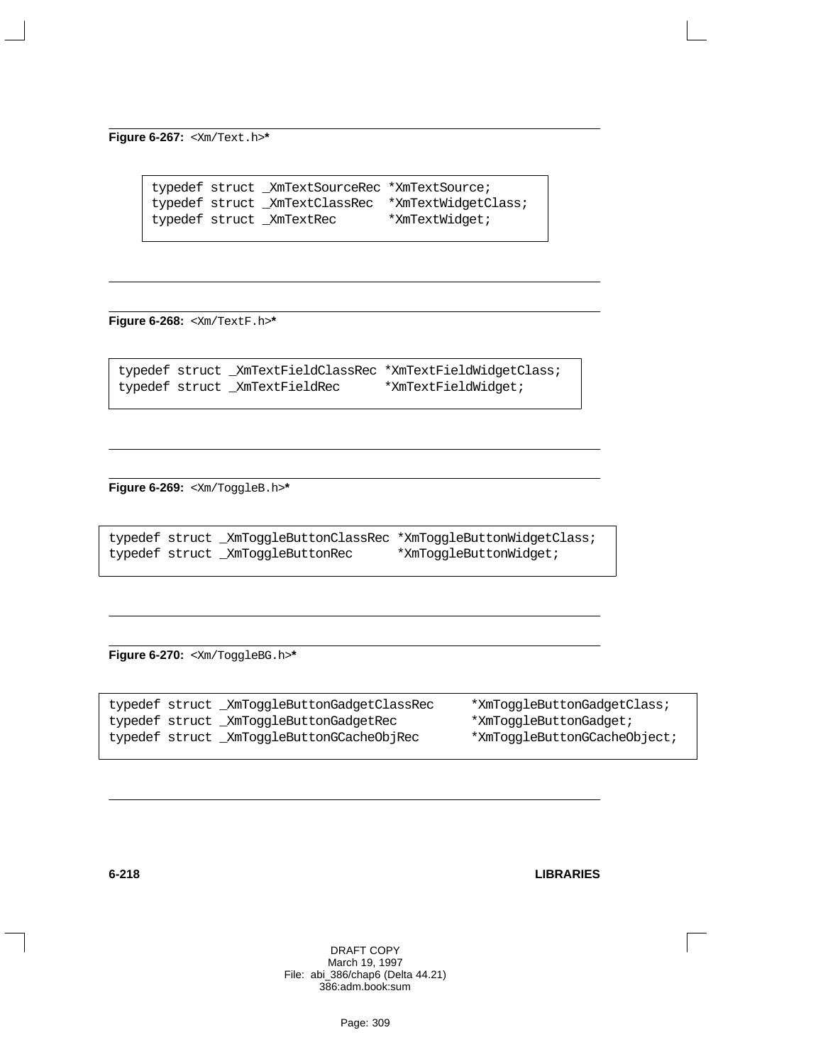**Figure 6-267:** `<Xm/Text.h>`**\***

```
typedef struct _XmTextSourceRec *XmTextSource;
typedef struct _XmTextClassRec  *XmTextWidgetClass;
typedef struct _XmTextRec       *XmTextWidget;
```

**Figure 6-268:** `<Xm/TextF.h>`**\***

```
typedef struct _XmTextFieldClassRec *XmTextFieldWidgetClass;
typedef struct _XmTextFieldRec      *XmTextFieldWidget;
```

**Figure 6-269:** `<Xm/ToggleB.h>`**\***

```
typedef struct _XmToggleButtonClassRec *XmToggleButtonWidgetClass;
typedef struct _XmToggleButtonRec      *XmToggleButtonWidget;
```

**Figure 6-270:** `<Xm/ToggleBG.h>`**\***

```
typedef struct _XmToggleButtonGadgetClassRec     *XmToggleButtonGadgetClass;
typedef struct _XmToggleButtonGadgetRec          *XmToggleButtonGadget;
typedef struct _XmToggleButtonGCacheObjRec       *XmToggleButtonGCacheObject;
```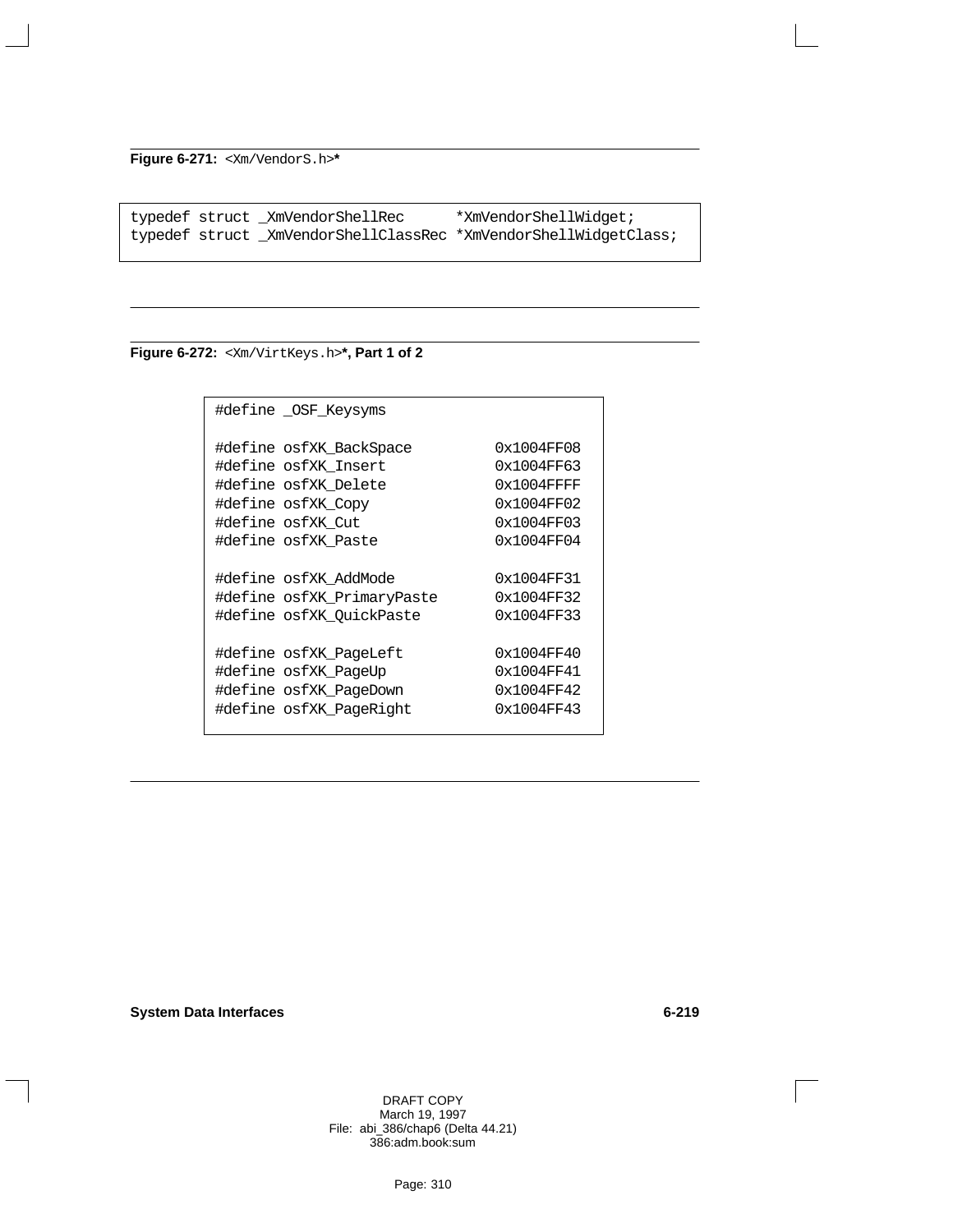**Figure 6-271:** `<Xm/VendorS.h>`*

```
typedef struct _XmVendorShellRec      *XmVendorShellWidget;
typedef struct _XmVendorShellClassRec *XmVendorShellWidgetClass;
```

**Figure 6-272:** `<Xm/VirtKeys.h>`**\*, Part 1 of 2**

```
#define _OSF_Keysyms

#define osfXK_BackSpace         0x1004FF08
#define osfXK_Insert            0x1004FF63
#define osfXK_Delete            0x1004FFFF
#define osfXK_Copy              0x1004FF02
#define osfXK_Cut               0x1004FF03
#define osfXK_Paste             0x1004FF04

#define osfXK_AddMode           0x1004FF31
#define osfXK_PrimaryPaste      0x1004FF32
#define osfXK_QuickPaste        0x1004FF33

#define osfXK_PageLeft          0x1004FF40
#define osfXK_PageUp            0x1004FF41
#define osfXK_PageDown          0x1004FF42
#define osfXK_PageRight         0x1004FF43
```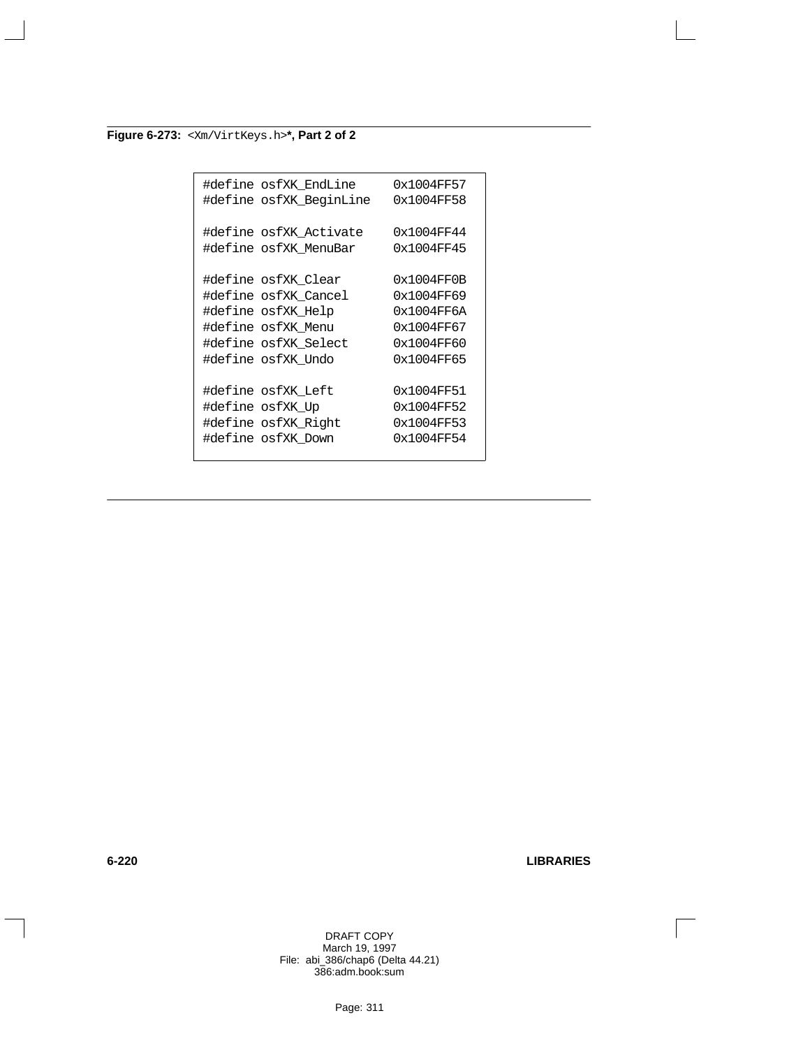**Figure 6-273:** `<Xm/VirtKeys.h>`**\*, Part 2 of 2**

```
#define osfXK_EndLine       0x1004FF57
#define osfXK_BeginLine     0x1004FF58

#define osfXK_Activate      0x1004FF44
#define osfXK_MenuBar       0x1004FF45

#define osfXK_Clear         0x1004FF0B
#define osfXK_Cancel        0x1004FF69
#define osfXK_Help          0x1004FF6A
#define osfXK_Menu          0x1004FF67
#define osfXK_Select        0x1004FF60
#define osfXK_Undo          0x1004FF65

#define osfXK_Left          0x1004FF51
#define osfXK_Up            0x1004FF52
#define osfXK_Right         0x1004FF53
#define osfXK_Down          0x1004FF54
```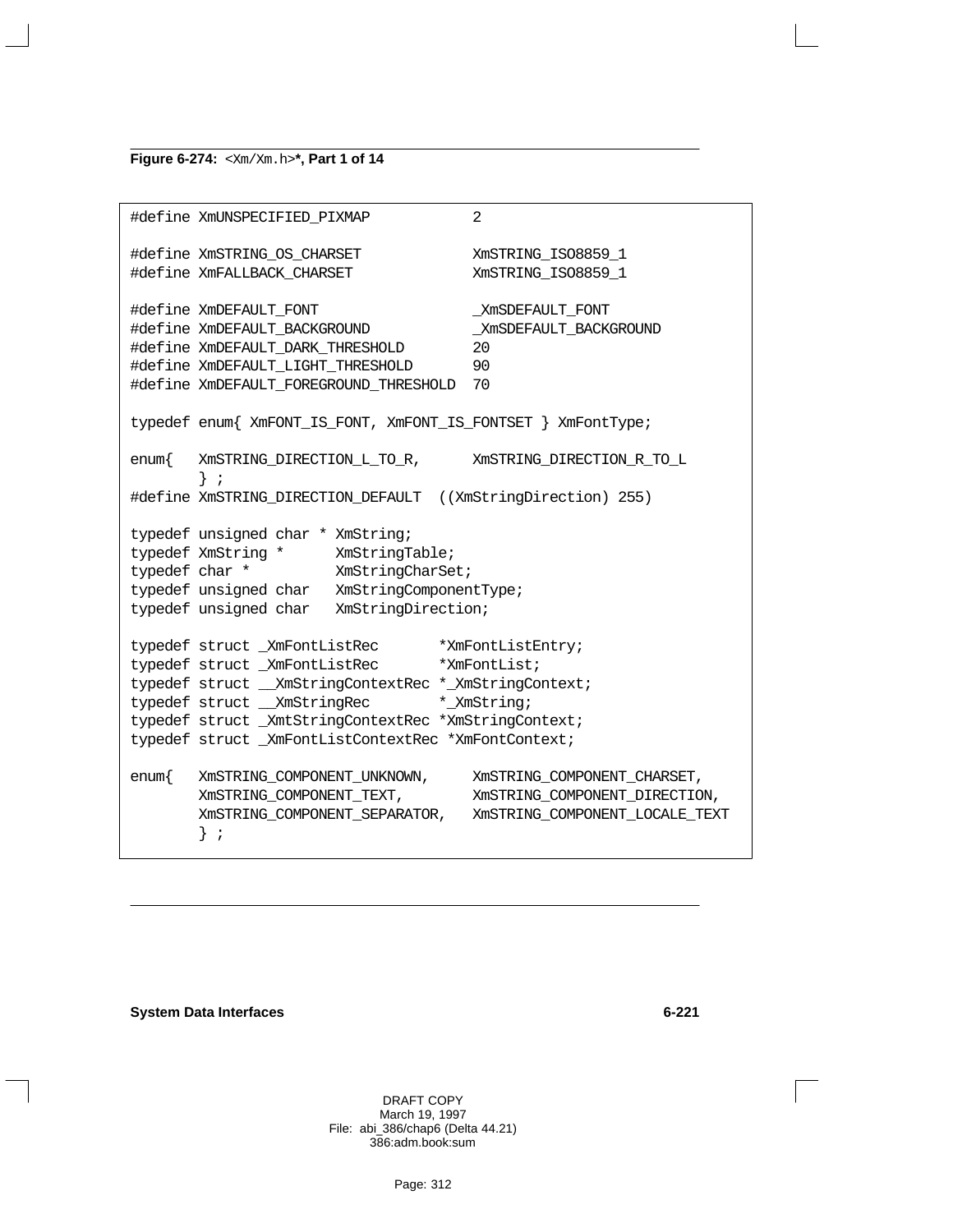**Figure 6-274:** `<Xm/Xm.h>`**, Part 1 of 14**

```
#define XmUNSPECIFIED_PIXMAP            2

#define XmSTRING_OS_CHARSET             XmSTRING_ISO8859_1
#define XmFALLBACK_CHARSET              XmSTRING_ISO8859_1

#define XmDEFAULT_FONT                  _XmSDEFAULT_FONT
#define XmDEFAULT_BACKGROUND            _XmSDEFAULT_BACKGROUND
#define XmDEFAULT_DARK_THRESHOLD        20
#define XmDEFAULT_LIGHT_THRESHOLD       90
#define XmDEFAULT_FOREGROUND_THRESHOLD  70

typedef enum{ XmFONT_IS_FONT, XmFONT_IS_FONTSET } XmFontType;

enum{   XmSTRING_DIRECTION_L_TO_R,      XmSTRING_DIRECTION_R_TO_L
        } ;
#define XmSTRING_DIRECTION_DEFAULT  ((XmStringDirection) 255)

typedef unsigned char * XmString;
typedef XmString *      XmStringTable;
typedef char *          XmStringCharSet;
typedef unsigned char   XmStringComponentType;
typedef unsigned char   XmStringDirection;

typedef struct _XmFontListRec       *XmFontListEntry;
typedef struct _XmFontListRec       *XmFontList;
typedef struct __XmStringContextRec *_XmStringContext;
typedef struct __XmStringRec        *_XmString;
typedef struct _XmtStringContextRec *XmStringContext;
typedef struct _XmFontListContextRec *XmFontContext;

enum{   XmSTRING_COMPONENT_UNKNOWN,     XmSTRING_COMPONENT_CHARSET,
        XmSTRING_COMPONENT_TEXT,        XmSTRING_COMPONENT_DIRECTION,
        XmSTRING_COMPONENT_SEPARATOR,   XmSTRING_COMPONENT_LOCALE_TEXT
        } ;
```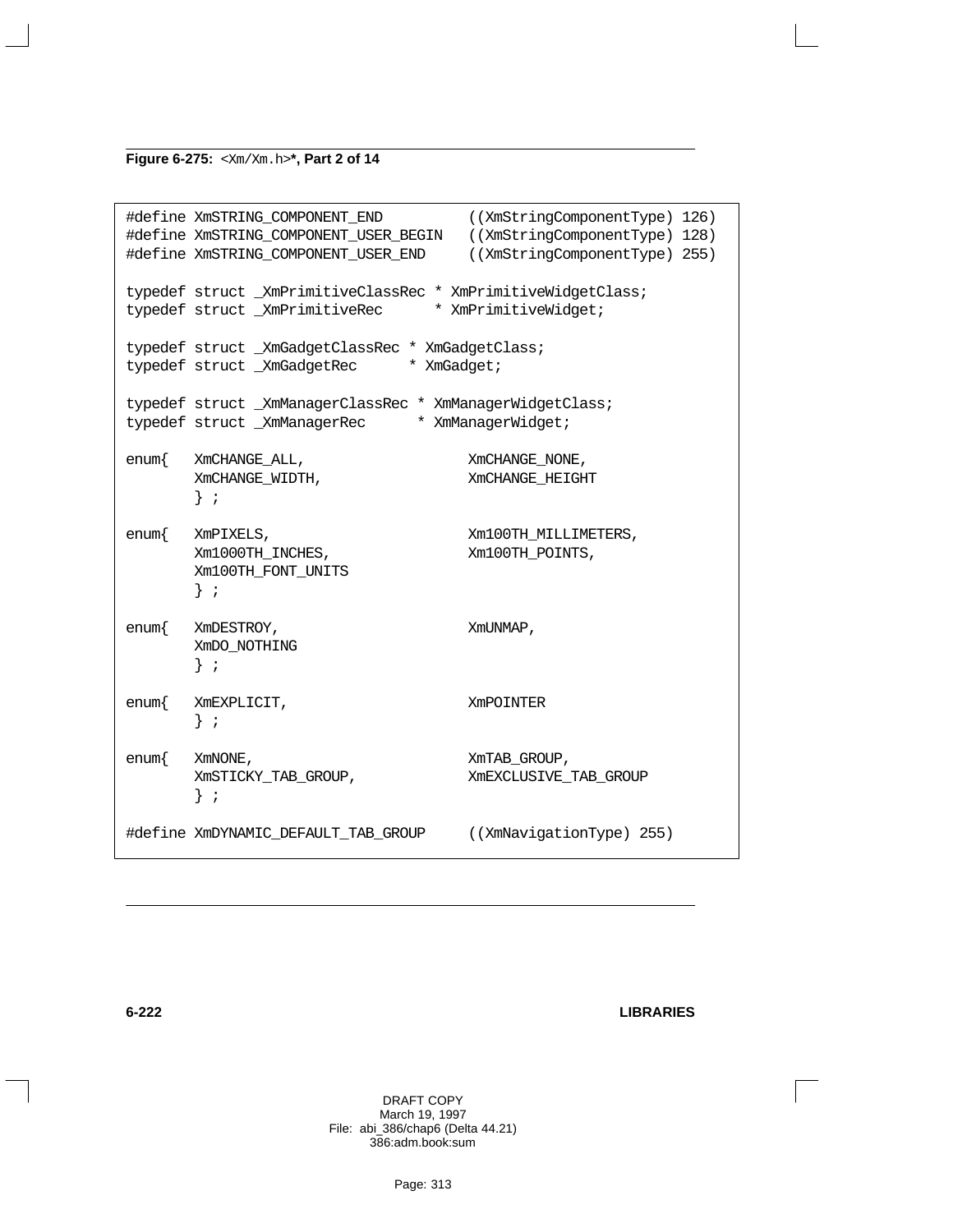**Figure 6-275:** `<Xm/Xm.h>`**\*, Part 2 of 14**

```
#define XmSTRING_COMPONENT_END          ((XmStringComponentType) 126)
#define XmSTRING_COMPONENT_USER_BEGIN   ((XmStringComponentType) 128)
#define XmSTRING_COMPONENT_USER_END     ((XmStringComponentType) 255)

typedef struct _XmPrimitiveClassRec * XmPrimitiveWidgetClass;
typedef struct _XmPrimitiveRec      * XmPrimitiveWidget;

typedef struct _XmGadgetClassRec * XmGadgetClass;
typedef struct _XmGadgetRec      * XmGadget;

typedef struct _XmManagerClassRec * XmManagerWidgetClass;
typedef struct _XmManagerRec      * XmManagerWidget;

enum{   XmCHANGE_ALL,                   XmCHANGE_NONE,
        XmCHANGE_WIDTH,                 XmCHANGE_HEIGHT
        } ;

enum{   XmPIXELS,                       Xm100TH_MILLIMETERS,
        Xm1000TH_INCHES,                Xm100TH_POINTS,
        Xm100TH_FONT_UNITS
        } ;

enum{   XmDESTROY,                      XmUNMAP,
        XmDO_NOTHING
        } ;

enum{   XmEXPLICIT,                     XmPOINTER
        } ;

enum{   XmNONE,                         XmTAB_GROUP,
        XmSTICKY_TAB_GROUP,             XmEXCLUSIVE_TAB_GROUP
        } ;

#define XmDYNAMIC_DEFAULT_TAB_GROUP     ((XmNavigationType) 255)
```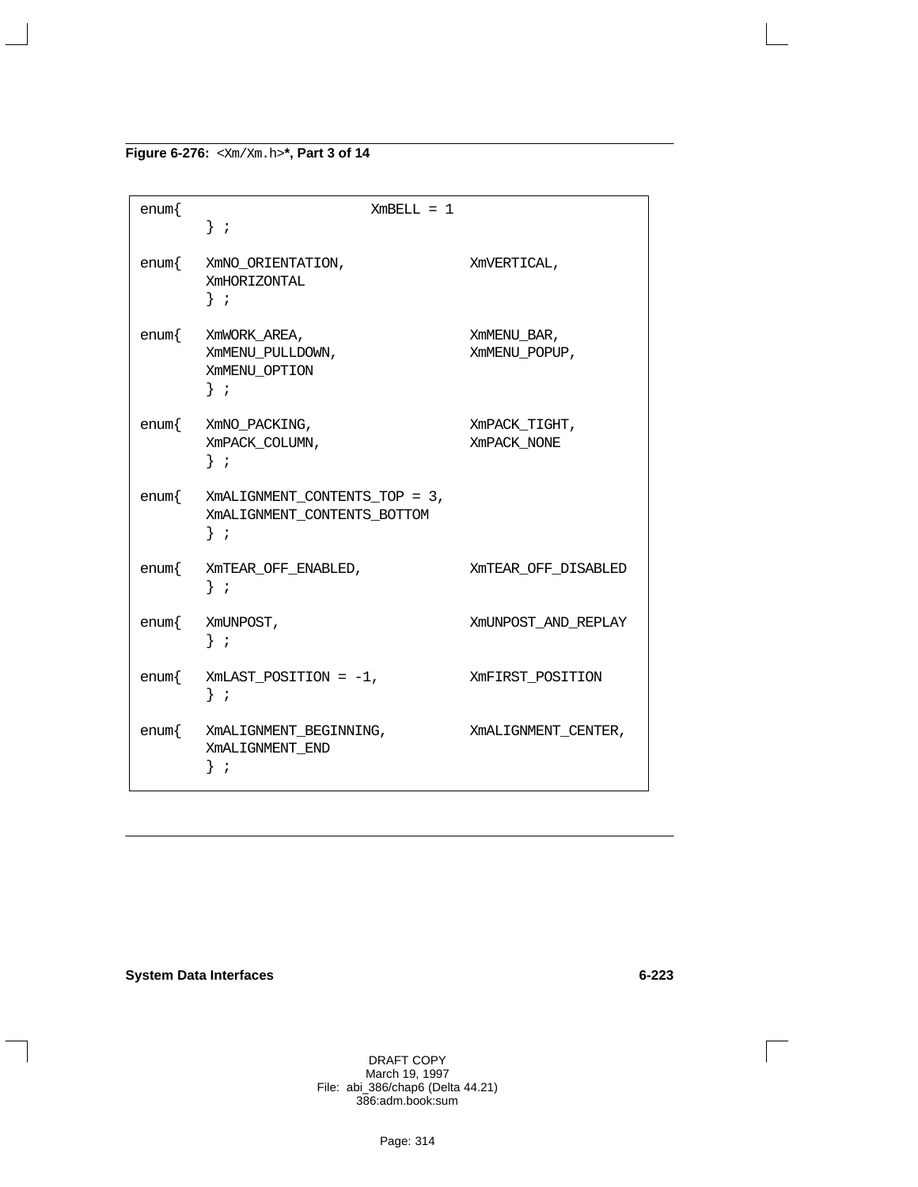**Figure 6-276:** `<Xm/Xm.h>`**, Part 3 of 14**

```
enum{                    XmBELL = 1
      } ;

enum{   XmNO_ORIENTATION,               XmVERTICAL,
        XmHORIZONTAL
      } ;

enum{   XmWORK_AREA,                    XmMENU_BAR,
        XmMENU_PULLDOWN,                XmMENU_POPUP,
        XmMENU_OPTION
      } ;

enum{   XmNO_PACKING,                   XmPACK_TIGHT,
        XmPACK_COLUMN,                  XmPACK_NONE
      } ;

enum{   XmALIGNMENT_CONTENTS_TOP = 3,
        XmALIGNMENT_CONTENTS_BOTTOM
      } ;

enum{   XmTEAR_OFF_ENABLED,             XmTEAR_OFF_DISABLED
      } ;

enum{   XmUNPOST,                       XmUNPOST_AND_REPLAY
      } ;

enum{   XmLAST_POSITION = -1,           XmFIRST_POSITION
      } ;

enum{   XmALIGNMENT_BEGINNING,          XmALIGNMENT_CENTER,
        XmALIGNMENT_END
      } ;
```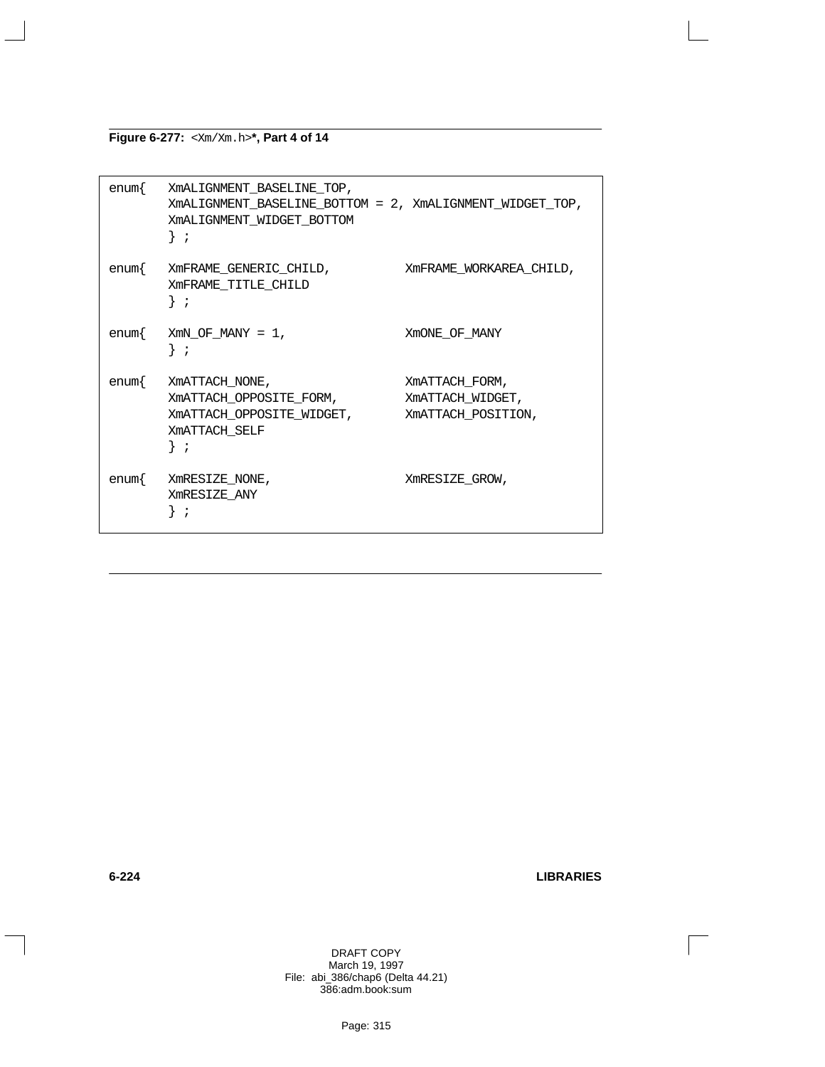**Figure 6-277:** `<Xm/Xm.h>`**\*, Part 4 of 14**

```
enum{   XmALIGNMENT_BASELINE_TOP,
        XmALIGNMENT_BASELINE_BOTTOM = 2, XmALIGNMENT_WIDGET_TOP,
        XmALIGNMENT_WIDGET_BOTTOM
        } ;

enum{   XmFRAME_GENERIC_CHILD,          XmFRAME_WORKAREA_CHILD,
        XmFRAME_TITLE_CHILD
        } ;

enum{   XmN_OF_MANY = 1,                XmONE_OF_MANY
        } ;

enum{   XmATTACH_NONE,                  XmATTACH_FORM,
        XmATTACH_OPPOSITE_FORM,         XmATTACH_WIDGET,
        XmATTACH_OPPOSITE_WIDGET,       XmATTACH_POSITION,
        XmATTACH_SELF
        } ;

enum{   XmRESIZE_NONE,                  XmRESIZE_GROW,
        XmRESIZE_ANY
        } ;
```

DRAFT COPY
March 19, 1997
File: abi_386/chap6 (Delta 44.21)
386:adm.book:sum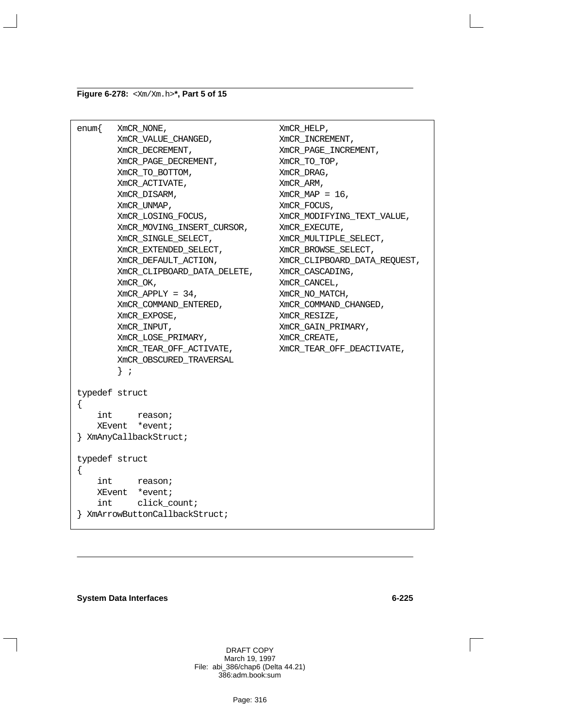**Figure 6-278:** `<Xm/Xm.h>`**, Part 5 of 15**

```
enum{   XmCR_NONE,                     XmCR_HELP,
        XmCR_VALUE_CHANGED,            XmCR_INCREMENT,
        XmCR_DECREMENT,                XmCR_PAGE_INCREMENT,
        XmCR_PAGE_DECREMENT,           XmCR_TO_TOP,
        XmCR_TO_BOTTOM,                XmCR_DRAG,
        XmCR_ACTIVATE,                 XmCR_ARM,
        XmCR_DISARM,                   XmCR_MAP = 16,
        XmCR_UNMAP,                    XmCR_FOCUS,
        XmCR_LOSING_FOCUS,             XmCR_MODIFYING_TEXT_VALUE,
        XmCR_MOVING_INSERT_CURSOR,     XmCR_EXECUTE,
        XmCR_SINGLE_SELECT,            XmCR_MULTIPLE_SELECT,
        XmCR_EXTENDED_SELECT,          XmCR_BROWSE_SELECT,
        XmCR_DEFAULT_ACTION,           XmCR_CLIPBOARD_DATA_REQUEST,
        XmCR_CLIPBOARD_DATA_DELETE,    XmCR_CASCADING,
        XmCR_OK,                       XmCR_CANCEL,
        XmCR_APPLY = 34,               XmCR_NO_MATCH,
        XmCR_COMMAND_ENTERED,          XmCR_COMMAND_CHANGED,
        XmCR_EXPOSE,                   XmCR_RESIZE,
        XmCR_INPUT,                    XmCR_GAIN_PRIMARY,
        XmCR_LOSE_PRIMARY,             XmCR_CREATE,
        XmCR_TEAR_OFF_ACTIVATE,        XmCR_TEAR_OFF_DEACTIVATE,
        XmCR_OBSCURED_TRAVERSAL
        } ;

typedef struct
{
    int     reason;
    XEvent  *event;
} XmAnyCallbackStruct;

typedef struct
{
    int     reason;
    XEvent  *event;
    int     click_count;
} XmArrowButtonCallbackStruct;
```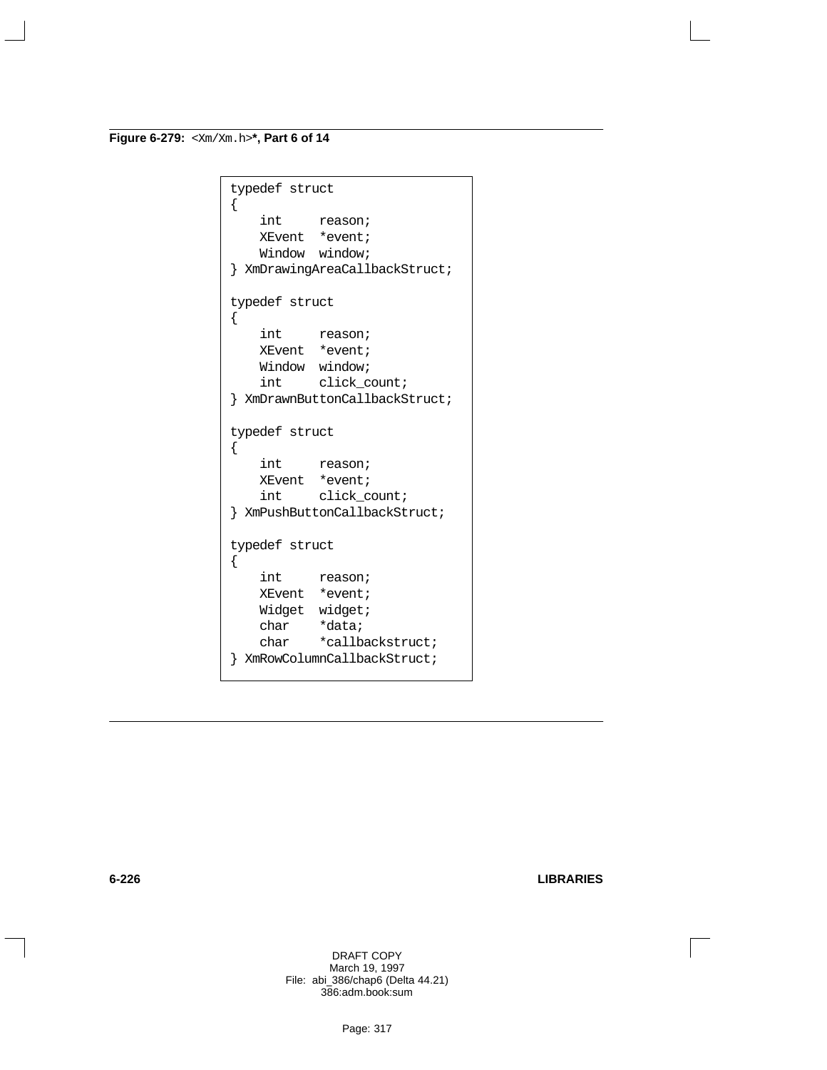**Figure 6-279:** `<Xm/Xm.h>`**\*, Part 6 of 14**

```
typedef struct
{
    int     reason;
    XEvent  *event;
    Window  window;
} XmDrawingAreaCallbackStruct;

typedef struct
{
    int     reason;
    XEvent  *event;
    Window  window;
    int     click_count;
} XmDrawnButtonCallbackStruct;

typedef struct
{
    int     reason;
    XEvent  *event;
    int     click_count;
} XmPushButtonCallbackStruct;

typedef struct
{
    int     reason;
    XEvent  *event;
    Widget  widget;
    char    *data;
    char    *callbackstruct;
} XmRowColumnCallbackStruct;
```

DRAFT COPY
March 19, 1997
File: abi_386/chap6 (Delta 44.21)
386:adm.book:sum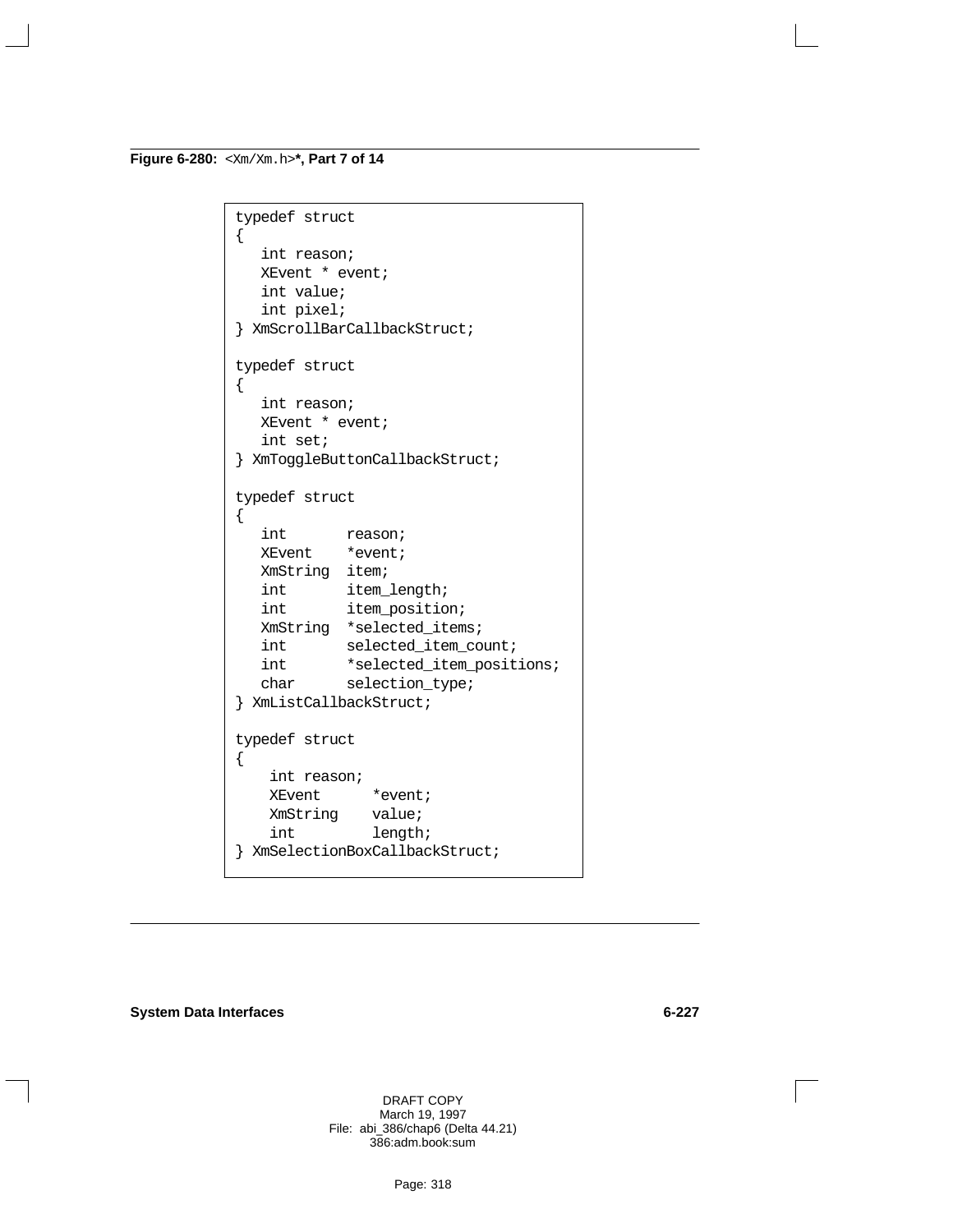**Figure 6-280:** `<Xm/Xm.h>`**, Part 7 of 14**

```
typedef struct
{
   int reason;
   XEvent * event;
   int value;
   int pixel;
} XmScrollBarCallbackStruct;

typedef struct
{
   int reason;
   XEvent * event;
   int set;
} XmToggleButtonCallbackStruct;

typedef struct
{
   int       reason;
   XEvent    *event;
   XmString  item;
   int       item_length;
   int       item_position;
   XmString  *selected_items;
   int       selected_item_count;
   int       *selected_item_positions;
   char      selection_type;
} XmListCallbackStruct;

typedef struct
{
    int reason;
    XEvent      *event;
    XmString    value;
    int         length;
} XmSelectionBoxCallbackStruct;
```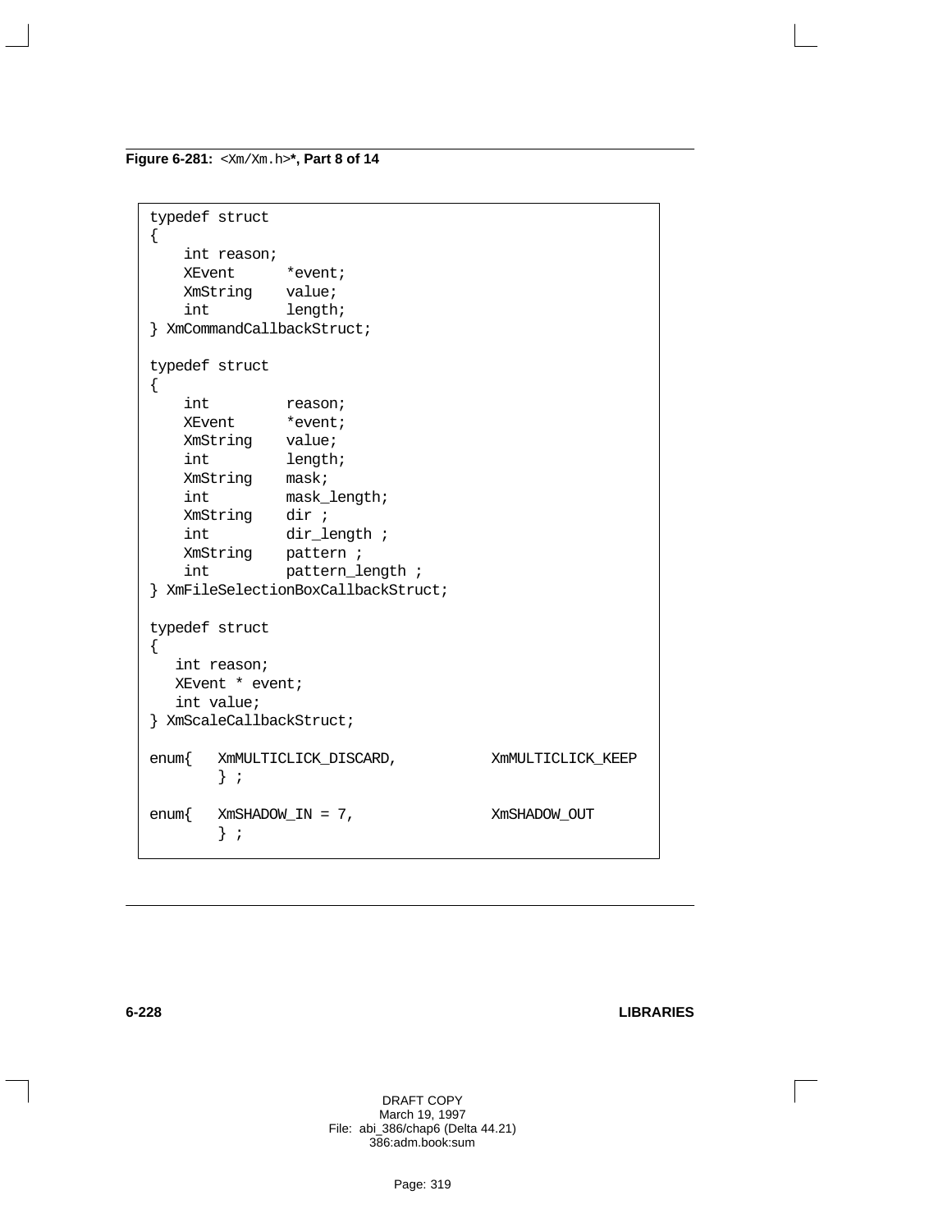**Figure 6-281:** `<Xm/Xm.h>`**\*, Part 8 of 14**

```
typedef struct
{
    int reason;
    XEvent      *event;
    XmString    value;
    int         length;
} XmCommandCallbackStruct;

typedef struct
{
    int         reason;
    XEvent      *event;
    XmString    value;
    int         length;
    XmString    mask;
    int         mask_length;
    XmString    dir ;
    int         dir_length ;
    XmString    pattern ;
    int         pattern_length ;
} XmFileSelectionBoxCallbackStruct;

typedef struct
{
   int reason;
   XEvent * event;
   int value;
} XmScaleCallbackStruct;

enum{   XmMULTICLICK_DISCARD,           XmMULTICLICK_KEEP
        } ;

enum{   XmSHADOW_IN = 7,                XmSHADOW_OUT
        } ;
```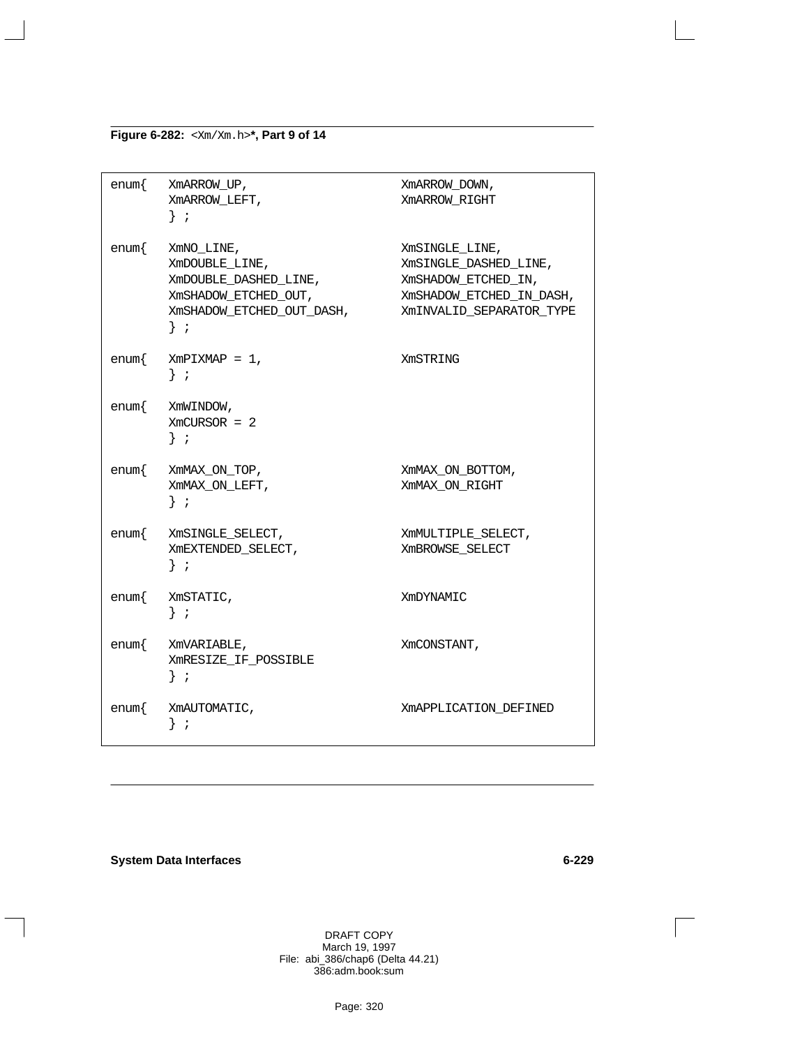**Figure 6-282:** `<Xm/Xm.h>`**\*, Part 9 of 14**

```
enum{   XmARROW_UP,                     XmARROW_DOWN,
        XmARROW_LEFT,                   XmARROW_RIGHT
        } ;

enum{   XmNO_LINE,                      XmSINGLE_LINE,
        XmDOUBLE_LINE,                  XmSINGLE_DASHED_LINE,
        XmDOUBLE_DASHED_LINE,           XmSHADOW_ETCHED_IN,
        XmSHADOW_ETCHED_OUT,            XmSHADOW_ETCHED_IN_DASH,
        XmSHADOW_ETCHED_OUT_DASH,       XmINVALID_SEPARATOR_TYPE
        } ;

enum{   XmPIXMAP = 1,                   XmSTRING
        } ;

enum{   XmWINDOW,
        XmCURSOR = 2
        } ;

enum{   XmMAX_ON_TOP,                   XmMAX_ON_BOTTOM,
        XmMAX_ON_LEFT,                  XmMAX_ON_RIGHT
        } ;

enum{   XmSINGLE_SELECT,                XmMULTIPLE_SELECT,
        XmEXTENDED_SELECT,              XmBROWSE_SELECT
        } ;

enum{   XmSTATIC,                       XmDYNAMIC
        } ;

enum{   XmVARIABLE,                     XmCONSTANT,
        XmRESIZE_IF_POSSIBLE
        } ;

enum{   XmAUTOMATIC,                    XmAPPLICATION_DEFINED
        } ;
```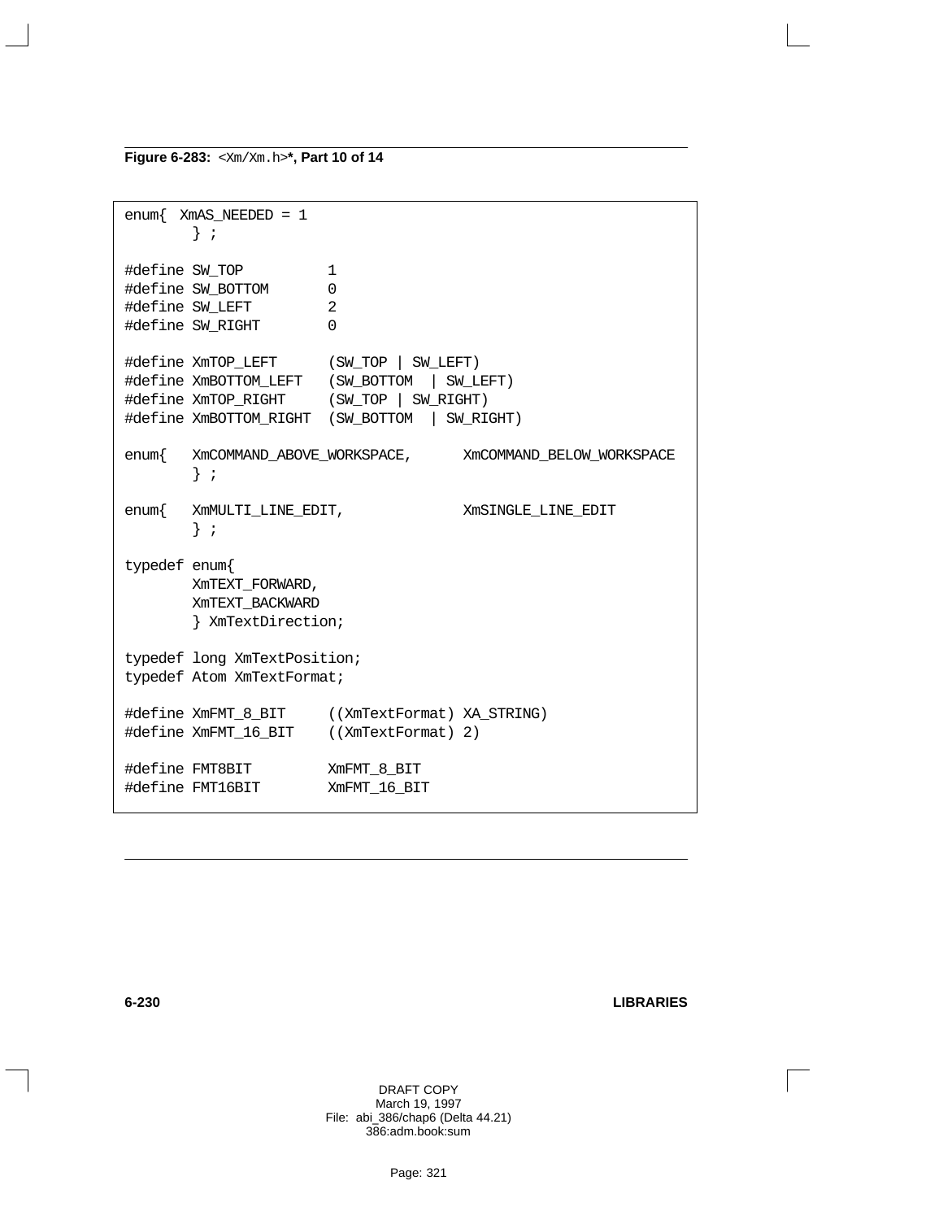**Figure 6-283:** `<Xm/Xm.h>`**\*, Part 10 of 14**

```
enum{  XmAS_NEEDED = 1
       } ;

#define SW_TOP          1
#define SW_BOTTOM       0
#define SW_LEFT         2
#define SW_RIGHT        0

#define XmTOP_LEFT      (SW_TOP | SW_LEFT)
#define XmBOTTOM_LEFT   (SW_BOTTOM  | SW_LEFT)
#define XmTOP_RIGHT     (SW_TOP | SW_RIGHT)
#define XmBOTTOM_RIGHT  (SW_BOTTOM  | SW_RIGHT)

enum{   XmCOMMAND_ABOVE_WORKSPACE,      XmCOMMAND_BELOW_WORKSPACE
       } ;

enum{   XmMULTI_LINE_EDIT,              XmSINGLE_LINE_EDIT
       } ;

typedef enum{
       XmTEXT_FORWARD,
       XmTEXT_BACKWARD
       } XmTextDirection;

typedef long XmTextPosition;
typedef Atom XmTextFormat;

#define XmFMT_8_BIT     ((XmTextFormat) XA_STRING)
#define XmFMT_16_BIT    ((XmTextFormat) 2)

#define FMT8BIT         XmFMT_8_BIT
#define FMT16BIT        XmFMT_16_BIT
```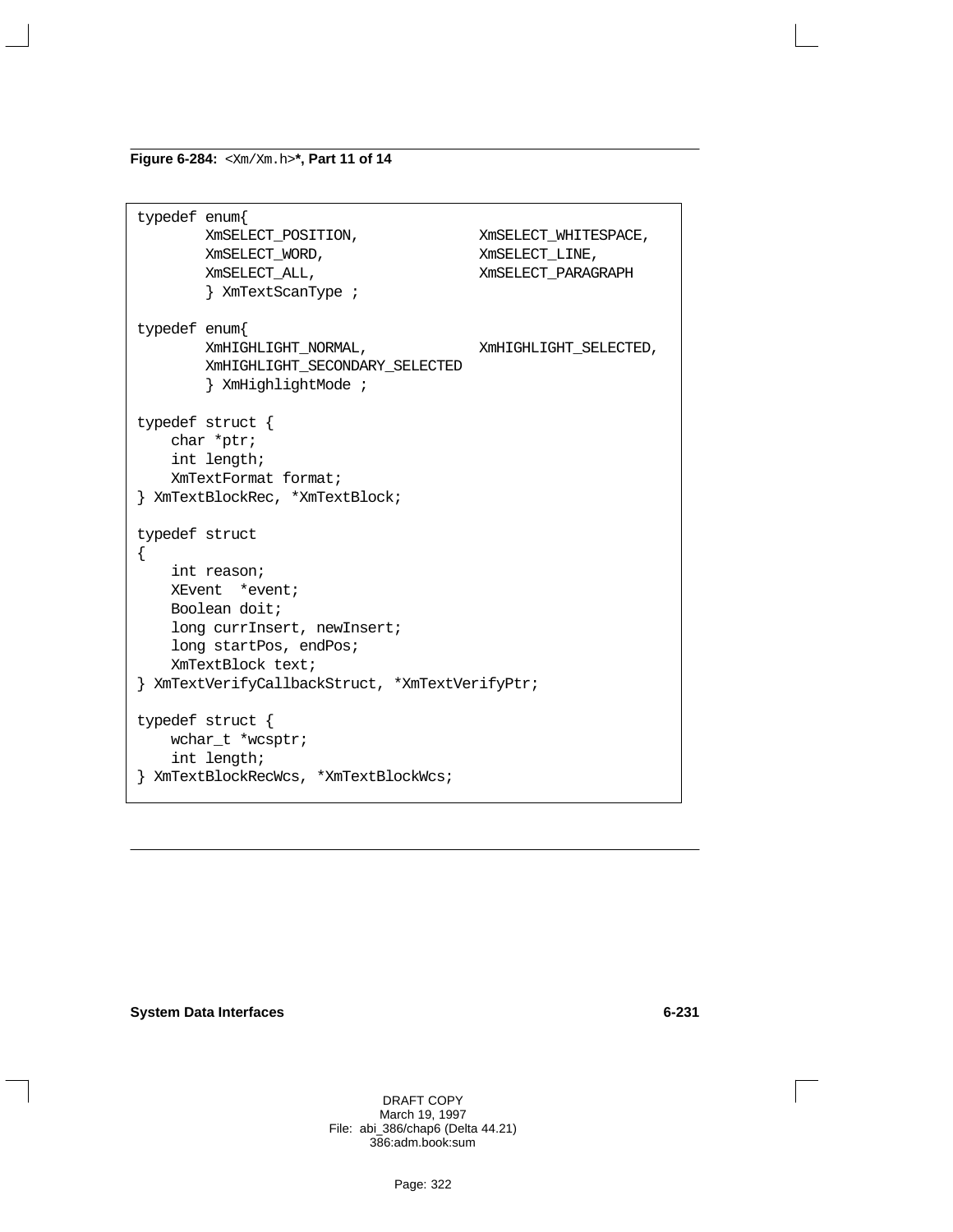**Figure 6-284:** `<Xm/Xm.h>`**\*, Part 11 of 14**

```
typedef enum{
        XmSELECT_POSITION,              XmSELECT_WHITESPACE,
        XmSELECT_WORD,                  XmSELECT_LINE,
        XmSELECT_ALL,                   XmSELECT_PARAGRAPH
        } XmTextScanType ;

typedef enum{
        XmHIGHLIGHT_NORMAL,             XmHIGHLIGHT_SELECTED,
        XmHIGHLIGHT_SECONDARY_SELECTED
        } XmHighlightMode ;

typedef struct {
    char *ptr;
    int length;
    XmTextFormat format;
} XmTextBlockRec, *XmTextBlock;

typedef struct
{
    int reason;
    XEvent  *event;
    Boolean doit;
    long currInsert, newInsert;
    long startPos, endPos;
    XmTextBlock text;
} XmTextVerifyCallbackStruct, *XmTextVerifyPtr;

typedef struct {
    wchar_t *wcsptr;
    int length;
} XmTextBlockRecWcs, *XmTextBlockWcs;
```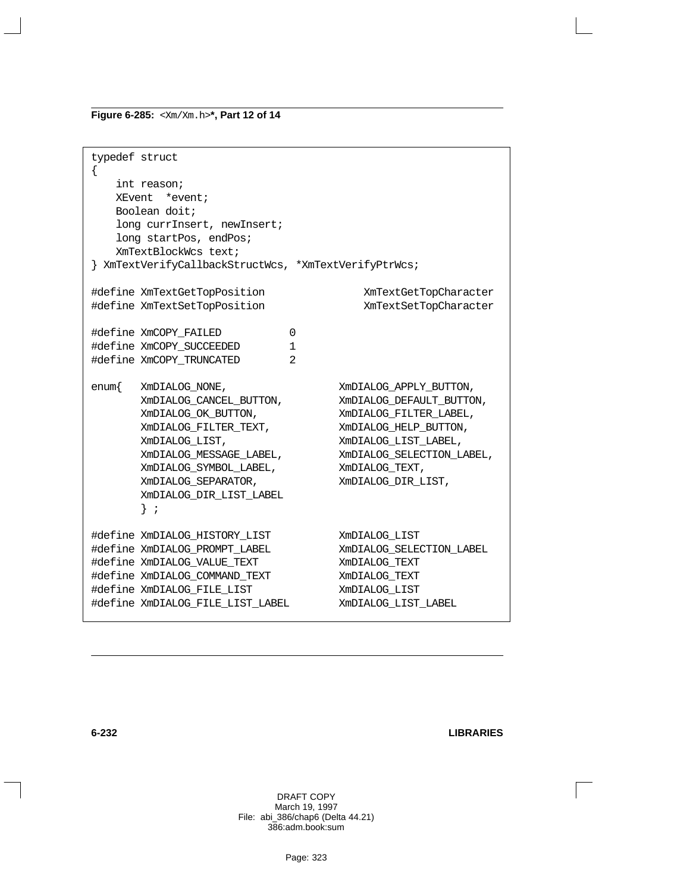**Figure 6-285:** `<Xm/Xm.h>`**\*, Part 12 of 14**

```
typedef struct
{
    int reason;
    XEvent  *event;
    Boolean doit;
    long currInsert, newInsert;
    long startPos, endPos;
    XmTextBlockWcs text;
} XmTextVerifyCallbackStructWcs, *XmTextVerifyPtrWcs;

#define XmTextGetTopPosition                XmTextGetTopCharacter
#define XmTextSetTopPosition                XmTextSetTopCharacter

#define XmCOPY_FAILED           0
#define XmCOPY_SUCCEEDED        1
#define XmCOPY_TRUNCATED        2

enum{   XmDIALOG_NONE,                  XmDIALOG_APPLY_BUTTON,
        XmDIALOG_CANCEL_BUTTON,         XmDIALOG_DEFAULT_BUTTON,
        XmDIALOG_OK_BUTTON,             XmDIALOG_FILTER_LABEL,
        XmDIALOG_FILTER_TEXT,           XmDIALOG_HELP_BUTTON,
        XmDIALOG_LIST,                  XmDIALOG_LIST_LABEL,
        XmDIALOG_MESSAGE_LABEL,         XmDIALOG_SELECTION_LABEL,
        XmDIALOG_SYMBOL_LABEL,          XmDIALOG_TEXT,
        XmDIALOG_SEPARATOR,             XmDIALOG_DIR_LIST,
        XmDIALOG_DIR_LIST_LABEL
        } ;

#define XmDIALOG_HISTORY_LIST           XmDIALOG_LIST
#define XmDIALOG_PROMPT_LABEL           XmDIALOG_SELECTION_LABEL
#define XmDIALOG_VALUE_TEXT             XmDIALOG_TEXT
#define XmDIALOG_COMMAND_TEXT           XmDIALOG_TEXT
#define XmDIALOG_FILE_LIST              XmDIALOG_LIST
#define XmDIALOG_FILE_LIST_LABEL        XmDIALOG_LIST_LABEL
```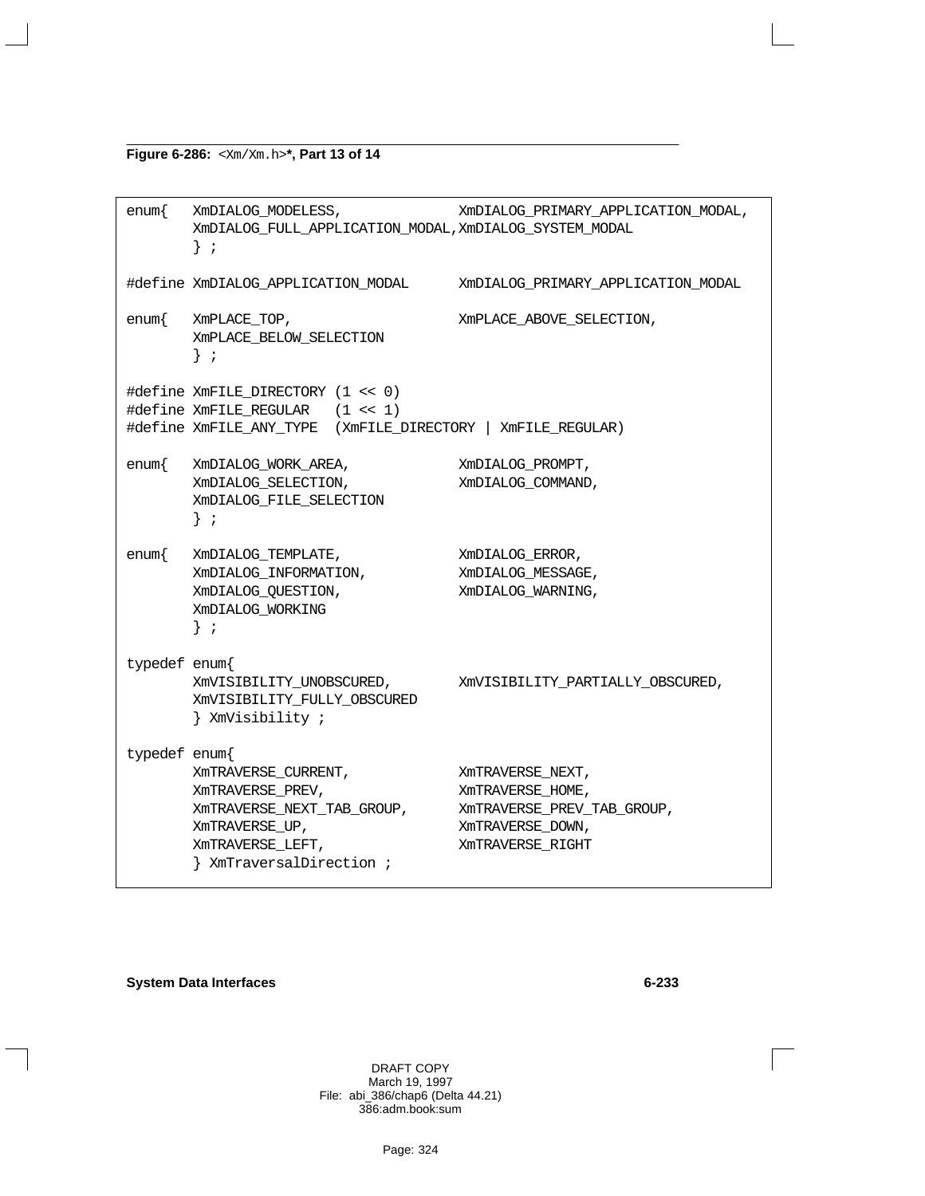**Figure 6-286:** `<Xm/Xm.h>`**\*, Part 13 of 14**

```
enum{   XmDIALOG_MODELESS,              XmDIALOG_PRIMARY_APPLICATION_MODAL,
        XmDIALOG_FULL_APPLICATION_MODAL,XmDIALOG_SYSTEM_MODAL
        } ;

#define XmDIALOG_APPLICATION_MODAL      XmDIALOG_PRIMARY_APPLICATION_MODAL

enum{   XmPLACE_TOP,                    XmPLACE_ABOVE_SELECTION,
        XmPLACE_BELOW_SELECTION
        } ;

#define XmFILE_DIRECTORY (1 << 0)
#define XmFILE_REGULAR   (1 << 1)
#define XmFILE_ANY_TYPE  (XmFILE_DIRECTORY | XmFILE_REGULAR)

enum{   XmDIALOG_WORK_AREA,             XmDIALOG_PROMPT,
        XmDIALOG_SELECTION,             XmDIALOG_COMMAND,
        XmDIALOG_FILE_SELECTION
        } ;

enum{   XmDIALOG_TEMPLATE,              XmDIALOG_ERROR,
        XmDIALOG_INFORMATION,           XmDIALOG_MESSAGE,
        XmDIALOG_QUESTION,              XmDIALOG_WARNING,
        XmDIALOG_WORKING
        } ;

typedef enum{
        XmVISIBILITY_UNOBSCURED,        XmVISIBILITY_PARTIALLY_OBSCURED,
        XmVISIBILITY_FULLY_OBSCURED
        } XmVisibility ;

typedef enum{
        XmTRAVERSE_CURRENT,             XmTRAVERSE_NEXT,
        XmTRAVERSE_PREV,                XmTRAVERSE_HOME,
        XmTRAVERSE_NEXT_TAB_GROUP,      XmTRAVERSE_PREV_TAB_GROUP,
        XmTRAVERSE_UP,                  XmTRAVERSE_DOWN,
        XmTRAVERSE_LEFT,                XmTRAVERSE_RIGHT
        } XmTraversalDirection ;
```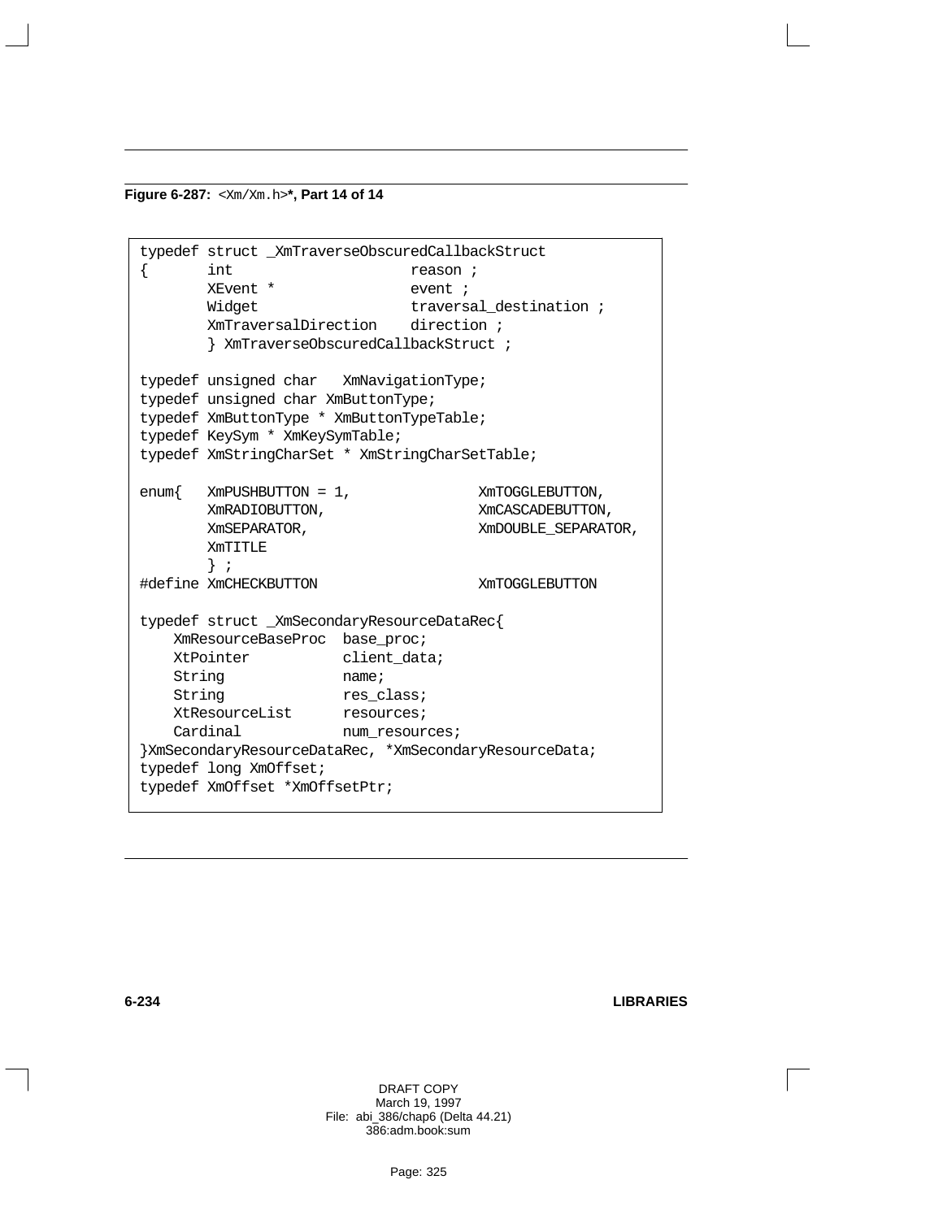**Figure 6-287:** `<Xm/Xm.h>`**\*, Part 14 of 14**

```
typedef struct _XmTraverseObscuredCallbackStruct
{       int                     reason ;
        XEvent *                event ;
        Widget                  traversal_destination ;
        XmTraversalDirection    direction ;
        } XmTraverseObscuredCallbackStruct ;

typedef unsigned char   XmNavigationType;
typedef unsigned char XmButtonType;
typedef XmButtonType * XmButtonTypeTable;
typedef KeySym * XmKeySymTable;
typedef XmStringCharSet * XmStringCharSetTable;

enum{   XmPUSHBUTTON = 1,               XmTOGGLEBUTTON,
        XmRADIOBUTTON,                  XmCASCADEBUTTON,
        XmSEPARATOR,                    XmDOUBLE_SEPARATOR,
        XmTITLE
        } ;
#define XmCHECKBUTTON                   XmTOGGLEBUTTON

typedef struct _XmSecondaryResourceDataRec{
    XmResourceBaseProc  base_proc;
    XtPointer           client_data;
    String              name;
    String              res_class;
    XtResourceList      resources;
    Cardinal            num_resources;
}XmSecondaryResourceDataRec, *XmSecondaryResourceData;
typedef long XmOffset;
typedef XmOffset *XmOffsetPtr;
```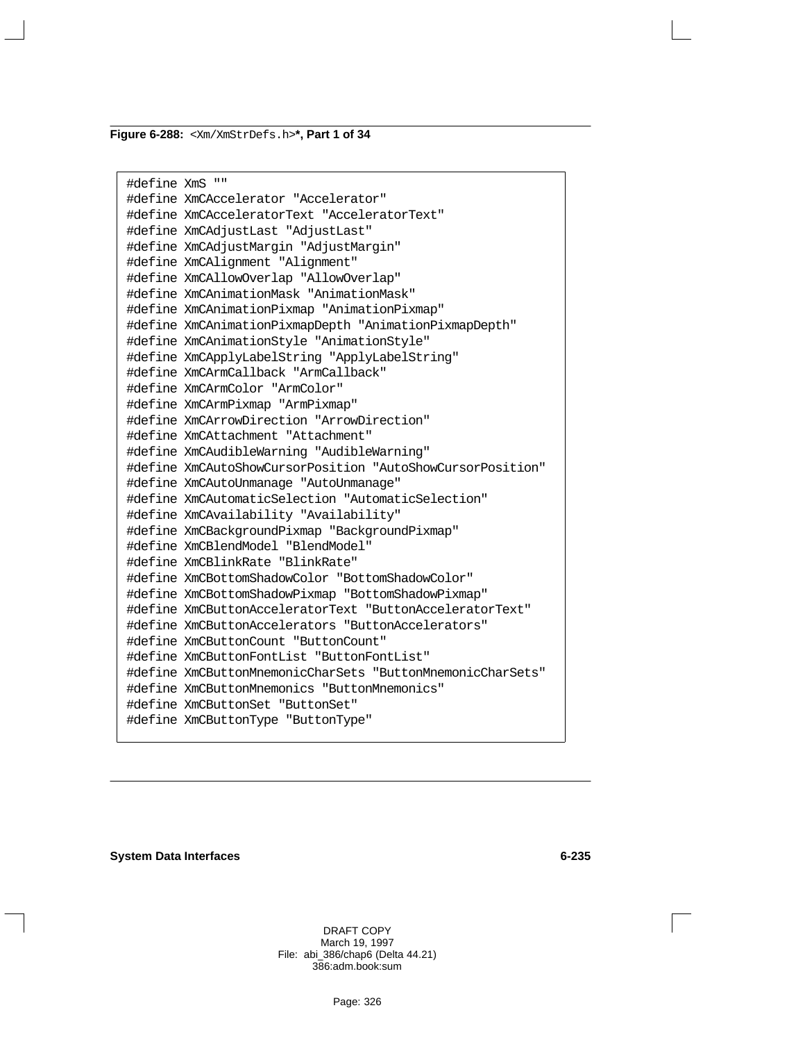**Figure 6-288:** `<Xm/XmStrDefs.h>`**\*, Part 1 of 34**

```
#define XmS ""
#define XmCAccelerator "Accelerator"
#define XmCAcceleratorText "AcceleratorText"
#define XmCAdjustLast "AdjustLast"
#define XmCAdjustMargin "AdjustMargin"
#define XmCAlignment "Alignment"
#define XmCAllowOverlap "AllowOverlap"
#define XmCAnimationMask "AnimationMask"
#define XmCAnimationPixmap "AnimationPixmap"
#define XmCAnimationPixmapDepth "AnimationPixmapDepth"
#define XmCAnimationStyle "AnimationStyle"
#define XmCApplyLabelString "ApplyLabelString"
#define XmCArmCallback "ArmCallback"
#define XmCArmColor "ArmColor"
#define XmCArmPixmap "ArmPixmap"
#define XmCArrowDirection "ArrowDirection"
#define XmCAttachment "Attachment"
#define XmCAudibleWarning "AudibleWarning"
#define XmCAutoShowCursorPosition "AutoShowCursorPosition"
#define XmCAutoUnmanage "AutoUnmanage"
#define XmCAutomaticSelection "AutomaticSelection"
#define XmCAvailability "Availability"
#define XmCBackgroundPixmap "BackgroundPixmap"
#define XmCBlendModel "BlendModel"
#define XmCBlinkRate "BlinkRate"
#define XmCBottomShadowColor "BottomShadowColor"
#define XmCBottomShadowPixmap "BottomShadowPixmap"
#define XmCButtonAcceleratorText "ButtonAcceleratorText"
#define XmCButtonAccelerators "ButtonAccelerators"
#define XmCButtonCount "ButtonCount"
#define XmCButtonFontList "ButtonFontList"
#define XmCButtonMnemonicCharSets "ButtonMnemonicCharSets"
#define XmCButtonMnemonics "ButtonMnemonics"
#define XmCButtonSet "ButtonSet"
#define XmCButtonType "ButtonType"
```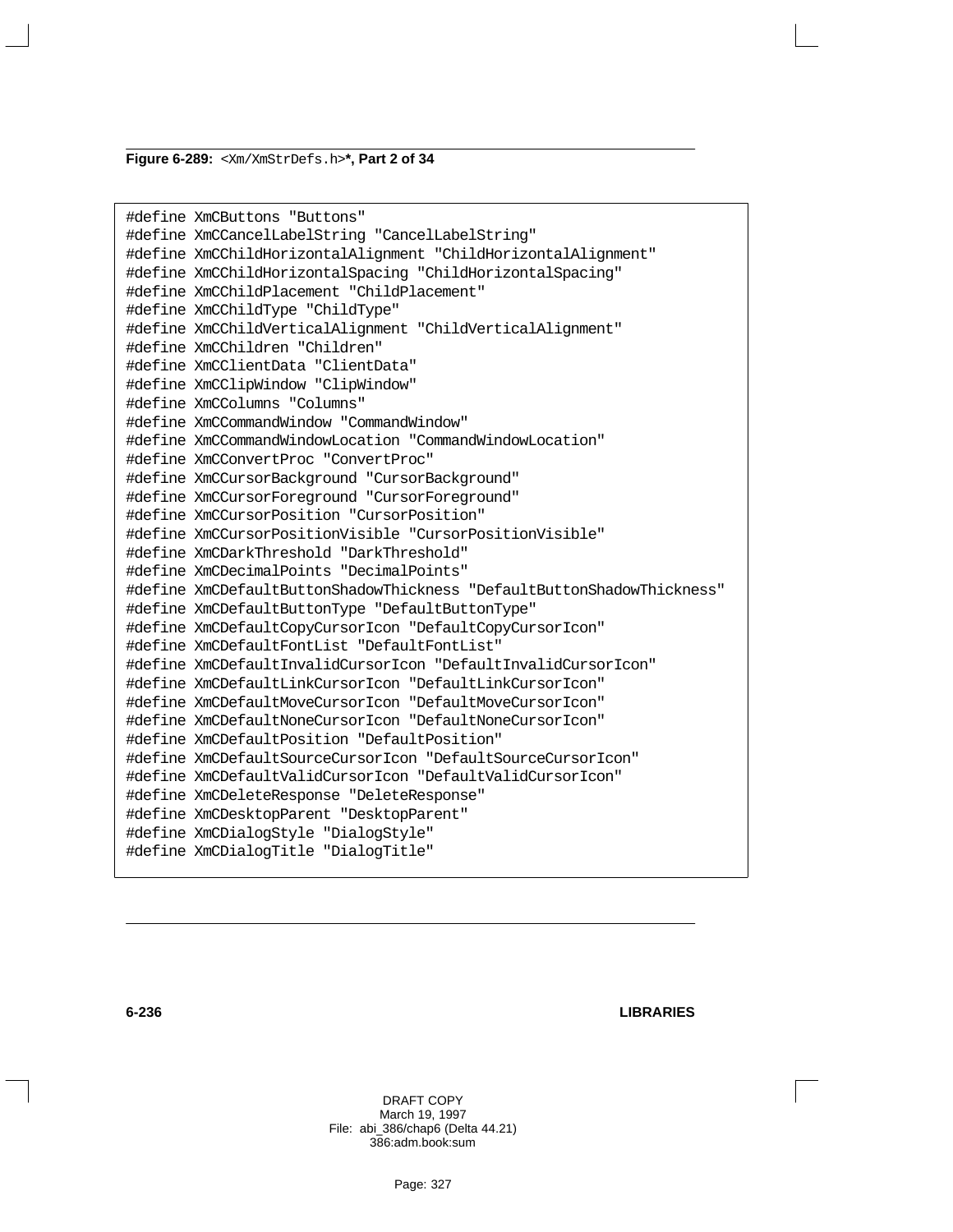**Figure 6-289:** `<Xm/XmStrDefs.h>`**, Part 2 of 34**

```
#define XmCButtons "Buttons"
#define XmCCancelLabelString "CancelLabelString"
#define XmCChildHorizontalAlignment "ChildHorizontalAlignment"
#define XmCChildHorizontalSpacing "ChildHorizontalSpacing"
#define XmCChildPlacement "ChildPlacement"
#define XmCChildType "ChildType"
#define XmCChildVerticalAlignment "ChildVerticalAlignment"
#define XmCChildren "Children"
#define XmCClientData "ClientData"
#define XmCClipWindow "ClipWindow"
#define XmCColumns "Columns"
#define XmCCommandWindow "CommandWindow"
#define XmCCommandWindowLocation "CommandWindowLocation"
#define XmCConvertProc "ConvertProc"
#define XmCCursorBackground "CursorBackground"
#define XmCCursorForeground "CursorForeground"
#define XmCCursorPosition "CursorPosition"
#define XmCCursorPositionVisible "CursorPositionVisible"
#define XmCDarkThreshold "DarkThreshold"
#define XmCDecimalPoints "DecimalPoints"
#define XmCDefaultButtonShadowThickness "DefaultButtonShadowThickness"
#define XmCDefaultButtonType "DefaultButtonType"
#define XmCDefaultCopyCursorIcon "DefaultCopyCursorIcon"
#define XmCDefaultFontList "DefaultFontList"
#define XmCDefaultInvalidCursorIcon "DefaultInvalidCursorIcon"
#define XmCDefaultLinkCursorIcon "DefaultLinkCursorIcon"
#define XmCDefaultMoveCursorIcon "DefaultMoveCursorIcon"
#define XmCDefaultNoneCursorIcon "DefaultNoneCursorIcon"
#define XmCDefaultPosition "DefaultPosition"
#define XmCDefaultSourceCursorIcon "DefaultSourceCursorIcon"
#define XmCDefaultValidCursorIcon "DefaultValidCursorIcon"
#define XmCDeleteResponse "DeleteResponse"
#define XmCDesktopParent "DesktopParent"
#define XmCDialogStyle "DialogStyle"
#define XmCDialogTitle "DialogTitle"
```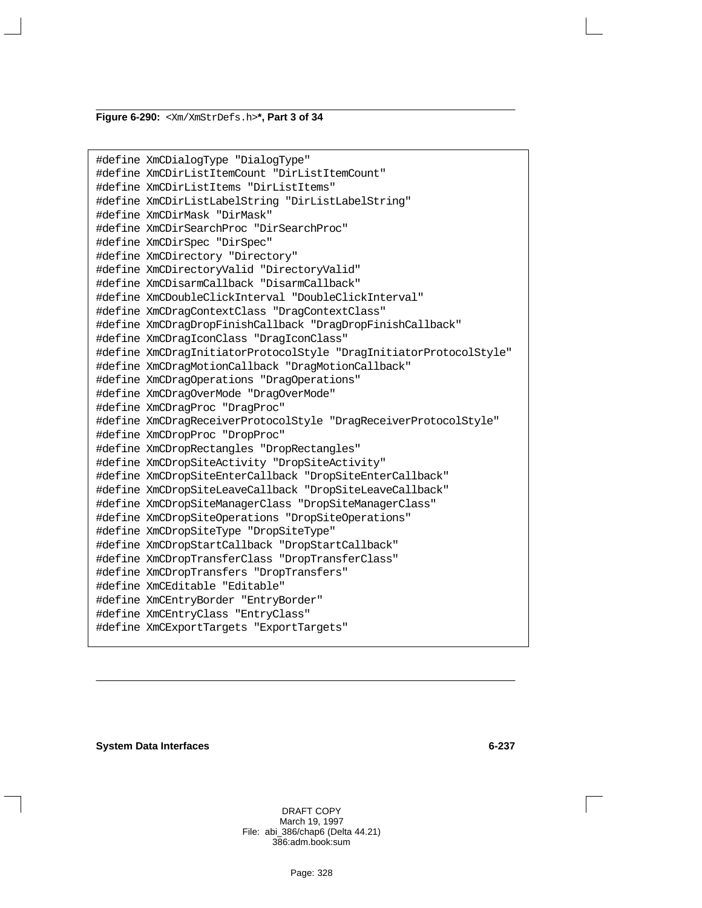**Figure 6-290:** `<Xm/XmStrDefs.h>`**\*, Part 3 of 34**

```
#define XmCDialogType "DialogType"
#define XmCDirListItemCount "DirListItemCount"
#define XmCDirListItems "DirListItems"
#define XmCDirListLabelString "DirListLabelString"
#define XmCDirMask "DirMask"
#define XmCDirSearchProc "DirSearchProc"
#define XmCDirSpec "DirSpec"
#define XmCDirectory "Directory"
#define XmCDirectoryValid "DirectoryValid"
#define XmCDisarmCallback "DisarmCallback"
#define XmCDoubleClickInterval "DoubleClickInterval"
#define XmCDragContextClass "DragContextClass"
#define XmCDragDropFinishCallback "DragDropFinishCallback"
#define XmCDragIconClass "DragIconClass"
#define XmCDragInitiatorProtocolStyle "DragInitiatorProtocolStyle"
#define XmCDragMotionCallback "DragMotionCallback"
#define XmCDragOperations "DragOperations"
#define XmCDragOverMode "DragOverMode"
#define XmCDragProc "DragProc"
#define XmCDragReceiverProtocolStyle "DragReceiverProtocolStyle"
#define XmCDropProc "DropProc"
#define XmCDropRectangles "DropRectangles"
#define XmCDropSiteActivity "DropSiteActivity"
#define XmCDropSiteEnterCallback "DropSiteEnterCallback"
#define XmCDropSiteLeaveCallback "DropSiteLeaveCallback"
#define XmCDropSiteManagerClass "DropSiteManagerClass"
#define XmCDropSiteOperations "DropSiteOperations"
#define XmCDropSiteType "DropSiteType"
#define XmCDropStartCallback "DropStartCallback"
#define XmCDropTransferClass "DropTransferClass"
#define XmCDropTransfers "DropTransfers"
#define XmCEditable "Editable"
#define XmCEntryBorder "EntryBorder"
#define XmCEntryClass "EntryClass"
#define XmCExportTargets "ExportTargets"
```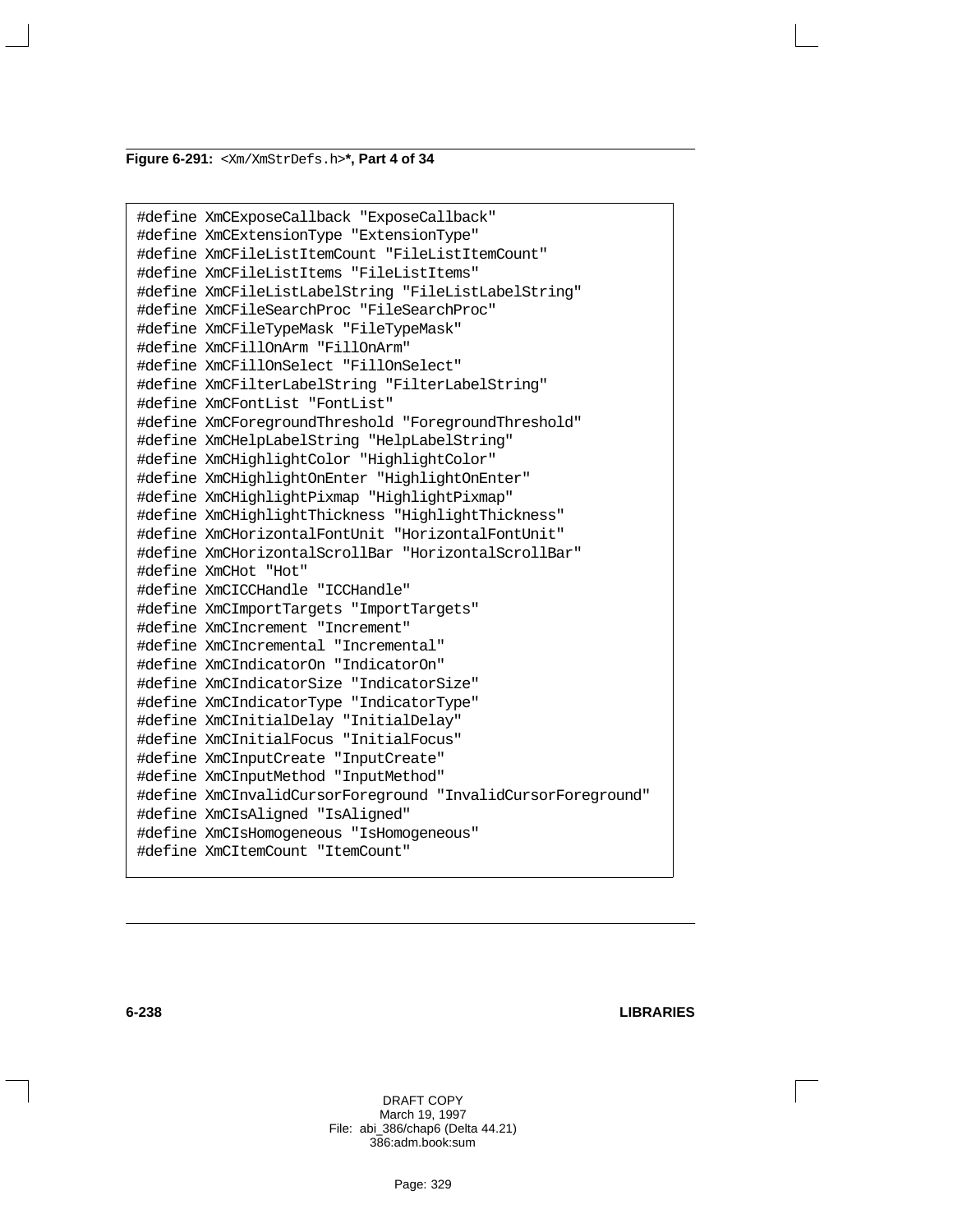**Figure 6-291:** `<Xm/XmStrDefs.h>`**, Part 4 of 34**

```
#define XmCExposeCallback "ExposeCallback"
#define XmCExtensionType "ExtensionType"
#define XmCFileListItemCount "FileListItemCount"
#define XmCFileListItems "FileListItems"
#define XmCFileListLabelString "FileListLabelString"
#define XmCFileSearchProc "FileSearchProc"
#define XmCFileTypeMask "FileTypeMask"
#define XmCFillOnArm "FillOnArm"
#define XmCFillOnSelect "FillOnSelect"
#define XmCFilterLabelString "FilterLabelString"
#define XmCFontList "FontList"
#define XmCForegroundThreshold "ForegroundThreshold"
#define XmCHelpLabelString "HelpLabelString"
#define XmCHighlightColor "HighlightColor"
#define XmCHighlightOnEnter "HighlightOnEnter"
#define XmCHighlightPixmap "HighlightPixmap"
#define XmCHighlightThickness "HighlightThickness"
#define XmCHorizontalFontUnit "HorizontalFontUnit"
#define XmCHorizontalScrollBar "HorizontalScrollBar"
#define XmCHot "Hot"
#define XmCICCHandle "ICCHandle"
#define XmCImportTargets "ImportTargets"
#define XmCIncrement "Increment"
#define XmCIncremental "Incremental"
#define XmCIndicatorOn "IndicatorOn"
#define XmCIndicatorSize "IndicatorSize"
#define XmCIndicatorType "IndicatorType"
#define XmCInitialDelay "InitialDelay"
#define XmCInitialFocus "InitialFocus"
#define XmCInputCreate "InputCreate"
#define XmCInputMethod "InputMethod"
#define XmCInvalidCursorForeground "InvalidCursorForeground"
#define XmCIsAligned "IsAligned"
#define XmCIsHomogeneous "IsHomogeneous"
#define XmCItemCount "ItemCount"
```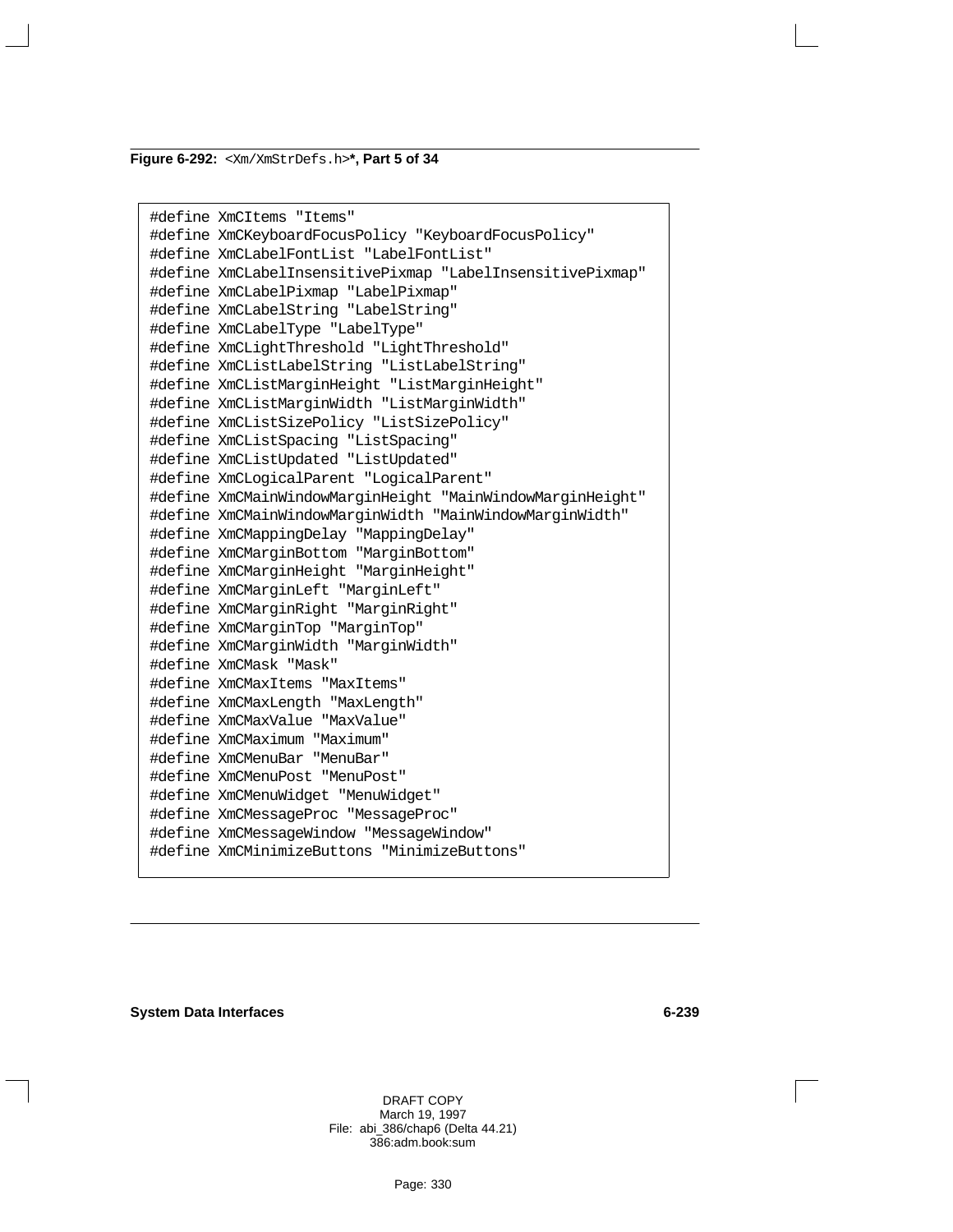**Figure 6-292:** `<Xm/XmStrDefs.h>`**\*, Part 5 of 34**

```
#define XmCItems "Items"
#define XmCKeyboardFocusPolicy "KeyboardFocusPolicy"
#define XmCLabelFontList "LabelFontList"
#define XmCLabelInsensitivePixmap "LabelInsensitivePixmap"
#define XmCLabelPixmap "LabelPixmap"
#define XmCLabelString "LabelString"
#define XmCLabelType "LabelType"
#define XmCLightThreshold "LightThreshold"
#define XmCListLabelString "ListLabelString"
#define XmCListMarginHeight "ListMarginHeight"
#define XmCListMarginWidth "ListMarginWidth"
#define XmCListSizePolicy "ListSizePolicy"
#define XmCListSpacing "ListSpacing"
#define XmCListUpdated "ListUpdated"
#define XmCLogicalParent "LogicalParent"
#define XmCMainWindowMarginHeight "MainWindowMarginHeight"
#define XmCMainWindowMarginWidth "MainWindowMarginWidth"
#define XmCMappingDelay "MappingDelay"
#define XmCMarginBottom "MarginBottom"
#define XmCMarginHeight "MarginHeight"
#define XmCMarginLeft "MarginLeft"
#define XmCMarginRight "MarginRight"
#define XmCMarginTop "MarginTop"
#define XmCMarginWidth "MarginWidth"
#define XmCMask "Mask"
#define XmCMaxItems "MaxItems"
#define XmCMaxLength "MaxLength"
#define XmCMaxValue "MaxValue"
#define XmCMaximum "Maximum"
#define XmCMenuBar "MenuBar"
#define XmCMenuPost "MenuPost"
#define XmCMenuWidget "MenuWidget"
#define XmCMessageProc "MessageProc"
#define XmCMessageWindow "MessageWindow"
#define XmCMinimizeButtons "MinimizeButtons"
```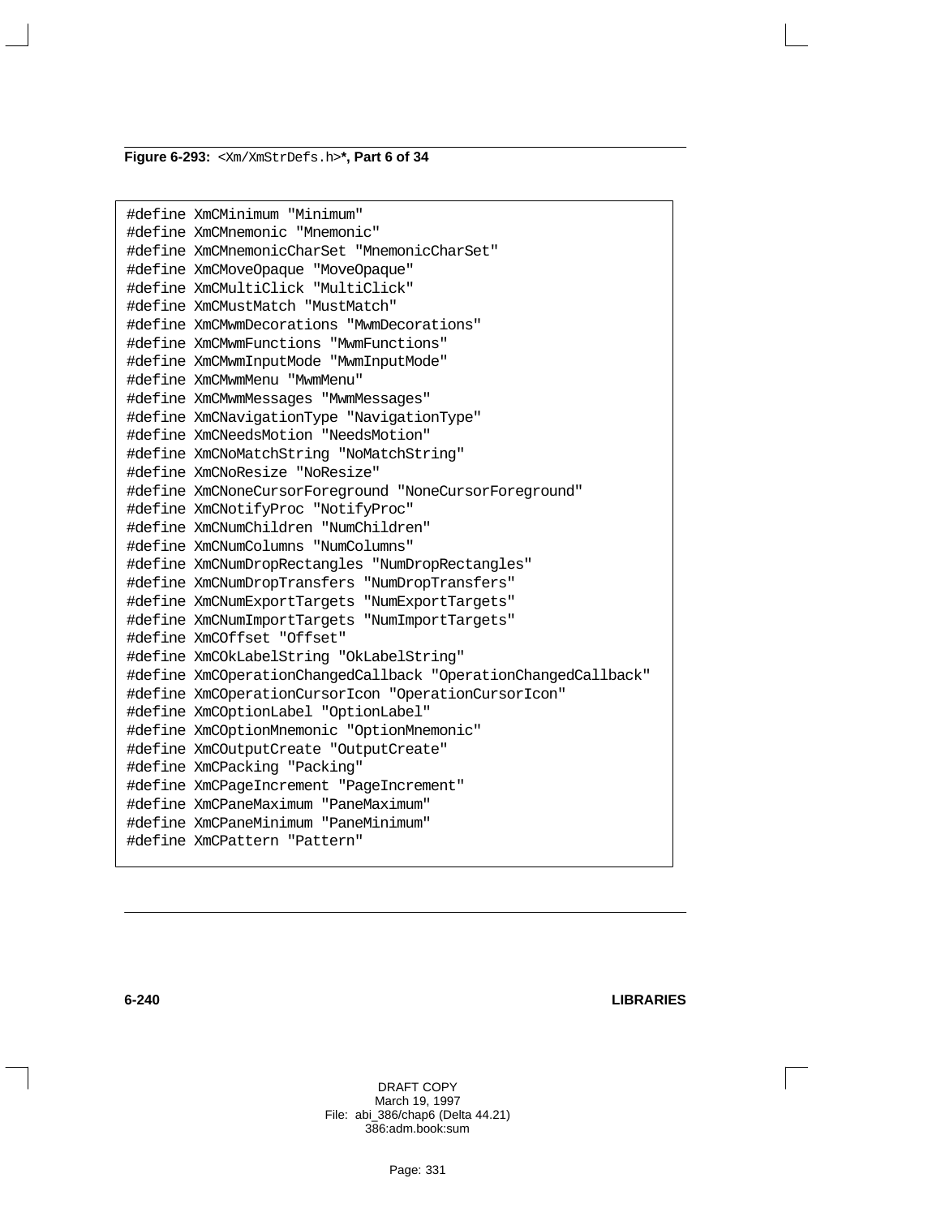**Figure 6-293:** `<Xm/XmStrDefs.h>`**, Part 6 of 34**

```
#define XmCMinimum "Minimum"
#define XmCMnemonic "Mnemonic"
#define XmCMnemonicCharSet "MnemonicCharSet"
#define XmCMoveOpaque "MoveOpaque"
#define XmCMultiClick "MultiClick"
#define XmCMustMatch "MustMatch"
#define XmCMwmDecorations "MwmDecorations"
#define XmCMwmFunctions "MwmFunctions"
#define XmCMwmInputMode "MwmInputMode"
#define XmCMwmMenu "MwmMenu"
#define XmCMwmMessages "MwmMessages"
#define XmCNavigationType "NavigationType"
#define XmCNeedsMotion "NeedsMotion"
#define XmCNoMatchString "NoMatchString"
#define XmCNoResize "NoResize"
#define XmCNoneCursorForeground "NoneCursorForeground"
#define XmCNotifyProc "NotifyProc"
#define XmCNumChildren "NumChildren"
#define XmCNumColumns "NumColumns"
#define XmCNumDropRectangles "NumDropRectangles"
#define XmCNumDropTransfers "NumDropTransfers"
#define XmCNumExportTargets "NumExportTargets"
#define XmCNumImportTargets "NumImportTargets"
#define XmCOffset "Offset"
#define XmCOkLabelString "OkLabelString"
#define XmCOperationChangedCallback "OperationChangedCallback"
#define XmCOperationCursorIcon "OperationCursorIcon"
#define XmCOptionLabel "OptionLabel"
#define XmCOptionMnemonic "OptionMnemonic"
#define XmCOutputCreate "OutputCreate"
#define XmCPacking "Packing"
#define XmCPageIncrement "PageIncrement"
#define XmCPaneMaximum "PaneMaximum"
#define XmCPaneMinimum "PaneMinimum"
#define XmCPattern "Pattern"
```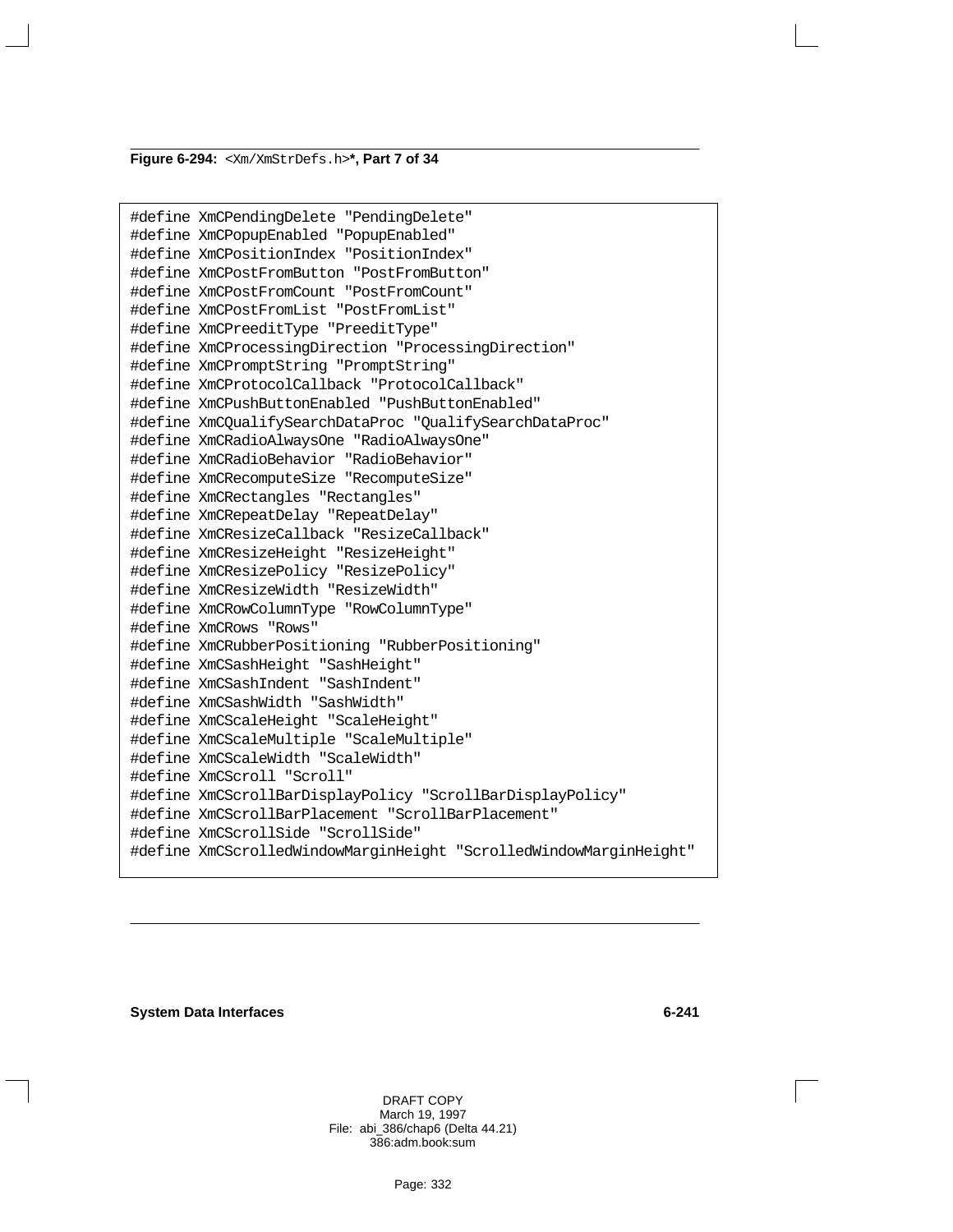**Figure 6-294:** `<Xm/XmStrDefs.h>`**\*, Part 7 of 34**

```
#define XmCPendingDelete "PendingDelete"
#define XmCPopupEnabled "PopupEnabled"
#define XmCPositionIndex "PositionIndex"
#define XmCPostFromButton "PostFromButton"
#define XmCPostFromCount "PostFromCount"
#define XmCPostFromList "PostFromList"
#define XmCPreeditType "PreeditType"
#define XmCProcessingDirection "ProcessingDirection"
#define XmCPromptString "PromptString"
#define XmCProtocolCallback "ProtocolCallback"
#define XmCPushButtonEnabled "PushButtonEnabled"
#define XmCQualifySearchDataProc "QualifySearchDataProc"
#define XmCRadioAlwaysOne "RadioAlwaysOne"
#define XmCRadioBehavior "RadioBehavior"
#define XmCRecomputeSize "RecomputeSize"
#define XmCRectangles "Rectangles"
#define XmCRepeatDelay "RepeatDelay"
#define XmCResizeCallback "ResizeCallback"
#define XmCResizeHeight "ResizeHeight"
#define XmCResizePolicy "ResizePolicy"
#define XmCResizeWidth "ResizeWidth"
#define XmCRowColumnType "RowColumnType"
#define XmCRows "Rows"
#define XmCRubberPositioning "RubberPositioning"
#define XmCSashHeight "SashHeight"
#define XmCSashIndent "SashIndent"
#define XmCSashWidth "SashWidth"
#define XmCScaleHeight "ScaleHeight"
#define XmCScaleMultiple "ScaleMultiple"
#define XmCScaleWidth "ScaleWidth"
#define XmCScroll "Scroll"
#define XmCScrollBarDisplayPolicy "ScrollBarDisplayPolicy"
#define XmCScrollBarPlacement "ScrollBarPlacement"
#define XmCScrollSide "ScrollSide"
#define XmCScrolledWindowMarginHeight "ScrolledWindowMarginHeight"
```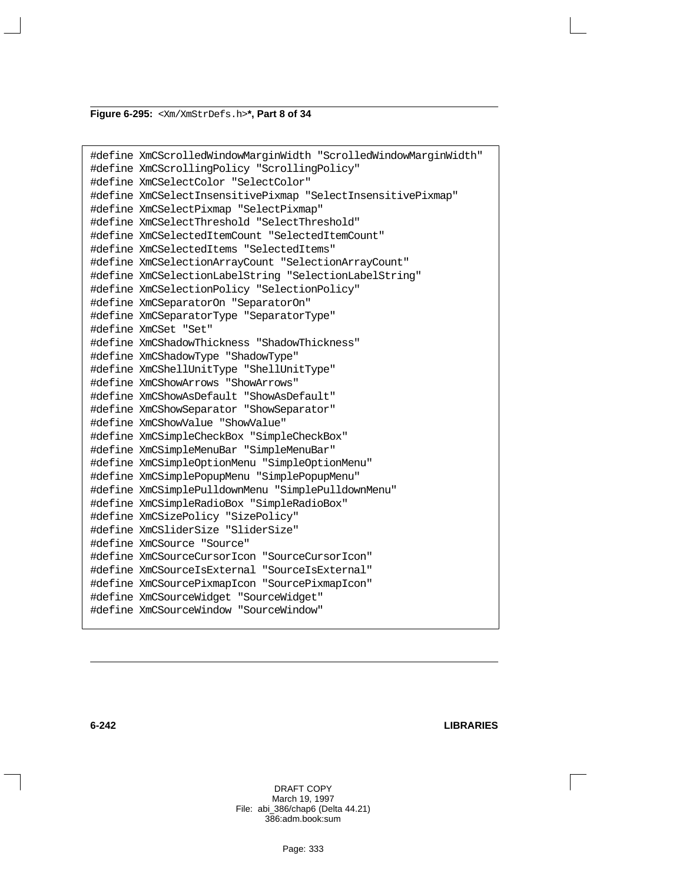**Figure 6-295:** `<Xm/XmStrDefs.h>`**\*, Part 8 of 34**

```
#define XmCScrolledWindowMarginWidth "ScrolledWindowMarginWidth"
#define XmCScrollingPolicy "ScrollingPolicy"
#define XmCSelectColor "SelectColor"
#define XmCSelectInsensitivePixmap "SelectInsensitivePixmap"
#define XmCSelectPixmap "SelectPixmap"
#define XmCSelectThreshold "SelectThreshold"
#define XmCSelectedItemCount "SelectedItemCount"
#define XmCSelectedItems "SelectedItems"
#define XmCSelectionArrayCount "SelectionArrayCount"
#define XmCSelectionLabelString "SelectionLabelString"
#define XmCSelectionPolicy "SelectionPolicy"
#define XmCSeparatorOn "SeparatorOn"
#define XmCSeparatorType "SeparatorType"
#define XmCSet "Set"
#define XmCShadowThickness "ShadowThickness"
#define XmCShadowType "ShadowType"
#define XmCShellUnitType "ShellUnitType"
#define XmCShowArrows "ShowArrows"
#define XmCShowAsDefault "ShowAsDefault"
#define XmCShowSeparator "ShowSeparator"
#define XmCShowValue "ShowValue"
#define XmCSimpleCheckBox "SimpleCheckBox"
#define XmCSimpleMenuBar "SimpleMenuBar"
#define XmCSimpleOptionMenu "SimpleOptionMenu"
#define XmCSimplePopupMenu "SimplePopupMenu"
#define XmCSimplePulldownMenu "SimplePulldownMenu"
#define XmCSimpleRadioBox "SimpleRadioBox"
#define XmCSizePolicy "SizePolicy"
#define XmCSliderSize "SliderSize"
#define XmCSource "Source"
#define XmCSourceCursorIcon "SourceCursorIcon"
#define XmCSourceIsExternal "SourceIsExternal"
#define XmCSourcePixmapIcon "SourcePixmapIcon"
#define XmCSourceWidget "SourceWidget"
#define XmCSourceWindow "SourceWindow"
```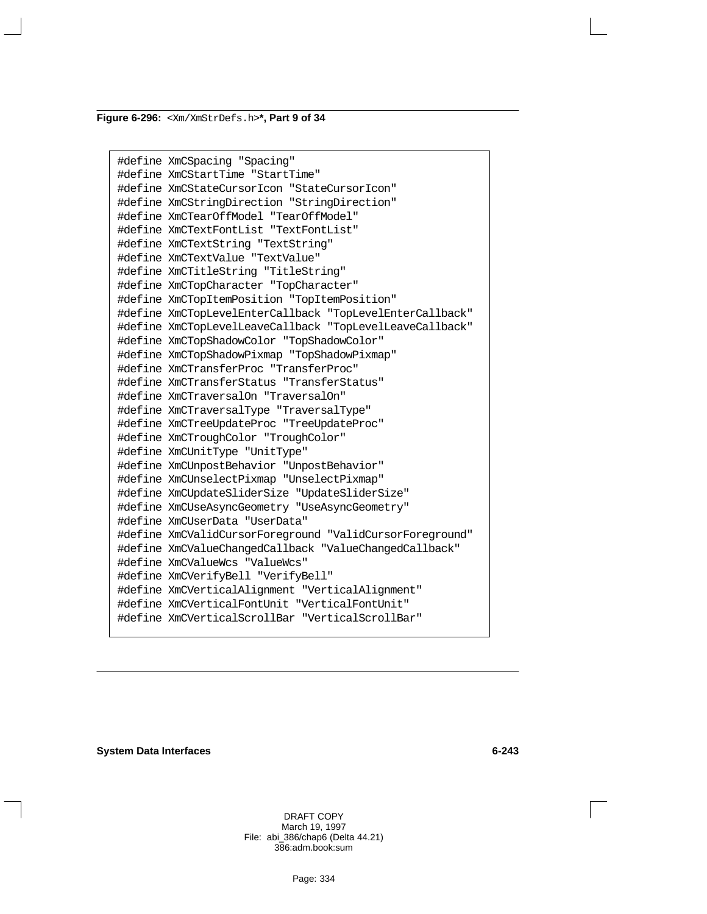**Figure 6-296:** `<Xm/XmStrDefs.h>`**\*, Part 9 of 34**

```
#define XmCSpacing "Spacing"
#define XmCStartTime "StartTime"
#define XmCStateCursorIcon "StateCursorIcon"
#define XmCStringDirection "StringDirection"
#define XmCTearOffModel "TearOffModel"
#define XmCTextFontList "TextFontList"
#define XmCTextString "TextString"
#define XmCTextValue "TextValue"
#define XmCTitleString "TitleString"
#define XmCTopCharacter "TopCharacter"
#define XmCTopItemPosition "TopItemPosition"
#define XmCTopLevelEnterCallback "TopLevelEnterCallback"
#define XmCTopLevelLeaveCallback "TopLevelLeaveCallback"
#define XmCTopShadowColor "TopShadowColor"
#define XmCTopShadowPixmap "TopShadowPixmap"
#define XmCTransferProc "TransferProc"
#define XmCTransferStatus "TransferStatus"
#define XmCTraversalOn "TraversalOn"
#define XmCTraversalType "TraversalType"
#define XmCTreeUpdateProc "TreeUpdateProc"
#define XmCTroughColor "TroughColor"
#define XmCUnitType "UnitType"
#define XmCUnpostBehavior "UnpostBehavior"
#define XmCUnselectPixmap "UnselectPixmap"
#define XmCUpdateSliderSize "UpdateSliderSize"
#define XmCUseAsyncGeometry "UseAsyncGeometry"
#define XmCUserData "UserData"
#define XmCValidCursorForeground "ValidCursorForeground"
#define XmCValueChangedCallback "ValueChangedCallback"
#define XmCValueWcs "ValueWcs"
#define XmCVerifyBell "VerifyBell"
#define XmCVerticalAlignment "VerticalAlignment"
#define XmCVerticalFontUnit "VerticalFontUnit"
#define XmCVerticalScrollBar "VerticalScrollBar"
```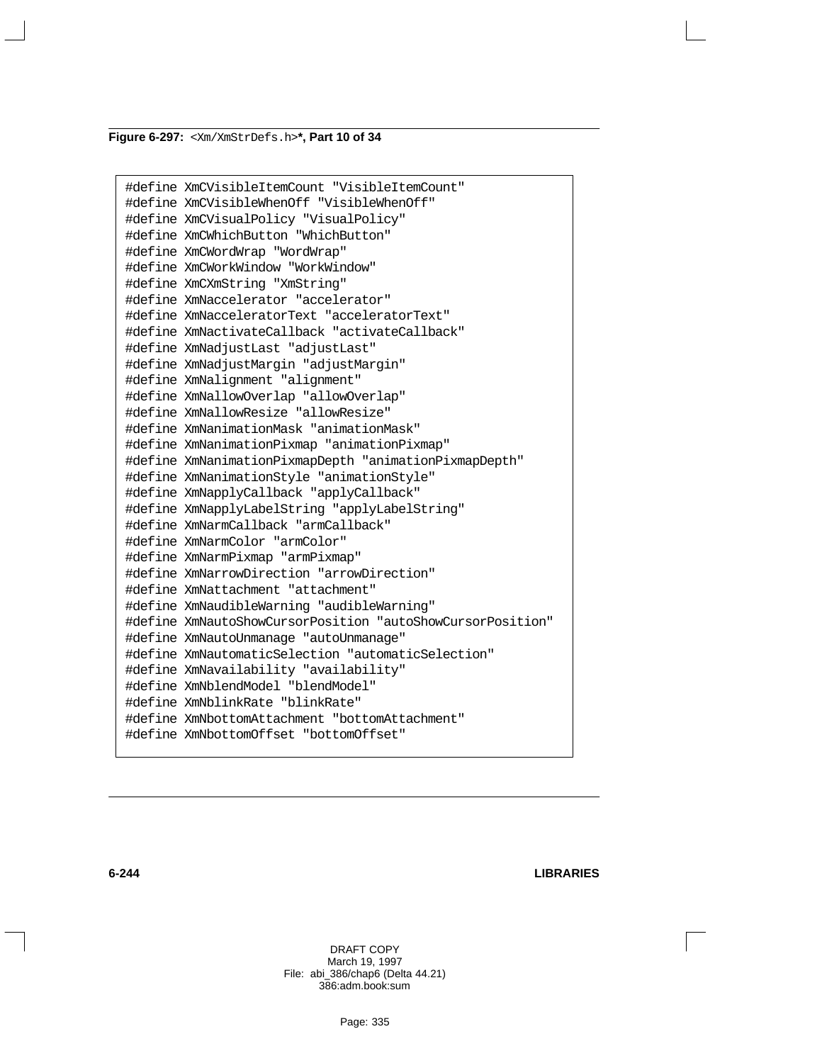**Figure 6-297:** `<Xm/XmStrDefs.h>`**, Part 10 of 34**

```
#define XmCVisibleItemCount "VisibleItemCount"
#define XmCVisibleWhenOff "VisibleWhenOff"
#define XmCVisualPolicy "VisualPolicy"
#define XmCWhichButton "WhichButton"
#define XmCWordWrap "WordWrap"
#define XmCWorkWindow "WorkWindow"
#define XmCXmString "XmString"
#define XmNaccelerator "accelerator"
#define XmNacceleratorText "acceleratorText"
#define XmNactivateCallback "activateCallback"
#define XmNadjustLast "adjustLast"
#define XmNadjustMargin "adjustMargin"
#define XmNalignment "alignment"
#define XmNallowOverlap "allowOverlap"
#define XmNallowResize "allowResize"
#define XmNanimationMask "animationMask"
#define XmNanimationPixmap "animationPixmap"
#define XmNanimationPixmapDepth "animationPixmapDepth"
#define XmNanimationStyle "animationStyle"
#define XmNapplyCallback "applyCallback"
#define XmNapplyLabelString "applyLabelString"
#define XmNarmCallback "armCallback"
#define XmNarmColor "armColor"
#define XmNarmPixmap "armPixmap"
#define XmNarrowDirection "arrowDirection"
#define XmNattachment "attachment"
#define XmNaudibleWarning "audibleWarning"
#define XmNautoShowCursorPosition "autoShowCursorPosition"
#define XmNautoUnmanage "autoUnmanage"
#define XmNautomaticSelection "automaticSelection"
#define XmNavailability "availability"
#define XmNblendModel "blendModel"
#define XmNblinkRate "blinkRate"
#define XmNbottomAttachment "bottomAttachment"
#define XmNbottomOffset "bottomOffset"
```

DRAFT COPY
March 19, 1997
File: abi_386/chap6 (Delta 44.21)
386:adm.book:sum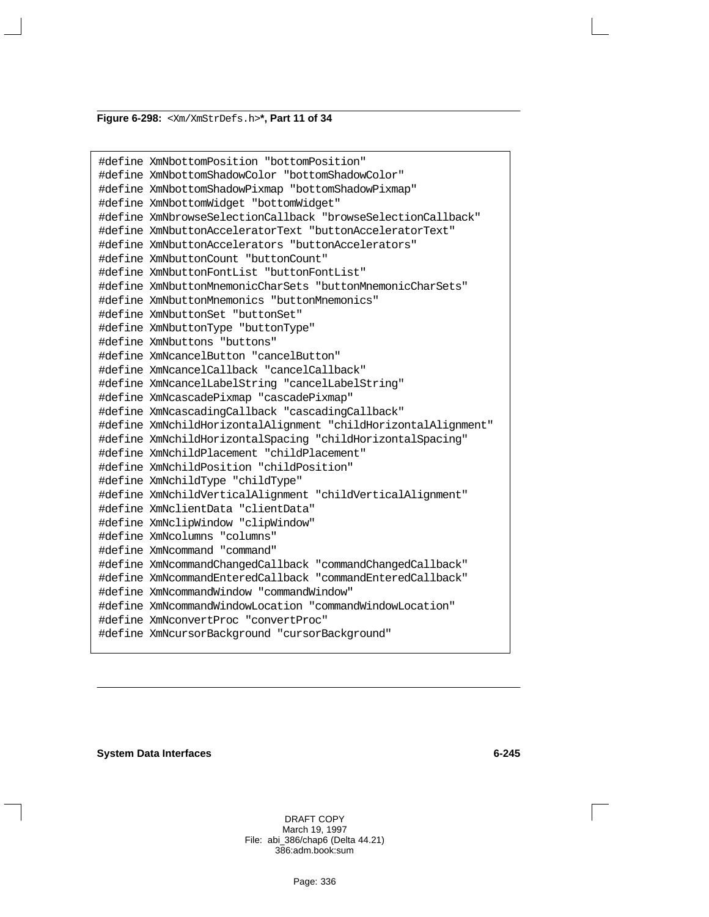**Figure 6-298:** `<Xm/XmStrDefs.h>`**\*, Part 11 of 34**

```
#define XmNbottomPosition "bottomPosition"
#define XmNbottomShadowColor "bottomShadowColor"
#define XmNbottomShadowPixmap "bottomShadowPixmap"
#define XmNbottomWidget "bottomWidget"
#define XmNbrowseSelectionCallback "browseSelectionCallback"
#define XmNbuttonAcceleratorText "buttonAcceleratorText"
#define XmNbuttonAccelerators "buttonAccelerators"
#define XmNbuttonCount "buttonCount"
#define XmNbuttonFontList "buttonFontList"
#define XmNbuttonMnemonicCharSets "buttonMnemonicCharSets"
#define XmNbuttonMnemonics "buttonMnemonics"
#define XmNbuttonSet "buttonSet"
#define XmNbuttonType "buttonType"
#define XmNbuttons "buttons"
#define XmNcancelButton "cancelButton"
#define XmNcancelCallback "cancelCallback"
#define XmNcancelLabelString "cancelLabelString"
#define XmNcascadePixmap "cascadePixmap"
#define XmNcascadingCallback "cascadingCallback"
#define XmNchildHorizontalAlignment "childHorizontalAlignment"
#define XmNchildHorizontalSpacing "childHorizontalSpacing"
#define XmNchildPlacement "childPlacement"
#define XmNchildPosition "childPosition"
#define XmNchildType "childType"
#define XmNchildVerticalAlignment "childVerticalAlignment"
#define XmNclientData "clientData"
#define XmNclipWindow "clipWindow"
#define XmNcolumns "columns"
#define XmNcommand "command"
#define XmNcommandChangedCallback "commandChangedCallback"
#define XmNcommandEnteredCallback "commandEnteredCallback"
#define XmNcommandWindow "commandWindow"
#define XmNcommandWindowLocation "commandWindowLocation"
#define XmNconvertProc "convertProc"
#define XmNcursorBackground "cursorBackground"
```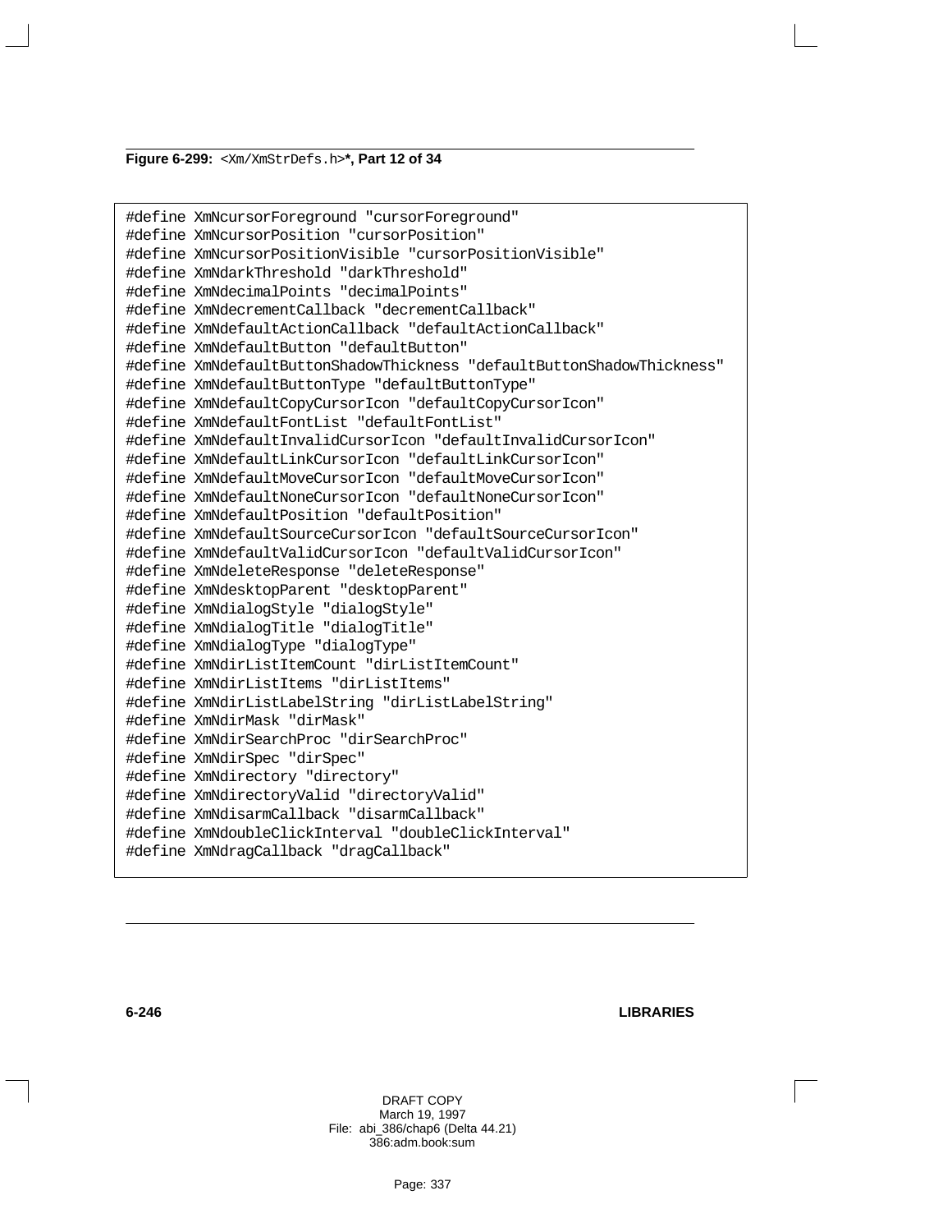**Figure 6-299:** `<Xm/XmStrDefs.h>`***, Part 12 of 34**

```
#define XmNcursorForeground "cursorForeground"
#define XmNcursorPosition "cursorPosition"
#define XmNcursorPositionVisible "cursorPositionVisible"
#define XmNdarkThreshold "darkThreshold"
#define XmNdecimalPoints "decimalPoints"
#define XmNdecrementCallback "decrementCallback"
#define XmNdefaultActionCallback "defaultActionCallback"
#define XmNdefaultButton "defaultButton"
#define XmNdefaultButtonShadowThickness "defaultButtonShadowThickness"
#define XmNdefaultButtonType "defaultButtonType"
#define XmNdefaultCopyCursorIcon "defaultCopyCursorIcon"
#define XmNdefaultFontList "defaultFontList"
#define XmNdefaultInvalidCursorIcon "defaultInvalidCursorIcon"
#define XmNdefaultLinkCursorIcon "defaultLinkCursorIcon"
#define XmNdefaultMoveCursorIcon "defaultMoveCursorIcon"
#define XmNdefaultNoneCursorIcon "defaultNoneCursorIcon"
#define XmNdefaultPosition "defaultPosition"
#define XmNdefaultSourceCursorIcon "defaultSourceCursorIcon"
#define XmNdefaultValidCursorIcon "defaultValidCursorIcon"
#define XmNdeleteResponse "deleteResponse"
#define XmNdesktopParent "desktopParent"
#define XmNdialogStyle "dialogStyle"
#define XmNdialogTitle "dialogTitle"
#define XmNdialogType "dialogType"
#define XmNdirListItemCount "dirListItemCount"
#define XmNdirListItems "dirListItems"
#define XmNdirListLabelString "dirListLabelString"
#define XmNdirMask "dirMask"
#define XmNdirSearchProc "dirSearchProc"
#define XmNdirSpec "dirSpec"
#define XmNdirectory "directory"
#define XmNdirectoryValid "directoryValid"
#define XmNdisarmCallback "disarmCallback"
#define XmNdoubleClickInterval "doubleClickInterval"
#define XmNdragCallback "dragCallback"
```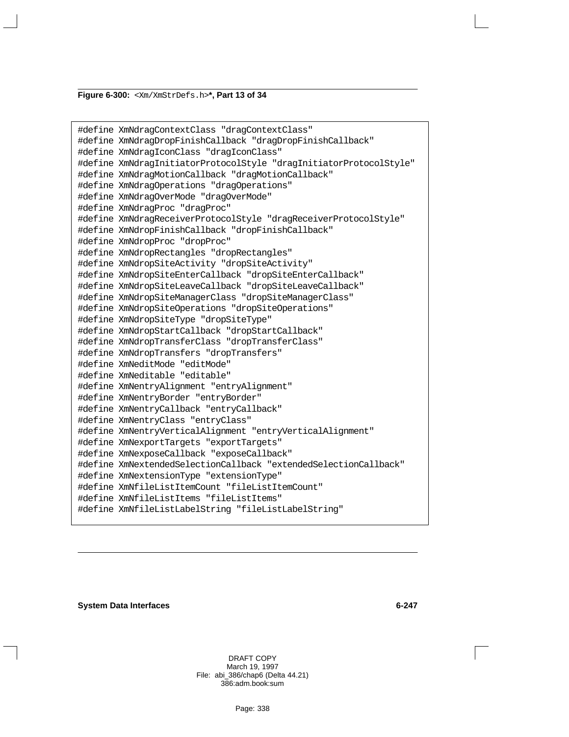**Figure 6-300:** `<Xm/XmStrDefs.h>`***, Part 13 of 34**

```
#define XmNdragContextClass "dragContextClass"
#define XmNdragDropFinishCallback "dragDropFinishCallback"
#define XmNdragIconClass "dragIconClass"
#define XmNdragInitiatorProtocolStyle "dragInitiatorProtocolStyle"
#define XmNdragMotionCallback "dragMotionCallback"
#define XmNdragOperations "dragOperations"
#define XmNdragOverMode "dragOverMode"
#define XmNdragProc "dragProc"
#define XmNdragReceiverProtocolStyle "dragReceiverProtocolStyle"
#define XmNdropFinishCallback "dropFinishCallback"
#define XmNdropProc "dropProc"
#define XmNdropRectangles "dropRectangles"
#define XmNdropSiteActivity "dropSiteActivity"
#define XmNdropSiteEnterCallback "dropSiteEnterCallback"
#define XmNdropSiteLeaveCallback "dropSiteLeaveCallback"
#define XmNdropSiteManagerClass "dropSiteManagerClass"
#define XmNdropSiteOperations "dropSiteOperations"
#define XmNdropSiteType "dropSiteType"
#define XmNdropStartCallback "dropStartCallback"
#define XmNdropTransferClass "dropTransferClass"
#define XmNdropTransfers "dropTransfers"
#define XmNeditMode "editMode"
#define XmNeditable "editable"
#define XmNentryAlignment "entryAlignment"
#define XmNentryBorder "entryBorder"
#define XmNentryCallback "entryCallback"
#define XmNentryClass "entryClass"
#define XmNentryVerticalAlignment "entryVerticalAlignment"
#define XmNexportTargets "exportTargets"
#define XmNexposeCallback "exposeCallback"
#define XmNextendedSelectionCallback "extendedSelectionCallback"
#define XmNextensionType "extensionType"
#define XmNfileListItemCount "fileListItemCount"
#define XmNfileListItems "fileListItems"
#define XmNfileListLabelString "fileListLabelString"
```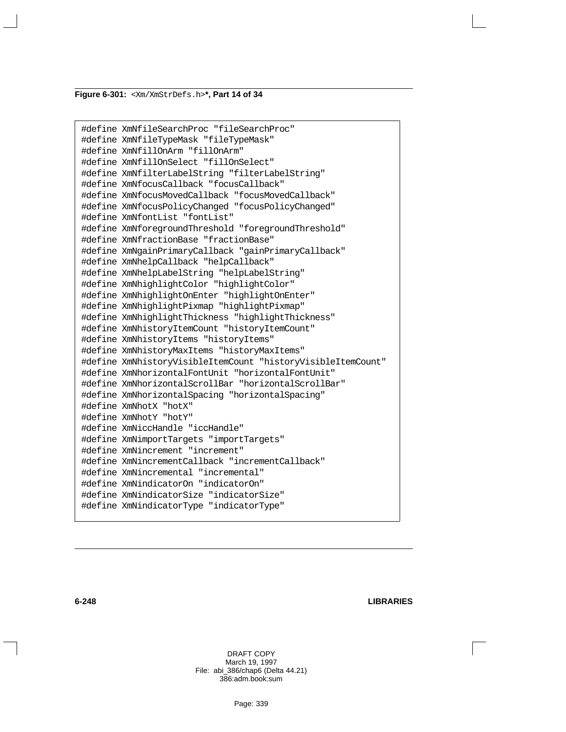**Figure 6-301:** `<Xm/XmStrDefs.h>`**\*, Part 14 of 34**

```
#define XmNfileSearchProc "fileSearchProc"
#define XmNfileTypeMask "fileTypeMask"
#define XmNfillOnArm "fillOnArm"
#define XmNfillOnSelect "fillOnSelect"
#define XmNfilterLabelString "filterLabelString"
#define XmNfocusCallback "focusCallback"
#define XmNfocusMovedCallback "focusMovedCallback"
#define XmNfocusPolicyChanged "focusPolicyChanged"
#define XmNfontList "fontList"
#define XmNforegroundThreshold "foregroundThreshold"
#define XmNfractionBase "fractionBase"
#define XmNgainPrimaryCallback "gainPrimaryCallback"
#define XmNhelpCallback "helpCallback"
#define XmNhelpLabelString "helpLabelString"
#define XmNhighlightColor "highlightColor"
#define XmNhighlightOnEnter "highlightOnEnter"
#define XmNhighlightPixmap "highlightPixmap"
#define XmNhighlightThickness "highlightThickness"
#define XmNhistoryItemCount "historyItemCount"
#define XmNhistoryItems "historyItems"
#define XmNhistoryMaxItems "historyMaxItems"
#define XmNhistoryVisibleItemCount "historyVisibleItemCount"
#define XmNhorizontalFontUnit "horizontalFontUnit"
#define XmNhorizontalScrollBar "horizontalScrollBar"
#define XmNhorizontalSpacing "horizontalSpacing"
#define XmNhotX "hotX"
#define XmNhotY "hotY"
#define XmNiccHandle "iccHandle"
#define XmNimportTargets "importTargets"
#define XmNincrement "increment"
#define XmNincrementCallback "incrementCallback"
#define XmNincremental "incremental"
#define XmNindicatorOn "indicatorOn"
#define XmNindicatorSize "indicatorSize"
#define XmNindicatorType "indicatorType"
```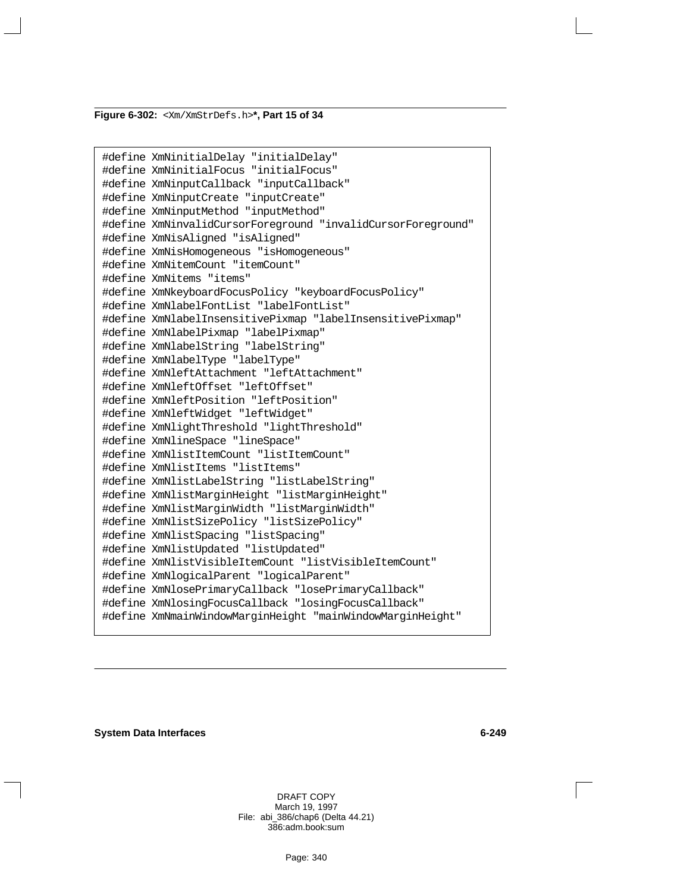**Figure 6-302:** `<Xm/XmStrDefs.h>`**\*, Part 15 of 34**

```
#define XmNinitialDelay "initialDelay"
#define XmNinitialFocus "initialFocus"
#define XmNinputCallback "inputCallback"
#define XmNinputCreate "inputCreate"
#define XmNinputMethod "inputMethod"
#define XmNinvalidCursorForeground "invalidCursorForeground"
#define XmNisAligned "isAligned"
#define XmNisHomogeneous "isHomogeneous"
#define XmNitemCount "itemCount"
#define XmNitems "items"
#define XmNkeyboardFocusPolicy "keyboardFocusPolicy"
#define XmNlabelFontList "labelFontList"
#define XmNlabelInsensitivePixmap "labelInsensitivePixmap"
#define XmNlabelPixmap "labelPixmap"
#define XmNlabelString "labelString"
#define XmNlabelType "labelType"
#define XmNleftAttachment "leftAttachment"
#define XmNleftOffset "leftOffset"
#define XmNleftPosition "leftPosition"
#define XmNleftWidget "leftWidget"
#define XmNlightThreshold "lightThreshold"
#define XmNlineSpace "lineSpace"
#define XmNlistItemCount "listItemCount"
#define XmNlistItems "listItems"
#define XmNlistLabelString "listLabelString"
#define XmNlistMarginHeight "listMarginHeight"
#define XmNlistMarginWidth "listMarginWidth"
#define XmNlistSizePolicy "listSizePolicy"
#define XmNlistSpacing "listSpacing"
#define XmNlistUpdated "listUpdated"
#define XmNlistVisibleItemCount "listVisibleItemCount"
#define XmNlogicalParent "logicalParent"
#define XmNlosePrimaryCallback "losePrimaryCallback"
#define XmNlosingFocusCallback "losingFocusCallback"
#define XmNmainWindowMarginHeight "mainWindowMarginHeight"
```

DRAFT COPY
March 19, 1997
File: abi_386/chap6 (Delta 44.21)
386:adm.book:sum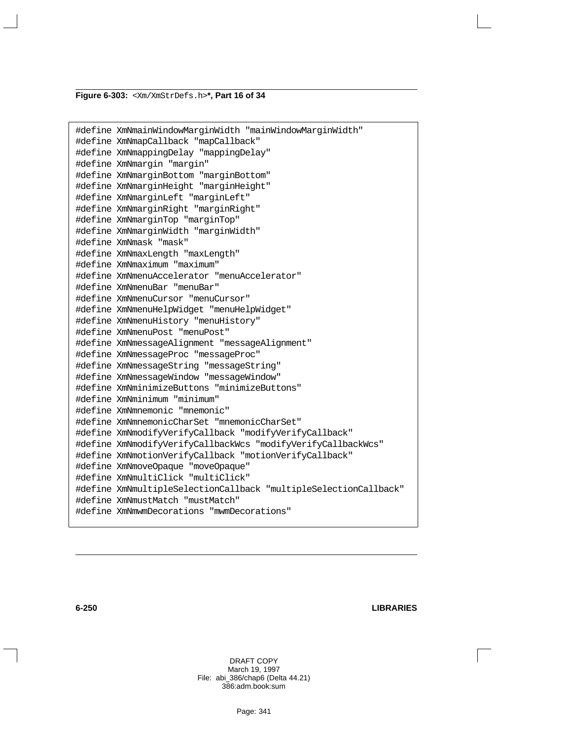**Figure 6-303:** `<Xm/XmStrDefs.h>`**\*, Part 16 of 34**

```
#define XmNmainWindowMarginWidth "mainWindowMarginWidth"
#define XmNmapCallback "mapCallback"
#define XmNmappingDelay "mappingDelay"
#define XmNmargin "margin"
#define XmNmarginBottom "marginBottom"
#define XmNmarginHeight "marginHeight"
#define XmNmarginLeft "marginLeft"
#define XmNmarginRight "marginRight"
#define XmNmarginTop "marginTop"
#define XmNmarginWidth "marginWidth"
#define XmNmask "mask"
#define XmNmaxLength "maxLength"
#define XmNmaximum "maximum"
#define XmNmenuAccelerator "menuAccelerator"
#define XmNmenuBar "menuBar"
#define XmNmenuCursor "menuCursor"
#define XmNmenuHelpWidget "menuHelpWidget"
#define XmNmenuHistory "menuHistory"
#define XmNmenuPost "menuPost"
#define XmNmessageAlignment "messageAlignment"
#define XmNmessageProc "messageProc"
#define XmNmessageString "messageString"
#define XmNmessageWindow "messageWindow"
#define XmNminimizeButtons "minimizeButtons"
#define XmNminimum "minimum"
#define XmNmnemonic "mnemonic"
#define XmNmnemonicCharSet "mnemonicCharSet"
#define XmNmodifyVerifyCallback "modifyVerifyCallback"
#define XmNmodifyVerifyCallbackWcs "modifyVerifyCallbackWcs"
#define XmNmotionVerifyCallback "motionVerifyCallback"
#define XmNmoveOpaque "moveOpaque"
#define XmNmultiClick "multiClick"
#define XmNmultipleSelectionCallback "multipleSelectionCallback"
#define XmNmustMatch "mustMatch"
#define XmNmwmDecorations "mwmDecorations"
```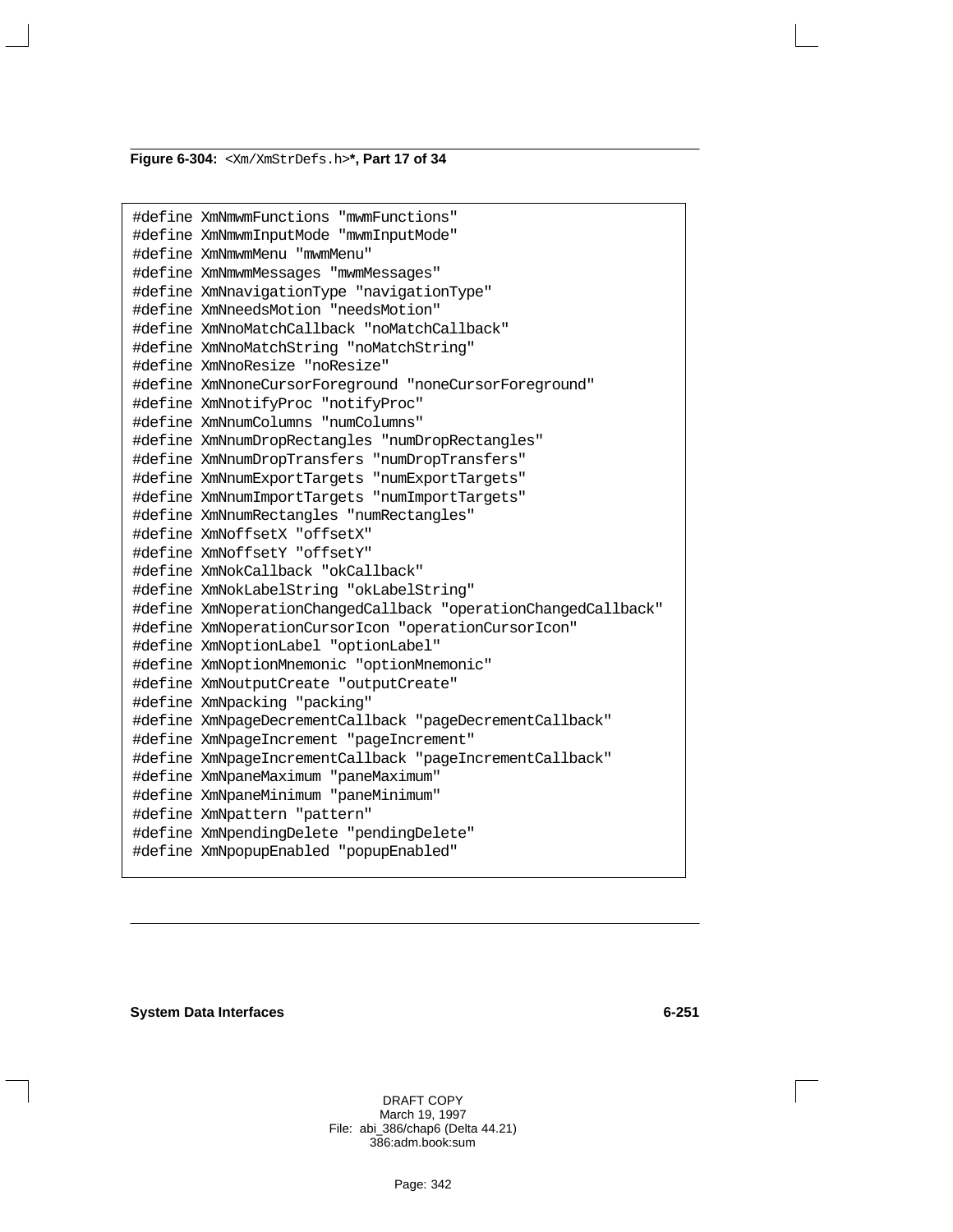**Figure 6-304:** `<Xm/XmStrDefs.h>`**\*, Part 17 of 34**

```
#define XmNmwmFunctions "mwmFunctions"
#define XmNmwmInputMode "mwmInputMode"
#define XmNmwmMenu "mwmMenu"
#define XmNmwmMessages "mwmMessages"
#define XmNnavigationType "navigationType"
#define XmNneedsMotion "needsMotion"
#define XmNnoMatchCallback "noMatchCallback"
#define XmNnoMatchString "noMatchString"
#define XmNnoResize "noResize"
#define XmNnoneCursorForeground "noneCursorForeground"
#define XmNnotifyProc "notifyProc"
#define XmNnumColumns "numColumns"
#define XmNnumDropRectangles "numDropRectangles"
#define XmNnumDropTransfers "numDropTransfers"
#define XmNnumExportTargets "numExportTargets"
#define XmNnumImportTargets "numImportTargets"
#define XmNnumRectangles "numRectangles"
#define XmNoffsetX "offsetX"
#define XmNoffsetY "offsetY"
#define XmNokCallback "okCallback"
#define XmNokLabelString "okLabelString"
#define XmNoperationChangedCallback "operationChangedCallback"
#define XmNoperationCursorIcon "operationCursorIcon"
#define XmNoptionLabel "optionLabel"
#define XmNoptionMnemonic "optionMnemonic"
#define XmNoutputCreate "outputCreate"
#define XmNpacking "packing"
#define XmNpageDecrementCallback "pageDecrementCallback"
#define XmNpageIncrement "pageIncrement"
#define XmNpageIncrementCallback "pageIncrementCallback"
#define XmNpaneMaximum "paneMaximum"
#define XmNpaneMinimum "paneMinimum"
#define XmNpattern "pattern"
#define XmNpendingDelete "pendingDelete"
#define XmNpopupEnabled "popupEnabled"
```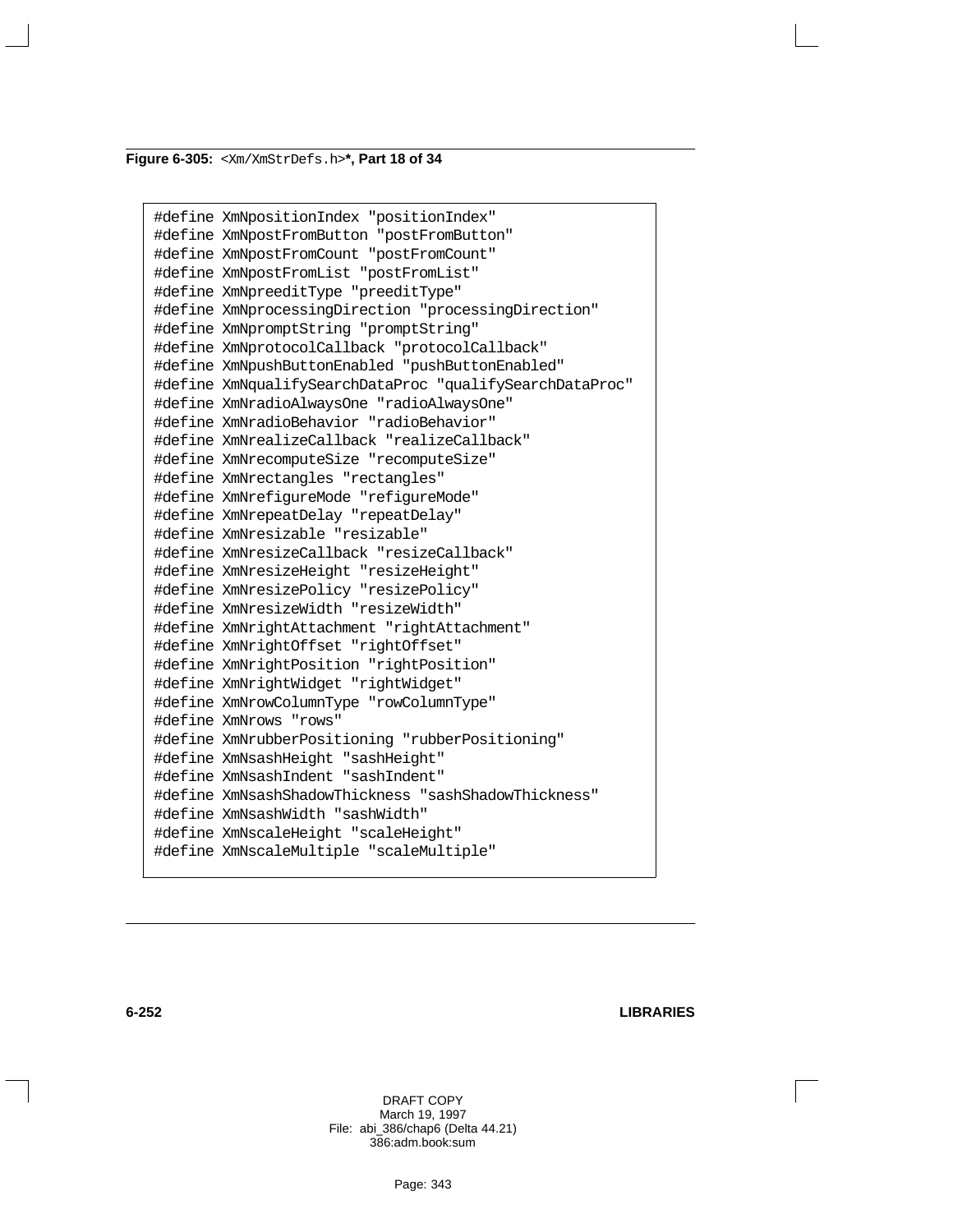**Figure 6-305:** `<Xm/XmStrDefs.h>`**\*, Part 18 of 34**

```
#define XmNpositionIndex "positionIndex"
#define XmNpostFromButton "postFromButton"
#define XmNpostFromCount "postFromCount"
#define XmNpostFromList "postFromList"
#define XmNpreeditType "preeditType"
#define XmNprocessingDirection "processingDirection"
#define XmNpromptString "promptString"
#define XmNprotocolCallback "protocolCallback"
#define XmNpushButtonEnabled "pushButtonEnabled"
#define XmNqualifySearchDataProc "qualifySearchDataProc"
#define XmNradioAlwaysOne "radioAlwaysOne"
#define XmNradioBehavior "radioBehavior"
#define XmNrealizeCallback "realizeCallback"
#define XmNrecomputeSize "recomputeSize"
#define XmNrectangles "rectangles"
#define XmNrefigureMode "refigureMode"
#define XmNrepeatDelay "repeatDelay"
#define XmNresizable "resizable"
#define XmNresizeCallback "resizeCallback"
#define XmNresizeHeight "resizeHeight"
#define XmNresizePolicy "resizePolicy"
#define XmNresizeWidth "resizeWidth"
#define XmNrightAttachment "rightAttachment"
#define XmNrightOffset "rightOffset"
#define XmNrightPosition "rightPosition"
#define XmNrightWidget "rightWidget"
#define XmNrowColumnType "rowColumnType"
#define XmNrows "rows"
#define XmNrubberPositioning "rubberPositioning"
#define XmNsashHeight "sashHeight"
#define XmNsashIndent "sashIndent"
#define XmNsashShadowThickness "sashShadowThickness"
#define XmNsashWidth "sashWidth"
#define XmNscaleHeight "scaleHeight"
#define XmNscaleMultiple "scaleMultiple"
```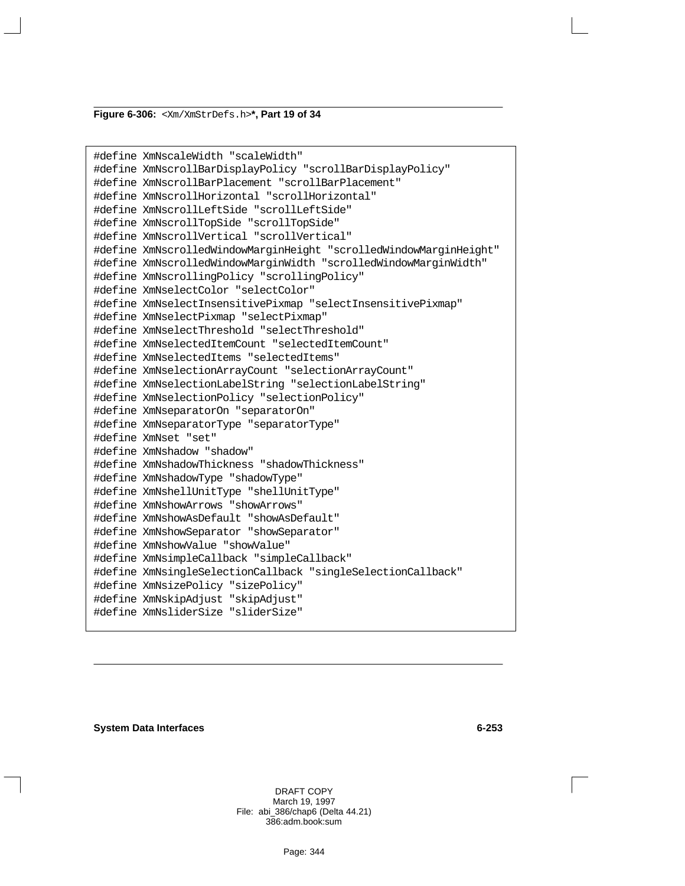**Figure 6-306:** `<Xm/XmStrDefs.h>`***, Part 19 of 34**

```
#define XmNscaleWidth "scaleWidth"
#define XmNscrollBarDisplayPolicy "scrollBarDisplayPolicy"
#define XmNscrollBarPlacement "scrollBarPlacement"
#define XmNscrollHorizontal "scrollHorizontal"
#define XmNscrollLeftSide "scrollLeftSide"
#define XmNscrollTopSide "scrollTopSide"
#define XmNscrollVertical "scrollVertical"
#define XmNscrolledWindowMarginHeight "scrolledWindowMarginHeight"
#define XmNscrolledWindowMarginWidth "scrolledWindowMarginWidth"
#define XmNscrollingPolicy "scrollingPolicy"
#define XmNselectColor "selectColor"
#define XmNselectInsensitivePixmap "selectInsensitivePixmap"
#define XmNselectPixmap "selectPixmap"
#define XmNselectThreshold "selectThreshold"
#define XmNselectedItemCount "selectedItemCount"
#define XmNselectedItems "selectedItems"
#define XmNselectionArrayCount "selectionArrayCount"
#define XmNselectionLabelString "selectionLabelString"
#define XmNselectionPolicy "selectionPolicy"
#define XmNseparatorOn "separatorOn"
#define XmNseparatorType "separatorType"
#define XmNset "set"
#define XmNshadow "shadow"
#define XmNshadowThickness "shadowThickness"
#define XmNshadowType "shadowType"
#define XmNshellUnitType "shellUnitType"
#define XmNshowArrows "showArrows"
#define XmNshowAsDefault "showAsDefault"
#define XmNshowSeparator "showSeparator"
#define XmNshowValue "showValue"
#define XmNsimpleCallback "simpleCallback"
#define XmNsingleSelectionCallback "singleSelectionCallback"
#define XmNsizePolicy "sizePolicy"
#define XmNskipAdjust "skipAdjust"
#define XmNsliderSize "sliderSize"
```

DRAFT COPY
March 19, 1997
File: abi_386/chap6 (Delta 44.21)
386:adm.book:sum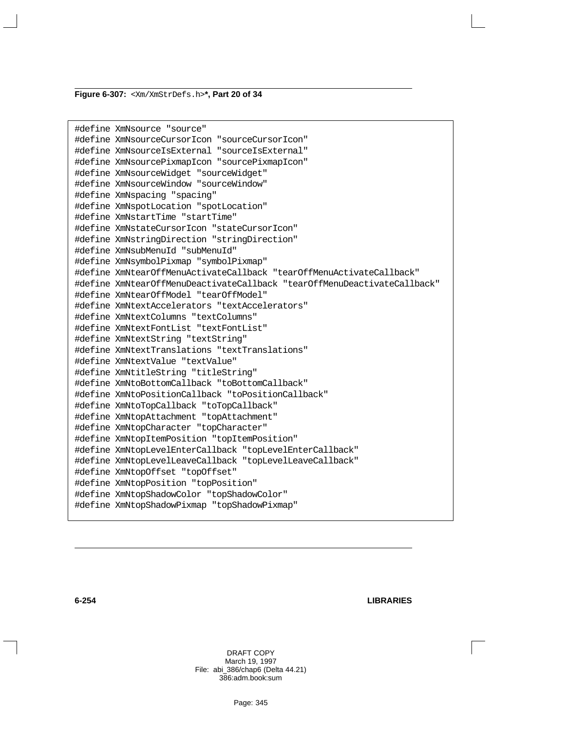**Figure 6-307:** `<Xm/XmStrDefs.h>`**\*, Part 20 of 34**

```
#define XmNsource "source"
#define XmNsourceCursorIcon "sourceCursorIcon"
#define XmNsourceIsExternal "sourceIsExternal"
#define XmNsourcePixmapIcon "sourcePixmapIcon"
#define XmNsourceWidget "sourceWidget"
#define XmNsourceWindow "sourceWindow"
#define XmNspacing "spacing"
#define XmNspotLocation "spotLocation"
#define XmNstartTime "startTime"
#define XmNstateCursorIcon "stateCursorIcon"
#define XmNstringDirection "stringDirection"
#define XmNsubMenuId "subMenuId"
#define XmNsymbolPixmap "symbolPixmap"
#define XmNtearOffMenuActivateCallback "tearOffMenuActivateCallback"
#define XmNtearOffMenuDeactivateCallback "tearOffMenuDeactivateCallback"
#define XmNtearOffModel "tearOffModel"
#define XmNtextAccelerators "textAccelerators"
#define XmNtextColumns "textColumns"
#define XmNtextFontList "textFontList"
#define XmNtextString "textString"
#define XmNtextTranslations "textTranslations"
#define XmNtextValue "textValue"
#define XmNtitleString "titleString"
#define XmNtoBottomCallback "toBottomCallback"
#define XmNtoPositionCallback "toPositionCallback"
#define XmNtoTopCallback "toTopCallback"
#define XmNtopAttachment "topAttachment"
#define XmNtopCharacter "topCharacter"
#define XmNtopItemPosition "topItemPosition"
#define XmNtopLevelEnterCallback "topLevelEnterCallback"
#define XmNtopLevelLeaveCallback "topLevelLeaveCallback"
#define XmNtopOffset "topOffset"
#define XmNtopPosition "topPosition"
#define XmNtopShadowColor "topShadowColor"
#define XmNtopShadowPixmap "topShadowPixmap"
```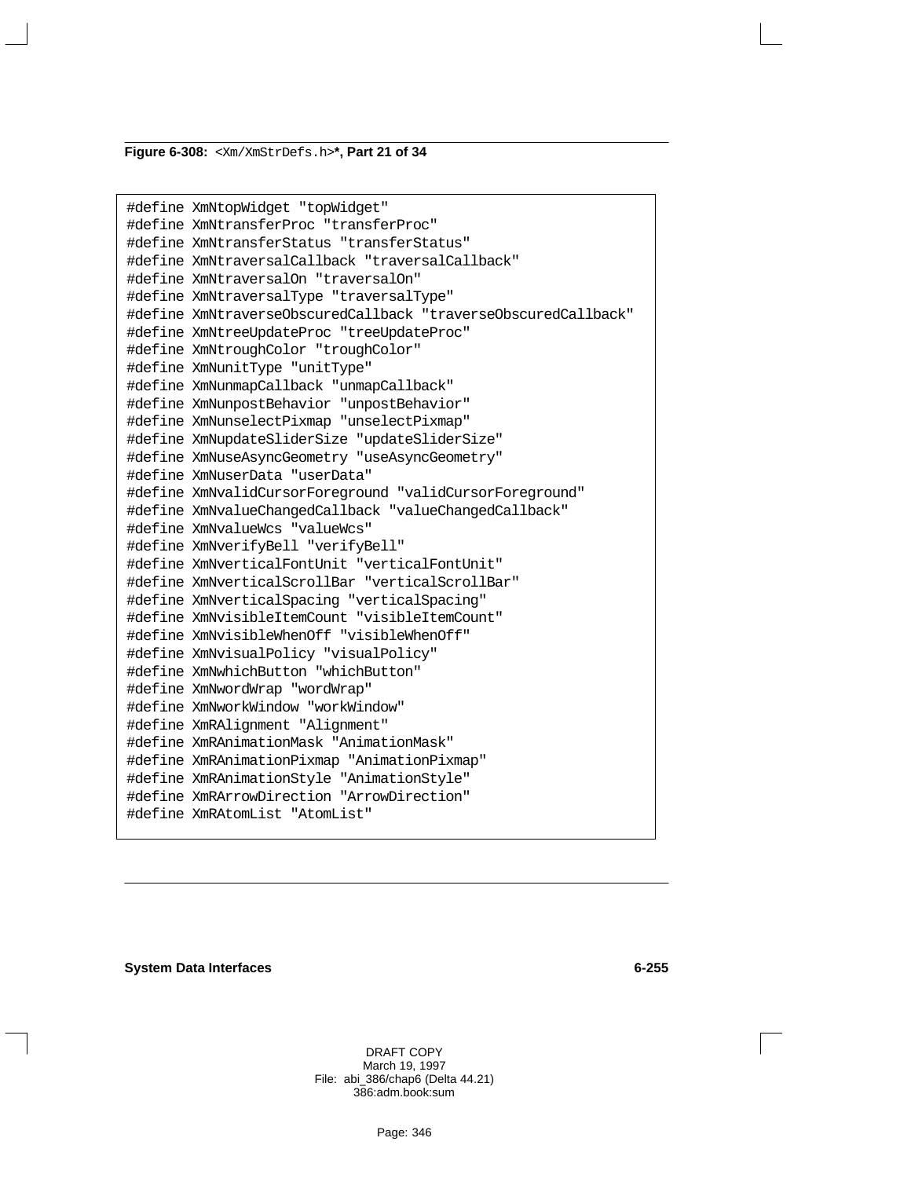**Figure 6-308:** `<Xm/XmStrDefs.h>`**\*, Part 21 of 34**

```
#define XmNtopWidget "topWidget"
#define XmNtransferProc "transferProc"
#define XmNtransferStatus "transferStatus"
#define XmNtraversalCallback "traversalCallback"
#define XmNtraversalOn "traversalOn"
#define XmNtraversalType "traversalType"
#define XmNtraverseObscuredCallback "traverseObscuredCallback"
#define XmNtreeUpdateProc "treeUpdateProc"
#define XmNtroughColor "troughColor"
#define XmNunitType "unitType"
#define XmNunmapCallback "unmapCallback"
#define XmNunpostBehavior "unpostBehavior"
#define XmNunselectPixmap "unselectPixmap"
#define XmNupdateSliderSize "updateSliderSize"
#define XmNuseAsyncGeometry "useAsyncGeometry"
#define XmNuserData "userData"
#define XmNvalidCursorForeground "validCursorForeground"
#define XmNvalueChangedCallback "valueChangedCallback"
#define XmNvalueWcs "valueWcs"
#define XmNverifyBell "verifyBell"
#define XmNverticalFontUnit "verticalFontUnit"
#define XmNverticalScrollBar "verticalScrollBar"
#define XmNverticalSpacing "verticalSpacing"
#define XmNvisibleItemCount "visibleItemCount"
#define XmNvisibleWhenOff "visibleWhenOff"
#define XmNvisualPolicy "visualPolicy"
#define XmNwhichButton "whichButton"
#define XmNwordWrap "wordWrap"
#define XmNworkWindow "workWindow"
#define XmRAlignment "Alignment"
#define XmRAnimationMask "AnimationMask"
#define XmRAnimationPixmap "AnimationPixmap"
#define XmRAnimationStyle "AnimationStyle"
#define XmRArrowDirection "ArrowDirection"
#define XmRAtomList "AtomList"
```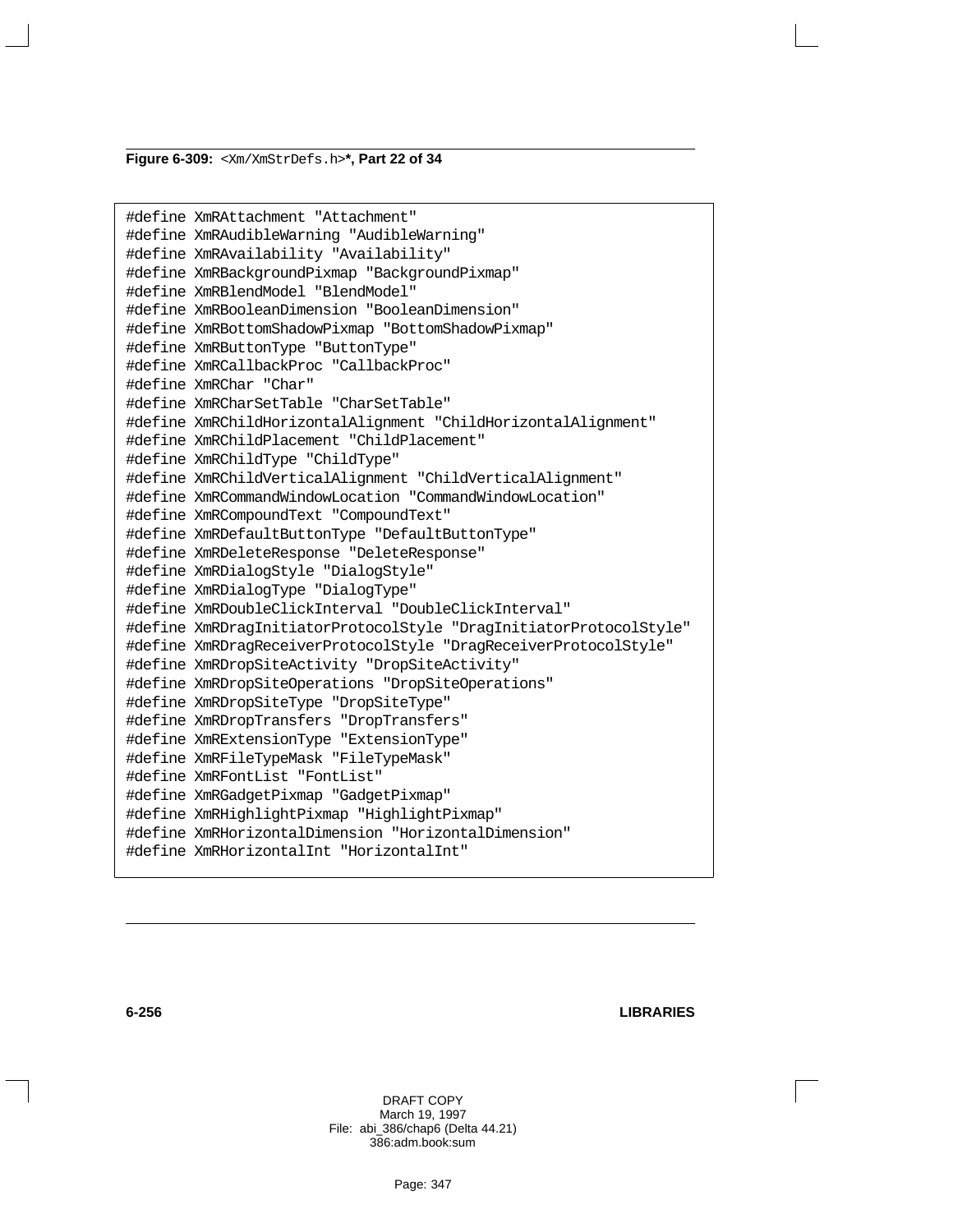**Figure 6-309:** `<Xm/XmStrDefs.h>`**, Part 22 of 34**

```
#define XmRAttachment "Attachment"
#define XmRAudibleWarning "AudibleWarning"
#define XmRAvailability "Availability"
#define XmRBackgroundPixmap "BackgroundPixmap"
#define XmRBlendModel "BlendModel"
#define XmRBooleanDimension "BooleanDimension"
#define XmRBottomShadowPixmap "BottomShadowPixmap"
#define XmRButtonType "ButtonType"
#define XmRCallbackProc "CallbackProc"
#define XmRChar "Char"
#define XmRCharSetTable "CharSetTable"
#define XmRChildHorizontalAlignment "ChildHorizontalAlignment"
#define XmRChildPlacement "ChildPlacement"
#define XmRChildType "ChildType"
#define XmRChildVerticalAlignment "ChildVerticalAlignment"
#define XmRCommandWindowLocation "CommandWindowLocation"
#define XmRCompoundText "CompoundText"
#define XmRDefaultButtonType "DefaultButtonType"
#define XmRDeleteResponse "DeleteResponse"
#define XmRDialogStyle "DialogStyle"
#define XmRDialogType "DialogType"
#define XmRDoubleClickInterval "DoubleClickInterval"
#define XmRDragInitiatorProtocolStyle "DragInitiatorProtocolStyle"
#define XmRDragReceiverProtocolStyle "DragReceiverProtocolStyle"
#define XmRDropSiteActivity "DropSiteActivity"
#define XmRDropSiteOperations "DropSiteOperations"
#define XmRDropSiteType "DropSiteType"
#define XmRDropTransfers "DropTransfers"
#define XmRExtensionType "ExtensionType"
#define XmRFileTypeMask "FileTypeMask"
#define XmRFontList "FontList"
#define XmRGadgetPixmap "GadgetPixmap"
#define XmRHighlightPixmap "HighlightPixmap"
#define XmRHorizontalDimension "HorizontalDimension"
#define XmRHorizontalInt "HorizontalInt"
```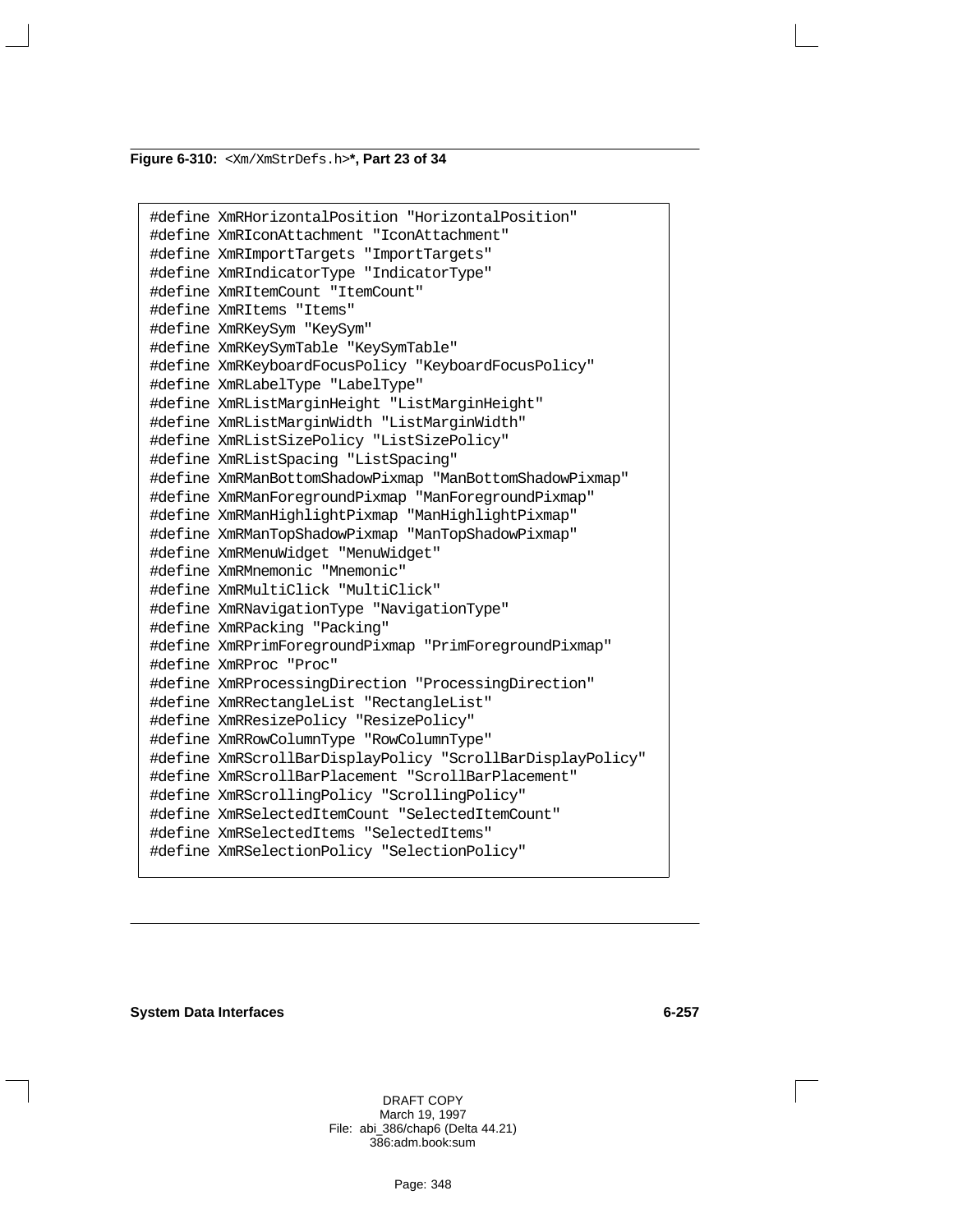**Figure 6-310:** `<Xm/XmStrDefs.h>`**, Part 23 of 34**

```
#define XmRHorizontalPosition "HorizontalPosition"
#define XmRIconAttachment "IconAttachment"
#define XmRImportTargets "ImportTargets"
#define XmRIndicatorType "IndicatorType"
#define XmRItemCount "ItemCount"
#define XmRItems "Items"
#define XmRKeySym "KeySym"
#define XmRKeySymTable "KeySymTable"
#define XmRKeyboardFocusPolicy "KeyboardFocusPolicy"
#define XmRLabelType "LabelType"
#define XmRListMarginHeight "ListMarginHeight"
#define XmRListMarginWidth "ListMarginWidth"
#define XmRListSizePolicy "ListSizePolicy"
#define XmRListSpacing "ListSpacing"
#define XmRManBottomShadowPixmap "ManBottomShadowPixmap"
#define XmRManForegroundPixmap "ManForegroundPixmap"
#define XmRManHighlightPixmap "ManHighlightPixmap"
#define XmRManTopShadowPixmap "ManTopShadowPixmap"
#define XmRMenuWidget "MenuWidget"
#define XmRMnemonic "Mnemonic"
#define XmRMultiClick "MultiClick"
#define XmRNavigationType "NavigationType"
#define XmRPacking "Packing"
#define XmRPrimForegroundPixmap "PrimForegroundPixmap"
#define XmRProc "Proc"
#define XmRProcessingDirection "ProcessingDirection"
#define XmRRectangleList "RectangleList"
#define XmRResizePolicy "ResizePolicy"
#define XmRRowColumnType "RowColumnType"
#define XmRScrollBarDisplayPolicy "ScrollBarDisplayPolicy"
#define XmRScrollBarPlacement "ScrollBarPlacement"
#define XmRScrollingPolicy "ScrollingPolicy"
#define XmRSelectedItemCount "SelectedItemCount"
#define XmRSelectedItems "SelectedItems"
#define XmRSelectionPolicy "SelectionPolicy"
```

DRAFT COPY
March 19, 1997
File: abi_386/chap6 (Delta 44.21)
386:adm.book:sum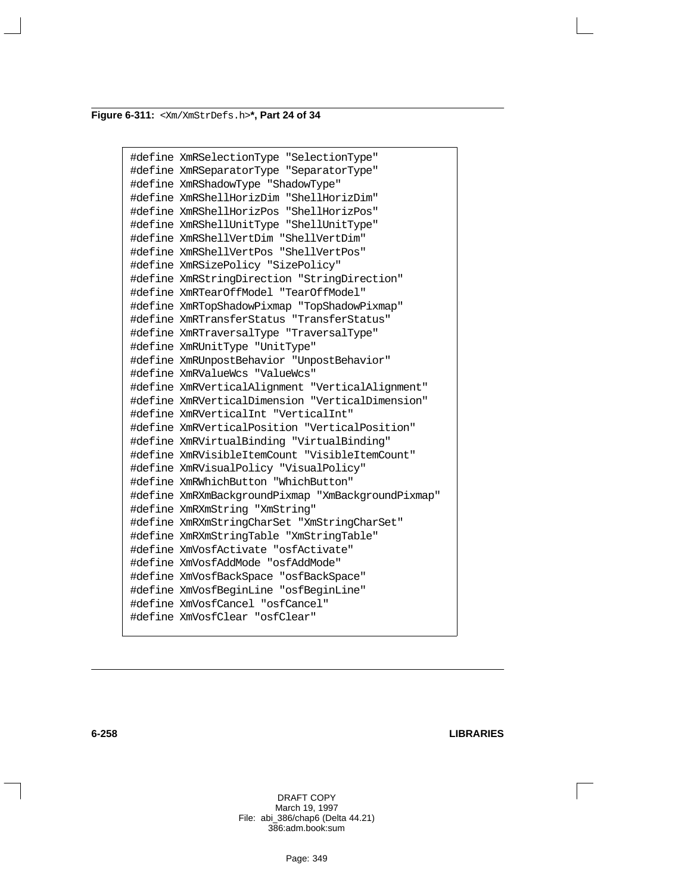**Figure 6-311:** `<Xm/XmStrDefs.h>`**\*, Part 24 of 34**

```
#define XmRSelectionType "SelectionType"
#define XmRSeparatorType "SeparatorType"
#define XmRShadowType "ShadowType"
#define XmRShellHorizDim "ShellHorizDim"
#define XmRShellHorizPos "ShellHorizPos"
#define XmRShellUnitType "ShellUnitType"
#define XmRShellVertDim "ShellVertDim"
#define XmRShellVertPos "ShellVertPos"
#define XmRSizePolicy "SizePolicy"
#define XmRStringDirection "StringDirection"
#define XmRTearOffModel "TearOffModel"
#define XmRTopShadowPixmap "TopShadowPixmap"
#define XmRTransferStatus "TransferStatus"
#define XmRTraversalType "TraversalType"
#define XmRUnitType "UnitType"
#define XmRUnpostBehavior "UnpostBehavior"
#define XmRValueWcs "ValueWcs"
#define XmRVerticalAlignment "VerticalAlignment"
#define XmRVerticalDimension "VerticalDimension"
#define XmRVerticalInt "VerticalInt"
#define XmRVerticalPosition "VerticalPosition"
#define XmRVirtualBinding "VirtualBinding"
#define XmRVisibleItemCount "VisibleItemCount"
#define XmRVisualPolicy "VisualPolicy"
#define XmRWhichButton "WhichButton"
#define XmRXmBackgroundPixmap "XmBackgroundPixmap"
#define XmRXmString "XmString"
#define XmRXmStringCharSet "XmStringCharSet"
#define XmRXmStringTable "XmStringTable"
#define XmVosfActivate "osfActivate"
#define XmVosfAddMode "osfAddMode"
#define XmVosfBackSpace "osfBackSpace"
#define XmVosfBeginLine "osfBeginLine"
#define XmVosfCancel "osfCancel"
#define XmVosfClear "osfClear"
```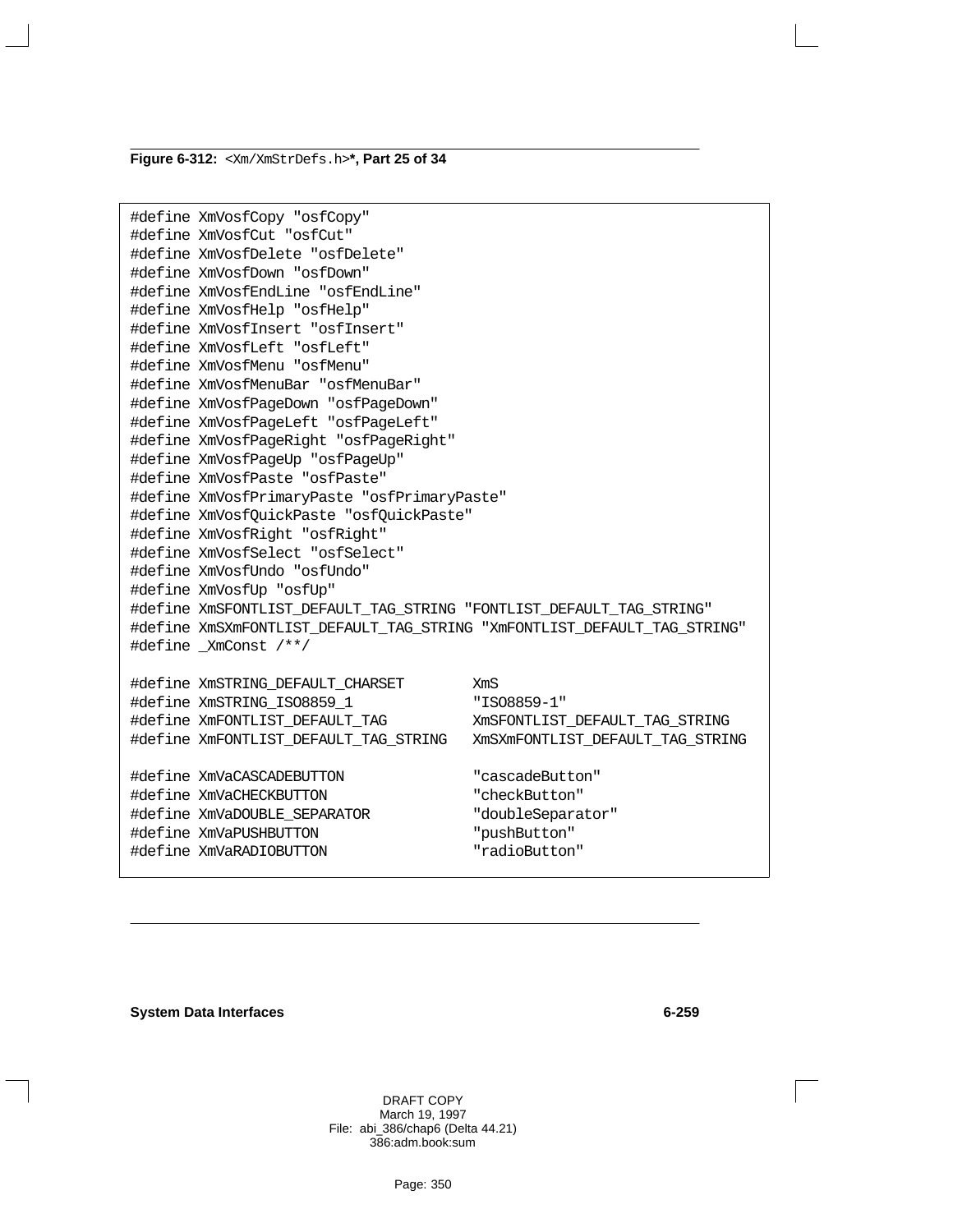**Figure 6-312:** `<Xm/XmStrDefs.h>`**\*, Part 25 of 34**

```
#define XmVosfCopy "osfCopy"
#define XmVosfCut "osfCut"
#define XmVosfDelete "osfDelete"
#define XmVosfDown "osfDown"
#define XmVosfEndLine "osfEndLine"
#define XmVosfHelp "osfHelp"
#define XmVosfInsert "osfInsert"
#define XmVosfLeft "osfLeft"
#define XmVosfMenu "osfMenu"
#define XmVosfMenuBar "osfMenuBar"
#define XmVosfPageDown "osfPageDown"
#define XmVosfPageLeft "osfPageLeft"
#define XmVosfPageRight "osfPageRight"
#define XmVosfPageUp "osfPageUp"
#define XmVosfPaste "osfPaste"
#define XmVosfPrimaryPaste "osfPrimaryPaste"
#define XmVosfQuickPaste "osfQuickPaste"
#define XmVosfRight "osfRight"
#define XmVosfSelect "osfSelect"
#define XmVosfUndo "osfUndo"
#define XmVosfUp "osfUp"
#define XmSFONTLIST_DEFAULT_TAG_STRING "FONTLIST_DEFAULT_TAG_STRING"
#define XmSXmFONTLIST_DEFAULT_TAG_STRING "XmFONTLIST_DEFAULT_TAG_STRING"
#define _XmConst /**/

#define XmSTRING_DEFAULT_CHARSET        XmS
#define XmSTRING_ISO8859_1              "ISO8859-1"
#define XmFONTLIST_DEFAULT_TAG          XmSFONTLIST_DEFAULT_TAG_STRING
#define XmFONTLIST_DEFAULT_TAG_STRING   XmSXmFONTLIST_DEFAULT_TAG_STRING

#define XmVaCASCADEBUTTON               "cascadeButton"
#define XmVaCHECKBUTTON                 "checkButton"
#define XmVaDOUBLE_SEPARATOR            "doubleSeparator"
#define XmVaPUSHBUTTON                  "pushButton"
#define XmVaRADIOBUTTON                 "radioButton"
```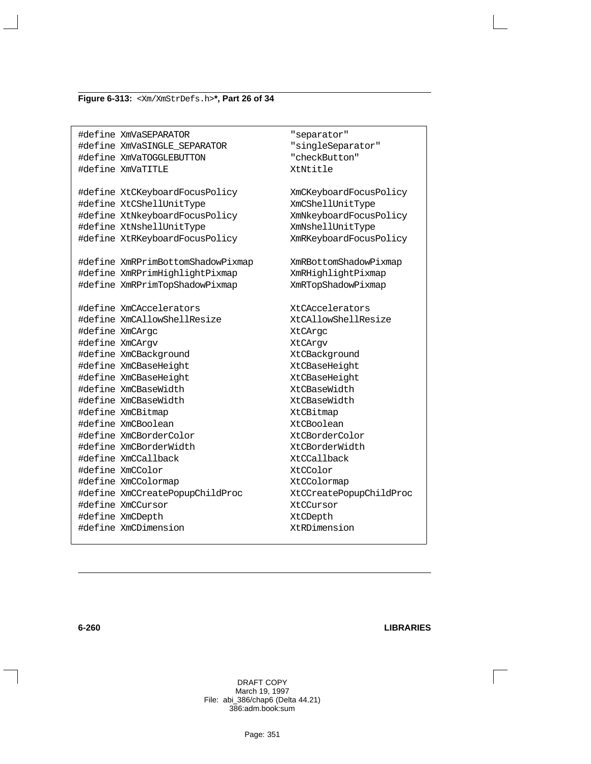**Figure 6-313:** `<Xm/XmStrDefs.h>`**, Part 26 of 34**

```
#define XmVaSEPARATOR                    "separator"
#define XmVaSINGLE_SEPARATOR             "singleSeparator"
#define XmVaTOGGLEBUTTON                 "checkButton"
#define XmVaTITLE                        XtNtitle

#define XtCKeyboardFocusPolicy           XmCKeyboardFocusPolicy
#define XtCShellUnitType                 XmCShellUnitType
#define XtNkeyboardFocusPolicy           XmNkeyboardFocusPolicy
#define XtNshellUnitType                 XmNshellUnitType
#define XtRKeyboardFocusPolicy           XmRKeyboardFocusPolicy

#define XmRPrimBottomShadowPixmap        XmRBottomShadowPixmap
#define XmRPrimHighlightPixmap           XmRHighlightPixmap
#define XmRPrimTopShadowPixmap           XmRTopShadowPixmap

#define XmCAccelerators                  XtCAccelerators
#define XmCAllowShellResize              XtCAllowShellResize
#define XmCArgc                          XtCArgc
#define XmCArgv                          XtCArgv
#define XmCBackground                    XtCBackground
#define XmCBaseHeight                    XtCBaseHeight
#define XmCBaseHeight                    XtCBaseHeight
#define XmCBaseWidth                     XtCBaseWidth
#define XmCBaseWidth                     XtCBaseWidth
#define XmCBitmap                        XtCBitmap
#define XmCBoolean                       XtCBoolean
#define XmCBorderColor                   XtCBorderColor
#define XmCBorderWidth                   XtCBorderWidth
#define XmCCallback                      XtCCallback
#define XmCColor                         XtCColor
#define XmCColormap                      XtCColormap
#define XmCCreatePopupChildProc          XtCCreatePopupChildProc
#define XmCCursor                        XtCCursor
#define XmCDepth                         XtCDepth
#define XmCDimension                     XtRDimension
```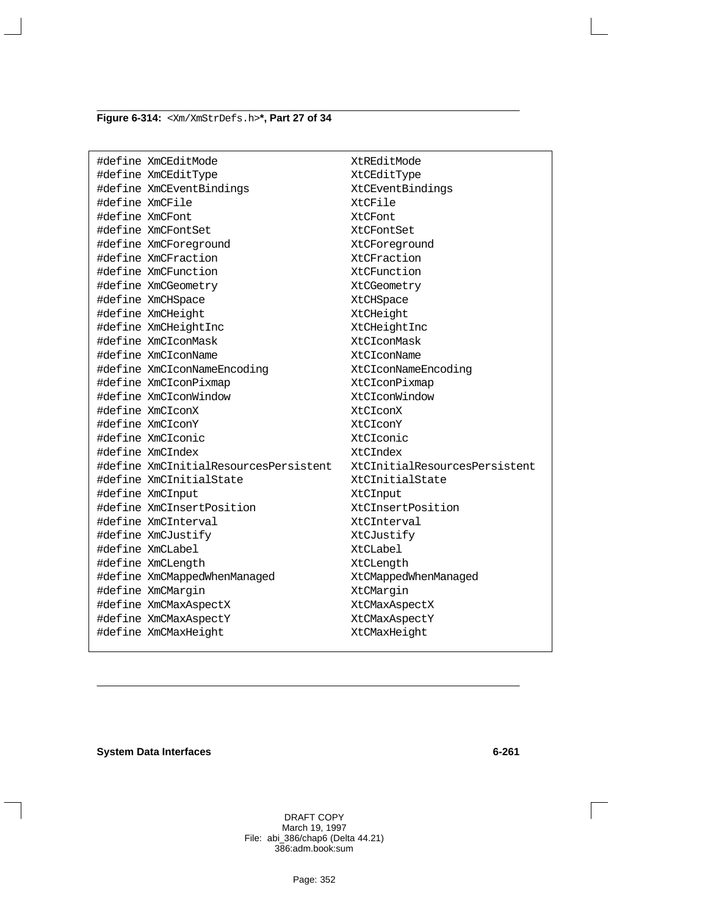**Figure 6-314:** `<Xm/XmStrDefs.h>`**, Part 27 of 34**

```
#define XmCEditMode                        XtREditMode
#define XmCEditType                        XtCEditType
#define XmCEventBindings                   XtCEventBindings
#define XmCFile                            XtCFile
#define XmCFont                            XtCFont
#define XmCFontSet                         XtCFontSet
#define XmCForeground                      XtCForeground
#define XmCFraction                        XtCFraction
#define XmCFunction                        XtCFunction
#define XmCGeometry                        XtCGeometry
#define XmCHSpace                          XtCHSpace
#define XmCHeight                          XtCHeight
#define XmCHeightInc                       XtCHeightInc
#define XmCIconMask                        XtCIconMask
#define XmCIconName                        XtCIconName
#define XmCIconNameEncoding                XtCIconNameEncoding
#define XmCIconPixmap                      XtCIconPixmap
#define XmCIconWindow                      XtCIconWindow
#define XmCIconX                           XtCIconX
#define XmCIconY                           XtCIconY
#define XmCIconic                          XtCIconic
#define XmCIndex                           XtCIndex
#define XmCInitialResourcesPersistent      XtCInitialResourcesPersistent
#define XmCInitialState                    XtCInitialState
#define XmCInput                           XtCInput
#define XmCInsertPosition                  XtCInsertPosition
#define XmCInterval                        XtCInterval
#define XmCJustify                         XtCJustify
#define XmCLabel                           XtCLabel
#define XmCLength                          XtCLength
#define XmCMappedWhenManaged               XtCMappedWhenManaged
#define XmCMargin                          XtCMargin
#define XmCMaxAspectX                      XtCMaxAspectX
#define XmCMaxAspectY                      XtCMaxAspectY
#define XmCMaxHeight                       XtCMaxHeight
```

DRAFT COPY
March 19, 1997
File: abi_386/chap6 (Delta 44.21)
386:adm.book:sum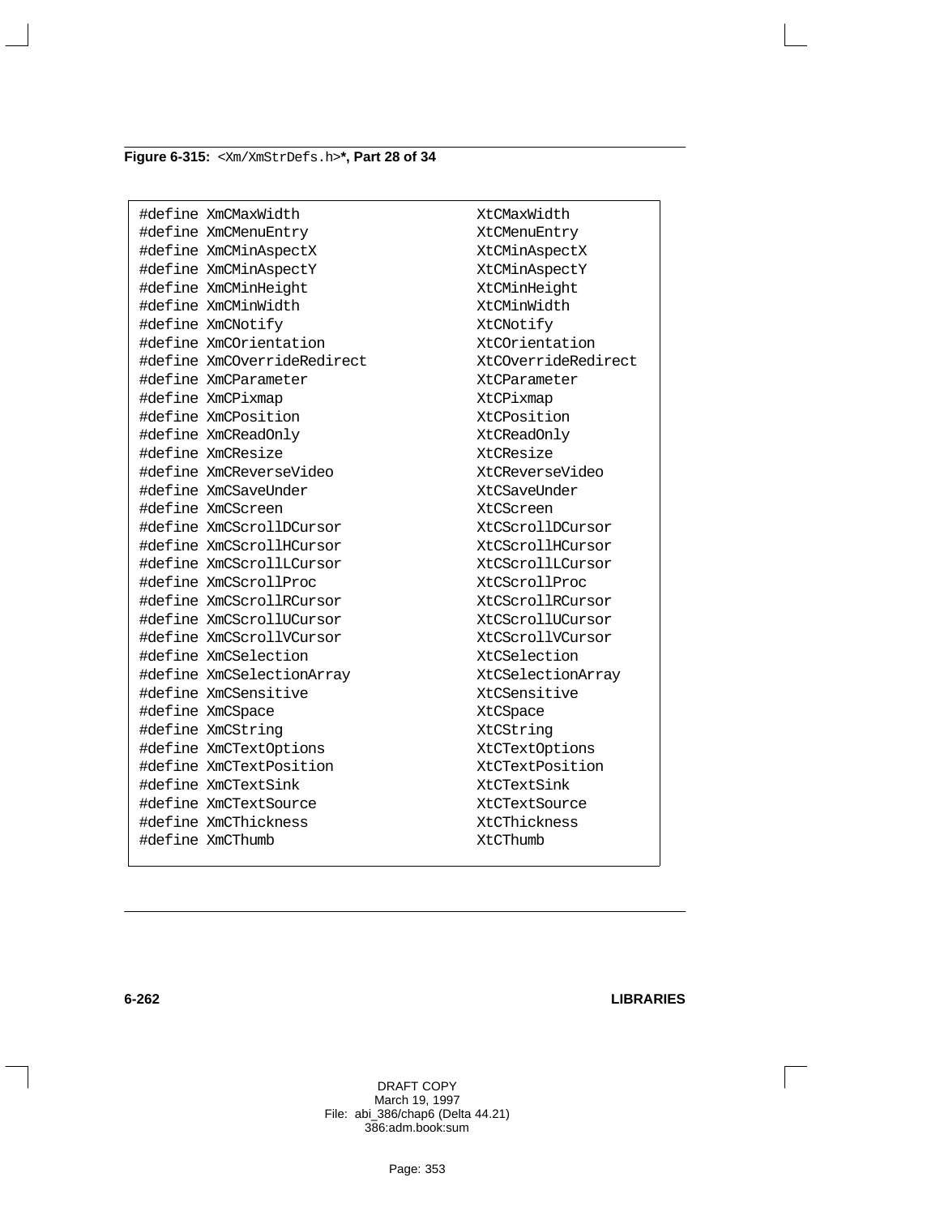**Figure 6-315:** `<Xm/XmStrDefs.h>`**, Part 28 of 34**

```
#define XmCMaxWidth                     XtCMaxWidth
#define XmCMenuEntry                    XtCMenuEntry
#define XmCMinAspectX                   XtCMinAspectX
#define XmCMinAspectY                   XtCMinAspectY
#define XmCMinHeight                    XtCMinHeight
#define XmCMinWidth                     XtCMinWidth
#define XmCNotify                       XtCNotify
#define XmCOrientation                  XtCOrientation
#define XmCOverrideRedirect             XtCOverrideRedirect
#define XmCParameter                    XtCParameter
#define XmCPixmap                       XtCPixmap
#define XmCPosition                     XtCPosition
#define XmCReadOnly                     XtCReadOnly
#define XmCResize                       XtCResize
#define XmCReverseVideo                 XtCReverseVideo
#define XmCSaveUnder                    XtCSaveUnder
#define XmCScreen                       XtCScreen
#define XmCScrollDCursor                XtCScrollDCursor
#define XmCScrollHCursor                XtCScrollHCursor
#define XmCScrollLCursor                XtCScrollLCursor
#define XmCScrollProc                   XtCScrollProc
#define XmCScrollRCursor                XtCScrollRCursor
#define XmCScrollUCursor                XtCScrollUCursor
#define XmCScrollVCursor                XtCScrollVCursor
#define XmCSelection                    XtCSelection
#define XmCSelectionArray               XtCSelectionArray
#define XmCSensitive                    XtCSensitive
#define XmCSpace                        XtCSpace
#define XmCString                       XtCString
#define XmCTextOptions                  XtCTextOptions
#define XmCTextPosition                 XtCTextPosition
#define XmCTextSink                     XtCTextSink
#define XmCTextSource                   XtCTextSource
#define XmCThickness                    XtCThickness
#define XmCThumb                        XtCThumb
```

DRAFT COPY
March 19, 1997
File: abi_386/chap6 (Delta 44.21)
386:adm.book:sum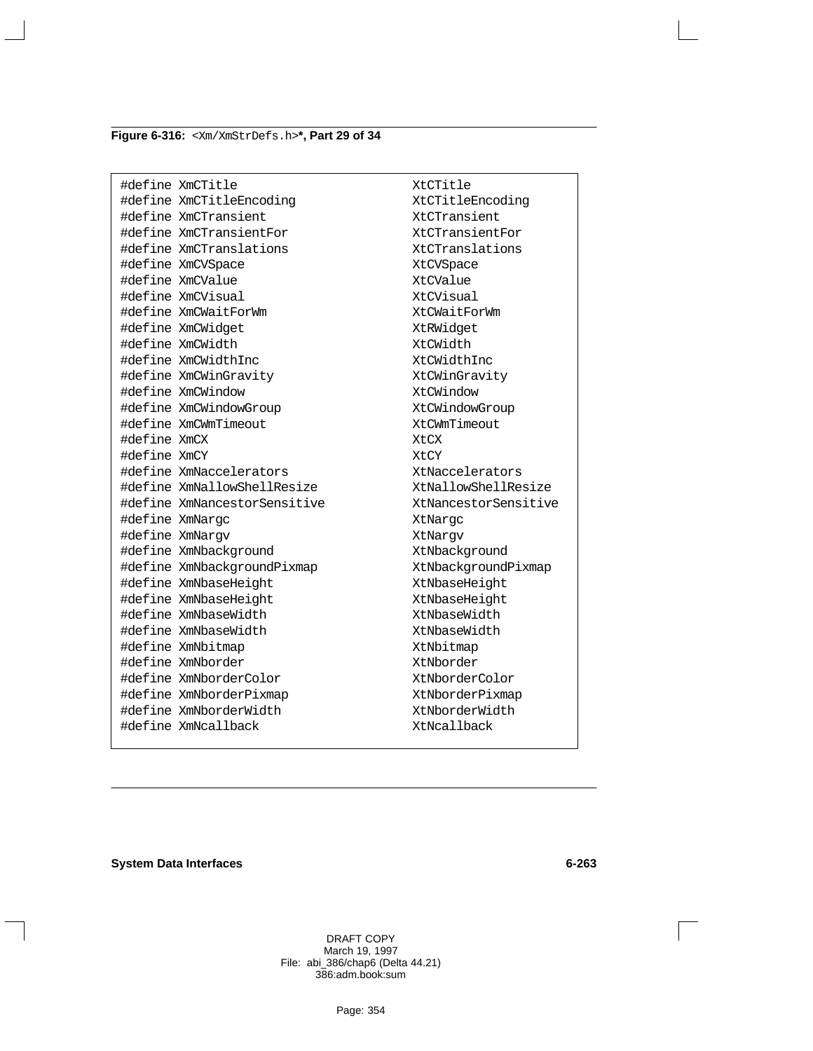**Figure 6-316:** `<Xm/XmStrDefs.h>`**\*, Part 29 of 34**

```
#define XmCTitle                        XtCTitle
#define XmCTitleEncoding                XtCTitleEncoding
#define XmCTransient                    XtCTransient
#define XmCTransientFor                 XtCTransientFor
#define XmCTranslations                 XtCTranslations
#define XmCVSpace                       XtCVSpace
#define XmCValue                        XtCValue
#define XmCVisual                       XtCVisual
#define XmCWaitForWm                    XtCWaitForWm
#define XmCWidget                       XtRWidget
#define XmCWidth                        XtCWidth
#define XmCWidthInc                     XtCWidthInc
#define XmCWinGravity                   XtCWinGravity
#define XmCWindow                       XtCWindow
#define XmCWindowGroup                  XtCWindowGroup
#define XmCWmTimeout                    XtCWmTimeout
#define XmCX                            XtCX
#define XmCY                            XtCY
#define XmNaccelerators                 XtNaccelerators
#define XmNallowShellResize             XtNallowShellResize
#define XmNancestorSensitive            XtNancestorSensitive
#define XmNargc                         XtNargc
#define XmNargv                         XtNargv
#define XmNbackground                   XtNbackground
#define XmNbackgroundPixmap             XtNbackgroundPixmap
#define XmNbaseHeight                   XtNbaseHeight
#define XmNbaseHeight                   XtNbaseHeight
#define XmNbaseWidth                    XtNbaseWidth
#define XmNbaseWidth                    XtNbaseWidth
#define XmNbitmap                       XtNbitmap
#define XmNborder                       XtNborder
#define XmNborderColor                  XtNborderColor
#define XmNborderPixmap                 XtNborderPixmap
#define XmNborderWidth                  XtNborderWidth
#define XmNcallback                     XtNcallback
```

DRAFT COPY
March 19, 1997
File: abi_386/chap6 (Delta 44.21)
386:adm.book:sum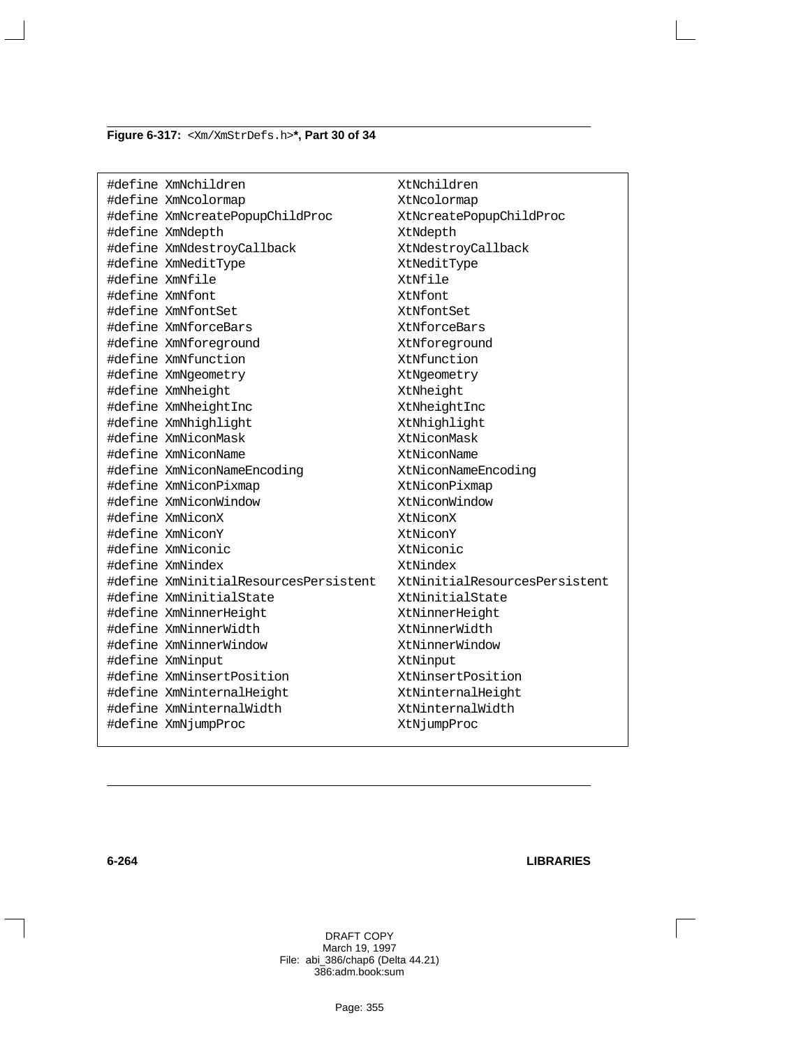**Figure 6-317:** `<Xm/XmStrDefs.h>`***, Part 30 of 34**

```
#define XmNchildren                       XtNchildren
#define XmNcolormap                       XtNcolormap
#define XmNcreatePopupChildProc           XtNcreatePopupChildProc
#define XmNdepth                          XtNdepth
#define XmNdestroyCallback                XtNdestroyCallback
#define XmNeditType                       XtNeditType
#define XmNfile                           XtNfile
#define XmNfont                           XtNfont
#define XmNfontSet                        XtNfontSet
#define XmNforceBars                      XtNforceBars
#define XmNforeground                     XtNforeground
#define XmNfunction                       XtNfunction
#define XmNgeometry                       XtNgeometry
#define XmNheight                         XtNheight
#define XmNheightInc                      XtNheightInc
#define XmNhighlight                      XtNhighlight
#define XmNiconMask                       XtNiconMask
#define XmNiconName                       XtNiconName
#define XmNiconNameEncoding               XtNiconNameEncoding
#define XmNiconPixmap                     XtNiconPixmap
#define XmNiconWindow                     XtNiconWindow
#define XmNiconX                          XtNiconX
#define XmNiconY                          XtNiconY
#define XmNiconic                         XtNiconic
#define XmNindex                          XtNindex
#define XmNinitialResourcesPersistent     XtNinitialResourcesPersistent
#define XmNinitialState                   XtNinitialState
#define XmNinnerHeight                    XtNinnerHeight
#define XmNinnerWidth                     XtNinnerWidth
#define XmNinnerWindow                    XtNinnerWindow
#define XmNinput                          XtNinput
#define XmNinsertPosition                 XtNinsertPosition
#define XmNinternalHeight                 XtNinternalHeight
#define XmNinternalWidth                  XtNinternalWidth
#define XmNjumpProc                       XtNjumpProc
```

DRAFT COPY
March 19, 1997
File: abi_386/chap6 (Delta 44.21)
386:adm.book:sum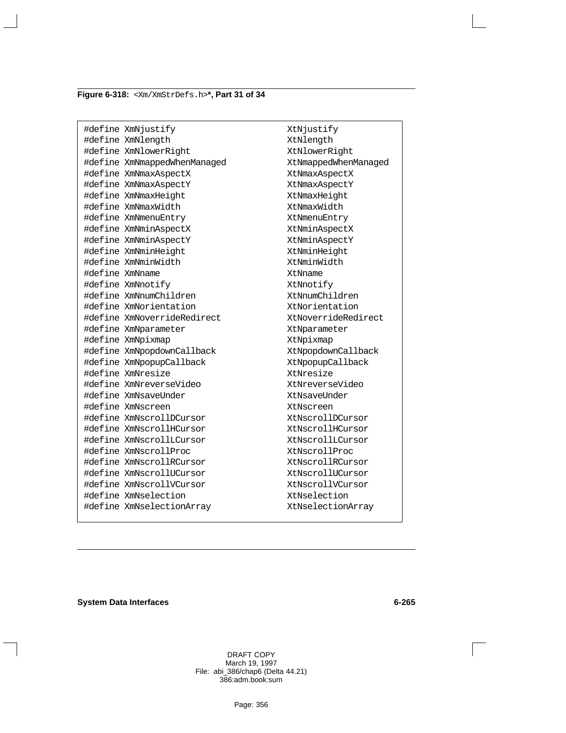**Figure 6-318:** `<Xm/XmStrDefs.h>`**\*, Part 31 of 34**

```
#define XmNjustify                  XtNjustify
#define XmNlength                   XtNlength
#define XmNlowerRight               XtNlowerRight
#define XmNmappedWhenManaged        XtNmappedWhenManaged
#define XmNmaxAspectX               XtNmaxAspectX
#define XmNmaxAspectY               XtNmaxAspectY
#define XmNmaxHeight                XtNmaxHeight
#define XmNmaxWidth                 XtNmaxWidth
#define XmNmenuEntry                XtNmenuEntry
#define XmNminAspectX               XtNminAspectX
#define XmNminAspectY               XtNminAspectY
#define XmNminHeight                XtNminHeight
#define XmNminWidth                 XtNminWidth
#define XmNname                     XtNname
#define XmNnotify                   XtNnotify
#define XmNnumChildren              XtNnumChildren
#define XmNorientation              XtNorientation
#define XmNoverrideRedirect         XtNoverrideRedirect
#define XmNparameter                XtNparameter
#define XmNpixmap                   XtNpixmap
#define XmNpopdownCallback          XtNpopdownCallback
#define XmNpopupCallback            XtNpopupCallback
#define XmNresize                   XtNresize
#define XmNreverseVideo             XtNreverseVideo
#define XmNsaveUnder                XtNsaveUnder
#define XmNscreen                   XtNscreen
#define XmNscrollDCursor            XtNscrollDCursor
#define XmNscrollHCursor            XtNscrollHCursor
#define XmNscrollLCursor            XtNscrollLCursor
#define XmNscrollProc               XtNscrollProc
#define XmNscrollRCursor            XtNscrollRCursor
#define XmNscrollUCursor            XtNscrollUCursor
#define XmNscrollVCursor            XtNscrollVCursor
#define XmNselection                XtNselection
#define XmNselectionArray           XtNselectionArray
```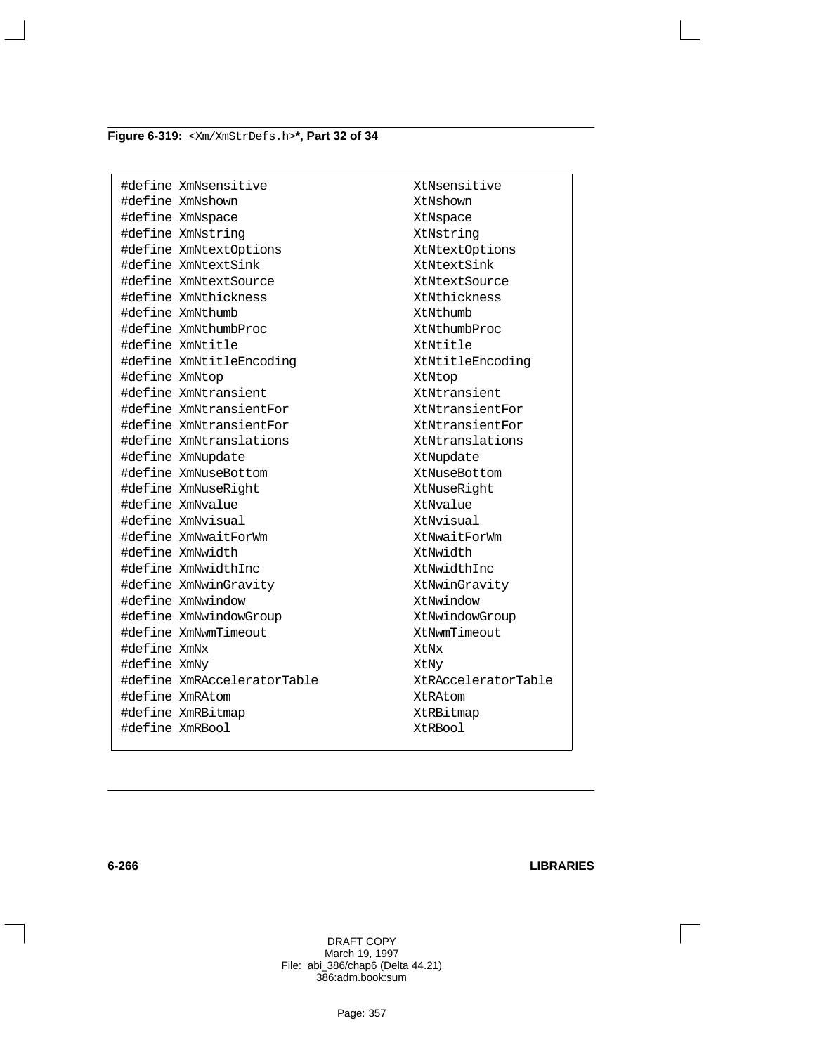**Figure 6-319:** `<Xm/XmStrDefs.h>`**\*, Part 32 of 34**

```
#define XmNsensitive                XtNsensitive
#define XmNshown                    XtNshown
#define XmNspace                    XtNspace
#define XmNstring                   XtNstring
#define XmNtextOptions              XtNtextOptions
#define XmNtextSink                 XtNtextSink
#define XmNtextSource               XtNtextSource
#define XmNthickness                XtNthickness
#define XmNthumb                    XtNthumb
#define XmNthumbProc                XtNthumbProc
#define XmNtitle                    XtNtitle
#define XmNtitleEncoding            XtNtitleEncoding
#define XmNtop                      XtNtop
#define XmNtransient                XtNtransient
#define XmNtransientFor             XtNtransientFor
#define XmNtransientFor             XtNtransientFor
#define XmNtranslations             XtNtranslations
#define XmNupdate                   XtNupdate
#define XmNuseBottom                XtNuseBottom
#define XmNuseRight                 XtNuseRight
#define XmNvalue                    XtNvalue
#define XmNvisual                   XtNvisual
#define XmNwaitForWm                XtNwaitForWm
#define XmNwidth                    XtNwidth
#define XmNwidthInc                 XtNwidthInc
#define XmNwinGravity               XtNwinGravity
#define XmNwindow                   XtNwindow
#define XmNwindowGroup              XtNwindowGroup
#define XmNwmTimeout                XtNwmTimeout
#define XmNx                        XtNx
#define XmNy                        XtNy
#define XmRAcceleratorTable         XtRAcceleratorTable
#define XmRAtom                     XtRAtom
#define XmRBitmap                   XtRBitmap
#define XmRBool                     XtRBool
```

DRAFT COPY
March 19, 1997
File: abi_386/chap6 (Delta 44.21)
386:adm.book:sum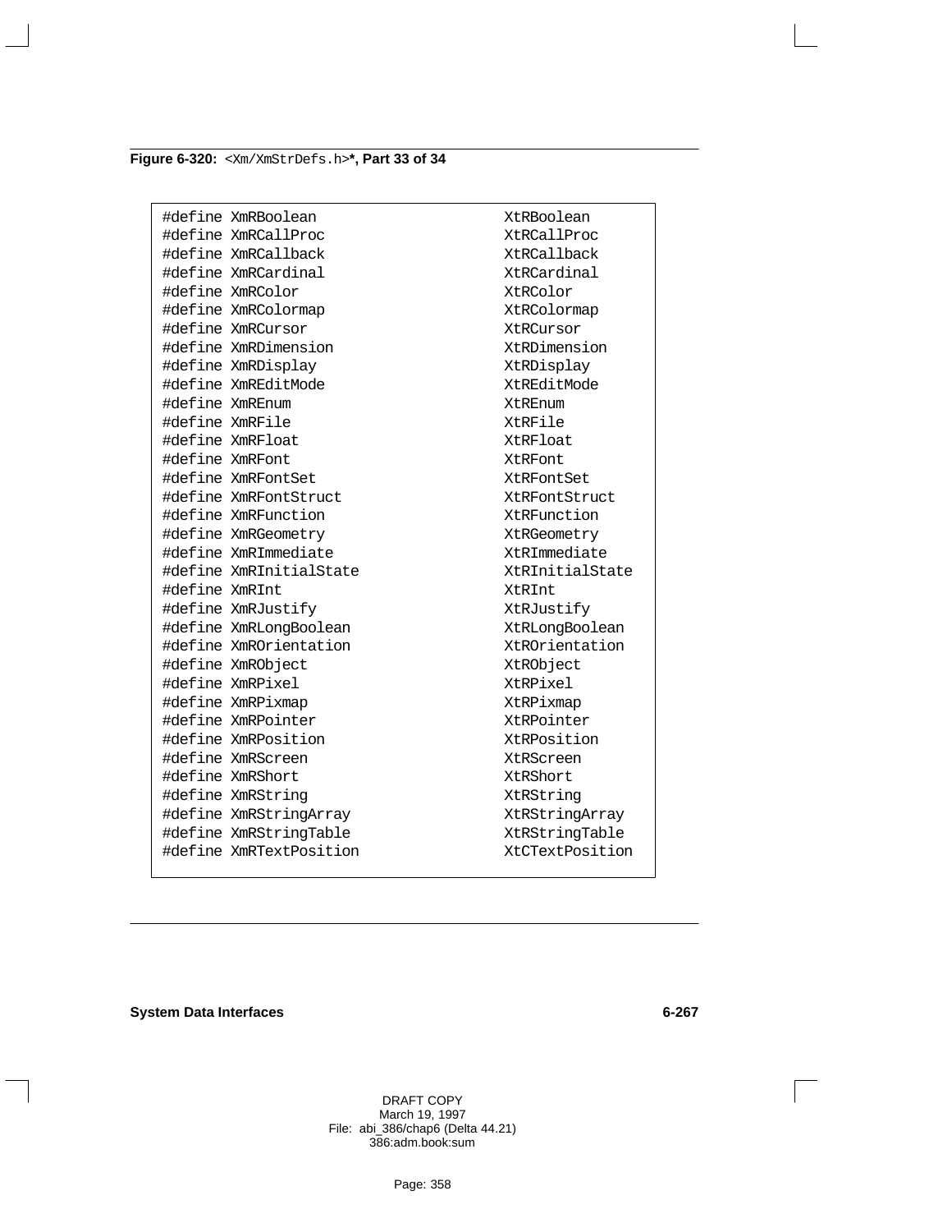**Figure 6-320:** `<Xm/XmStrDefs.h>`**, Part 33 of 34**

```
#define XmRBoolean                         XtRBoolean
#define XmRCallProc                        XtRCallProc
#define XmRCallback                        XtRCallback
#define XmRCardinal                        XtRCardinal
#define XmRColor                           XtRColor
#define XmRColormap                        XtRColormap
#define XmRCursor                          XtRCursor
#define XmRDimension                       XtRDimension
#define XmRDisplay                         XtRDisplay
#define XmREditMode                        XtREditMode
#define XmREnum                            XtREnum
#define XmRFile                            XtRFile
#define XmRFloat                           XtRFloat
#define XmRFont                            XtRFont
#define XmRFontSet                         XtRFontSet
#define XmRFontStruct                      XtRFontStruct
#define XmRFunction                        XtRFunction
#define XmRGeometry                        XtRGeometry
#define XmRImmediate                       XtRImmediate
#define XmRInitialState                    XtRInitialState
#define XmRInt                             XtRInt
#define XmRJustify                         XtRJustify
#define XmRLongBoolean                     XtRLongBoolean
#define XmROrientation                     XtROrientation
#define XmRObject                          XtRObject
#define XmRPixel                           XtRPixel
#define XmRPixmap                          XtRPixmap
#define XmRPointer                         XtRPointer
#define XmRPosition                        XtRPosition
#define XmRScreen                          XtRScreen
#define XmRShort                           XtRShort
#define XmRString                          XtRString
#define XmRStringArray                     XtRStringArray
#define XmRStringTable                     XtRStringTable
#define XmRTextPosition                    XtCTextPosition
```

**System Data Interfaces**

DRAFT COPY
March 19, 1997
File: abi_386/chap6 (Delta 44.21)
386:adm.book:sum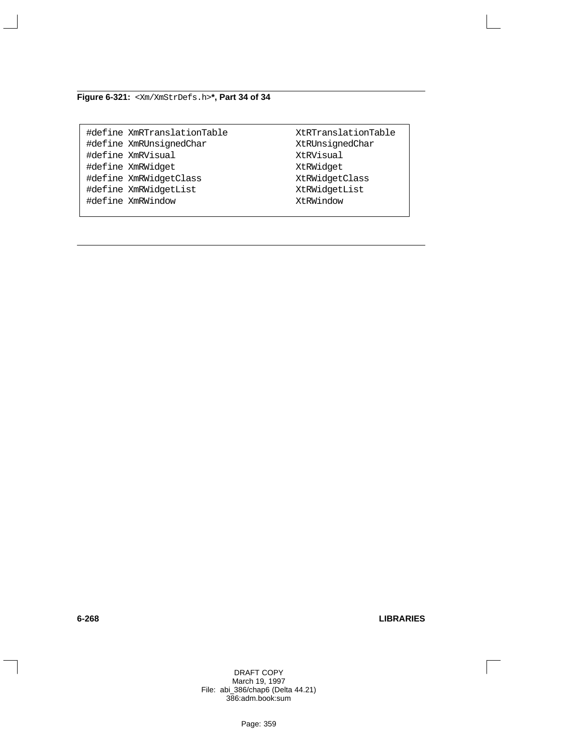**Figure 6-321:** `<Xm/XmStrDefs.h>`**, Part 34 of 34**

```
#define XmRTranslationTable              XtRTranslationTable
#define XmRUnsignedChar                  XtRUnsignedChar
#define XmRVisual                        XtRVisual
#define XmRWidget                        XtRWidget
#define XmRWidgetClass                   XtRWidgetClass
#define XmRWidgetList                    XtRWidgetList
#define XmRWindow                        XtRWindow
```

DRAFT COPY
March 19, 1997
File: abi_386/chap6 (Delta 44.21)
386:adm.book:sum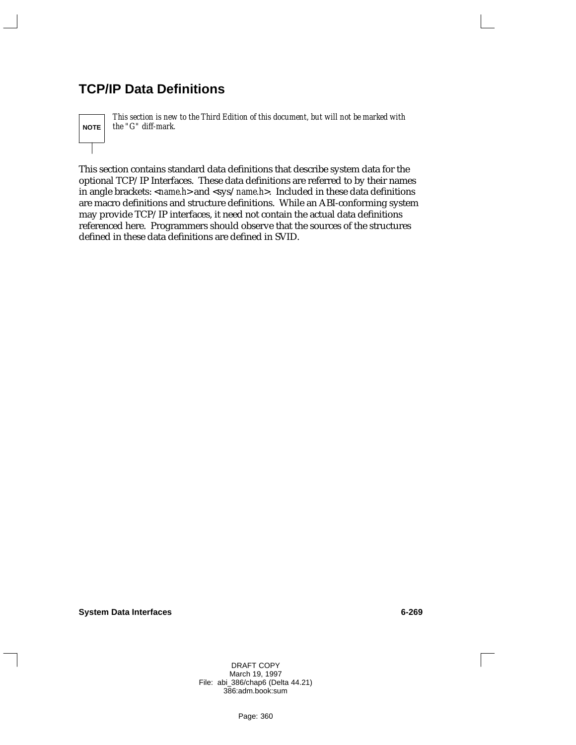## TCP/IP Data Definitions

**NOTE** *This section is new to the Third Edition of this document, but will not be marked with the "G" diff-mark.*

This section contains standard data definitions that describe system data for the optional TCP/IP Interfaces. These data definitions are referred to by their names in angle brackets: <*name.h*> and <sys/*name.h*>. Included in these data definitions are macro definitions and structure definitions. While an ABI-conforming system may provide TCP/IP interfaces, it need not contain the actual data definitions referenced here. Programmers should observe that the sources of the structures defined in these data definitions are defined in SVID.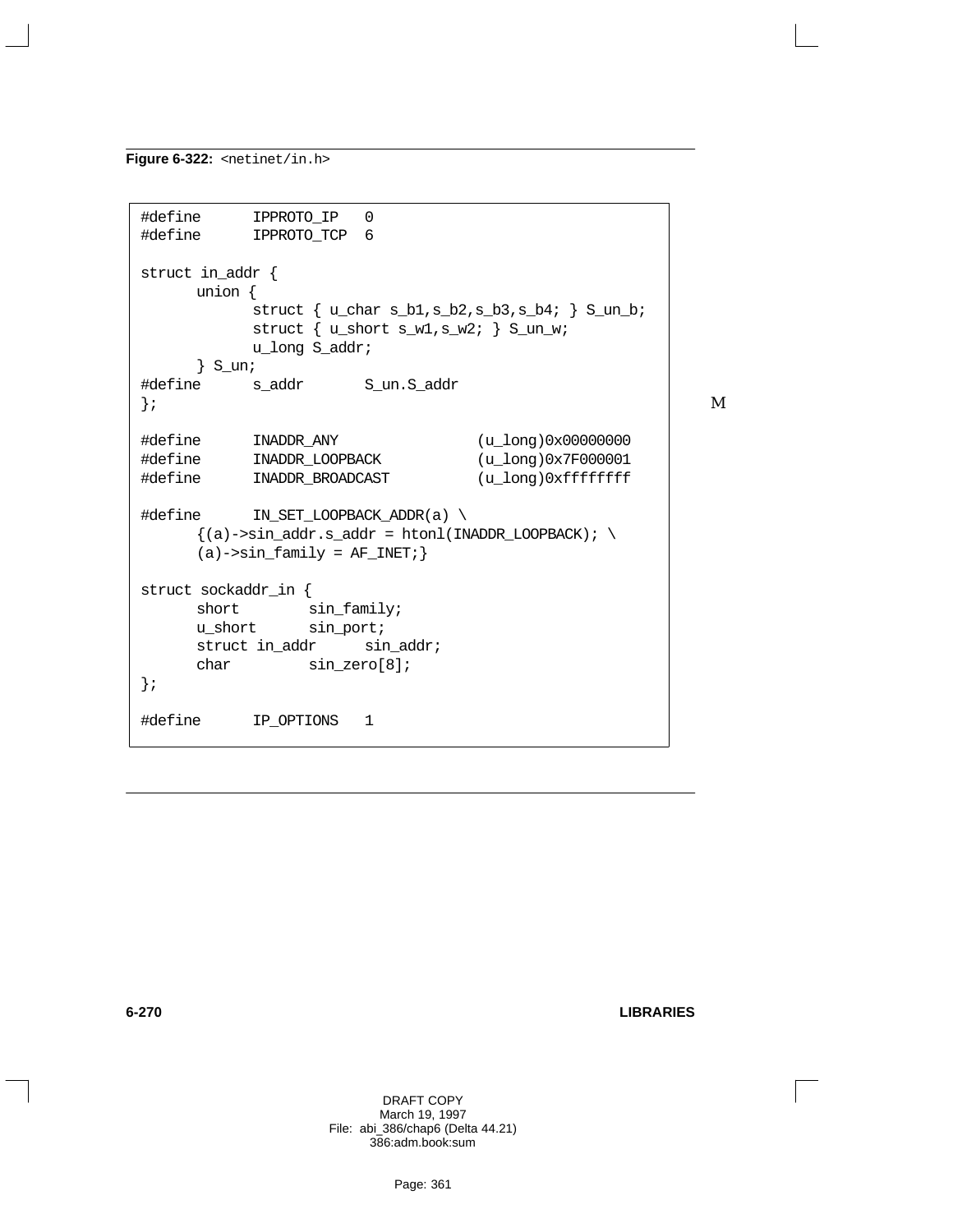**Figure 6-322:** `<netinet/in.h>`

```
#define      IPPROTO_IP   0
#define      IPPROTO_TCP  6

struct in_addr {
      union {
            struct { u_char s_b1,s_b2,s_b3,s_b4; } S_un_b;
            struct { u_short s_w1,s_w2; } S_un_w;
            u_long S_addr;
      } S_un;
#define      s_addr       S_un.S_addr
};

#define      INADDR_ANY               (u_long)0x00000000
#define      INADDR_LOOPBACK          (u_long)0x7F000001
#define      INADDR_BROADCAST         (u_long)0xffffffff

#define      IN_SET_LOOPBACK_ADDR(a) \
      {(a)->sin_addr.s_addr = htonl(INADDR_LOOPBACK); \
      (a)->sin_family = AF_INET;}

struct sockaddr_in {
      short        sin_family;
      u_short      sin_port;
      struct in_addr      sin_addr;
      char         sin_zero[8];
};

#define      IP_OPTIONS   1
```

M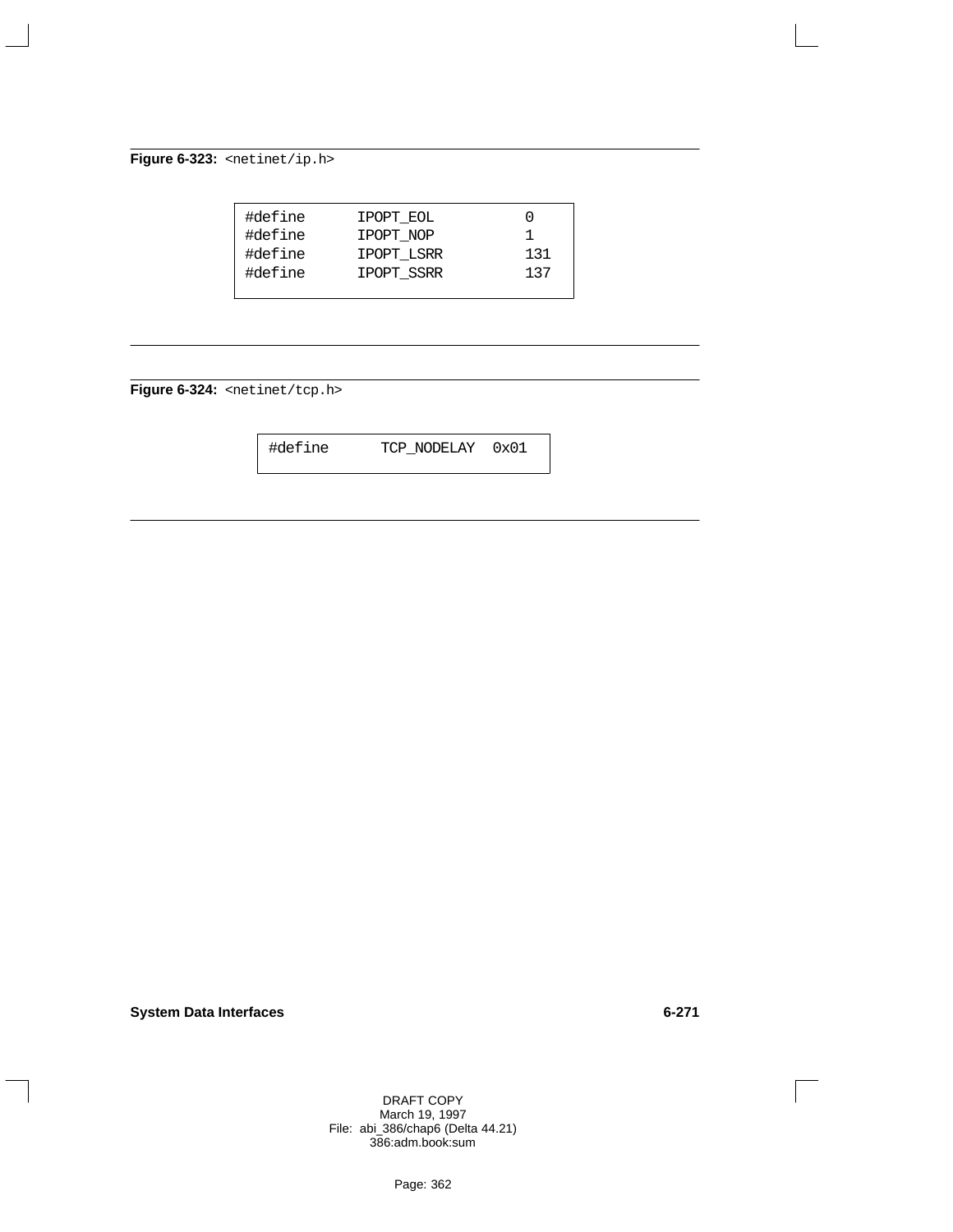**Figure 6-323:** `<netinet/ip.h>`

```
#define      IPOPT_EOL        0
#define      IPOPT_NOP        1
#define      IPOPT_LSRR       131
#define      IPOPT_SSRR       137
```

**Figure 6-324:** `<netinet/tcp.h>`

```
#define      TCP_NODELAY  0x01
```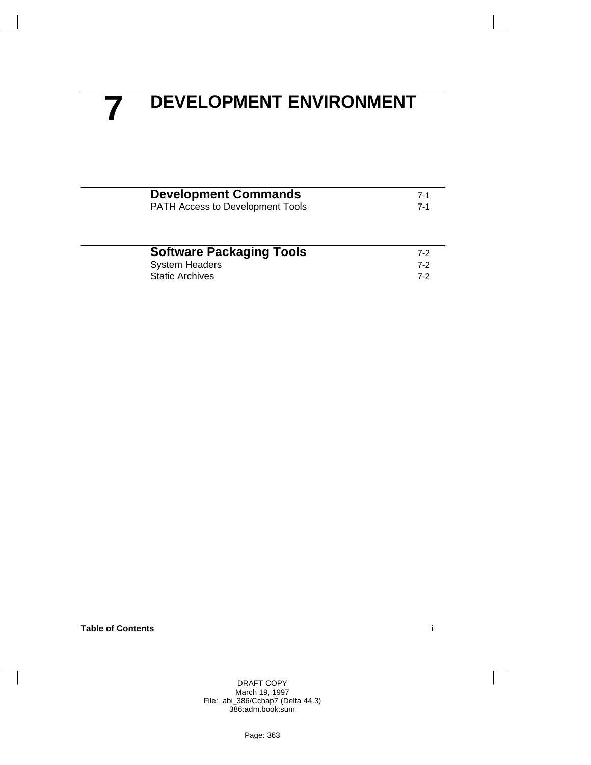# 7 DEVELOPMENT ENVIRONMENT

| | |
|---|---|
| **Development Commands** | 7-1 |
| PATH Access to Development Tools | 7-1 |

| | |
|---|---|
| **Software Packaging Tools** | 7-2 |
| System Headers | 7-2 |
| Static Archives | 7-2 |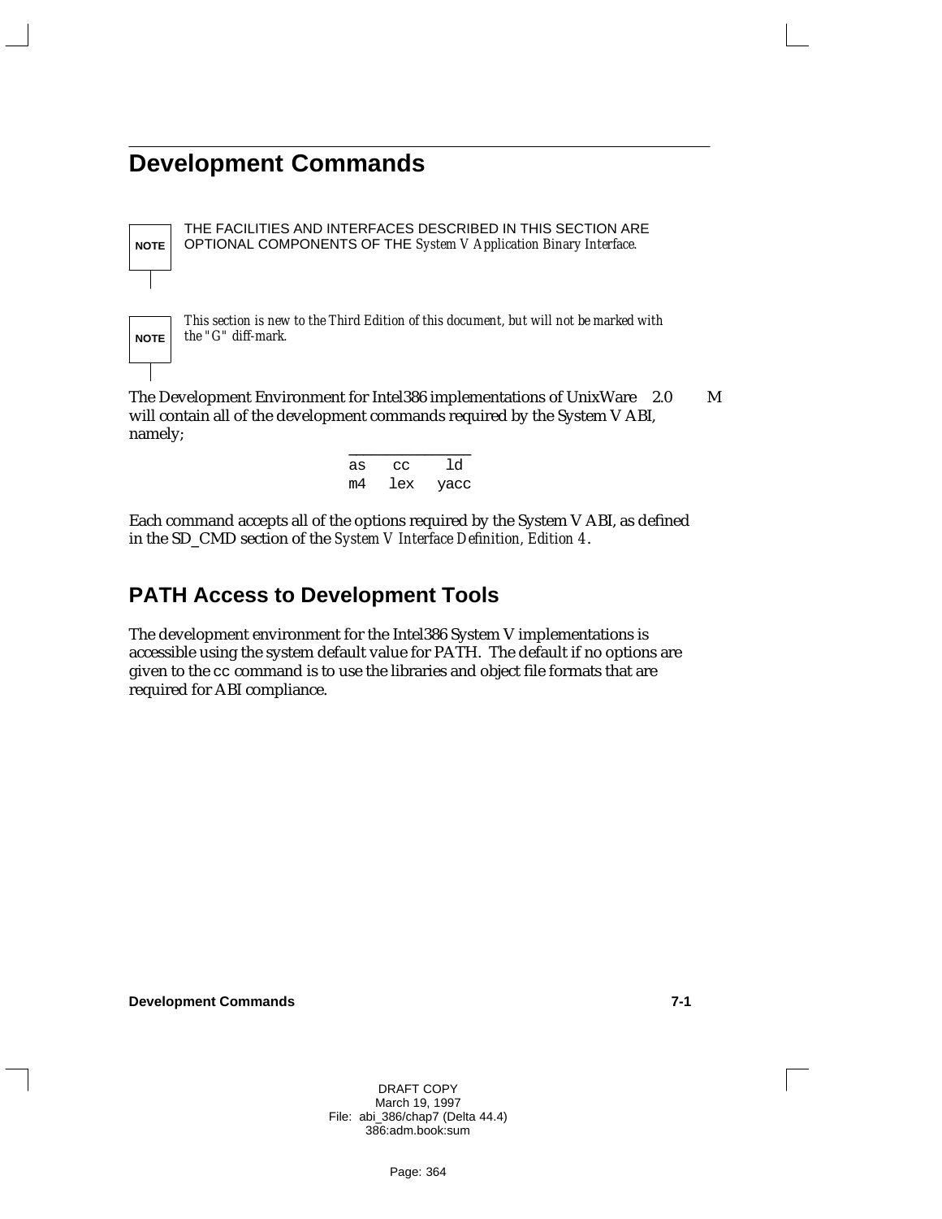# Development Commands

**NOTE** THE FACILITIES AND INTERFACES DESCRIBED IN THIS SECTION ARE OPTIONAL COMPONENTS OF THE *System V Application Binary Interface.*

**NOTE** *This section is new to the Third Edition of this document, but will not be marked with the "G" diff-mark.*

The Development Environment for Intel386 implementations of UnixWare 2.0 M will contain all of the development commands required by the System V ABI, namely;

| | | |
|---|---|---|
| as | cc | ld |
| m4 | lex | yacc |

Each command accepts all of the options required by the System V ABI, as defined in the SD_CMD section of the *System V Interface Definition, Edition 4*.

## PATH Access to Development Tools

The development environment for the Intel386 System V implementations is accessible using the system default value for PATH. The default if no options are given to the cc command is to use the libraries and object file formats that are required for ABI compliance.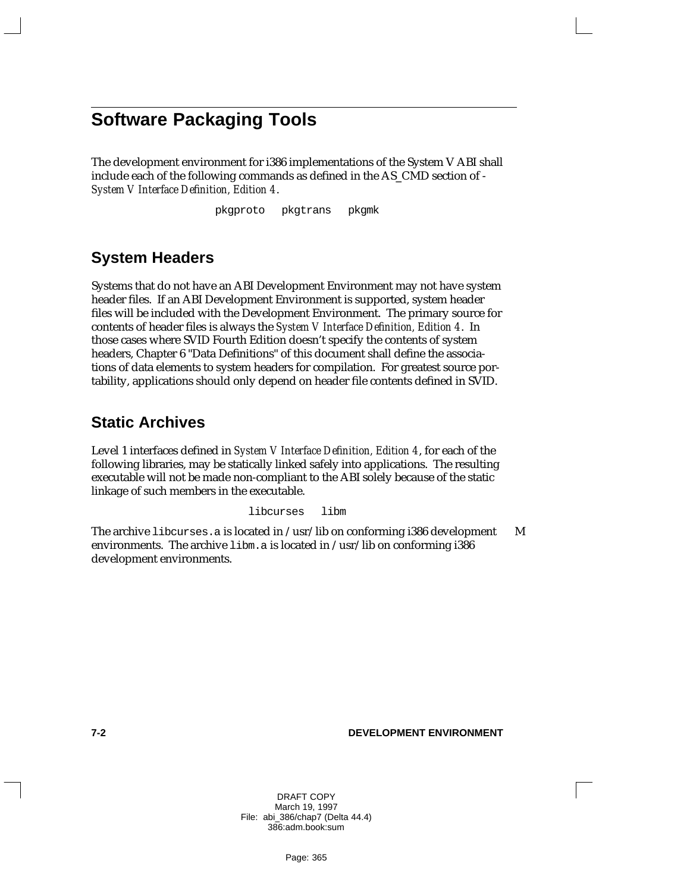## Software Packaging Tools

The development environment for i386 implementations of the System V ABI shall include each of the following commands as defined in the AS_CMD section of *System V Interface Definition, Edition 4*.

```
pkgproto   pkgtrans   pkgmk
```

## System Headers

Systems that do not have an ABI Development Environment may not have system header files. If an ABI Development Environment is supported, system header files will be included with the Development Environment. The primary source for contents of header files is always the *System V Interface Definition, Edition 4*. In those cases where SVID Fourth Edition doesn't specify the contents of system headers, Chapter 6 "Data Definitions" of this document shall define the associations of data elements to system headers for compilation. For greatest source portability, applications should only depend on header file contents defined in SVID.

## Static Archives

Level 1 interfaces defined in *System V Interface Definition, Edition 4*, for each of the following libraries, may be statically linked safely into applications. The resulting executable will not be made non-compliant to the ABI solely because of the static linkage of such members in the executable.

```
libcurses   libm
```

The archive `libcurses.a` is located in /usr/lib on conforming i386 development environments. The archive `libm.a` is located in /usr/lib on conforming i386 development environments.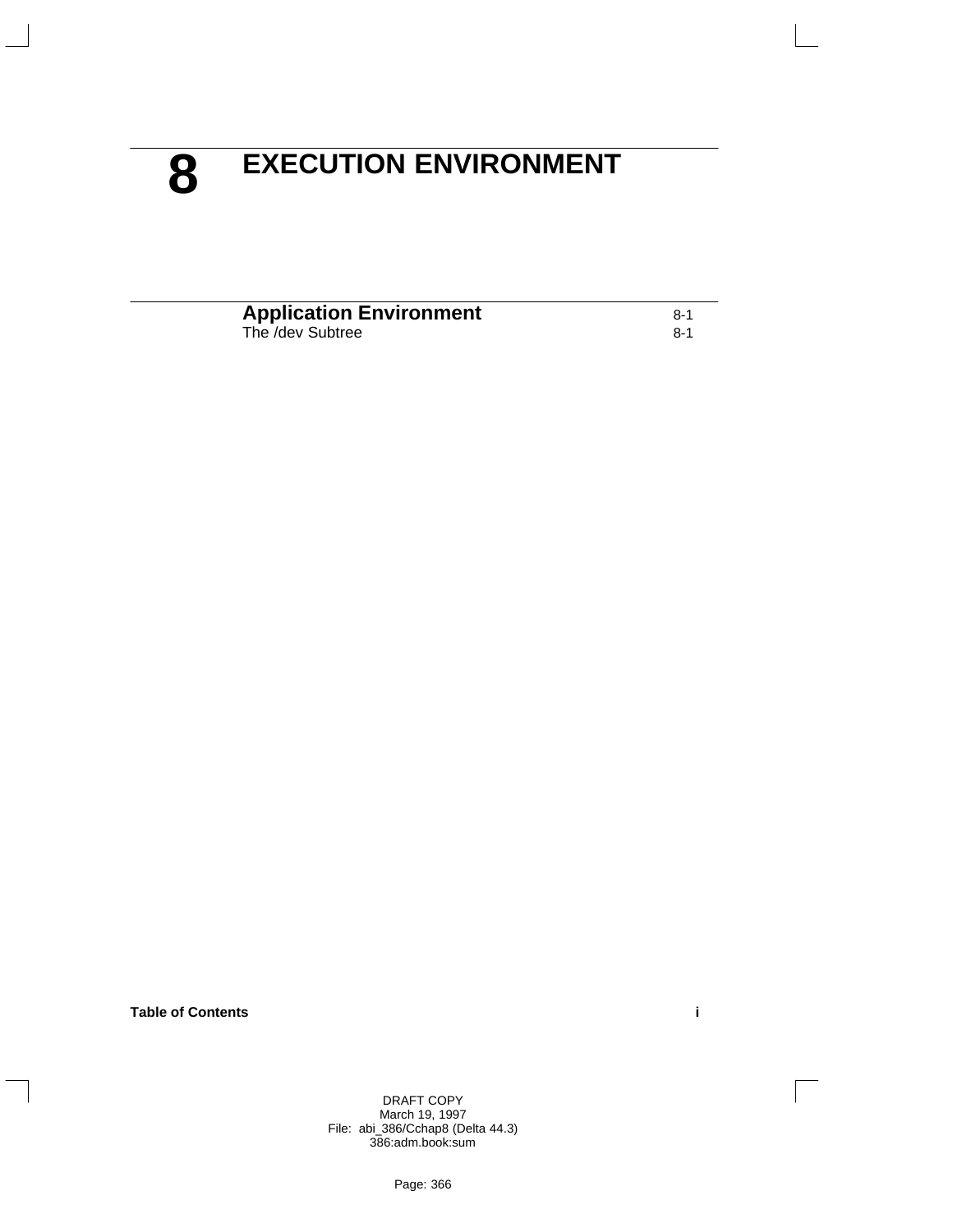# 8 EXECUTION ENVIRONMENT

| | |
|---|---|
| **Application Environment** | 8-1 |
| The /dev Subtree | 8-1 |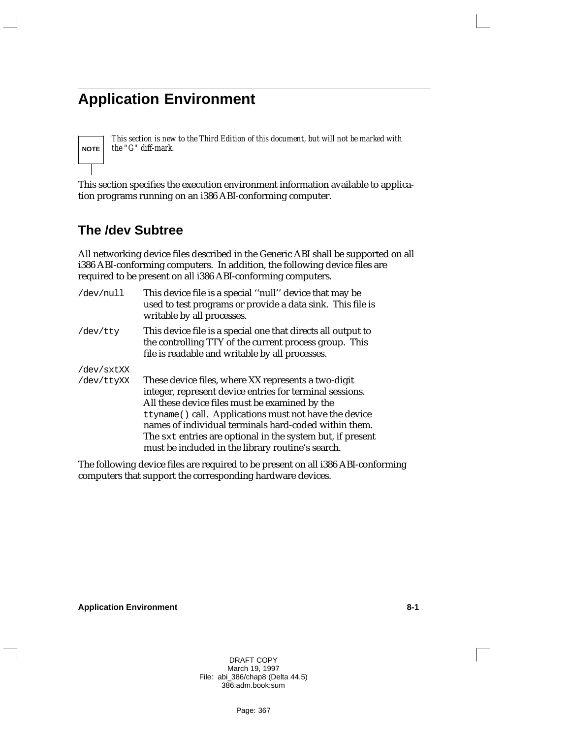# Application Environment

> **NOTE** *This section is new to the Third Edition of this document, but will not be marked with the "G" diff-mark.*

This section specifies the execution environment information available to application programs running on an i386 ABI-conforming computer.

## The /dev Subtree

All networking device files described in the Generic ABI shall be supported on all i386 ABI-conforming computers. In addition, the following device files are required to be present on all i386 ABI-conforming computers.

`/dev/null`
: This device file is a special ''null'' device that may be used to test programs or provide a data sink. This file is writable by all processes.

`/dev/tty`
: This device file is a special one that directs all output to the controlling TTY of the current process group. This file is readable and writable by all processes.

`/dev/sxtXX`
`/dev/ttyXX`
: These device files, where XX represents a two-digit integer, represent device entries for terminal sessions. All these device files must be examined by the `ttyname()` call. Applications must not have the device names of individual terminals hard-coded within them. The `sxt` entries are optional in the system but, if present must be included in the library routine's search.

The following device files are required to be present on all i386 ABI-conforming computers that support the corresponding hardware devices.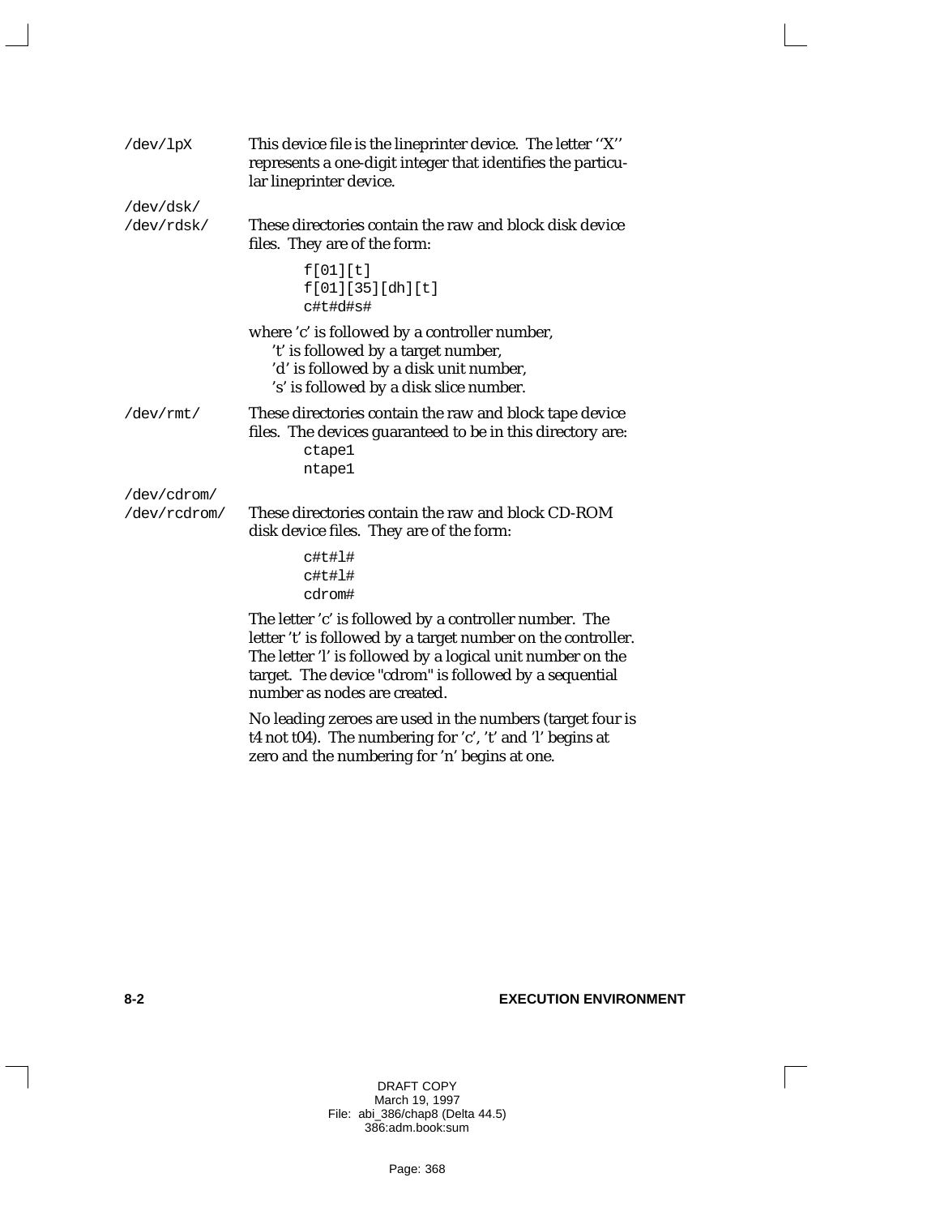`/dev/lpX` This device file is the lineprinter device. The letter ''X'' represents a one-digit integer that identifies the particular lineprinter device.

`/dev/dsk/`
`/dev/rdsk/` These directories contain the raw and block disk device files. They are of the form:

```
f[01][t]
f[01][35][dh][t]
c#t#d#s#
```

where 'c' is followed by a controller number,
't' is followed by a target number,
'd' is followed by a disk unit number,
's' is followed by a disk slice number.

`/dev/rmt/` These directories contain the raw and block tape device files. The devices guaranteed to be in this directory are:

```
ctape1
ntape1
```

`/dev/cdrom/`
`/dev/rcdrom/` These directories contain the raw and block CD-ROM disk device files. They are of the form:

```
c#t#l#
c#t#l#
cdrom#
```

The letter 'c' is followed by a controller number. The letter 't' is followed by a target number on the controller. The letter 'l' is followed by a logical unit number on the target. The device "cdrom" is followed by a sequential number as nodes are created.

No leading zeroes are used in the numbers (target four is t4 not t04). The numbering for 'c', 't' and 'l' begins at zero and the numbering for 'n' begins at one.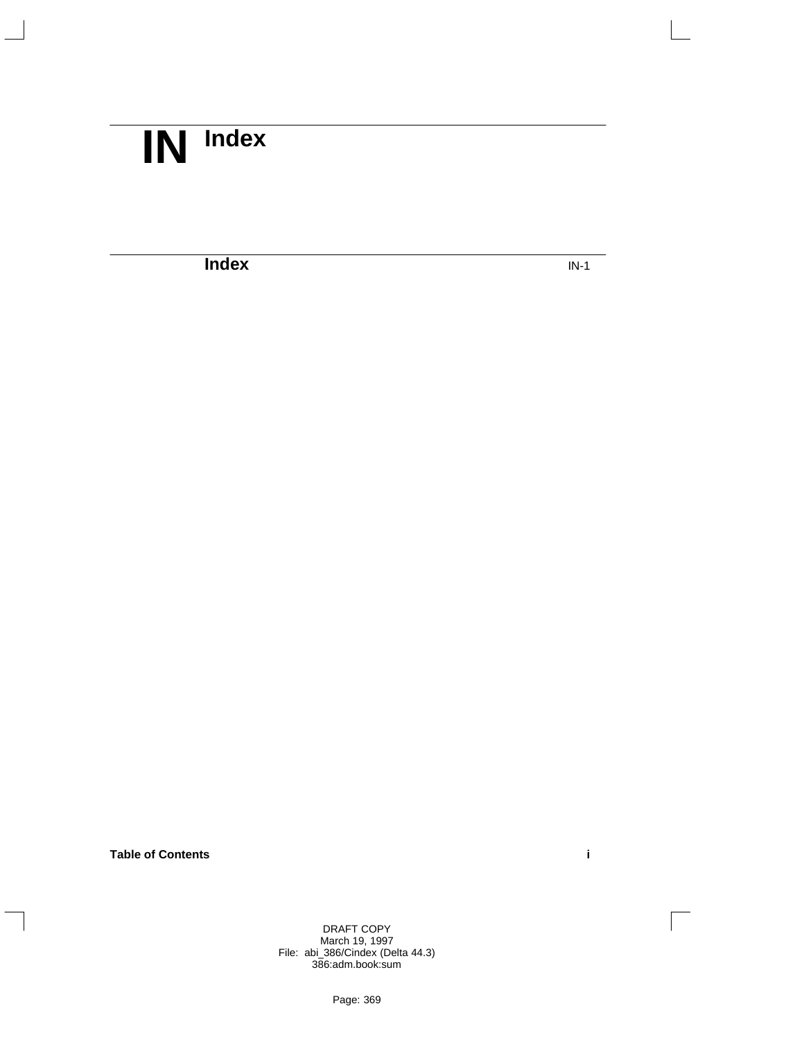# IN Index

| | |
|---|---|
| **Index** | IN-1 |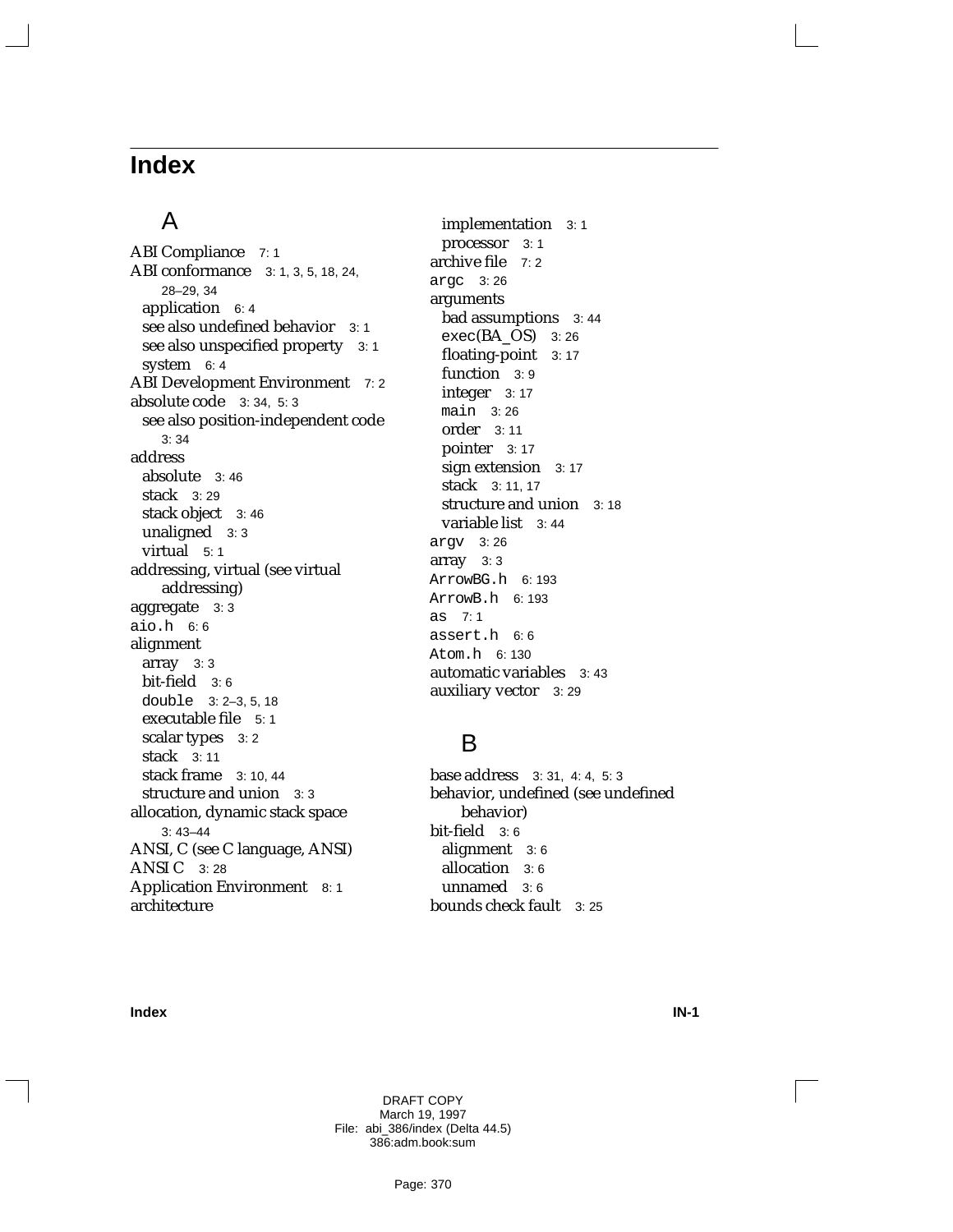# Index

## A

ABI Compliance 7: 1
ABI conformance 3: 1, 3, 5, 18, 24, 28–29, 34
- application 6: 4
- see also undefined behavior 3: 1
- see also unspecified property 3: 1
- system 6: 4

ABI Development Environment 7: 2
absolute code 3: 34, 5: 3
- see also position-independent code 3: 34

address
- absolute 3: 46
- stack 3: 29
- stack object 3: 46
- unaligned 3: 3
- virtual 5: 1

addressing, virtual (see virtual addressing)
aggregate 3: 3
`aio.h` 6: 6
alignment
- array 3: 3
- bit-field 3: 6
- `double` 3: 2–3, 5, 18
- executable file 5: 1
- scalar types 3: 2
- stack 3: 11
- stack frame 3: 10, 44
- structure and union 3: 3

allocation, dynamic stack space 3: 43–44
ANSI, C (see C language, ANSI)
ANSI C 3: 28
Application Environment 8: 1
architecture
- implementation 3: 1
- processor 3: 1

archive file 7: 2
`argc` 3: 26
arguments
- bad assumptions 3: 44
- `exec`(BA_OS) 3: 26
- floating-point 3: 17
- function 3: 9
- integer 3: 17
- `main` 3: 26
- order 3: 11
- pointer 3: 17
- sign extension 3: 17
- stack 3: 11, 17
- structure and union 3: 18
- variable list 3: 44

`argv` 3: 26
array 3: 3
`ArrowBG.h` 6: 193
`ArrowB.h` 6: 193
`as` 7: 1
`assert.h` 6: 6
`Atom.h` 6: 130
automatic variables 3: 43
auxiliary vector 3: 29

## B

base address 3: 31, 4: 4, 5: 3
behavior, undefined (see undefined behavior)
bit-field 3: 6
- alignment 3: 6
- allocation 3: 6
- unnamed 3: 6

bounds check fault 3: 25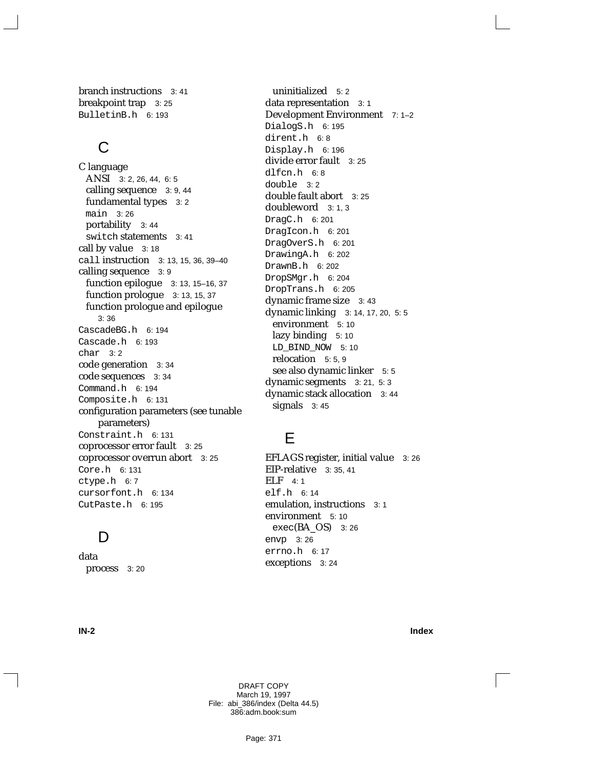branch instructions 3: 41
breakpoint trap 3: 25
`BulletinB.h` 6: 193

## C

C language
  ANSI 3: 2, 26, 44, 6: 5
  calling sequence 3: 9, 44
  fundamental types 3: 2
  `main` 3: 26
  portability 3: 44
  `switch` statements 3: 41
call by value 3: 18
`call` instruction 3: 13, 15, 36, 39–40
calling sequence 3: 9
  function epilogue 3: 13, 15–16, 37
  function prologue 3: 13, 15, 37
  function prologue and epilogue 3: 36
`CascadeBG.h` 6: 194
`Cascade.h` 6: 193
`char` 3: 2
code generation 3: 34
code sequences 3: 34
`Command.h` 6: 194
`Composite.h` 6: 131
configuration parameters (see tunable parameters)
`Constraint.h` 6: 131
coprocessor error fault 3: 25
coprocessor overrun abort 3: 25
`Core.h` 6: 131
`ctype.h` 6: 7
`cursorfont.h` 6: 134
`CutPaste.h` 6: 195

## D

data
  process 3: 20
  uninitialized 5: 2
data representation 3: 1
Development Environment 7: 1–2
`DialogS.h` 6: 195
`dirent.h` 6: 8
`Display.h` 6: 196
divide error fault 3: 25
`dlfcn.h` 6: 8
`double` 3: 2
double fault abort 3: 25
doubleword 3: 1, 3
`DragC.h` 6: 201
`DragIcon.h` 6: 201
`DragOverS.h` 6: 201
`DrawingA.h` 6: 202
`DrawnB.h` 6: 202
`DropSMgr.h` 6: 204
`DropTrans.h` 6: 205
dynamic frame size 3: 43
dynamic linking 3: 14, 17, 20, 5: 5
  environment 5: 10
  lazy binding 5: 10
  `LD_BIND_NOW` 5: 10
  relocation 5: 5, 9
  see also dynamic linker 5: 5
dynamic segments 3: 21, 5: 3
dynamic stack allocation 3: 44
  signals 3: 45

## E

EFLAGS register, initial value 3: 26
EIP-relative 3: 35, 41
ELF 4: 1
`elf.h` 6: 14
emulation, instructions 3: 1
environment 5: 10
  exec(BA_OS) 3: 26
`envp` 3: 26
`errno.h` 6: 17
exceptions 3: 24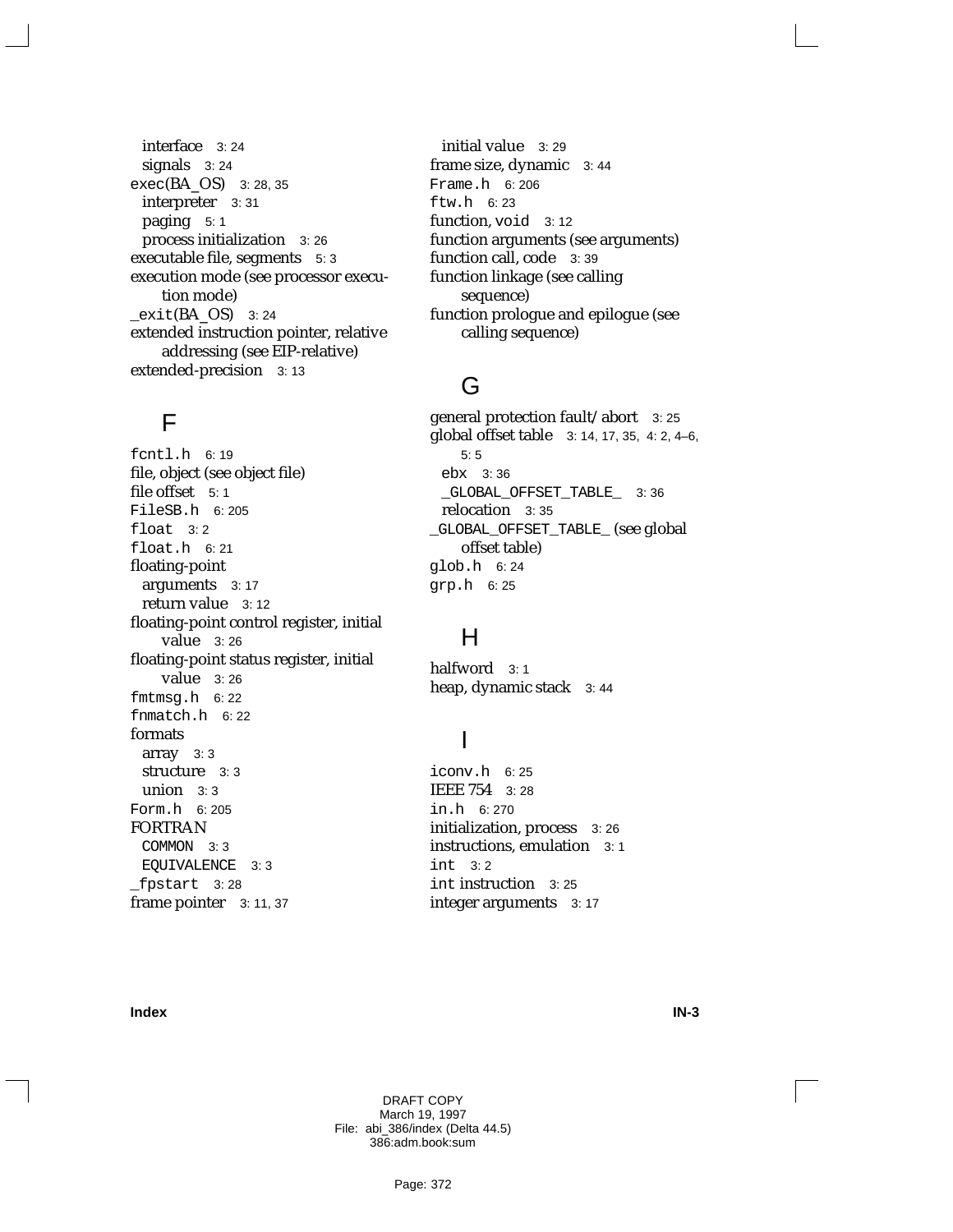interface 3: 24
signals 3: 24
exec(BA_OS) 3: 28, 35
interpreter 3: 31
paging 5: 1
process initialization 3: 26
executable file, segments 5: 3
execution mode (see processor execution mode)
_exit(BA_OS) 3: 24
extended instruction pointer, relative addressing (see EIP-relative)
extended-precision 3: 13

## F

fcntl.h 6: 19
file, object (see object file)
file offset 5: 1
FileSB.h 6: 205
float 3: 2
float.h 6: 21
floating-point
arguments 3: 17
return value 3: 12
floating-point control register, initial value 3: 26
floating-point status register, initial value 3: 26
fmtmsg.h 6: 22
fnmatch.h 6: 22
formats
array 3: 3
structure 3: 3
union 3: 3
Form.h 6: 205
FORTRAN
COMMON 3: 3
EQUIVALENCE 3: 3
_fpstart 3: 28
frame pointer 3: 11, 37
initial value 3: 29
frame size, dynamic 3: 44
Frame.h 6: 206
ftw.h 6: 23
function, void 3: 12
function arguments (see arguments)
function call, code 3: 39
function linkage (see calling sequence)
function prologue and epilogue (see calling sequence)

## G

general protection fault/abort 3: 25
global offset table 3: 14, 17, 35, 4: 2, 4–6, 5: 5
ebx 3: 36
_GLOBAL_OFFSET_TABLE_ 3: 36
relocation 3: 35
_GLOBAL_OFFSET_TABLE_ (see global offset table)
glob.h 6: 24
grp.h 6: 25

## H

halfword 3: 1
heap, dynamic stack 3: 44

## I

iconv.h 6: 25
IEEE 754 3: 28
in.h 6: 270
initialization, process 3: 26
instructions, emulation 3: 1
int 3: 2
int instruction 3: 25
integer arguments 3: 17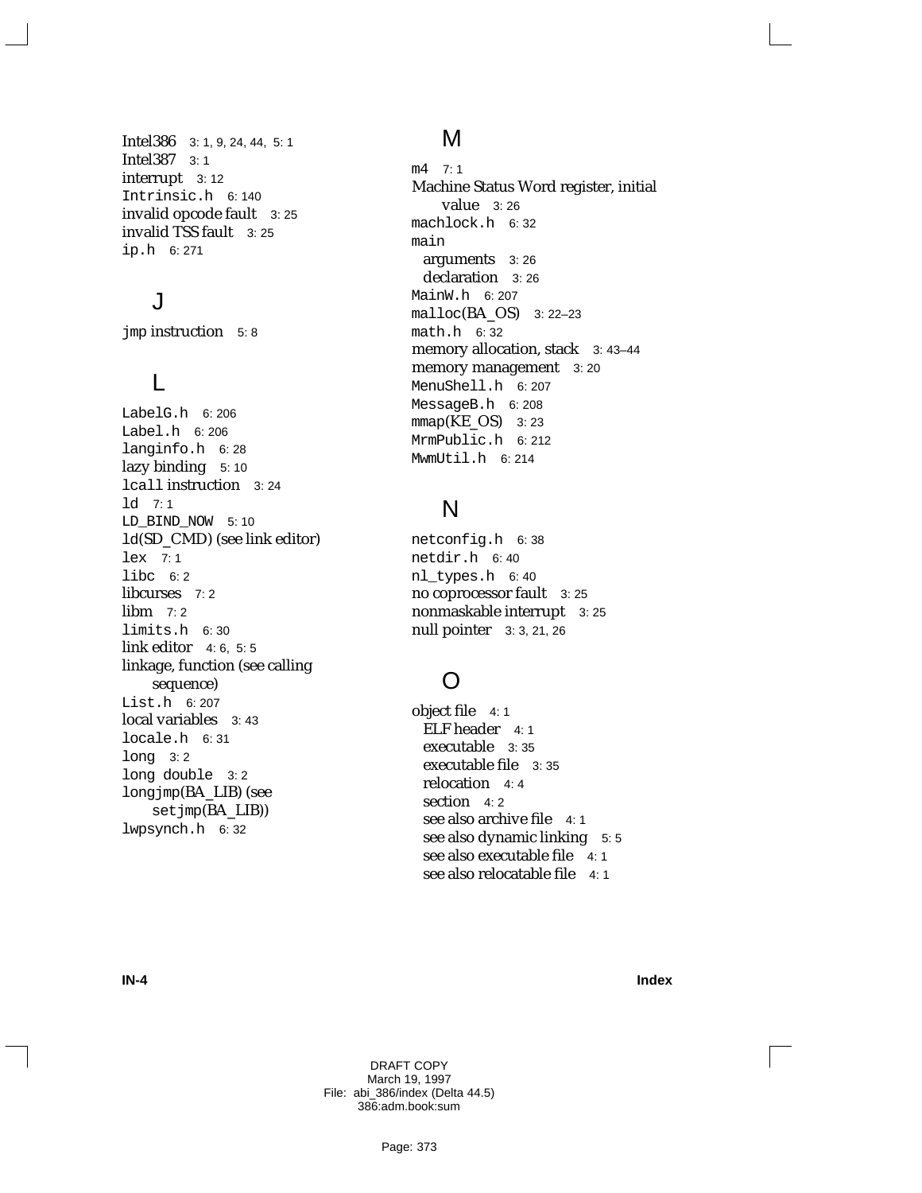Intel386 3: 1, 9, 24, 44, 5: 1
Intel387 3: 1
interrupt 3: 12
`Intrinsic.h` 6: 140
invalid opcode fault 3: 25
invalid TSS fault 3: 25
`ip.h` 6: 271

## J

`jmp` instruction 5: 8

## L

`LabelG.h` 6: 206
`Label.h` 6: 206
`langinfo.h` 6: 28
lazy binding 5: 10
`lcall` instruction 3: 24
`ld` 7: 1
`LD_BIND_NOW` 5: 10
`ld`(SD_CMD) (see link editor)
`lex` 7: 1
`libc` 6: 2
libcurses 7: 2
`libm` 7: 2
`limits.h` 6: 30
link editor 4: 6, 5: 5
linkage, function (see calling sequence)
`List.h` 6: 207
local variables 3: 43
`locale.h` 6: 31
`long` 3: 2
`long double` 3: 2
`longjmp`(BA_LIB) (see `setjmp`(BA_LIB))
`lwpsynch.h` 6: 32

## M

`m4` 7: 1
Machine Status Word register, initial value 3: 26
`machlock.h` 6: 32
`main`
- arguments 3: 26
- declaration 3: 26

`MainW.h` 6: 207
`malloc`(BA_OS) 3: 22–23
`math.h` 6: 32
memory allocation, stack 3: 43–44
memory management 3: 20
`MenuShell.h` 6: 207
`MessageB.h` 6: 208
`mmap`(KE_OS) 3: 23
`MrmPublic.h` 6: 212
`MwmUtil.h` 6: 214

## N

`netconfig.h` 6: 38
`netdir.h` 6: 40
`nl_types.h` 6: 40
no coprocessor fault 3: 25
nonmaskable interrupt 3: 25
null pointer 3: 3, 21, 26

## O

object file 4: 1
- ELF header 4: 1
- executable 3: 35
- executable file 3: 35
- relocation 4: 4
- section 4: 2
- see also archive file 4: 1
- see also dynamic linking 5: 5
- see also executable file 4: 1
- see also relocatable file 4: 1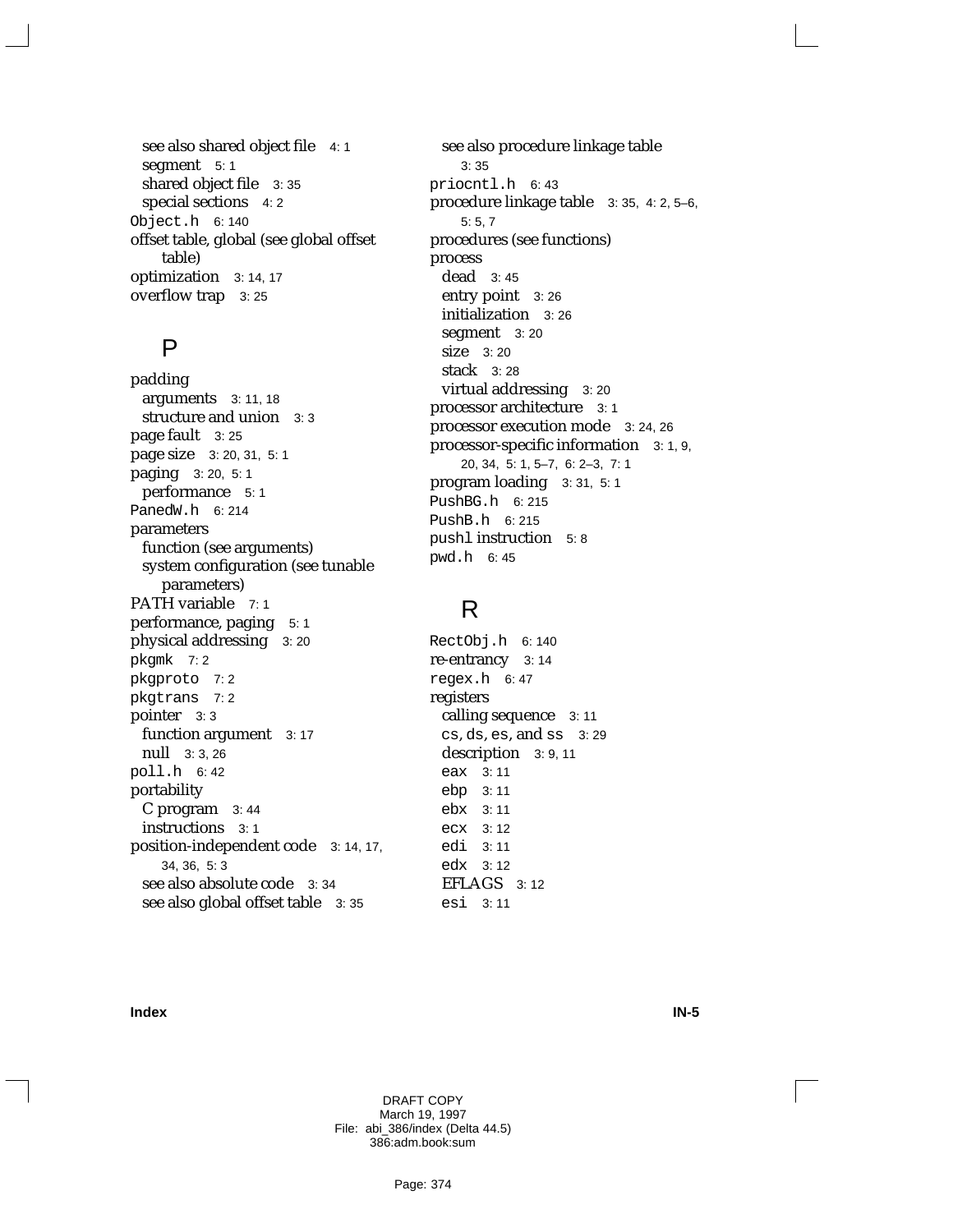see also shared object file 4: 1
segment 5: 1
shared object file 3: 35
special sections 4: 2

`Object.h` 6: 140

offset table, global (see global offset table)

optimization 3: 14, 17

overflow trap 3: 25

## P

padding
- arguments 3: 11, 18
- structure and union 3: 3

page fault 3: 25

page size 3: 20, 31, 5: 1

paging 3: 20, 5: 1
- performance 5: 1

`PanedW.h` 6: 214

parameters
- function (see arguments)
- system configuration (see tunable parameters)

PATH variable 7: 1

performance, paging 5: 1

physical addressing 3: 20

`pkgmk` 7: 2

`pkgproto` 7: 2

`pkgtrans` 7: 2

pointer 3: 3
- function argument 3: 17
- null 3: 3, 26

`poll.h` 6: 42

portability
- C program 3: 44
- instructions 3: 1

position-independent code 3: 14, 17, 34, 36, 5: 3
- see also absolute code 3: 34
- see also global offset table 3: 35
- see also procedure linkage table 3: 35

`priocntl.h` 6: 43

procedure linkage table 3: 35, 4: 2, 5–6, 5: 5, 7

procedures (see functions)

process
- dead 3: 45
- entry point 3: 26
- initialization 3: 26
- segment 3: 20
- size 3: 20
- stack 3: 28
- virtual addressing 3: 20

processor architecture 3: 1

processor execution mode 3: 24, 26

processor-specific information 3: 1, 9, 20, 34, 5: 1, 5–7, 6: 2–3, 7: 1

program loading 3: 31, 5: 1

`PushBG.h` 6: 215

`PushB.h` 6: 215

`pushl` instruction 5: 8

`pwd.h` 6: 45

## R

`RectObj.h` 6: 140

re-entrancy 3: 14

`regex.h` 6: 47

registers
- calling sequence 3: 11
- `cs`, `ds`, `es`, and `ss` 3: 29
- description 3: 9, 11
- `eax` 3: 11
- `ebp` 3: 11
- `ebx` 3: 11
- `ecx` 3: 12
- `edi` 3: 11
- `edx` 3: 12
- EFLAGS 3: 12
- `esi` 3: 11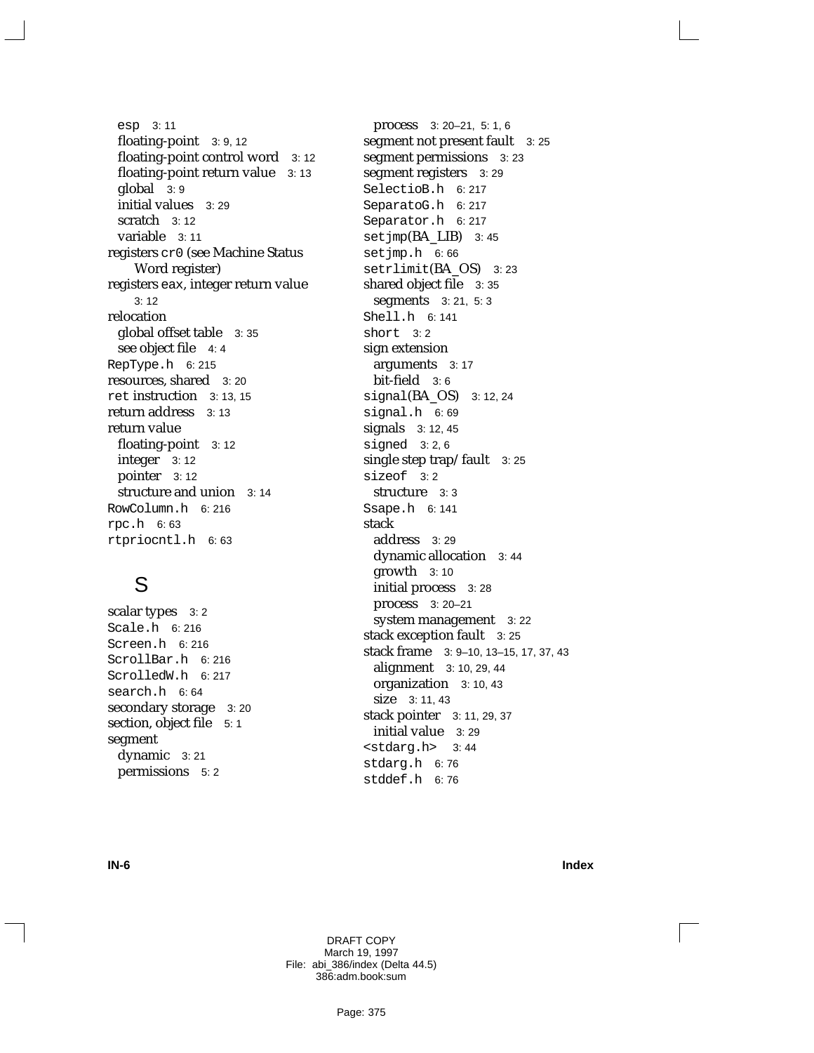esp 3: 11
floating-point 3: 9, 12
floating-point control word 3: 12
floating-point return value 3: 13
global 3: 9
initial values 3: 29
scratch 3: 12
variable 3: 11
registers cr0 (see Machine Status Word register)
registers eax, integer return value 3: 12
relocation
global offset table 3: 35
see object file 4: 4
RepType.h 6: 215
resources, shared 3: 20
ret instruction 3: 13, 15
return address 3: 13
return value
floating-point 3: 12
integer 3: 12
pointer 3: 12
structure and union 3: 14
RowColumn.h 6: 216
rpc.h 6: 63
rtpriocntl.h 6: 63

## S

scalar types 3: 2
Scale.h 6: 216
Screen.h 6: 216
ScrollBar.h 6: 216
ScrolledW.h 6: 217
search.h 6: 64
secondary storage 3: 20
section, object file 5: 1
segment
dynamic 3: 21
permissions 5: 2
process 3: 20–21, 5: 1, 6
segment not present fault 3: 25
segment permissions 3: 23
segment registers 3: 29
SelectioB.h 6: 217
SeparatoG.h 6: 217
Separator.h 6: 217
setjmp(BA_LIB) 3: 45
setjmp.h 6: 66
setrlimit(BA_OS) 3: 23
shared object file 3: 35
segments 3: 21, 5: 3
Shell.h 6: 141
short 3: 2
sign extension
arguments 3: 17
bit-field 3: 6
signal(BA_OS) 3: 12, 24
signal.h 6: 69
signals 3: 12, 45
signed 3: 2, 6
single step trap/fault 3: 25
sizeof 3: 2
structure 3: 3
Ssape.h 6: 141
stack
address 3: 29
dynamic allocation 3: 44
growth 3: 10
initial process 3: 28
process 3: 20–21
system management 3: 22
stack exception fault 3: 25
stack frame 3: 9–10, 13–15, 17, 37, 43
alignment 3: 10, 29, 44
organization 3: 10, 43
size 3: 11, 43
stack pointer 3: 11, 29, 37
initial value 3: 29
<stdarg.h> 3: 44
stdarg.h 6: 76
stddef.h 6: 76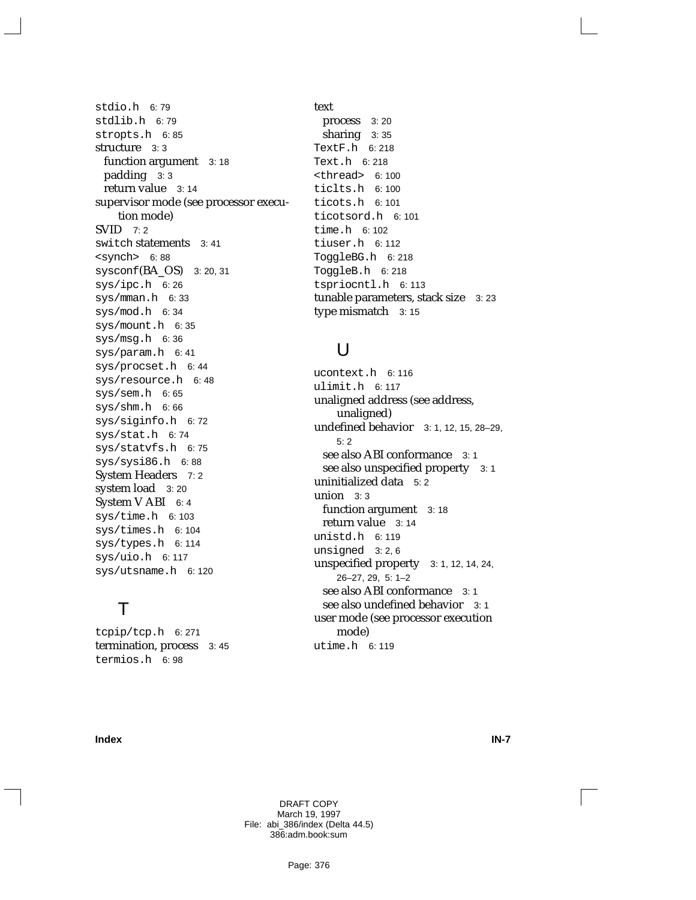stdio.h 6: 79
stdlib.h 6: 79
stropts.h 6: 85
structure 3: 3
  function argument 3: 18
  padding 3: 3
  return value 3: 14
supervisor mode (see processor execution mode)
SVID 7: 2
switch statements 3: 41
<synch> 6: 88
sysconf(BA_OS) 3: 20, 31
sys/ipc.h 6: 26
sys/mman.h 6: 33
sys/mod.h 6: 34
sys/mount.h 6: 35
sys/msg.h 6: 36
sys/param.h 6: 41
sys/procset.h 6: 44
sys/resource.h 6: 48
sys/sem.h 6: 65
sys/shm.h 6: 66
sys/siginfo.h 6: 72
sys/stat.h 6: 74
sys/statvfs.h 6: 75
sys/sysi86.h 6: 88
System Headers 7: 2
system load 3: 20
System V ABI 6: 4
sys/time.h 6: 103
sys/times.h 6: 104
sys/types.h 6: 114
sys/uio.h 6: 117
sys/utsname.h 6: 120

## T

tcpip/tcp.h 6: 271
termination, process 3: 45
termios.h 6: 98
text
  process 3: 20
  sharing 3: 35
TextF.h 6: 218
Text.h 6: 218
<thread> 6: 100
ticlts.h 6: 100
ticots.h 6: 101
ticotsord.h 6: 101
time.h 6: 102
tiuser.h 6: 112
ToggleBG.h 6: 218
ToggleB.h 6: 218
tspriocntl.h 6: 113
tunable parameters, stack size 3: 23
type mismatch 3: 15

## U

ucontext.h 6: 116
ulimit.h 6: 117
unaligned address (see address, unaligned)
undefined behavior 3: 1, 12, 15, 28–29, 5: 2
  see also ABI conformance 3: 1
  see also unspecified property 3: 1
uninitialized data 5: 2
union 3: 3
  function argument 3: 18
  return value 3: 14
unistd.h 6: 119
unsigned 3: 2, 6
unspecified property 3: 1, 12, 14, 24, 26–27, 29, 5: 1–2
  see also ABI conformance 3: 1
  see also undefined behavior 3: 1
user mode (see processor execution mode)
utime.h 6: 119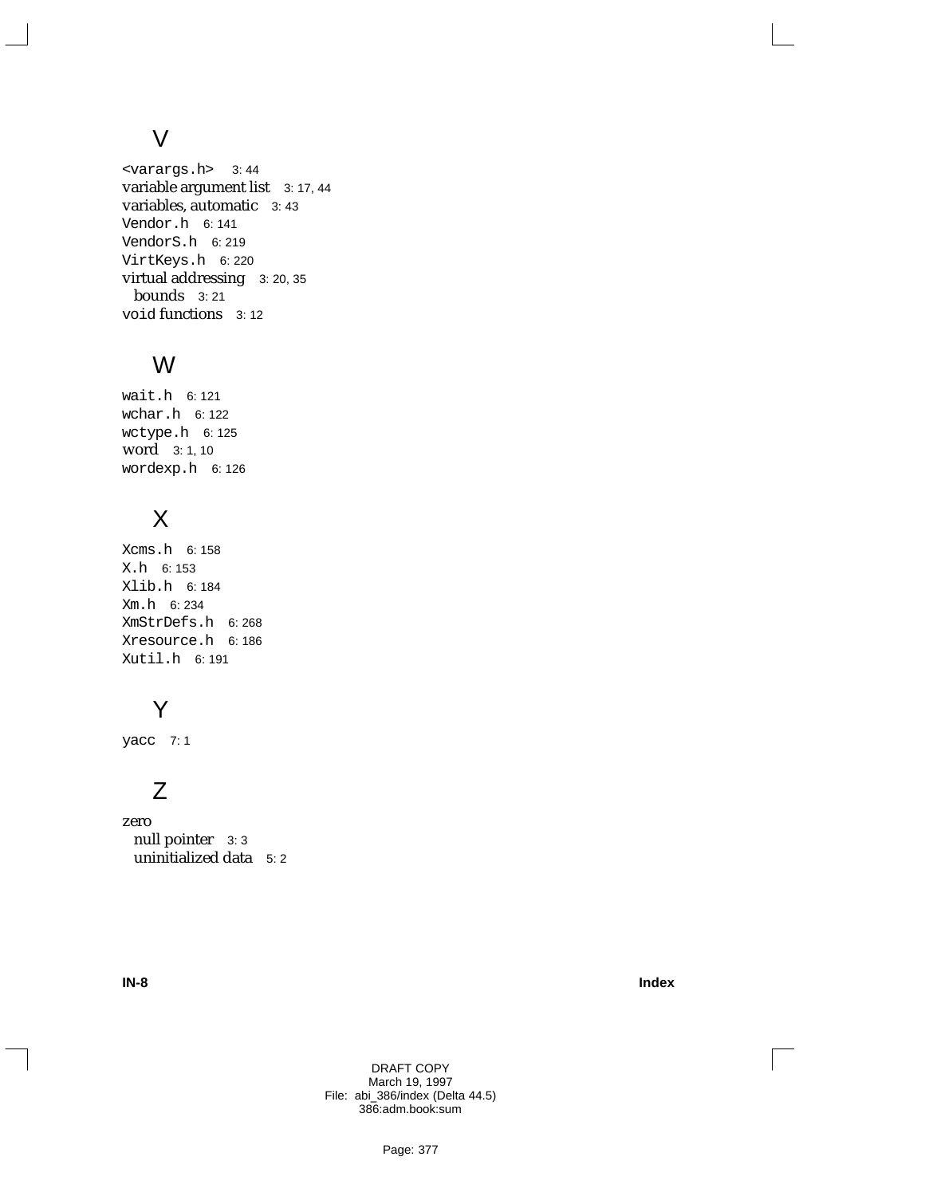## V

`<varargs.h>` 3: 44
variable argument list 3: 17, 44
variables, automatic 3: 43
`Vendor.h` 6: 141
`VendorS.h` 6: 219
`VirtKeys.h` 6: 220
virtual addressing 3: 20, 35
  bounds 3: 21
`void` functions 3: 12

## W

`wait.h` 6: 121
`wchar.h` 6: 122
`wctype.h` 6: 125
word 3: 1, 10
`wordexp.h` 6: 126

## X

`Xcms.h` 6: 158
`X.h` 6: 153
`Xlib.h` 6: 184
`Xm.h` 6: 234
`XmStrDefs.h` 6: 268
`Xresource.h` 6: 186
`Xutil.h` 6: 191

## Y

`yacc` 7: 1

## Z

zero
  null pointer 3: 3
  uninitialized data 5: 2

DRAFT COPY
March 19, 1997
File: abi_386/index (Delta 44.5)
386:adm.book:sum